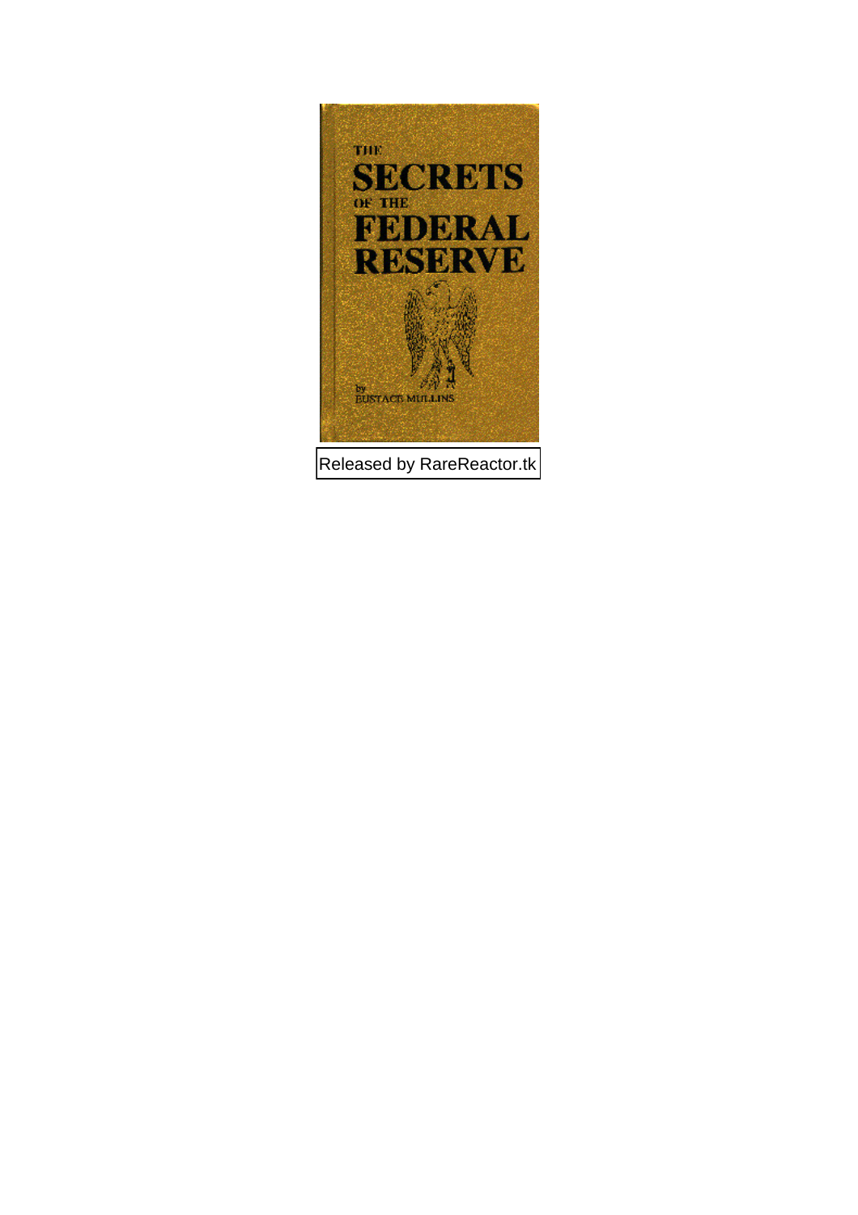THE

# SECRETS

OF THE

# FEDERAL RESERVE

by
EUSTACE MULLINS

Released by RareReactor.tk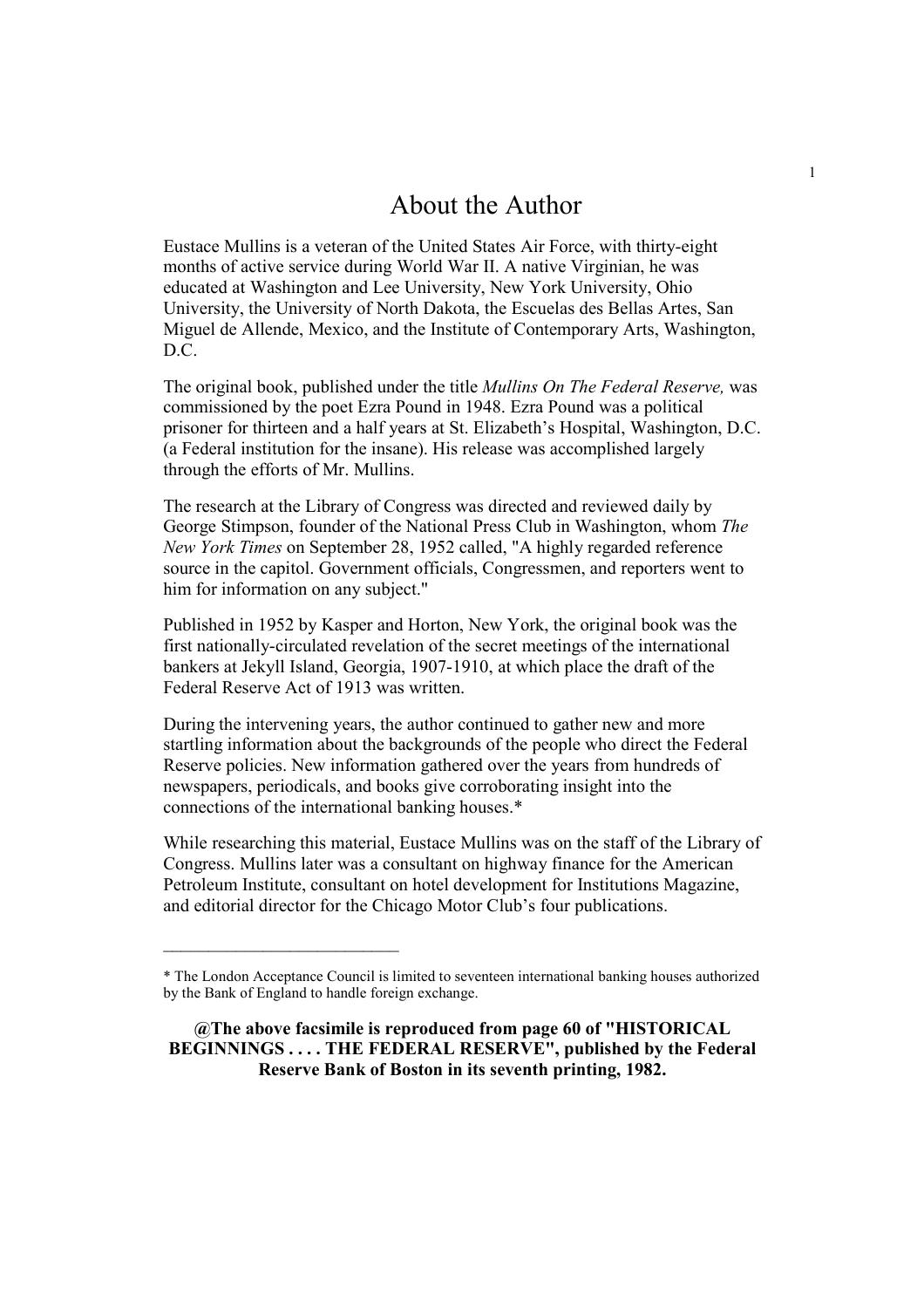# About the Author

Eustace Mullins is a veteran of the United States Air Force, with thirty-eight months of active service during World War II. A native Virginian, he was educated at Washington and Lee University, New York University, Ohio University, the University of North Dakota, the Escuelas des Bellas Artes, San Miguel de Allende, Mexico, and the Institute of Contemporary Arts, Washington, D.C.

The original book, published under the title *Mullins On The Federal Reserve,* was commissioned by the poet Ezra Pound in 1948. Ezra Pound was a political prisoner for thirteen and a half years at St. Elizabeth's Hospital, Washington, D.C. (a Federal institution for the insane). His release was accomplished largely through the efforts of Mr. Mullins.

The research at the Library of Congress was directed and reviewed daily by George Stimpson, founder of the National Press Club in Washington, whom *The New York Times* on September 28, 1952 called, "A highly regarded reference source in the capitol. Government officials, Congressmen, and reporters went to him for information on any subject."

Published in 1952 by Kasper and Horton, New York, the original book was the first nationally-circulated revelation of the secret meetings of the international bankers at Jekyll Island, Georgia, 1907-1910, at which place the draft of the Federal Reserve Act of 1913 was written.

During the intervening years, the author continued to gather new and more startling information about the backgrounds of the people who direct the Federal Reserve policies. New information gathered over the years from hundreds of newspapers, periodicals, and books give corroborating insight into the connections of the international banking houses.*

While researching this material, Eustace Mullins was on the staff of the Library of Congress. Mullins later was a consultant on highway finance for the American Petroleum Institute, consultant on hotel development for Institutions Magazine, and editorial director for the Chicago Motor Club's four publications.

---

* The London Acceptance Council is limited to seventeen international banking houses authorized by the Bank of England to handle foreign exchange.

**@The above facsimile is reproduced from page 60 of "HISTORICAL BEGINNINGS . . . . THE FEDERAL RESERVE", published by the Federal Reserve Bank of Boston in its seventh printing, 1982.**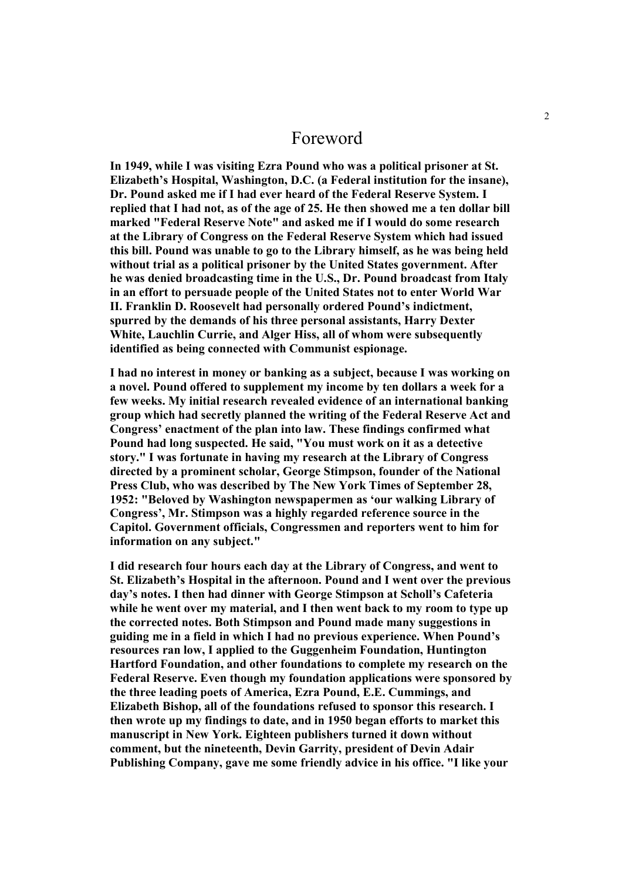# Foreword

**In 1949, while I was visiting Ezra Pound who was a political prisoner at St. Elizabeth's Hospital, Washington, D.C. (a Federal institution for the insane), Dr. Pound asked me if I had ever heard of the Federal Reserve System. I replied that I had not, as of the age of 25. He then showed me a ten dollar bill marked "Federal Reserve Note" and asked me if I would do some research at the Library of Congress on the Federal Reserve System which had issued this bill. Pound was unable to go to the Library himself, as he was being held without trial as a political prisoner by the United States government. After he was denied broadcasting time in the U.S., Dr. Pound broadcast from Italy in an effort to persuade people of the United States not to enter World War II. Franklin D. Roosevelt had personally ordered Pound's indictment, spurred by the demands of his three personal assistants, Harry Dexter White, Lauchlin Currie, and Alger Hiss, all of whom were subsequently identified as being connected with Communist espionage.**

**I had no interest in money or banking as a subject, because I was working on a novel. Pound offered to supplement my income by ten dollars a week for a few weeks. My initial research revealed evidence of an international banking group which had secretly planned the writing of the Federal Reserve Act and Congress' enactment of the plan into law. These findings confirmed what Pound had long suspected. He said, "You must work on it as a detective story." I was fortunate in having my research at the Library of Congress directed by a prominent scholar, George Stimpson, founder of the National Press Club, who was described by The New York Times of September 28, 1952: "Beloved by Washington newspapermen as 'our walking Library of Congress', Mr. Stimpson was a highly regarded reference source in the Capitol. Government officials, Congressmen and reporters went to him for information on any subject."**

**I did research four hours each day at the Library of Congress, and went to St. Elizabeth's Hospital in the afternoon. Pound and I went over the previous day's notes. I then had dinner with George Stimpson at Scholl's Cafeteria while he went over my material, and I then went back to my room to type up the corrected notes. Both Stimpson and Pound made many suggestions in guiding me in a field in which I had no previous experience. When Pound's resources ran low, I applied to the Guggenheim Foundation, Huntington Hartford Foundation, and other foundations to complete my research on the Federal Reserve. Even though my foundation applications were sponsored by the three leading poets of America, Ezra Pound, E.E. Cummings, and Elizabeth Bishop, all of the foundations refused to sponsor this research. I then wrote up my findings to date, and in 1950 began efforts to market this manuscript in New York. Eighteen publishers turned it down without comment, but the nineteenth, Devin Garrity, president of Devin Adair Publishing Company, gave me some friendly advice in his office. "I like your**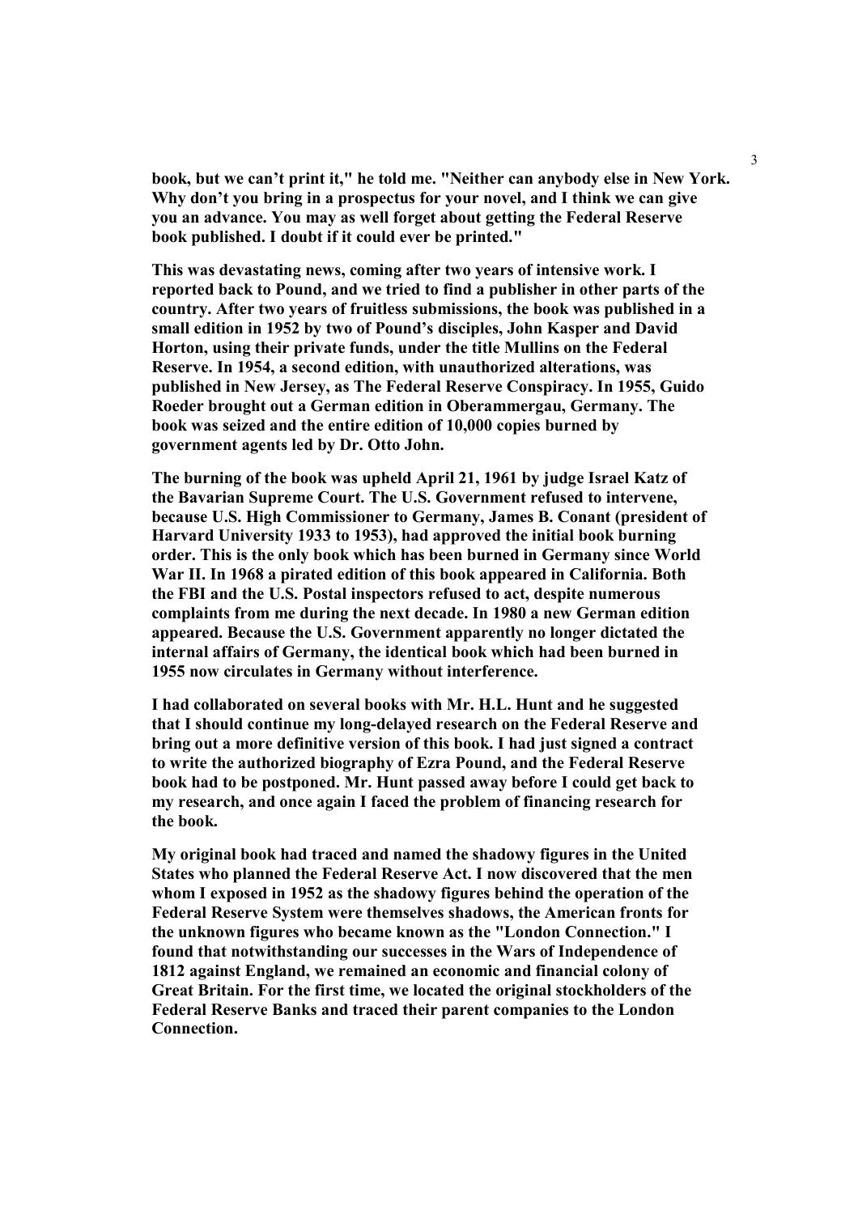**book, but we can't print it," he told me. "Neither can anybody else in New York. Why don't you bring in a prospectus for your novel, and I think we can give you an advance. You may as well forget about getting the Federal Reserve book published. I doubt if it could ever be printed."**

**This was devastating news, coming after two years of intensive work. I reported back to Pound, and we tried to find a publisher in other parts of the country. After two years of fruitless submissions, the book was published in a small edition in 1952 by two of Pound's disciples, John Kasper and David Horton, using their private funds, under the title Mullins on the Federal Reserve. In 1954, a second edition, with unauthorized alterations, was published in New Jersey, as The Federal Reserve Conspiracy. In 1955, Guido Roeder brought out a German edition in Oberammergau, Germany. The book was seized and the entire edition of 10,000 copies burned by government agents led by Dr. Otto John.**

**The burning of the book was upheld April 21, 1961 by judge Israel Katz of the Bavarian Supreme Court. The U.S. Government refused to intervene, because U.S. High Commissioner to Germany, James B. Conant (president of Harvard University 1933 to 1953), had approved the initial book burning order. This is the only book which has been burned in Germany since World War II. In 1968 a pirated edition of this book appeared in California. Both the FBI and the U.S. Postal inspectors refused to act, despite numerous complaints from me during the next decade. In 1980 a new German edition appeared. Because the U.S. Government apparently no longer dictated the internal affairs of Germany, the identical book which had been burned in 1955 now circulates in Germany without interference.**

**I had collaborated on several books with Mr. H.L. Hunt and he suggested that I should continue my long-delayed research on the Federal Reserve and bring out a more definitive version of this book. I had just signed a contract to write the authorized biography of Ezra Pound, and the Federal Reserve book had to be postponed. Mr. Hunt passed away before I could get back to my research, and once again I faced the problem of financing research for the book.**

**My original book had traced and named the shadowy figures in the United States who planned the Federal Reserve Act. I now discovered that the men whom I exposed in 1952 as the shadowy figures behind the operation of the Federal Reserve System were themselves shadows, the American fronts for the unknown figures who became known as the "London Connection." I found that notwithstanding our successes in the Wars of Independence of 1812 against England, we remained an economic and financial colony of Great Britain. For the first time, we located the original stockholders of the Federal Reserve Banks and traced their parent companies to the London Connection.**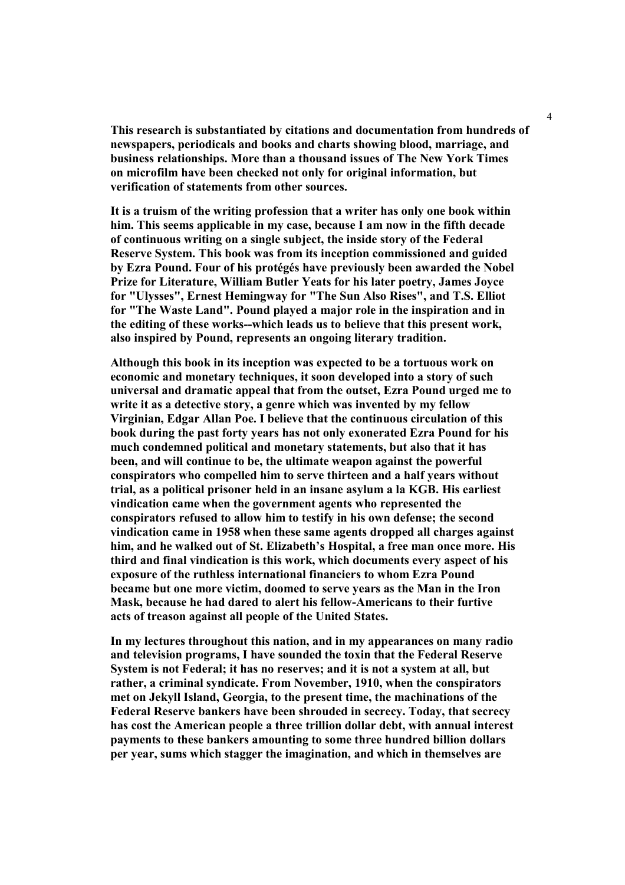**This research is substantiated by citations and documentation from hundreds of newspapers, periodicals and books and charts showing blood, marriage, and business relationships. More than a thousand issues of The New York Times on microfilm have been checked not only for original information, but verification of statements from other sources.**

**It is a truism of the writing profession that a writer has only one book within him. This seems applicable in my case, because I am now in the fifth decade of continuous writing on a single subject, the inside story of the Federal Reserve System. This book was from its inception commissioned and guided by Ezra Pound. Four of his protégés have previously been awarded the Nobel Prize for Literature, William Butler Yeats for his later poetry, James Joyce for "Ulysses", Ernest Hemingway for "The Sun Also Rises", and T.S. Elliot for "The Waste Land". Pound played a major role in the inspiration and in the editing of these works--which leads us to believe that this present work, also inspired by Pound, represents an ongoing literary tradition.**

**Although this book in its inception was expected to be a tortuous work on economic and monetary techniques, it soon developed into a story of such universal and dramatic appeal that from the outset, Ezra Pound urged me to write it as a detective story, a genre which was invented by my fellow Virginian, Edgar Allan Poe. I believe that the continuous circulation of this book during the past forty years has not only exonerated Ezra Pound for his much condemned political and monetary statements, but also that it has been, and will continue to be, the ultimate weapon against the powerful conspirators who compelled him to serve thirteen and a half years without trial, as a political prisoner held in an insane asylum a la KGB. His earliest vindication came when the government agents who represented the conspirators refused to allow him to testify in his own defense; the second vindication came in 1958 when these same agents dropped all charges against him, and he walked out of St. Elizabeth's Hospital, a free man once more. His third and final vindication is this work, which documents every aspect of his exposure of the ruthless international financiers to whom Ezra Pound became but one more victim, doomed to serve years as the Man in the Iron Mask, because he had dared to alert his fellow-Americans to their furtive acts of treason against all people of the United States.**

**In my lectures throughout this nation, and in my appearances on many radio and television programs, I have sounded the toxin that the Federal Reserve System is not Federal; it has no reserves; and it is not a system at all, but rather, a criminal syndicate. From November, 1910, when the conspirators met on Jekyll Island, Georgia, to the present time, the machinations of the Federal Reserve bankers have been shrouded in secrecy. Today, that secrecy has cost the American people a three trillion dollar debt, with annual interest payments to these bankers amounting to some three hundred billion dollars per year, sums which stagger the imagination, and which in themselves are**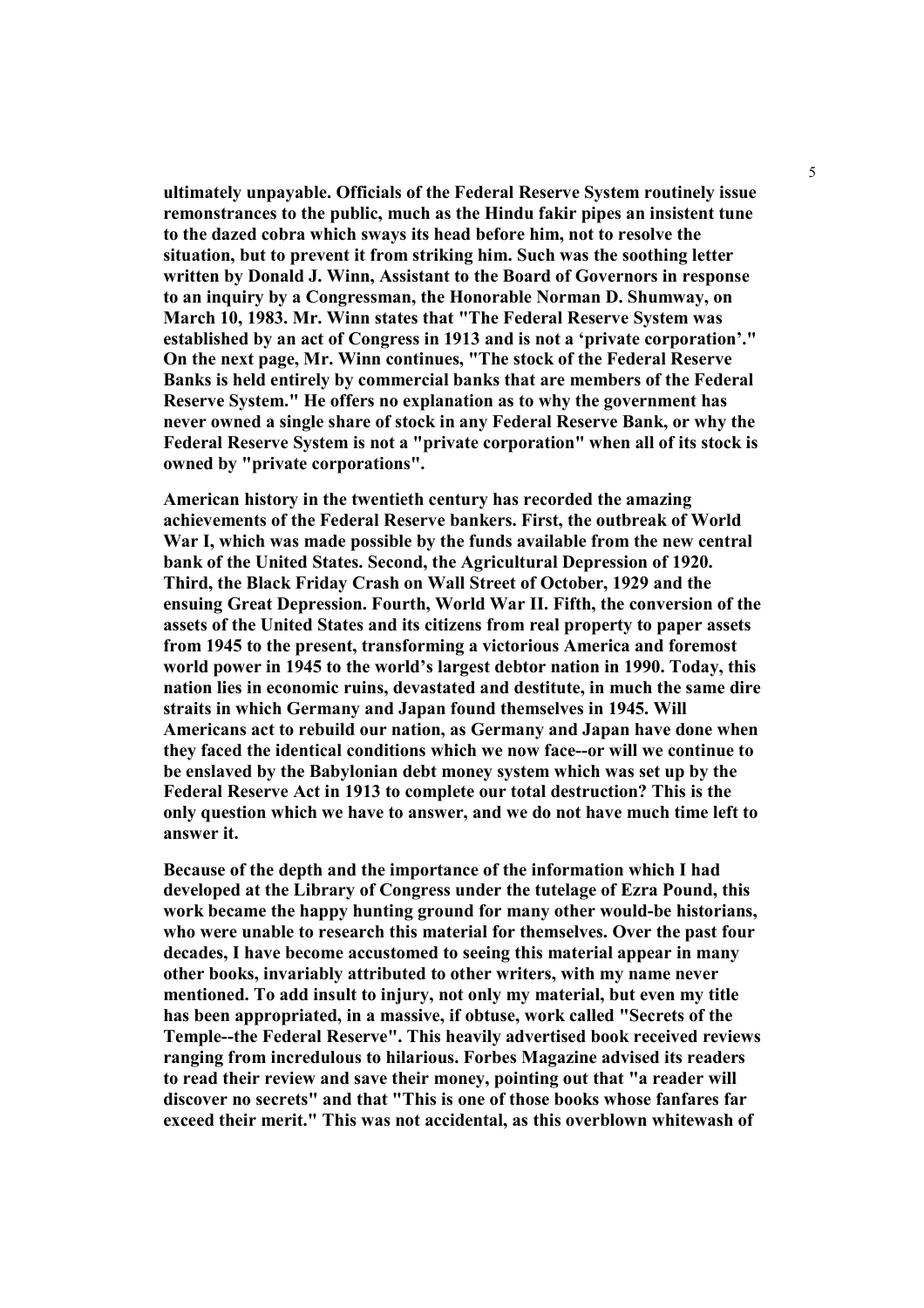**ultimately unpayable. Officials of the Federal Reserve System routinely issue remonstrances to the public, much as the Hindu fakir pipes an insistent tune to the dazed cobra which sways its head before him, not to resolve the situation, but to prevent it from striking him. Such was the soothing letter written by Donald J. Winn, Assistant to the Board of Governors in response to an inquiry by a Congressman, the Honorable Norman D. Shumway, on March 10, 1983. Mr. Winn states that "The Federal Reserve System was established by an act of Congress in 1913 and is not a 'private corporation'." On the next page, Mr. Winn continues, "The stock of the Federal Reserve Banks is held entirely by commercial banks that are members of the Federal Reserve System." He offers no explanation as to why the government has never owned a single share of stock in any Federal Reserve Bank, or why the Federal Reserve System is not a "private corporation" when all of its stock is owned by "private corporations".**

**American history in the twentieth century has recorded the amazing achievements of the Federal Reserve bankers. First, the outbreak of World War I, which was made possible by the funds available from the new central bank of the United States. Second, the Agricultural Depression of 1920. Third, the Black Friday Crash on Wall Street of October, 1929 and the ensuing Great Depression. Fourth, World War II. Fifth, the conversion of the assets of the United States and its citizens from real property to paper assets from 1945 to the present, transforming a victorious America and foremost world power in 1945 to the world's largest debtor nation in 1990. Today, this nation lies in economic ruins, devastated and destitute, in much the same dire straits in which Germany and Japan found themselves in 1945. Will Americans act to rebuild our nation, as Germany and Japan have done when they faced the identical conditions which we now face--or will we continue to be enslaved by the Babylonian debt money system which was set up by the Federal Reserve Act in 1913 to complete our total destruction? This is the only question which we have to answer, and we do not have much time left to answer it.**

**Because of the depth and the importance of the information which I had developed at the Library of Congress under the tutelage of Ezra Pound, this work became the happy hunting ground for many other would-be historians, who were unable to research this material for themselves. Over the past four decades, I have become accustomed to seeing this material appear in many other books, invariably attributed to other writers, with my name never mentioned. To add insult to injury, not only my material, but even my title has been appropriated, in a massive, if obtuse, work called "Secrets of the Temple--the Federal Reserve". This heavily advertised book received reviews ranging from incredulous to hilarious. Forbes Magazine advised its readers to read their review and save their money, pointing out that "a reader will discover no secrets" and that "This is one of those books whose fanfares far exceed their merit." This was not accidental, as this overblown whitewash of**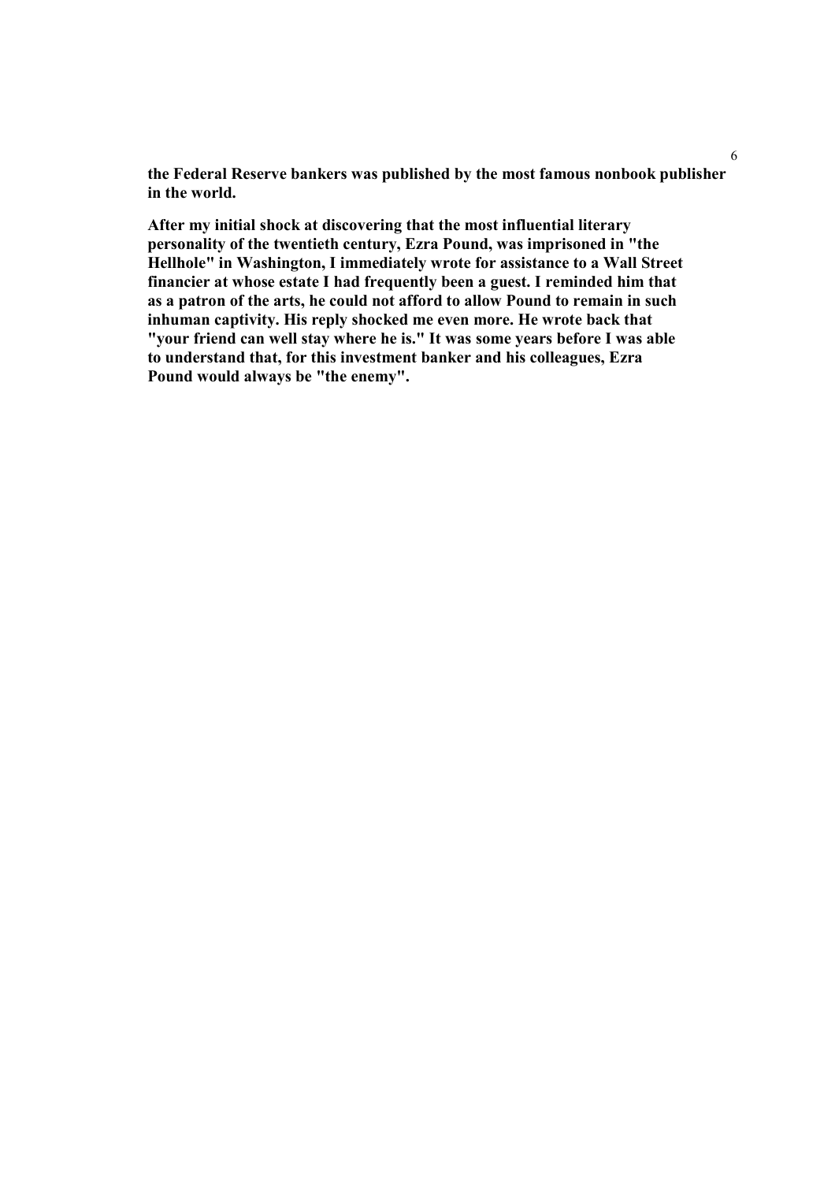**the Federal Reserve bankers was published by the most famous nonbook publisher in the world.**

**After my initial shock at discovering that the most influential literary personality of the twentieth century, Ezra Pound, was imprisoned in "the Hellhole" in Washington, I immediately wrote for assistance to a Wall Street financier at whose estate I had frequently been a guest. I reminded him that as a patron of the arts, he could not afford to allow Pound to remain in such inhuman captivity. His reply shocked me even more. He wrote back that "your friend can well stay where he is." It was some years before I was able to understand that, for this investment banker and his colleagues, Ezra Pound would always be "the enemy".**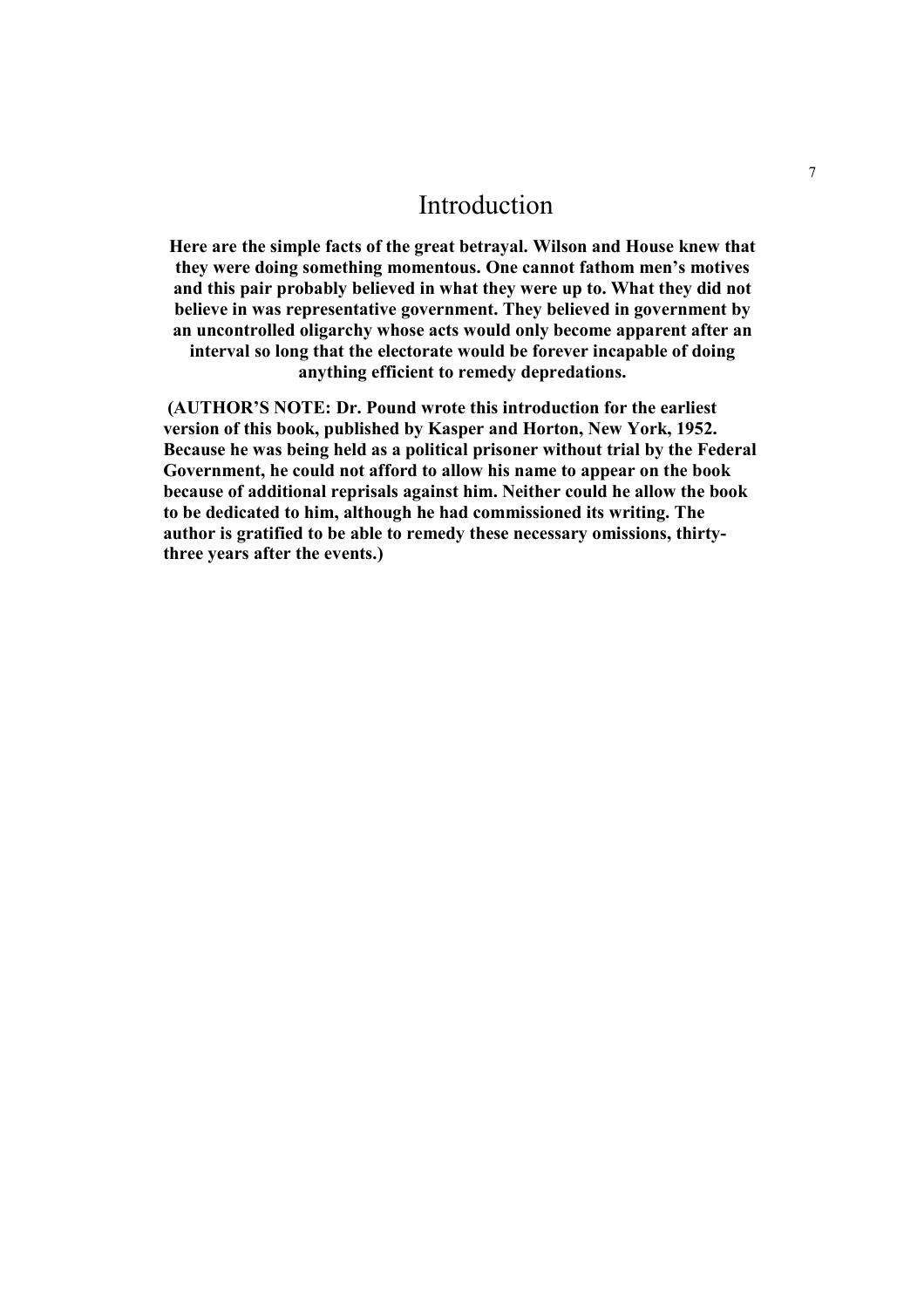# Introduction

**Here are the simple facts of the great betrayal. Wilson and House knew that they were doing something momentous. One cannot fathom men's motives and this pair probably believed in what they were up to. What they did not believe in was representative government. They believed in government by an uncontrolled oligarchy whose acts would only become apparent after an interval so long that the electorate would be forever incapable of doing anything efficient to remedy depredations.**

**(AUTHOR'S NOTE: Dr. Pound wrote this introduction for the earliest version of this book, published by Kasper and Horton, New York, 1952. Because he was being held as a political prisoner without trial by the Federal Government, he could not afford to allow his name to appear on the book because of additional reprisals against him. Neither could he allow the book to be dedicated to him, although he had commissioned its writing. The author is gratified to be able to remedy these necessary omissions, thirty-three years after the events.)**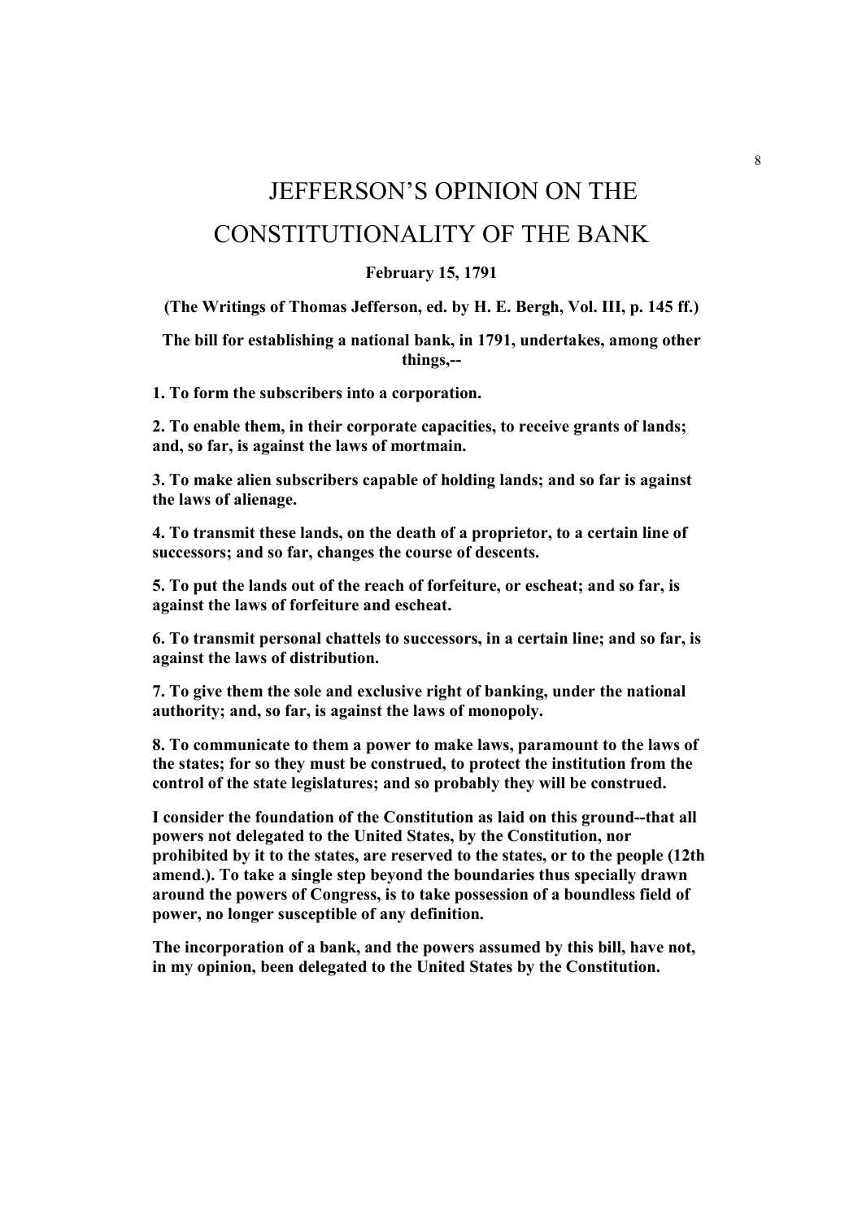# JEFFERSON'S OPINION ON THE CONSTITUTIONALITY OF THE BANK

**February 15, 1791**

**(The Writings of Thomas Jefferson, ed. by H. E. Bergh, Vol. III, p. 145 ff.)**

**The bill for establishing a national bank, in 1791, undertakes, among other things,--**

**1. To form the subscribers into a corporation.**

**2. To enable them, in their corporate capacities, to receive grants of lands; and, so far, is against the laws of mortmain.**

**3. To make alien subscribers capable of holding lands; and so far is against the laws of alienage.**

**4. To transmit these lands, on the death of a proprietor, to a certain line of successors; and so far, changes the course of descents.**

**5. To put the lands out of the reach of forfeiture, or escheat; and so far, is against the laws of forfeiture and escheat.**

**6. To transmit personal chattels to successors, in a certain line; and so far, is against the laws of distribution.**

**7. To give them the sole and exclusive right of banking, under the national authority; and, so far, is against the laws of monopoly.**

**8. To communicate to them a power to make laws, paramount to the laws of the states; for so they must be construed, to protect the institution from the control of the state legislatures; and so probably they will be construed.**

**I consider the foundation of the Constitution as laid on this ground--that all powers not delegated to the United States, by the Constitution, nor prohibited by it to the states, are reserved to the states, or to the people (12th amend.). To take a single step beyond the boundaries thus specially drawn around the powers of Congress, is to take possession of a boundless field of power, no longer susceptible of any definition.**

**The incorporation of a bank, and the powers assumed by this bill, have not, in my opinion, been delegated to the United States by the Constitution.**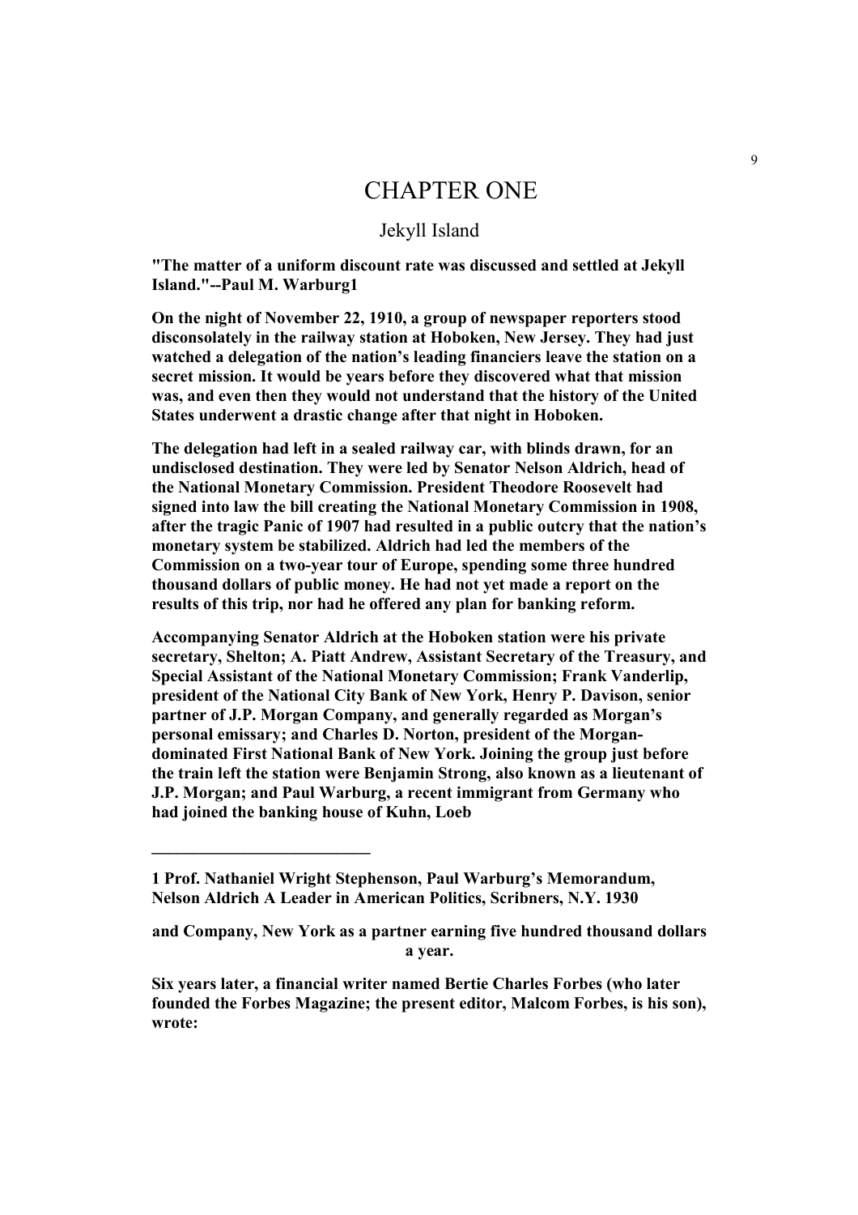# CHAPTER ONE

## Jekyll Island

**"The matter of a uniform discount rate was discussed and settled at Jekyll Island."--Paul M. Warburg[1]**

**On the night of November 22, 1910, a group of newspaper reporters stood disconsolately in the railway station at Hoboken, New Jersey. They had just watched a delegation of the nation's leading financiers leave the station on a secret mission. It would be years before they discovered what that mission was, and even then they would not understand that the history of the United States underwent a drastic change after that night in Hoboken.**

**The delegation had left in a sealed railway car, with blinds drawn, for an undisclosed destination. They were led by Senator Nelson Aldrich, head of the National Monetary Commission. President Theodore Roosevelt had signed into law the bill creating the National Monetary Commission in 1908, after the tragic Panic of 1907 had resulted in a public outcry that the nation's monetary system be stabilized. Aldrich had led the members of the Commission on a two-year tour of Europe, spending some three hundred thousand dollars of public money. He had not yet made a report on the results of this trip, nor had he offered any plan for banking reform.**

**Accompanying Senator Aldrich at the Hoboken station were his private secretary, Shelton; A. Piatt Andrew, Assistant Secretary of the Treasury, and Special Assistant of the National Monetary Commission; Frank Vanderlip, president of the National City Bank of New York, Henry P. Davison, senior partner of J.P. Morgan Company, and generally regarded as Morgan's personal emissary; and Charles D. Norton, president of the Morgan-dominated First National Bank of New York. Joining the group just before the train left the station were Benjamin Strong, also known as a lieutenant of J.P. Morgan; and Paul Warburg, a recent immigrant from Germany who had joined the banking house of Kuhn, Loeb and Company, New York as a partner earning five hundred thousand dollars a year.**

**Six years later, a financial writer named Bertie Charles Forbes (who later founded the Forbes Magazine; the present editor, Malcom Forbes, is his son), wrote:**

---

**1 Prof. Nathaniel Wright Stephenson, Paul Warburg's Memorandum, Nelson Aldrich A Leader in American Politics, Scribners, N.Y. 1930**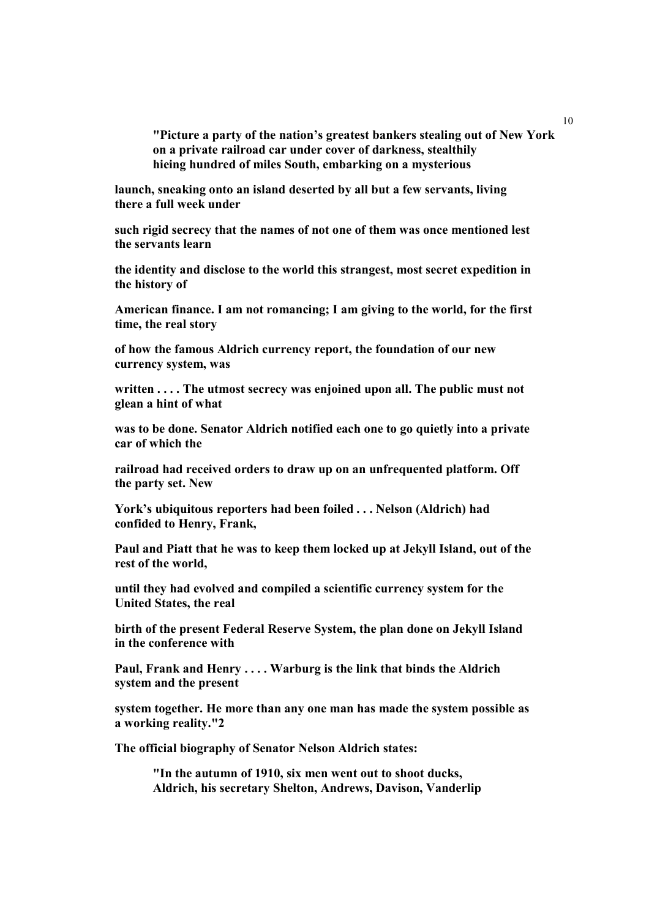**"Picture a party of the nation's greatest bankers stealing out of New York on a private railroad car under cover of darkness, stealthily hieing hundred of miles South, embarking on a mysterious launch, sneaking onto an island deserted by all but a few servants, living there a full week under such rigid secrecy that the names of not one of them was once mentioned lest the servants learn the identity and disclose to the world this strangest, most secret expedition in the history of American finance. I am not romancing; I am giving to the world, for the first time, the real story of how the famous Aldrich currency report, the foundation of our new currency system, was written . . . . The utmost secrecy was enjoined upon all. The public must not glean a hint of what was to be done. Senator Aldrich notified each one to go quietly into a private car of which the railroad had received orders to draw up on an unfrequented platform. Off the party set. New York's ubiquitous reporters had been foiled . . . Nelson (Aldrich) had confided to Henry, Frank, Paul and Piatt that he was to keep them locked up at Jekyll Island, out of the rest of the world, until they had evolved and compiled a scientific currency system for the United States, the real birth of the present Federal Reserve System, the plan done on Jekyll Island in the conference with Paul, Frank and Henry . . . . Warburg is the link that binds the Aldrich system and the present system together. He more than any one man has made the system possible as a working reality."2**

**The official biography of Senator Nelson Aldrich states:**

> **"In the autumn of 1910, six men went out to shoot ducks, Aldrich, his secretary Shelton, Andrews, Davison, Vanderlip**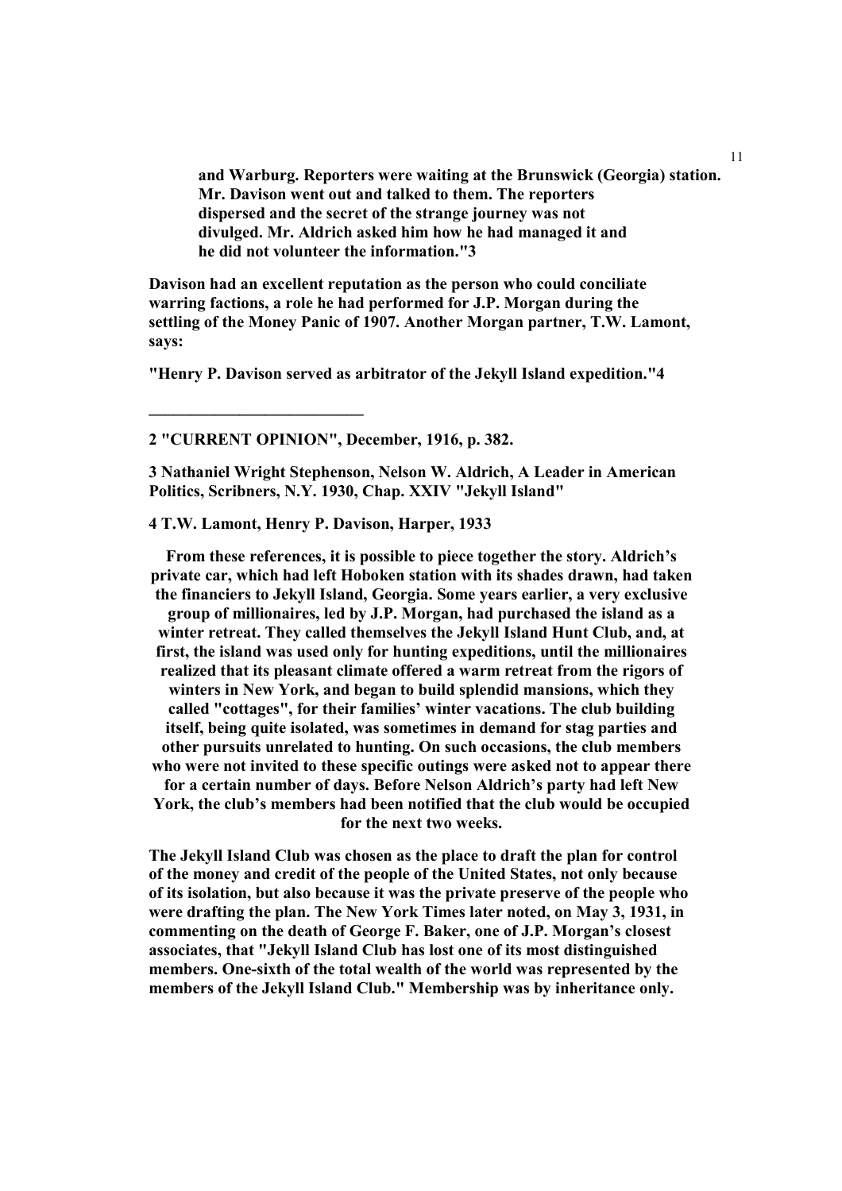> **and Warburg. Reporters were waiting at the Brunswick (Georgia) station. Mr. Davison went out and talked to them. The reporters dispersed and the secret of the strange journey was not divulged. Mr. Aldrich asked him how he had managed it and he did not volunteer the information."3**

**Davison had an excellent reputation as the person who could conciliate warring factions, a role he had performed for J.P. Morgan during the settling of the Money Panic of 1907. Another Morgan partner, T.W. Lamont, says:**

**"Henry P. Davison served as arbitrator of the Jekyll Island expedition."4**

---

**2 "CURRENT OPINION", December, 1916, p. 382.**

**3 Nathaniel Wright Stephenson, Nelson W. Aldrich, A Leader in American Politics, Scribners, N.Y. 1930, Chap. XXIV "Jekyll Island"**

**4 T.W. Lamont, Henry P. Davison, Harper, 1933**

**From these references, it is possible to piece together the story. Aldrich's private car, which had left Hoboken station with its shades drawn, had taken the financiers to Jekyll Island, Georgia. Some years earlier, a very exclusive group of millionaires, led by J.P. Morgan, had purchased the island as a winter retreat. They called themselves the Jekyll Island Hunt Club, and, at first, the island was used only for hunting expeditions, until the millionaires realized that its pleasant climate offered a warm retreat from the rigors of winters in New York, and began to build splendid mansions, which they called "cottages", for their families' winter vacations. The club building itself, being quite isolated, was sometimes in demand for stag parties and other pursuits unrelated to hunting. On such occasions, the club members who were not invited to these specific outings were asked not to appear there for a certain number of days. Before Nelson Aldrich's party had left New York, the club's members had been notified that the club would be occupied for the next two weeks.**

**The Jekyll Island Club was chosen as the place to draft the plan for control of the money and credit of the people of the United States, not only because of its isolation, but also because it was the private preserve of the people who were drafting the plan. The New York Times later noted, on May 3, 1931, in commenting on the death of George F. Baker, one of J.P. Morgan's closest associates, that "Jekyll Island Club has lost one of its most distinguished members. One-sixth of the total wealth of the world was represented by the members of the Jekyll Island Club." Membership was by inheritance only.**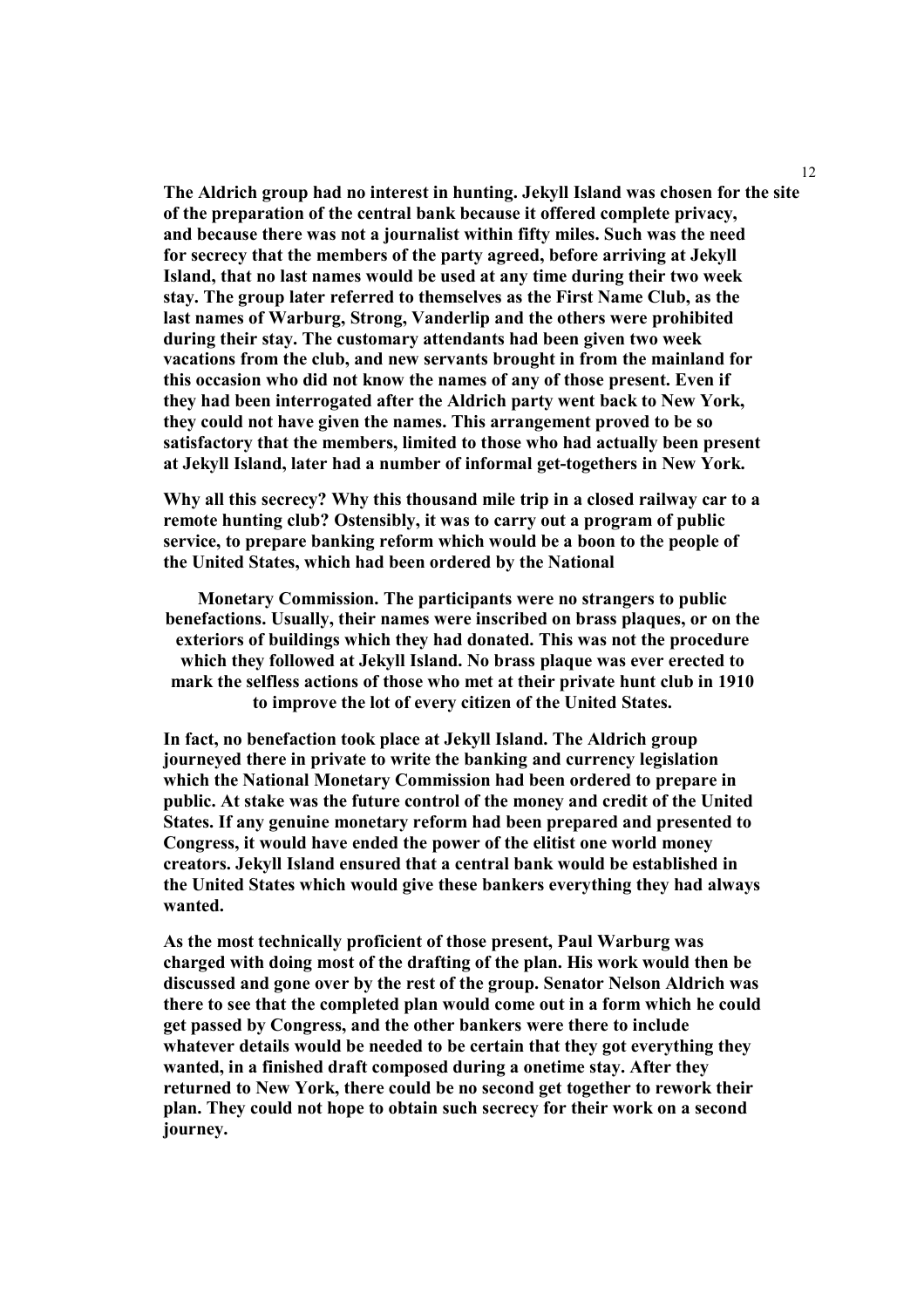**The Aldrich group had no interest in hunting. Jekyll Island was chosen for the site of the preparation of the central bank because it offered complete privacy, and because there was not a journalist within fifty miles. Such was the need for secrecy that the members of the party agreed, before arriving at Jekyll Island, that no last names would be used at any time during their two week stay. The group later referred to themselves as the First Name Club, as the last names of Warburg, Strong, Vanderlip and the others were prohibited during their stay. The customary attendants had been given two week vacations from the club, and new servants brought in from the mainland for this occasion who did not know the names of any of those present. Even if they had been interrogated after the Aldrich party went back to New York, they could not have given the names. This arrangement proved to be so satisfactory that the members, limited to those who had actually been present at Jekyll Island, later had a number of informal get-togethers in New York.**

**Why all this secrecy? Why this thousand mile trip in a closed railway car to a remote hunting club? Ostensibly, it was to carry out a program of public service, to prepare banking reform which would be a boon to the people of the United States, which had been ordered by the National Monetary Commission. The participants were no strangers to public benefactions. Usually, their names were inscribed on brass plaques, or on the exteriors of buildings which they had donated. This was not the procedure which they followed at Jekyll Island. No brass plaque was ever erected to mark the selfless actions of those who met at their private hunt club in 1910 to improve the lot of every citizen of the United States.**

**In fact, no benefaction took place at Jekyll Island. The Aldrich group journeyed there in private to write the banking and currency legislation which the National Monetary Commission had been ordered to prepare in public. At stake was the future control of the money and credit of the United States. If any genuine monetary reform had been prepared and presented to Congress, it would have ended the power of the elitist one world money creators. Jekyll Island ensured that a central bank would be established in the United States which would give these bankers everything they had always wanted.**

**As the most technically proficient of those present, Paul Warburg was charged with doing most of the drafting of the plan. His work would then be discussed and gone over by the rest of the group. Senator Nelson Aldrich was there to see that the completed plan would come out in a form which he could get passed by Congress, and the other bankers were there to include whatever details would be needed to be certain that they got everything they wanted, in a finished draft composed during a onetime stay. After they returned to New York, there could be no second get together to rework their plan. They could not hope to obtain such secrecy for their work on a second journey.**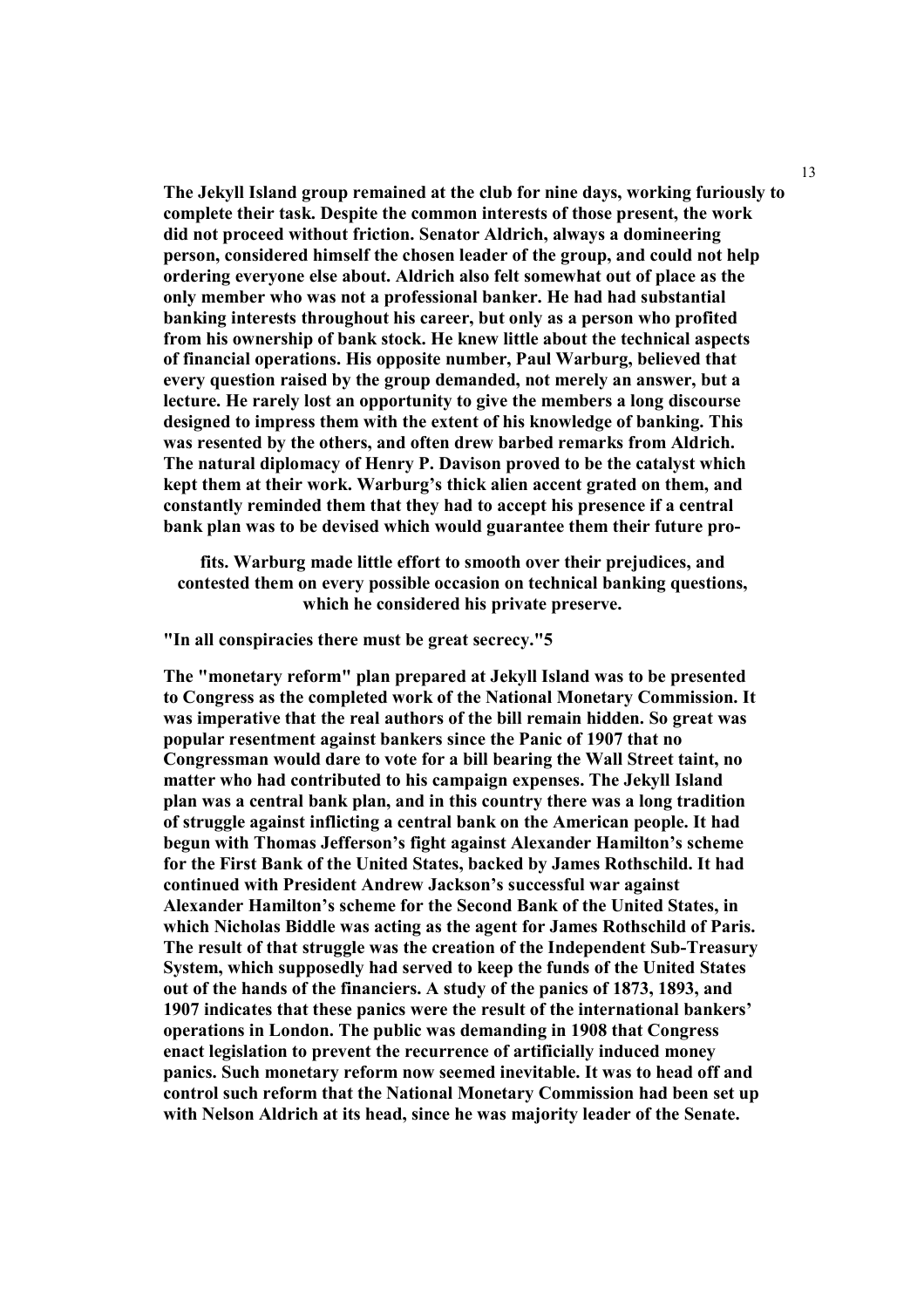**The Jekyll Island group remained at the club for nine days, working furiously to complete their task. Despite the common interests of those present, the work did not proceed without friction. Senator Aldrich, always a domineering person, considered himself the chosen leader of the group, and could not help ordering everyone else about. Aldrich also felt somewhat out of place as the only member who was not a professional banker. He had had substantial banking interests throughout his career, but only as a person who profited from his ownership of bank stock. He knew little about the technical aspects of financial operations. His opposite number, Paul Warburg, believed that every question raised by the group demanded, not merely an answer, but a lecture. He rarely lost an opportunity to give the members a long discourse designed to impress them with the extent of his knowledge of banking. This was resented by the others, and often drew barbed remarks from Aldrich. The natural diplomacy of Henry P. Davison proved to be the catalyst which kept them at their work. Warburg's thick alien accent grated on them, and constantly reminded them that they had to accept his presence if a central bank plan was to be devised which would guarantee them their profits. Warburg made little effort to smooth over their prejudices, and contested them on every possible occasion on technical banking questions, which he considered his private preserve.**

**"In all conspiracies there must be great secrecy."5**

**The "monetary reform" plan prepared at Jekyll Island was to be presented to Congress as the completed work of the National Monetary Commission. It was imperative that the real authors of the bill remain hidden. So great was popular resentment against bankers since the Panic of 1907 that no Congressman would dare to vote for a bill bearing the Wall Street taint, no matter who had contributed to his campaign expenses. The Jekyll Island plan was a central bank plan, and in this country there was a long tradition of struggle against inflicting a central bank on the American people. It had begun with Thomas Jefferson's fight against Alexander Hamilton's scheme for the First Bank of the United States, backed by James Rothschild. It had continued with President Andrew Jackson's successful war against Alexander Hamilton's scheme for the Second Bank of the United States, in which Nicholas Biddle was acting as the agent for James Rothschild of Paris. The result of that struggle was the creation of the Independent Sub-Treasury System, which supposedly had served to keep the funds of the United States out of the hands of the financiers. A study of the panics of 1873, 1893, and 1907 indicates that these panics were the result of the international bankers' operations in London. The public was demanding in 1908 that Congress enact legislation to prevent the recurrence of artificially induced money panics. Such monetary reform now seemed inevitable. It was to head off and control such reform that the National Monetary Commission had been set up with Nelson Aldrich at its head, since he was majority leader of the Senate.**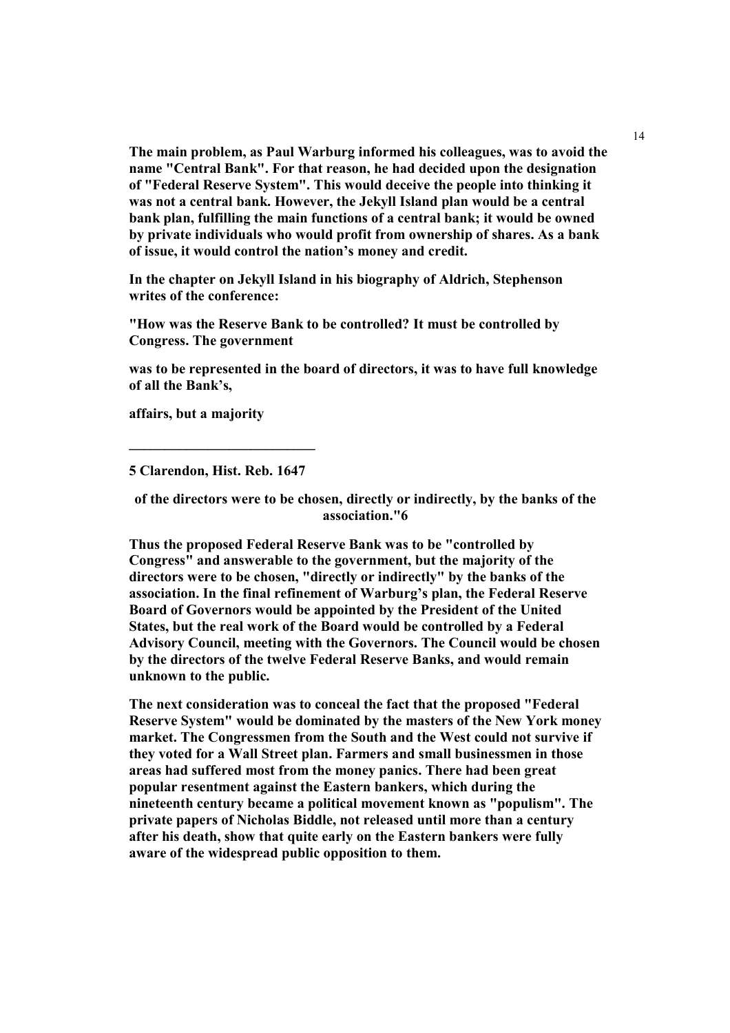**The main problem, as Paul Warburg informed his colleagues, was to avoid the name "Central Bank". For that reason, he had decided upon the designation of "Federal Reserve System". This would deceive the people into thinking it was not a central bank. However, the Jekyll Island plan would be a central bank plan, fulfilling the main functions of a central bank; it would be owned by private individuals who would profit from ownership of shares. As a bank of issue, it would control the nation's money and credit.**

**In the chapter on Jekyll Island in his biography of Aldrich, Stephenson writes of the conference:**

**"How was the Reserve Bank to be controlled? It must be controlled by Congress. The government**

**was to be represented in the board of directors, it was to have full knowledge of all the Bank's,**

**affairs, but a majority**

**of the directors were to be chosen, directly or indirectly, by the banks of the association."6**

**Thus the proposed Federal Reserve Bank was to be "controlled by Congress" and answerable to the government, but the majority of the directors were to be chosen, "directly or indirectly" by the banks of the association. In the final refinement of Warburg's plan, the Federal Reserve Board of Governors would be appointed by the President of the United States, but the real work of the Board would be controlled by a Federal Advisory Council, meeting with the Governors. The Council would be chosen by the directors of the twelve Federal Reserve Banks, and would remain unknown to the public.**

**The next consideration was to conceal the fact that the proposed "Federal Reserve System" would be dominated by the masters of the New York money market. The Congressmen from the South and the West could not survive if they voted for a Wall Street plan. Farmers and small businessmen in those areas had suffered most from the money panics. There had been great popular resentment against the Eastern bankers, which during the nineteenth century became a political movement known as "populism". The private papers of Nicholas Biddle, not released until more than a century after his death, show that quite early on the Eastern bankers were fully aware of the widespread public opposition to them.**

---

**5 Clarendon, Hist. Reb. 1647**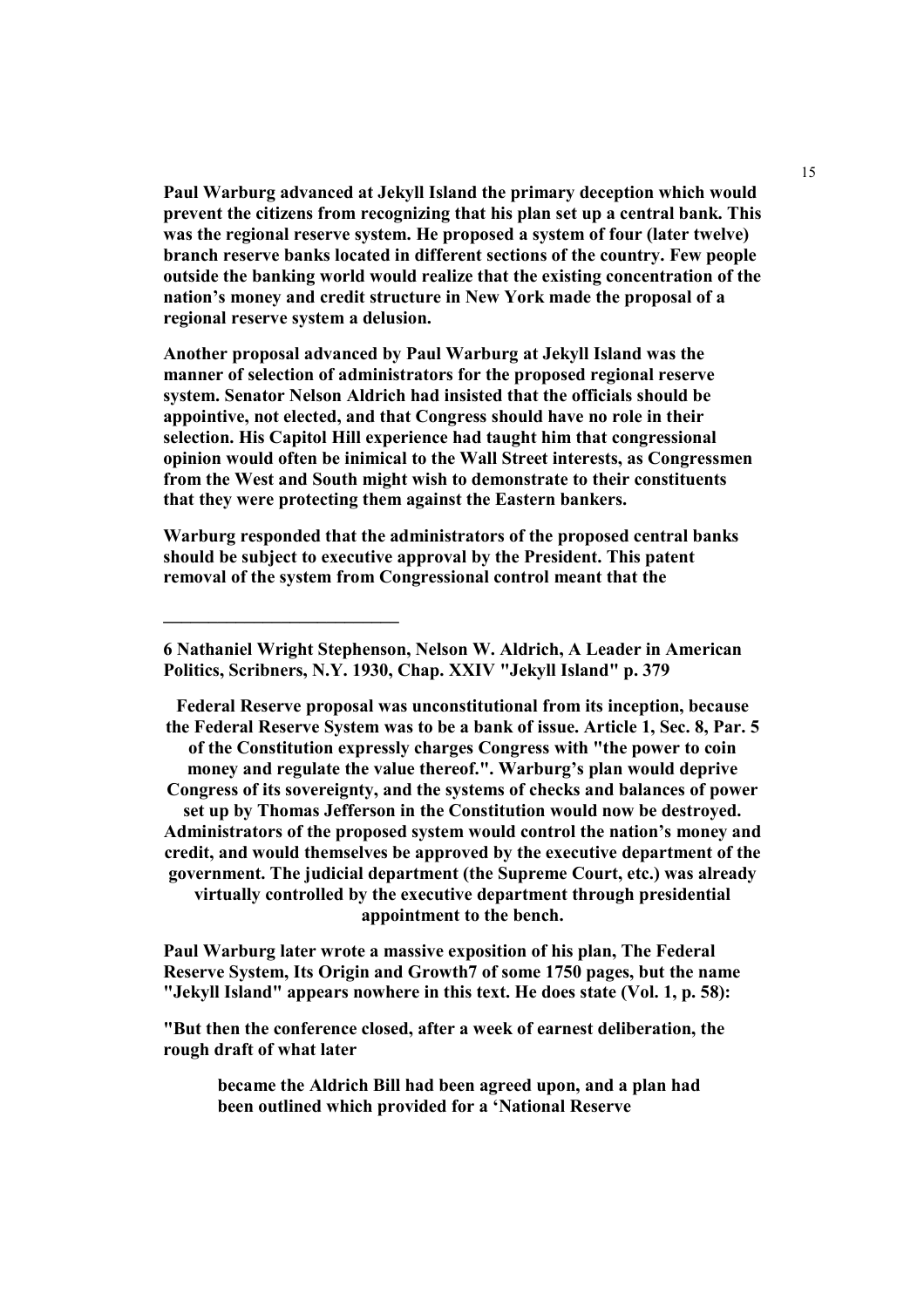**Paul Warburg advanced at Jekyll Island the primary deception which would prevent the citizens from recognizing that his plan set up a central bank. This was the regional reserve system. He proposed a system of four (later twelve) branch reserve banks located in different sections of the country. Few people outside the banking world would realize that the existing concentration of the nation's money and credit structure in New York made the proposal of a regional reserve system a delusion.**

**Another proposal advanced by Paul Warburg at Jekyll Island was the manner of selection of administrators for the proposed regional reserve system. Senator Nelson Aldrich had insisted that the officials should be appointive, not elected, and that Congress should have no role in their selection. His Capitol Hill experience had taught him that congressional opinion would often be inimical to the Wall Street interests, as Congressmen from the West and South might wish to demonstrate to their constituents that they were protecting them against the Eastern bankers.**

**Warburg responded that the administrators of the proposed central banks should be subject to executive approval by the President. This patent removal of the system from Congressional control meant that the**

---

**6 Nathaniel Wright Stephenson, Nelson W. Aldrich, A Leader in American Politics, Scribners, N.Y. 1930, Chap. XXIV "Jekyll Island" p. 379**

**Federal Reserve proposal was unconstitutional from its inception, because the Federal Reserve System was to be a bank of issue. Article 1, Sec. 8, Par. 5 of the Constitution expressly charges Congress with "the power to coin money and regulate the value thereof.". Warburg's plan would deprive Congress of its sovereignty, and the systems of checks and balances of power set up by Thomas Jefferson in the Constitution would now be destroyed. Administrators of the proposed system would control the nation's money and credit, and would themselves be approved by the executive department of the government. The judicial department (the Supreme Court, etc.) was already virtually controlled by the executive department through presidential appointment to the bench.**

**Paul Warburg later wrote a massive exposition of his plan, The Federal Reserve System, Its Origin and Growth7 of some 1750 pages, but the name "Jekyll Island" appears nowhere in this text. He does state (Vol. 1, p. 58):**

**"But then the conference closed, after a week of earnest deliberation, the rough draft of what later**

> **became the Aldrich Bill had been agreed upon, and a plan had been outlined which provided for a 'National Reserve**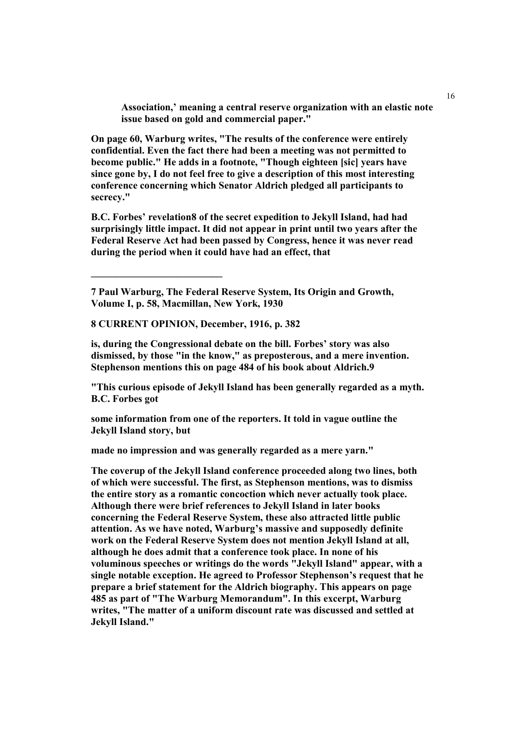**Association,' meaning a central reserve organization with an elastic note issue based on gold and commercial paper."**

**On page 60, Warburg writes, "The results of the conference were entirely confidential. Even the fact there had been a meeting was not permitted to become public." He adds in a footnote, "Though eighteen [sic] years have since gone by, I do not feel free to give a description of this most interesting conference concerning which Senator Aldrich pledged all participants to secrecy."**

**B.C. Forbes' revelation8 of the secret expedition to Jekyll Island, had had surprisingly little impact. It did not appear in print until two years after the Federal Reserve Act had been passed by Congress, hence it was never read during the period when it could have had an effect, that is, during the Congressional debate on the bill. Forbes' story was also dismissed, by those "in the know," as preposterous, and a mere invention. Stephenson mentions this on page 484 of his book about Aldrich.9**

**"This curious episode of Jekyll Island has been generally regarded as a myth. B.C. Forbes got**

**some information from one of the reporters. It told in vague outline the Jekyll Island story, but**

**made no impression and was generally regarded as a mere yarn."**

**The coverup of the Jekyll Island conference proceeded along two lines, both of which were successful. The first, as Stephenson mentions, was to dismiss the entire story as a romantic concoction which never actually took place. Although there were brief references to Jekyll Island in later books concerning the Federal Reserve System, these also attracted little public attention. As we have noted, Warburg's massive and supposedly definite work on the Federal Reserve System does not mention Jekyll Island at all, although he does admit that a conference took place. In none of his voluminous speeches or writings do the words "Jekyll Island" appear, with a single notable exception. He agreed to Professor Stephenson's request that he prepare a brief statement for the Aldrich biography. This appears on page 485 as part of "The Warburg Memorandum". In this excerpt, Warburg writes, "The matter of a uniform discount rate was discussed and settled at Jekyll Island."**

---

**7 Paul Warburg, The Federal Reserve System, Its Origin and Growth, Volume I, p. 58, Macmillan, New York, 1930**

**8 CURRENT OPINION, December, 1916, p. 382**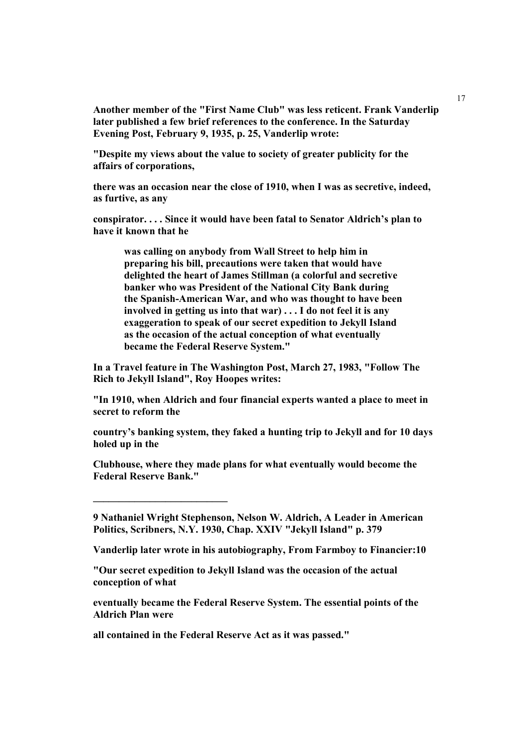**Another member of the "First Name Club" was less reticent. Frank Vanderlip later published a few brief references to the conference. In the Saturday Evening Post, February 9, 1935, p. 25, Vanderlip wrote:**

**"Despite my views about the value to society of greater publicity for the affairs of corporations,**

**there was an occasion near the close of 1910, when I was as secretive, indeed, as furtive, as any**

**conspirator. . . . Since it would have been fatal to Senator Aldrich's plan to have it known that he**

> **was calling on anybody from Wall Street to help him in preparing his bill, precautions were taken that would have delighted the heart of James Stillman (a colorful and secretive banker who was President of the National City Bank during the Spanish-American War, and who was thought to have been involved in getting us into that war) . . . I do not feel it is any exaggeration to speak of our secret expedition to Jekyll Island as the occasion of the actual conception of what eventually became the Federal Reserve System."**

**In a Travel feature in The Washington Post, March 27, 1983, "Follow The Rich to Jekyll Island", Roy Hoopes writes:**

**"In 1910, when Aldrich and four financial experts wanted a place to meet in secret to reform the**

**country's banking system, they faked a hunting trip to Jekyll and for 10 days holed up in the**

**Clubhouse, where they made plans for what eventually would become the Federal Reserve Bank."**

---

**9 Nathaniel Wright Stephenson, Nelson W. Aldrich, A Leader in American Politics, Scribners, N.Y. 1930, Chap. XXIV "Jekyll Island" p. 379**

**Vanderlip later wrote in his autobiography, From Farmboy to Financier:10**

**"Our secret expedition to Jekyll Island was the occasion of the actual conception of what**

**eventually became the Federal Reserve System. The essential points of the Aldrich Plan were**

**all contained in the Federal Reserve Act as it was passed."**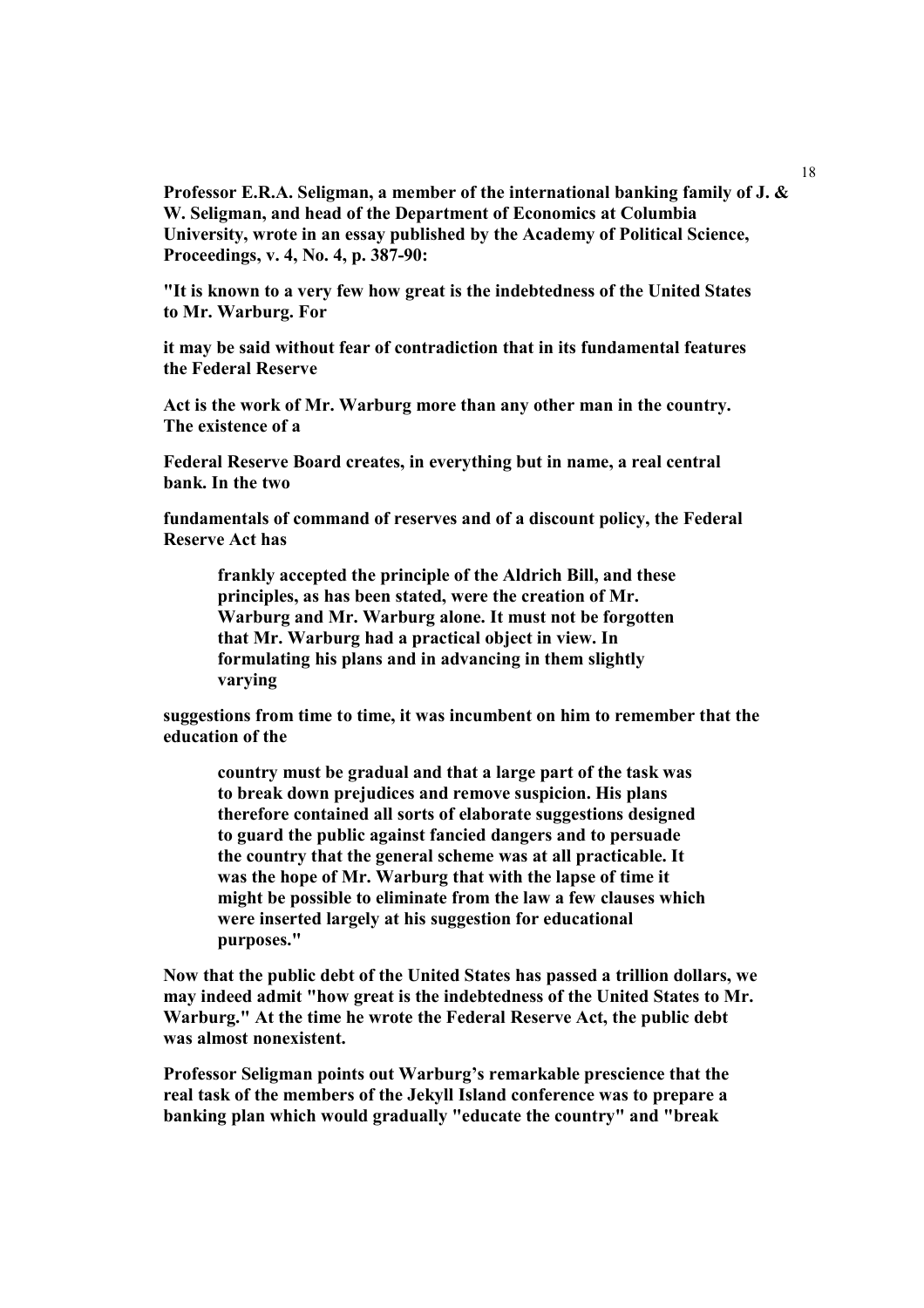**Professor E.R.A. Seligman, a member of the international banking family of J. & W. Seligman, and head of the Department of Economics at Columbia University, wrote in an essay published by the Academy of Political Science, Proceedings, v. 4, No. 4, p. 387-90:**

**"It is known to a very few how great is the indebtedness of the United States to Mr. Warburg. For it may be said without fear of contradiction that in its fundamental features the Federal Reserve Act is the work of Mr. Warburg more than any other man in the country. The existence of a Federal Reserve Board creates, in everything but in name, a real central bank. In the two fundamentals of command of reserves and of a discount policy, the Federal Reserve Act has frankly accepted the principle of the Aldrich Bill, and these principles, as has been stated, were the creation of Mr. Warburg and Mr. Warburg alone. It must not be forgotten that Mr. Warburg had a practical object in view. In formulating his plans and in advancing in them slightly varying suggestions from time to time, it was incumbent on him to remember that the education of the country must be gradual and that a large part of the task was to break down prejudices and remove suspicion. His plans therefore contained all sorts of elaborate suggestions designed to guard the public against fancied dangers and to persuade the country that the general scheme was at all practicable. It was the hope of Mr. Warburg that with the lapse of time it might be possible to eliminate from the law a few clauses which were inserted largely at his suggestion for educational purposes."**

**Now that the public debt of the United States has passed a trillion dollars, we may indeed admit "how great is the indebtedness of the United States to Mr. Warburg." At the time he wrote the Federal Reserve Act, the public debt was almost nonexistent.**

**Professor Seligman points out Warburg's remarkable prescience that the real task of the members of the Jekyll Island conference was to prepare a banking plan which would gradually "educate the country" and "break**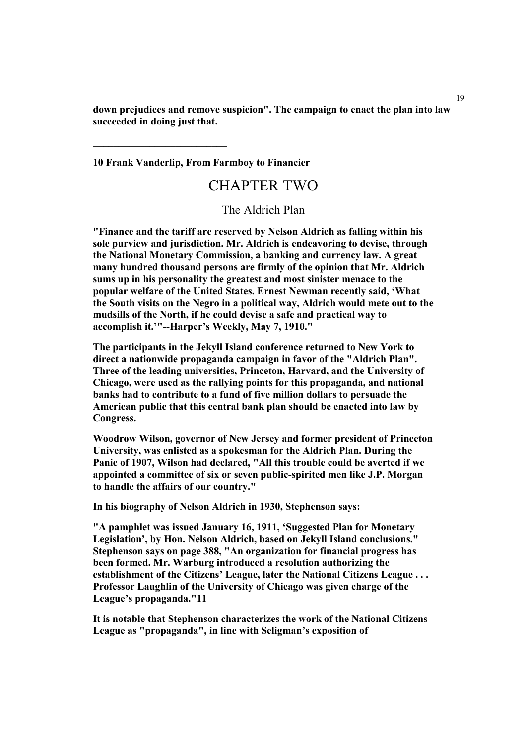**down prejudices and remove suspicion". The campaign to enact the plan into law succeeded in doing just that.**

---

**10 Frank Vanderlip, From Farmboy to Financier**

# CHAPTER TWO

## The Aldrich Plan

**"Finance and the tariff are reserved by Nelson Aldrich as falling within his sole purview and jurisdiction. Mr. Aldrich is endeavoring to devise, through the National Monetary Commission, a banking and currency law. A great many hundred thousand persons are firmly of the opinion that Mr. Aldrich sums up in his personality the greatest and most sinister menace to the popular welfare of the United States. Ernest Newman recently said, 'What the South visits on the Negro in a political way, Aldrich would mete out to the mudsills of the North, if he could devise a safe and practical way to accomplish it.'"--Harper's Weekly, May 7, 1910."**

**The participants in the Jekyll Island conference returned to New York to direct a nationwide propaganda campaign in favor of the "Aldrich Plan". Three of the leading universities, Princeton, Harvard, and the University of Chicago, were used as the rallying points for this propaganda, and national banks had to contribute to a fund of five million dollars to persuade the American public that this central bank plan should be enacted into law by Congress.**

**Woodrow Wilson, governor of New Jersey and former president of Princeton University, was enlisted as a spokesman for the Aldrich Plan. During the Panic of 1907, Wilson had declared, "All this trouble could be averted if we appointed a committee of six or seven public-spirited men like J.P. Morgan to handle the affairs of our country."**

**In his biography of Nelson Aldrich in 1930, Stephenson says:**

**"A pamphlet was issued January 16, 1911, 'Suggested Plan for Monetary Legislation', by Hon. Nelson Aldrich, based on Jekyll Island conclusions." Stephenson says on page 388, "An organization for financial progress has been formed. Mr. Warburg introduced a resolution authorizing the establishment of the Citizens' League, later the National Citizens League . . . Professor Laughlin of the University of Chicago was given charge of the League's propaganda."11**

**It is notable that Stephenson characterizes the work of the National Citizens League as "propaganda", in line with Seligman's exposition of**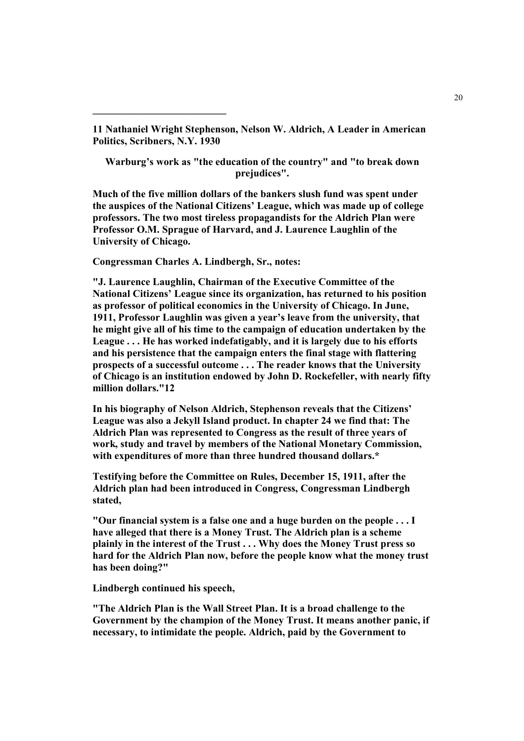11 Nathaniel Wright Stephenson, Nelson W. Aldrich, A Leader in American Politics, Scribners, N.Y. 1930

**Warburg's work as "the education of the country" and "to break down prejudices".**

**Much of the five million dollars of the bankers slush fund was spent under the auspices of the National Citizens' League, which was made up of college professors. The two most tireless propagandists for the Aldrich Plan were Professor O.M. Sprague of Harvard, and J. Laurence Laughlin of the University of Chicago.**

**Congressman Charles A. Lindbergh, Sr., notes:**

**"J. Laurence Laughlin, Chairman of the Executive Committee of the National Citizens' League since its organization, has returned to his position as professor of political economics in the University of Chicago. In June, 1911, Professor Laughlin was given a year's leave from the university, that he might give all of his time to the campaign of education undertaken by the League . . . He has worked indefatigably, and it is largely due to his efforts and his persistence that the campaign enters the final stage with flattering prospects of a successful outcome . . . The reader knows that the University of Chicago is an institution endowed by John D. Rockefeller, with nearly fifty million dollars."12**

**In his biography of Nelson Aldrich, Stephenson reveals that the Citizens' League was also a Jekyll Island product. In chapter 24 we find that: The Aldrich Plan was represented to Congress as the result of three years of work, study and travel by members of the National Monetary Commission, with expenditures of more than three hundred thousand dollars.***

**Testifying before the Committee on Rules, December 15, 1911, after the Aldrich plan had been introduced in Congress, Congressman Lindbergh stated,**

**"Our financial system is a false one and a huge burden on the people . . . I have alleged that there is a Money Trust. The Aldrich plan is a scheme plainly in the interest of the Trust . . . Why does the Money Trust press so hard for the Aldrich Plan now, before the people know what the money trust has been doing?"**

**Lindbergh continued his speech,**

**"The Aldrich Plan is the Wall Street Plan. It is a broad challenge to the Government by the champion of the Money Trust. It means another panic, if necessary, to intimidate the people. Aldrich, paid by the Government to**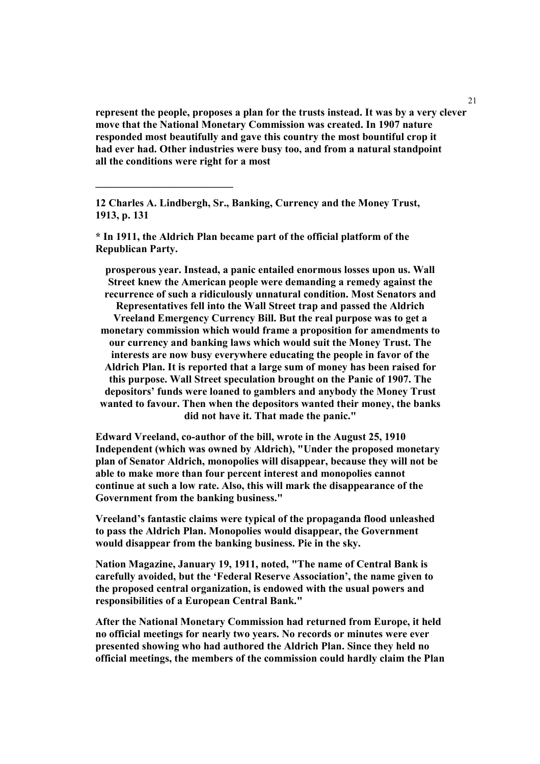**represent the people, proposes a plan for the trusts instead. It was by a very clever move that the National Monetary Commission was created. In 1907 nature responded most beautifully and gave this country the most bountiful crop it had ever had. Other industries were busy too, and from a natural standpoint all the conditions were right for a most**

---

**12 Charles A. Lindbergh, Sr., Banking, Currency and the Money Trust, 1913, p. 131**

**\* In 1911, the Aldrich Plan became part of the official platform of the Republican Party.**

> **prosperous year. Instead, a panic entailed enormous losses upon us. Wall Street knew the American people were demanding a remedy against the recurrence of such a ridiculously unnatural condition. Most Senators and Representatives fell into the Wall Street trap and passed the Aldrich Vreeland Emergency Currency Bill. But the real purpose was to get a monetary commission which would frame a proposition for amendments to our currency and banking laws which would suit the Money Trust. The interests are now busy everywhere educating the people in favor of the Aldrich Plan. It is reported that a large sum of money has been raised for this purpose. Wall Street speculation brought on the Panic of 1907. The depositors' funds were loaned to gamblers and anybody the Money Trust wanted to favour. Then when the depositors wanted their money, the banks did not have it. That made the panic."**

**Edward Vreeland, co-author of the bill, wrote in the August 25, 1910 Independent (which was owned by Aldrich), "Under the proposed monetary plan of Senator Aldrich, monopolies will disappear, because they will not be able to make more than four percent interest and monopolies cannot continue at such a low rate. Also, this will mark the disappearance of the Government from the banking business."**

**Vreeland's fantastic claims were typical of the propaganda flood unleashed to pass the Aldrich Plan. Monopolies would disappear, the Government would disappear from the banking business. Pie in the sky.**

**Nation Magazine, January 19, 1911, noted, "The name of Central Bank is carefully avoided, but the 'Federal Reserve Association', the name given to the proposed central organization, is endowed with the usual powers and responsibilities of a European Central Bank."**

**After the National Monetary Commission had returned from Europe, it held no official meetings for nearly two years. No records or minutes were ever presented showing who had authored the Aldrich Plan. Since they held no official meetings, the members of the commission could hardly claim the Plan**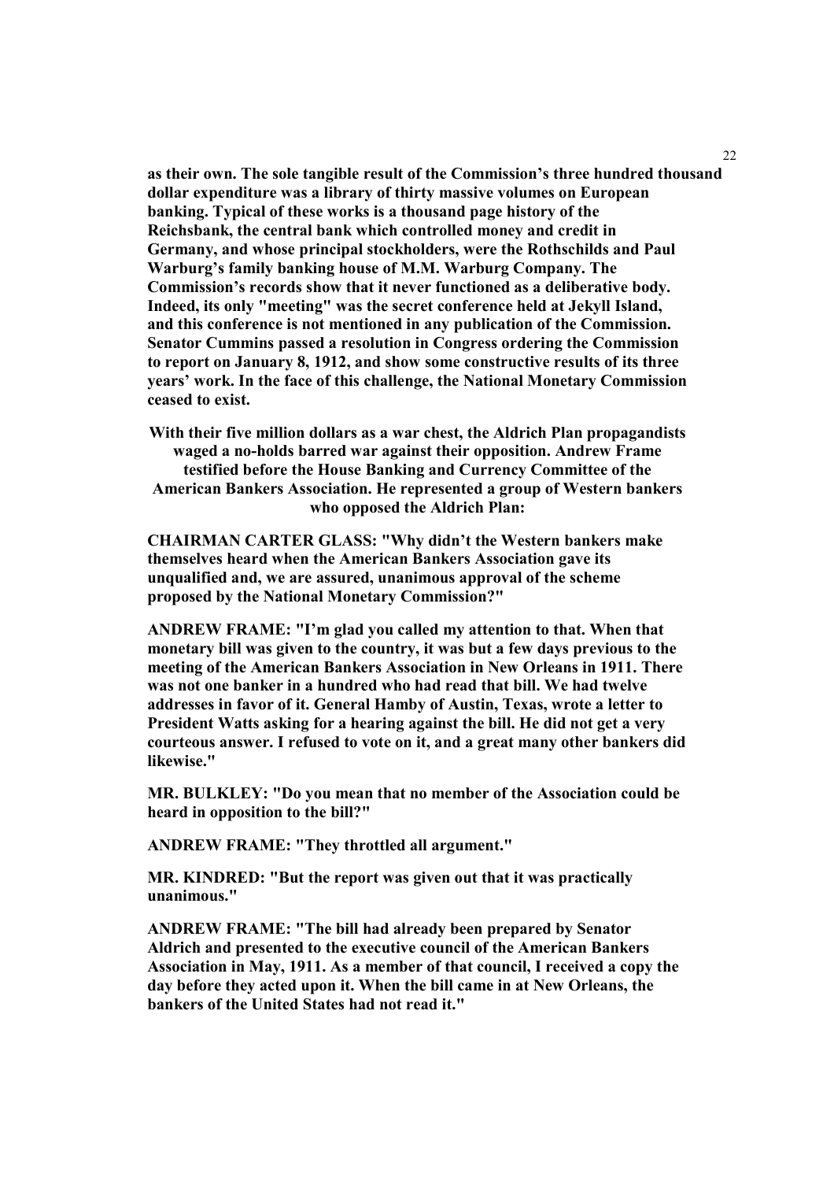**as their own. The sole tangible result of the Commission's three hundred thousand dollar expenditure was a library of thirty massive volumes on European banking. Typical of these works is a thousand page history of the Reichsbank, the central bank which controlled money and credit in Germany, and whose principal stockholders, were the Rothschilds and Paul Warburg's family banking house of M.M. Warburg Company. The Commission's records show that it never functioned as a deliberative body. Indeed, its only "meeting" was the secret conference held at Jekyll Island, and this conference is not mentioned in any publication of the Commission. Senator Cummins passed a resolution in Congress ordering the Commission to report on January 8, 1912, and show some constructive results of its three years' work. In the face of this challenge, the National Monetary Commission ceased to exist.**

**With their five million dollars as a war chest, the Aldrich Plan propagandists waged a no-holds barred war against their opposition. Andrew Frame testified before the House Banking and Currency Committee of the American Bankers Association. He represented a group of Western bankers who opposed the Aldrich Plan:**

**CHAIRMAN CARTER GLASS: "Why didn't the Western bankers make themselves heard when the American Bankers Association gave its unqualified and, we are assured, unanimous approval of the scheme proposed by the National Monetary Commission?"**

**ANDREW FRAME: "I'm glad you called my attention to that. When that monetary bill was given to the country, it was but a few days previous to the meeting of the American Bankers Association in New Orleans in 1911. There was not one banker in a hundred who had read that bill. We had twelve addresses in favor of it. General Hamby of Austin, Texas, wrote a letter to President Watts asking for a hearing against the bill. He did not get a very courteous answer. I refused to vote on it, and a great many other bankers did likewise."**

**MR. BULKLEY: "Do you mean that no member of the Association could be heard in opposition to the bill?"**

**ANDREW FRAME: "They throttled all argument."**

**MR. KINDRED: "But the report was given out that it was practically unanimous."**

**ANDREW FRAME: "The bill had already been prepared by Senator Aldrich and presented to the executive council of the American Bankers Association in May, 1911. As a member of that council, I received a copy the day before they acted upon it. When the bill came in at New Orleans, the bankers of the United States had not read it."**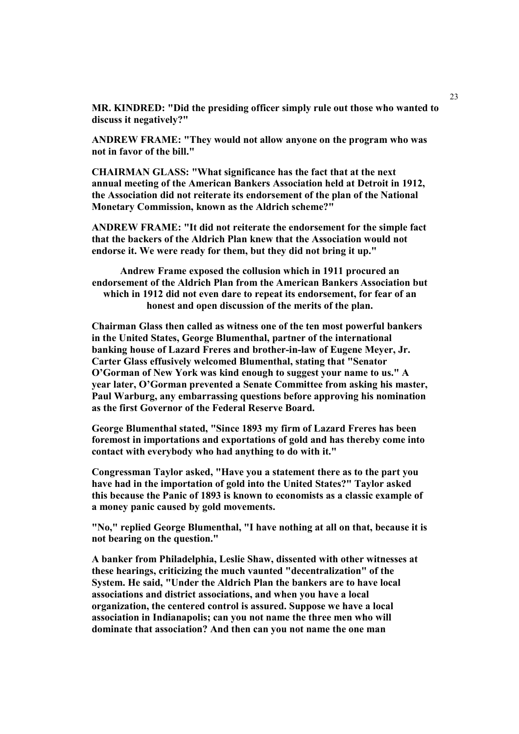**MR. KINDRED: "Did the presiding officer simply rule out those who wanted to discuss it negatively?"**

**ANDREW FRAME: "They would not allow anyone on the program who was not in favor of the bill."**

**CHAIRMAN GLASS: "What significance has the fact that at the next annual meeting of the American Bankers Association held at Detroit in 1912, the Association did not reiterate its endorsement of the plan of the National Monetary Commission, known as the Aldrich scheme?"**

**ANDREW FRAME: "It did not reiterate the endorsement for the simple fact that the backers of the Aldrich Plan knew that the Association would not endorse it. We were ready for them, but they did not bring it up."**

**Andrew Frame exposed the collusion which in 1911 procured an endorsement of the Aldrich Plan from the American Bankers Association but which in 1912 did not even dare to repeat its endorsement, for fear of an honest and open discussion of the merits of the plan.**

**Chairman Glass then called as witness one of the ten most powerful bankers in the United States, George Blumenthal, partner of the international banking house of Lazard Freres and brother-in-law of Eugene Meyer, Jr. Carter Glass effusively welcomed Blumenthal, stating that "Senator O'Gorman of New York was kind enough to suggest your name to us." A year later, O'Gorman prevented a Senate Committee from asking his master, Paul Warburg, any embarrassing questions before approving his nomination as the first Governor of the Federal Reserve Board.**

**George Blumenthal stated, "Since 1893 my firm of Lazard Freres has been foremost in importations and exportations of gold and has thereby come into contact with everybody who had anything to do with it."**

**Congressman Taylor asked, "Have you a statement there as to the part you have had in the importation of gold into the United States?" Taylor asked this because the Panic of 1893 is known to economists as a classic example of a money panic caused by gold movements.**

**"No," replied George Blumenthal, "I have nothing at all on that, because it is not bearing on the question."**

**A banker from Philadelphia, Leslie Shaw, dissented with other witnesses at these hearings, criticizing the much vaunted "decentralization" of the System. He said, "Under the Aldrich Plan the bankers are to have local associations and district associations, and when you have a local organization, the centered control is assured. Suppose we have a local association in Indianapolis; can you not name the three men who will dominate that association? And then can you not name the one man**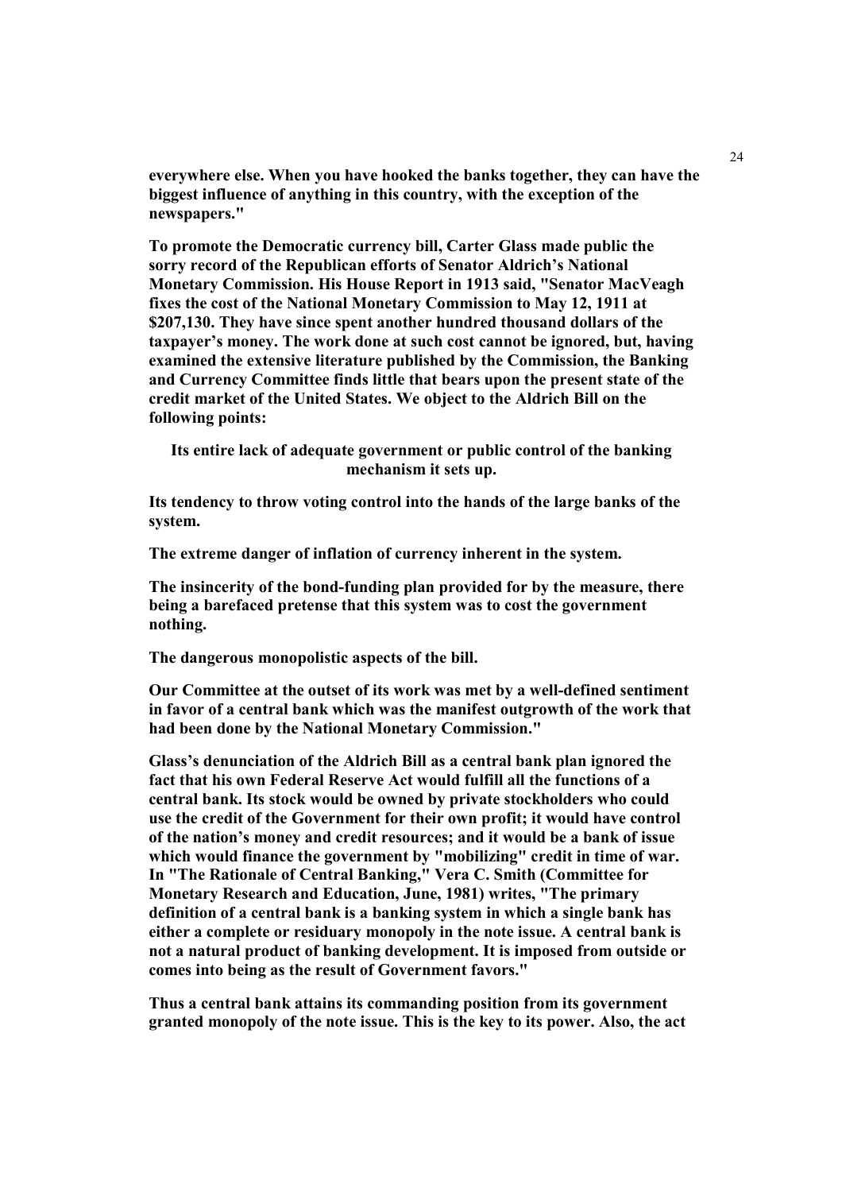**everywhere else. When you have hooked the banks together, they can have the biggest influence of anything in this country, with the exception of the newspapers."**

**To promote the Democratic currency bill, Carter Glass made public the sorry record of the Republican efforts of Senator Aldrich's National Monetary Commission. His House Report in 1913 said, "Senator MacVeagh fixes the cost of the National Monetary Commission to May 12, 1911 at $207,130. They have since spent another hundred thousand dollars of the taxpayer's money. The work done at such cost cannot be ignored, but, having examined the extensive literature published by the Commission, the Banking and Currency Committee finds little that bears upon the present state of the credit market of the United States. We object to the Aldrich Bill on the following points:**

**Its entire lack of adequate government or public control of the banking mechanism it sets up.**

**Its tendency to throw voting control into the hands of the large banks of the system.**

**The extreme danger of inflation of currency inherent in the system.**

**The insincerity of the bond-funding plan provided for by the measure, there being a barefaced pretense that this system was to cost the government nothing.**

**The dangerous monopolistic aspects of the bill.**

**Our Committee at the outset of its work was met by a well-defined sentiment in favor of a central bank which was the manifest outgrowth of the work that had been done by the National Monetary Commission."**

**Glass's denunciation of the Aldrich Bill as a central bank plan ignored the fact that his own Federal Reserve Act would fulfill all the functions of a central bank. Its stock would be owned by private stockholders who could use the credit of the Government for their own profit; it would have control of the nation's money and credit resources; and it would be a bank of issue which would finance the government by "mobilizing" credit in time of war. In "The Rationale of Central Banking," Vera C. Smith (Committee for Monetary Research and Education, June, 1981) writes, "The primary definition of a central bank is a banking system in which a single bank has either a complete or residuary monopoly in the note issue. A central bank is not a natural product of banking development. It is imposed from outside or comes into being as the result of Government favors."**

**Thus a central bank attains its commanding position from its government granted monopoly of the note issue. This is the key to its power. Also, the act**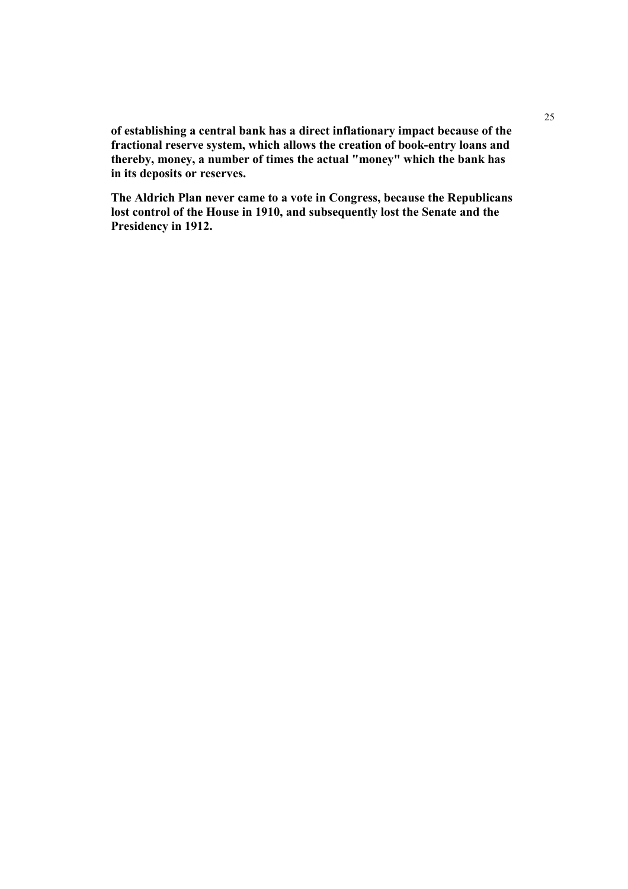**of establishing a central bank has a direct inflationary impact because of the fractional reserve system, which allows the creation of book-entry loans and thereby, money, a number of times the actual "money" which the bank has in its deposits or reserves.**

**The Aldrich Plan never came to a vote in Congress, because the Republicans lost control of the House in 1910, and subsequently lost the Senate and the Presidency in 1912.**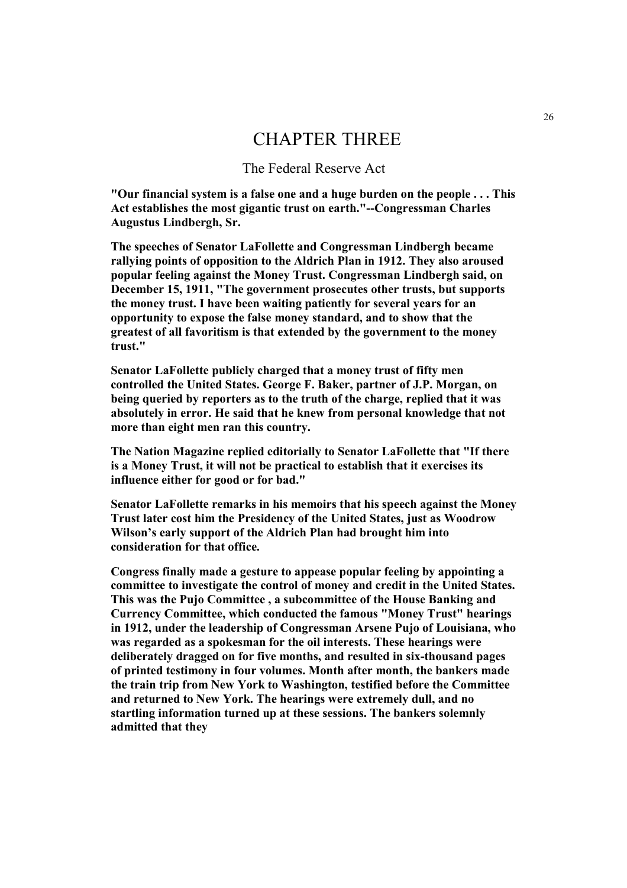# CHAPTER THREE

## The Federal Reserve Act

**"Our financial system is a false one and a huge burden on the people . . . This Act establishes the most gigantic trust on earth."--Congressman Charles Augustus Lindbergh, Sr.**

**The speeches of Senator LaFollette and Congressman Lindbergh became rallying points of opposition to the Aldrich Plan in 1912. They also aroused popular feeling against the Money Trust. Congressman Lindbergh said, on December 15, 1911, "The government prosecutes other trusts, but supports the money trust. I have been waiting patiently for several years for an opportunity to expose the false money standard, and to show that the greatest of all favoritism is that extended by the government to the money trust."**

**Senator LaFollette publicly charged that a money trust of fifty men controlled the United States. George F. Baker, partner of J.P. Morgan, on being queried by reporters as to the truth of the charge, replied that it was absolutely in error. He said that he knew from personal knowledge that not more than eight men ran this country.**

**The Nation Magazine replied editorially to Senator LaFollette that "If there is a Money Trust, it will not be practical to establish that it exercises its influence either for good or for bad."**

**Senator LaFollette remarks in his memoirs that his speech against the Money Trust later cost him the Presidency of the United States, just as Woodrow Wilson's early support of the Aldrich Plan had brought him into consideration for that office.**

**Congress finally made a gesture to appease popular feeling by appointing a committee to investigate the control of money and credit in the United States. This was the Pujo Committee , a subcommittee of the House Banking and Currency Committee, which conducted the famous "Money Trust" hearings in 1912, under the leadership of Congressman Arsene Pujo of Louisiana, who was regarded as a spokesman for the oil interests. These hearings were deliberately dragged on for five months, and resulted in six-thousand pages of printed testimony in four volumes. Month after month, the bankers made the train trip from New York to Washington, testified before the Committee and returned to New York. The hearings were extremely dull, and no startling information turned up at these sessions. The bankers solemnly admitted that they**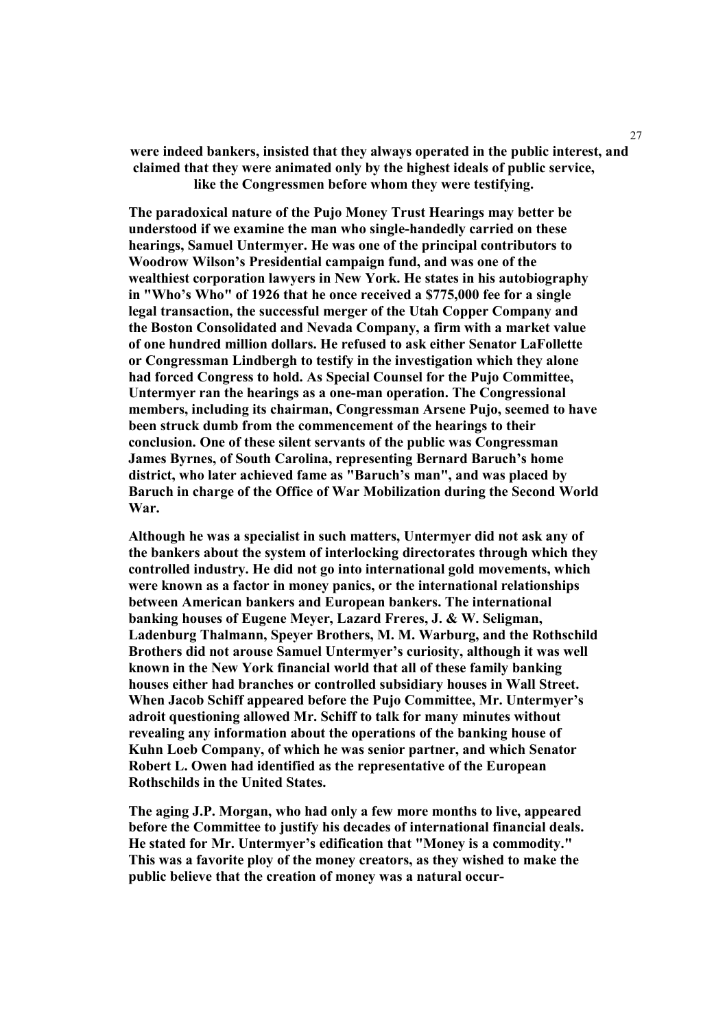**were indeed bankers, insisted that they always operated in the public interest, and claimed that they were animated only by the highest ideals of public service, like the Congressmen before whom they were testifying.**

**The paradoxical nature of the Pujo Money Trust Hearings may better be understood if we examine the man who single-handedly carried on these hearings, Samuel Untermyer. He was one of the principal contributors to Woodrow Wilson's Presidential campaign fund, and was one of the wealthiest corporation lawyers in New York. He states in his autobiography in "Who's Who" of 1926 that he once received a $775,000 fee for a single legal transaction, the successful merger of the Utah Copper Company and the Boston Consolidated and Nevada Company, a firm with a market value of one hundred million dollars. He refused to ask either Senator LaFollette or Congressman Lindbergh to testify in the investigation which they alone had forced Congress to hold. As Special Counsel for the Pujo Committee, Untermyer ran the hearings as a one-man operation. The Congressional members, including its chairman, Congressman Arsene Pujo, seemed to have been struck dumb from the commencement of the hearings to their conclusion. One of these silent servants of the public was Congressman James Byrnes, of South Carolina, representing Bernard Baruch's home district, who later achieved fame as "Baruch's man", and was placed by Baruch in charge of the Office of War Mobilization during the Second World War.**

**Although he was a specialist in such matters, Untermyer did not ask any of the bankers about the system of interlocking directorates through which they controlled industry. He did not go into international gold movements, which were known as a factor in money panics, or the international relationships between American bankers and European bankers. The international banking houses of Eugene Meyer, Lazard Freres, J. & W. Seligman, Ladenburg Thalmann, Speyer Brothers, M. M. Warburg, and the Rothschild Brothers did not arouse Samuel Untermyer's curiosity, although it was well known in the New York financial world that all of these family banking houses either had branches or controlled subsidiary houses in Wall Street. When Jacob Schiff appeared before the Pujo Committee, Mr. Untermyer's adroit questioning allowed Mr. Schiff to talk for many minutes without revealing any information about the operations of the banking house of Kuhn Loeb Company, of which he was senior partner, and which Senator Robert L. Owen had identified as the representative of the European Rothschilds in the United States.**

**The aging J.P. Morgan, who had only a few more months to live, appeared before the Committee to justify his decades of international financial deals. He stated for Mr. Untermyer's edification that "Money is a commodity." This was a favorite ploy of the money creators, as they wished to make the public believe that the creation of money was a natural occur-**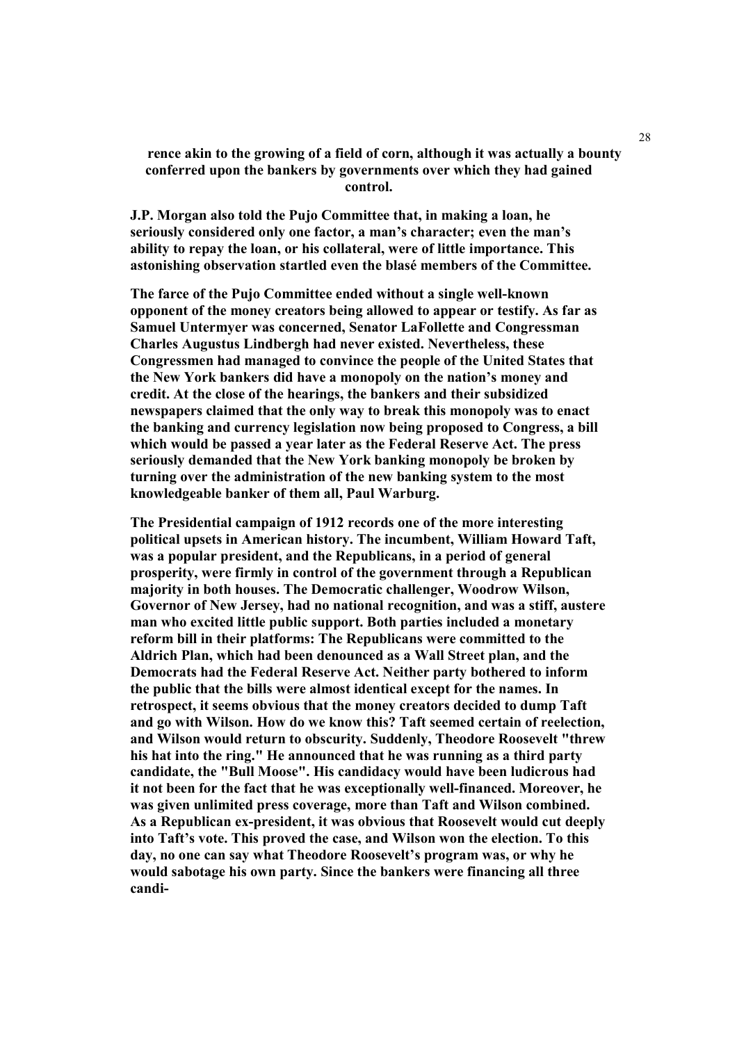**rence akin to the growing of a field of corn, although it was actually a bounty conferred upon the bankers by governments over which they had gained control.**

**J.P. Morgan also told the Pujo Committee that, in making a loan, he seriously considered only one factor, a man's character; even the man's ability to repay the loan, or his collateral, were of little importance. This astonishing observation startled even the blasé members of the Committee.**

**The farce of the Pujo Committee ended without a single well-known opponent of the money creators being allowed to appear or testify. As far as Samuel Untermyer was concerned, Senator LaFollette and Congressman Charles Augustus Lindbergh had never existed. Nevertheless, these Congressmen had managed to convince the people of the United States that the New York bankers did have a monopoly on the nation's money and credit. At the close of the hearings, the bankers and their subsidized newspapers claimed that the only way to break this monopoly was to enact the banking and currency legislation now being proposed to Congress, a bill which would be passed a year later as the Federal Reserve Act. The press seriously demanded that the New York banking monopoly be broken by turning over the administration of the new banking system to the most knowledgeable banker of them all, Paul Warburg.**

**The Presidential campaign of 1912 records one of the more interesting political upsets in American history. The incumbent, William Howard Taft, was a popular president, and the Republicans, in a period of general prosperity, were firmly in control of the government through a Republican majority in both houses. The Democratic challenger, Woodrow Wilson, Governor of New Jersey, had no national recognition, and was a stiff, austere man who excited little public support. Both parties included a monetary reform bill in their platforms: The Republicans were committed to the Aldrich Plan, which had been denounced as a Wall Street plan, and the Democrats had the Federal Reserve Act. Neither party bothered to inform the public that the bills were almost identical except for the names. In retrospect, it seems obvious that the money creators decided to dump Taft and go with Wilson. How do we know this? Taft seemed certain of reelection, and Wilson would return to obscurity. Suddenly, Theodore Roosevelt "threw his hat into the ring." He announced that he was running as a third party candidate, the "Bull Moose". His candidacy would have been ludicrous had it not been for the fact that he was exceptionally well-financed. Moreover, he was given unlimited press coverage, more than Taft and Wilson combined. As a Republican ex-president, it was obvious that Roosevelt would cut deeply into Taft's vote. This proved the case, and Wilson won the election. To this day, no one can say what Theodore Roosevelt's program was, or why he would sabotage his own party. Since the bankers were financing all three candi-**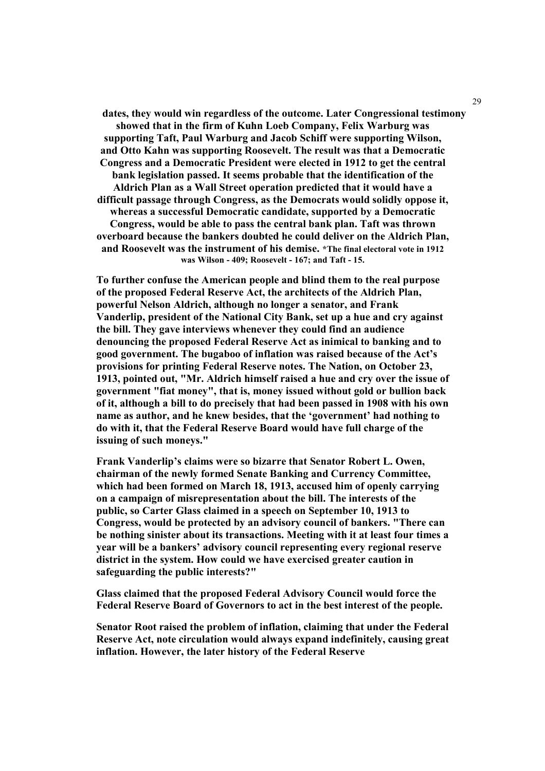**dates, they would win regardless of the outcome. Later Congressional testimony showed that in the firm of Kuhn Loeb Company, Felix Warburg was supporting Taft, Paul Warburg and Jacob Schiff were supporting Wilson, and Otto Kahn was supporting Roosevelt. The result was that a Democratic Congress and a Democratic President were elected in 1912 to get the central bank legislation passed. It seems probable that the identification of the Aldrich Plan as a Wall Street operation predicted that it would have a difficult passage through Congress, as the Democrats would solidly oppose it, whereas a successful Democratic candidate, supported by a Democratic Congress, would be able to pass the central bank plan. Taft was thrown overboard because the bankers doubted he could deliver on the Aldrich Plan, and Roosevelt was the instrument of his demise. *The final electoral vote in 1912 was Wilson - 409; Roosevelt - 167; and Taft - 15.**

**To further confuse the American people and blind them to the real purpose of the proposed Federal Reserve Act, the architects of the Aldrich Plan, powerful Nelson Aldrich, although no longer a senator, and Frank Vanderlip, president of the National City Bank, set up a hue and cry against the bill. They gave interviews whenever they could find an audience denouncing the proposed Federal Reserve Act as inimical to banking and to good government. The bugaboo of inflation was raised because of the Act's provisions for printing Federal Reserve notes. The Nation, on October 23, 1913, pointed out, "Mr. Aldrich himself raised a hue and cry over the issue of government "fiat money", that is, money issued without gold or bullion back of it, although a bill to do precisely that had been passed in 1908 with his own name as author, and he knew besides, that the 'government' had nothing to do with it, that the Federal Reserve Board would have full charge of the issuing of such moneys."**

**Frank Vanderlip's claims were so bizarre that Senator Robert L. Owen, chairman of the newly formed Senate Banking and Currency Committee, which had been formed on March 18, 1913, accused him of openly carrying on a campaign of misrepresentation about the bill. The interests of the public, so Carter Glass claimed in a speech on September 10, 1913 to Congress, would be protected by an advisory council of bankers. "There can be nothing sinister about its transactions. Meeting with it at least four times a year will be a bankers' advisory council representing every regional reserve district in the system. How could we have exercised greater caution in safeguarding the public interests?"**

**Glass claimed that the proposed Federal Advisory Council would force the Federal Reserve Board of Governors to act in the best interest of the people.**

**Senator Root raised the problem of inflation, claiming that under the Federal Reserve Act, note circulation would always expand indefinitely, causing great inflation. However, the later history of the Federal Reserve**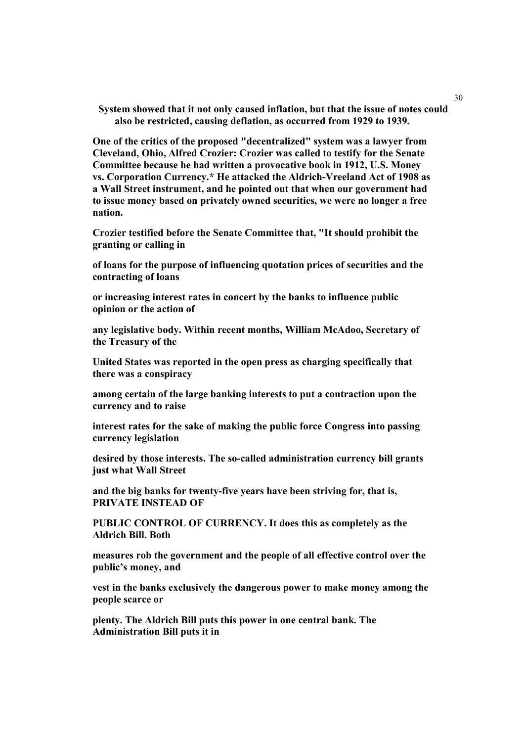**System showed that it not only caused inflation, but that the issue of notes could also be restricted, causing deflation, as occurred from 1929 to 1939.**

**One of the critics of the proposed "decentralized" system was a lawyer from Cleveland, Ohio, Alfred Crozier: Crozier was called to testify for the Senate Committee because he had written a provocative book in 1912, U.S. Money vs. Corporation Currency.* He attacked the Aldrich-Vreeland Act of 1908 as a Wall Street instrument, and he pointed out that when our government had to issue money based on privately owned securities, we were no longer a free nation.**

**Crozier testified before the Senate Committee that, "It should prohibit the granting or calling in of loans for the purpose of influencing quotation prices of securities and the contracting of loans or increasing interest rates in concert by the banks to influence public opinion or the action of any legislative body. Within recent months, William McAdoo, Secretary of the Treasury of the United States was reported in the open press as charging specifically that there was a conspiracy among certain of the large banking interests to put a contraction upon the currency and to raise interest rates for the sake of making the public force Congress into passing currency legislation desired by those interests. The so-called administration currency bill grants just what Wall Street and the big banks for twenty-five years have been striving for, that is, PRIVATE INSTEAD OF PUBLIC CONTROL OF CURRENCY. It does this as completely as the Aldrich Bill. Both measures rob the government and the people of all effective control over the public's money, and vest in the banks exclusively the dangerous power to make money among the people scarce or plenty. The Aldrich Bill puts this power in one central bank. The Administration Bill puts it in**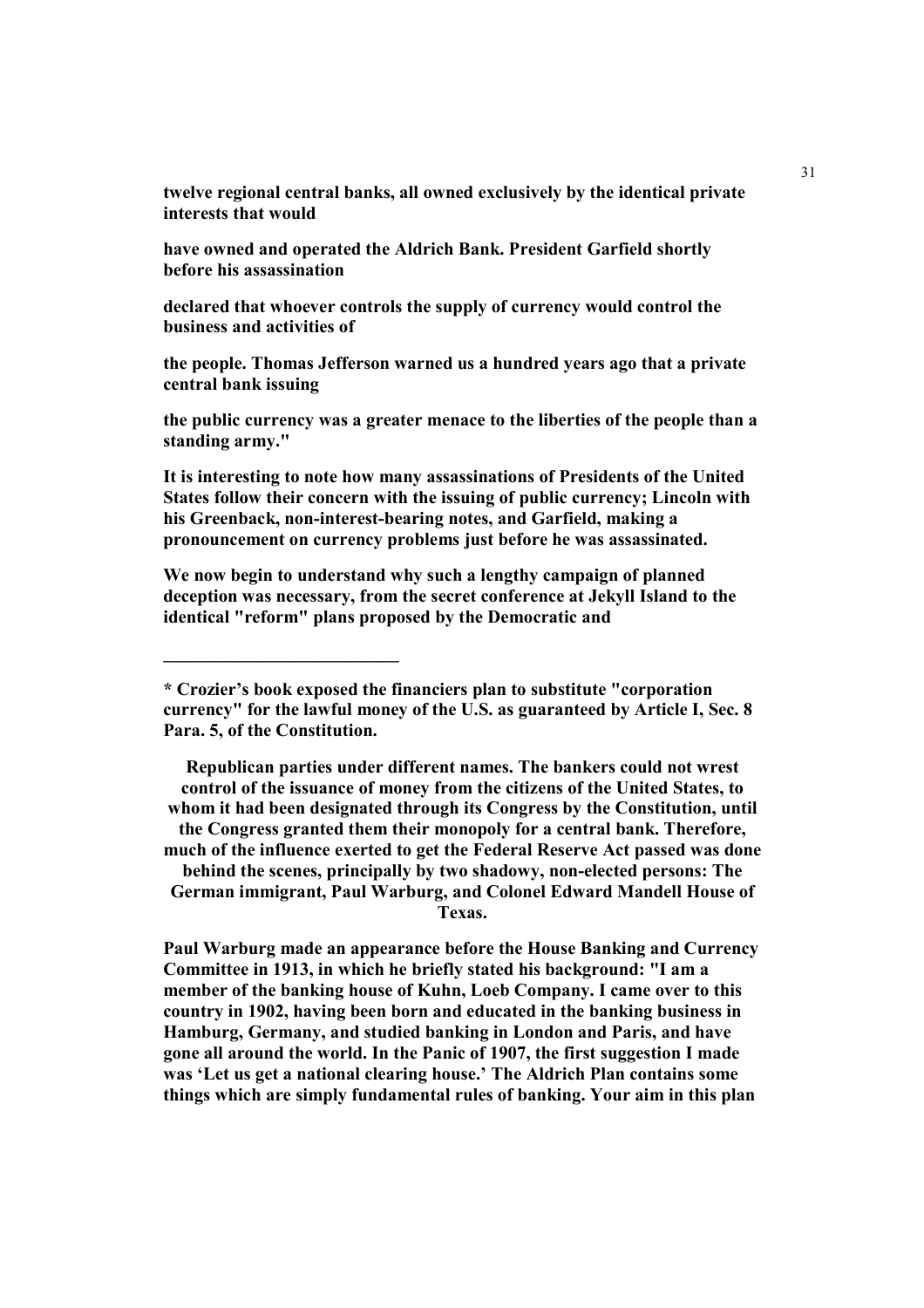**twelve regional central banks, all owned exclusively by the identical private interests that would have owned and operated the Aldrich Bank. President Garfield shortly before his assassination declared that whoever controls the supply of currency would control the business and activities of the people. Thomas Jefferson warned us a hundred years ago that a private central bank issuing the public currency was a greater menace to the liberties of the people than a standing army."**

**It is interesting to note how many assassinations of Presidents of the United States follow their concern with the issuing of public currency; Lincoln with his Greenback, non-interest-bearing notes, and Garfield, making a pronouncement on currency problems just before he was assassinated.**

**We now begin to understand why such a lengthy campaign of planned deception was necessary, from the secret conference at Jekyll Island to the identical "reform" plans proposed by the Democratic and Republican parties under different names. The bankers could not wrest control of the issuance of money from the citizens of the United States, to whom it had been designated through its Congress by the Constitution, until the Congress granted them their monopoly for a central bank. Therefore, much of the influence exerted to get the Federal Reserve Act passed was done behind the scenes, principally by two shadowy, non-elected persons: The German immigrant, Paul Warburg, and Colonel Edward Mandell House of Texas.**

**Paul Warburg made an appearance before the House Banking and Currency Committee in 1913, in which he briefly stated his background: "I am a member of the banking house of Kuhn, Loeb Company. I came over to this country in 1902, having been born and educated in the banking business in Hamburg, Germany, and studied banking in London and Paris, and have gone all around the world. In the Panic of 1907, the first suggestion I made was 'Let us get a national clearing house.' The Aldrich Plan contains some things which are simply fundamental rules of banking. Your aim in this plan**

---

**\* Crozier's book exposed the financiers plan to substitute "corporation currency" for the lawful money of the U.S. as guaranteed by Article I, Sec. 8 Para. 5, of the Constitution.**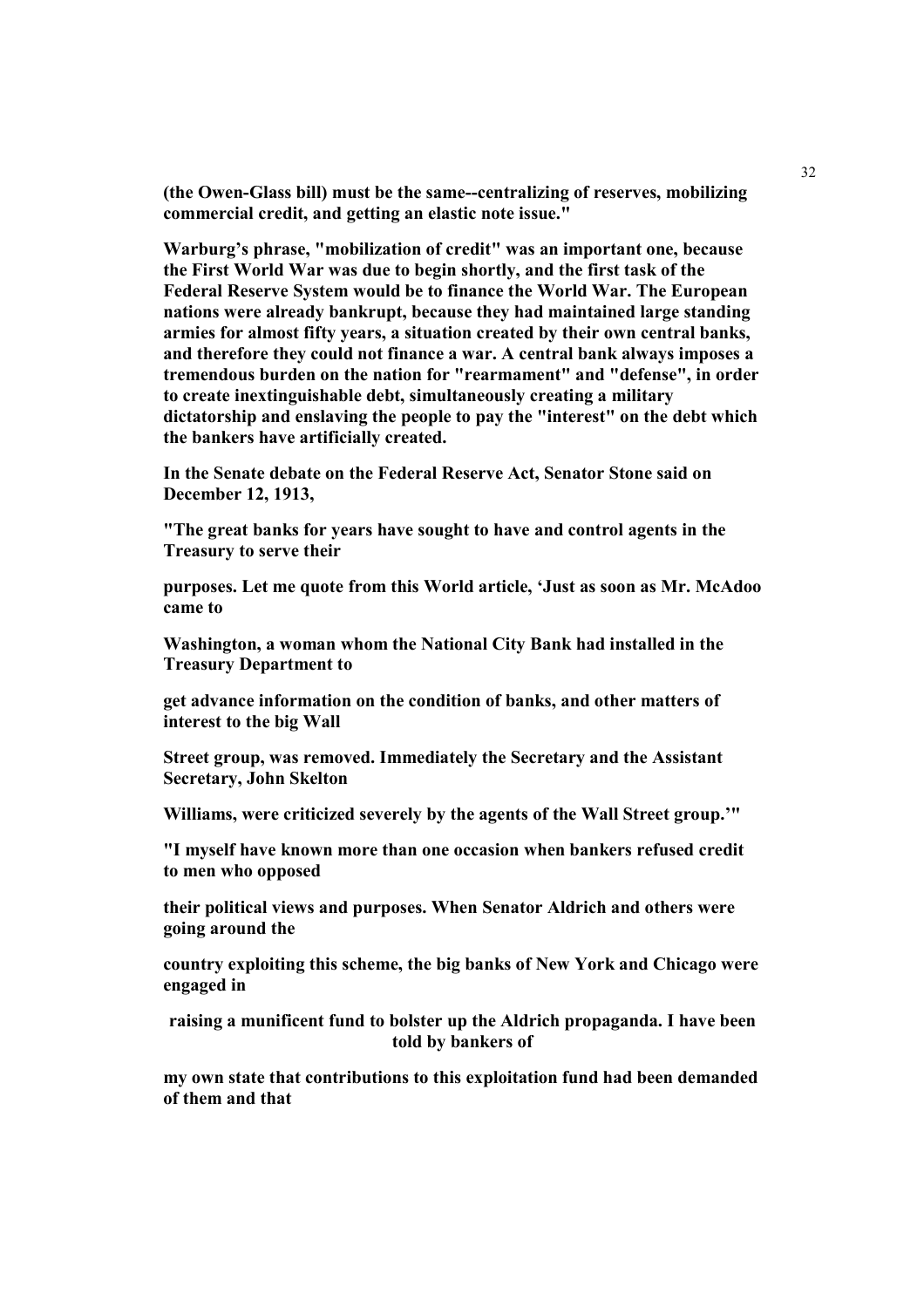**(the Owen-Glass bill) must be the same--centralizing of reserves, mobilizing commercial credit, and getting an elastic note issue."**

**Warburg's phrase, "mobilization of credit" was an important one, because the First World War was due to begin shortly, and the first task of the Federal Reserve System would be to finance the World War. The European nations were already bankrupt, because they had maintained large standing armies for almost fifty years, a situation created by their own central banks, and therefore they could not finance a war. A central bank always imposes a tremendous burden on the nation for "rearmament" and "defense", in order to create inextinguishable debt, simultaneously creating a military dictatorship and enslaving the people to pay the "interest" on the debt which the bankers have artificially created.**

**In the Senate debate on the Federal Reserve Act, Senator Stone said on December 12, 1913,**

**"The great banks for years have sought to have and control agents in the Treasury to serve their purposes. Let me quote from this World article, 'Just as soon as Mr. McAdoo came to Washington, a woman whom the National City Bank had installed in the Treasury Department to get advance information on the condition of banks, and other matters of interest to the big Wall Street group, was removed. Immediately the Secretary and the Assistant Secretary, John Skelton Williams, were criticized severely by the agents of the Wall Street group.'"**

**"I myself have known more than one occasion when bankers refused credit to men who opposed their political views and purposes. When Senator Aldrich and others were going around the country exploiting this scheme, the big banks of New York and Chicago were engaged in raising a munificent fund to bolster up the Aldrich propaganda. I have been told by bankers of my own state that contributions to this exploitation fund had been demanded of them and that**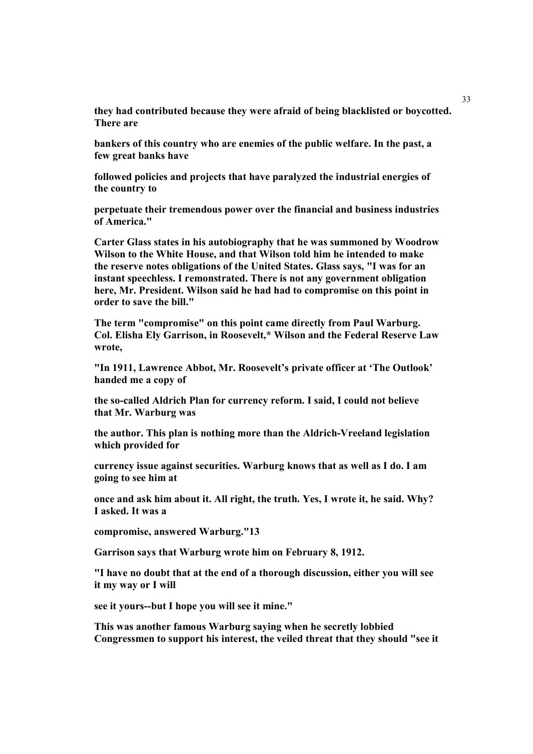**they had contributed because they were afraid of being blacklisted or boycotted. There are**

**bankers of this country who are enemies of the public welfare. In the past, a few great banks have**

**followed policies and projects that have paralyzed the industrial energies of the country to**

**perpetuate their tremendous power over the financial and business industries of America."**

**Carter Glass states in his autobiography that he was summoned by Woodrow Wilson to the White House, and that Wilson told him he intended to make the reserve notes obligations of the United States. Glass says, "I was for an instant speechless. I remonstrated. There is not any government obligation here, Mr. President. Wilson said he had had to compromise on this point in order to save the bill."**

**The term "compromise" on this point came directly from Paul Warburg. Col. Elisha Ely Garrison, in Roosevelt,* Wilson and the Federal Reserve Law wrote,**

**"In 1911, Lawrence Abbot, Mr. Roosevelt's private officer at 'The Outlook' handed me a copy of**

**the so-called Aldrich Plan for currency reform. I said, I could not believe that Mr. Warburg was**

**the author. This plan is nothing more than the Aldrich-Vreeland legislation which provided for**

**currency issue against securities. Warburg knows that as well as I do. I am going to see him at**

**once and ask him about it. All right, the truth. Yes, I wrote it, he said. Why? I asked. It was a**

**compromise, answered Warburg."13**

**Garrison says that Warburg wrote him on February 8, 1912.**

**"I have no doubt that at the end of a thorough discussion, either you will see it my way or I will**

**see it yours--but I hope you will see it mine."**

**This was another famous Warburg saying when he secretly lobbied Congressmen to support his interest, the veiled threat that they should "see it**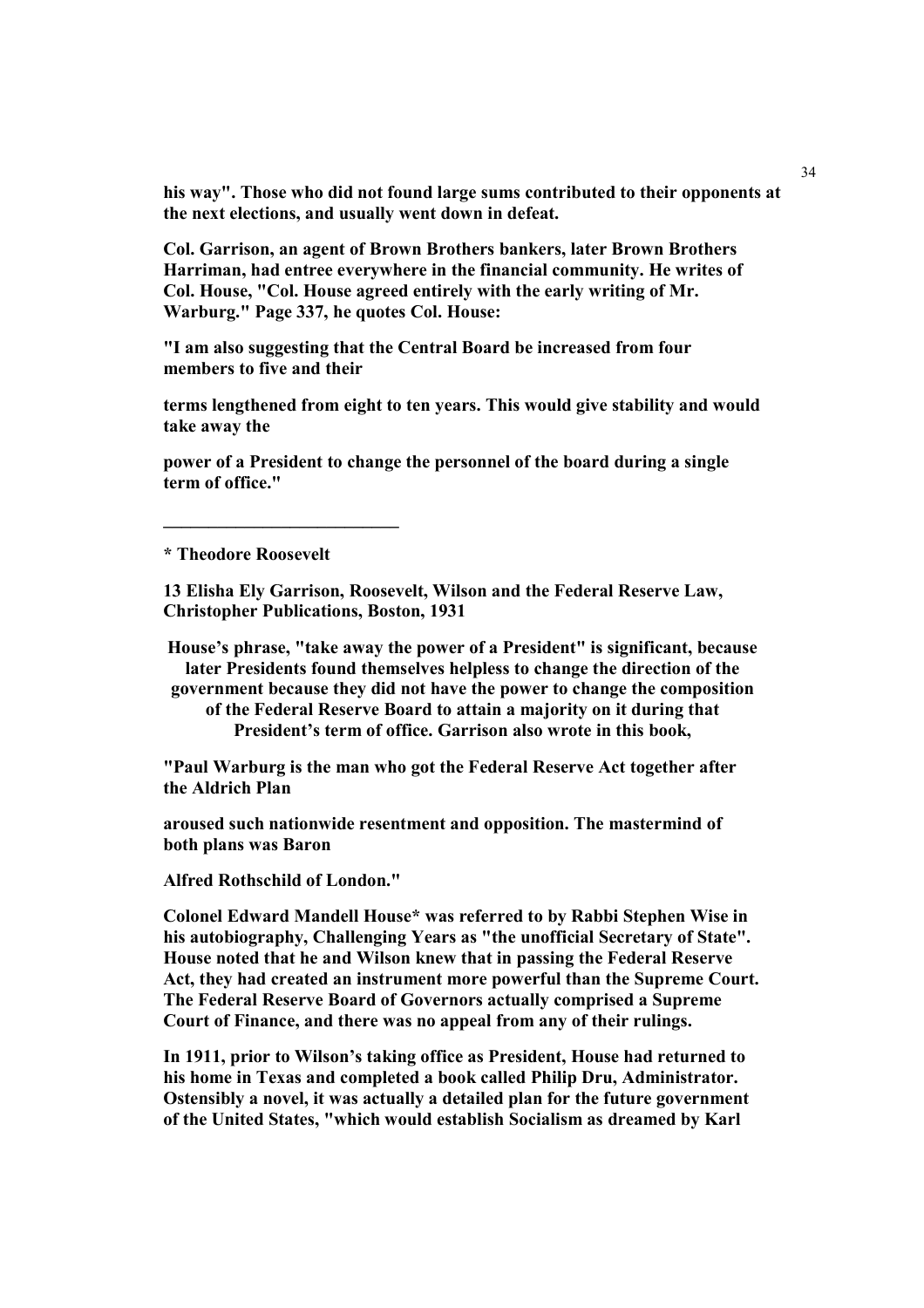**his way". Those who did not found large sums contributed to their opponents at the next elections, and usually went down in defeat.**

**Col. Garrison, an agent of Brown Brothers bankers, later Brown Brothers Harriman, had entree everywhere in the financial community. He writes of Col. House, "Col. House agreed entirely with the early writing of Mr. Warburg." Page 337, he quotes Col. House:**

**"I am also suggesting that the Central Board be increased from four members to five and their**

**terms lengthened from eight to ten years. This would give stability and would take away the**

**power of a President to change the personnel of the board during a single term of office."**

---

**\* Theodore Roosevelt**

**13 Elisha Ely Garrison, Roosevelt, Wilson and the Federal Reserve Law, Christopher Publications, Boston, 1931**

**House's phrase, "take away the power of a President" is significant, because later Presidents found themselves helpless to change the direction of the government because they did not have the power to change the composition of the Federal Reserve Board to attain a majority on it during that President's term of office. Garrison also wrote in this book,**

**"Paul Warburg is the man who got the Federal Reserve Act together after the Aldrich Plan**

**aroused such nationwide resentment and opposition. The mastermind of both plans was Baron**

**Alfred Rothschild of London."**

**Colonel Edward Mandell House\* was referred to by Rabbi Stephen Wise in his autobiography, Challenging Years as "the unofficial Secretary of State". House noted that he and Wilson knew that in passing the Federal Reserve Act, they had created an instrument more powerful than the Supreme Court. The Federal Reserve Board of Governors actually comprised a Supreme Court of Finance, and there was no appeal from any of their rulings.**

**In 1911, prior to Wilson's taking office as President, House had returned to his home in Texas and completed a book called Philip Dru, Administrator. Ostensibly a novel, it was actually a detailed plan for the future government of the United States, "which would establish Socialism as dreamed by Karl**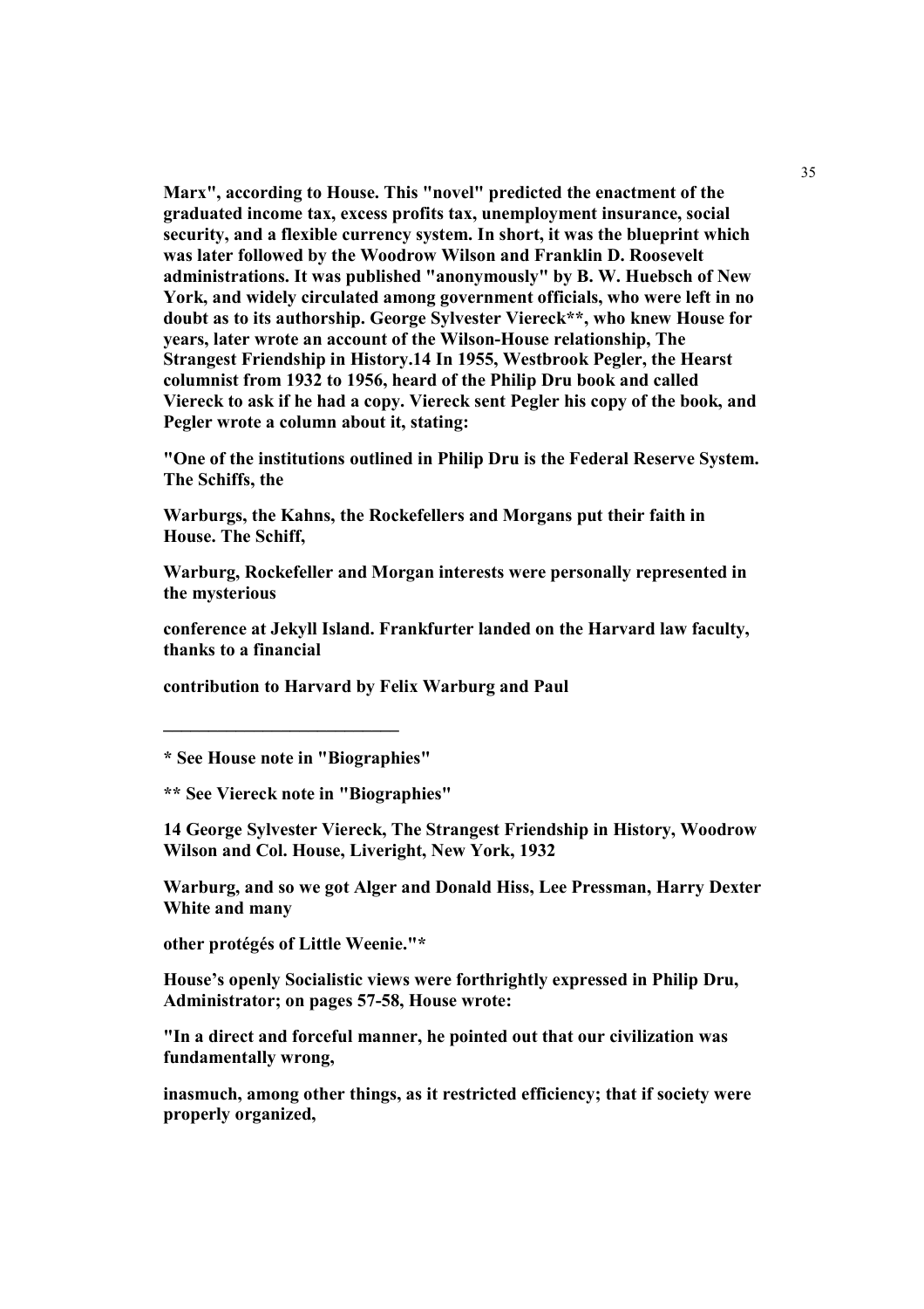**Marx", according to House. This "novel" predicted the enactment of the graduated income tax, excess profits tax, unemployment insurance, social security, and a flexible currency system. In short, it was the blueprint which was later followed by the Woodrow Wilson and Franklin D. Roosevelt administrations. It was published "anonymously" by B. W. Huebsch of New York, and widely circulated among government officials, who were left in no doubt as to its authorship. George Sylvester Viereck\*\*, who knew House for years, later wrote an account of the Wilson-House relationship, The Strangest Friendship in History.14 In 1955, Westbrook Pegler, the Hearst columnist from 1932 to 1956, heard of the Philip Dru book and called Viereck to ask if he had a copy. Viereck sent Pegler his copy of the book, and Pegler wrote a column about it, stating:**

**"One of the institutions outlined in Philip Dru is the Federal Reserve System. The Schiffs, the Warburgs, the Kahns, the Rockefellers and Morgans put their faith in House. The Schiff, Warburg, Rockefeller and Morgan interests were personally represented in the mysterious conference at Jekyll Island. Frankfurter landed on the Harvard law faculty, thanks to a financial contribution to Harvard by Felix Warburg and Paul Warburg, and so we got Alger and Donald Hiss, Lee Pressman, Harry Dexter White and many other protégés of Little Weenie."\***

**House's openly Socialistic views were forthrightly expressed in Philip Dru, Administrator; on pages 57-58, House wrote:**

**"In a direct and forceful manner, he pointed out that our civilization was fundamentally wrong, inasmuch, among other things, as it restricted efficiency; that if society were properly organized,**

---

**\* See House note in "Biographies"**

**\*\* See Viereck note in "Biographies"**

**14 George Sylvester Viereck, The Strangest Friendship in History, Woodrow Wilson and Col. House, Liveright, New York, 1932**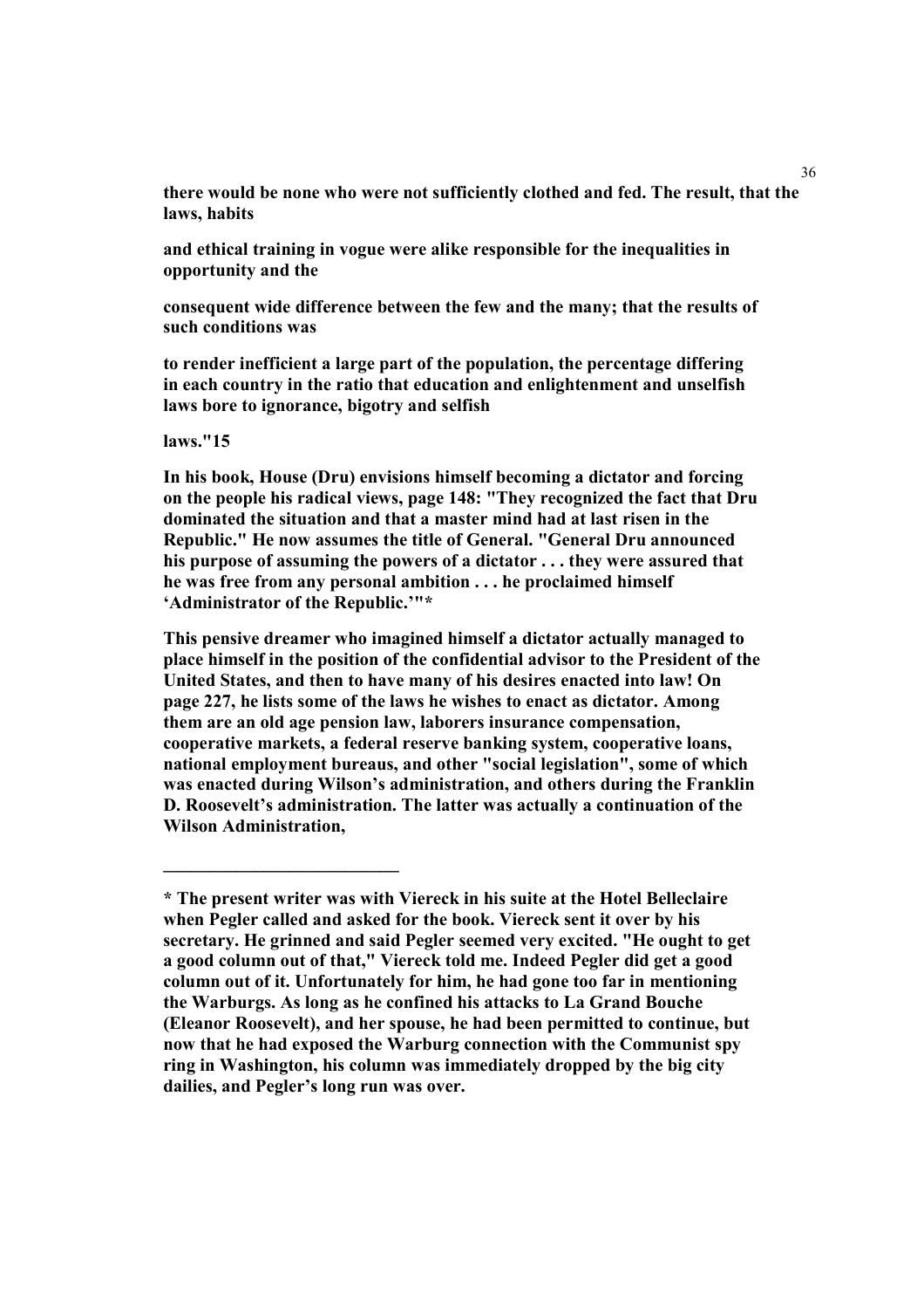**there would be none who were not sufficiently clothed and fed. The result, that the laws, habits and ethical training in vogue were alike responsible for the inequalities in opportunity and the consequent wide difference between the few and the many; that the results of such conditions was to render inefficient a large part of the population, the percentage differing in each country in the ratio that education and enlightenment and unselfish laws bore to ignorance, bigotry and selfish laws."15**

**In his book, House (Dru) envisions himself becoming a dictator and forcing on the people his radical views, page 148: "They recognized the fact that Dru dominated the situation and that a master mind had at last risen in the Republic." He now assumes the title of General. "General Dru announced his purpose of assuming the powers of a dictator . . . they were assured that he was free from any personal ambition . . . he proclaimed himself 'Administrator of the Republic.'"***

**This pensive dreamer who imagined himself a dictator actually managed to place himself in the position of the confidential advisor to the President of the United States, and then to have many of his desires enacted into law! On page 227, he lists some of the laws he wishes to enact as dictator. Among them are an old age pension law, laborers insurance compensation, cooperative markets, a federal reserve banking system, cooperative loans, national employment bureaus, and other "social legislation", some of which was enacted during Wilson's administration, and others during the Franklin D. Roosevelt's administration. The latter was actually a continuation of the Wilson Administration,**

---

**\* The present writer was with Viereck in his suite at the Hotel Belleclaire when Pegler called and asked for the book. Viereck sent it over by his secretary. He grinned and said Pegler seemed very excited. "He ought to get a good column out of that," Viereck told me. Indeed Pegler did get a good column out of it. Unfortunately for him, he had gone too far in mentioning the Warburgs. As long as he confined his attacks to La Grand Bouche (Eleanor Roosevelt), and her spouse, he had been permitted to continue, but now that he had exposed the Warburg connection with the Communist spy ring in Washington, his column was immediately dropped by the big city dailies, and Pegler's long run was over.**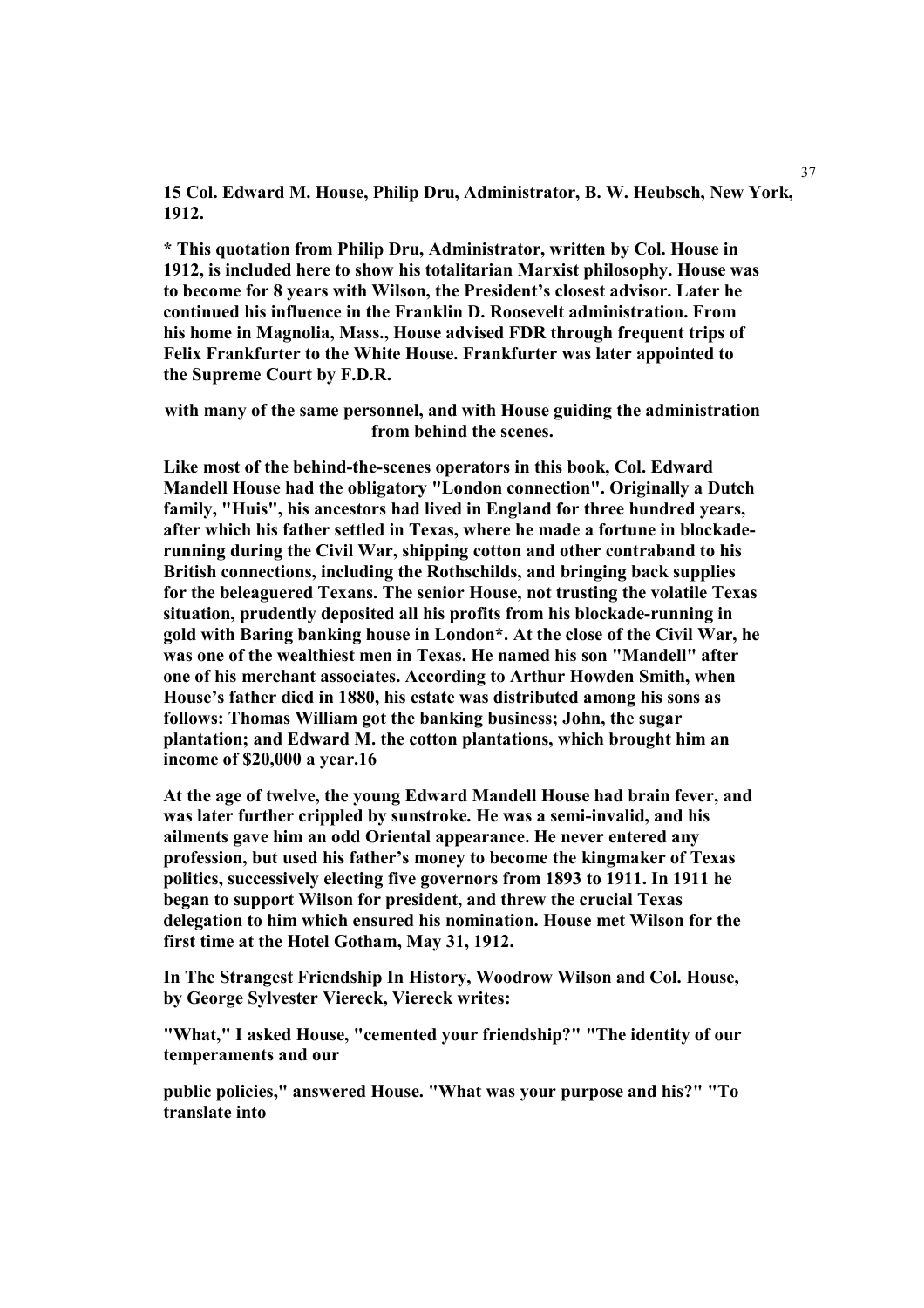**15 Col. Edward M. House, Philip Dru, Administrator, B. W. Heubsch, New York, 1912.**

**\* This quotation from Philip Dru, Administrator, written by Col. House in 1912, is included here to show his totalitarian Marxist philosophy. House was to become for 8 years with Wilson, the President's closest advisor. Later he continued his influence in the Franklin D. Roosevelt administration. From his home in Magnolia, Mass., House advised FDR through frequent trips of Felix Frankfurter to the White House. Frankfurter was later appointed to the Supreme Court by F.D.R.**

**with many of the same personnel, and with House guiding the administration from behind the scenes.**

**Like most of the behind-the-scenes operators in this book, Col. Edward Mandell House had the obligatory "London connection". Originally a Dutch family, "Huis", his ancestors had lived in England for three hundred years, after which his father settled in Texas, where he made a fortune in blockade-running during the Civil War, shipping cotton and other contraband to his British connections, including the Rothschilds, and bringing back supplies for the beleaguered Texans. The senior House, not trusting the volatile Texas situation, prudently deposited all his profits from his blockade-running in gold with Baring banking house in London\*. At the close of the Civil War, he was one of the wealthiest men in Texas. He named his son "Mandell" after one of his merchant associates. According to Arthur Howden Smith, when House's father died in 1880, his estate was distributed among his sons as follows: Thomas William got the banking business; John, the sugar plantation; and Edward M. the cotton plantations, which brought him an income of $20,000 a year.16**

**At the age of twelve, the young Edward Mandell House had brain fever, and was later further crippled by sunstroke. He was a semi-invalid, and his ailments gave him an odd Oriental appearance. He never entered any profession, but used his father's money to become the kingmaker of Texas politics, successively electing five governors from 1893 to 1911. In 1911 he began to support Wilson for president, and threw the crucial Texas delegation to him which ensured his nomination. House met Wilson for the first time at the Hotel Gotham, May 31, 1912.**

**In The Strangest Friendship In History, Woodrow Wilson and Col. House, by George Sylvester Viereck, Viereck writes:**

**"What," I asked House, "cemented your friendship?" "The identity of our temperaments and our**

**public policies," answered House. "What was your purpose and his?" "To translate into**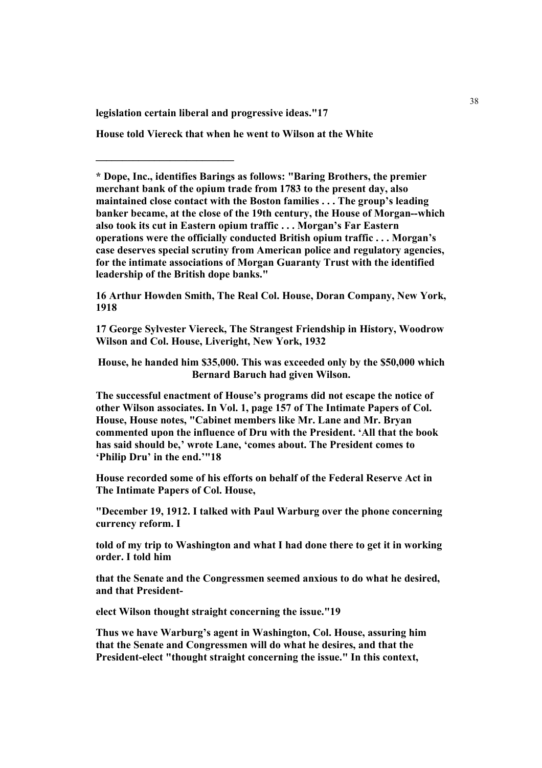**legislation certain liberal and progressive ideas."17**

**House told Viereck that when he went to Wilson at the White**

**House, he handed him $35,000. This was exceeded only by the $50,000 which Bernard Baruch had given Wilson.**

**The successful enactment of House's programs did not escape the notice of other Wilson associates. In Vol. 1, page 157 of The Intimate Papers of Col. House, House notes, "Cabinet members like Mr. Lane and Mr. Bryan commented upon the influence of Dru with the President. 'All that the book has said should be,' wrote Lane, 'comes about. The President comes to 'Philip Dru' in the end.'"18**

**House recorded some of his efforts on behalf of the Federal Reserve Act in The Intimate Papers of Col. House,**

**"December 19, 1912. I talked with Paul Warburg over the phone concerning currency reform. I told of my trip to Washington and what I had done there to get it in working order. I told him that the Senate and the Congressmen seemed anxious to do what he desired, and that President-elect Wilson thought straight concerning the issue."19**

**Thus we have Warburg's agent in Washington, Col. House, assuring him that the Senate and Congressmen will do what he desires, and that the President-elect "thought straight concerning the issue." In this context,**

---

**\* Dope, Inc., identifies Barings as follows: "Baring Brothers, the premier merchant bank of the opium trade from 1783 to the present day, also maintained close contact with the Boston families . . . The group's leading banker became, at the close of the 19th century, the House of Morgan--which also took its cut in Eastern opium traffic . . . Morgan's Far Eastern operations were the officially conducted British opium traffic . . . Morgan's case deserves special scrutiny from American police and regulatory agencies, for the intimate associations of Morgan Guaranty Trust with the identified leadership of the British dope banks."**

**16 Arthur Howden Smith, The Real Col. House, Doran Company, New York, 1918**

**17 George Sylvester Viereck, The Strangest Friendship in History, Woodrow Wilson and Col. House, Liveright, New York, 1932**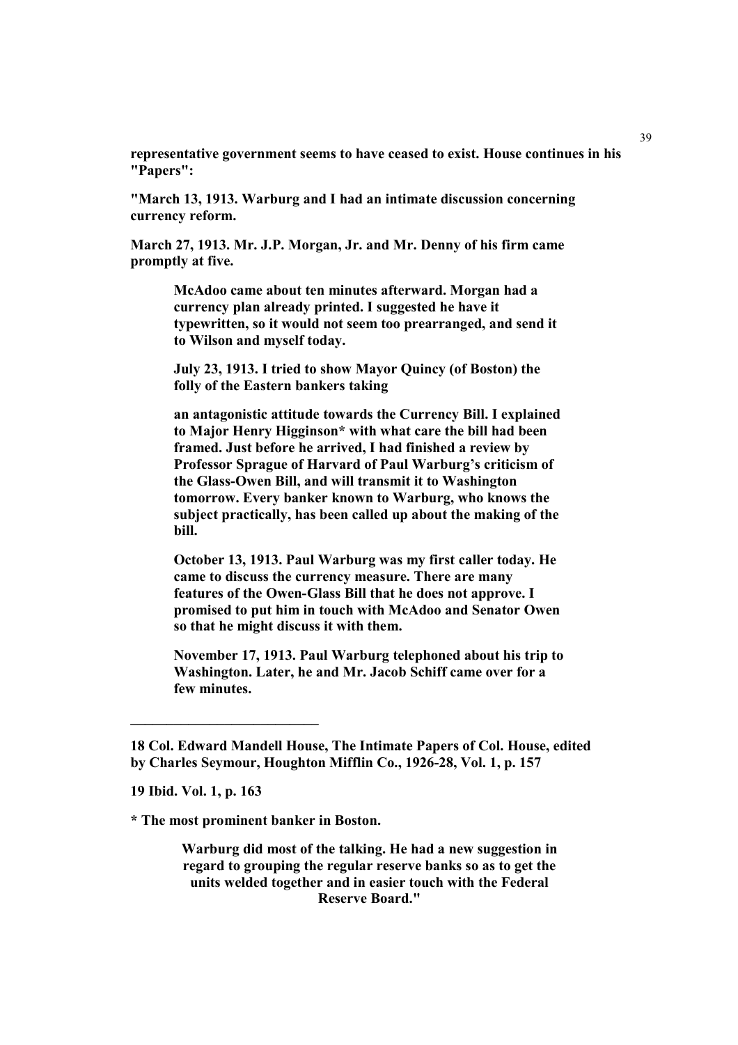**representative government seems to have ceased to exist. House continues in his "Papers":**

**"March 13, 1913. Warburg and I had an intimate discussion concerning currency reform.**

**March 27, 1913. Mr. J.P. Morgan, Jr. and Mr. Denny of his firm came promptly at five.**

> **McAdoo came about ten minutes afterward. Morgan had a currency plan already printed. I suggested he have it typewritten, so it would not seem too prearranged, and send it to Wilson and myself today.**
>
> **July 23, 1913. I tried to show Mayor Quincy (of Boston) the folly of the Eastern bankers taking**
>
> **an antagonistic attitude towards the Currency Bill. I explained to Major Henry Higginson* with what care the bill had been framed. Just before he arrived, I had finished a review by Professor Sprague of Harvard of Paul Warburg's criticism of the Glass-Owen Bill, and will transmit it to Washington tomorrow. Every banker known to Warburg, who knows the subject practically, has been called up about the making of the bill.**
>
> **October 13, 1913. Paul Warburg was my first caller today. He came to discuss the currency measure. There are many features of the Owen-Glass Bill that he does not approve. I promised to put him in touch with McAdoo and Senator Owen so that he might discuss it with them.**
>
> **November 17, 1913. Paul Warburg telephoned about his trip to Washington. Later, he and Mr. Jacob Schiff came over for a few minutes.**

---

**18 Col. Edward Mandell House, The Intimate Papers of Col. House, edited by Charles Seymour, Houghton Mifflin Co., 1926-28, Vol. 1, p. 157**

**19 Ibid. Vol. 1, p. 163**

**\* The most prominent banker in Boston.**

> **Warburg did most of the talking. He had a new suggestion in regard to grouping the regular reserve banks so as to get the units welded together and in easier touch with the Federal Reserve Board."**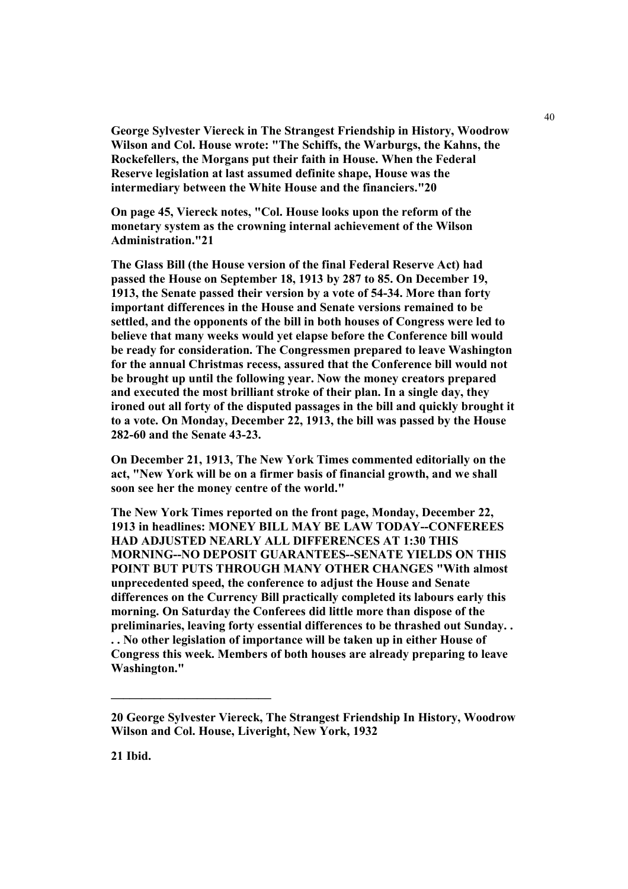**George Sylvester Viereck in The Strangest Friendship in History, Woodrow Wilson and Col. House wrote: "The Schiffs, the Warburgs, the Kahns, the Rockefellers, the Morgans put their faith in House. When the Federal Reserve legislation at last assumed definite shape, House was the intermediary between the White House and the financiers."[20]**

**On page 45, Viereck notes, "Col. House looks upon the reform of the monetary system as the crowning internal achievement of the Wilson Administration."[21]**

**The Glass Bill (the House version of the final Federal Reserve Act) had passed the House on September 18, 1913 by 287 to 85. On December 19, 1913, the Senate passed their version by a vote of 54-34. More than forty important differences in the House and Senate versions remained to be settled, and the opponents of the bill in both houses of Congress were led to believe that many weeks would yet elapse before the Conference bill would be ready for consideration. The Congressmen prepared to leave Washington for the annual Christmas recess, assured that the Conference bill would not be brought up until the following year. Now the money creators prepared and executed the most brilliant stroke of their plan. In a single day, they ironed out all forty of the disputed passages in the bill and quickly brought it to a vote. On Monday, December 22, 1913, the bill was passed by the House 282-60 and the Senate 43-23.**

**On December 21, 1913, The New York Times commented editorially on the act, "New York will be on a firmer basis of financial growth, and we shall soon see her the money centre of the world."**

**The New York Times reported on the front page, Monday, December 22, 1913 in headlines: MONEY BILL MAY BE LAW TODAY--CONFEREES HAD ADJUSTED NEARLY ALL DIFFERENCES AT 1:30 THIS MORNING--NO DEPOSIT GUARANTEES--SENATE YIELDS ON THIS POINT BUT PUTS THROUGH MANY OTHER CHANGES "With almost unprecedented speed, the conference to adjust the House and Senate differences on the Currency Bill practically completed its labours early this morning. On Saturday the Conferees did little more than dispose of the preliminaries, leaving forty essential differences to be thrashed out Sunday. . . . No other legislation of importance will be taken up in either House of Congress this week. Members of both houses are already preparing to leave Washington."**

---

**20 George Sylvester Viereck, The Strangest Friendship In History, Woodrow Wilson and Col. House, Liveright, New York, 1932**

**21 Ibid.**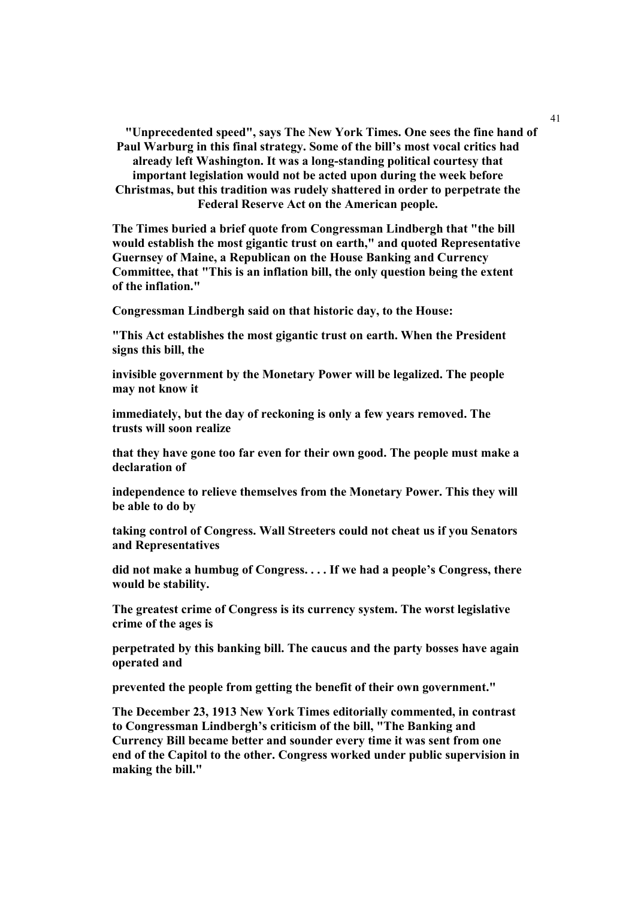**"Unprecedented speed", says The New York Times. One sees the fine hand of Paul Warburg in this final strategy. Some of the bill's most vocal critics had already left Washington. It was a long-standing political courtesy that important legislation would not be acted upon during the week before Christmas, but this tradition was rudely shattered in order to perpetrate the Federal Reserve Act on the American people.**

**The Times buried a brief quote from Congressman Lindbergh that "the bill would establish the most gigantic trust on earth," and quoted Representative Guernsey of Maine, a Republican on the House Banking and Currency Committee, that "This is an inflation bill, the only question being the extent of the inflation."**

**Congressman Lindbergh said on that historic day, to the House:**

**"This Act establishes the most gigantic trust on earth. When the President signs this bill, the invisible government by the Monetary Power will be legalized. The people may not know it immediately, but the day of reckoning is only a few years removed. The trusts will soon realize that they have gone too far even for their own good. The people must make a declaration of independence to relieve themselves from the Monetary Power. This they will be able to do by taking control of Congress. Wall Streeters could not cheat us if you Senators and Representatives did not make a humbug of Congress. . . . If we had a people's Congress, there would be stability.**

**The greatest crime of Congress is its currency system. The worst legislative crime of the ages is perpetrated by this banking bill. The caucus and the party bosses have again operated and prevented the people from getting the benefit of their own government."**

**The December 23, 1913 New York Times editorially commented, in contrast to Congressman Lindbergh's criticism of the bill, "The Banking and Currency Bill became better and sounder every time it was sent from one end of the Capitol to the other. Congress worked under public supervision in making the bill."**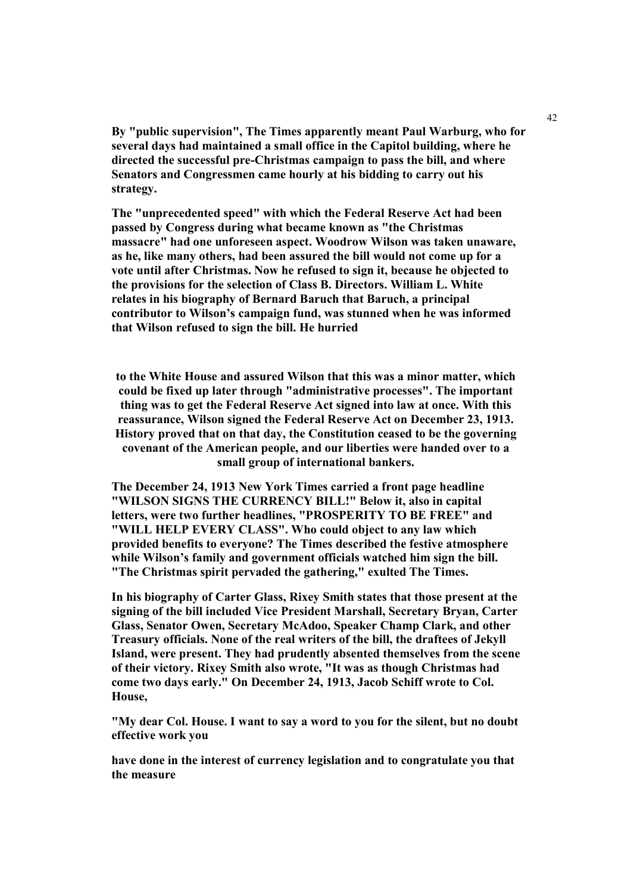**By "public supervision", The Times apparently meant Paul Warburg, who for several days had maintained a small office in the Capitol building, where he directed the successful pre-Christmas campaign to pass the bill, and where Senators and Congressmen came hourly at his bidding to carry out his strategy.**

**The "unprecedented speed" with which the Federal Reserve Act had been passed by Congress during what became known as "the Christmas massacre" had one unforeseen aspect. Woodrow Wilson was taken unaware, as he, like many others, had been assured the bill would not come up for a vote until after Christmas. Now he refused to sign it, because he objected to the provisions for the selection of Class B. Directors. William L. White relates in his biography of Bernard Baruch that Baruch, a principal contributor to Wilson's campaign fund, was stunned when he was informed that Wilson refused to sign the bill. He hurried**

**to the White House and assured Wilson that this was a minor matter, which could be fixed up later through "administrative processes". The important thing was to get the Federal Reserve Act signed into law at once. With this reassurance, Wilson signed the Federal Reserve Act on December 23, 1913. History proved that on that day, the Constitution ceased to be the governing covenant of the American people, and our liberties were handed over to a small group of international bankers.**

**The December 24, 1913 New York Times carried a front page headline "WILSON SIGNS THE CURRENCY BILL!" Below it, also in capital letters, were two further headlines, "PROSPERITY TO BE FREE" and "WILL HELP EVERY CLASS". Who could object to any law which provided benefits to everyone? The Times described the festive atmosphere while Wilson's family and government officials watched him sign the bill. "The Christmas spirit pervaded the gathering," exulted The Times.**

**In his biography of Carter Glass, Rixey Smith states that those present at the signing of the bill included Vice President Marshall, Secretary Bryan, Carter Glass, Senator Owen, Secretary McAdoo, Speaker Champ Clark, and other Treasury officials. None of the real writers of the bill, the draftees of Jekyll Island, were present. They had prudently absented themselves from the scene of their victory. Rixey Smith also wrote, "It was as though Christmas had come two days early." On December 24, 1913, Jacob Schiff wrote to Col. House,**

**"My dear Col. House. I want to say a word to you for the silent, but no doubt effective work you**

**have done in the interest of currency legislation and to congratulate you that the measure**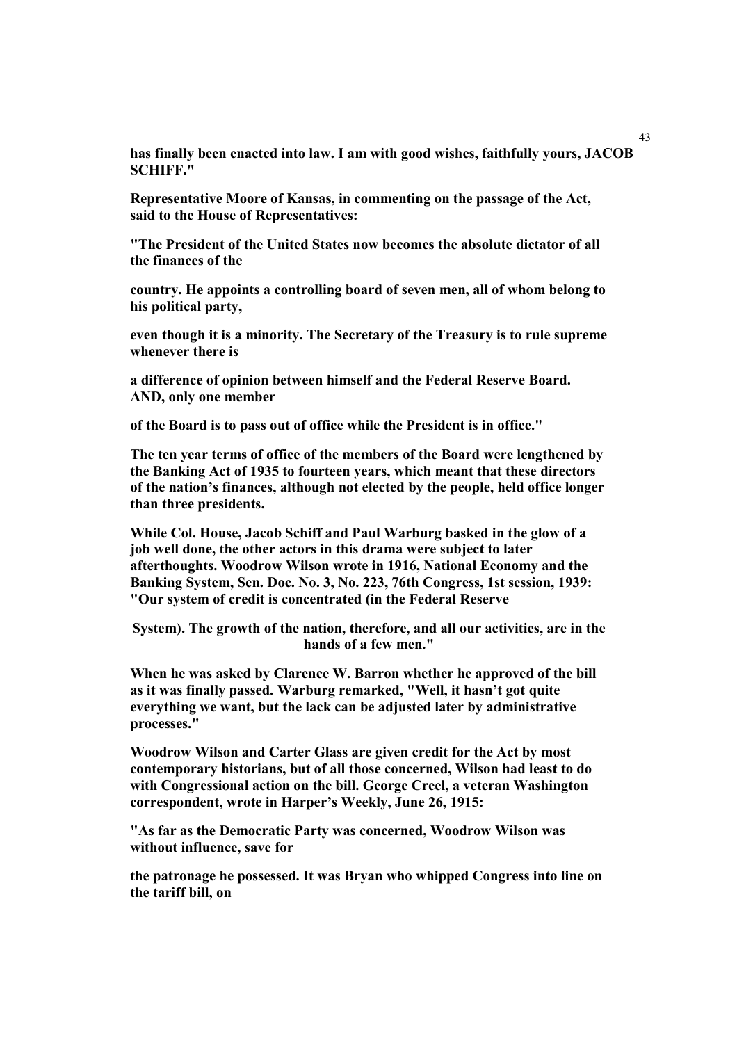**has finally been enacted into law. I am with good wishes, faithfully yours, JACOB SCHIFF."**

**Representative Moore of Kansas, in commenting on the passage of the Act, said to the House of Representatives:**

**"The President of the United States now becomes the absolute dictator of all the finances of the country. He appoints a controlling board of seven men, all of whom belong to his political party, even though it is a minority. The Secretary of the Treasury is to rule supreme whenever there is a difference of opinion between himself and the Federal Reserve Board. AND, only one member of the Board is to pass out of office while the President is in office."**

**The ten year terms of office of the members of the Board were lengthened by the Banking Act of 1935 to fourteen years, which meant that these directors of the nation's finances, although not elected by the people, held office longer than three presidents.**

**While Col. House, Jacob Schiff and Paul Warburg basked in the glow of a job well done, the other actors in this drama were subject to later afterthoughts. Woodrow Wilson wrote in 1916, National Economy and the Banking System, Sen. Doc. No. 3, No. 223, 76th Congress, 1st session, 1939: "Our system of credit is concentrated (in the Federal Reserve System). The growth of the nation, therefore, and all our activities, are in the hands of a few men."**

**When he was asked by Clarence W. Barron whether he approved of the bill as it was finally passed. Warburg remarked, "Well, it hasn't got quite everything we want, but the lack can be adjusted later by administrative processes."**

**Woodrow Wilson and Carter Glass are given credit for the Act by most contemporary historians, but of all those concerned, Wilson had least to do with Congressional action on the bill. George Creel, a veteran Washington correspondent, wrote in Harper's Weekly, June 26, 1915:**

**"As far as the Democratic Party was concerned, Woodrow Wilson was without influence, save for the patronage he possessed. It was Bryan who whipped Congress into line on the tariff bill, on**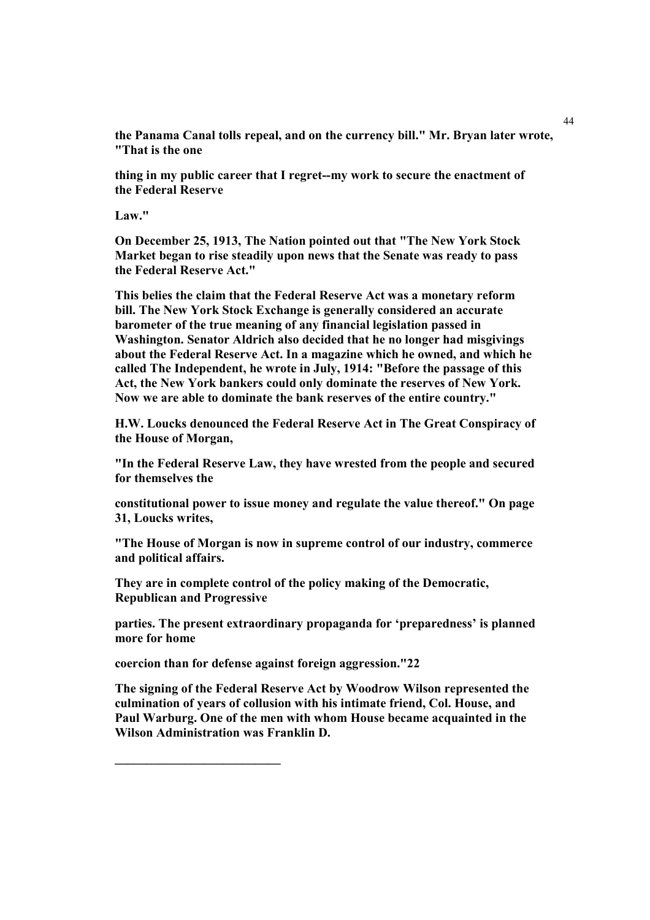**the Panama Canal tolls repeal, and on the currency bill." Mr. Bryan later wrote, "That is the one thing in my public career that I regret--my work to secure the enactment of the Federal Reserve Law."**

**On December 25, 1913, The Nation pointed out that "The New York Stock Market began to rise steadily upon news that the Senate was ready to pass the Federal Reserve Act."**

**This belies the claim that the Federal Reserve Act was a monetary reform bill. The New York Stock Exchange is generally considered an accurate barometer of the true meaning of any financial legislation passed in Washington. Senator Aldrich also decided that he no longer had misgivings about the Federal Reserve Act. In a magazine which he owned, and which he called The Independent, he wrote in July, 1914: "Before the passage of this Act, the New York bankers could only dominate the reserves of New York. Now we are able to dominate the bank reserves of the entire country."**

**H.W. Loucks denounced the Federal Reserve Act in The Great Conspiracy of the House of Morgan,**

**"In the Federal Reserve Law, they have wrested from the people and secured for themselves the constitutional power to issue money and regulate the value thereof." On page 31, Loucks writes,**

**"The House of Morgan is now in supreme control of our industry, commerce and political affairs. They are in complete control of the policy making of the Democratic, Republican and Progressive parties. The present extraordinary propaganda for 'preparedness' is planned more for home coercion than for defense against foreign aggression."22**

**The signing of the Federal Reserve Act by Woodrow Wilson represented the culmination of years of collusion with his intimate friend, Col. House, and Paul Warburg. One of the men with whom House became acquainted in the Wilson Administration was Franklin D.**

---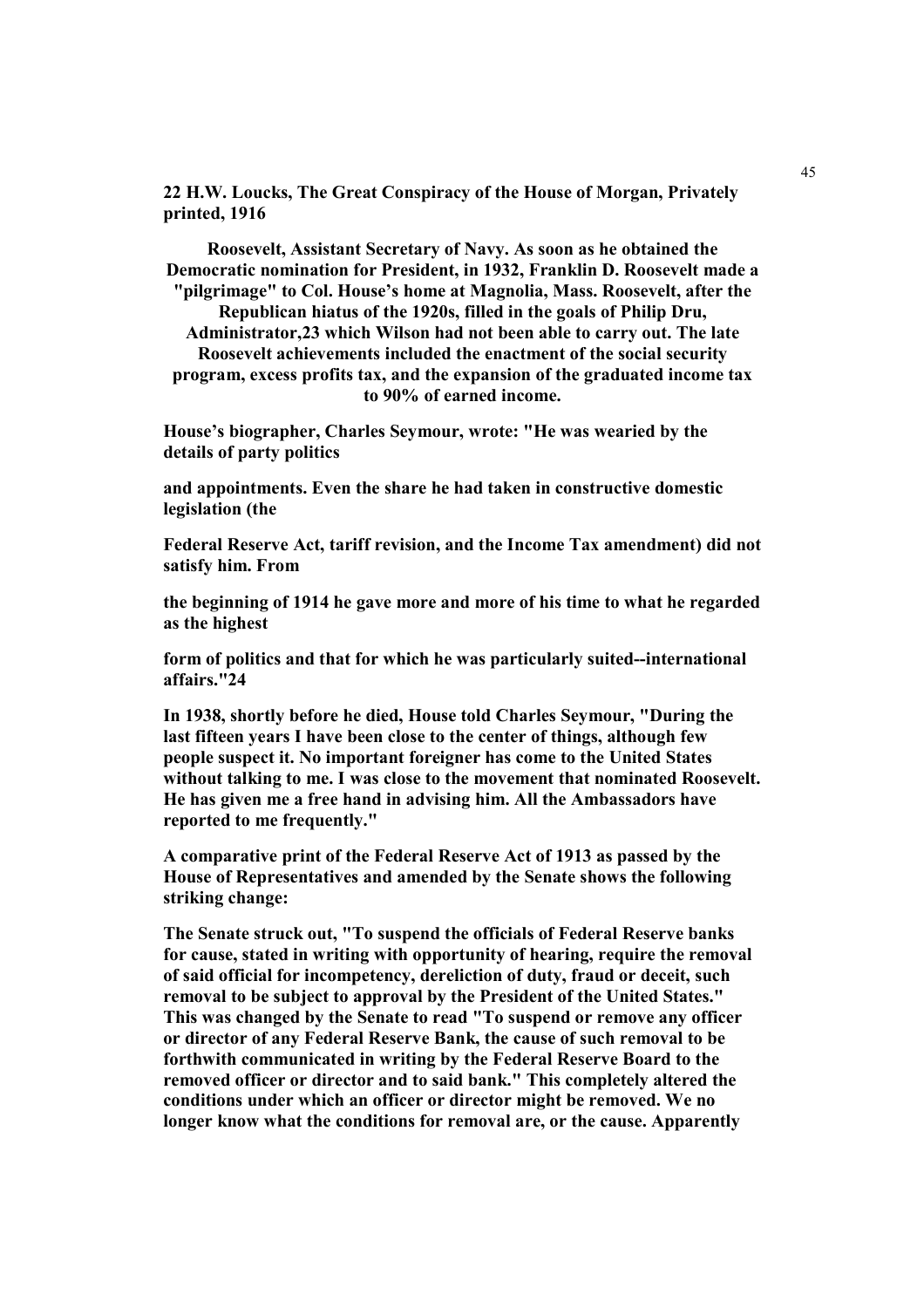**22 H.W. Loucks, The Great Conspiracy of the House of Morgan, Privately printed, 1916**

**Roosevelt, Assistant Secretary of Navy. As soon as he obtained the Democratic nomination for President, in 1932, Franklin D. Roosevelt made a "pilgrimage" to Col. House's home at Magnolia, Mass. Roosevelt, after the Republican hiatus of the 1920s, filled in the goals of Philip Dru, Administrator,23 which Wilson had not been able to carry out. The late Roosevelt achievements included the enactment of the social security program, excess profits tax, and the expansion of the graduated income tax to 90% of earned income.**

**House's biographer, Charles Seymour, wrote: "He was wearied by the details of party politics and appointments. Even the share he had taken in constructive domestic legislation (the Federal Reserve Act, tariff revision, and the Income Tax amendment) did not satisfy him. From the beginning of 1914 he gave more and more of his time to what he regarded as the highest form of politics and that for which he was particularly suited--international affairs."24**

**In 1938, shortly before he died, House told Charles Seymour, "During the last fifteen years I have been close to the center of things, although few people suspect it. No important foreigner has come to the United States without talking to me. I was close to the movement that nominated Roosevelt. He has given me a free hand in advising him. All the Ambassadors have reported to me frequently."**

**A comparative print of the Federal Reserve Act of 1913 as passed by the House of Representatives and amended by the Senate shows the following striking change:**

**The Senate struck out, "To suspend the officials of Federal Reserve banks for cause, stated in writing with opportunity of hearing, require the removal of said official for incompetency, dereliction of duty, fraud or deceit, such removal to be subject to approval by the President of the United States." This was changed by the Senate to read "To suspend or remove any officer or director of any Federal Reserve Bank, the cause of such removal to be forthwith communicated in writing by the Federal Reserve Board to the removed officer or director and to said bank." This completely altered the conditions under which an officer or director might be removed. We no longer know what the conditions for removal are, or the cause. Apparently**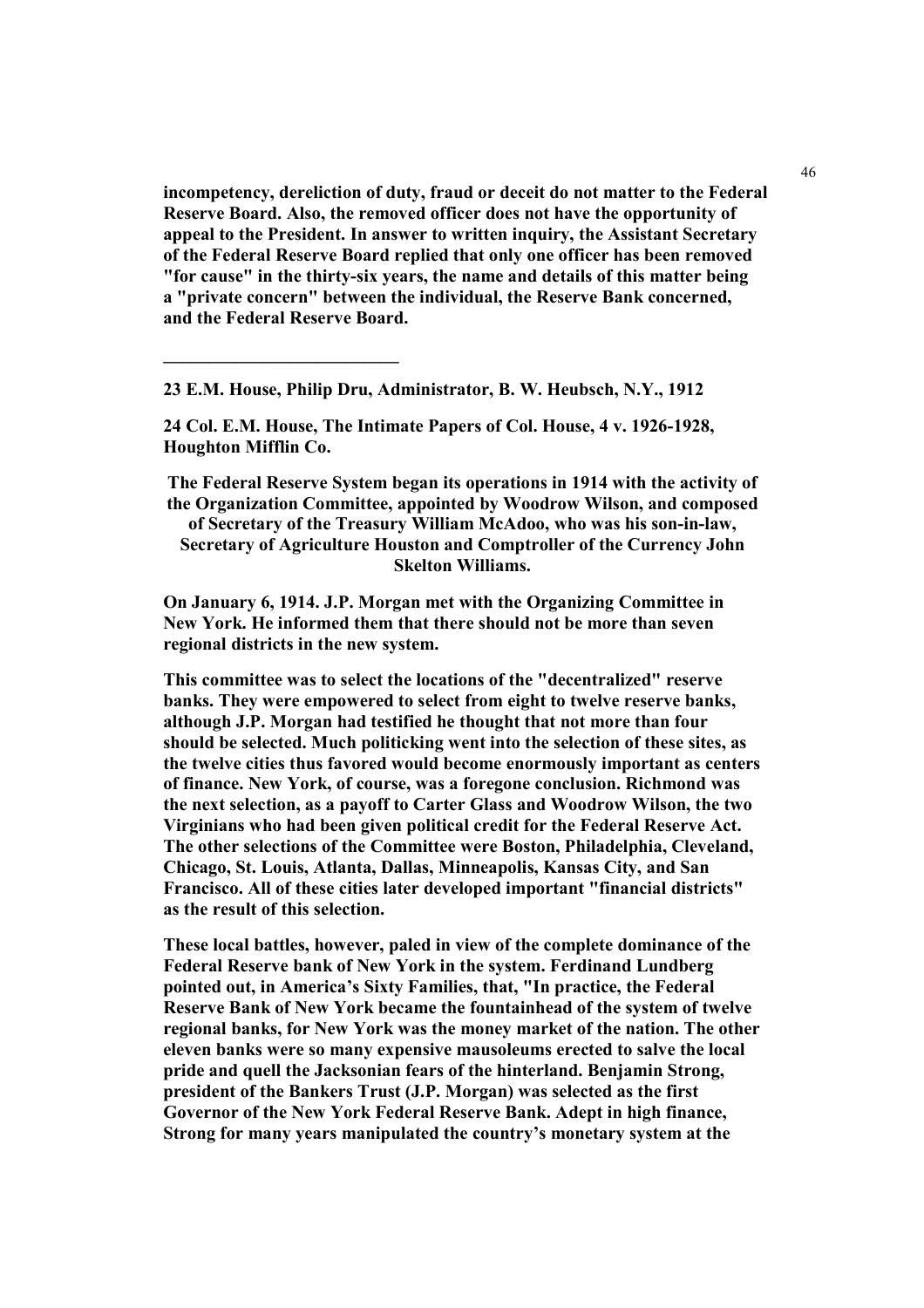**incompetency, dereliction of duty, fraud or deceit do not matter to the Federal Reserve Board. Also, the removed officer does not have the opportunity of appeal to the President. In answer to written inquiry, the Assistant Secretary of the Federal Reserve Board replied that only one officer has been removed "for cause" in the thirty-six years, the name and details of this matter being a "private concern" between the individual, the Reserve Bank concerned, and the Federal Reserve Board.**

---

**23 E.M. House, Philip Dru, Administrator, B. W. Heubsch, N.Y., 1912**

**24 Col. E.M. House, The Intimate Papers of Col. House, 4 v. 1926-1928, Houghton Mifflin Co.**

**The Federal Reserve System began its operations in 1914 with the activity of the Organization Committee, appointed by Woodrow Wilson, and composed of Secretary of the Treasury William McAdoo, who was his son-in-law, Secretary of Agriculture Houston and Comptroller of the Currency John Skelton Williams.**

**On January 6, 1914. J.P. Morgan met with the Organizing Committee in New York. He informed them that there should not be more than seven regional districts in the new system.**

**This committee was to select the locations of the "decentralized" reserve banks. They were empowered to select from eight to twelve reserve banks, although J.P. Morgan had testified he thought that not more than four should be selected. Much politicking went into the selection of these sites, as the twelve cities thus favored would become enormously important as centers of finance. New York, of course, was a foregone conclusion. Richmond was the next selection, as a payoff to Carter Glass and Woodrow Wilson, the two Virginians who had been given political credit for the Federal Reserve Act. The other selections of the Committee were Boston, Philadelphia, Cleveland, Chicago, St. Louis, Atlanta, Dallas, Minneapolis, Kansas City, and San Francisco. All of these cities later developed important "financial districts" as the result of this selection.**

**These local battles, however, paled in view of the complete dominance of the Federal Reserve bank of New York in the system. Ferdinand Lundberg pointed out, in America's Sixty Families, that, "In practice, the Federal Reserve Bank of New York became the fountainhead of the system of twelve regional banks, for New York was the money market of the nation. The other eleven banks were so many expensive mausoleums erected to salve the local pride and quell the Jacksonian fears of the hinterland. Benjamin Strong, president of the Bankers Trust (J.P. Morgan) was selected as the first Governor of the New York Federal Reserve Bank. Adept in high finance, Strong for many years manipulated the country's monetary system at the**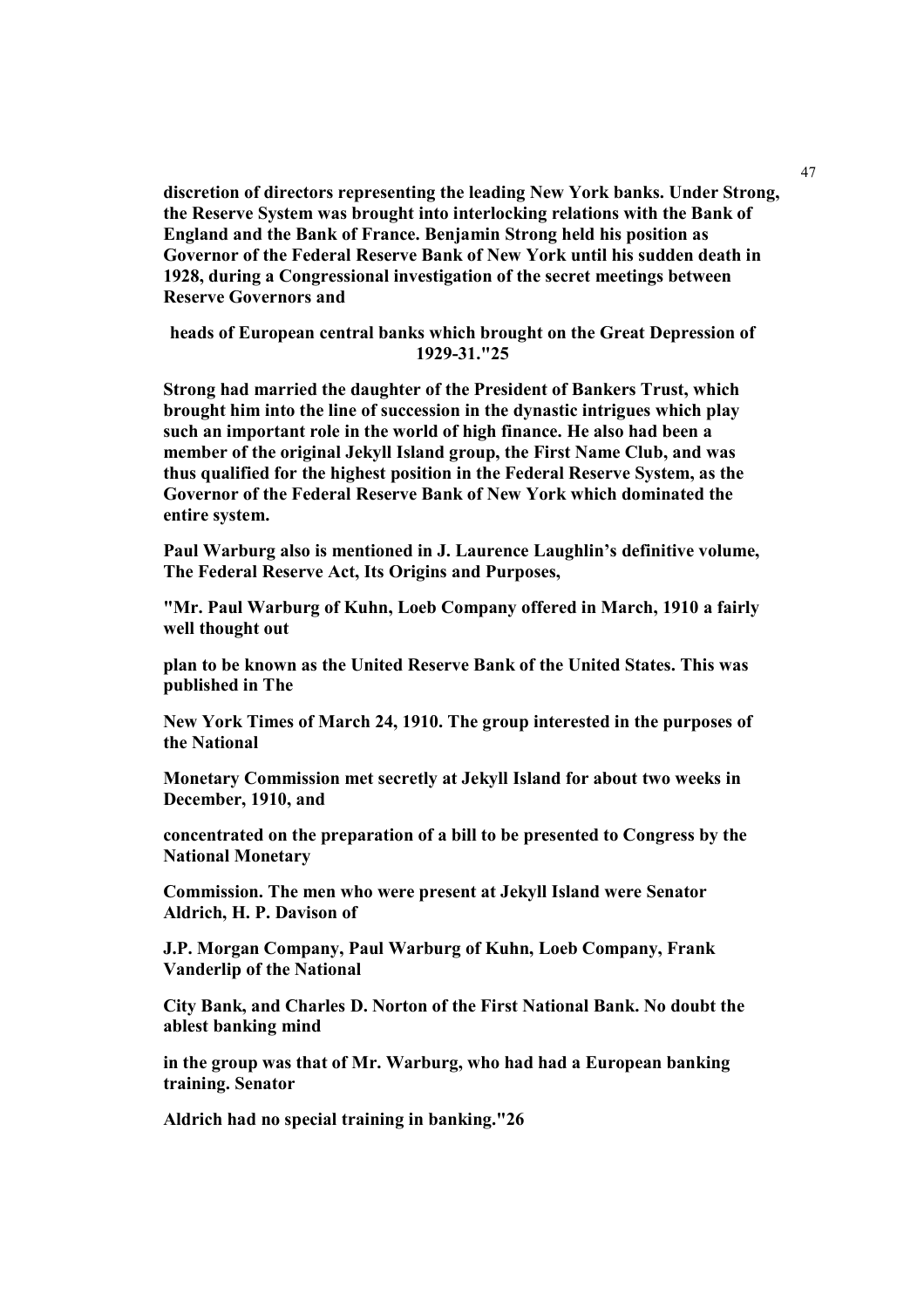**discretion of directors representing the leading New York banks. Under Strong, the Reserve System was brought into interlocking relations with the Bank of England and the Bank of France. Benjamin Strong held his position as Governor of the Federal Reserve Bank of New York until his sudden death in 1928, during a Congressional investigation of the secret meetings between Reserve Governors and**

**heads of European central banks which brought on the Great Depression of 1929-31."25**

**Strong had married the daughter of the President of Bankers Trust, which brought him into the line of succession in the dynastic intrigues which play such an important role in the world of high finance. He also had been a member of the original Jekyll Island group, the First Name Club, and was thus qualified for the highest position in the Federal Reserve System, as the Governor of the Federal Reserve Bank of New York which dominated the entire system.**

**Paul Warburg also is mentioned in J. Laurence Laughlin's definitive volume, The Federal Reserve Act, Its Origins and Purposes,**

**"Mr. Paul Warburg of Kuhn, Loeb Company offered in March, 1910 a fairly well thought out plan to be known as the United Reserve Bank of the United States. This was published in The New York Times of March 24, 1910. The group interested in the purposes of the National Monetary Commission met secretly at Jekyll Island for about two weeks in December, 1910, and concentrated on the preparation of a bill to be presented to Congress by the National Monetary Commission. The men who were present at Jekyll Island were Senator Aldrich, H. P. Davison of J.P. Morgan Company, Paul Warburg of Kuhn, Loeb Company, Frank Vanderlip of the National City Bank, and Charles D. Norton of the First National Bank. No doubt the ablest banking mind in the group was that of Mr. Warburg, who had had a European banking training. Senator Aldrich had no special training in banking."26**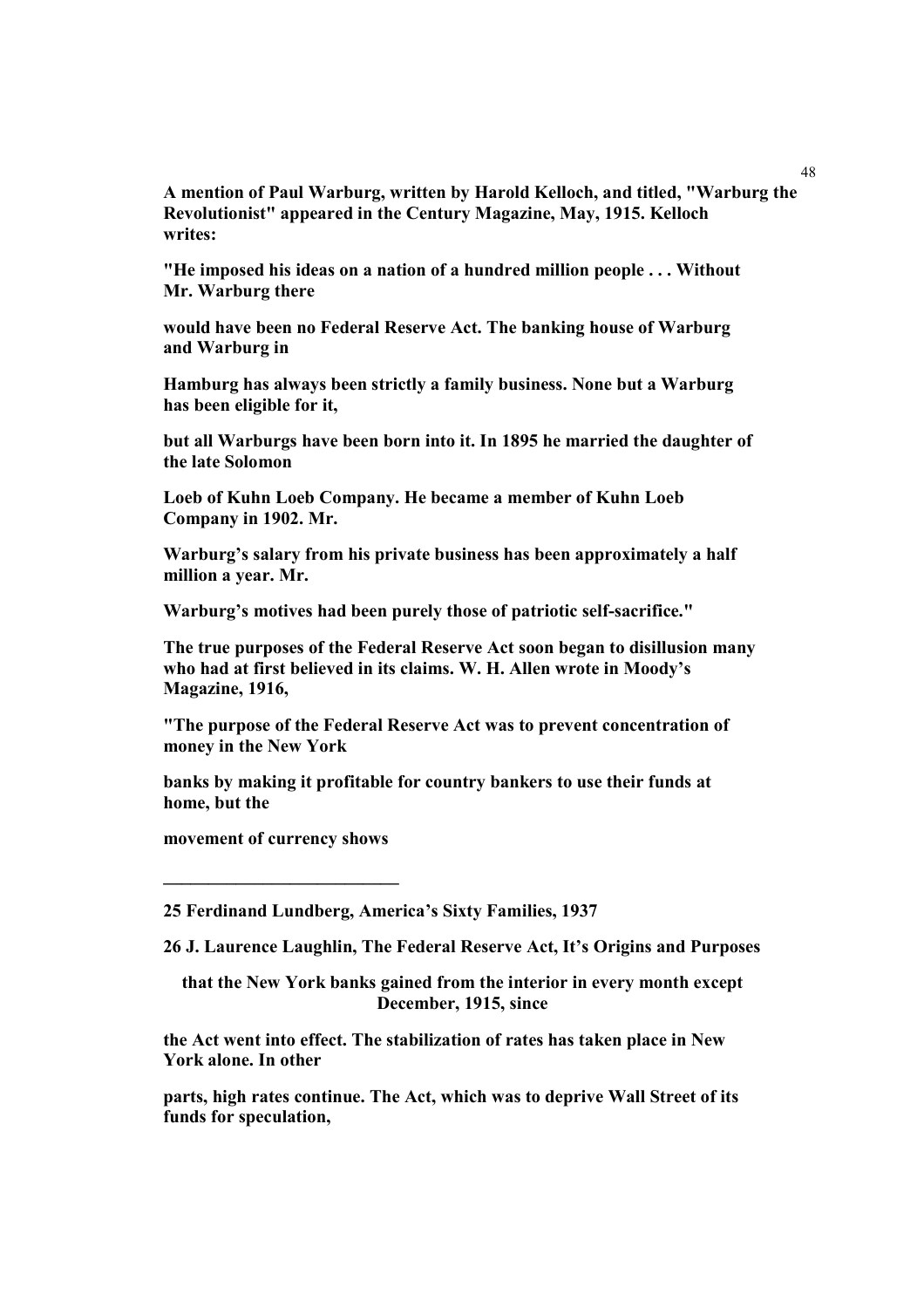**A mention of Paul Warburg, written by Harold Kelloch, and titled, "Warburg the Revolutionist" appeared in the Century Magazine, May, 1915. Kelloch writes:**

**"He imposed his ideas on a nation of a hundred million people . . . Without Mr. Warburg there would have been no Federal Reserve Act. The banking house of Warburg and Warburg in Hamburg has always been strictly a family business. None but a Warburg has been eligible for it, but all Warburgs have been born into it. In 1895 he married the daughter of the late Solomon Loeb of Kuhn Loeb Company. He became a member of Kuhn Loeb Company in 1902. Mr. Warburg's salary from his private business has been approximately a half million a year. Mr. Warburg's motives had been purely those of patriotic self-sacrifice."**

**The true purposes of the Federal Reserve Act soon began to disillusion many who had at first believed in its claims. W. H. Allen wrote in Moody's Magazine, 1916,**

**"The purpose of the Federal Reserve Act was to prevent concentration of money in the New York banks by making it profitable for country bankers to use their funds at home, but the movement of currency shows that the New York banks gained from the interior in every month except December, 1915, since the Act went into effect. The stabilization of rates has taken place in New York alone. In other parts, high rates continue. The Act, which was to deprive Wall Street of its funds for speculation,**

---

**25 Ferdinand Lundberg, America's Sixty Families, 1937**

**26 J. Laurence Laughlin, The Federal Reserve Act, It's Origins and Purposes**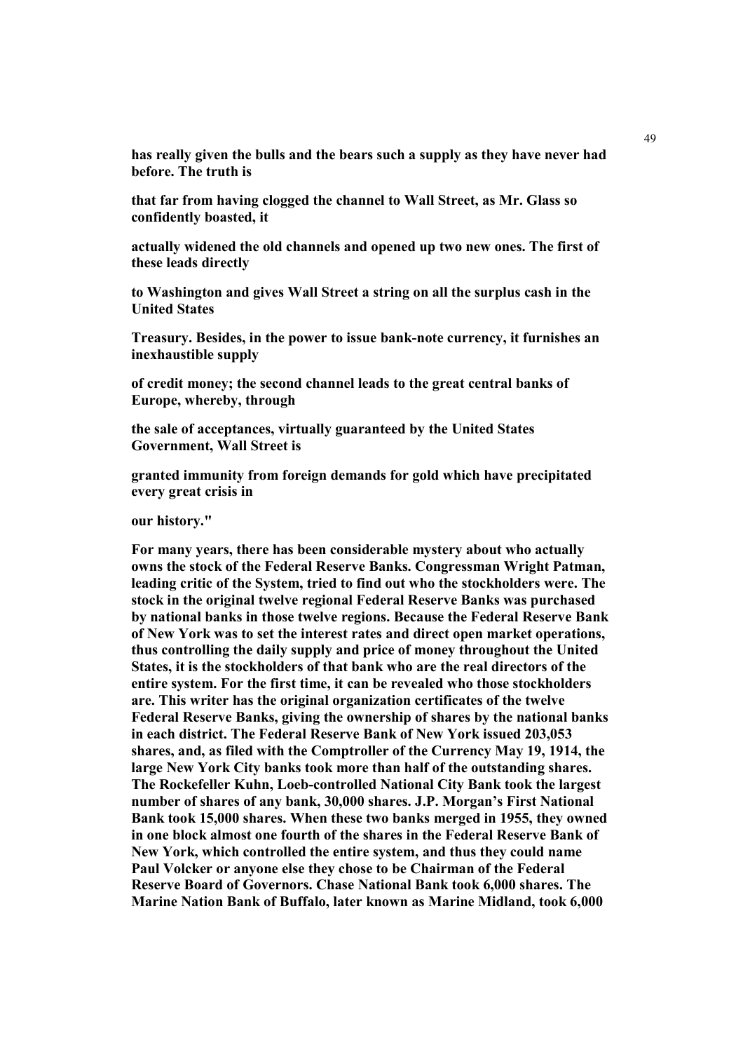**has really given the bulls and the bears such a supply as they have never had before. The truth is that far from having clogged the channel to Wall Street, as Mr. Glass so confidently boasted, it actually widened the old channels and opened up two new ones. The first of these leads directly to Washington and gives Wall Street a string on all the surplus cash in the United States Treasury. Besides, in the power to issue bank-note currency, it furnishes an inexhaustible supply of credit money; the second channel leads to the great central banks of Europe, whereby, through the sale of acceptances, virtually guaranteed by the United States Government, Wall Street is granted immunity from foreign demands for gold which have precipitated every great crisis in our history."**

**For many years, there has been considerable mystery about who actually owns the stock of the Federal Reserve Banks. Congressman Wright Patman, leading critic of the System, tried to find out who the stockholders were. The stock in the original twelve regional Federal Reserve Banks was purchased by national banks in those twelve regions. Because the Federal Reserve Bank of New York was to set the interest rates and direct open market operations, thus controlling the daily supply and price of money throughout the United States, it is the stockholders of that bank who are the real directors of the entire system. For the first time, it can be revealed who those stockholders are. This writer has the original organization certificates of the twelve Federal Reserve Banks, giving the ownership of shares by the national banks in each district. The Federal Reserve Bank of New York issued 203,053 shares, and, as filed with the Comptroller of the Currency May 19, 1914, the large New York City banks took more than half of the outstanding shares. The Rockefeller Kuhn, Loeb-controlled National City Bank took the largest number of shares of any bank, 30,000 shares. J.P. Morgan's First National Bank took 15,000 shares. When these two banks merged in 1955, they owned in one block almost one fourth of the shares in the Federal Reserve Bank of New York, which controlled the entire system, and thus they could name Paul Volcker or anyone else they chose to be Chairman of the Federal Reserve Board of Governors. Chase National Bank took 6,000 shares. The Marine Nation Bank of Buffalo, later known as Marine Midland, took 6,000**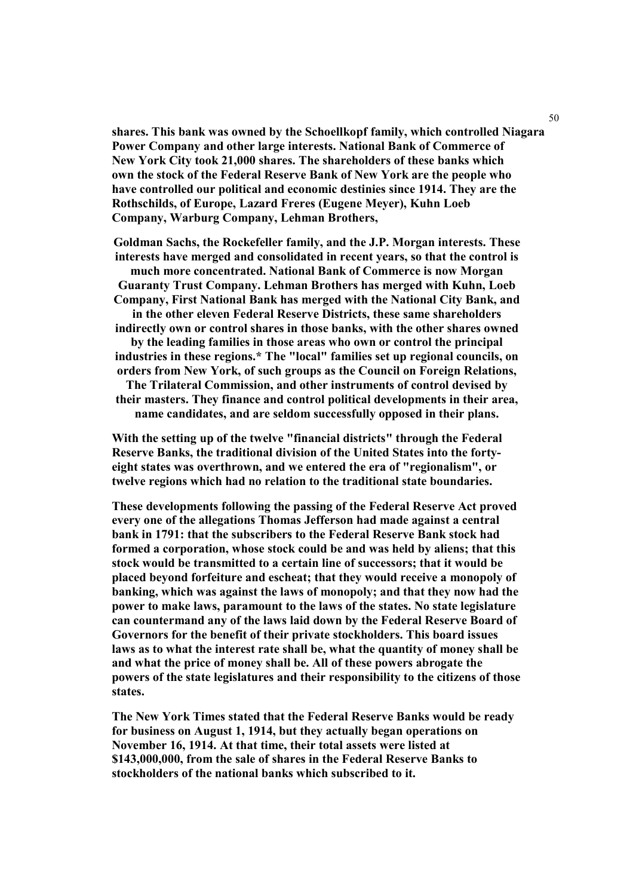**shares. This bank was owned by the Schoellkopf family, which controlled Niagara Power Company and other large interests. National Bank of Commerce of New York City took 21,000 shares. The shareholders of these banks which own the stock of the Federal Reserve Bank of New York are the people who have controlled our political and economic destinies since 1914. They are the Rothschilds, of Europe, Lazard Freres (Eugene Meyer), Kuhn Loeb Company, Warburg Company, Lehman Brothers,**

**Goldman Sachs, the Rockefeller family, and the J.P. Morgan interests. These interests have merged and consolidated in recent years, so that the control is much more concentrated. National Bank of Commerce is now Morgan Guaranty Trust Company. Lehman Brothers has merged with Kuhn, Loeb Company, First National Bank has merged with the National City Bank, and in the other eleven Federal Reserve Districts, these same shareholders indirectly own or control shares in those banks, with the other shares owned by the leading families in those areas who own or control the principal industries in these regions.* The "local" families set up regional councils, on orders from New York, of such groups as the Council on Foreign Relations, The Trilateral Commission, and other instruments of control devised by their masters. They finance and control political developments in their area, name candidates, and are seldom successfully opposed in their plans.**

**With the setting up of the twelve "financial districts" through the Federal Reserve Banks, the traditional division of the United States into the forty-eight states was overthrown, and we entered the era of "regionalism", or twelve regions which had no relation to the traditional state boundaries.**

**These developments following the passing of the Federal Reserve Act proved every one of the allegations Thomas Jefferson had made against a central bank in 1791: that the subscribers to the Federal Reserve Bank stock had formed a corporation, whose stock could be and was held by aliens; that this stock would be transmitted to a certain line of successors; that it would be placed beyond forfeiture and escheat; that they would receive a monopoly of banking, which was against the laws of monopoly; and that they now had the power to make laws, paramount to the laws of the states. No state legislature can countermand any of the laws laid down by the Federal Reserve Board of Governors for the benefit of their private stockholders. This board issues laws as to what the interest rate shall be, what the quantity of money shall be and what the price of money shall be. All of these powers abrogate the powers of the state legislatures and their responsibility to the citizens of those states.**

**The New York Times stated that the Federal Reserve Banks would be ready for business on August 1, 1914, but they actually began operations on November 16, 1914. At that time, their total assets were listed at $143,000,000, from the sale of shares in the Federal Reserve Banks to stockholders of the national banks which subscribed to it.**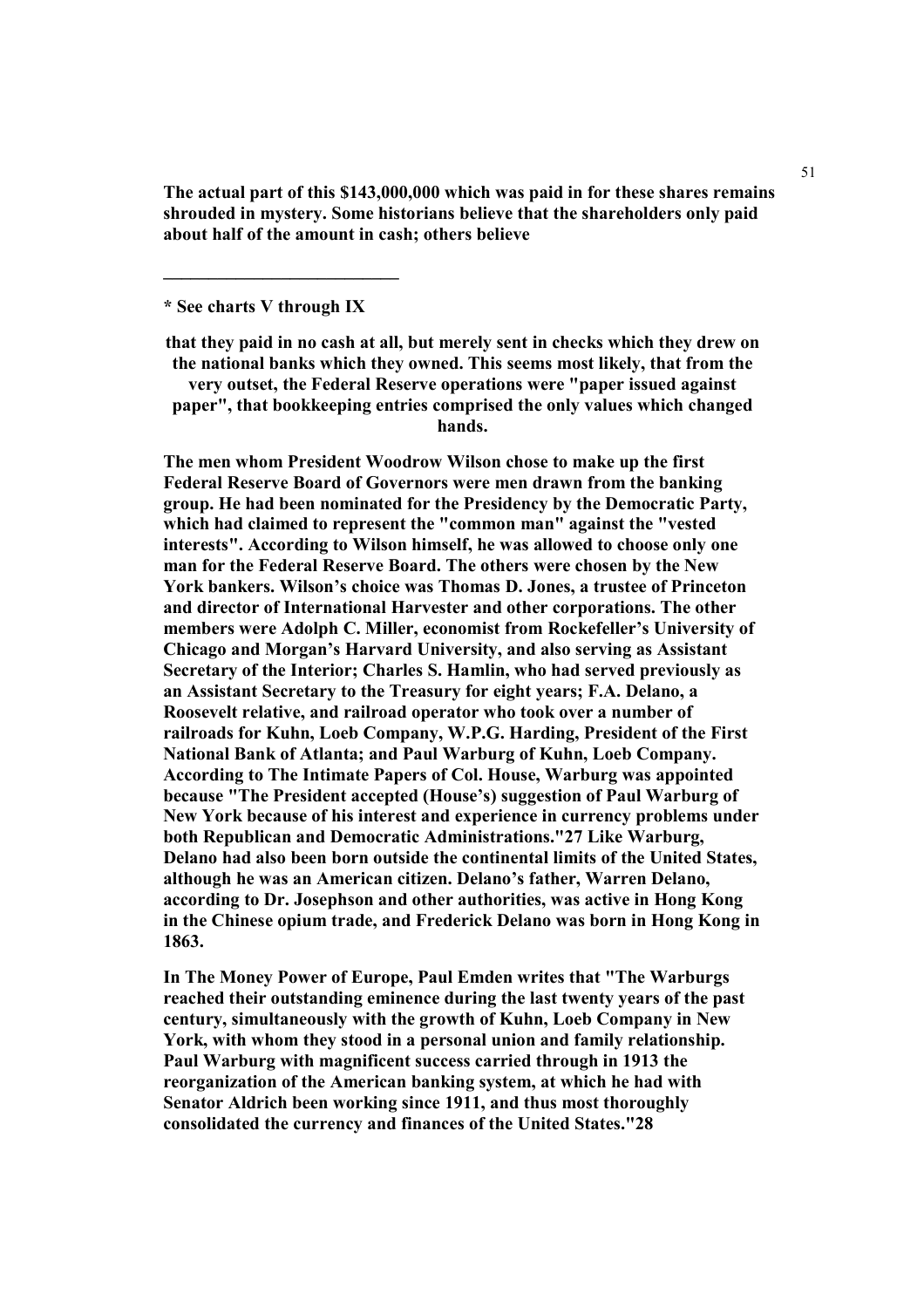**The actual part of this $143,000,000 which was paid in for these shares remains shrouded in mystery. Some historians believe that the shareholders only paid about half of the amount in cash; others believe that they paid in no cash at all, but merely sent in checks which they drew on the national banks which they owned. This seems most likely, that from the very outset, the Federal Reserve operations were "paper issued against paper", that bookkeeping entries comprised the only values which changed hands.**

**The men whom President Woodrow Wilson chose to make up the first Federal Reserve Board of Governors were men drawn from the banking group. He had been nominated for the Presidency by the Democratic Party, which had claimed to represent the "common man" against the "vested interests". According to Wilson himself, he was allowed to choose only one man for the Federal Reserve Board. The others were chosen by the New York bankers. Wilson's choice was Thomas D. Jones, a trustee of Princeton and director of International Harvester and other corporations. The other members were Adolph C. Miller, economist from Rockefeller's University of Chicago and Morgan's Harvard University, and also serving as Assistant Secretary of the Interior; Charles S. Hamlin, who had served previously as an Assistant Secretary to the Treasury for eight years; F.A. Delano, a Roosevelt relative, and railroad operator who took over a number of railroads for Kuhn, Loeb Company, W.P.G. Harding, President of the First National Bank of Atlanta; and Paul Warburg of Kuhn, Loeb Company. According to The Intimate Papers of Col. House, Warburg was appointed because "The President accepted (House's) suggestion of Paul Warburg of New York because of his interest and experience in currency problems under both Republican and Democratic Administrations."27 Like Warburg, Delano had also been born outside the continental limits of the United States, although he was an American citizen. Delano's father, Warren Delano, according to Dr. Josephson and other authorities, was active in Hong Kong in the Chinese opium trade, and Frederick Delano was born in Hong Kong in 1863.**

**In The Money Power of Europe, Paul Emden writes that "The Warburgs reached their outstanding eminence during the last twenty years of the past century, simultaneously with the growth of Kuhn, Loeb Company in New York, with whom they stood in a personal union and family relationship. Paul Warburg with magnificent success carried through in 1913 the reorganization of the American banking system, at which he had with Senator Aldrich been working since 1911, and thus most thoroughly consolidated the currency and finances of the United States."28**

---

**\* See charts V through IX**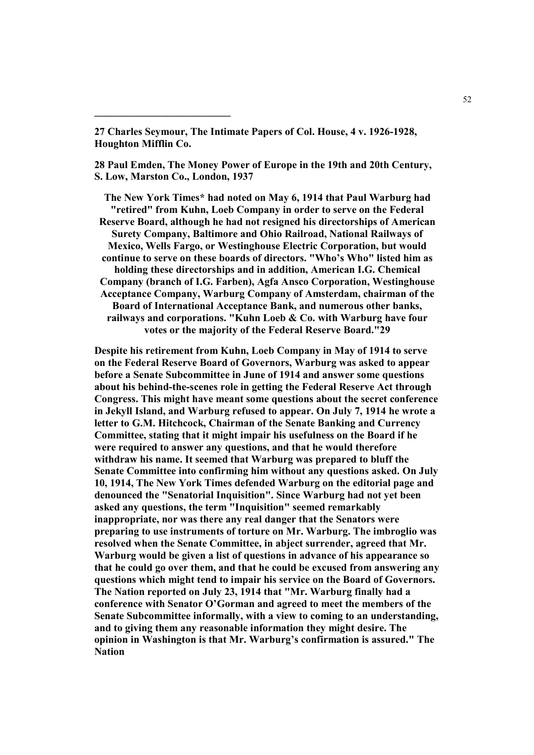27 Charles Seymour, The Intimate Papers of Col. House, 4 v. 1926-1928, Houghton Mifflin Co.

28 Paul Emden, The Money Power of Europe in the 19th and 20th Century, S. Low, Marston Co., London, 1937

The New York Times* had noted on May 6, 1914 that Paul Warburg had "retired" from Kuhn, Loeb Company in order to serve on the Federal Reserve Board, although he had not resigned his directorships of American Surety Company, Baltimore and Ohio Railroad, National Railways of Mexico, Wells Fargo, or Westinghouse Electric Corporation, but would continue to serve on these boards of directors. "Who's Who" listed him as holding these directorships and in addition, American I.G. Chemical Company (branch of I.G. Farben), Agfa Ansco Corporation, Westinghouse Acceptance Company, Warburg Company of Amsterdam, chairman of the Board of International Acceptance Bank, and numerous other banks, railways and corporations. "Kuhn Loeb & Co. with Warburg have four votes or the majority of the Federal Reserve Board."29

Despite his retirement from Kuhn, Loeb Company in May of 1914 to serve on the Federal Reserve Board of Governors, Warburg was asked to appear before a Senate Subcommittee in June of 1914 and answer some questions about his behind-the-scenes role in getting the Federal Reserve Act through Congress. This might have meant some questions about the secret conference in Jekyll Island, and Warburg refused to appear. On July 7, 1914 he wrote a letter to G.M. Hitchcock, Chairman of the Senate Banking and Currency Committee, stating that it might impair his usefulness on the Board if he were required to answer any questions, and that he would therefore withdraw his name. It seemed that Warburg was prepared to bluff the Senate Committee into confirming him without any questions asked. On July 10, 1914, The New York Times defended Warburg on the editorial page and denounced the "Senatorial Inquisition". Since Warburg had not yet been asked any questions, the term "Inquisition" seemed remarkably inappropriate, nor was there any real danger that the Senators were preparing to use instruments of torture on Mr. Warburg. The imbroglio was resolved when the Senate Committee, in abject surrender, agreed that Mr. Warburg would be given a list of questions in advance of his appearance so that he could go over them, and that he could be excused from answering any questions which might tend to impair his service on the Board of Governors. The Nation reported on July 23, 1914 that "Mr. Warburg finally had a conference with Senator O'Gorman and agreed to meet the members of the Senate Subcommittee informally, with a view to coming to an understanding, and to giving them any reasonable information they might desire. The opinion in Washington is that Mr. Warburg's confirmation is assured." The Nation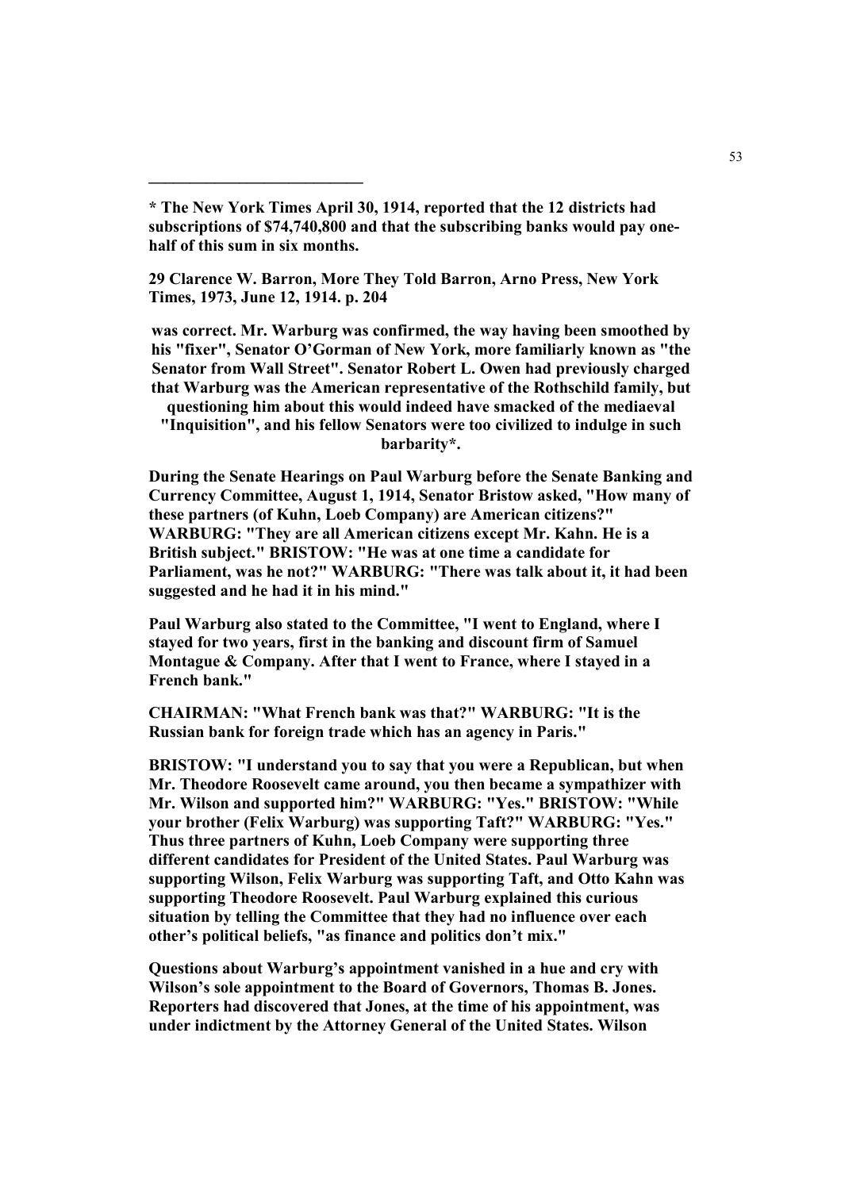---

**\* The New York Times April 30, 1914, reported that the 12 districts had subscriptions of $74,740,800 and that the subscribing banks would pay one-half of this sum in six months.**

**29 Clarence W. Barron, More They Told Barron, Arno Press, New York Times, 1973, June 12, 1914. p. 204**

**was correct. Mr. Warburg was confirmed, the way having been smoothed by his "fixer", Senator O'Gorman of New York, more familiarly known as "the Senator from Wall Street". Senator Robert L. Owen had previously charged that Warburg was the American representative of the Rothschild family, but questioning him about this would indeed have smacked of the mediaeval "Inquisition", and his fellow Senators were too civilized to indulge in such barbarity\*.**

**During the Senate Hearings on Paul Warburg before the Senate Banking and Currency Committee, August 1, 1914, Senator Bristow asked, "How many of these partners (of Kuhn, Loeb Company) are American citizens?" WARBURG: "They are all American citizens except Mr. Kahn. He is a British subject." BRISTOW: "He was at one time a candidate for Parliament, was he not?" WARBURG: "There was talk about it, it had been suggested and he had it in his mind."**

**Paul Warburg also stated to the Committee, "I went to England, where I stayed for two years, first in the banking and discount firm of Samuel Montague & Company. After that I went to France, where I stayed in a French bank."**

**CHAIRMAN: "What French bank was that?" WARBURG: "It is the Russian bank for foreign trade which has an agency in Paris."**

**BRISTOW: "I understand you to say that you were a Republican, but when Mr. Theodore Roosevelt came around, you then became a sympathizer with Mr. Wilson and supported him?" WARBURG: "Yes." BRISTOW: "While your brother (Felix Warburg) was supporting Taft?" WARBURG: "Yes." Thus three partners of Kuhn, Loeb Company were supporting three different candidates for President of the United States. Paul Warburg was supporting Wilson, Felix Warburg was supporting Taft, and Otto Kahn was supporting Theodore Roosevelt. Paul Warburg explained this curious situation by telling the Committee that they had no influence over each other's political beliefs, "as finance and politics don't mix."**

**Questions about Warburg's appointment vanished in a hue and cry with Wilson's sole appointment to the Board of Governors, Thomas B. Jones. Reporters had discovered that Jones, at the time of his appointment, was under indictment by the Attorney General of the United States. Wilson**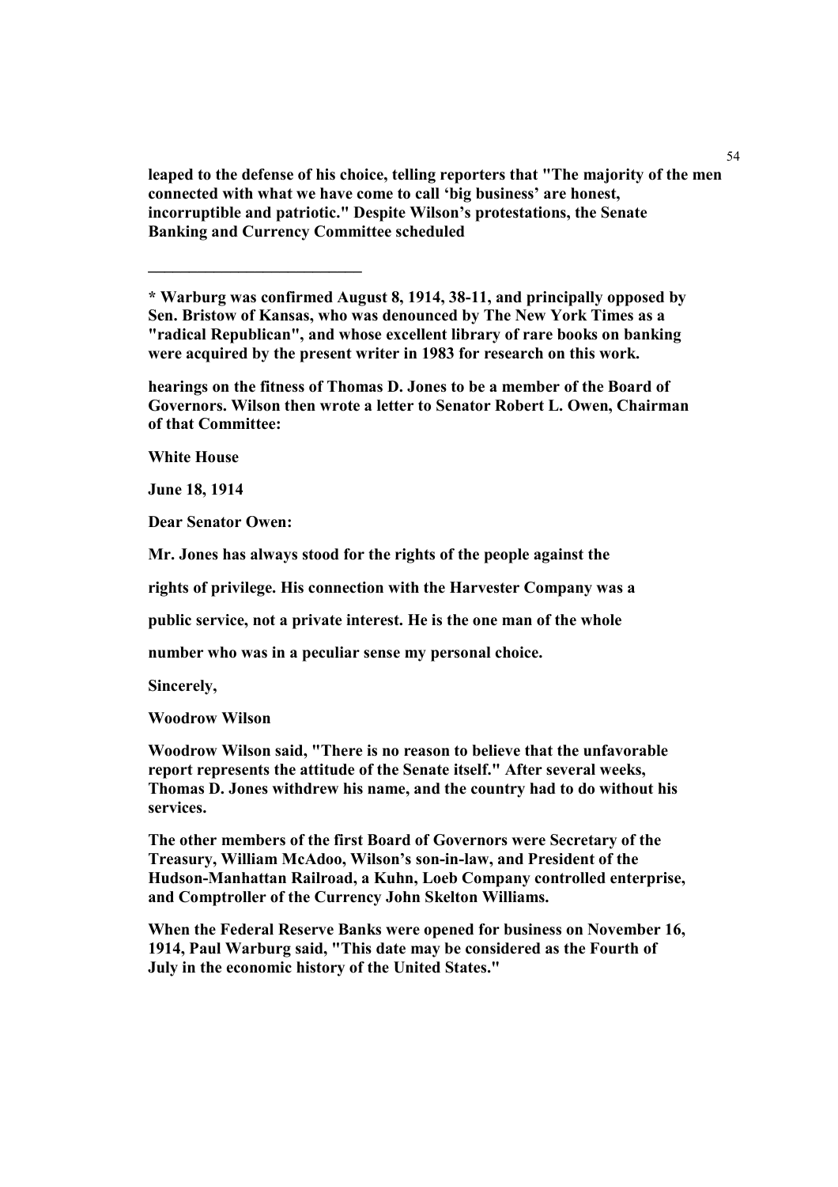**leaped to the defense of his choice, telling reporters that "The majority of the men connected with what we have come to call 'big business' are honest, incorruptible and patriotic." Despite Wilson's protestations, the Senate Banking and Currency Committee scheduled**

---

**\* Warburg was confirmed August 8, 1914, 38-11, and principally opposed by Sen. Bristow of Kansas, who was denounced by The New York Times as a "radical Republican", and whose excellent library of rare books on banking were acquired by the present writer in 1983 for research on this work.**

**hearings on the fitness of Thomas D. Jones to be a member of the Board of Governors. Wilson then wrote a letter to Senator Robert L. Owen, Chairman of that Committee:**

**White House**

**June 18, 1914**

**Dear Senator Owen:**

**Mr. Jones has always stood for the rights of the people against the**

**rights of privilege. His connection with the Harvester Company was a**

**public service, not a private interest. He is the one man of the whole**

**number who was in a peculiar sense my personal choice.**

**Sincerely,**

**Woodrow Wilson**

**Woodrow Wilson said, "There is no reason to believe that the unfavorable report represents the attitude of the Senate itself." After several weeks, Thomas D. Jones withdrew his name, and the country had to do without his services.**

**The other members of the first Board of Governors were Secretary of the Treasury, William McAdoo, Wilson's son-in-law, and President of the Hudson-Manhattan Railroad, a Kuhn, Loeb Company controlled enterprise, and Comptroller of the Currency John Skelton Williams.**

**When the Federal Reserve Banks were opened for business on November 16, 1914, Paul Warburg said, "This date may be considered as the Fourth of July in the economic history of the United States."**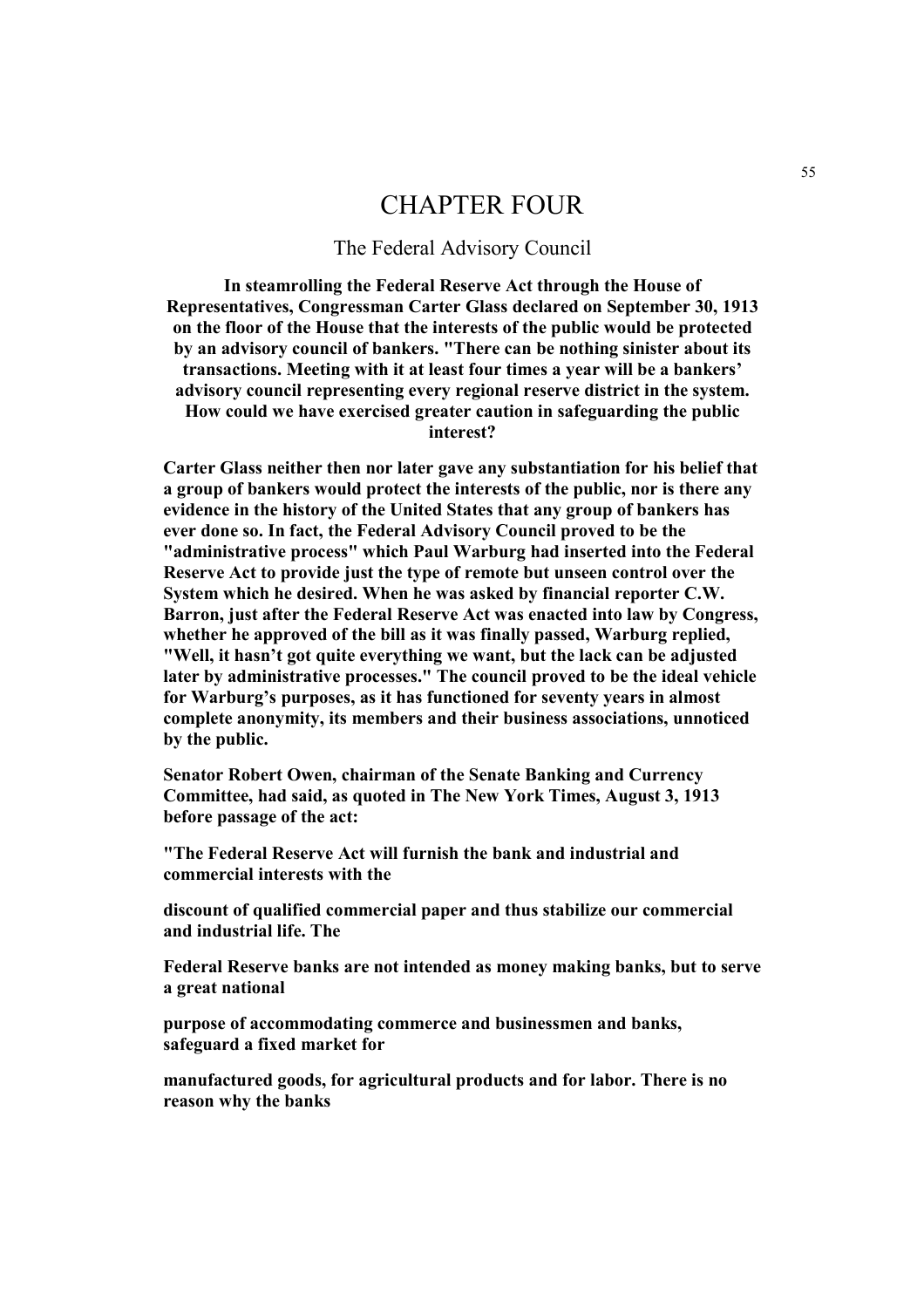# CHAPTER FOUR

## The Federal Advisory Council

**In steamrolling the Federal Reserve Act through the House of Representatives, Congressman Carter Glass declared on September 30, 1913 on the floor of the House that the interests of the public would be protected by an advisory council of bankers. "There can be nothing sinister about its transactions. Meeting with it at least four times a year will be a bankers' advisory council representing every regional reserve district in the system. How could we have exercised greater caution in safeguarding the public interest?**

**Carter Glass neither then nor later gave any substantiation for his belief that a group of bankers would protect the interests of the public, nor is there any evidence in the history of the United States that any group of bankers has ever done so. In fact, the Federal Advisory Council proved to be the "administrative process" which Paul Warburg had inserted into the Federal Reserve Act to provide just the type of remote but unseen control over the System which he desired. When he was asked by financial reporter C.W. Barron, just after the Federal Reserve Act was enacted into law by Congress, whether he approved of the bill as it was finally passed, Warburg replied, "Well, it hasn't got quite everything we want, but the lack can be adjusted later by administrative processes." The council proved to be the ideal vehicle for Warburg's purposes, as it has functioned for seventy years in almost complete anonymity, its members and their business associations, unnoticed by the public.**

**Senator Robert Owen, chairman of the Senate Banking and Currency Committee, had said, as quoted in The New York Times, August 3, 1913 before passage of the act:**

**"The Federal Reserve Act will furnish the bank and industrial and commercial interests with the discount of qualified commercial paper and thus stabilize our commercial and industrial life. The Federal Reserve banks are not intended as money making banks, but to serve a great national purpose of accommodating commerce and businessmen and banks, safeguard a fixed market for manufactured goods, for agricultural products and for labor. There is no reason why the banks**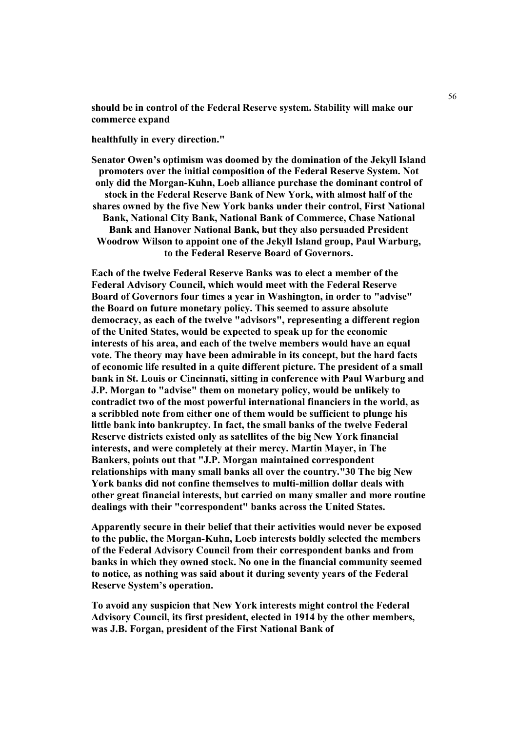**should be in control of the Federal Reserve system. Stability will make our commerce expand**

**healthfully in every direction."**

**Senator Owen's optimism was doomed by the domination of the Jekyll Island promoters over the initial composition of the Federal Reserve System. Not only did the Morgan-Kuhn, Loeb alliance purchase the dominant control of stock in the Federal Reserve Bank of New York, with almost half of the shares owned by the five New York banks under their control, First National Bank, National City Bank, National Bank of Commerce, Chase National Bank and Hanover National Bank, but they also persuaded President Woodrow Wilson to appoint one of the Jekyll Island group, Paul Warburg, to the Federal Reserve Board of Governors.**

**Each of the twelve Federal Reserve Banks was to elect a member of the Federal Advisory Council, which would meet with the Federal Reserve Board of Governors four times a year in Washington, in order to "advise" the Board on future monetary policy. This seemed to assure absolute democracy, as each of the twelve "advisors", representing a different region of the United States, would be expected to speak up for the economic interests of his area, and each of the twelve members would have an equal vote. The theory may have been admirable in its concept, but the hard facts of economic life resulted in a quite different picture. The president of a small bank in St. Louis or Cincinnati, sitting in conference with Paul Warburg and J.P. Morgan to "advise" them on monetary policy, would be unlikely to contradict two of the most powerful international financiers in the world, as a scribbled note from either one of them would be sufficient to plunge his little bank into bankruptcy. In fact, the small banks of the twelve Federal Reserve districts existed only as satellites of the big New York financial interests, and were completely at their mercy. Martin Mayer, in The Bankers, points out that "J.P. Morgan maintained correspondent relationships with many small banks all over the country."30 The big New York banks did not confine themselves to multi-million dollar deals with other great financial interests, but carried on many smaller and more routine dealings with their "correspondent" banks across the United States.**

**Apparently secure in their belief that their activities would never be exposed to the public, the Morgan-Kuhn, Loeb interests boldly selected the members of the Federal Advisory Council from their correspondent banks and from banks in which they owned stock. No one in the financial community seemed to notice, as nothing was said about it during seventy years of the Federal Reserve System's operation.**

**To avoid any suspicion that New York interests might control the Federal Advisory Council, its first president, elected in 1914 by the other members, was J.B. Forgan, president of the First National Bank of**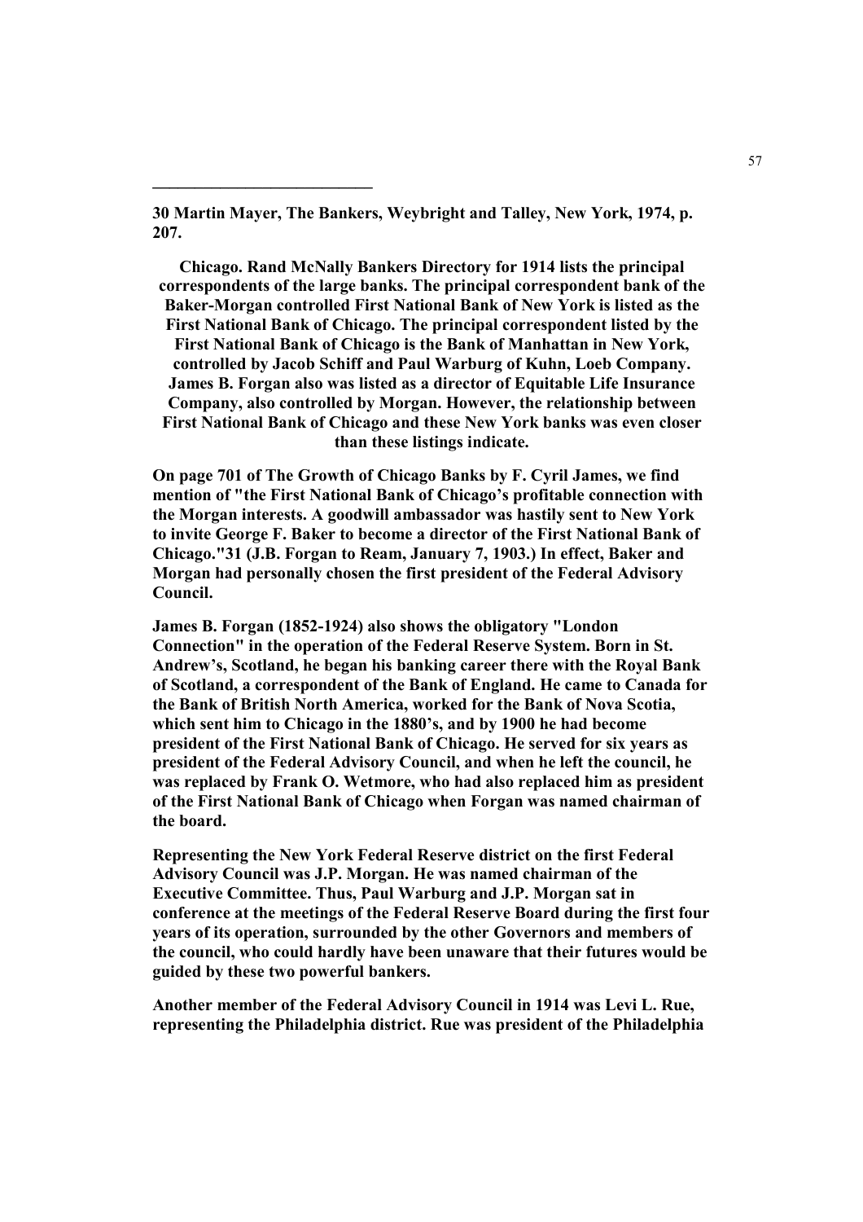---

**30 Martin Mayer, The Bankers, Weybright and Talley, New York, 1974, p. 207.**

**Chicago. Rand McNally Bankers Directory for 1914 lists the principal correspondents of the large banks. The principal correspondent bank of the Baker-Morgan controlled First National Bank of New York is listed as the First National Bank of Chicago. The principal correspondent listed by the First National Bank of Chicago is the Bank of Manhattan in New York, controlled by Jacob Schiff and Paul Warburg of Kuhn, Loeb Company. James B. Forgan also was listed as a director of Equitable Life Insurance Company, also controlled by Morgan. However, the relationship between First National Bank of Chicago and these New York banks was even closer than these listings indicate.**

**On page 701 of The Growth of Chicago Banks by F. Cyril James, we find mention of "the First National Bank of Chicago's profitable connection with the Morgan interests. A goodwill ambassador was hastily sent to New York to invite George F. Baker to become a director of the First National Bank of Chicago."31 (J.B. Forgan to Ream, January 7, 1903.) In effect, Baker and Morgan had personally chosen the first president of the Federal Advisory Council.**

**James B. Forgan (1852-1924) also shows the obligatory "London Connection" in the operation of the Federal Reserve System. Born in St. Andrew's, Scotland, he began his banking career there with the Royal Bank of Scotland, a correspondent of the Bank of England. He came to Canada for the Bank of British North America, worked for the Bank of Nova Scotia, which sent him to Chicago in the 1880's, and by 1900 he had become president of the First National Bank of Chicago. He served for six years as president of the Federal Advisory Council, and when he left the council, he was replaced by Frank O. Wetmore, who had also replaced him as president of the First National Bank of Chicago when Forgan was named chairman of the board.**

**Representing the New York Federal Reserve district on the first Federal Advisory Council was J.P. Morgan. He was named chairman of the Executive Committee. Thus, Paul Warburg and J.P. Morgan sat in conference at the meetings of the Federal Reserve Board during the first four years of its operation, surrounded by the other Governors and members of the council, who could hardly have been unaware that their futures would be guided by these two powerful bankers.**

**Another member of the Federal Advisory Council in 1914 was Levi L. Rue, representing the Philadelphia district. Rue was president of the Philadelphia**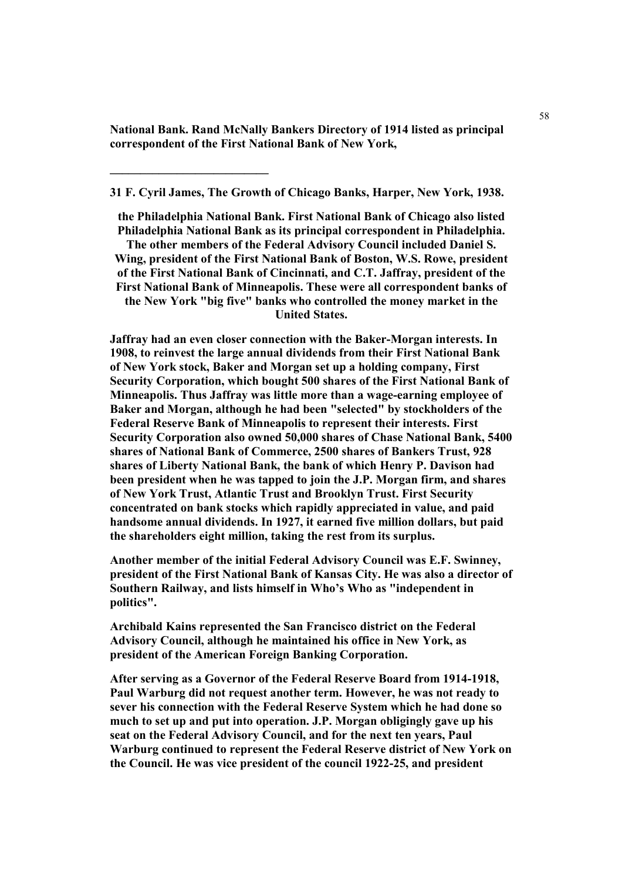**National Bank. Rand McNally Bankers Directory of 1914 listed as principal correspondent of the First National Bank of New York,**

---

**31 F. Cyril James, The Growth of Chicago Banks, Harper, New York, 1938.**

**the Philadelphia National Bank. First National Bank of Chicago also listed Philadelphia National Bank as its principal correspondent in Philadelphia. The other members of the Federal Advisory Council included Daniel S. Wing, president of the First National Bank of Boston, W.S. Rowe, president of the First National Bank of Cincinnati, and C.T. Jaffray, president of the First National Bank of Minneapolis. These were all correspondent banks of the New York "big five" banks who controlled the money market in the United States.**

**Jaffray had an even closer connection with the Baker-Morgan interests. In 1908, to reinvest the large annual dividends from their First National Bank of New York stock, Baker and Morgan set up a holding company, First Security Corporation, which bought 500 shares of the First National Bank of Minneapolis. Thus Jaffray was little more than a wage-earning employee of Baker and Morgan, although he had been "selected" by stockholders of the Federal Reserve Bank of Minneapolis to represent their interests. First Security Corporation also owned 50,000 shares of Chase National Bank, 5400 shares of National Bank of Commerce, 2500 shares of Bankers Trust, 928 shares of Liberty National Bank, the bank of which Henry P. Davison had been president when he was tapped to join the J.P. Morgan firm, and shares of New York Trust, Atlantic Trust and Brooklyn Trust. First Security concentrated on bank stocks which rapidly appreciated in value, and paid handsome annual dividends. In 1927, it earned five million dollars, but paid the shareholders eight million, taking the rest from its surplus.**

**Another member of the initial Federal Advisory Council was E.F. Swinney, president of the First National Bank of Kansas City. He was also a director of Southern Railway, and lists himself in Who's Who as "independent in politics".**

**Archibald Kains represented the San Francisco district on the Federal Advisory Council, although he maintained his office in New York, as president of the American Foreign Banking Corporation.**

**After serving as a Governor of the Federal Reserve Board from 1914-1918, Paul Warburg did not request another term. However, he was not ready to sever his connection with the Federal Reserve System which he had done so much to set up and put into operation. J.P. Morgan obligingly gave up his seat on the Federal Advisory Council, and for the next ten years, Paul Warburg continued to represent the Federal Reserve district of New York on the Council. He was vice president of the council 1922-25, and president**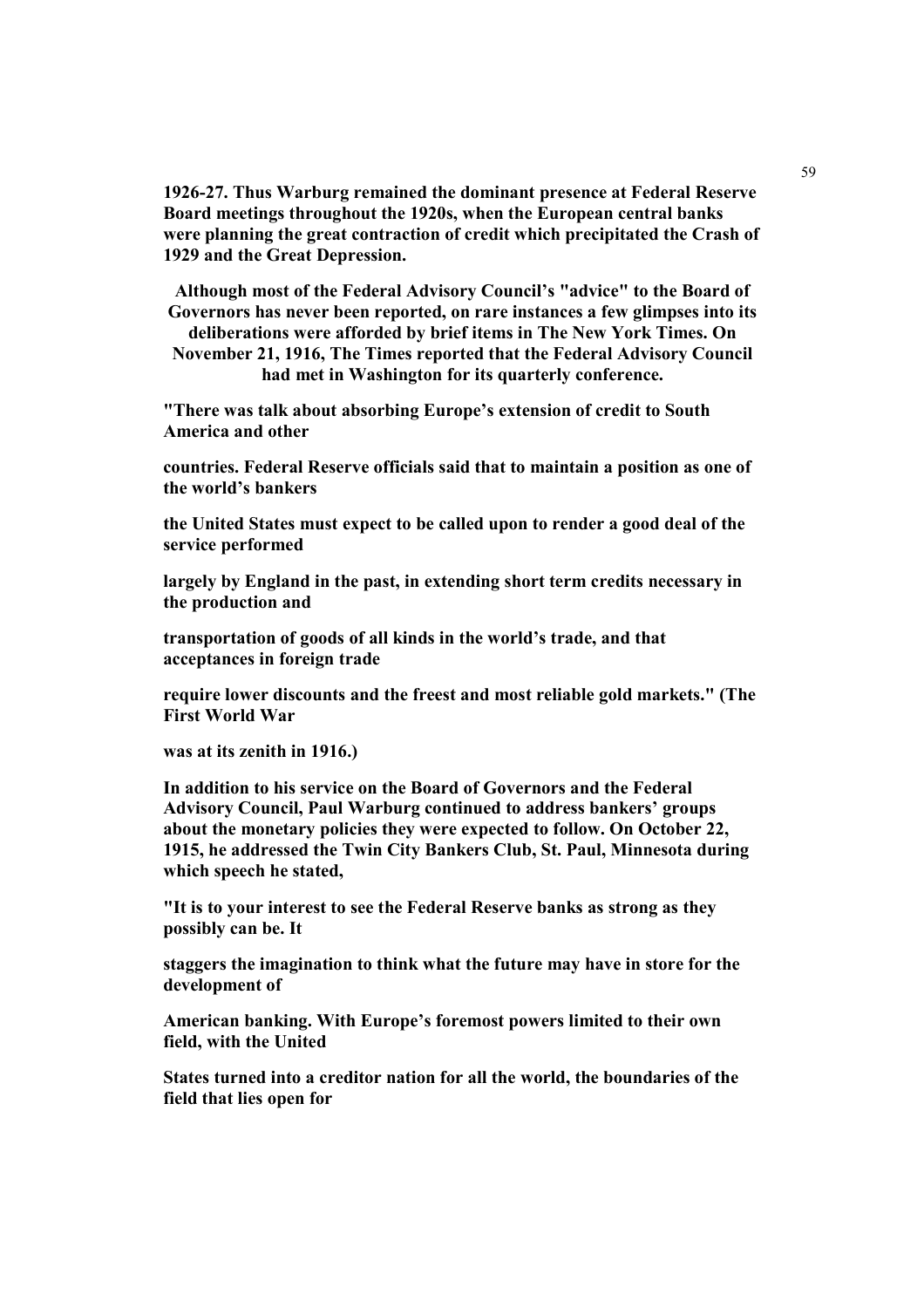**1926-27. Thus Warburg remained the dominant presence at Federal Reserve Board meetings throughout the 1920s, when the European central banks were planning the great contraction of credit which precipitated the Crash of 1929 and the Great Depression.**

**Although most of the Federal Advisory Council's "advice" to the Board of Governors has never been reported, on rare instances a few glimpses into its deliberations were afforded by brief items in The New York Times. On November 21, 1916, The Times reported that the Federal Advisory Council had met in Washington for its quarterly conference.**

**"There was talk about absorbing Europe's extension of credit to South America and other countries. Federal Reserve officials said that to maintain a position as one of the world's bankers the United States must expect to be called upon to render a good deal of the service performed largely by England in the past, in extending short term credits necessary in the production and transportation of goods of all kinds in the world's trade, and that acceptances in foreign trade require lower discounts and the freest and most reliable gold markets." (The First World War was at its zenith in 1916.)**

**In addition to his service on the Board of Governors and the Federal Advisory Council, Paul Warburg continued to address bankers' groups about the monetary policies they were expected to follow. On October 22, 1915, he addressed the Twin City Bankers Club, St. Paul, Minnesota during which speech he stated,**

**"It is to your interest to see the Federal Reserve banks as strong as they possibly can be. It staggers the imagination to think what the future may have in store for the development of American banking. With Europe's foremost powers limited to their own field, with the United States turned into a creditor nation for all the world, the boundaries of the field that lies open for**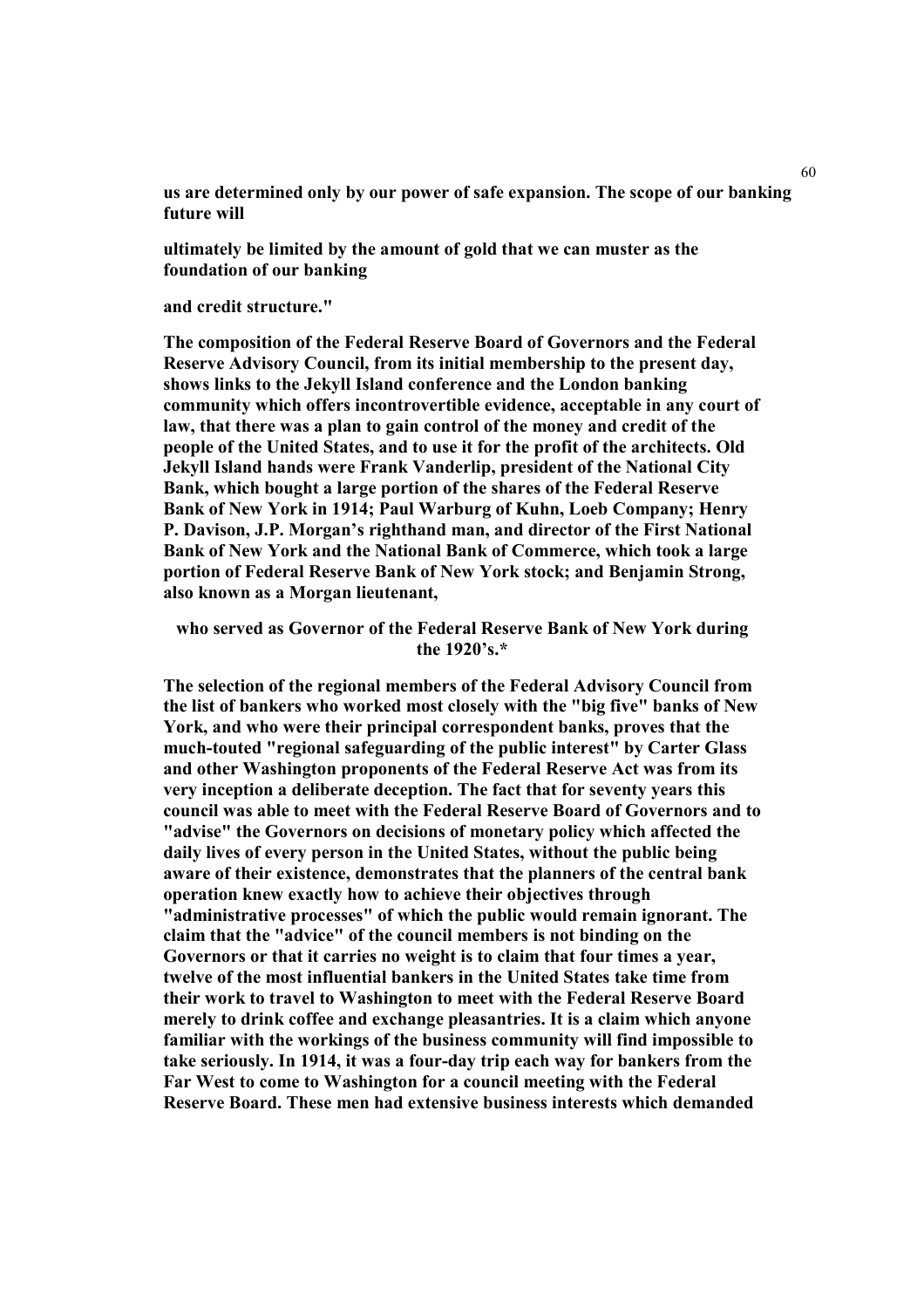**us are determined only by our power of safe expansion. The scope of our banking future will**

**ultimately be limited by the amount of gold that we can muster as the foundation of our banking**

**and credit structure."**

**The composition of the Federal Reserve Board of Governors and the Federal Reserve Advisory Council, from its initial membership to the present day, shows links to the Jekyll Island conference and the London banking community which offers incontrovertible evidence, acceptable in any court of law, that there was a plan to gain control of the money and credit of the people of the United States, and to use it for the profit of the architects. Old Jekyll Island hands were Frank Vanderlip, president of the National City Bank, which bought a large portion of the shares of the Federal Reserve Bank of New York in 1914; Paul Warburg of Kuhn, Loeb Company; Henry P. Davison, J.P. Morgan's righthand man, and director of the First National Bank of New York and the National Bank of Commerce, which took a large portion of Federal Reserve Bank of New York stock; and Benjamin Strong, also known as a Morgan lieutenant,**

**who served as Governor of the Federal Reserve Bank of New York during the 1920's.***

**The selection of the regional members of the Federal Advisory Council from the list of bankers who worked most closely with the "big five" banks of New York, and who were their principal correspondent banks, proves that the much-touted "regional safeguarding of the public interest" by Carter Glass and other Washington proponents of the Federal Reserve Act was from its very inception a deliberate deception. The fact that for seventy years this council was able to meet with the Federal Reserve Board of Governors and to "advise" the Governors on decisions of monetary policy which affected the daily lives of every person in the United States, without the public being aware of their existence, demonstrates that the planners of the central bank operation knew exactly how to achieve their objectives through "administrative processes" of which the public would remain ignorant. The claim that the "advice" of the council members is not binding on the Governors or that it carries no weight is to claim that four times a year, twelve of the most influential bankers in the United States take time from their work to travel to Washington to meet with the Federal Reserve Board merely to drink coffee and exchange pleasantries. It is a claim which anyone familiar with the workings of the business community will find impossible to take seriously. In 1914, it was a four-day trip each way for bankers from the Far West to come to Washington for a council meeting with the Federal Reserve Board. These men had extensive business interests which demanded**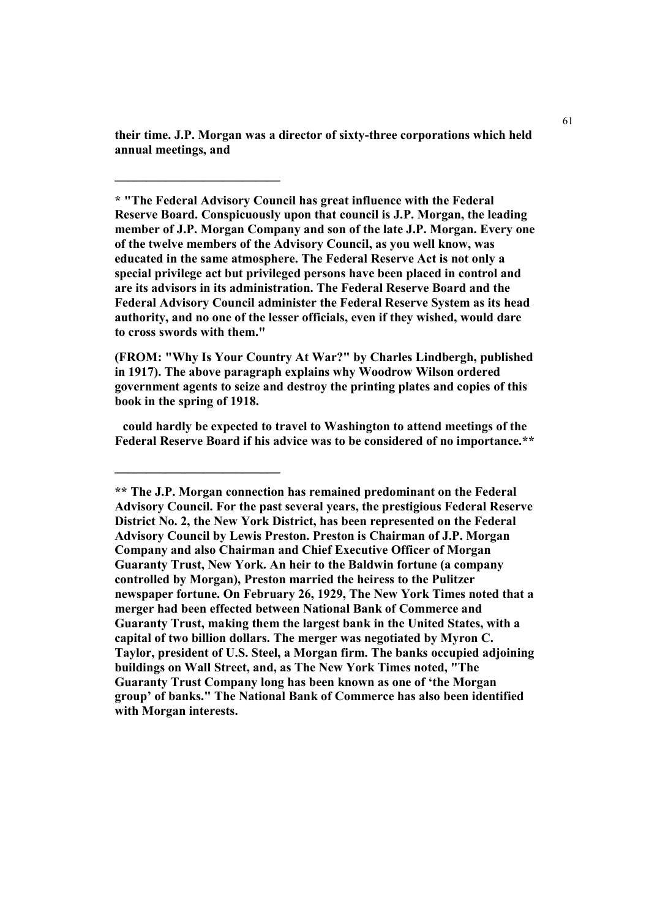**their time. J.P. Morgan was a director of sixty-three corporations which held annual meetings, and**

---

**\* "The Federal Advisory Council has great influence with the Federal Reserve Board. Conspicuously upon that council is J.P. Morgan, the leading member of J.P. Morgan Company and son of the late J.P. Morgan. Every one of the twelve members of the Advisory Council, as you well know, was educated in the same atmosphere. The Federal Reserve Act is not only a special privilege act but privileged persons have been placed in control and are its advisors in its administration. The Federal Reserve Board and the Federal Advisory Council administer the Federal Reserve System as its head authority, and no one of the lesser officials, even if they wished, would dare to cross swords with them."**

**(FROM: "Why Is Your Country At War?" by Charles Lindbergh, published in 1917). The above paragraph explains why Woodrow Wilson ordered government agents to seize and destroy the printing plates and copies of this book in the spring of 1918.**

**could hardly be expected to travel to Washington to attend meetings of the Federal Reserve Board if his advice was to be considered of no importance.\*\***

---

**\*\* The J.P. Morgan connection has remained predominant on the Federal Advisory Council. For the past several years, the prestigious Federal Reserve District No. 2, the New York District, has been represented on the Federal Advisory Council by Lewis Preston. Preston is Chairman of J.P. Morgan Company and also Chairman and Chief Executive Officer of Morgan Guaranty Trust, New York. An heir to the Baldwin fortune (a company controlled by Morgan), Preston married the heiress to the Pulitzer newspaper fortune. On February 26, 1929, The New York Times noted that a merger had been effected between National Bank of Commerce and Guaranty Trust, making them the largest bank in the United States, with a capital of two billion dollars. The merger was negotiated by Myron C. Taylor, president of U.S. Steel, a Morgan firm. The banks occupied adjoining buildings on Wall Street, and, as The New York Times noted, "The Guaranty Trust Company long has been known as one of 'the Morgan group' of banks." The National Bank of Commerce has also been identified with Morgan interests.**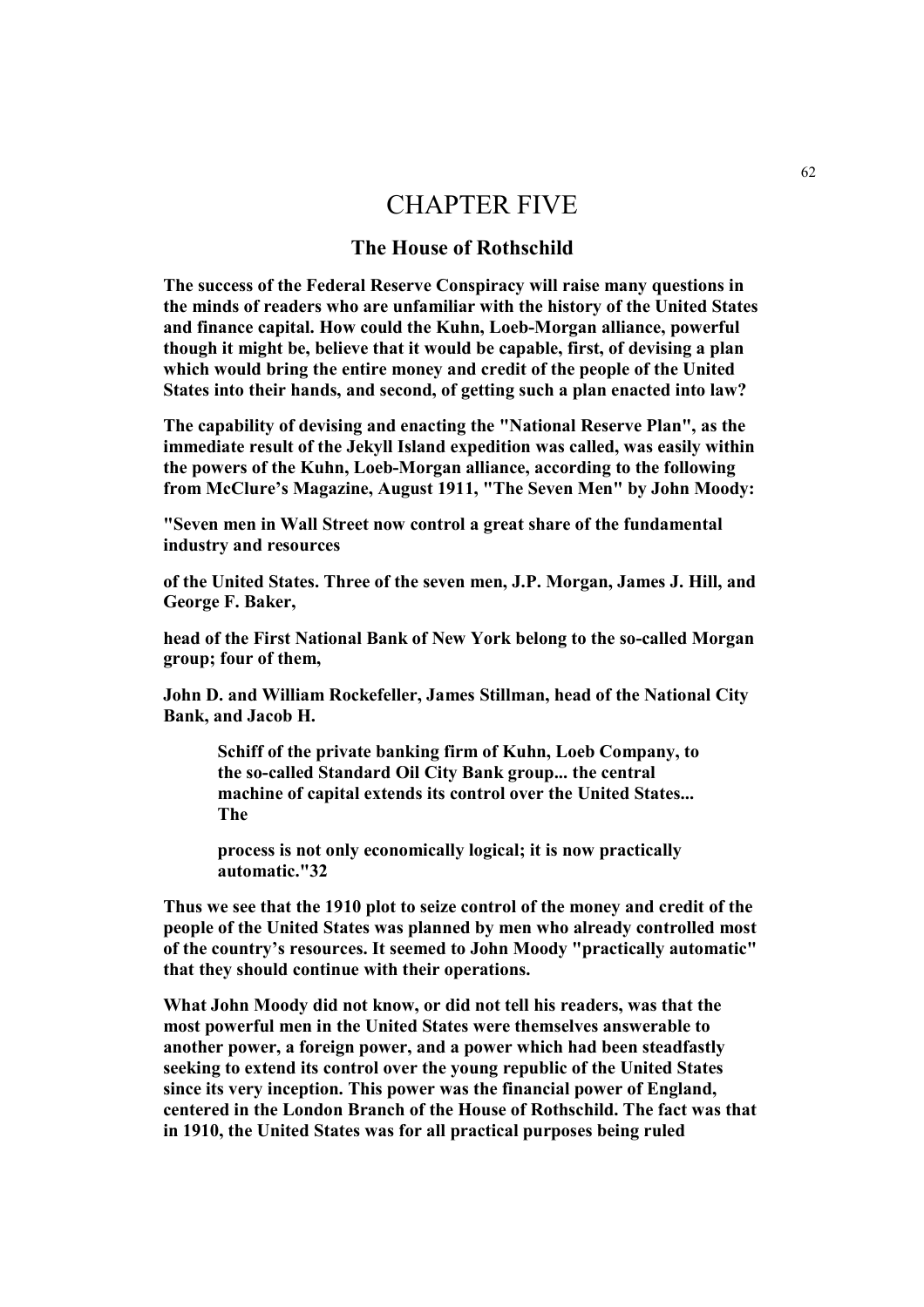# CHAPTER FIVE

## The House of Rothschild

**The success of the Federal Reserve Conspiracy will raise many questions in the minds of readers who are unfamiliar with the history of the United States and finance capital. How could the Kuhn, Loeb-Morgan alliance, powerful though it might be, believe that it would be capable, first, of devising a plan which would bring the entire money and credit of the people of the United States into their hands, and second, of getting such a plan enacted into law?**

**The capability of devising and enacting the "National Reserve Plan", as the immediate result of the Jekyll Island expedition was called, was easily within the powers of the Kuhn, Loeb-Morgan alliance, according to the following from McClure's Magazine, August 1911, "The Seven Men" by John Moody:**

**"Seven men in Wall Street now control a great share of the fundamental industry and resources**

**of the United States. Three of the seven men, J.P. Morgan, James J. Hill, and George F. Baker,**

**head of the First National Bank of New York belong to the so-called Morgan group; four of them,**

**John D. and William Rockefeller, James Stillman, head of the National City Bank, and Jacob H.**

> **Schiff of the private banking firm of Kuhn, Loeb Company, to the so-called Standard Oil City Bank group... the central machine of capital extends its control over the United States... The**
>
> **process is not only economically logical; it is now practically automatic."32**

**Thus we see that the 1910 plot to seize control of the money and credit of the people of the United States was planned by men who already controlled most of the country's resources. It seemed to John Moody "practically automatic" that they should continue with their operations.**

**What John Moody did not know, or did not tell his readers, was that the most powerful men in the United States were themselves answerable to another power, a foreign power, and a power which had been steadfastly seeking to extend its control over the young republic of the United States since its very inception. This power was the financial power of England, centered in the London Branch of the House of Rothschild. The fact was that in 1910, the United States was for all practical purposes being ruled**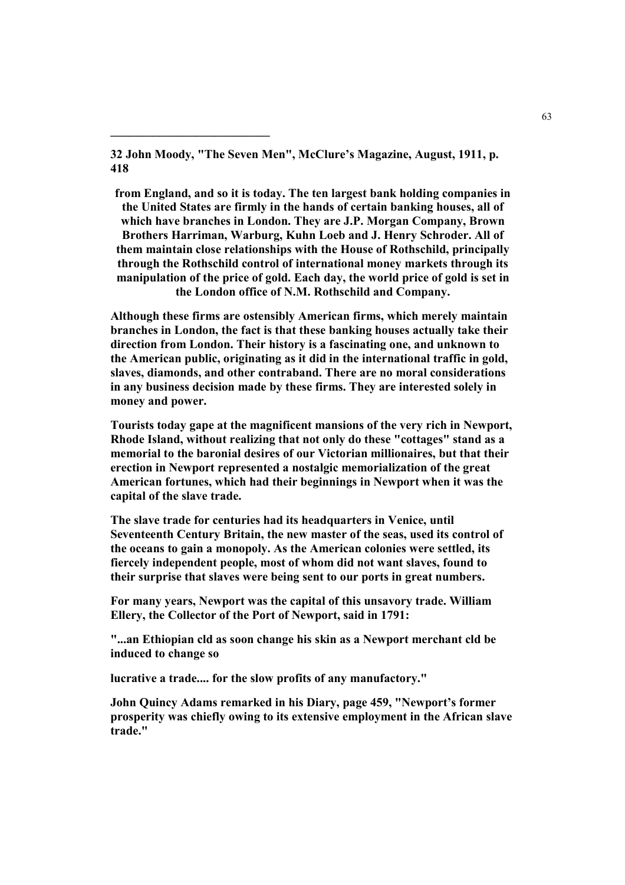32 John Moody, "The Seven Men", McClure's Magazine, August, 1911, p. 418

**from England, and so it is today. The ten largest bank holding companies in the United States are firmly in the hands of certain banking houses, all of which have branches in London. They are J.P. Morgan Company, Brown Brothers Harriman, Warburg, Kuhn Loeb and J. Henry Schroder. All of them maintain close relationships with the House of Rothschild, principally through the Rothschild control of international money markets through its manipulation of the price of gold. Each day, the world price of gold is set in the London office of N.M. Rothschild and Company.**

**Although these firms are ostensibly American firms, which merely maintain branches in London, the fact is that these banking houses actually take their direction from London. Their history is a fascinating one, and unknown to the American public, originating as it did in the international traffic in gold, slaves, diamonds, and other contraband. There are no moral considerations in any business decision made by these firms. They are interested solely in money and power.**

**Tourists today gape at the magnificent mansions of the very rich in Newport, Rhode Island, without realizing that not only do these "cottages" stand as a memorial to the baronial desires of our Victorian millionaires, but that their erection in Newport represented a nostalgic memorialization of the great American fortunes, which had their beginnings in Newport when it was the capital of the slave trade.**

**The slave trade for centuries had its headquarters in Venice, until Seventeenth Century Britain, the new master of the seas, used its control of the oceans to gain a monopoly. As the American colonies were settled, its fiercely independent people, most of whom did not want slaves, found to their surprise that slaves were being sent to our ports in great numbers.**

**For many years, Newport was the capital of this unsavory trade. William Ellery, the Collector of the Port of Newport, said in 1791:**

**"...an Ethiopian cld as soon change his skin as a Newport merchant cld be induced to change so**

**lucrative a trade.... for the slow profits of any manufactory."**

**John Quincy Adams remarked in his Diary, page 459, "Newport's former prosperity was chiefly owing to its extensive employment in the African slave trade."**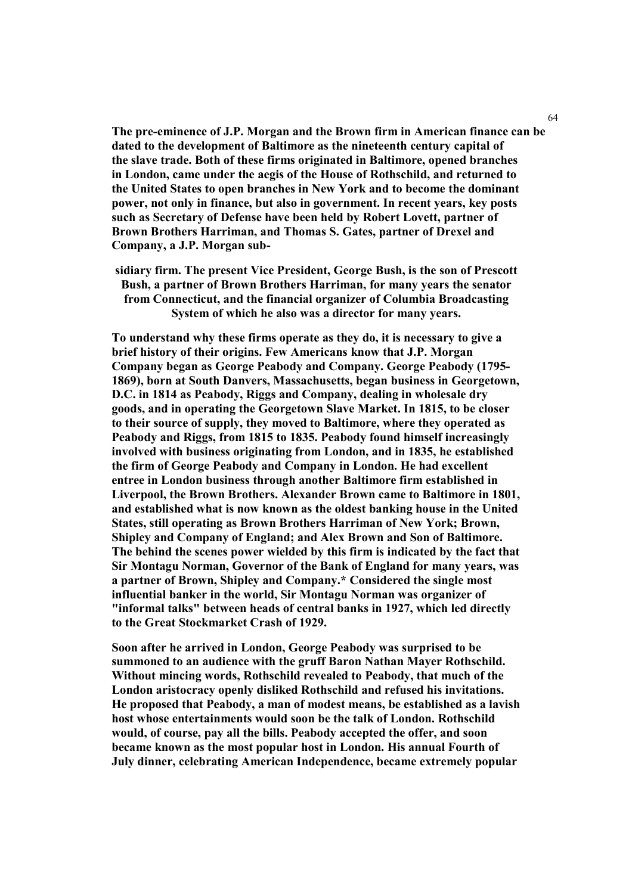**The pre-eminence of J.P. Morgan and the Brown firm in American finance can be dated to the development of Baltimore as the nineteenth century capital of the slave trade. Both of these firms originated in Baltimore, opened branches in London, came under the aegis of the House of Rothschild, and returned to the United States to open branches in New York and to become the dominant power, not only in finance, but also in government. In recent years, key posts such as Secretary of Defense have been held by Robert Lovett, partner of Brown Brothers Harriman, and Thomas S. Gates, partner of Drexel and Company, a J.P. Morgan subsidiary firm. The present Vice President, George Bush, is the son of Prescott Bush, a partner of Brown Brothers Harriman, for many years the senator from Connecticut, and the financial organizer of Columbia Broadcasting System of which he also was a director for many years.**

**To understand why these firms operate as they do, it is necessary to give a brief history of their origins. Few Americans know that J.P. Morgan Company began as George Peabody and Company. George Peabody (1795-1869), born at South Danvers, Massachusetts, began business in Georgetown, D.C. in 1814 as Peabody, Riggs and Company, dealing in wholesale dry goods, and in operating the Georgetown Slave Market. In 1815, to be closer to their source of supply, they moved to Baltimore, where they operated as Peabody and Riggs, from 1815 to 1835. Peabody found himself increasingly involved with business originating from London, and in 1835, he established the firm of George Peabody and Company in London. He had excellent entree in London business through another Baltimore firm established in Liverpool, the Brown Brothers. Alexander Brown came to Baltimore in 1801, and established what is now known as the oldest banking house in the United States, still operating as Brown Brothers Harriman of New York; Brown, Shipley and Company of England; and Alex Brown and Son of Baltimore. The behind the scenes power wielded by this firm is indicated by the fact that Sir Montagu Norman, Governor of the Bank of England for many years, was a partner of Brown, Shipley and Company.* Considered the single most influential banker in the world, Sir Montagu Norman was organizer of "informal talks" between heads of central banks in 1927, which led directly to the Great Stockmarket Crash of 1929.**

**Soon after he arrived in London, George Peabody was surprised to be summoned to an audience with the gruff Baron Nathan Mayer Rothschild. Without mincing words, Rothschild revealed to Peabody, that much of the London aristocracy openly disliked Rothschild and refused his invitations. He proposed that Peabody, a man of modest means, be established as a lavish host whose entertainments would soon be the talk of London. Rothschild would, of course, pay all the bills. Peabody accepted the offer, and soon became known as the most popular host in London. His annual Fourth of July dinner, celebrating American Independence, became extremely popular**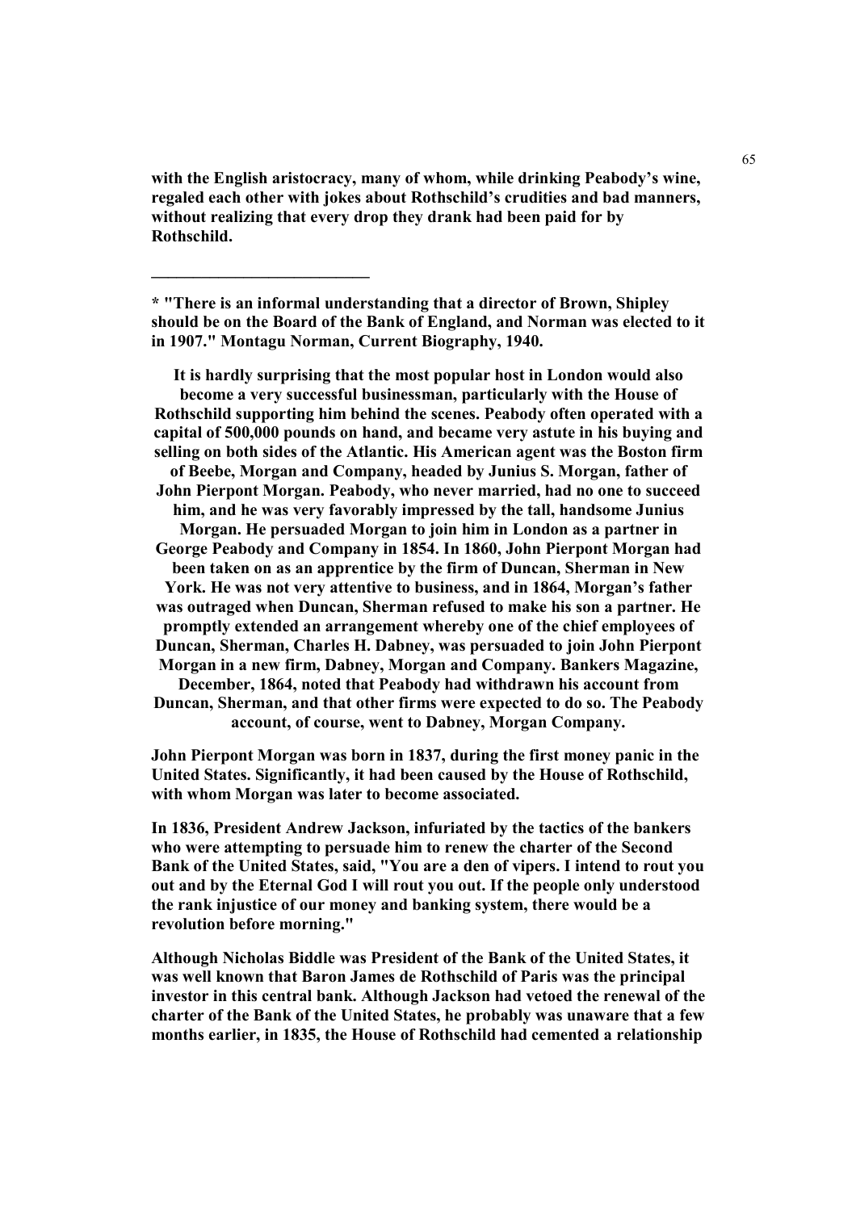**with the English aristocracy, many of whom, while drinking Peabody's wine, regaled each other with jokes about Rothschild's crudities and bad manners, without realizing that every drop they drank had been paid for by Rothschild.**

---

**\* "There is an informal understanding that a director of Brown, Shipley should be on the Board of the Bank of England, and Norman was elected to it in 1907." Montagu Norman, Current Biography, 1940.**

**It is hardly surprising that the most popular host in London would also become a very successful businessman, particularly with the House of Rothschild supporting him behind the scenes. Peabody often operated with a capital of 500,000 pounds on hand, and became very astute in his buying and selling on both sides of the Atlantic. His American agent was the Boston firm of Beebe, Morgan and Company, headed by Junius S. Morgan, father of John Pierpont Morgan. Peabody, who never married, had no one to succeed him, and he was very favorably impressed by the tall, handsome Junius Morgan. He persuaded Morgan to join him in London as a partner in George Peabody and Company in 1854. In 1860, John Pierpont Morgan had been taken on as an apprentice by the firm of Duncan, Sherman in New York. He was not very attentive to business, and in 1864, Morgan's father was outraged when Duncan, Sherman refused to make his son a partner. He promptly extended an arrangement whereby one of the chief employees of Duncan, Sherman, Charles H. Dabney, was persuaded to join John Pierpont Morgan in a new firm, Dabney, Morgan and Company. Bankers Magazine, December, 1864, noted that Peabody had withdrawn his account from Duncan, Sherman, and that other firms were expected to do so. The Peabody account, of course, went to Dabney, Morgan Company.**

**John Pierpont Morgan was born in 1837, during the first money panic in the United States. Significantly, it had been caused by the House of Rothschild, with whom Morgan was later to become associated.**

**In 1836, President Andrew Jackson, infuriated by the tactics of the bankers who were attempting to persuade him to renew the charter of the Second Bank of the United States, said, "You are a den of vipers. I intend to rout you out and by the Eternal God I will rout you out. If the people only understood the rank injustice of our money and banking system, there would be a revolution before morning."**

**Although Nicholas Biddle was President of the Bank of the United States, it was well known that Baron James de Rothschild of Paris was the principal investor in this central bank. Although Jackson had vetoed the renewal of the charter of the Bank of the United States, he probably was unaware that a few months earlier, in 1835, the House of Rothschild had cemented a relationship**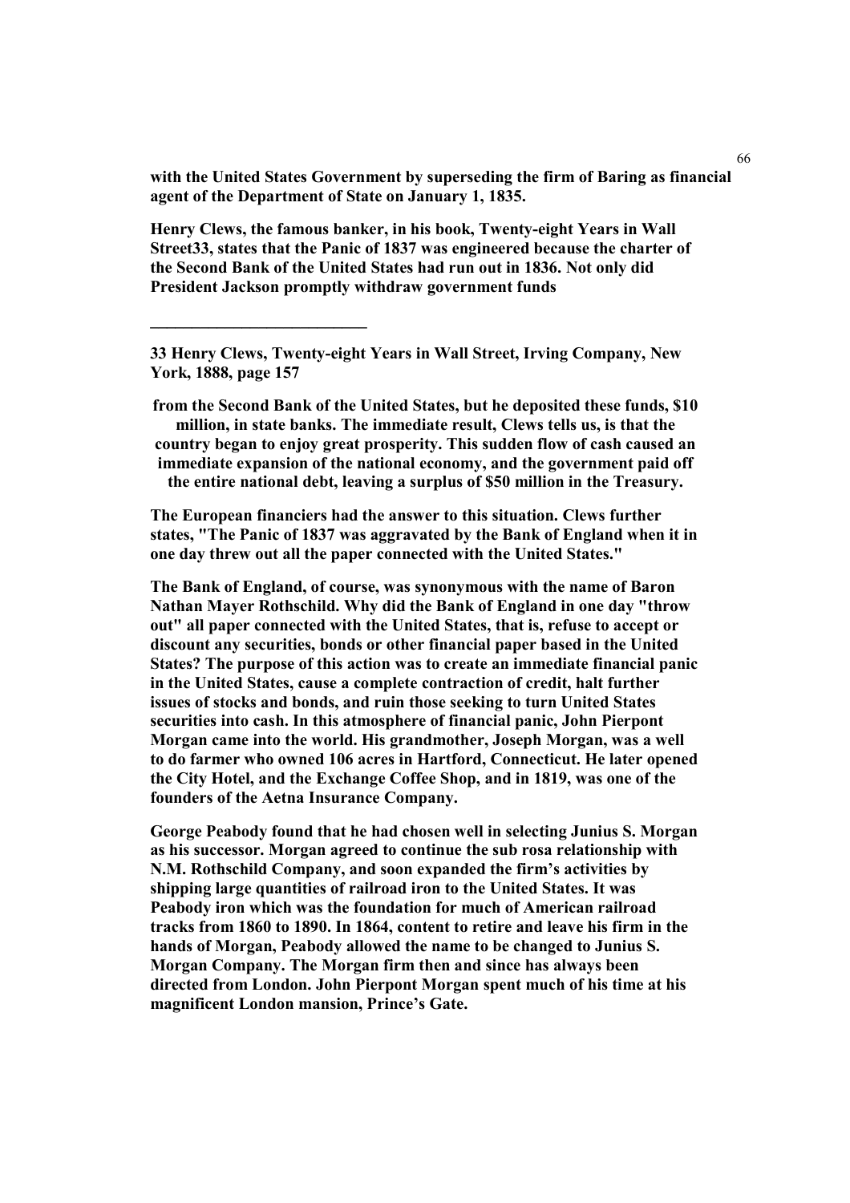**with the United States Government by superseding the firm of Baring as financial agent of the Department of State on January 1, 1835.**

**Henry Clews, the famous banker, in his book, Twenty-eight Years in Wall Street[33], states that the Panic of 1837 was engineered because the charter of the Second Bank of the United States had run out in 1836. Not only did President Jackson promptly withdraw government funds from the Second Bank of the United States, but he deposited these funds, $10 million, in state banks. The immediate result, Clews tells us, is that the country began to enjoy great prosperity. This sudden flow of cash caused an immediate expansion of the national economy, and the government paid off the entire national debt, leaving a surplus of $50 million in the Treasury.**

**The European financiers had the answer to this situation. Clews further states, "The Panic of 1837 was aggravated by the Bank of England when it in one day threw out all the paper connected with the United States."**

**The Bank of England, of course, was synonymous with the name of Baron Nathan Mayer Rothschild. Why did the Bank of England in one day "throw out" all paper connected with the United States, that is, refuse to accept or discount any securities, bonds or other financial paper based in the United States? The purpose of this action was to create an immediate financial panic in the United States, cause a complete contraction of credit, halt further issues of stocks and bonds, and ruin those seeking to turn United States securities into cash. In this atmosphere of financial panic, John Pierpont Morgan came into the world. His grandmother, Joseph Morgan, was a well to do farmer who owned 106 acres in Hartford, Connecticut. He later opened the City Hotel, and the Exchange Coffee Shop, and in 1819, was one of the founders of the Aetna Insurance Company.**

**George Peabody found that he had chosen well in selecting Junius S. Morgan as his successor. Morgan agreed to continue the sub rosa relationship with N.M. Rothschild Company, and soon expanded the firm's activities by shipping large quantities of railroad iron to the United States. It was Peabody iron which was the foundation for much of American railroad tracks from 1860 to 1890. In 1864, content to retire and leave his firm in the hands of Morgan, Peabody allowed the name to be changed to Junius S. Morgan Company. The Morgan firm then and since has always been directed from London. John Pierpont Morgan spent much of his time at his magnificent London mansion, Prince's Gate.**

---

**33 Henry Clews, Twenty-eight Years in Wall Street, Irving Company, New York, 1888, page 157**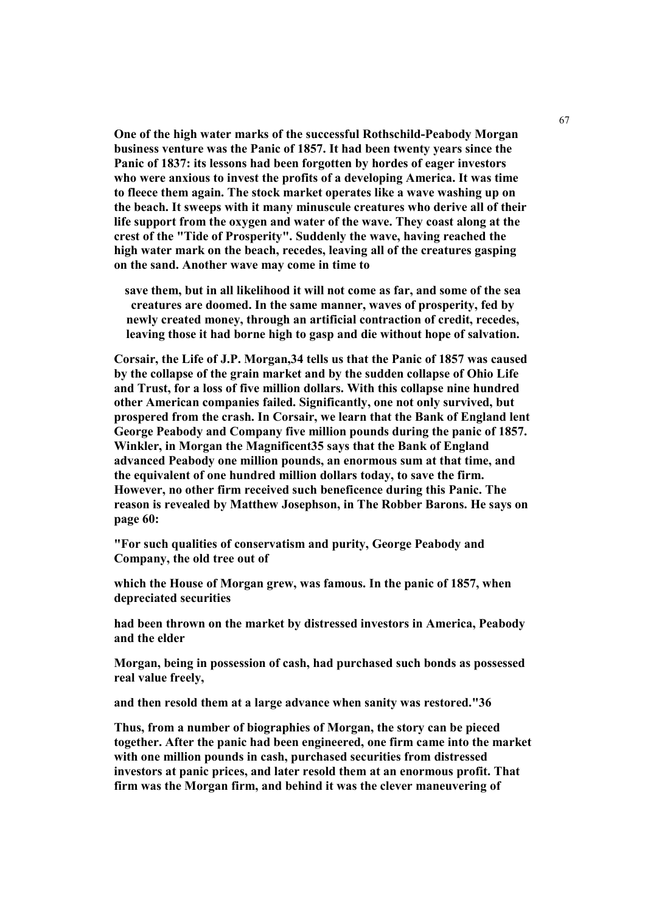**One of the high water marks of the successful Rothschild-Peabody Morgan business venture was the Panic of 1857. It had been twenty years since the Panic of 1837: its lessons had been forgotten by hordes of eager investors who were anxious to invest the profits of a developing America. It was time to fleece them again. The stock market operates like a wave washing up on the beach. It sweeps with it many minuscule creatures who derive all of their life support from the oxygen and water of the wave. They coast along at the crest of the "Tide of Prosperity". Suddenly the wave, having reached the high water mark on the beach, recedes, leaving all of the creatures gasping on the sand. Another wave may come in time to**

**save them, but in all likelihood it will not come as far, and some of the sea creatures are doomed. In the same manner, waves of prosperity, fed by newly created money, through an artificial contraction of credit, recedes, leaving those it had borne high to gasp and die without hope of salvation.**

**Corsair, the Life of J.P. Morgan,34 tells us that the Panic of 1857 was caused by the collapse of the grain market and by the sudden collapse of Ohio Life and Trust, for a loss of five million dollars. With this collapse nine hundred other American companies failed. Significantly, one not only survived, but prospered from the crash. In Corsair, we learn that the Bank of England lent George Peabody and Company five million pounds during the panic of 1857. Winkler, in Morgan the Magnificent35 says that the Bank of England advanced Peabody one million pounds, an enormous sum at that time, and the equivalent of one hundred million dollars today, to save the firm. However, no other firm received such beneficence during this Panic. The reason is revealed by Matthew Josephson, in The Robber Barons. He says on page 60:**

**"For such qualities of conservatism and purity, George Peabody and Company, the old tree out of**

**which the House of Morgan grew, was famous. In the panic of 1857, when depreciated securities**

**had been thrown on the market by distressed investors in America, Peabody and the elder**

**Morgan, being in possession of cash, had purchased such bonds as possessed real value freely,**

**and then resold them at a large advance when sanity was restored."36**

**Thus, from a number of biographies of Morgan, the story can be pieced together. After the panic had been engineered, one firm came into the market with one million pounds in cash, purchased securities from distressed investors at panic prices, and later resold them at an enormous profit. That firm was the Morgan firm, and behind it was the clever maneuvering of**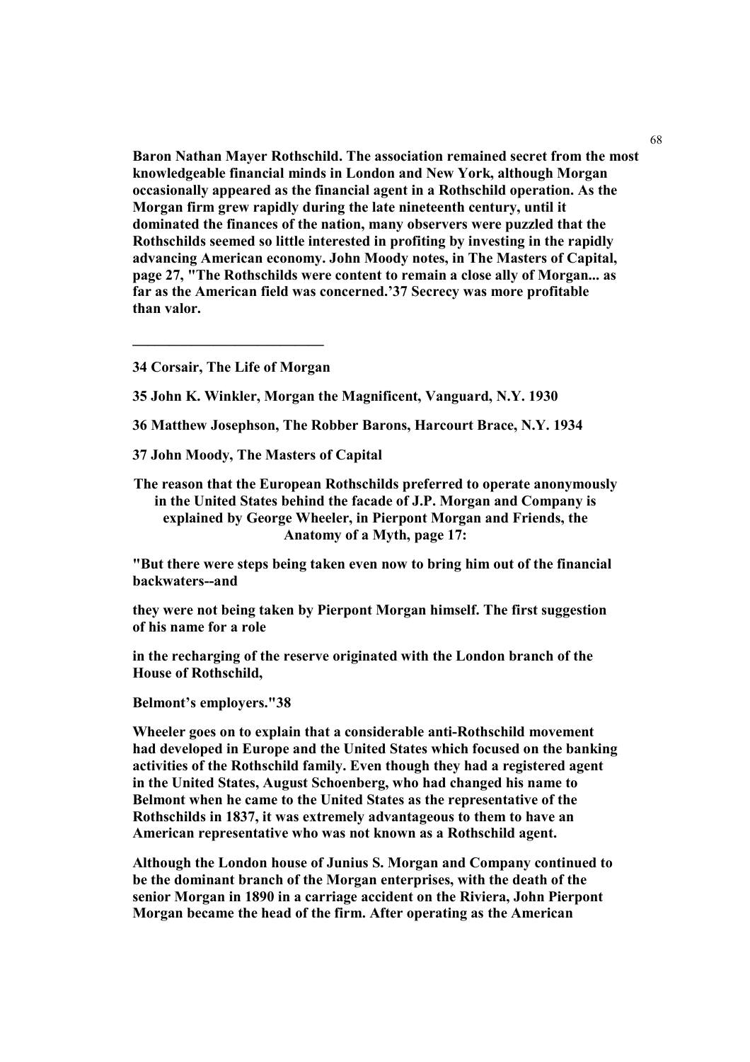**Baron Nathan Mayer Rothschild. The association remained secret from the most knowledgeable financial minds in London and New York, although Morgan occasionally appeared as the financial agent in a Rothschild operation. As the Morgan firm grew rapidly during the late nineteenth century, until it dominated the finances of the nation, many observers were puzzled that the Rothschilds seemed so little interested in profiting by investing in the rapidly advancing American economy. John Moody notes, in The Masters of Capital, page 27, "The Rothschilds were content to remain a close ally of Morgan... as far as the American field was concerned.'37 Secrecy was more profitable than valor.**

---

**34 Corsair, The Life of Morgan**

**35 John K. Winkler, Morgan the Magnificent, Vanguard, N.Y. 1930**

**36 Matthew Josephson, The Robber Barons, Harcourt Brace, N.Y. 1934**

**37 John Moody, The Masters of Capital**

**The reason that the European Rothschilds preferred to operate anonymously in the United States behind the facade of J.P. Morgan and Company is explained by George Wheeler, in Pierpont Morgan and Friends, the Anatomy of a Myth, page 17:**

**"But there were steps being taken even now to bring him out of the financial backwaters--and**

**they were not being taken by Pierpont Morgan himself. The first suggestion of his name for a role**

**in the recharging of the reserve originated with the London branch of the House of Rothschild,**

**Belmont's employers."38**

**Wheeler goes on to explain that a considerable anti-Rothschild movement had developed in Europe and the United States which focused on the banking activities of the Rothschild family. Even though they had a registered agent in the United States, August Schoenberg, who had changed his name to Belmont when he came to the United States as the representative of the Rothschilds in 1837, it was extremely advantageous to them to have an American representative who was not known as a Rothschild agent.**

**Although the London house of Junius S. Morgan and Company continued to be the dominant branch of the Morgan enterprises, with the death of the senior Morgan in 1890 in a carriage accident on the Riviera, John Pierpont Morgan became the head of the firm. After operating as the American**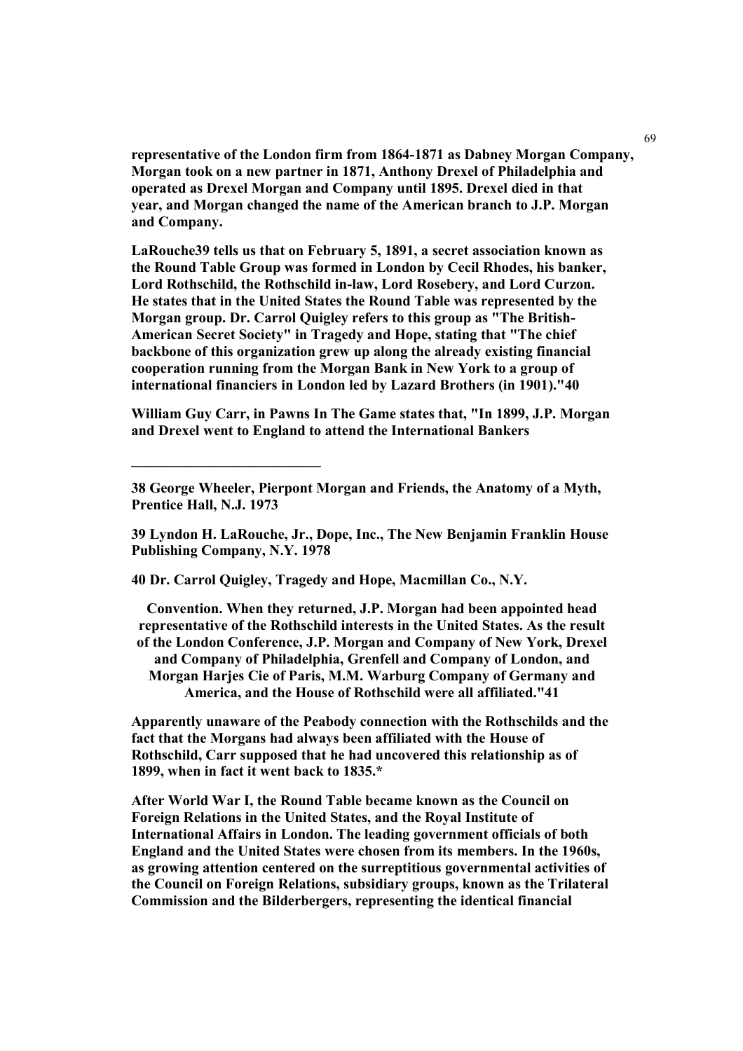**representative of the London firm from 1864-1871 as Dabney Morgan Company, Morgan took on a new partner in 1871, Anthony Drexel of Philadelphia and operated as Drexel Morgan and Company until 1895. Drexel died in that year, and Morgan changed the name of the American branch to J.P. Morgan and Company.**

**LaRouche39 tells us that on February 5, 1891, a secret association known as the Round Table Group was formed in London by Cecil Rhodes, his banker, Lord Rothschild, the Rothschild in-law, Lord Rosebery, and Lord Curzon. He states that in the United States the Round Table was represented by the Morgan group. Dr. Carrol Quigley refers to this group as "The British-American Secret Society" in Tragedy and Hope, stating that "The chief backbone of this organization grew up along the already existing financial cooperation running from the Morgan Bank in New York to a group of international financiers in London led by Lazard Brothers (in 1901)."40**

**William Guy Carr, in Pawns In The Game states that, "In 1899, J.P. Morgan and Drexel went to England to attend the International Bankers**

---

**38 George Wheeler, Pierpont Morgan and Friends, the Anatomy of a Myth, Prentice Hall, N.J. 1973**

**39 Lyndon H. LaRouche, Jr., Dope, Inc., The New Benjamin Franklin House Publishing Company, N.Y. 1978**

**40 Dr. Carrol Quigley, Tragedy and Hope, Macmillan Co., N.Y.**

**Convention. When they returned, J.P. Morgan had been appointed head representative of the Rothschild interests in the United States. As the result of the London Conference, J.P. Morgan and Company of New York, Drexel and Company of Philadelphia, Grenfell and Company of London, and Morgan Harjes Cie of Paris, M.M. Warburg Company of Germany and America, and the House of Rothschild were all affiliated."41**

**Apparently unaware of the Peabody connection with the Rothschilds and the fact that the Morgans had always been affiliated with the House of Rothschild, Carr supposed that he had uncovered this relationship as of 1899, when in fact it went back to 1835.***

**After World War I, the Round Table became known as the Council on Foreign Relations in the United States, and the Royal Institute of International Affairs in London. The leading government officials of both England and the United States were chosen from its members. In the 1960s, as growing attention centered on the surreptitious governmental activities of the Council on Foreign Relations, subsidiary groups, known as the Trilateral Commission and the Bilderbergers, representing the identical financial**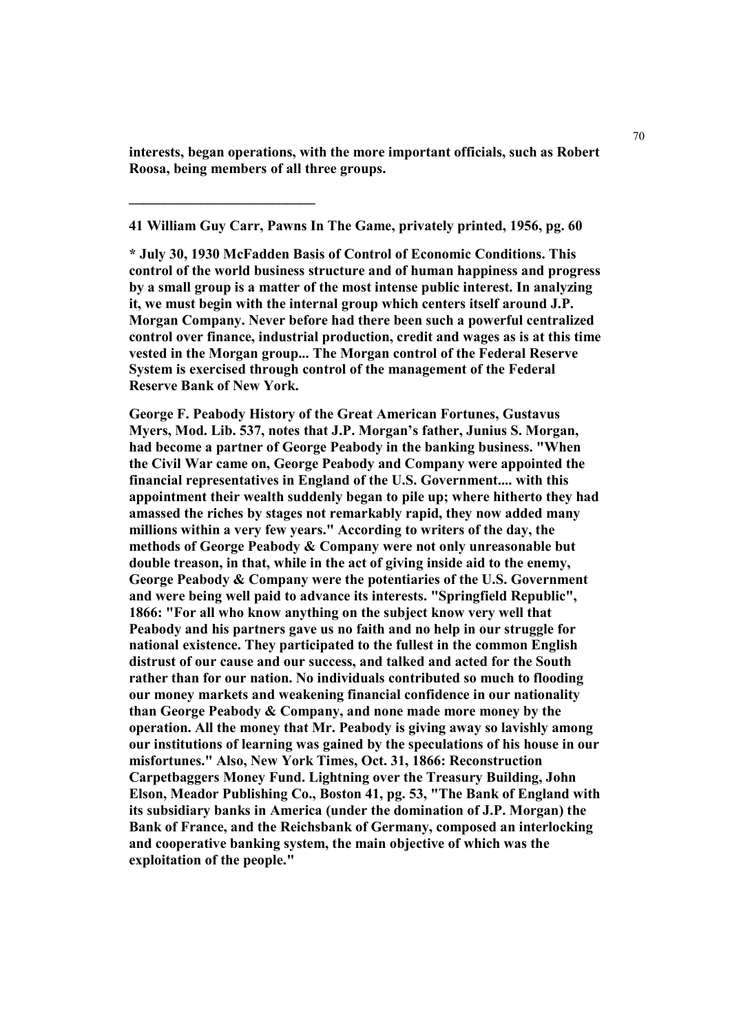**interests, began operations, with the more important officials, such as Robert Roosa, being members of all three groups.**

---

**41 William Guy Carr, Pawns In The Game, privately printed, 1956, pg. 60**

**\* July 30, 1930 McFadden Basis of Control of Economic Conditions. This control of the world business structure and of human happiness and progress by a small group is a matter of the most intense public interest. In analyzing it, we must begin with the internal group which centers itself around J.P. Morgan Company. Never before had there been such a powerful centralized control over finance, industrial production, credit and wages as is at this time vested in the Morgan group... The Morgan control of the Federal Reserve System is exercised through control of the management of the Federal Reserve Bank of New York.**

**George F. Peabody History of the Great American Fortunes, Gustavus Myers, Mod. Lib. 537, notes that J.P. Morgan's father, Junius S. Morgan, had become a partner of George Peabody in the banking business. "When the Civil War came on, George Peabody and Company were appointed the financial representatives in England of the U.S. Government.... with this appointment their wealth suddenly began to pile up; where hitherto they had amassed the riches by stages not remarkably rapid, they now added many millions within a very few years." According to writers of the day, the methods of George Peabody & Company were not only unreasonable but double treason, in that, while in the act of giving inside aid to the enemy, George Peabody & Company were the potentiaries of the U.S. Government and were being well paid to advance its interests. "Springfield Republic", 1866: "For all who know anything on the subject know very well that Peabody and his partners gave us no faith and no help in our struggle for national existence. They participated to the fullest in the common English distrust of our cause and our success, and talked and acted for the South rather than for our nation. No individuals contributed so much to flooding our money markets and weakening financial confidence in our nationality than George Peabody & Company, and none made more money by the operation. All the money that Mr. Peabody is giving away so lavishly among our institutions of learning was gained by the speculations of his house in our misfortunes." Also, New York Times, Oct. 31, 1866: Reconstruction Carpetbaggers Money Fund. Lightning over the Treasury Building, John Elson, Meador Publishing Co., Boston 41, pg. 53, "The Bank of England with its subsidiary banks in America (under the domination of J.P. Morgan) the Bank of France, and the Reichsbank of Germany, composed an interlocking and cooperative banking system, the main objective of which was the exploitation of the people."**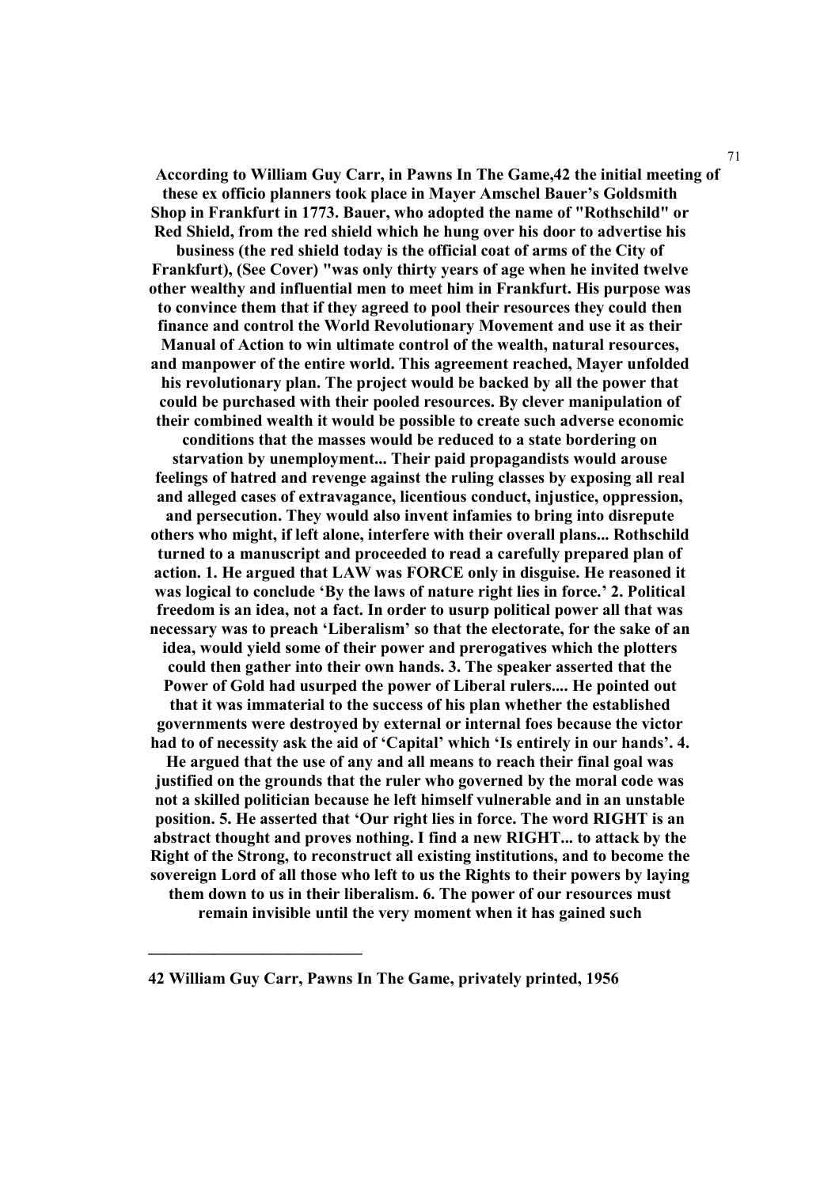**According to William Guy Carr, in Pawns In The Game,42 the initial meeting of these ex officio planners took place in Mayer Amschel Bauer's Goldsmith Shop in Frankfurt in 1773. Bauer, who adopted the name of "Rothschild" or Red Shield, from the red shield which he hung over his door to advertise his business (the red shield today is the official coat of arms of the City of Frankfurt), (See Cover) "was only thirty years of age when he invited twelve other wealthy and influential men to meet him in Frankfurt. His purpose was to convince them that if they agreed to pool their resources they could then finance and control the World Revolutionary Movement and use it as their Manual of Action to win ultimate control of the wealth, natural resources, and manpower of the entire world. This agreement reached, Mayer unfolded his revolutionary plan. The project would be backed by all the power that could be purchased with their pooled resources. By clever manipulation of their combined wealth it would be possible to create such adverse economic conditions that the masses would be reduced to a state bordering on starvation by unemployment... Their paid propagandists would arouse feelings of hatred and revenge against the ruling classes by exposing all real and alleged cases of extravagance, licentious conduct, injustice, oppression, and persecution. They would also invent infamies to bring into disrepute others who might, if left alone, interfere with their overall plans... Rothschild turned to a manuscript and proceeded to read a carefully prepared plan of action. 1. He argued that LAW was FORCE only in disguise. He reasoned it was logical to conclude 'By the laws of nature right lies in force.' 2. Political freedom is an idea, not a fact. In order to usurp political power all that was necessary was to preach 'Liberalism' so that the electorate, for the sake of an idea, would yield some of their power and prerogatives which the plotters could then gather into their own hands. 3. The speaker asserted that the Power of Gold had usurped the power of Liberal rulers.... He pointed out that it was immaterial to the success of his plan whether the established governments were destroyed by external or internal foes because the victor had to of necessity ask the aid of 'Capital' which 'Is entirely in our hands'. 4. He argued that the use of any and all means to reach their final goal was justified on the grounds that the ruler who governed by the moral code was not a skilled politician because he left himself vulnerable and in an unstable position. 5. He asserted that 'Our right lies in force. The word RIGHT is an abstract thought and proves nothing. I find a new RIGHT... to attack by the Right of the Strong, to reconstruct all existing institutions, and to become the sovereign Lord of all those who left to us the Rights to their powers by laying them down to us in their liberalism. 6. The power of our resources must remain invisible until the very moment when it has gained such**

---

**42 William Guy Carr, Pawns In The Game, privately printed, 1956**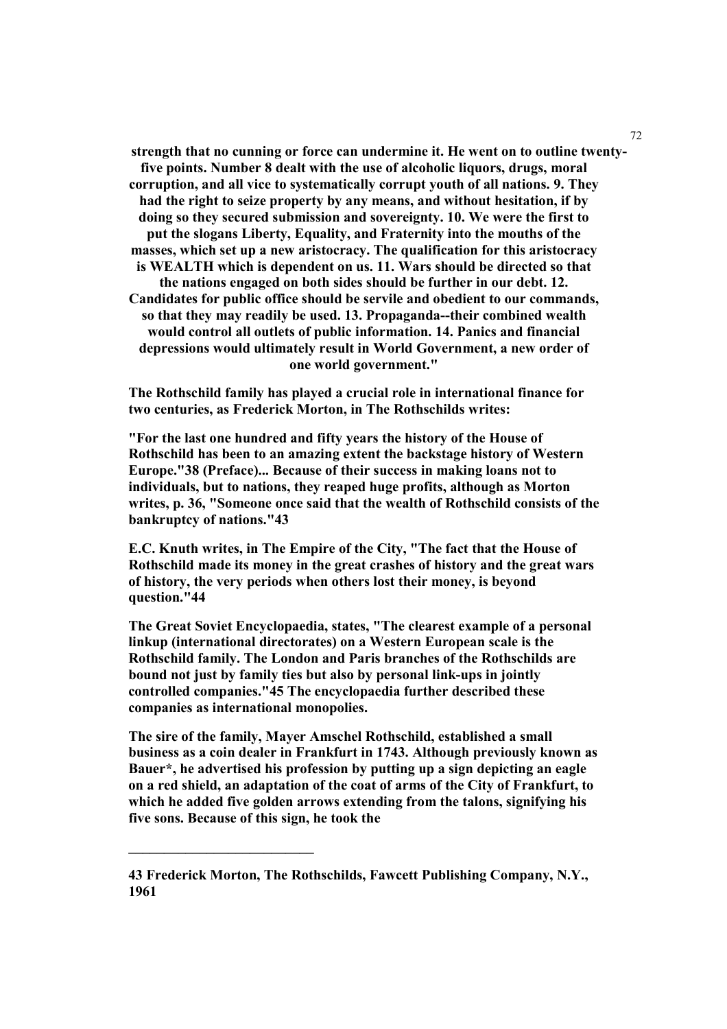**strength that no cunning or force can undermine it. He went on to outline twenty-five points. Number 8 dealt with the use of alcoholic liquors, drugs, moral corruption, and all vice to systematically corrupt youth of all nations. 9. They had the right to seize property by any means, and without hesitation, if by doing so they secured submission and sovereignty. 10. We were the first to put the slogans Liberty, Equality, and Fraternity into the mouths of the masses, which set up a new aristocracy. The qualification for this aristocracy is WEALTH which is dependent on us. 11. Wars should be directed so that the nations engaged on both sides should be further in our debt. 12. Candidates for public office should be servile and obedient to our commands, so that they may readily be used. 13. Propaganda--their combined wealth would control all outlets of public information. 14. Panics and financial depressions would ultimately result in World Government, a new order of one world government."**

**The Rothschild family has played a crucial role in international finance for two centuries, as Frederick Morton, in The Rothschilds writes:**

**"For the last one hundred and fifty years the history of the House of Rothschild has been to an amazing extent the backstage history of Western Europe."38 (Preface)... Because of their success in making loans not to individuals, but to nations, they reaped huge profits, although as Morton writes, p. 36, "Someone once said that the wealth of Rothschild consists of the bankruptcy of nations."43**

**E.C. Knuth writes, in The Empire of the City, "The fact that the House of Rothschild made its money in the great crashes of history and the great wars of history, the very periods when others lost their money, is beyond question."44**

**The Great Soviet Encyclopaedia, states, "The clearest example of a personal linkup (international directorates) on a Western European scale is the Rothschild family. The London and Paris branches of the Rothschilds are bound not just by family ties but also by personal link-ups in jointly controlled companies."45 The encyclopaedia further described these companies as international monopolies.**

**The sire of the family, Mayer Amschel Rothschild, established a small business as a coin dealer in Frankfurt in 1743. Although previously known as Bauer*, he advertised his profession by putting up a sign depicting an eagle on a red shield, an adaptation of the coat of arms of the City of Frankfurt, to which he added five golden arrows extending from the talons, signifying his five sons. Because of this sign, he took the**

---

**43 Frederick Morton, The Rothschilds, Fawcett Publishing Company, N.Y., 1961**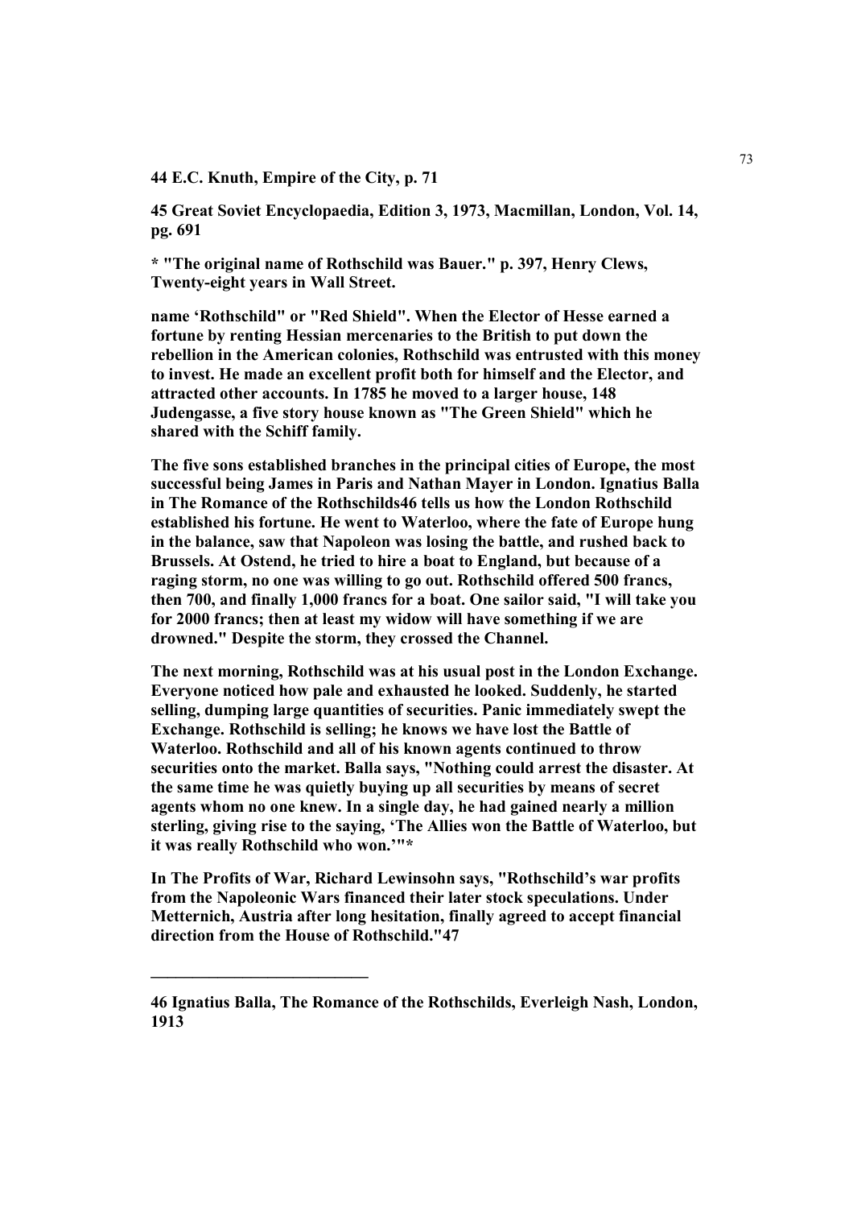**44 E.C. Knuth, Empire of the City, p. 71**

**45 Great Soviet Encyclopaedia, Edition 3, 1973, Macmillan, London, Vol. 14, pg. 691**

**\* "The original name of Rothschild was Bauer." p. 397, Henry Clews, Twenty-eight years in Wall Street.**

**name 'Rothschild" or "Red Shield". When the Elector of Hesse earned a fortune by renting Hessian mercenaries to the British to put down the rebellion in the American colonies, Rothschild was entrusted with this money to invest. He made an excellent profit both for himself and the Elector, and attracted other accounts. In 1785 he moved to a larger house, 148 Judengasse, a five story house known as "The Green Shield" which he shared with the Schiff family.**

**The five sons established branches in the principal cities of Europe, the most successful being James in Paris and Nathan Mayer in London. Ignatius Balla in The Romance of the Rothschilds[46] tells us how the London Rothschild established his fortune. He went to Waterloo, where the fate of Europe hung in the balance, saw that Napoleon was losing the battle, and rushed back to Brussels. At Ostend, he tried to hire a boat to England, but because of a raging storm, no one was willing to go out. Rothschild offered 500 francs, then 700, and finally 1,000 francs for a boat. One sailor said, "I will take you for 2000 francs; then at least my widow will have something if we are drowned." Despite the storm, they crossed the Channel.**

**The next morning, Rothschild was at his usual post in the London Exchange. Everyone noticed how pale and exhausted he looked. Suddenly, he started selling, dumping large quantities of securities. Panic immediately swept the Exchange. Rothschild is selling; he knows we have lost the Battle of Waterloo. Rothschild and all of his known agents continued to throw securities onto the market. Balla says, "Nothing could arrest the disaster. At the same time he was quietly buying up all securities by means of secret agents whom no one knew. In a single day, he had gained nearly a million sterling, giving rise to the saying, 'The Allies won the Battle of Waterloo, but it was really Rothschild who won.'"\***

**In The Profits of War, Richard Lewinsohn says, "Rothschild's war profits from the Napoleonic Wars financed their later stock speculations. Under Metternich, Austria after long hesitation, finally agreed to accept financial direction from the House of Rothschild."[47]**

---

**46 Ignatius Balla, The Romance of the Rothschilds, Everleigh Nash, London, 1913**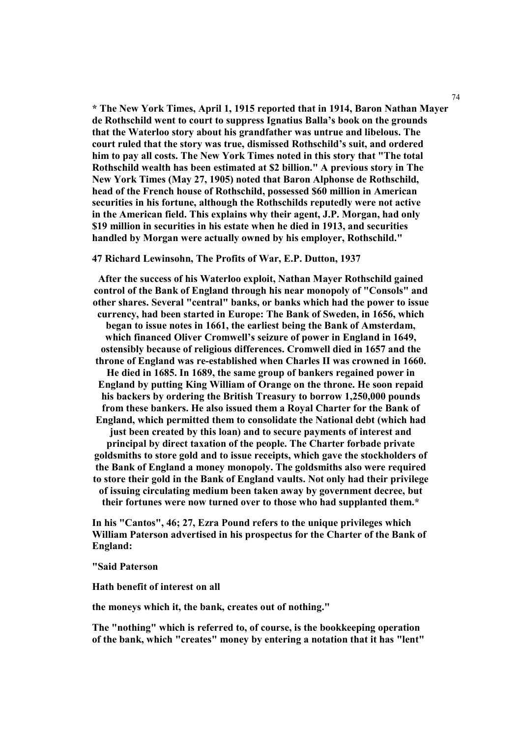**\* The New York Times, April 1, 1915 reported that in 1914, Baron Nathan Mayer de Rothschild went to court to suppress Ignatius Balla's book on the grounds that the Waterloo story about his grandfather was untrue and libelous. The court ruled that the story was true, dismissed Rothschild's suit, and ordered him to pay all costs. The New York Times noted in this story that "The total Rothschild wealth has been estimated at $2 billion." A previous story in The New York Times (May 27, 1905) noted that Baron Alphonse de Rothschild, head of the French house of Rothschild, possessed $60 million in American securities in his fortune, although the Rothschilds reputedly were not active in the American field. This explains why their agent, J.P. Morgan, had only $19 million in securities in his estate when he died in 1913, and securities handled by Morgan were actually owned by his employer, Rothschild."**

**47 Richard Lewinsohn, The Profits of War, E.P. Dutton, 1937**

**After the success of his Waterloo exploit, Nathan Mayer Rothschild gained control of the Bank of England through his near monopoly of "Consols" and other shares. Several "central" banks, or banks which had the power to issue currency, had been started in Europe: The Bank of Sweden, in 1656, which began to issue notes in 1661, the earliest being the Bank of Amsterdam, which financed Oliver Cromwell's seizure of power in England in 1649, ostensibly because of religious differences. Cromwell died in 1657 and the throne of England was re-established when Charles II was crowned in 1660. He died in 1685. In 1689, the same group of bankers regained power in England by putting King William of Orange on the throne. He soon repaid his backers by ordering the British Treasury to borrow 1,250,000 pounds from these bankers. He also issued them a Royal Charter for the Bank of England, which permitted them to consolidate the National debt (which had just been created by this loan) and to secure payments of interest and principal by direct taxation of the people. The Charter forbade private goldsmiths to store gold and to issue receipts, which gave the stockholders of the Bank of England a money monopoly. The goldsmiths also were required to store their gold in the Bank of England vaults. Not only had their privilege of issuing circulating medium been taken away by government decree, but their fortunes were now turned over to those who had supplanted them.\***

**In his "Cantos", 46; 27, Ezra Pound refers to the unique privileges which William Paterson advertised in his prospectus for the Charter of the Bank of England:**

**"Said Paterson**

**Hath benefit of interest on all**

**the moneys which it, the bank, creates out of nothing."**

**The "nothing" which is referred to, of course, is the bookkeeping operation of the bank, which "creates" money by entering a notation that it has "lent"**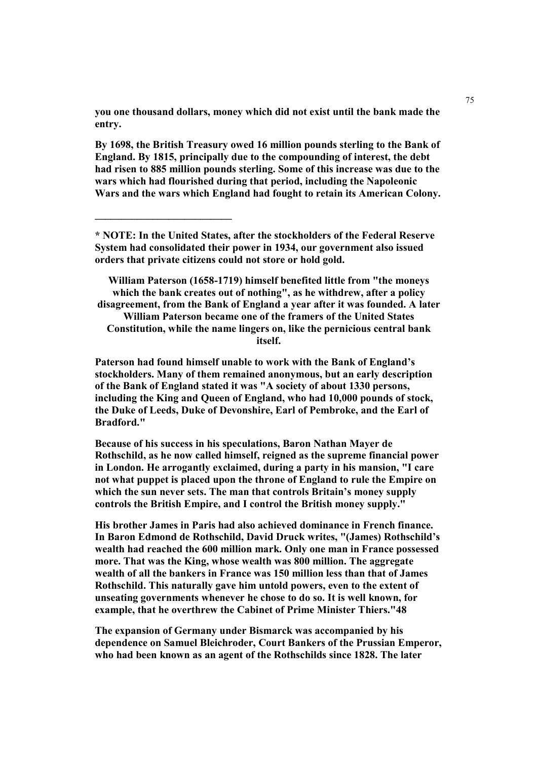**you one thousand dollars, money which did not exist until the bank made the entry.**

**By 1698, the British Treasury owed 16 million pounds sterling to the Bank of England. By 1815, principally due to the compounding of interest, the debt had risen to 885 million pounds sterling. Some of this increase was due to the wars which had flourished during that period, including the Napoleonic Wars and the wars which England had fought to retain its American Colony.**

---

**\* NOTE: In the United States, after the stockholders of the Federal Reserve System had consolidated their power in 1934, our government also issued orders that private citizens could not store or hold gold.**

**William Paterson (1658-1719) himself benefited little from "the moneys which the bank creates out of nothing", as he withdrew, after a policy disagreement, from the Bank of England a year after it was founded. A later William Paterson became one of the framers of the United States Constitution, while the name lingers on, like the pernicious central bank itself.**

**Paterson had found himself unable to work with the Bank of England's stockholders. Many of them remained anonymous, but an early description of the Bank of England stated it was "A society of about 1330 persons, including the King and Queen of England, who had 10,000 pounds of stock, the Duke of Leeds, Duke of Devonshire, Earl of Pembroke, and the Earl of Bradford."**

**Because of his success in his speculations, Baron Nathan Mayer de Rothschild, as he now called himself, reigned as the supreme financial power in London. He arrogantly exclaimed, during a party in his mansion, "I care not what puppet is placed upon the throne of England to rule the Empire on which the sun never sets. The man that controls Britain's money supply controls the British Empire, and I control the British money supply."**

**His brother James in Paris had also achieved dominance in French finance. In Baron Edmond de Rothschild, David Druck writes, "(James) Rothschild's wealth had reached the 600 million mark. Only one man in France possessed more. That was the King, whose wealth was 800 million. The aggregate wealth of all the bankers in France was 150 million less than that of James Rothschild. This naturally gave him untold powers, even to the extent of unseating governments whenever he chose to do so. It is well known, for example, that he overthrew the Cabinet of Prime Minister Thiers."48**

**The expansion of Germany under Bismarck was accompanied by his dependence on Samuel Bleichroder, Court Bankers of the Prussian Emperor, who had been known as an agent of the Rothschilds since 1828. The later**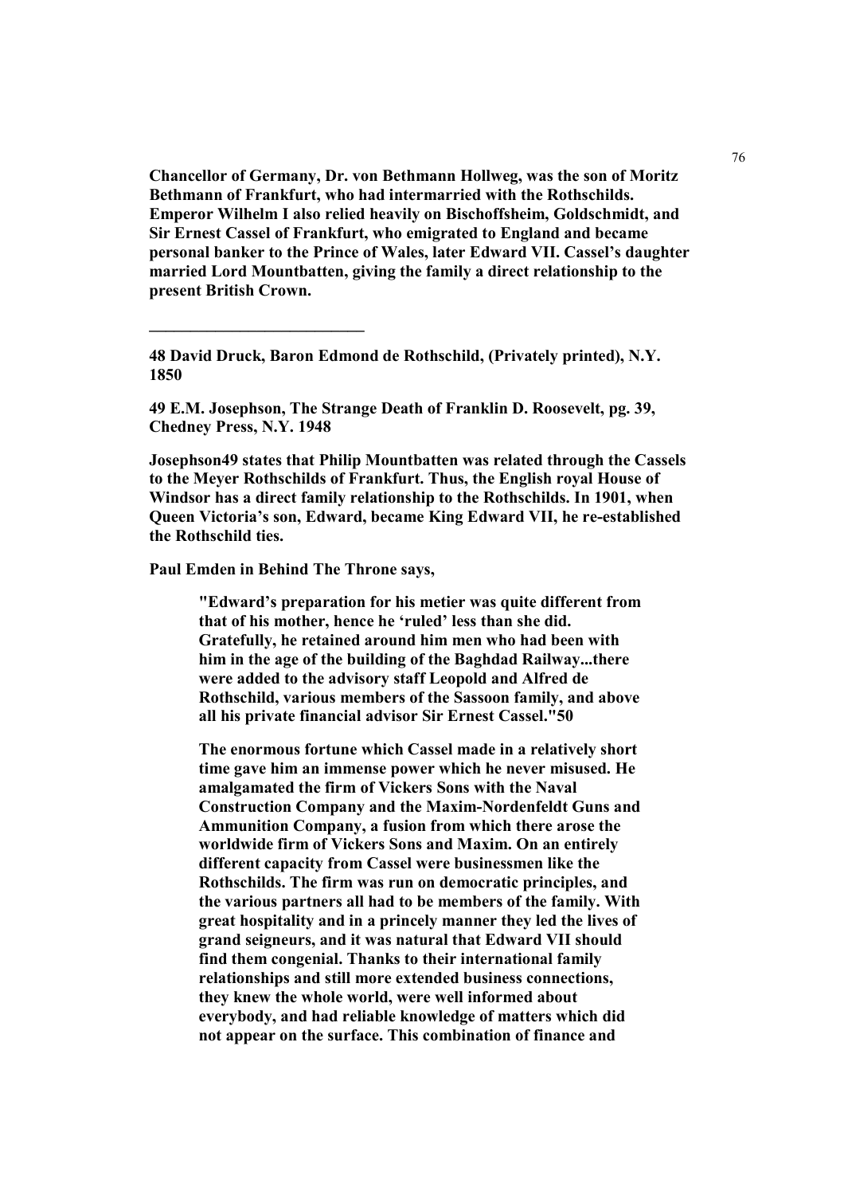**Chancellor of Germany, Dr. von Bethmann Hollweg, was the son of Moritz Bethmann of Frankfurt, who had intermarried with the Rothschilds. Emperor Wilhelm I also relied heavily on Bischoffsheim, Goldschmidt, and Sir Ernest Cassel of Frankfurt, who emigrated to England and became personal banker to the Prince of Wales, later Edward VII. Cassel's daughter married Lord Mountbatten, giving the family a direct relationship to the present British Crown.**

---

**48 David Druck, Baron Edmond de Rothschild, (Privately printed), N.Y. 1850**

**49 E.M. Josephson, The Strange Death of Franklin D. Roosevelt, pg. 39, Chedney Press, N.Y. 1948**

**Josephson49 states that Philip Mountbatten was related through the Cassels to the Meyer Rothschilds of Frankfurt. Thus, the English royal House of Windsor has a direct family relationship to the Rothschilds. In 1901, when Queen Victoria's son, Edward, became King Edward VII, he re-established the Rothschild ties.**

**Paul Emden in Behind The Throne says,**

> **"Edward's preparation for his metier was quite different from that of his mother, hence he 'ruled' less than she did. Gratefully, he retained around him men who had been with him in the age of the building of the Baghdad Railway...there were added to the advisory staff Leopold and Alfred de Rothschild, various members of the Sassoon family, and above all his private financial advisor Sir Ernest Cassel."50**
>
> **The enormous fortune which Cassel made in a relatively short time gave him an immense power which he never misused. He amalgamated the firm of Vickers Sons with the Naval Construction Company and the Maxim-Nordenfeldt Guns and Ammunition Company, a fusion from which there arose the worldwide firm of Vickers Sons and Maxim. On an entirely different capacity from Cassel were businessmen like the Rothschilds. The firm was run on democratic principles, and the various partners all had to be members of the family. With great hospitality and in a princely manner they led the lives of grand seigneurs, and it was natural that Edward VII should find them congenial. Thanks to their international family relationships and still more extended business connections, they knew the whole world, were well informed about everybody, and had reliable knowledge of matters which did not appear on the surface. This combination of finance and**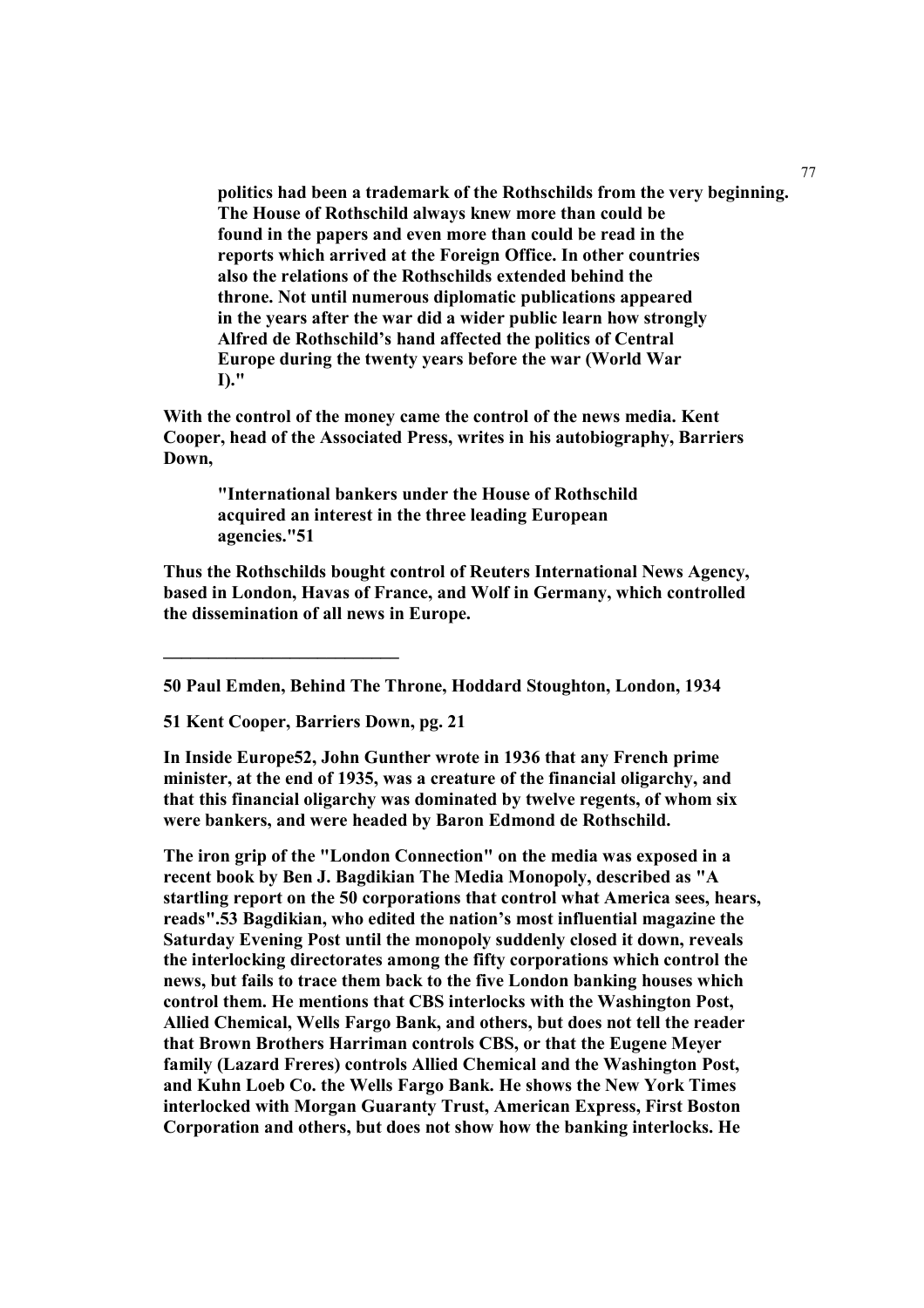> **politics had been a trademark of the Rothschilds from the very beginning. The House of Rothschild always knew more than could be found in the papers and even more than could be read in the reports which arrived at the Foreign Office. In other countries also the relations of the Rothschilds extended behind the throne. Not until numerous diplomatic publications appeared in the years after the war did a wider public learn how strongly Alfred de Rothschild's hand affected the politics of Central Europe during the twenty years before the war (World War I)."**

**With the control of the money came the control of the news media. Kent Cooper, head of the Associated Press, writes in his autobiography, Barriers Down,**

> **"International bankers under the House of Rothschild acquired an interest in the three leading European agencies."51**

**Thus the Rothschilds bought control of Reuters International News Agency, based in London, Havas of France, and Wolf in Germany, which controlled the dissemination of all news in Europe.**

---

**50 Paul Emden, Behind The Throne, Hoddard Stoughton, London, 1934**

**51 Kent Cooper, Barriers Down, pg. 21**

**In Inside Europe52, John Gunther wrote in 1936 that any French prime minister, at the end of 1935, was a creature of the financial oligarchy, and that this financial oligarchy was dominated by twelve regents, of whom six were bankers, and were headed by Baron Edmond de Rothschild.**

**The iron grip of the "London Connection" on the media was exposed in a recent book by Ben J. Bagdikian The Media Monopoly, described as "A startling report on the 50 corporations that control what America sees, hears, reads".53 Bagdikian, who edited the nation's most influential magazine the Saturday Evening Post until the monopoly suddenly closed it down, reveals the interlocking directorates among the fifty corporations which control the news, but fails to trace them back to the five London banking houses which control them. He mentions that CBS interlocks with the Washington Post, Allied Chemical, Wells Fargo Bank, and others, but does not tell the reader that Brown Brothers Harriman controls CBS, or that the Eugene Meyer family (Lazard Freres) controls Allied Chemical and the Washington Post, and Kuhn Loeb Co. the Wells Fargo Bank. He shows the New York Times interlocked with Morgan Guaranty Trust, American Express, First Boston Corporation and others, but does not show how the banking interlocks. He**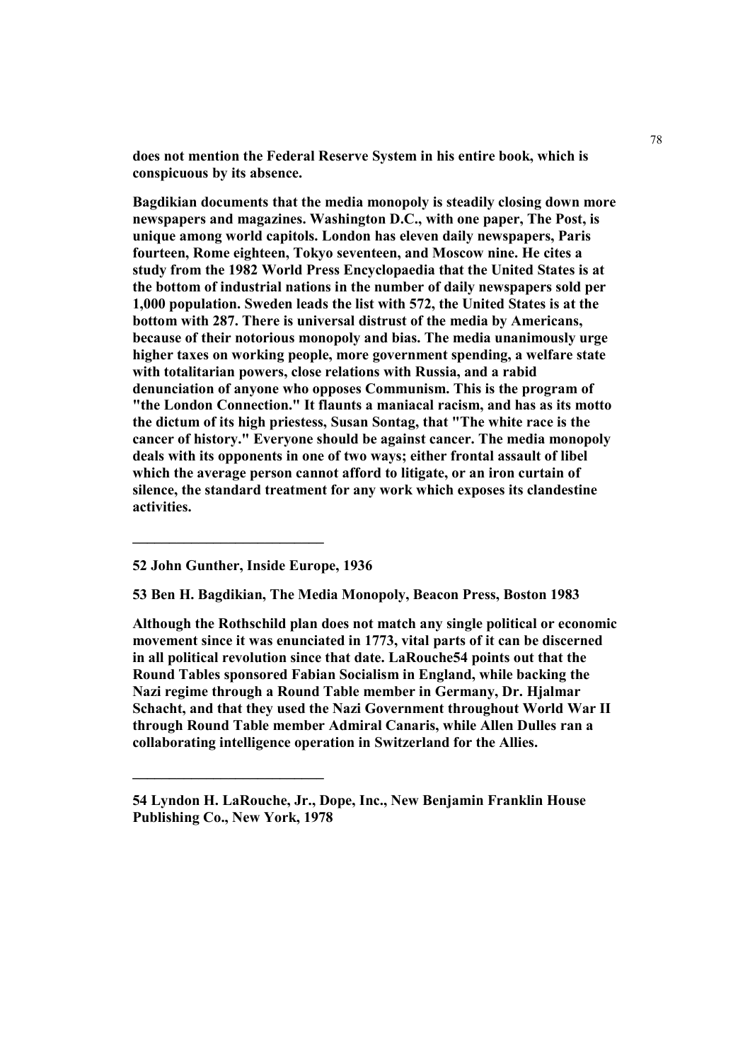**does not mention the Federal Reserve System in his entire book, which is conspicuous by its absence.**

**Bagdikian documents that the media monopoly is steadily closing down more newspapers and magazines. Washington D.C., with one paper, The Post, is unique among world capitols. London has eleven daily newspapers, Paris fourteen, Rome eighteen, Tokyo seventeen, and Moscow nine. He cites a study from the 1982 World Press Encyclopaedia that the United States is at the bottom of industrial nations in the number of daily newspapers sold per 1,000 population. Sweden leads the list with 572, the United States is at the bottom with 287. There is universal distrust of the media by Americans, because of their notorious monopoly and bias. The media unanimously urge higher taxes on working people, more government spending, a welfare state with totalitarian powers, close relations with Russia, and a rabid denunciation of anyone who opposes Communism. This is the program of "the London Connection." It flaunts a maniacal racism, and has as its motto the dictum of its high priestess, Susan Sontag, that "The white race is the cancer of history." Everyone should be against cancer. The media monopoly deals with its opponents in one of two ways; either frontal assault of libel which the average person cannot afford to litigate, or an iron curtain of silence, the standard treatment for any work which exposes its clandestine activities.**

---

**52 John Gunther, Inside Europe, 1936**

**53 Ben H. Bagdikian, The Media Monopoly, Beacon Press, Boston 1983**

**Although the Rothschild plan does not match any single political or economic movement since it was enunciated in 1773, vital parts of it can be discerned in all political revolution since that date. LaRouche54 points out that the Round Tables sponsored Fabian Socialism in England, while backing the Nazi regime through a Round Table member in Germany, Dr. Hjalmar Schacht, and that they used the Nazi Government throughout World War II through Round Table member Admiral Canaris, while Allen Dulles ran a collaborating intelligence operation in Switzerland for the Allies.**

---

**54 Lyndon H. LaRouche, Jr., Dope, Inc., New Benjamin Franklin House Publishing Co., New York, 1978**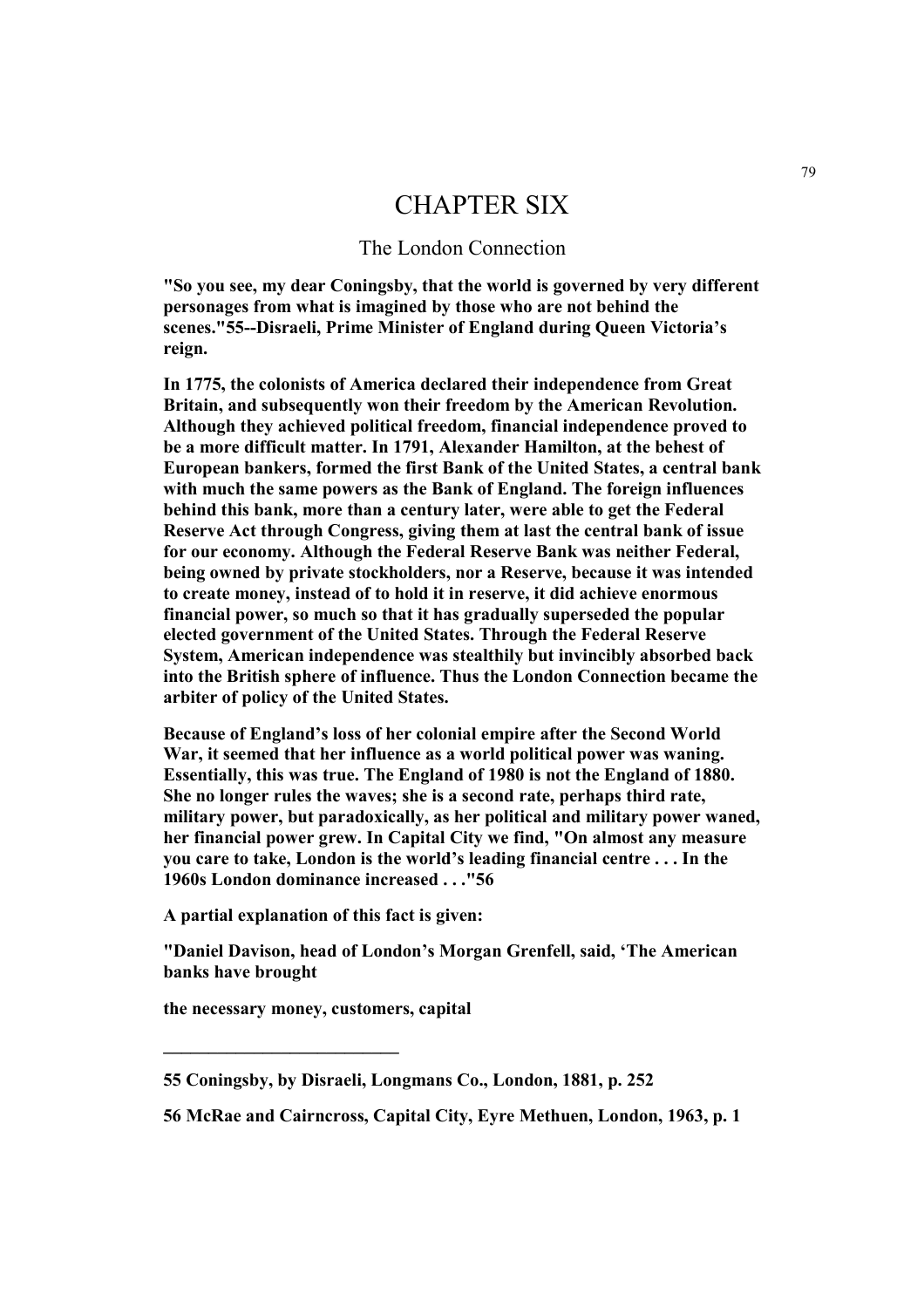# CHAPTER SIX

## The London Connection

**"So you see, my dear Coningsby, that the world is governed by very different personages from what is imagined by those who are not behind the scenes."[55]--Disraeli, Prime Minister of England during Queen Victoria's reign.**

**In 1775, the colonists of America declared their independence from Great Britain, and subsequently won their freedom by the American Revolution. Although they achieved political freedom, financial independence proved to be a more difficult matter. In 1791, Alexander Hamilton, at the behest of European bankers, formed the first Bank of the United States, a central bank with much the same powers as the Bank of England. The foreign influences behind this bank, more than a century later, were able to get the Federal Reserve Act through Congress, giving them at last the central bank of issue for our economy. Although the Federal Reserve Bank was neither Federal, being owned by private stockholders, nor a Reserve, because it was intended to create money, instead of to hold it in reserve, it did achieve enormous financial power, so much so that it has gradually superseded the popular elected government of the United States. Through the Federal Reserve System, American independence was stealthily but invincibly absorbed back into the British sphere of influence. Thus the London Connection became the arbiter of policy of the United States.**

**Because of England's loss of her colonial empire after the Second World War, it seemed that her influence as a world political power was waning. Essentially, this was true. The England of 1980 is not the England of 1880. She no longer rules the waves; she is a second rate, perhaps third rate, military power, but paradoxically, as her political and military power waned, her financial power grew. In Capital City we find, "On almost any measure you care to take, London is the world's leading financial centre . . . In the 1960s London dominance increased . . ."[56]**

**A partial explanation of this fact is given:**

**"Daniel Davison, head of London's Morgan Grenfell, said, 'The American banks have brought**

**the necessary money, customers, capital**

---

**55 Coningsby, by Disraeli, Longmans Co., London, 1881, p. 252**

**56 McRae and Cairncross, Capital City, Eyre Methuen, London, 1963, p. 1**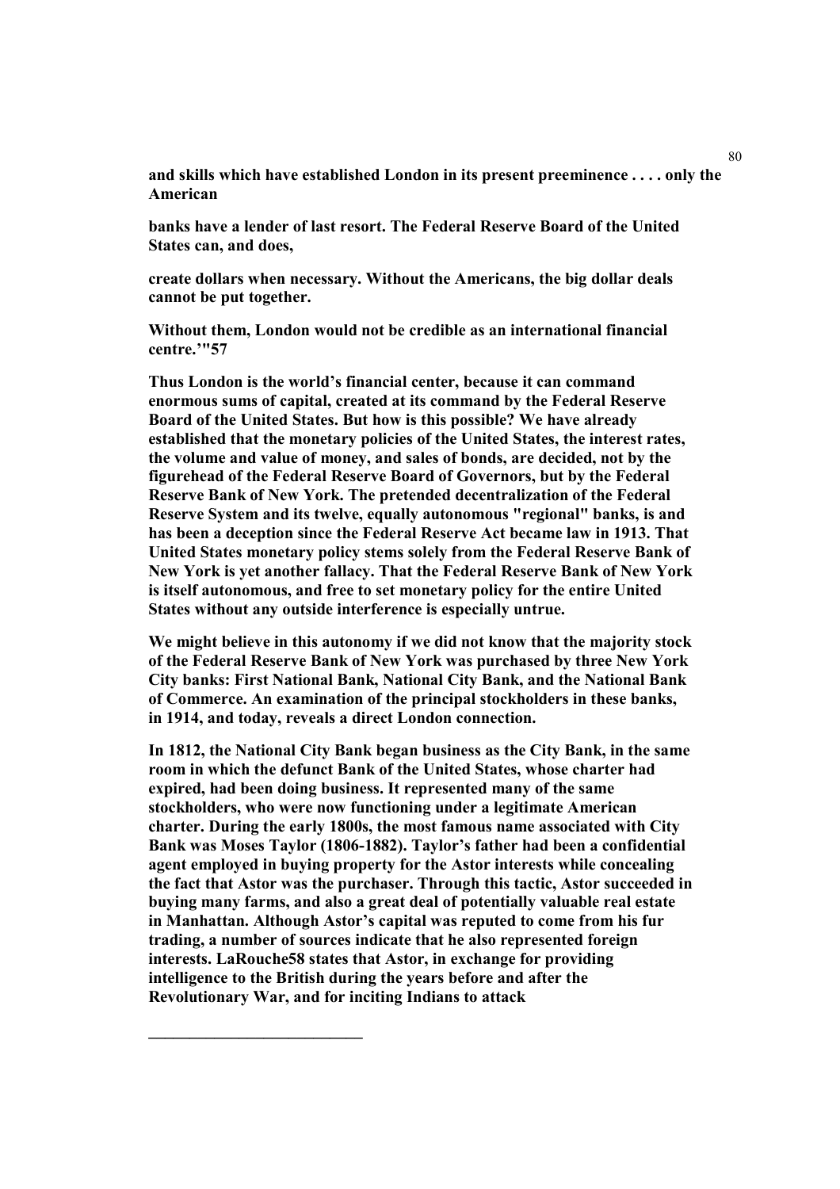**and skills which have established London in its present preeminence . . . . only the American**

**banks have a lender of last resort. The Federal Reserve Board of the United States can, and does,**

**create dollars when necessary. Without the Americans, the big dollar deals cannot be put together.**

**Without them, London would not be credible as an international financial centre.'"57**

**Thus London is the world's financial center, because it can command enormous sums of capital, created at its command by the Federal Reserve Board of the United States. But how is this possible? We have already established that the monetary policies of the United States, the interest rates, the volume and value of money, and sales of bonds, are decided, not by the figurehead of the Federal Reserve Board of Governors, but by the Federal Reserve Bank of New York. The pretended decentralization of the Federal Reserve System and its twelve, equally autonomous "regional" banks, is and has been a deception since the Federal Reserve Act became law in 1913. That United States monetary policy stems solely from the Federal Reserve Bank of New York is yet another fallacy. That the Federal Reserve Bank of New York is itself autonomous, and free to set monetary policy for the entire United States without any outside interference is especially untrue.**

**We might believe in this autonomy if we did not know that the majority stock of the Federal Reserve Bank of New York was purchased by three New York City banks: First National Bank, National City Bank, and the National Bank of Commerce. An examination of the principal stockholders in these banks, in 1914, and today, reveals a direct London connection.**

**In 1812, the National City Bank began business as the City Bank, in the same room in which the defunct Bank of the United States, whose charter had expired, had been doing business. It represented many of the same stockholders, who were now functioning under a legitimate American charter. During the early 1800s, the most famous name associated with City Bank was Moses Taylor (1806-1882). Taylor's father had been a confidential agent employed in buying property for the Astor interests while concealing the fact that Astor was the purchaser. Through this tactic, Astor succeeded in buying many farms, and also a great deal of potentially valuable real estate in Manhattan. Although Astor's capital was reputed to come from his fur trading, a number of sources indicate that he also represented foreign interests. LaRouche58 states that Astor, in exchange for providing intelligence to the British during the years before and after the Revolutionary War, and for inciting Indians to attack**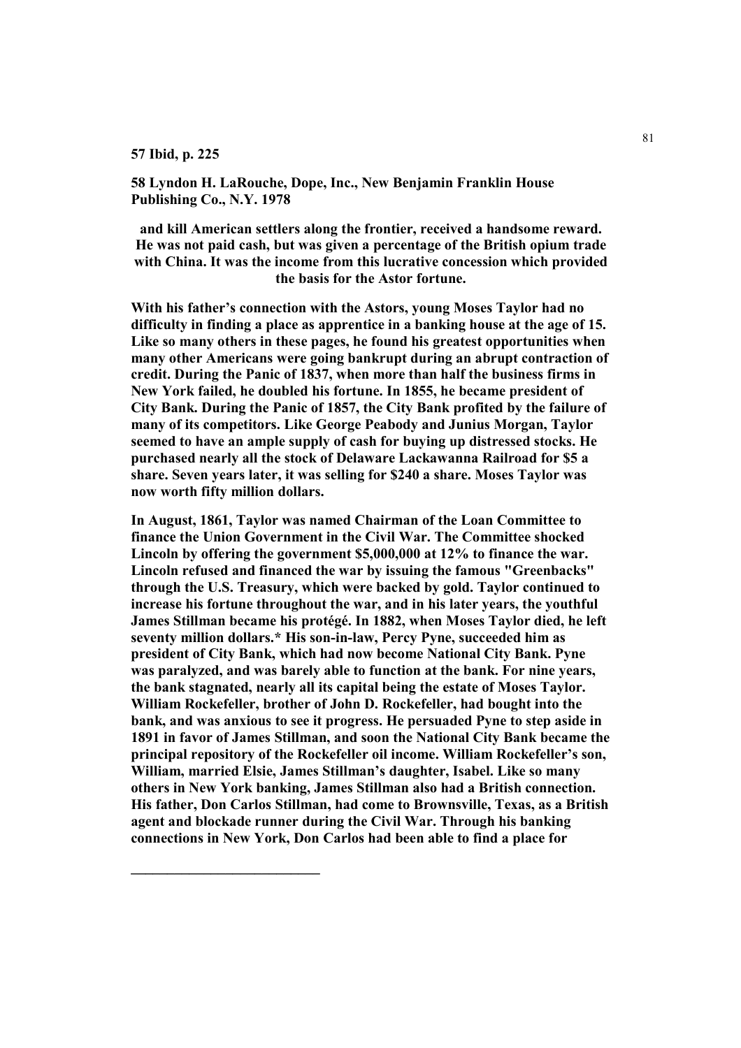**57 Ibid, p. 225**

**58 Lyndon H. LaRouche, Dope, Inc., New Benjamin Franklin House Publishing Co., N.Y. 1978**

**and kill American settlers along the frontier, received a handsome reward. He was not paid cash, but was given a percentage of the British opium trade with China. It was the income from this lucrative concession which provided the basis for the Astor fortune.**

**With his father's connection with the Astors, young Moses Taylor had no difficulty in finding a place as apprentice in a banking house at the age of 15. Like so many others in these pages, he found his greatest opportunities when many other Americans were going bankrupt during an abrupt contraction of credit. During the Panic of 1837, when more than half the business firms in New York failed, he doubled his fortune. In 1855, he became president of City Bank. During the Panic of 1857, the City Bank profited by the failure of many of its competitors. Like George Peabody and Junius Morgan, Taylor seemed to have an ample supply of cash for buying up distressed stocks. He purchased nearly all the stock of Delaware Lackawanna Railroad for $5 a share. Seven years later, it was selling for $240 a share. Moses Taylor was now worth fifty million dollars.**

**In August, 1861, Taylor was named Chairman of the Loan Committee to finance the Union Government in the Civil War. The Committee shocked Lincoln by offering the government $5,000,000 at 12% to finance the war. Lincoln refused and financed the war by issuing the famous "Greenbacks" through the U.S. Treasury, which were backed by gold. Taylor continued to increase his fortune throughout the war, and in his later years, the youthful James Stillman became his protégé. In 1882, when Moses Taylor died, he left seventy million dollars.* His son-in-law, Percy Pyne, succeeded him as president of City Bank, which had now become National City Bank. Pyne was paralyzed, and was barely able to function at the bank. For nine years, the bank stagnated, nearly all its capital being the estate of Moses Taylor. William Rockefeller, brother of John D. Rockefeller, had bought into the bank, and was anxious to see it progress. He persuaded Pyne to step aside in 1891 in favor of James Stillman, and soon the National City Bank became the principal repository of the Rockefeller oil income. William Rockefeller's son, William, married Elsie, James Stillman's daughter, Isabel. Like so many others in New York banking, James Stillman also had a British connection. His father, Don Carlos Stillman, had come to Brownsville, Texas, as a British agent and blockade runner during the Civil War. Through his banking connections in New York, Don Carlos had been able to find a place for**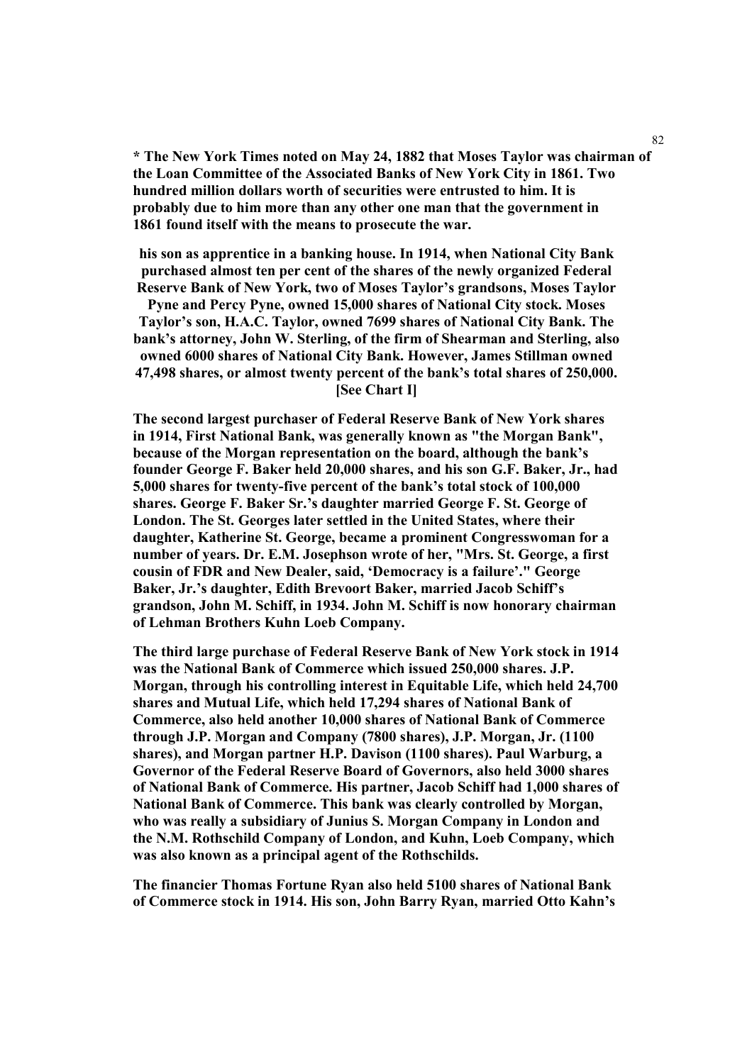**\* The New York Times noted on May 24, 1882 that Moses Taylor was chairman of the Loan Committee of the Associated Banks of New York City in 1861. Two hundred million dollars worth of securities were entrusted to him. It is probably due to him more than any other one man that the government in 1861 found itself with the means to prosecute the war.**

**his son as apprentice in a banking house. In 1914, when National City Bank purchased almost ten per cent of the shares of the newly organized Federal Reserve Bank of New York, two of Moses Taylor's grandsons, Moses Taylor Pyne and Percy Pyne, owned 15,000 shares of National City stock. Moses Taylor's son, H.A.C. Taylor, owned 7699 shares of National City Bank. The bank's attorney, John W. Sterling, of the firm of Shearman and Sterling, also owned 6000 shares of National City Bank. However, James Stillman owned 47,498 shares, or almost twenty percent of the bank's total shares of 250,000. [See Chart I]**

**The second largest purchaser of Federal Reserve Bank of New York shares in 1914, First National Bank, was generally known as "the Morgan Bank", because of the Morgan representation on the board, although the bank's founder George F. Baker held 20,000 shares, and his son G.F. Baker, Jr., had 5,000 shares for twenty-five percent of the bank's total stock of 100,000 shares. George F. Baker Sr.'s daughter married George F. St. George of London. The St. Georges later settled in the United States, where their daughter, Katherine St. George, became a prominent Congresswoman for a number of years. Dr. E.M. Josephson wrote of her, "Mrs. St. George, a first cousin of FDR and New Dealer, said, 'Democracy is a failure'." George Baker, Jr.'s daughter, Edith Brevoort Baker, married Jacob Schiff's grandson, John M. Schiff, in 1934. John M. Schiff is now honorary chairman of Lehman Brothers Kuhn Loeb Company.**

**The third large purchase of Federal Reserve Bank of New York stock in 1914 was the National Bank of Commerce which issued 250,000 shares. J.P. Morgan, through his controlling interest in Equitable Life, which held 24,700 shares and Mutual Life, which held 17,294 shares of National Bank of Commerce, also held another 10,000 shares of National Bank of Commerce through J.P. Morgan and Company (7800 shares), J.P. Morgan, Jr. (1100 shares), and Morgan partner H.P. Davison (1100 shares). Paul Warburg, a Governor of the Federal Reserve Board of Governors, also held 3000 shares of National Bank of Commerce. His partner, Jacob Schiff had 1,000 shares of National Bank of Commerce. This bank was clearly controlled by Morgan, who was really a subsidiary of Junius S. Morgan Company in London and the N.M. Rothschild Company of London, and Kuhn, Loeb Company, which was also known as a principal agent of the Rothschilds.**

**The financier Thomas Fortune Ryan also held 5100 shares of National Bank of Commerce stock in 1914. His son, John Barry Ryan, married Otto Kahn's**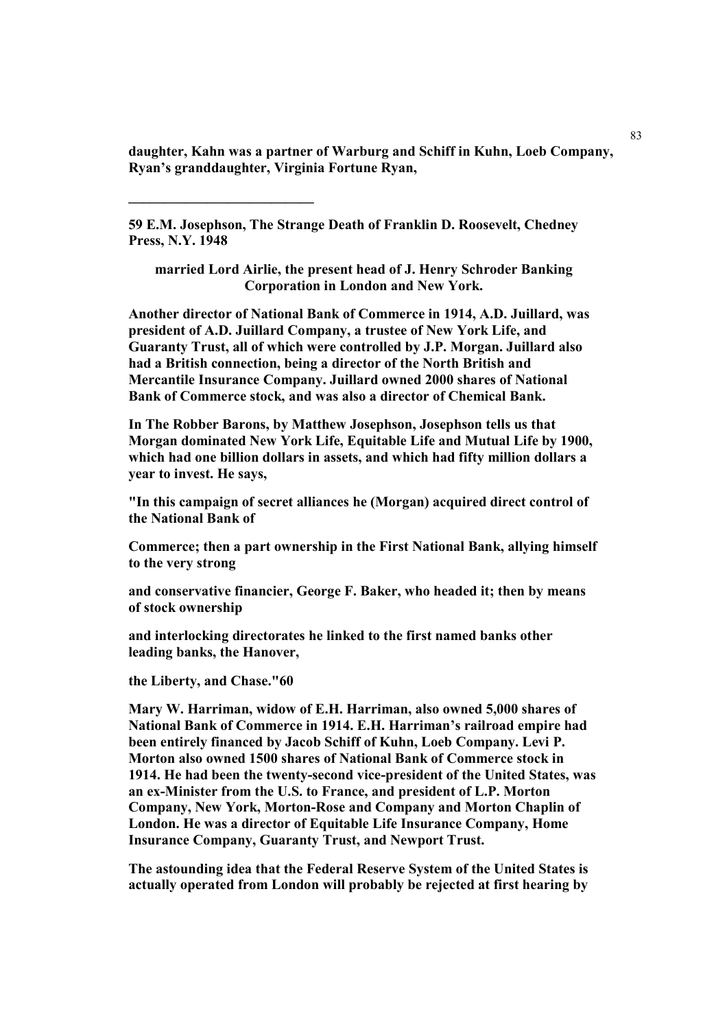**daughter, Kahn was a partner of Warburg and Schiff in Kuhn, Loeb Company, Ryan's granddaughter, Virginia Fortune Ryan,**

---

**59 E.M. Josephson, The Strange Death of Franklin D. Roosevelt, Chedney Press, N.Y. 1948**

**married Lord Airlie, the present head of J. Henry Schroder Banking Corporation in London and New York.**

**Another director of National Bank of Commerce in 1914, A.D. Juillard, was president of A.D. Juillard Company, a trustee of New York Life, and Guaranty Trust, all of which were controlled by J.P. Morgan. Juillard also had a British connection, being a director of the North British and Mercantile Insurance Company. Juillard owned 2000 shares of National Bank of Commerce stock, and was also a director of Chemical Bank.**

**In The Robber Barons, by Matthew Josephson, Josephson tells us that Morgan dominated New York Life, Equitable Life and Mutual Life by 1900, which had one billion dollars in assets, and which had fifty million dollars a year to invest. He says,**

**"In this campaign of secret alliances he (Morgan) acquired direct control of the National Bank of**

**Commerce; then a part ownership in the First National Bank, allying himself to the very strong**

**and conservative financier, George F. Baker, who headed it; then by means of stock ownership**

**and interlocking directorates he linked to the first named banks other leading banks, the Hanover,**

**the Liberty, and Chase."60**

**Mary W. Harriman, widow of E.H. Harriman, also owned 5,000 shares of National Bank of Commerce in 1914. E.H. Harriman's railroad empire had been entirely financed by Jacob Schiff of Kuhn, Loeb Company. Levi P. Morton also owned 1500 shares of National Bank of Commerce stock in 1914. He had been the twenty-second vice-president of the United States, was an ex-Minister from the U.S. to France, and president of L.P. Morton Company, New York, Morton-Rose and Company and Morton Chaplin of London. He was a director of Equitable Life Insurance Company, Home Insurance Company, Guaranty Trust, and Newport Trust.**

**The astounding idea that the Federal Reserve System of the United States is actually operated from London will probably be rejected at first hearing by**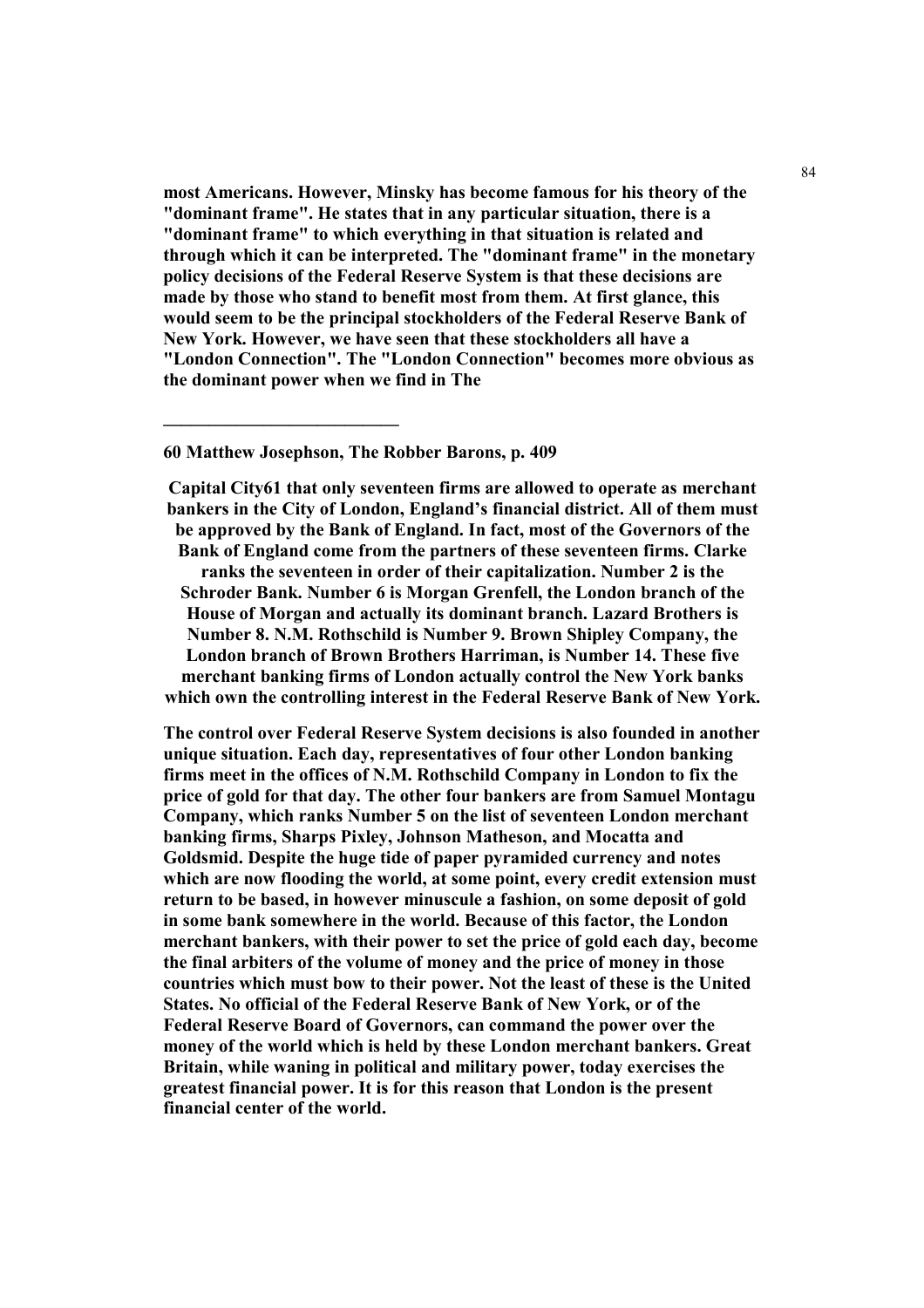**most Americans. However, Minsky has become famous for his theory of the "dominant frame". He states that in any particular situation, there is a "dominant frame" to which everything in that situation is related and through which it can be interpreted. The "dominant frame" in the monetary policy decisions of the Federal Reserve System is that these decisions are made by those who stand to benefit most from them. At first glance, this would seem to be the principal stockholders of the Federal Reserve Bank of New York. However, we have seen that these stockholders all have a "London Connection". The "London Connection" becomes more obvious as the dominant power when we find in The**

---

**60 Matthew Josephson, The Robber Barons, p. 409**

**Capital City61 that only seventeen firms are allowed to operate as merchant bankers in the City of London, England's financial district. All of them must be approved by the Bank of England. In fact, most of the Governors of the Bank of England come from the partners of these seventeen firms. Clarke ranks the seventeen in order of their capitalization. Number 2 is the Schroder Bank. Number 6 is Morgan Grenfell, the London branch of the House of Morgan and actually its dominant branch. Lazard Brothers is Number 8. N.M. Rothschild is Number 9. Brown Shipley Company, the London branch of Brown Brothers Harriman, is Number 14. These five merchant banking firms of London actually control the New York banks which own the controlling interest in the Federal Reserve Bank of New York.**

**The control over Federal Reserve System decisions is also founded in another unique situation. Each day, representatives of four other London banking firms meet in the offices of N.M. Rothschild Company in London to fix the price of gold for that day. The other four bankers are from Samuel Montagu Company, which ranks Number 5 on the list of seventeen London merchant banking firms, Sharps Pixley, Johnson Matheson, and Mocatta and Goldsmid. Despite the huge tide of paper pyramided currency and notes which are now flooding the world, at some point, every credit extension must return to be based, in however minuscule a fashion, on some deposit of gold in some bank somewhere in the world. Because of this factor, the London merchant bankers, with their power to set the price of gold each day, become the final arbiters of the volume of money and the price of money in those countries which must bow to their power. Not the least of these is the United States. No official of the Federal Reserve Bank of New York, or of the Federal Reserve Board of Governors, can command the power over the money of the world which is held by these London merchant bankers. Great Britain, while waning in political and military power, today exercises the greatest financial power. It is for this reason that London is the present financial center of the world.**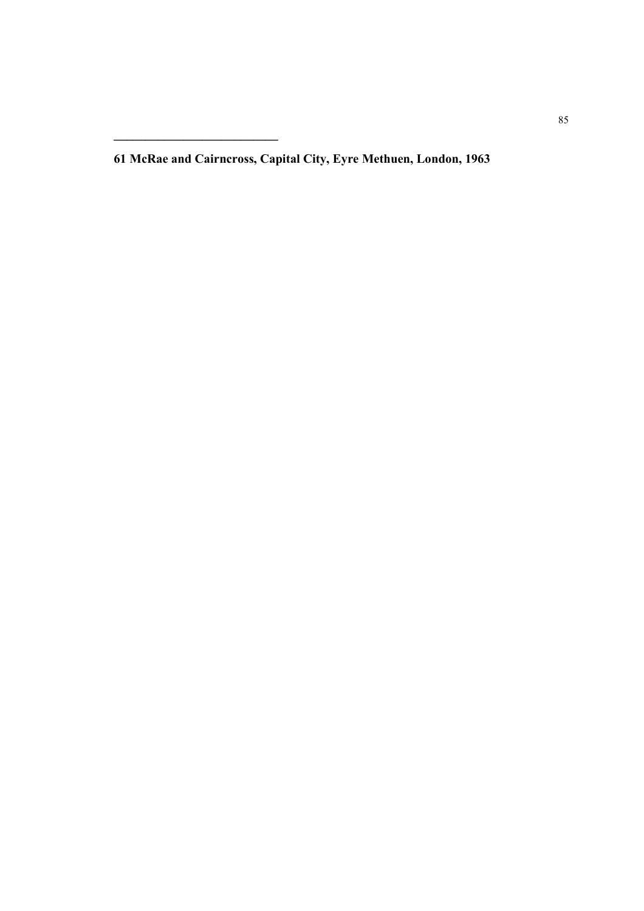---

**61 McRae and Cairncross, Capital City, Eyre Methuen, London, 1963**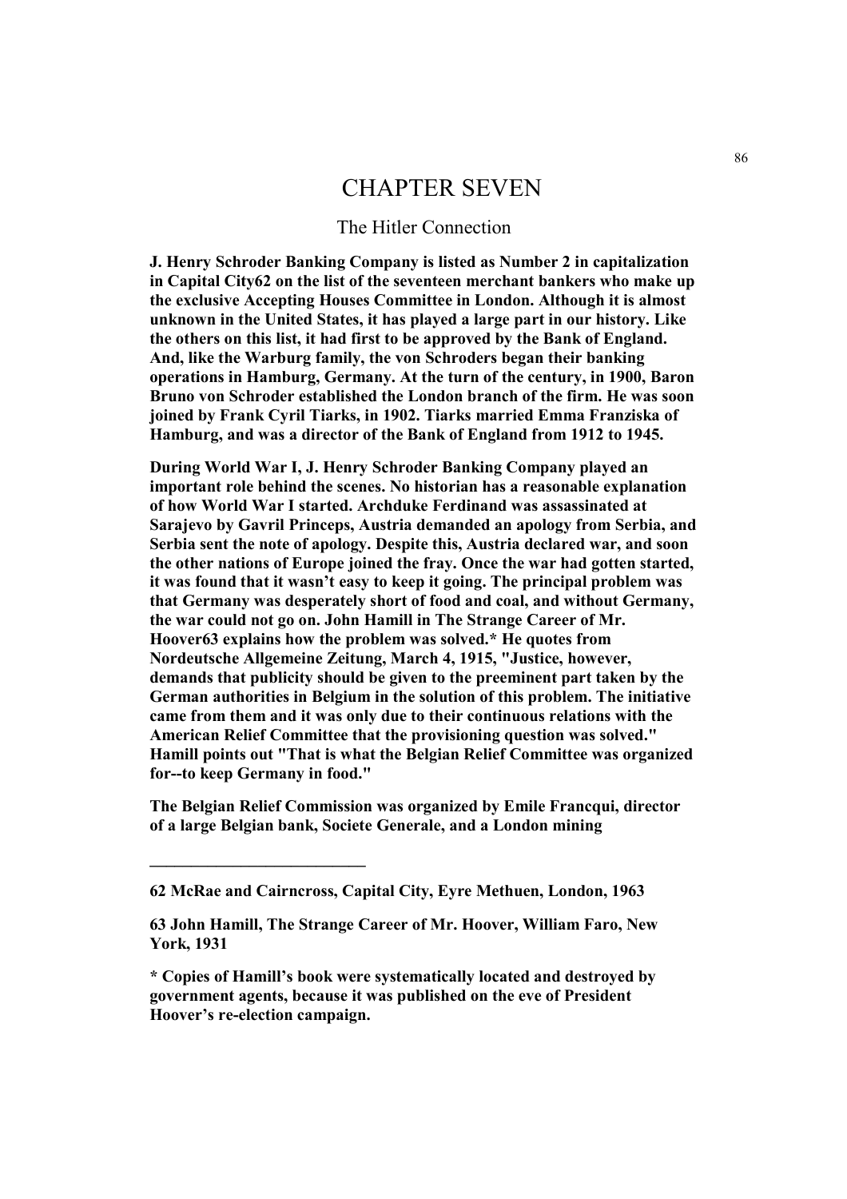# CHAPTER SEVEN

## The Hitler Connection

**J. Henry Schroder Banking Company is listed as Number 2 in capitalization in Capital City[62] on the list of the seventeen merchant bankers who make up the exclusive Accepting Houses Committee in London. Although it is almost unknown in the United States, it has played a large part in our history. Like the others on this list, it had first to be approved by the Bank of England. And, like the Warburg family, the von Schroders began their banking operations in Hamburg, Germany. At the turn of the century, in 1900, Baron Bruno von Schroder established the London branch of the firm. He was soon joined by Frank Cyril Tiarks, in 1902. Tiarks married Emma Franziska of Hamburg, and was a director of the Bank of England from 1912 to 1945.**

**During World War I, J. Henry Schroder Banking Company played an important role behind the scenes. No historian has a reasonable explanation of how World War I started. Archduke Ferdinand was assassinated at Sarajevo by Gavril Princeps, Austria demanded an apology from Serbia, and Serbia sent the note of apology. Despite this, Austria declared war, and soon the other nations of Europe joined the fray. Once the war had gotten started, it was found that it wasn't easy to keep it going. The principal problem was that Germany was desperately short of food and coal, and without Germany, the war could not go on. John Hamill in The Strange Career of Mr. Hoover[63] explains how the problem was solved.* He quotes from Nordeutsche Allgemeine Zeitung, March 4, 1915, "Justice, however, demands that publicity should be given to the preeminent part taken by the German authorities in Belgium in the solution of this problem. The initiative came from them and it was only due to their continuous relations with the American Relief Committee that the provisioning question was solved." Hamill points out "That is what the Belgian Relief Committee was organized for--to keep Germany in food."**

**The Belgian Relief Commission was organized by Emile Francqui, director of a large Belgian bank, Societe Generale, and a London mining**

---

**62 McRae and Cairncross, Capital City, Eyre Methuen, London, 1963**

**63 John Hamill, The Strange Career of Mr. Hoover, William Faro, New York, 1931**

*** Copies of Hamill's book were systematically located and destroyed by government agents, because it was published on the eve of President Hoover's re-election campaign.**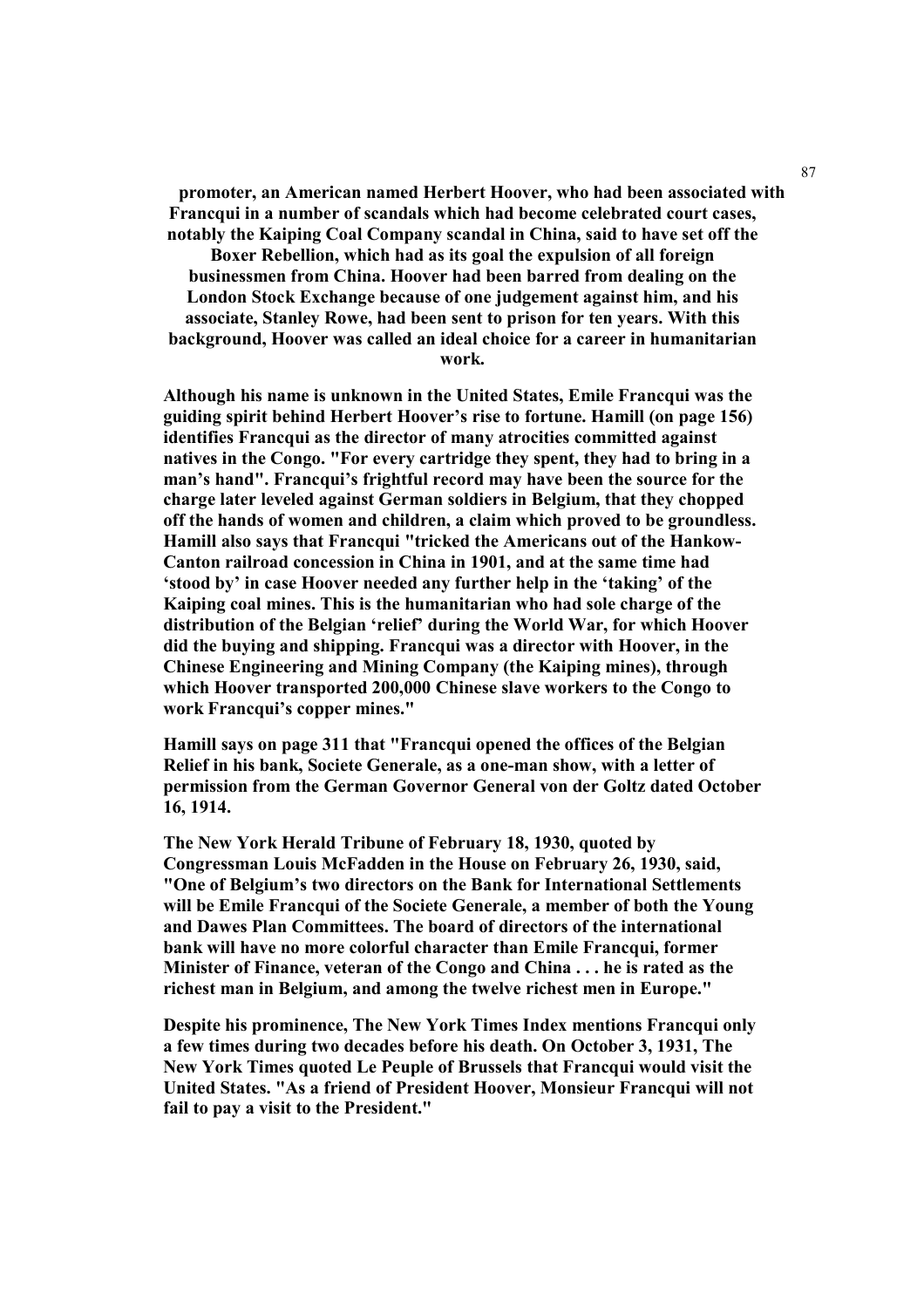promoter, an American named Herbert Hoover, who had been associated with Francqui in a number of scandals which had become celebrated court cases, notably the Kaiping Coal Company scandal in China, said to have set off the Boxer Rebellion, which had as its goal the expulsion of all foreign businessmen from China. Hoover had been barred from dealing on the London Stock Exchange because of one judgement against him, and his associate, Stanley Rowe, had been sent to prison for ten years. With this background, Hoover was called an ideal choice for a career in humanitarian work.

Although his name is unknown in the United States, Emile Francqui was the guiding spirit behind Herbert Hoover's rise to fortune. Hamill (on page 156) identifies Francqui as the director of many atrocities committed against natives in the Congo. "For every cartridge they spent, they had to bring in a man's hand". Francqui's frightful record may have been the source for the charge later leveled against German soldiers in Belgium, that they chopped off the hands of women and children, a claim which proved to be groundless. Hamill also says that Francqui "tricked the Americans out of the Hankow-Canton railroad concession in China in 1901, and at the same time had 'stood by' in case Hoover needed any further help in the 'taking' of the Kaiping coal mines. This is the humanitarian who had sole charge of the distribution of the Belgian 'relief' during the World War, for which Hoover did the buying and shipping. Francqui was a director with Hoover, in the Chinese Engineering and Mining Company (the Kaiping mines), through which Hoover transported 200,000 Chinese slave workers to the Congo to work Francqui's copper mines."

Hamill says on page 311 that "Francqui opened the offices of the Belgian Relief in his bank, Societe Generale, as a one-man show, with a letter of permission from the German Governor General von der Goltz dated October 16, 1914.

The New York Herald Tribune of February 18, 1930, quoted by Congressman Louis McFadden in the House on February 26, 1930, said, "One of Belgium's two directors on the Bank for International Settlements will be Emile Francqui of the Societe Generale, a member of both the Young and Dawes Plan Committees. The board of directors of the international bank will have no more colorful character than Emile Francqui, former Minister of Finance, veteran of the Congo and China . . . he is rated as the richest man in Belgium, and among the twelve richest men in Europe."

Despite his prominence, The New York Times Index mentions Francqui only a few times during two decades before his death. On October 3, 1931, The New York Times quoted Le Peuple of Brussels that Francqui would visit the United States. "As a friend of President Hoover, Monsieur Francqui will not fail to pay a visit to the President."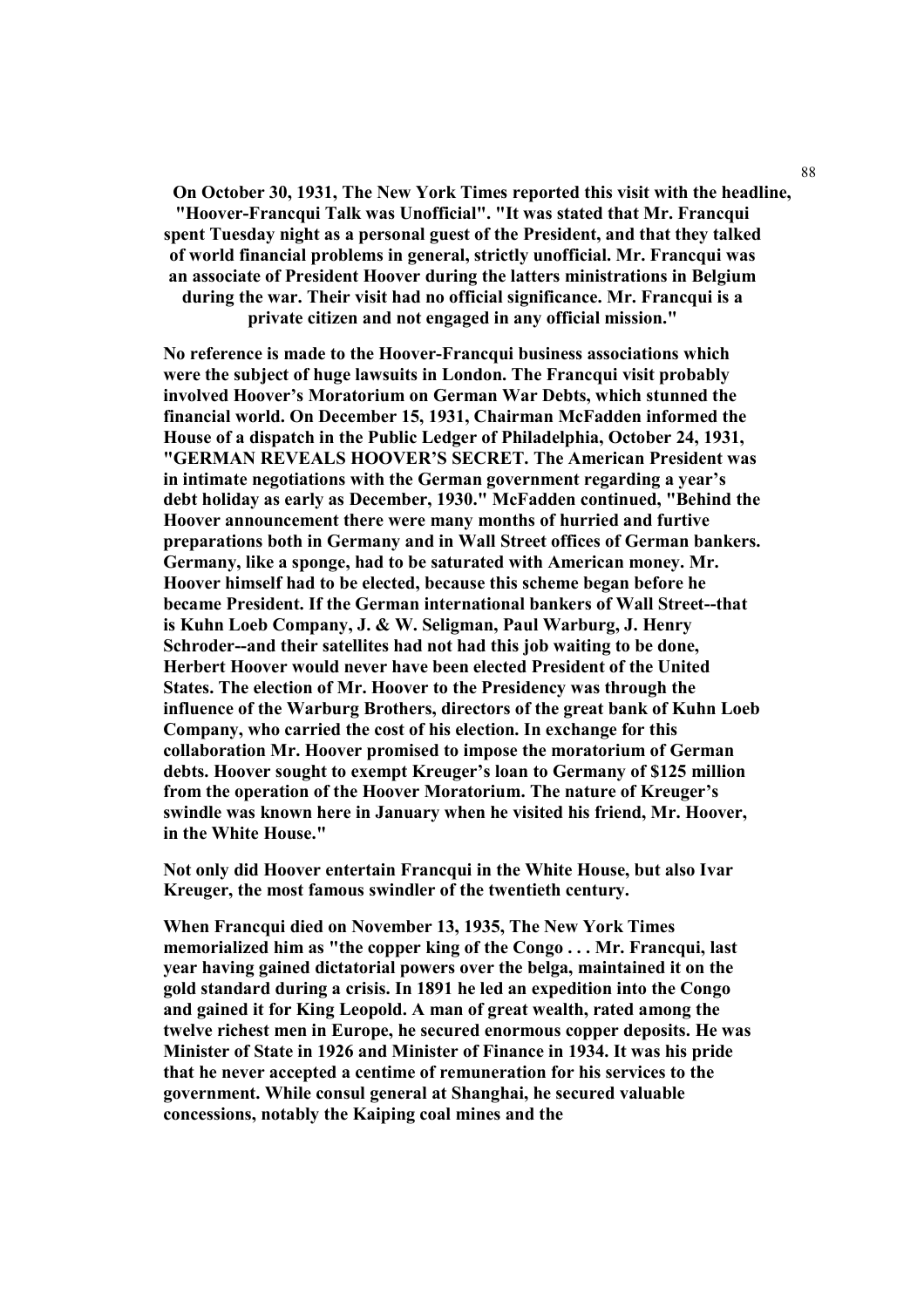**On October 30, 1931, The New York Times reported this visit with the headline, "Hoover-Francqui Talk was Unofficial". "It was stated that Mr. Francqui spent Tuesday night as a personal guest of the President, and that they talked of world financial problems in general, strictly unofficial. Mr. Francqui was an associate of President Hoover during the latters ministrations in Belgium during the war. Their visit had no official significance. Mr. Francqui is a private citizen and not engaged in any official mission."**

**No reference is made to the Hoover-Francqui business associations which were the subject of huge lawsuits in London. The Francqui visit probably involved Hoover's Moratorium on German War Debts, which stunned the financial world. On December 15, 1931, Chairman McFadden informed the House of a dispatch in the Public Ledger of Philadelphia, October 24, 1931, "GERMAN REVEALS HOOVER'S SECRET. The American President was in intimate negotiations with the German government regarding a year's debt holiday as early as December, 1930." McFadden continued, "Behind the Hoover announcement there were many months of hurried and furtive preparations both in Germany and in Wall Street offices of German bankers. Germany, like a sponge, had to be saturated with American money. Mr. Hoover himself had to be elected, because this scheme began before he became President. If the German international bankers of Wall Street--that is Kuhn Loeb Company, J. & W. Seligman, Paul Warburg, J. Henry Schroder--and their satellites had not had this job waiting to be done, Herbert Hoover would never have been elected President of the United States. The election of Mr. Hoover to the Presidency was through the influence of the Warburg Brothers, directors of the great bank of Kuhn Loeb Company, who carried the cost of his election. In exchange for this collaboration Mr. Hoover promised to impose the moratorium of German debts. Hoover sought to exempt Kreuger's loan to Germany of $125 million from the operation of the Hoover Moratorium. The nature of Kreuger's swindle was known here in January when he visited his friend, Mr. Hoover, in the White House."**

**Not only did Hoover entertain Francqui in the White House, but also Ivar Kreuger, the most famous swindler of the twentieth century.**

**When Francqui died on November 13, 1935, The New York Times memorialized him as "the copper king of the Congo . . . Mr. Francqui, last year having gained dictatorial powers over the belga, maintained it on the gold standard during a crisis. In 1891 he led an expedition into the Congo and gained it for King Leopold. A man of great wealth, rated among the twelve richest men in Europe, he secured enormous copper deposits. He was Minister of State in 1926 and Minister of Finance in 1934. It was his pride that he never accepted a centime of remuneration for his services to the government. While consul general at Shanghai, he secured valuable concessions, notably the Kaiping coal mines and the**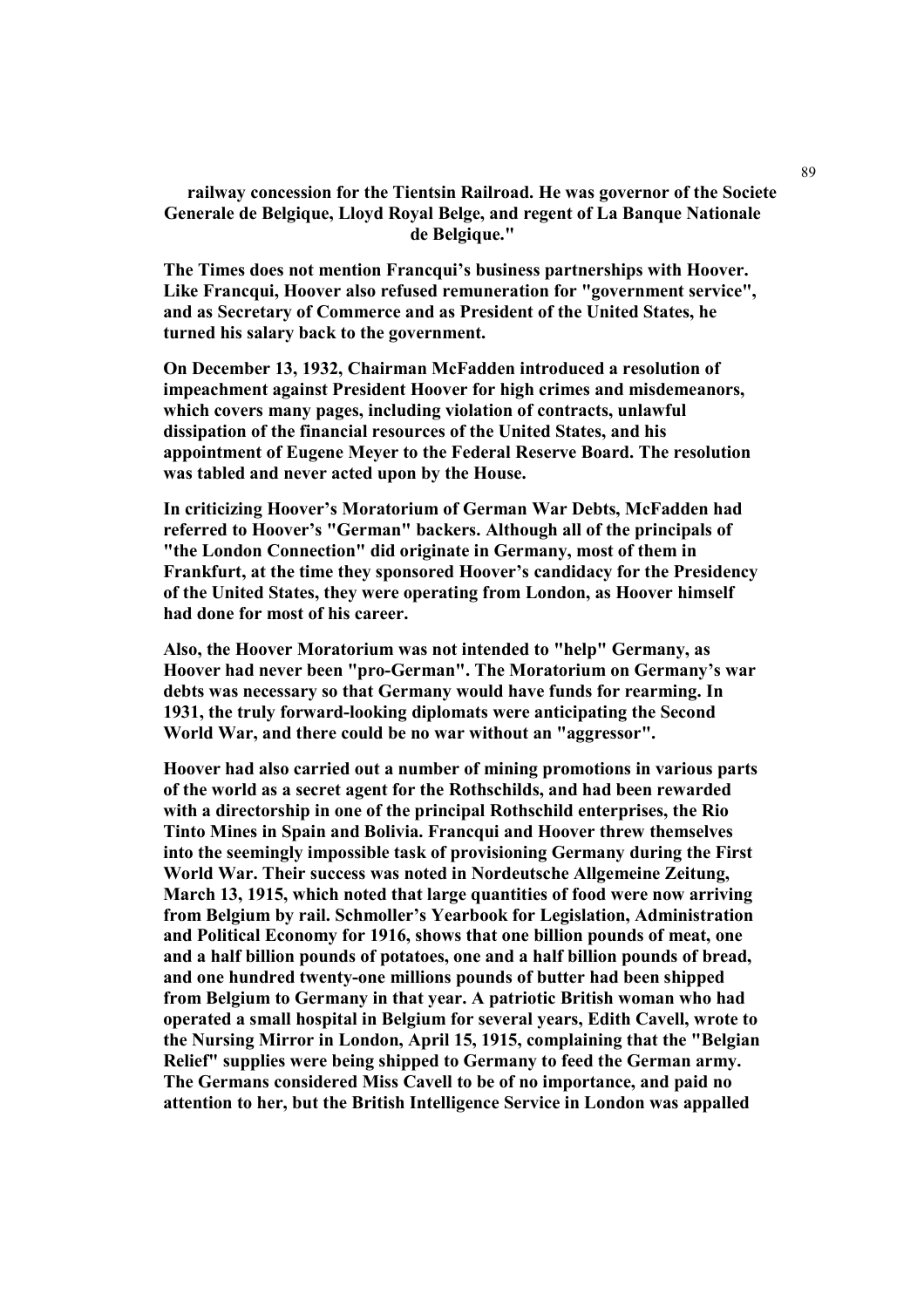**railway concession for the Tientsin Railroad. He was governor of the Societe Generale de Belgique, Lloyd Royal Belge, and regent of La Banque Nationale de Belgique."**

**The Times does not mention Francqui's business partnerships with Hoover. Like Francqui, Hoover also refused remuneration for "government service", and as Secretary of Commerce and as President of the United States, he turned his salary back to the government.**

**On December 13, 1932, Chairman McFadden introduced a resolution of impeachment against President Hoover for high crimes and misdemeanors, which covers many pages, including violation of contracts, unlawful dissipation of the financial resources of the United States, and his appointment of Eugene Meyer to the Federal Reserve Board. The resolution was tabled and never acted upon by the House.**

**In criticizing Hoover's Moratorium of German War Debts, McFadden had referred to Hoover's "German" backers. Although all of the principals of "the London Connection" did originate in Germany, most of them in Frankfurt, at the time they sponsored Hoover's candidacy for the Presidency of the United States, they were operating from London, as Hoover himself had done for most of his career.**

**Also, the Hoover Moratorium was not intended to "help" Germany, as Hoover had never been "pro-German". The Moratorium on Germany's war debts was necessary so that Germany would have funds for rearming. In 1931, the truly forward-looking diplomats were anticipating the Second World War, and there could be no war without an "aggressor".**

**Hoover had also carried out a number of mining promotions in various parts of the world as a secret agent for the Rothschilds, and had been rewarded with a directorship in one of the principal Rothschild enterprises, the Rio Tinto Mines in Spain and Bolivia. Francqui and Hoover threw themselves into the seemingly impossible task of provisioning Germany during the First World War. Their success was noted in Nordeutsche Allgemeine Zeitung, March 13, 1915, which noted that large quantities of food were now arriving from Belgium by rail. Schmoller's Yearbook for Legislation, Administration and Political Economy for 1916, shows that one billion pounds of meat, one and a half billion pounds of potatoes, one and a half billion pounds of bread, and one hundred twenty-one millions pounds of butter had been shipped from Belgium to Germany in that year. A patriotic British woman who had operated a small hospital in Belgium for several years, Edith Cavell, wrote to the Nursing Mirror in London, April 15, 1915, complaining that the "Belgian Relief" supplies were being shipped to Germany to feed the German army. The Germans considered Miss Cavell to be of no importance, and paid no attention to her, but the British Intelligence Service in London was appalled**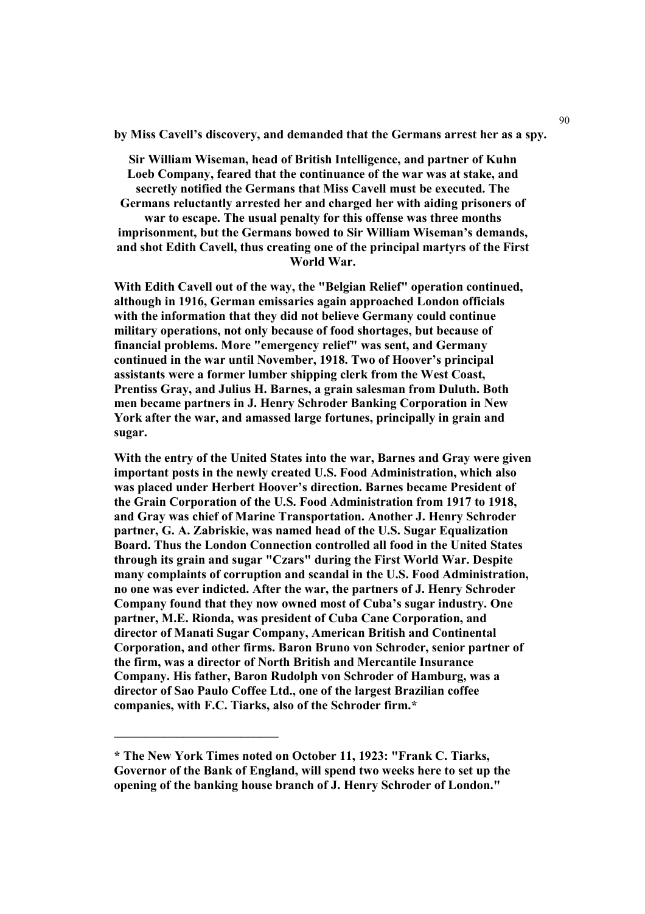**by Miss Cavell's discovery, and demanded that the Germans arrest her as a spy.**

**Sir William Wiseman, head of British Intelligence, and partner of Kuhn Loeb Company, feared that the continuance of the war was at stake, and secretly notified the Germans that Miss Cavell must be executed. The Germans reluctantly arrested her and charged her with aiding prisoners of war to escape. The usual penalty for this offense was three months imprisonment, but the Germans bowed to Sir William Wiseman's demands, and shot Edith Cavell, thus creating one of the principal martyrs of the First World War.**

**With Edith Cavell out of the way, the "Belgian Relief" operation continued, although in 1916, German emissaries again approached London officials with the information that they did not believe Germany could continue military operations, not only because of food shortages, but because of financial problems. More "emergency relief" was sent, and Germany continued in the war until November, 1918. Two of Hoover's principal assistants were a former lumber shipping clerk from the West Coast, Prentiss Gray, and Julius H. Barnes, a grain salesman from Duluth. Both men became partners in J. Henry Schroder Banking Corporation in New York after the war, and amassed large fortunes, principally in grain and sugar.**

**With the entry of the United States into the war, Barnes and Gray were given important posts in the newly created U.S. Food Administration, which also was placed under Herbert Hoover's direction. Barnes became President of the Grain Corporation of the U.S. Food Administration from 1917 to 1918, and Gray was chief of Marine Transportation. Another J. Henry Schroder partner, G. A. Zabriskie, was named head of the U.S. Sugar Equalization Board. Thus the London Connection controlled all food in the United States through its grain and sugar "Czars" during the First World War. Despite many complaints of corruption and scandal in the U.S. Food Administration, no one was ever indicted. After the war, the partners of J. Henry Schroder Company found that they now owned most of Cuba's sugar industry. One partner, M.E. Rionda, was president of Cuba Cane Corporation, and director of Manati Sugar Company, American British and Continental Corporation, and other firms. Baron Bruno von Schroder, senior partner of the firm, was a director of North British and Mercantile Insurance Company. His father, Baron Rudolph von Schroder of Hamburg, was a director of Sao Paulo Coffee Ltd., one of the largest Brazilian coffee companies, with F.C. Tiarks, also of the Schroder firm.***

---

**\* The New York Times noted on October 11, 1923: "Frank C. Tiarks, Governor of the Bank of England, will spend two weeks here to set up the opening of the banking house branch of J. Henry Schroder of London."**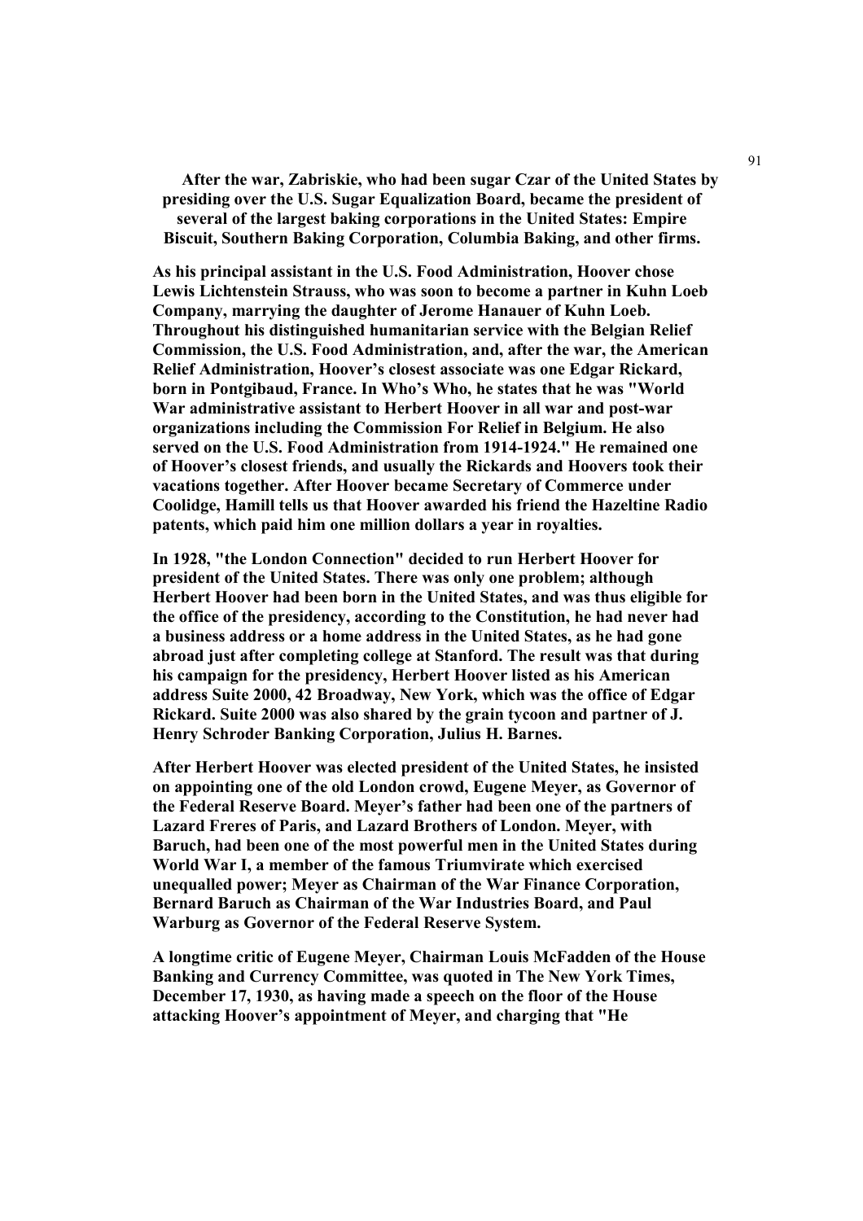**After the war, Zabriskie, who had been sugar Czar of the United States by presiding over the U.S. Sugar Equalization Board, became the president of several of the largest baking corporations in the United States: Empire Biscuit, Southern Baking Corporation, Columbia Baking, and other firms.**

**As his principal assistant in the U.S. Food Administration, Hoover chose Lewis Lichtenstein Strauss, who was soon to become a partner in Kuhn Loeb Company, marrying the daughter of Jerome Hanauer of Kuhn Loeb. Throughout his distinguished humanitarian service with the Belgian Relief Commission, the U.S. Food Administration, and, after the war, the American Relief Administration, Hoover's closest associate was one Edgar Rickard, born in Pontgibaud, France. In Who's Who, he states that he was "World War administrative assistant to Herbert Hoover in all war and post-war organizations including the Commission For Relief in Belgium. He also served on the U.S. Food Administration from 1914-1924." He remained one of Hoover's closest friends, and usually the Rickards and Hoovers took their vacations together. After Hoover became Secretary of Commerce under Coolidge, Hamill tells us that Hoover awarded his friend the Hazeltine Radio patents, which paid him one million dollars a year in royalties.**

**In 1928, "the London Connection" decided to run Herbert Hoover for president of the United States. There was only one problem; although Herbert Hoover had been born in the United States, and was thus eligible for the office of the presidency, according to the Constitution, he had never had a business address or a home address in the United States, as he had gone abroad just after completing college at Stanford. The result was that during his campaign for the presidency, Herbert Hoover listed as his American address Suite 2000, 42 Broadway, New York, which was the office of Edgar Rickard. Suite 2000 was also shared by the grain tycoon and partner of J. Henry Schroder Banking Corporation, Julius H. Barnes.**

**After Herbert Hoover was elected president of the United States, he insisted on appointing one of the old London crowd, Eugene Meyer, as Governor of the Federal Reserve Board. Meyer's father had been one of the partners of Lazard Freres of Paris, and Lazard Brothers of London. Meyer, with Baruch, had been one of the most powerful men in the United States during World War I, a member of the famous Triumvirate which exercised unequalled power; Meyer as Chairman of the War Finance Corporation, Bernard Baruch as Chairman of the War Industries Board, and Paul Warburg as Governor of the Federal Reserve System.**

**A longtime critic of Eugene Meyer, Chairman Louis McFadden of the House Banking and Currency Committee, was quoted in The New York Times, December 17, 1930, as having made a speech on the floor of the House attacking Hoover's appointment of Meyer, and charging that "He**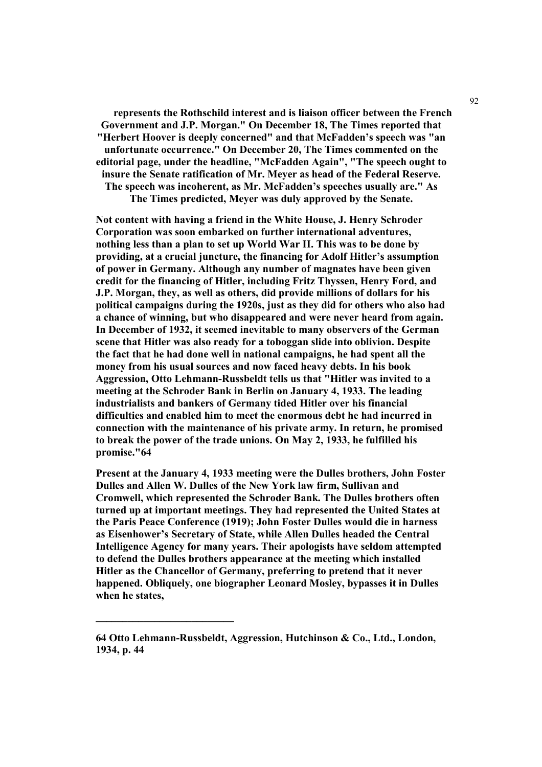**represents the Rothschild interest and is liaison officer between the French Government and J.P. Morgan." On December 18, The Times reported that "Herbert Hoover is deeply concerned" and that McFadden's speech was "an unfortunate occurrence." On December 20, The Times commented on the editorial page, under the headline, "McFadden Again", "The speech ought to insure the Senate ratification of Mr. Meyer as head of the Federal Reserve. The speech was incoherent, as Mr. McFadden's speeches usually are." As The Times predicted, Meyer was duly approved by the Senate.**

**Not content with having a friend in the White House, J. Henry Schroder Corporation was soon embarked on further international adventures, nothing less than a plan to set up World War II. This was to be done by providing, at a crucial juncture, the financing for Adolf Hitler's assumption of power in Germany. Although any number of magnates have been given credit for the financing of Hitler, including Fritz Thyssen, Henry Ford, and J.P. Morgan, they, as well as others, did provide millions of dollars for his political campaigns during the 1920s, just as they did for others who also had a chance of winning, but who disappeared and were never heard from again. In December of 1932, it seemed inevitable to many observers of the German scene that Hitler was also ready for a toboggan slide into oblivion. Despite the fact that he had done well in national campaigns, he had spent all the money from his usual sources and now faced heavy debts. In his book Aggression, Otto Lehmann-Russbeldt tells us that "Hitler was invited to a meeting at the Schroder Bank in Berlin on January 4, 1933. The leading industrialists and bankers of Germany tided Hitler over his financial difficulties and enabled him to meet the enormous debt he had incurred in connection with the maintenance of his private army. In return, he promised to break the power of the trade unions. On May 2, 1933, he fulfilled his promise."64**

**Present at the January 4, 1933 meeting were the Dulles brothers, John Foster Dulles and Allen W. Dulles of the New York law firm, Sullivan and Cromwell, which represented the Schroder Bank. The Dulles brothers often turned up at important meetings. They had represented the United States at the Paris Peace Conference (1919); John Foster Dulles would die in harness as Eisenhower's Secretary of State, while Allen Dulles headed the Central Intelligence Agency for many years. Their apologists have seldom attempted to defend the Dulles brothers appearance at the meeting which installed Hitler as the Chancellor of Germany, preferring to pretend that it never happened. Obliquely, one biographer Leonard Mosley, bypasses it in Dulles when he states,**

---

**64 Otto Lehmann-Russbeldt, Aggression, Hutchinson & Co., Ltd., London, 1934, p. 44**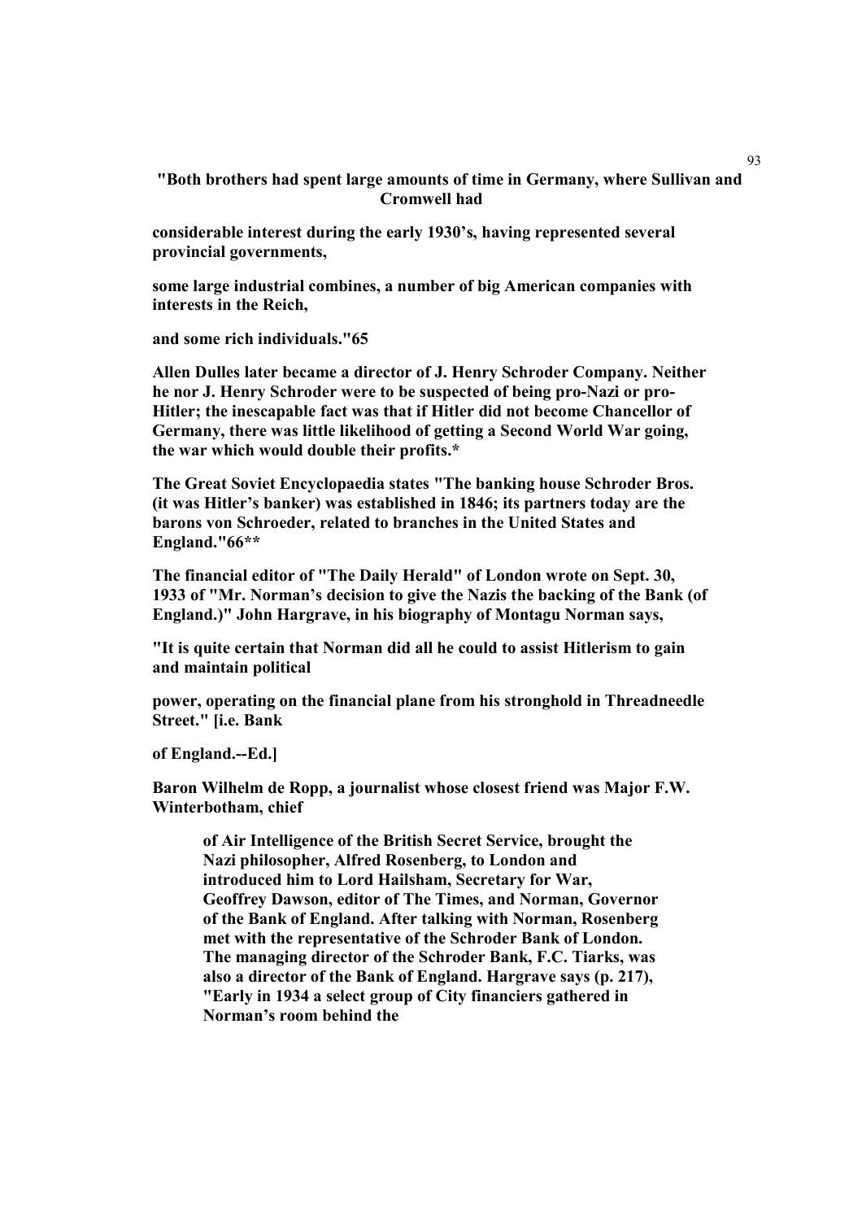**"Both brothers had spent large amounts of time in Germany, where Sullivan and Cromwell had considerable interest during the early 1930's, having represented several provincial governments, some large industrial combines, a number of big American companies with interests in the Reich, and some rich individuals."65**

**Allen Dulles later became a director of J. Henry Schroder Company. Neither he nor J. Henry Schroder were to be suspected of being pro-Nazi or pro-Hitler; the inescapable fact was that if Hitler did not become Chancellor of Germany, there was little likelihood of getting a Second World War going, the war which would double their profits.***

**The Great Soviet Encyclopaedia states "The banking house Schroder Bros. (it was Hitler's banker) was established in 1846; its partners today are the barons von Schroeder, related to branches in the United States and England."66****

**The financial editor of "The Daily Herald" of London wrote on Sept. 30, 1933 of "Mr. Norman's decision to give the Nazis the backing of the Bank (of England.)" John Hargrave, in his biography of Montagu Norman says,**

**"It is quite certain that Norman did all he could to assist Hitlerism to gain and maintain political power, operating on the financial plane from his stronghold in Threadneedle Street." [i.e. Bank of England.--Ed.]**

**Baron Wilhelm de Ropp, a journalist whose closest friend was Major F.W. Winterbotham, chief of Air Intelligence of the British Secret Service, brought the Nazi philosopher, Alfred Rosenberg, to London and introduced him to Lord Hailsham, Secretary for War, Geoffrey Dawson, editor of The Times, and Norman, Governor of the Bank of England. After talking with Norman, Rosenberg met with the representative of the Schroder Bank of London. The managing director of the Schroder Bank, F.C. Tiarks, was also a director of the Bank of England. Hargrave says (p. 217), "Early in 1934 a select group of City financiers gathered in Norman's room behind the**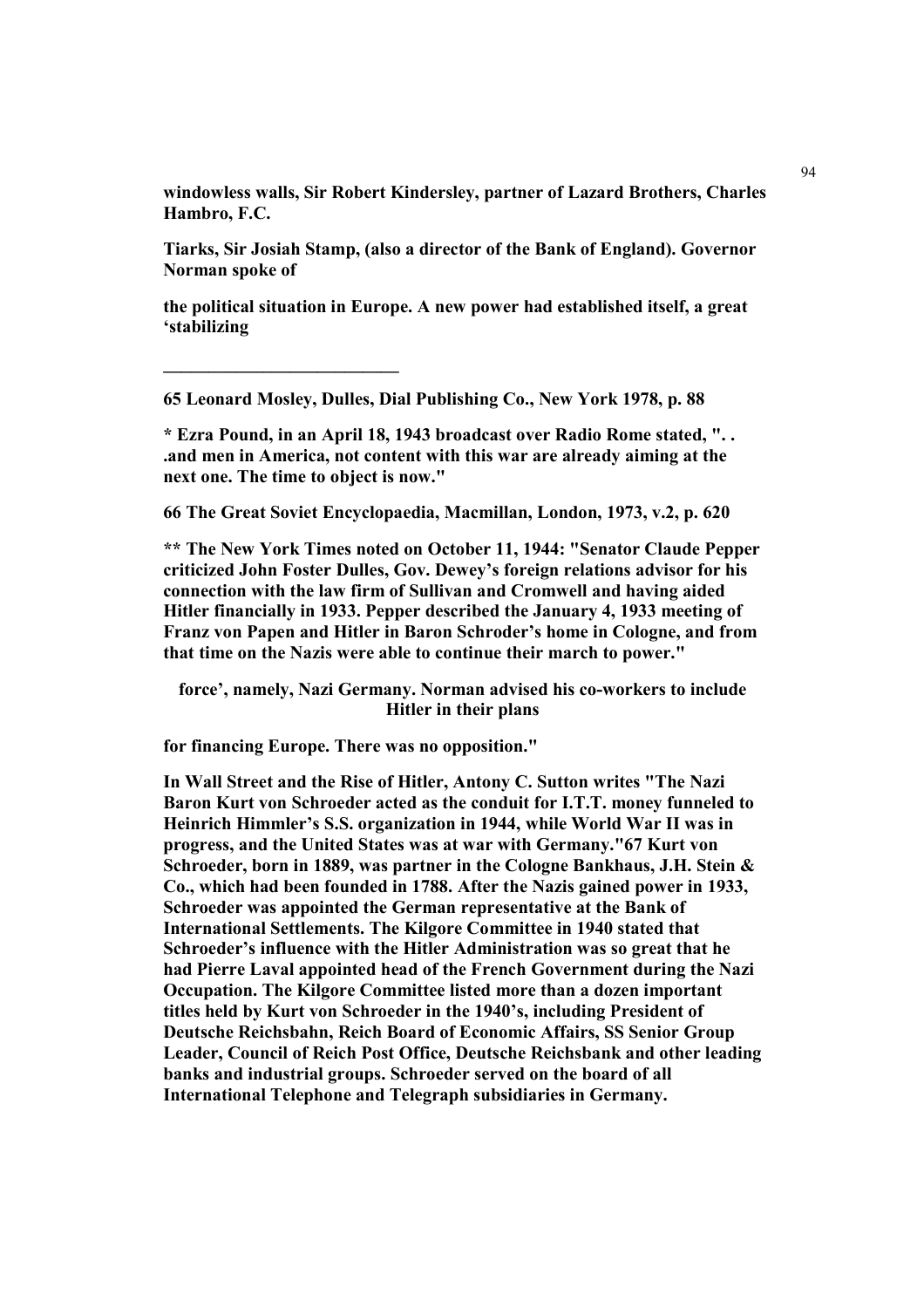**windowless walls, Sir Robert Kindersley, partner of Lazard Brothers, Charles Hambro, F.C.**

**Tiarks, Sir Josiah Stamp, (also a director of the Bank of England). Governor Norman spoke of**

**the political situation in Europe. A new power had established itself, a great 'stabilizing**

**force', namely, Nazi Germany. Norman advised his co-workers to include Hitler in their plans**

**for financing Europe. There was no opposition."**

**In Wall Street and the Rise of Hitler, Antony C. Sutton writes "The Nazi Baron Kurt von Schroeder acted as the conduit for I.T.T. money funneled to Heinrich Himmler's S.S. organization in 1944, while World War II was in progress, and the United States was at war with Germany."67 Kurt von Schroeder, born in 1889, was partner in the Cologne Bankhaus, J.H. Stein & Co., which had been founded in 1788. After the Nazis gained power in 1933, Schroeder was appointed the German representative at the Bank of International Settlements. The Kilgore Committee in 1940 stated that Schroeder's influence with the Hitler Administration was so great that he had Pierre Laval appointed head of the French Government during the Nazi Occupation. The Kilgore Committee listed more than a dozen important titles held by Kurt von Schroeder in the 1940's, including President of Deutsche Reichsbahn, Reich Board of Economic Affairs, SS Senior Group Leader, Council of Reich Post Office, Deutsche Reichsbank and other leading banks and industrial groups. Schroeder served on the board of all International Telephone and Telegraph subsidiaries in Germany.**

---

**65 Leonard Mosley, Dulles, Dial Publishing Co., New York 1978, p. 88**

**\* Ezra Pound, in an April 18, 1943 broadcast over Radio Rome stated, ". . .and men in America, not content with this war are already aiming at the next one. The time to object is now."**

**66 The Great Soviet Encyclopaedia, Macmillan, London, 1973, v.2, p. 620**

**\*\* The New York Times noted on October 11, 1944: "Senator Claude Pepper criticized John Foster Dulles, Gov. Dewey's foreign relations advisor for his connection with the law firm of Sullivan and Cromwell and having aided Hitler financially in 1933. Pepper described the January 4, 1933 meeting of Franz von Papen and Hitler in Baron Schroder's home in Cologne, and from that time on the Nazis were able to continue their march to power."**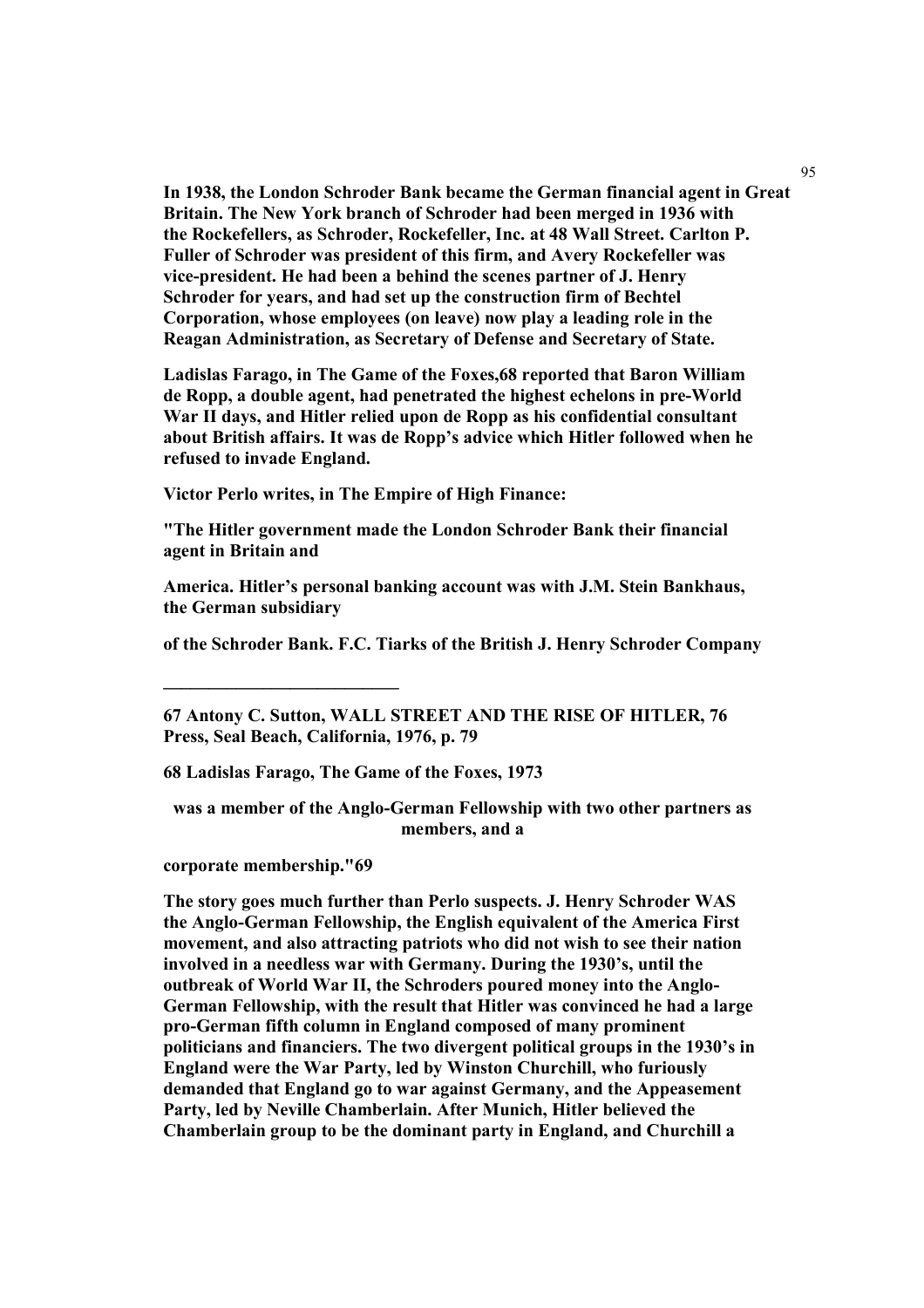**In 1938, the London Schroder Bank became the German financial agent in Great Britain. The New York branch of Schroder had been merged in 1936 with the Rockefellers, as Schroder, Rockefeller, Inc. at 48 Wall Street. Carlton P. Fuller of Schroder was president of this firm, and Avery Rockefeller was vice-president. He had been a behind the scenes partner of J. Henry Schroder for years, and had set up the construction firm of Bechtel Corporation, whose employees (on leave) now play a leading role in the Reagan Administration, as Secretary of Defense and Secretary of State.**

**Ladislas Farago, in The Game of the Foxes,68 reported that Baron William de Ropp, a double agent, had penetrated the highest echelons in pre-World War II days, and Hitler relied upon de Ropp as his confidential consultant about British affairs. It was de Ropp's advice which Hitler followed when he refused to invade England.**

**Victor Perlo writes, in The Empire of High Finance:**

**"The Hitler government made the London Schroder Bank their financial agent in Britain and**

**America. Hitler's personal banking account was with J.M. Stein Bankhaus, the German subsidiary**

**of the Schroder Bank. F.C. Tiarks of the British J. Henry Schroder Company**

**was a member of the Anglo-German Fellowship with two other partners as members, and a**

**corporate membership."69**

**The story goes much further than Perlo suspects. J. Henry Schroder WAS the Anglo-German Fellowship, the English equivalent of the America First movement, and also attracting patriots who did not wish to see their nation involved in a needless war with Germany. During the 1930's, until the outbreak of World War II, the Schroders poured money into the Anglo-German Fellowship, with the result that Hitler was convinced he had a large pro-German fifth column in England composed of many prominent politicians and financiers. The two divergent political groups in the 1930's in England were the War Party, led by Winston Churchill, who furiously demanded that England go to war against Germany, and the Appeasement Party, led by Neville Chamberlain. After Munich, Hitler believed the Chamberlain group to be the dominant party in England, and Churchill a**

---

**67 Antony C. Sutton, WALL STREET AND THE RISE OF HITLER, 76 Press, Seal Beach, California, 1976, p. 79**

**68 Ladislas Farago, The Game of the Foxes, 1973**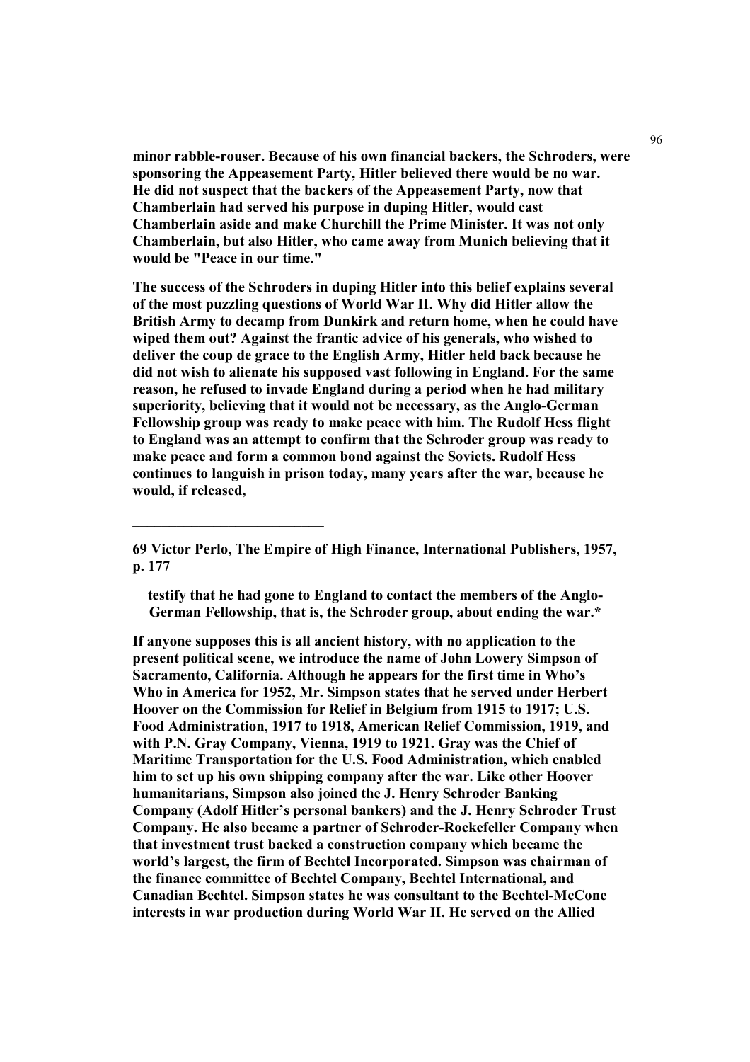**minor rabble-rouser. Because of his own financial backers, the Schroders, were sponsoring the Appeasement Party, Hitler believed there would be no war. He did not suspect that the backers of the Appeasement Party, now that Chamberlain had served his purpose in duping Hitler, would cast Chamberlain aside and make Churchill the Prime Minister. It was not only Chamberlain, but also Hitler, who came away from Munich believing that it would be "Peace in our time."**

**The success of the Schroders in duping Hitler into this belief explains several of the most puzzling questions of World War II. Why did Hitler allow the British Army to decamp from Dunkirk and return home, when he could have wiped them out? Against the frantic advice of his generals, who wished to deliver the coup de grace to the English Army, Hitler held back because he did not wish to alienate his supposed vast following in England. For the same reason, he refused to invade England during a period when he had military superiority, believing that it would not be necessary, as the Anglo-German Fellowship group was ready to make peace with him. The Rudolf Hess flight to England was an attempt to confirm that the Schroder group was ready to make peace and form a common bond against the Soviets. Rudolf Hess continues to languish in prison today, many years after the war, because he would, if released,**

---

**69 Victor Perlo, The Empire of High Finance, International Publishers, 1957, p. 177**

**testify that he had gone to England to contact the members of the Anglo-German Fellowship, that is, the Schroder group, about ending the war.***

**If anyone supposes this is all ancient history, with no application to the present political scene, we introduce the name of John Lowery Simpson of Sacramento, California. Although he appears for the first time in Who's Who in America for 1952, Mr. Simpson states that he served under Herbert Hoover on the Commission for Relief in Belgium from 1915 to 1917; U.S. Food Administration, 1917 to 1918, American Relief Commission, 1919, and with P.N. Gray Company, Vienna, 1919 to 1921. Gray was the Chief of Maritime Transportation for the U.S. Food Administration, which enabled him to set up his own shipping company after the war. Like other Hoover humanitarians, Simpson also joined the J. Henry Schroder Banking Company (Adolf Hitler's personal bankers) and the J. Henry Schroder Trust Company. He also became a partner of Schroder-Rockefeller Company when that investment trust backed a construction company which became the world's largest, the firm of Bechtel Incorporated. Simpson was chairman of the finance committee of Bechtel Company, Bechtel International, and Canadian Bechtel. Simpson states he was consultant to the Bechtel-McCone interests in war production during World War II. He served on the Allied**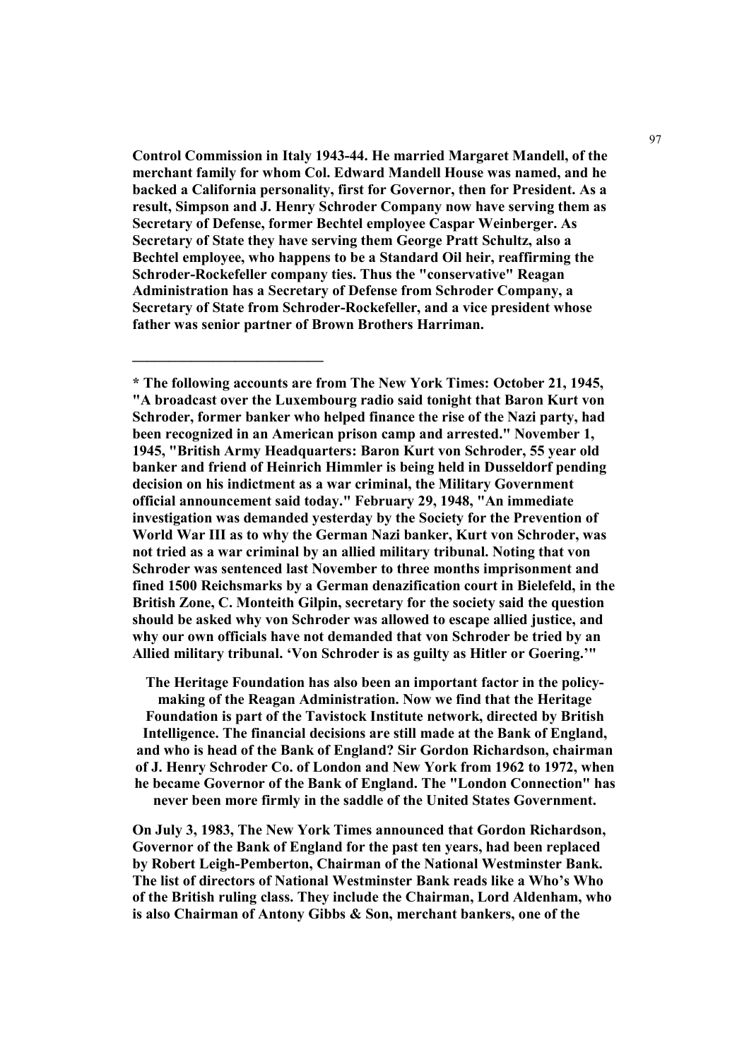**Control Commission in Italy 1943-44. He married Margaret Mandell, of the merchant family for whom Col. Edward Mandell House was named, and he backed a California personality, first for Governor, then for President. As a result, Simpson and J. Henry Schroder Company now have serving them as Secretary of Defense, former Bechtel employee Caspar Weinberger. As Secretary of State they have serving them George Pratt Schultz, also a Bechtel employee, who happens to be a Standard Oil heir, reaffirming the Schroder-Rockefeller company ties. Thus the "conservative" Reagan Administration has a Secretary of Defense from Schroder Company, a Secretary of State from Schroder-Rockefeller, and a vice president whose father was senior partner of Brown Brothers Harriman.**

---

**\* The following accounts are from The New York Times: October 21, 1945, "A broadcast over the Luxembourg radio said tonight that Baron Kurt von Schroder, former banker who helped finance the rise of the Nazi party, had been recognized in an American prison camp and arrested." November 1, 1945, "British Army Headquarters: Baron Kurt von Schroder, 55 year old banker and friend of Heinrich Himmler is being held in Dusseldorf pending decision on his indictment as a war criminal, the Military Government official announcement said today." February 29, 1948, "An immediate investigation was demanded yesterday by the Society for the Prevention of World War III as to why the German Nazi banker, Kurt von Schroder, was not tried as a war criminal by an allied military tribunal. Noting that von Schroder was sentenced last November to three months imprisonment and fined 1500 Reichsmarks by a German denazification court in Bielefeld, in the British Zone, C. Monteith Gilpin, secretary for the society said the question should be asked why von Schroder was allowed to escape allied justice, and why our own officials have not demanded that von Schroder be tried by an Allied military tribunal. 'Von Schroder is as guilty as Hitler or Goering.'"**

**The Heritage Foundation has also been an important factor in the policy-making of the Reagan Administration. Now we find that the Heritage Foundation is part of the Tavistock Institute network, directed by British Intelligence. The financial decisions are still made at the Bank of England, and who is head of the Bank of England? Sir Gordon Richardson, chairman of J. Henry Schroder Co. of London and New York from 1962 to 1972, when he became Governor of the Bank of England. The "London Connection" has never been more firmly in the saddle of the United States Government.**

**On July 3, 1983, The New York Times announced that Gordon Richardson, Governor of the Bank of England for the past ten years, had been replaced by Robert Leigh-Pemberton, Chairman of the National Westminster Bank. The list of directors of National Westminster Bank reads like a Who's Who of the British ruling class. They include the Chairman, Lord Aldenham, who is also Chairman of Antony Gibbs & Son, merchant bankers, one of the**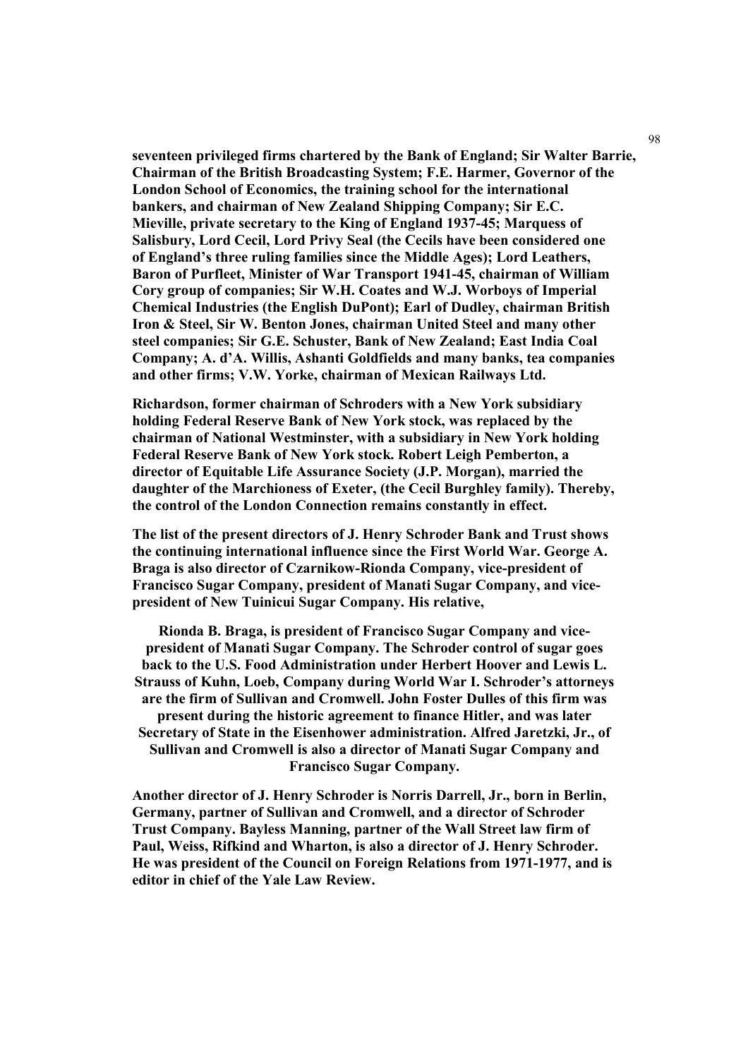**seventeen privileged firms chartered by the Bank of England; Sir Walter Barrie, Chairman of the British Broadcasting System; F.E. Harmer, Governor of the London School of Economics, the training school for the international bankers, and chairman of New Zealand Shipping Company; Sir E.C. Mieville, private secretary to the King of England 1937-45; Marquess of Salisbury, Lord Cecil, Lord Privy Seal (the Cecils have been considered one of England's three ruling families since the Middle Ages); Lord Leathers, Baron of Purfleet, Minister of War Transport 1941-45, chairman of William Cory group of companies; Sir W.H. Coates and W.J. Worboys of Imperial Chemical Industries (the English DuPont); Earl of Dudley, chairman British Iron & Steel, Sir W. Benton Jones, chairman United Steel and many other steel companies; Sir G.E. Schuster, Bank of New Zealand; East India Coal Company; A. d'A. Willis, Ashanti Goldfields and many banks, tea companies and other firms; V.W. Yorke, chairman of Mexican Railways Ltd.**

**Richardson, former chairman of Schroders with a New York subsidiary holding Federal Reserve Bank of New York stock, was replaced by the chairman of National Westminster, with a subsidiary in New York holding Federal Reserve Bank of New York stock. Robert Leigh Pemberton, a director of Equitable Life Assurance Society (J.P. Morgan), married the daughter of the Marchioness of Exeter, (the Cecil Burghley family). Thereby, the control of the London Connection remains constantly in effect.**

**The list of the present directors of J. Henry Schroder Bank and Trust shows the continuing international influence since the First World War. George A. Braga is also director of Czarnikow-Rionda Company, vice-president of Francisco Sugar Company, president of Manati Sugar Company, and vice-president of New Tuinicui Sugar Company. His relative,**

**Rionda B. Braga, is president of Francisco Sugar Company and vice-president of Manati Sugar Company. The Schroder control of sugar goes back to the U.S. Food Administration under Herbert Hoover and Lewis L. Strauss of Kuhn, Loeb, Company during World War I. Schroder's attorneys are the firm of Sullivan and Cromwell. John Foster Dulles of this firm was present during the historic agreement to finance Hitler, and was later Secretary of State in the Eisenhower administration. Alfred Jaretzki, Jr., of Sullivan and Cromwell is also a director of Manati Sugar Company and Francisco Sugar Company.**

**Another director of J. Henry Schroder is Norris Darrell, Jr., born in Berlin, Germany, partner of Sullivan and Cromwell, and a director of Schroder Trust Company. Bayless Manning, partner of the Wall Street law firm of Paul, Weiss, Rifkind and Wharton, is also a director of J. Henry Schroder. He was president of the Council on Foreign Relations from 1971-1977, and is editor in chief of the Yale Law Review.**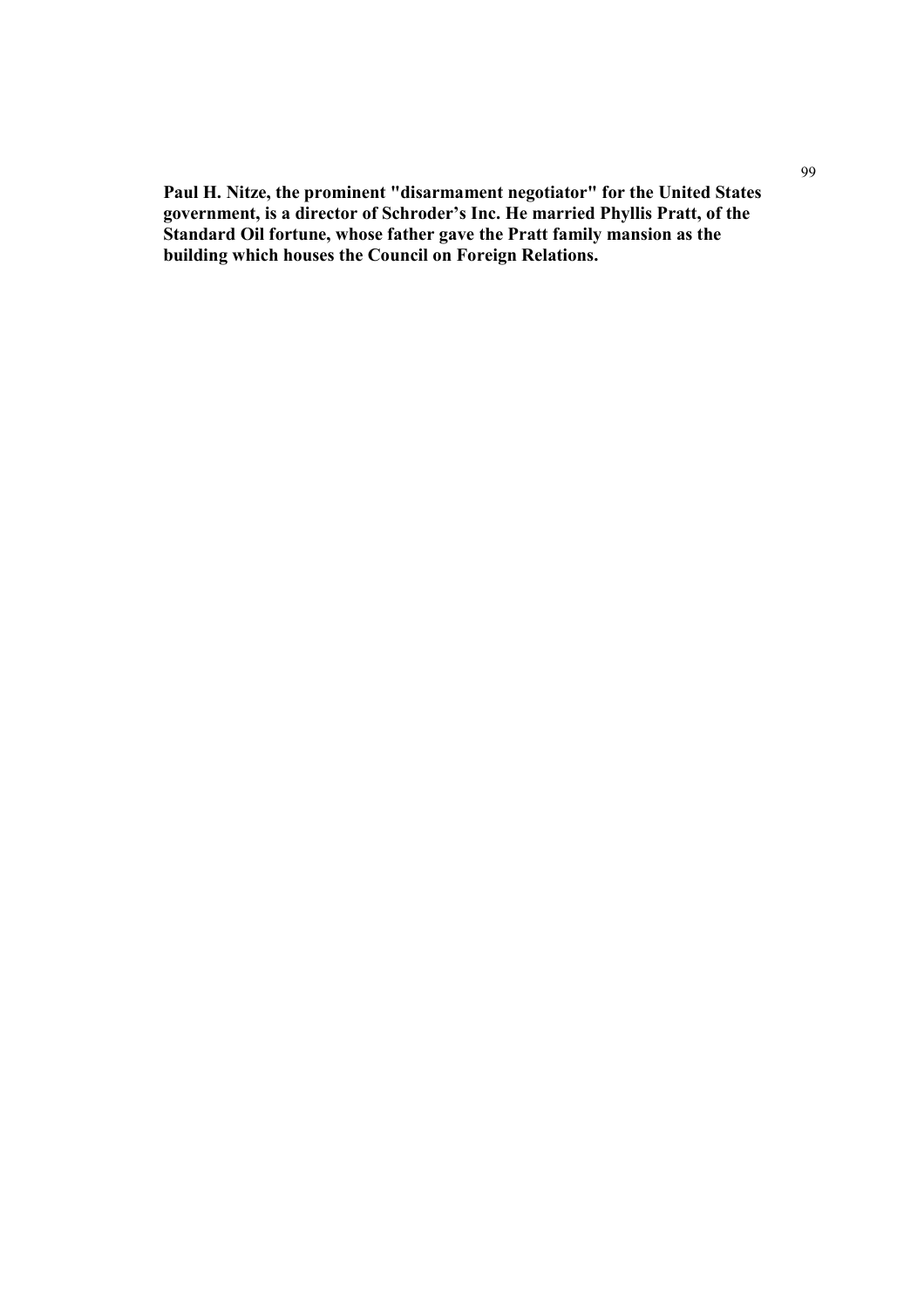**Paul H. Nitze, the prominent "disarmament negotiator" for the United States government, is a director of Schroder's Inc. He married Phyllis Pratt, of the Standard Oil fortune, whose father gave the Pratt family mansion as the building which houses the Council on Foreign Relations.**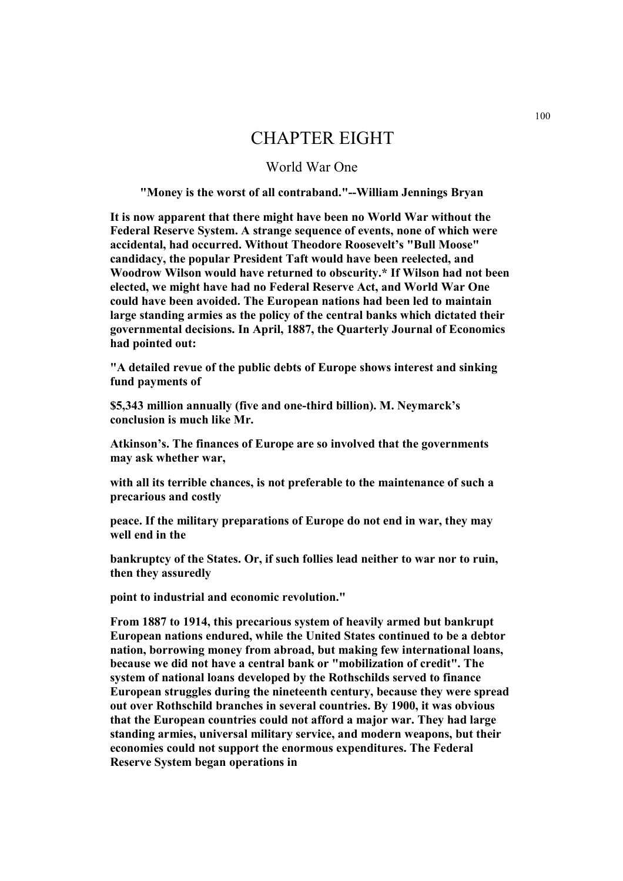# CHAPTER EIGHT

## World War One

**"Money is the worst of all contraband."--William Jennings Bryan**

**It is now apparent that there might have been no World War without the Federal Reserve System. A strange sequence of events, none of which were accidental, had occurred. Without Theodore Roosevelt's "Bull Moose" candidacy, the popular President Taft would have been reelected, and Woodrow Wilson would have returned to obscurity.* If Wilson had not been elected, we might have had no Federal Reserve Act, and World War One could have been avoided. The European nations had been led to maintain large standing armies as the policy of the central banks which dictated their governmental decisions. In April, 1887, the Quarterly Journal of Economics had pointed out:**

**"A detailed revue of the public debts of Europe shows interest and sinking fund payments of $5,343 million annually (five and one-third billion). M. Neymarck's conclusion is much like Mr. Atkinson's. The finances of Europe are so involved that the governments may ask whether war, with all its terrible chances, is not preferable to the maintenance of such a precarious and costly peace. If the military preparations of Europe do not end in war, they may well end in the bankruptcy of the States. Or, if such follies lead neither to war nor to ruin, then they assuredly point to industrial and economic revolution."**

**From 1887 to 1914, this precarious system of heavily armed but bankrupt European nations endured, while the United States continued to be a debtor nation, borrowing money from abroad, but making few international loans, because we did not have a central bank or "mobilization of credit". The system of national loans developed by the Rothschilds served to finance European struggles during the nineteenth century, because they were spread out over Rothschild branches in several countries. By 1900, it was obvious that the European countries could not afford a major war. They had large standing armies, universal military service, and modern weapons, but their economies could not support the enormous expenditures. The Federal Reserve System began operations in**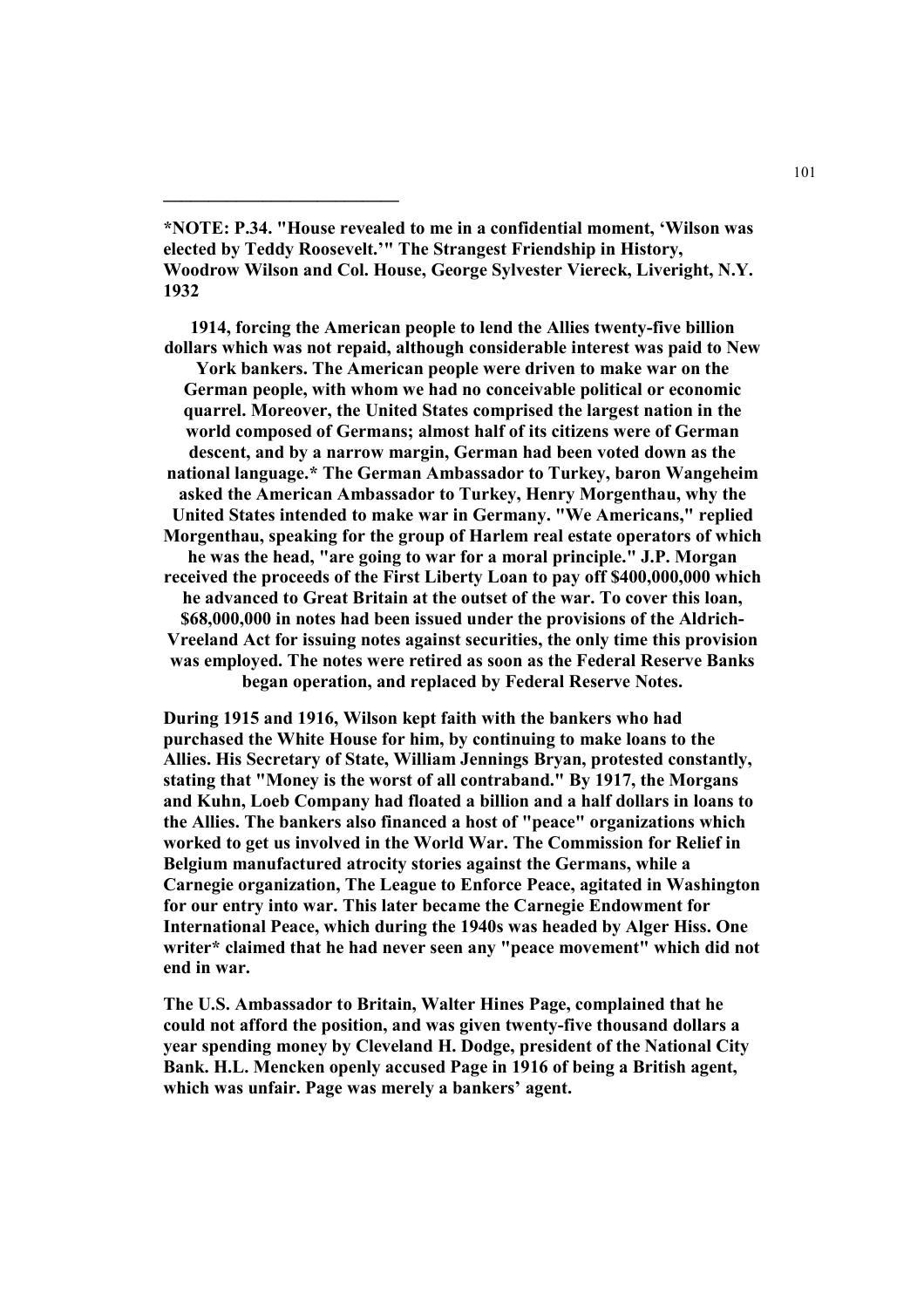---

**\*NOTE: P.34. "House revealed to me in a confidential moment, 'Wilson was elected by Teddy Roosevelt.'" The Strangest Friendship in History, Woodrow Wilson and Col. House, George Sylvester Viereck, Liveright, N.Y. 1932**

**1914, forcing the American people to lend the Allies twenty-five billion dollars which was not repaid, although considerable interest was paid to New York bankers. The American people were driven to make war on the German people, with whom we had no conceivable political or economic quarrel. Moreover, the United States comprised the largest nation in the world composed of Germans; almost half of its citizens were of German descent, and by a narrow margin, German had been voted down as the national language.\* The German Ambassador to Turkey, baron Wangeheim asked the American Ambassador to Turkey, Henry Morgenthau, why the United States intended to make war in Germany. "We Americans," replied Morgenthau, speaking for the group of Harlem real estate operators of which he was the head, "are going to war for a moral principle." J.P. Morgan received the proceeds of the First Liberty Loan to pay off $400,000,000 which he advanced to Great Britain at the outset of the war. To cover this loan, $68,000,000 in notes had been issued under the provisions of the Aldrich-Vreeland Act for issuing notes against securities, the only time this provision was employed. The notes were retired as soon as the Federal Reserve Banks began operation, and replaced by Federal Reserve Notes.**

**During 1915 and 1916, Wilson kept faith with the bankers who had purchased the White House for him, by continuing to make loans to the Allies. His Secretary of State, William Jennings Bryan, protested constantly, stating that "Money is the worst of all contraband." By 1917, the Morgans and Kuhn, Loeb Company had floated a billion and a half dollars in loans to the Allies. The bankers also financed a host of "peace" organizations which worked to get us involved in the World War. The Commission for Relief in Belgium manufactured atrocity stories against the Germans, while a Carnegie organization, The League to Enforce Peace, agitated in Washington for our entry into war. This later became the Carnegie Endowment for International Peace, which during the 1940s was headed by Alger Hiss. One writer\* claimed that he had never seen any "peace movement" which did not end in war.**

**The U.S. Ambassador to Britain, Walter Hines Page, complained that he could not afford the position, and was given twenty-five thousand dollars a year spending money by Cleveland H. Dodge, president of the National City Bank. H.L. Mencken openly accused Page in 1916 of being a British agent, which was unfair. Page was merely a bankers' agent.**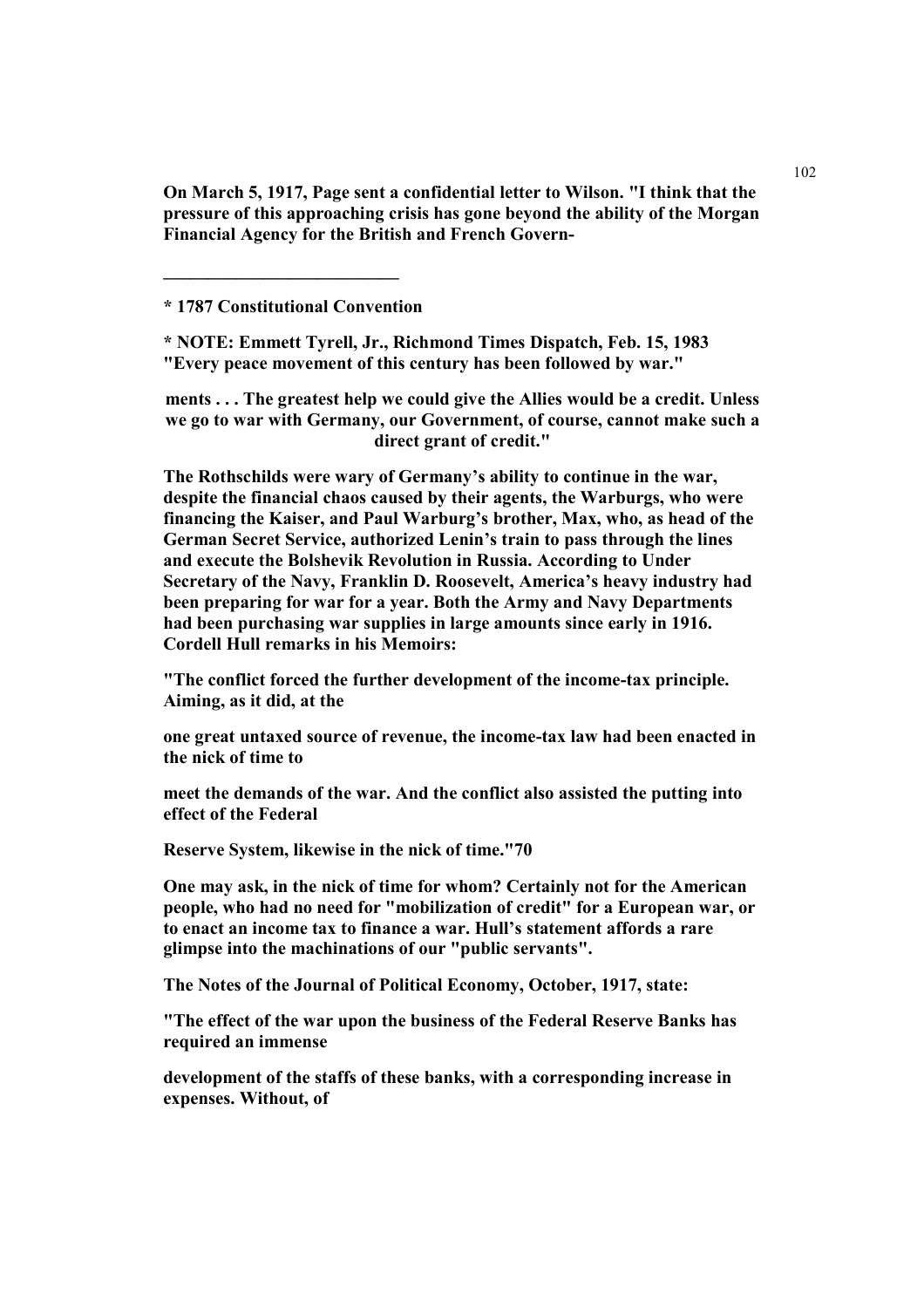**On March 5, 1917, Page sent a confidential letter to Wilson. "I think that the pressure of this approaching crisis has gone beyond the ability of the Morgan Financial Agency for the British and French Govern-**

---

**\* 1787 Constitutional Convention**

**\* NOTE: Emmett Tyrell, Jr., Richmond Times Dispatch, Feb. 15, 1983 "Every peace movement of this century has been followed by war."**

**ments . . . The greatest help we could give the Allies would be a credit. Unless we go to war with Germany, our Government, of course, cannot make such a direct grant of credit."**

**The Rothschilds were wary of Germany's ability to continue in the war, despite the financial chaos caused by their agents, the Warburgs, who were financing the Kaiser, and Paul Warburg's brother, Max, who, as head of the German Secret Service, authorized Lenin's train to pass through the lines and execute the Bolshevik Revolution in Russia. According to Under Secretary of the Navy, Franklin D. Roosevelt, America's heavy industry had been preparing for war for a year. Both the Army and Navy Departments had been purchasing war supplies in large amounts since early in 1916. Cordell Hull remarks in his Memoirs:**

**"The conflict forced the further development of the income-tax principle. Aiming, as it did, at the**

**one great untaxed source of revenue, the income-tax law had been enacted in the nick of time to**

**meet the demands of the war. And the conflict also assisted the putting into effect of the Federal**

**Reserve System, likewise in the nick of time."70**

**One may ask, in the nick of time for whom? Certainly not for the American people, who had no need for "mobilization of credit" for a European war, or to enact an income tax to finance a war. Hull's statement affords a rare glimpse into the machinations of our "public servants".**

**The Notes of the Journal of Political Economy, October, 1917, state:**

**"The effect of the war upon the business of the Federal Reserve Banks has required an immense**

**development of the staffs of these banks, with a corresponding increase in expenses. Without, of**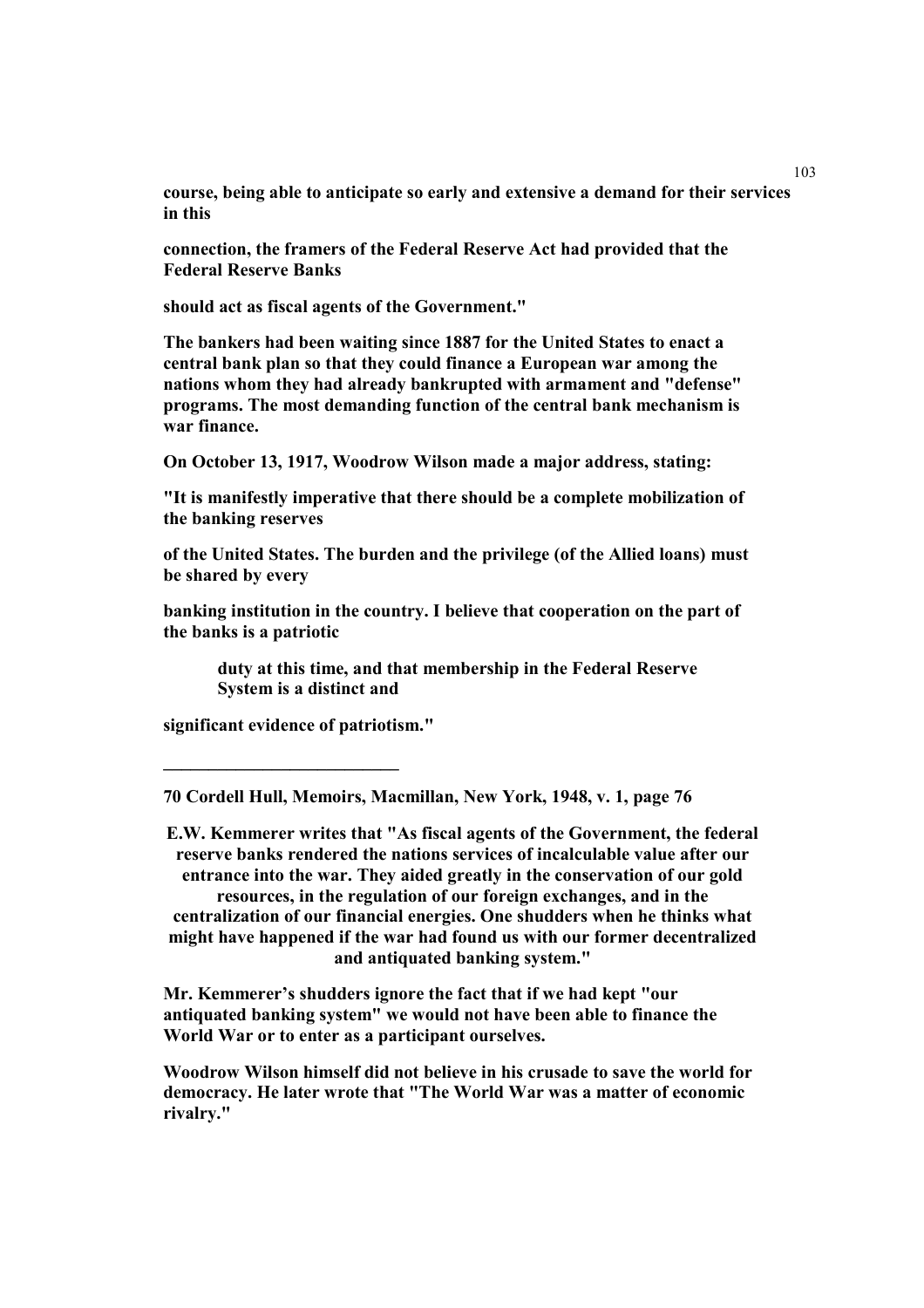**course, being able to anticipate so early and extensive a demand for their services in this**

**connection, the framers of the Federal Reserve Act had provided that the Federal Reserve Banks**

**should act as fiscal agents of the Government."**

**The bankers had been waiting since 1887 for the United States to enact a central bank plan so that they could finance a European war among the nations whom they had already bankrupted with armament and "defense" programs. The most demanding function of the central bank mechanism is war finance.**

**On October 13, 1917, Woodrow Wilson made a major address, stating:**

**"It is manifestly imperative that there should be a complete mobilization of the banking reserves**

**of the United States. The burden and the privilege (of the Allied loans) must be shared by every**

**banking institution in the country. I believe that cooperation on the part of the banks is a patriotic**

> **duty at this time, and that membership in the Federal Reserve System is a distinct and**

**significant evidence of patriotism."**

---

**70 Cordell Hull, Memoirs, Macmillan, New York, 1948, v. 1, page 76**

**E.W. Kemmerer writes that "As fiscal agents of the Government, the federal reserve banks rendered the nations services of incalculable value after our entrance into the war. They aided greatly in the conservation of our gold resources, in the regulation of our foreign exchanges, and in the centralization of our financial energies. One shudders when he thinks what might have happened if the war had found us with our former decentralized and antiquated banking system."**

**Mr. Kemmerer's shudders ignore the fact that if we had kept "our antiquated banking system" we would not have been able to finance the World War or to enter as a participant ourselves.**

**Woodrow Wilson himself did not believe in his crusade to save the world for democracy. He later wrote that "The World War was a matter of economic rivalry."**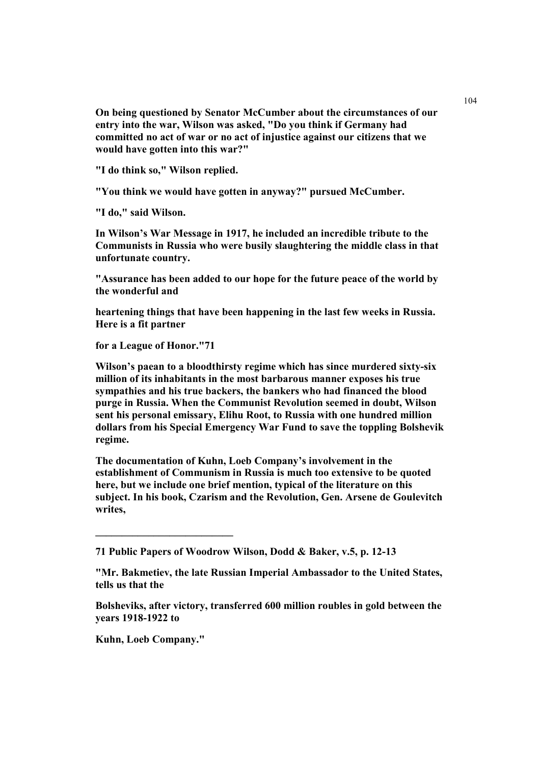**On being questioned by Senator McCumber about the circumstances of our entry into the war, Wilson was asked, "Do you think if Germany had committed no act of war or no act of injustice against our citizens that we would have gotten into this war?"**

**"I do think so," Wilson replied.**

**"You think we would have gotten in anyway?" pursued McCumber.**

**"I do," said Wilson.**

**In Wilson's War Message in 1917, he included an incredible tribute to the Communists in Russia who were busily slaughtering the middle class in that unfortunate country.**

**"Assurance has been added to our hope for the future peace of the world by the wonderful and**

**heartening things that have been happening in the last few weeks in Russia. Here is a fit partner**

**for a League of Honor."71**

**Wilson's paean to a bloodthirsty regime which has since murdered sixty-six million of its inhabitants in the most barbarous manner exposes his true sympathies and his true backers, the bankers who had financed the blood purge in Russia. When the Communist Revolution seemed in doubt, Wilson sent his personal emissary, Elihu Root, to Russia with one hundred million dollars from his Special Emergency War Fund to save the toppling Bolshevik regime.**

**The documentation of Kuhn, Loeb Company's involvement in the establishment of Communism in Russia is much too extensive to be quoted here, but we include one brief mention, typical of the literature on this subject. In his book, Czarism and the Revolution, Gen. Arsene de Goulevitch writes,**

---

**71 Public Papers of Woodrow Wilson, Dodd & Baker, v.5, p. 12-13**

**"Mr. Bakmetiev, the late Russian Imperial Ambassador to the United States, tells us that the**

**Bolsheviks, after victory, transferred 600 million roubles in gold between the years 1918-1922 to**

**Kuhn, Loeb Company."**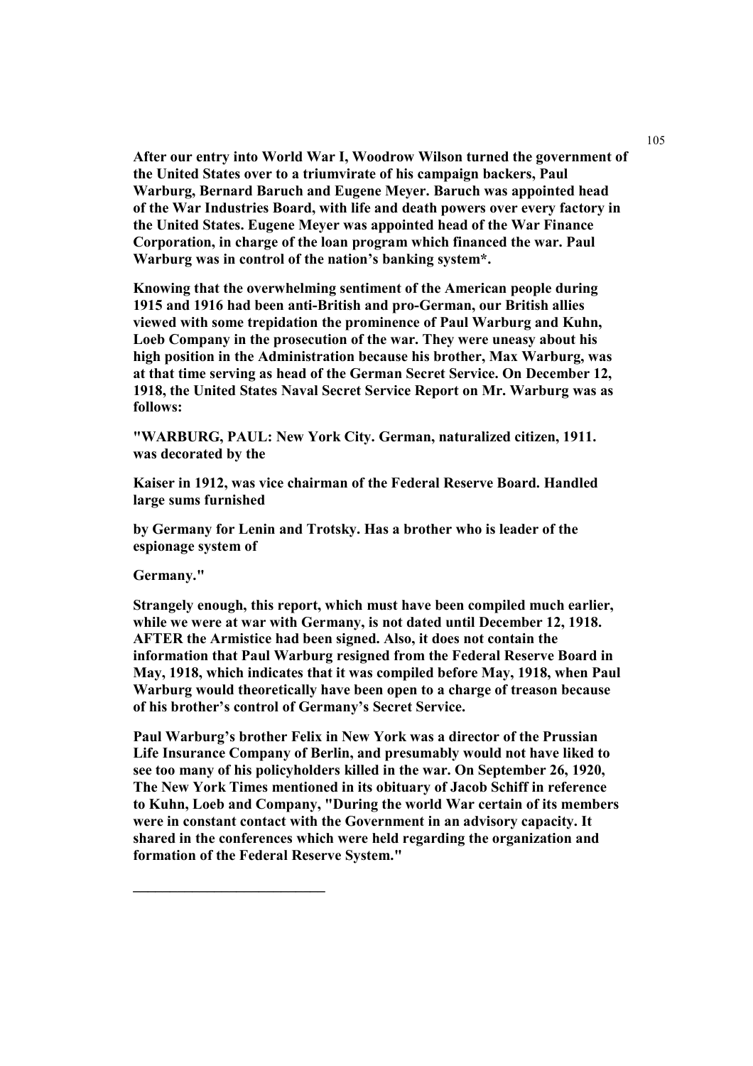**After our entry into World War I, Woodrow Wilson turned the government of the United States over to a triumvirate of his campaign backers, Paul Warburg, Bernard Baruch and Eugene Meyer. Baruch was appointed head of the War Industries Board, with life and death powers over every factory in the United States. Eugene Meyer was appointed head of the War Finance Corporation, in charge of the loan program which financed the war. Paul Warburg was in control of the nation's banking system*.**

**Knowing that the overwhelming sentiment of the American people during 1915 and 1916 had been anti-British and pro-German, our British allies viewed with some trepidation the prominence of Paul Warburg and Kuhn, Loeb Company in the prosecution of the war. They were uneasy about his high position in the Administration because his brother, Max Warburg, was at that time serving as head of the German Secret Service. On December 12, 1918, the United States Naval Secret Service Report on Mr. Warburg was as follows:**

**"WARBURG, PAUL: New York City. German, naturalized citizen, 1911. was decorated by the**

**Kaiser in 1912, was vice chairman of the Federal Reserve Board. Handled large sums furnished**

**by Germany for Lenin and Trotsky. Has a brother who is leader of the espionage system of**

**Germany."**

**Strangely enough, this report, which must have been compiled much earlier, while we were at war with Germany, is not dated until December 12, 1918. AFTER the Armistice had been signed. Also, it does not contain the information that Paul Warburg resigned from the Federal Reserve Board in May, 1918, which indicates that it was compiled before May, 1918, when Paul Warburg would theoretically have been open to a charge of treason because of his brother's control of Germany's Secret Service.**

**Paul Warburg's brother Felix in New York was a director of the Prussian Life Insurance Company of Berlin, and presumably would not have liked to see too many of his policyholders killed in the war. On September 26, 1920, The New York Times mentioned in its obituary of Jacob Schiff in reference to Kuhn, Loeb and Company, "During the world War certain of its members were in constant contact with the Government in an advisory capacity. It shared in the conferences which were held regarding the organization and formation of the Federal Reserve System."**

___________________________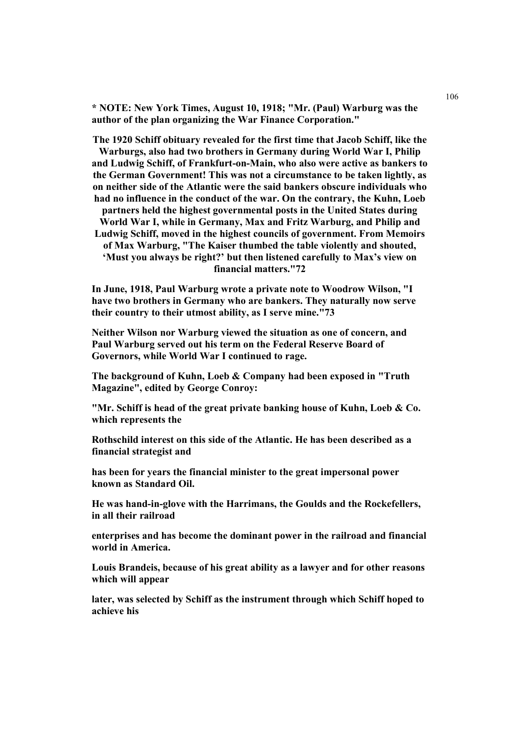**\* NOTE: New York Times, August 10, 1918; "Mr. (Paul) Warburg was the author of the plan organizing the War Finance Corporation."**

**The 1920 Schiff obituary revealed for the first time that Jacob Schiff, like the Warburgs, also had two brothers in Germany during World War I, Philip and Ludwig Schiff, of Frankfurt-on-Main, who also were active as bankers to the German Government! This was not a circumstance to be taken lightly, as on neither side of the Atlantic were the said bankers obscure individuals who had no influence in the conduct of the war. On the contrary, the Kuhn, Loeb partners held the highest governmental posts in the United States during World War I, while in Germany, Max and Fritz Warburg, and Philip and Ludwig Schiff, moved in the highest councils of government. From Memoirs of Max Warburg, "The Kaiser thumbed the table violently and shouted, 'Must you always be right?' but then listened carefully to Max's view on financial matters."72**

**In June, 1918, Paul Warburg wrote a private note to Woodrow Wilson, "I have two brothers in Germany who are bankers. They naturally now serve their country to their utmost ability, as I serve mine."73**

**Neither Wilson nor Warburg viewed the situation as one of concern, and Paul Warburg served out his term on the Federal Reserve Board of Governors, while World War I continued to rage.**

**The background of Kuhn, Loeb & Company had been exposed in "Truth Magazine", edited by George Conroy:**

**"Mr. Schiff is head of the great private banking house of Kuhn, Loeb & Co. which represents the**

**Rothschild interest on this side of the Atlantic. He has been described as a financial strategist and**

**has been for years the financial minister to the great impersonal power known as Standard Oil.**

**He was hand-in-glove with the Harrimans, the Goulds and the Rockefellers, in all their railroad**

**enterprises and has become the dominant power in the railroad and financial world in America.**

**Louis Brandeis, because of his great ability as a lawyer and for other reasons which will appear**

**later, was selected by Schiff as the instrument through which Schiff hoped to achieve his**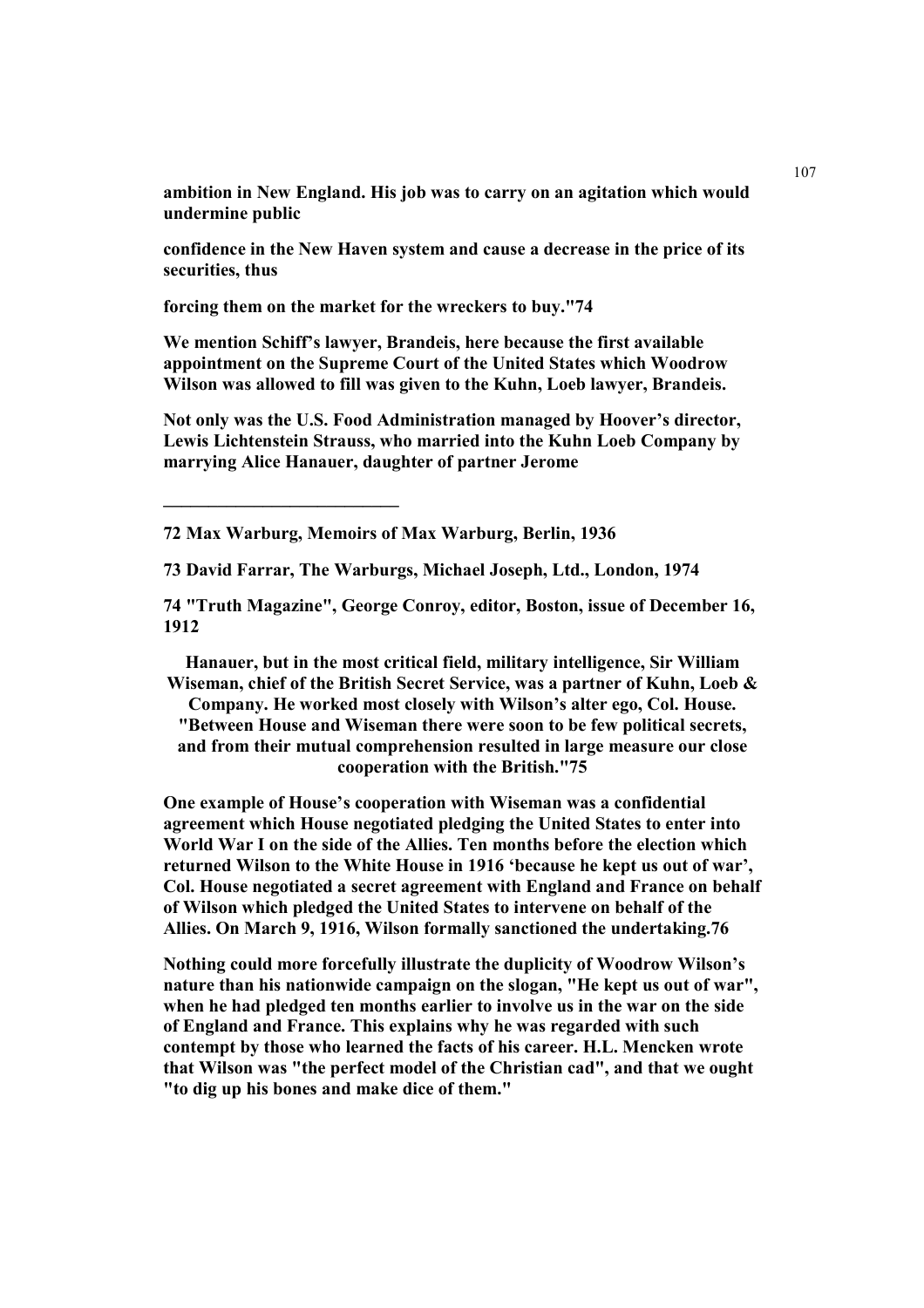**ambition in New England. His job was to carry on an agitation which would undermine public**

**confidence in the New Haven system and cause a decrease in the price of its securities, thus**

**forcing them on the market for the wreckers to buy."74**

**We mention Schiff's lawyer, Brandeis, here because the first available appointment on the Supreme Court of the United States which Woodrow Wilson was allowed to fill was given to the Kuhn, Loeb lawyer, Brandeis.**

**Not only was the U.S. Food Administration managed by Hoover's director, Lewis Lichtenstein Strauss, who married into the Kuhn Loeb Company by marrying Alice Hanauer, daughter of partner Jerome**

---

**72 Max Warburg, Memoirs of Max Warburg, Berlin, 1936**

**73 David Farrar, The Warburgs, Michael Joseph, Ltd., London, 1974**

**74 "Truth Magazine", George Conroy, editor, Boston, issue of December 16, 1912**

**Hanauer, but in the most critical field, military intelligence, Sir William Wiseman, chief of the British Secret Service, was a partner of Kuhn, Loeb & Company. He worked most closely with Wilson's alter ego, Col. House. "Between House and Wiseman there were soon to be few political secrets, and from their mutual comprehension resulted in large measure our close cooperation with the British."75**

**One example of House's cooperation with Wiseman was a confidential agreement which House negotiated pledging the United States to enter into World War I on the side of the Allies. Ten months before the election which returned Wilson to the White House in 1916 'because he kept us out of war', Col. House negotiated a secret agreement with England and France on behalf of Wilson which pledged the United States to intervene on behalf of the Allies. On March 9, 1916, Wilson formally sanctioned the undertaking.76**

**Nothing could more forcefully illustrate the duplicity of Woodrow Wilson's nature than his nationwide campaign on the slogan, "He kept us out of war", when he had pledged ten months earlier to involve us in the war on the side of England and France. This explains why he was regarded with such contempt by those who learned the facts of his career. H.L. Mencken wrote that Wilson was "the perfect model of the Christian cad", and that we ought "to dig up his bones and make dice of them."**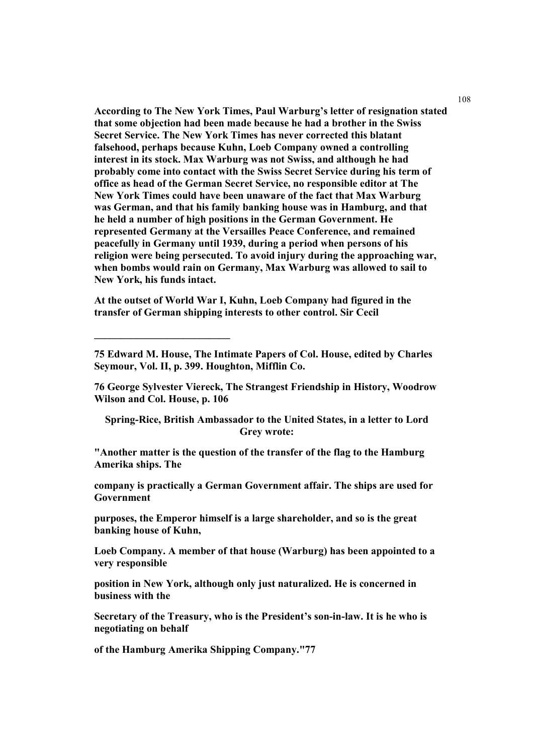**According to The New York Times, Paul Warburg's letter of resignation stated that some objection had been made because he had a brother in the Swiss Secret Service. The New York Times has never corrected this blatant falsehood, perhaps because Kuhn, Loeb Company owned a controlling interest in its stock. Max Warburg was not Swiss, and although he had probably come into contact with the Swiss Secret Service during his term of office as head of the German Secret Service, no responsible editor at The New York Times could have been unaware of the fact that Max Warburg was German, and that his family banking house was in Hamburg, and that he held a number of high positions in the German Government. He represented Germany at the Versailles Peace Conference, and remained peacefully in Germany until 1939, during a period when persons of his religion were being persecuted. To avoid injury during the approaching war, when bombs would rain on Germany, Max Warburg was allowed to sail to New York, his funds intact.**

**At the outset of World War I, Kuhn, Loeb Company had figured in the transfer of German shipping interests to other control. Sir Cecil Spring-Rice, British Ambassador to the United States, in a letter to Lord Grey wrote:**

**"Another matter is the question of the transfer of the flag to the Hamburg Amerika ships. The company is practically a German Government affair. The ships are used for Government purposes, the Emperor himself is a large shareholder, and so is the great banking house of Kuhn, Loeb Company. A member of that house (Warburg) has been appointed to a very responsible position in New York, although only just naturalized. He is concerned in business with the Secretary of the Treasury, who is the President's son-in-law. It is he who is negotiating on behalf of the Hamburg Amerika Shipping Company."77**

---

**75 Edward M. House, The Intimate Papers of Col. House, edited by Charles Seymour, Vol. II, p. 399. Houghton, Mifflin Co.**

**76 George Sylvester Viereck, The Strangest Friendship in History, Woodrow Wilson and Col. House, p. 106**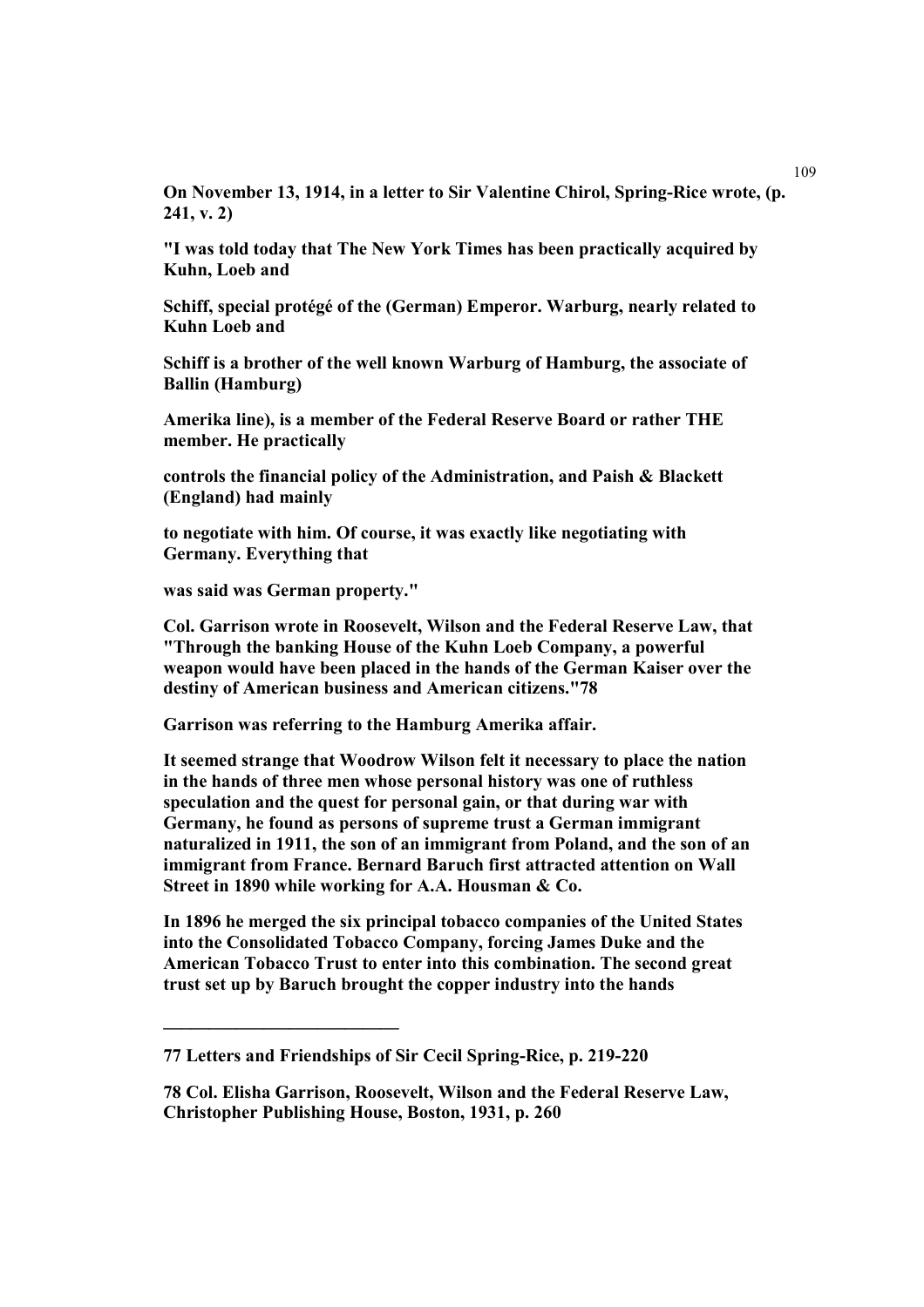**On November 13, 1914, in a letter to Sir Valentine Chirol, Spring-Rice wrote, (p. 241, v. 2)**

**"I was told today that The New York Times has been practically acquired by Kuhn, Loeb and**

**Schiff, special protégé of the (German) Emperor. Warburg, nearly related to Kuhn Loeb and**

**Schiff is a brother of the well known Warburg of Hamburg, the associate of Ballin (Hamburg)**

**Amerika line), is a member of the Federal Reserve Board or rather THE member. He practically**

**controls the financial policy of the Administration, and Paish & Blackett (England) had mainly**

**to negotiate with him. Of course, it was exactly like negotiating with Germany. Everything that**

**was said was German property."**

**Col. Garrison wrote in Roosevelt, Wilson and the Federal Reserve Law, that "Through the banking House of the Kuhn Loeb Company, a powerful weapon would have been placed in the hands of the German Kaiser over the destiny of American business and American citizens."78**

**Garrison was referring to the Hamburg Amerika affair.**

**It seemed strange that Woodrow Wilson felt it necessary to place the nation in the hands of three men whose personal history was one of ruthless speculation and the quest for personal gain, or that during war with Germany, he found as persons of supreme trust a German immigrant naturalized in 1911, the son of an immigrant from Poland, and the son of an immigrant from France. Bernard Baruch first attracted attention on Wall Street in 1890 while working for A.A. Housman & Co.**

**In 1896 he merged the six principal tobacco companies of the United States into the Consolidated Tobacco Company, forcing James Duke and the American Tobacco Trust to enter into this combination. The second great trust set up by Baruch brought the copper industry into the hands**

---

**77 Letters and Friendships of Sir Cecil Spring-Rice, p. 219-220**

**78 Col. Elisha Garrison, Roosevelt, Wilson and the Federal Reserve Law, Christopher Publishing House, Boston, 1931, p. 260**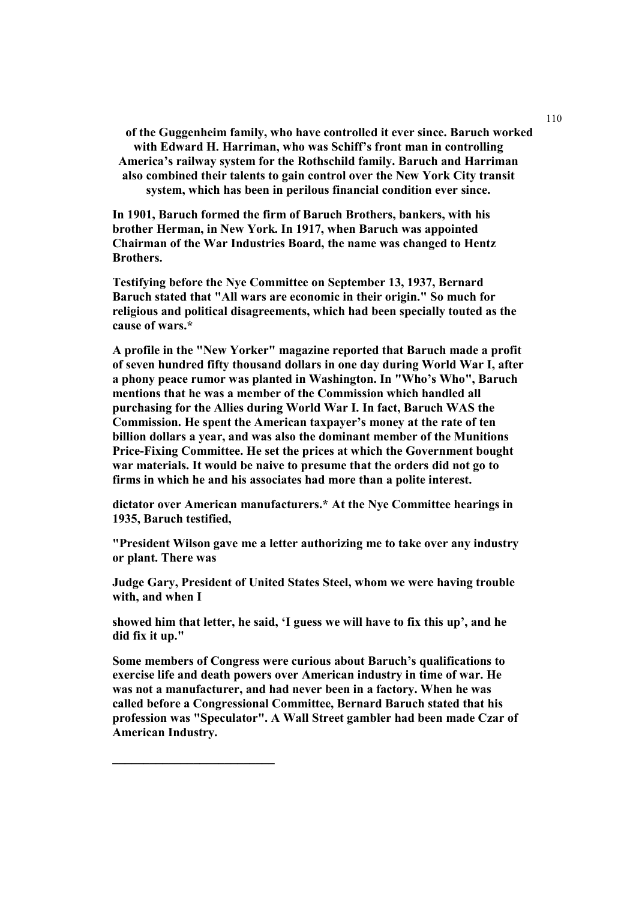of the Guggenheim family, who have controlled it ever since. Baruch worked with Edward H. Harriman, who was Schiff's front man in controlling America's railway system for the Rothschild family. Baruch and Harriman also combined their talents to gain control over the New York City transit system, which has been in perilous financial condition ever since.

**In 1901, Baruch formed the firm of Baruch Brothers, bankers, with his brother Herman, in New York. In 1917, when Baruch was appointed Chairman of the War Industries Board, the name was changed to Hentz Brothers.**

**Testifying before the Nye Committee on September 13, 1937, Bernard Baruch stated that "All wars are economic in their origin." So much for religious and political disagreements, which had been specially touted as the cause of wars.***

**A profile in the "New Yorker" magazine reported that Baruch made a profit of seven hundred fifty thousand dollars in one day during World War I, after a phony peace rumor was planted in Washington. In "Who's Who", Baruch mentions that he was a member of the Commission which handled all purchasing for the Allies during World War I. In fact, Baruch WAS the Commission. He spent the American taxpayer's money at the rate of ten billion dollars a year, and was also the dominant member of the Munitions Price-Fixing Committee. He set the prices at which the Government bought war materials. It would be naive to presume that the orders did not go to firms in which he and his associates had more than a polite interest.**

**dictator over American manufacturers.* At the Nye Committee hearings in 1935, Baruch testified,**

**"President Wilson gave me a letter authorizing me to take over any industry or plant. There was**

**Judge Gary, President of United States Steel, whom we were having trouble with, and when I**

**showed him that letter, he said, 'I guess we will have to fix this up', and he did fix it up."**

**Some members of Congress were curious about Baruch's qualifications to exercise life and death powers over American industry in time of war. He was not a manufacturer, and had never been in a factory. When he was called before a Congressional Committee, Bernard Baruch stated that his profession was "Speculator". A Wall Street gambler had been made Czar of American Industry.**

---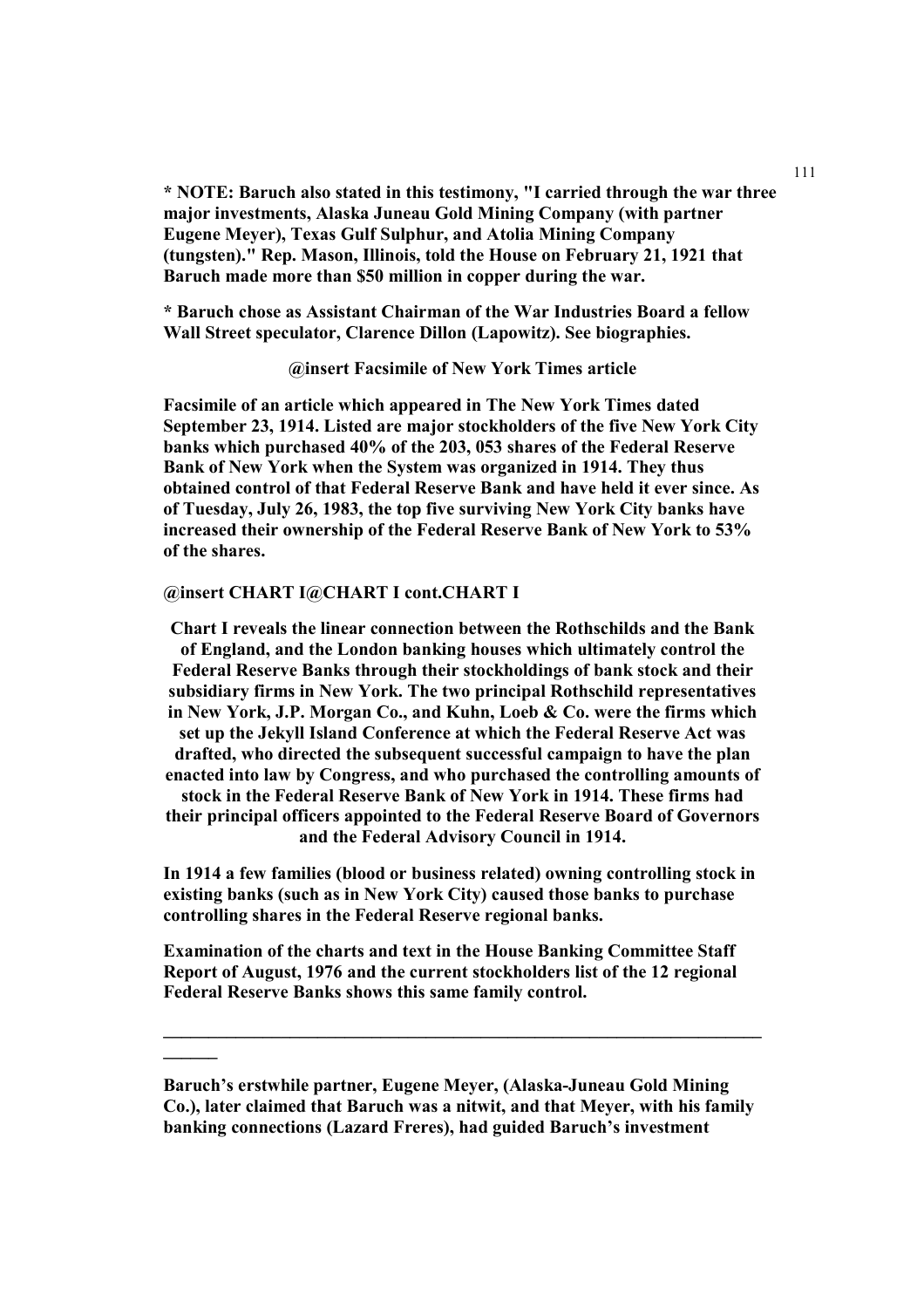**\* NOTE: Baruch also stated in this testimony, "I carried through the war three major investments, Alaska Juneau Gold Mining Company (with partner Eugene Meyer), Texas Gulf Sulphur, and Atolia Mining Company (tungsten)." Rep. Mason, Illinois, told the House on February 21, 1921 that Baruch made more than $50 million in copper during the war.**

**\* Baruch chose as Assistant Chairman of the War Industries Board a fellow Wall Street speculator, Clarence Dillon (Lapowitz). See biographies.**

**@insert Facsimile of New York Times article**

**Facsimile of an article which appeared in The New York Times dated September 23, 1914. Listed are major stockholders of the five New York City banks which purchased 40% of the 203, 053 shares of the Federal Reserve Bank of New York when the System was organized in 1914. They thus obtained control of that Federal Reserve Bank and have held it ever since. As of Tuesday, July 26, 1983, the top five surviving New York City banks have increased their ownership of the Federal Reserve Bank of New York to 53% of the shares.**

**@insert CHART I@CHART I cont.CHART I**

**Chart I reveals the linear connection between the Rothschilds and the Bank of England, and the London banking houses which ultimately control the Federal Reserve Banks through their stockholdings of bank stock and their subsidiary firms in New York. The two principal Rothschild representatives in New York, J.P. Morgan Co., and Kuhn, Loeb & Co. were the firms which set up the Jekyll Island Conference at which the Federal Reserve Act was drafted, who directed the subsequent successful campaign to have the plan enacted into law by Congress, and who purchased the controlling amounts of stock in the Federal Reserve Bank of New York in 1914. These firms had their principal officers appointed to the Federal Reserve Board of Governors and the Federal Advisory Council in 1914.**

**In 1914 a few families (blood or business related) owning controlling stock in existing banks (such as in New York City) caused those banks to purchase controlling shares in the Federal Reserve regional banks.**

**Examination of the charts and text in the House Banking Committee Staff Report of August, 1976 and the current stockholders list of the 12 regional Federal Reserve Banks shows this same family control.**

---

**Baruch's erstwhile partner, Eugene Meyer, (Alaska-Juneau Gold Mining Co.), later claimed that Baruch was a nitwit, and that Meyer, with his family banking connections (Lazard Freres), had guided Baruch's investment**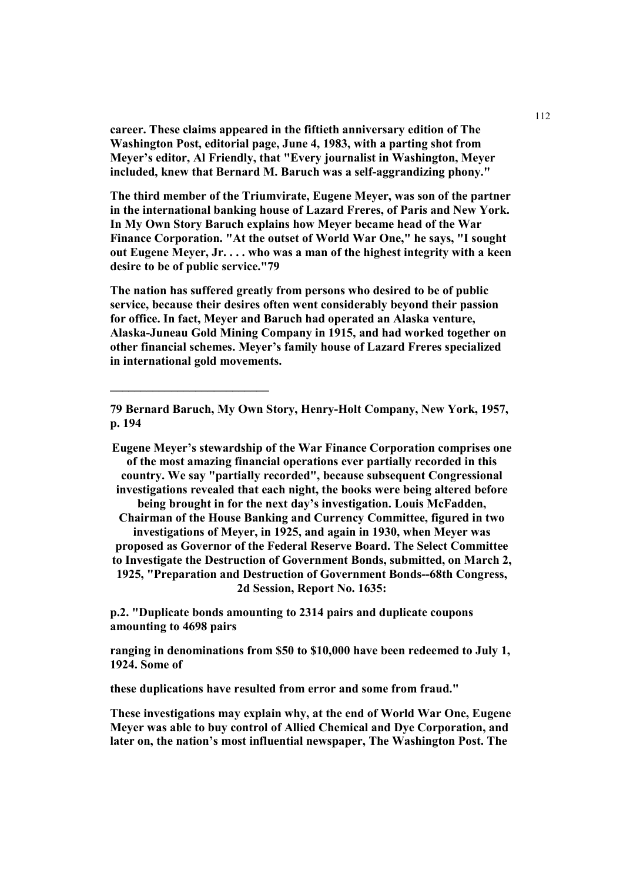**career. These claims appeared in the fiftieth anniversary edition of The Washington Post, editorial page, June 4, 1983, with a parting shot from Meyer's editor, Al Friendly, that "Every journalist in Washington, Meyer included, knew that Bernard M. Baruch was a self-aggrandizing phony."**

**The third member of the Triumvirate, Eugene Meyer, was son of the partner in the international banking house of Lazard Freres, of Paris and New York. In My Own Story Baruch explains how Meyer became head of the War Finance Corporation. "At the outset of World War One," he says, "I sought out Eugene Meyer, Jr. . . . who was a man of the highest integrity with a keen desire to be of public service."79**

**The nation has suffered greatly from persons who desired to be of public service, because their desires often went considerably beyond their passion for office. In fact, Meyer and Baruch had operated an Alaska venture, Alaska-Juneau Gold Mining Company in 1915, and had worked together on other financial schemes. Meyer's family house of Lazard Freres specialized in international gold movements.**

---

**79 Bernard Baruch, My Own Story, Henry-Holt Company, New York, 1957, p. 194**

**Eugene Meyer's stewardship of the War Finance Corporation comprises one of the most amazing financial operations ever partially recorded in this country. We say "partially recorded", because subsequent Congressional investigations revealed that each night, the books were being altered before being brought in for the next day's investigation. Louis McFadden, Chairman of the House Banking and Currency Committee, figured in two investigations of Meyer, in 1925, and again in 1930, when Meyer was proposed as Governor of the Federal Reserve Board. The Select Committee to Investigate the Destruction of Government Bonds, submitted, on March 2, 1925, "Preparation and Destruction of Government Bonds--68th Congress, 2d Session, Report No. 1635:**

**p.2. "Duplicate bonds amounting to 2314 pairs and duplicate coupons amounting to 4698 pairs**

**ranging in denominations from $50 to $10,000 have been redeemed to July 1, 1924. Some of**

**these duplications have resulted from error and some from fraud."**

**These investigations may explain why, at the end of World War One, Eugene Meyer was able to buy control of Allied Chemical and Dye Corporation, and later on, the nation's most influential newspaper, The Washington Post. The**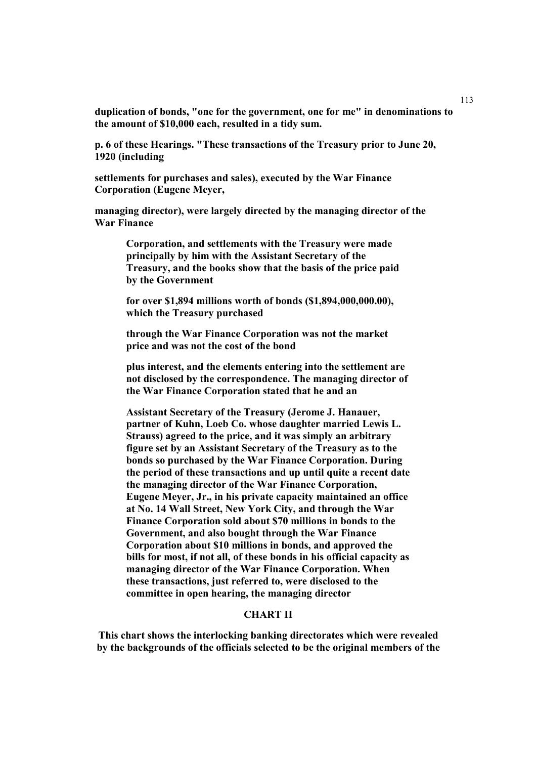**duplication of bonds, "one for the government, one for me" in denominations to the amount of $10,000 each, resulted in a tidy sum.**

**p. 6 of these Hearings. "These transactions of the Treasury prior to June 20, 1920 (including**

**settlements for purchases and sales), executed by the War Finance Corporation (Eugene Meyer,**

**managing director), were largely directed by the managing director of the War Finance**

> **Corporation, and settlements with the Treasury were made principally by him with the Assistant Secretary of the Treasury, and the books show that the basis of the price paid by the Government**
>
> **for over $1,894 millions worth of bonds ($1,894,000,000.00), which the Treasury purchased**
>
> **through the War Finance Corporation was not the market price and was not the cost of the bond**
>
> **plus interest, and the elements entering into the settlement are not disclosed by the correspondence. The managing director of the War Finance Corporation stated that he and an**
>
> **Assistant Secretary of the Treasury (Jerome J. Hanauer, partner of Kuhn, Loeb Co. whose daughter married Lewis L. Strauss) agreed to the price, and it was simply an arbitrary figure set by an Assistant Secretary of the Treasury as to the bonds so purchased by the War Finance Corporation. During the period of these transactions and up until quite a recent date the managing director of the War Finance Corporation, Eugene Meyer, Jr., in his private capacity maintained an office at No. 14 Wall Street, New York City, and through the War Finance Corporation sold about $70 millions in bonds to the Government, and also bought through the War Finance Corporation about $10 millions in bonds, and approved the bills for most, if not all, of these bonds in his official capacity as managing director of the War Finance Corporation. When these transactions, just referred to, were disclosed to the committee in open hearing, the managing director**

**CHART II**

**This chart shows the interlocking banking directorates which were revealed by the backgrounds of the officials selected to be the original members of the**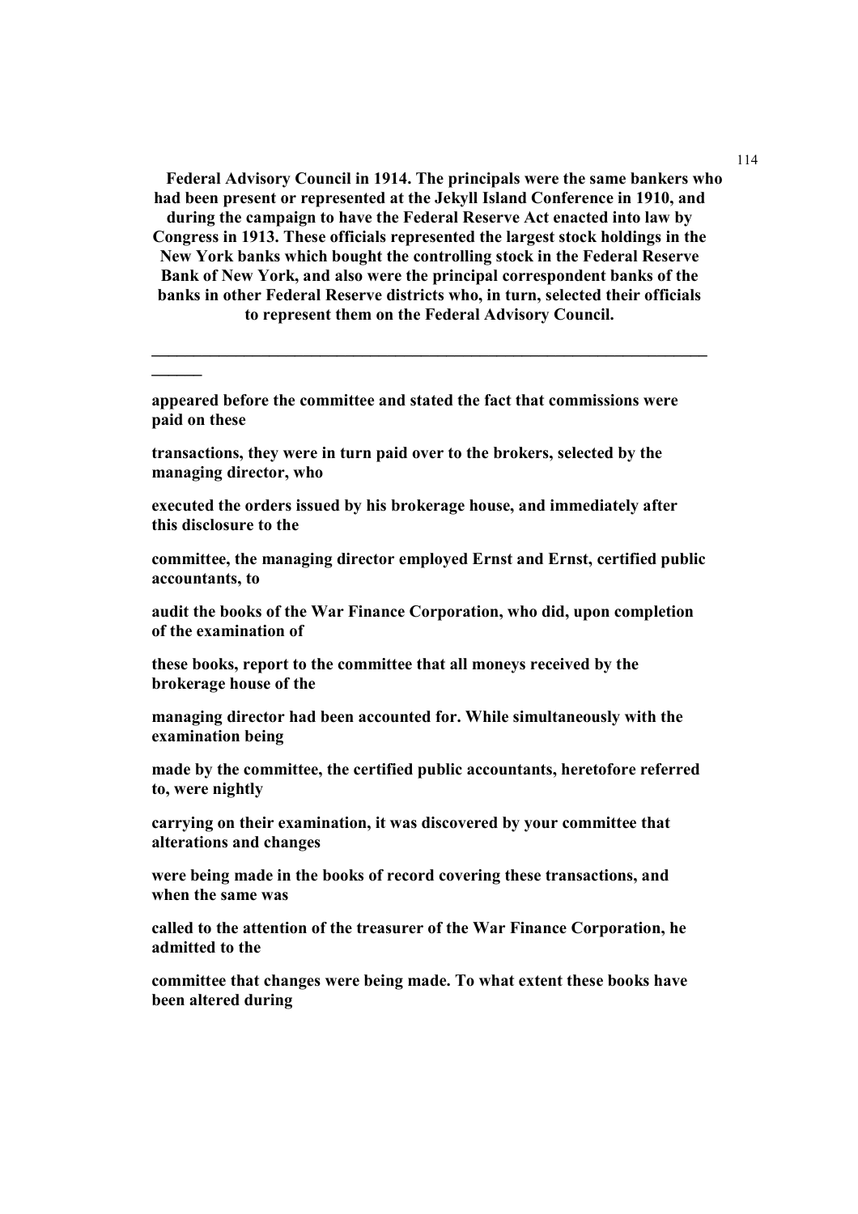**Federal Advisory Council in 1914. The principals were the same bankers who had been present or represented at the Jekyll Island Conference in 1910, and during the campaign to have the Federal Reserve Act enacted into law by Congress in 1913. These officials represented the largest stock holdings in the New York banks which bought the controlling stock in the Federal Reserve Bank of New York, and also were the principal correspondent banks of the banks in other Federal Reserve districts who, in turn, selected their officials to represent them on the Federal Advisory Council.**

---

**appeared before the committee and stated the fact that commissions were paid on these**

**transactions, they were in turn paid over to the brokers, selected by the managing director, who**

**executed the orders issued by his brokerage house, and immediately after this disclosure to the**

**committee, the managing director employed Ernst and Ernst, certified public accountants, to**

**audit the books of the War Finance Corporation, who did, upon completion of the examination of**

**these books, report to the committee that all moneys received by the brokerage house of the**

**managing director had been accounted for. While simultaneously with the examination being**

**made by the committee, the certified public accountants, heretofore referred to, were nightly**

**carrying on their examination, it was discovered by your committee that alterations and changes**

**were being made in the books of record covering these transactions, and when the same was**

**called to the attention of the treasurer of the War Finance Corporation, he admitted to the**

**committee that changes were being made. To what extent these books have been altered during**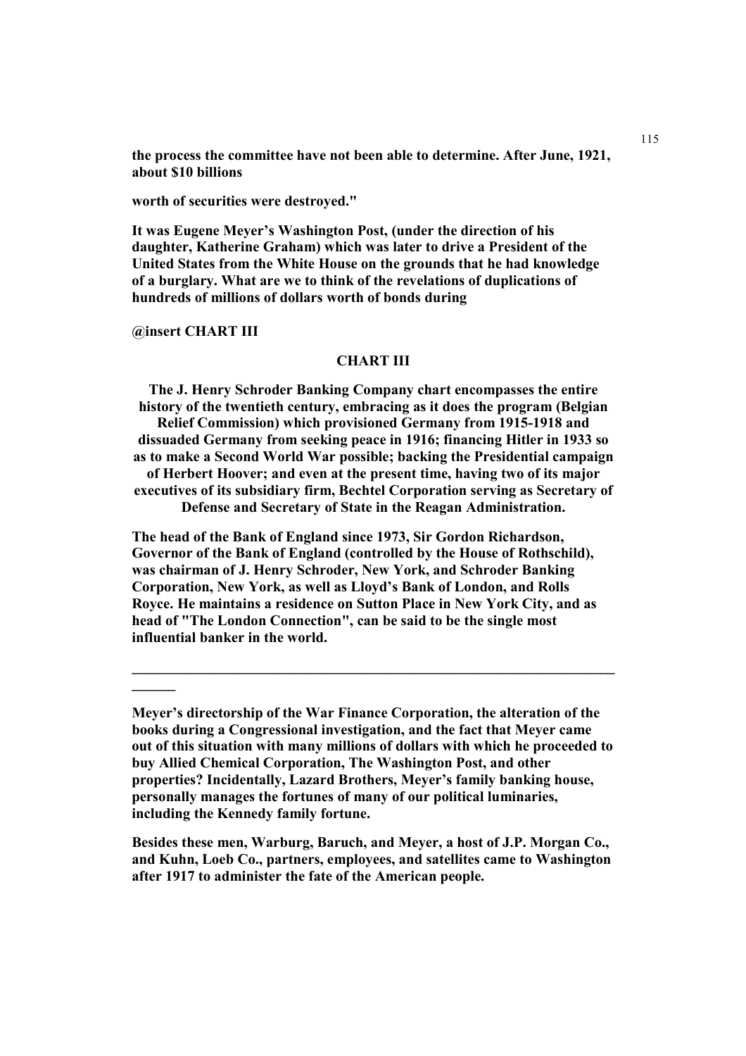**the process the committee have not been able to determine. After June, 1921, about $10 billions**

**worth of securities were destroyed."**

**It was Eugene Meyer's Washington Post, (under the direction of his daughter, Katherine Graham) which was later to drive a President of the United States from the White House on the grounds that he had knowledge of a burglary. What are we to think of the revelations of duplications of hundreds of millions of dollars worth of bonds during**

**@insert CHART III**

**CHART III**

**The J. Henry Schroder Banking Company chart encompasses the entire history of the twentieth century, embracing as it does the program (Belgian Relief Commission) which provisioned Germany from 1915-1918 and dissuaded Germany from seeking peace in 1916; financing Hitler in 1933 so as to make a Second World War possible; backing the Presidential campaign of Herbert Hoover; and even at the present time, having two of its major executives of its subsidiary firm, Bechtel Corporation serving as Secretary of Defense and Secretary of State in the Reagan Administration.**

**The head of the Bank of England since 1973, Sir Gordon Richardson, Governor of the Bank of England (controlled by the House of Rothschild), was chairman of J. Henry Schroder, New York, and Schroder Banking Corporation, New York, as well as Lloyd's Bank of London, and Rolls Royce. He maintains a residence on Sutton Place in New York City, and as head of "The London Connection", can be said to be the single most influential banker in the world.**

---

**Meyer's directorship of the War Finance Corporation, the alteration of the books during a Congressional investigation, and the fact that Meyer came out of this situation with many millions of dollars with which he proceeded to buy Allied Chemical Corporation, The Washington Post, and other properties? Incidentally, Lazard Brothers, Meyer's family banking house, personally manages the fortunes of many of our political luminaries, including the Kennedy family fortune.**

**Besides these men, Warburg, Baruch, and Meyer, a host of J.P. Morgan Co., and Kuhn, Loeb Co., partners, employees, and satellites came to Washington after 1917 to administer the fate of the American people.**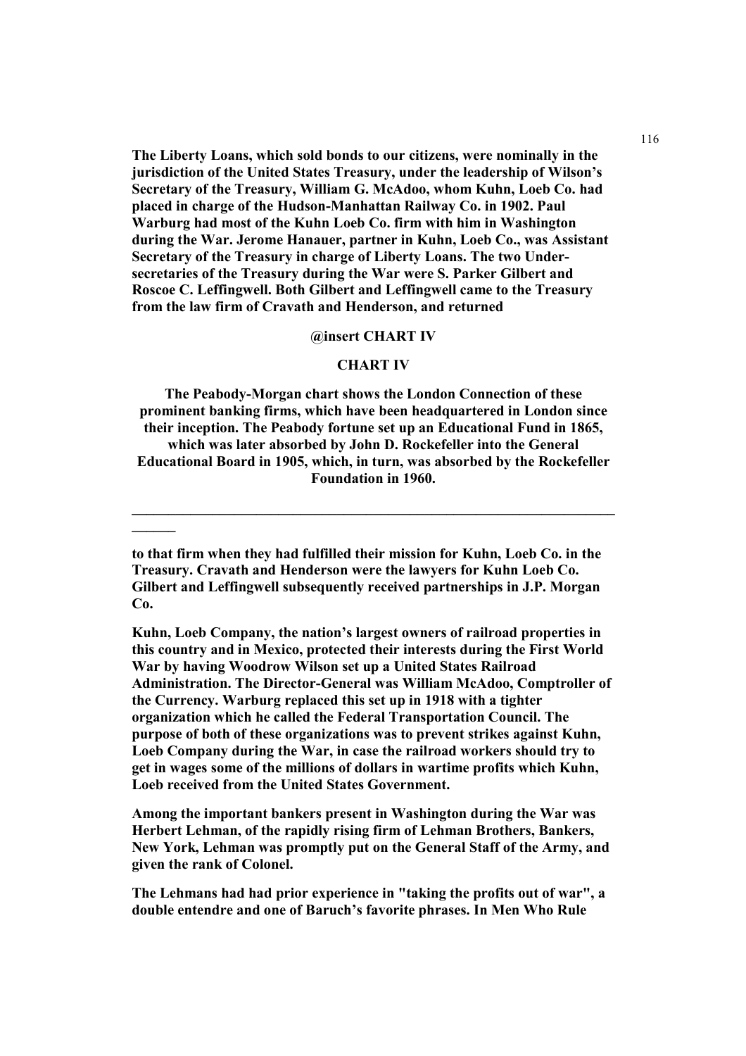**The Liberty Loans, which sold bonds to our citizens, were nominally in the jurisdiction of the United States Treasury, under the leadership of Wilson's Secretary of the Treasury, William G. McAdoo, whom Kuhn, Loeb Co. had placed in charge of the Hudson-Manhattan Railway Co. in 1902. Paul Warburg had most of the Kuhn Loeb Co. firm with him in Washington during the War. Jerome Hanauer, partner in Kuhn, Loeb Co., was Assistant Secretary of the Treasury in charge of Liberty Loans. The two Under-secretaries of the Treasury during the War were S. Parker Gilbert and Roscoe C. Leffingwell. Both Gilbert and Leffingwell came to the Treasury from the law firm of Cravath and Henderson, and returned**

**@insert CHART IV**

**CHART IV**

**The Peabody-Morgan chart shows the London Connection of these prominent banking firms, which have been headquartered in London since their inception. The Peabody fortune set up an Educational Fund in 1865, which was later absorbed by John D. Rockefeller into the General Educational Board in 1905, which, in turn, was absorbed by the Rockefeller Foundation in 1960.**

---

**to that firm when they had fulfilled their mission for Kuhn, Loeb Co. in the Treasury. Cravath and Henderson were the lawyers for Kuhn Loeb Co. Gilbert and Leffingwell subsequently received partnerships in J.P. Morgan Co.**

**Kuhn, Loeb Company, the nation's largest owners of railroad properties in this country and in Mexico, protected their interests during the First World War by having Woodrow Wilson set up a United States Railroad Administration. The Director-General was William McAdoo, Comptroller of the Currency. Warburg replaced this set up in 1918 with a tighter organization which he called the Federal Transportation Council. The purpose of both of these organizations was to prevent strikes against Kuhn, Loeb Company during the War, in case the railroad workers should try to get in wages some of the millions of dollars in wartime profits which Kuhn, Loeb received from the United States Government.**

**Among the important bankers present in Washington during the War was Herbert Lehman, of the rapidly rising firm of Lehman Brothers, Bankers, New York, Lehman was promptly put on the General Staff of the Army, and given the rank of Colonel.**

**The Lehmans had had prior experience in "taking the profits out of war", a double entendre and one of Baruch's favorite phrases. In Men Who Rule**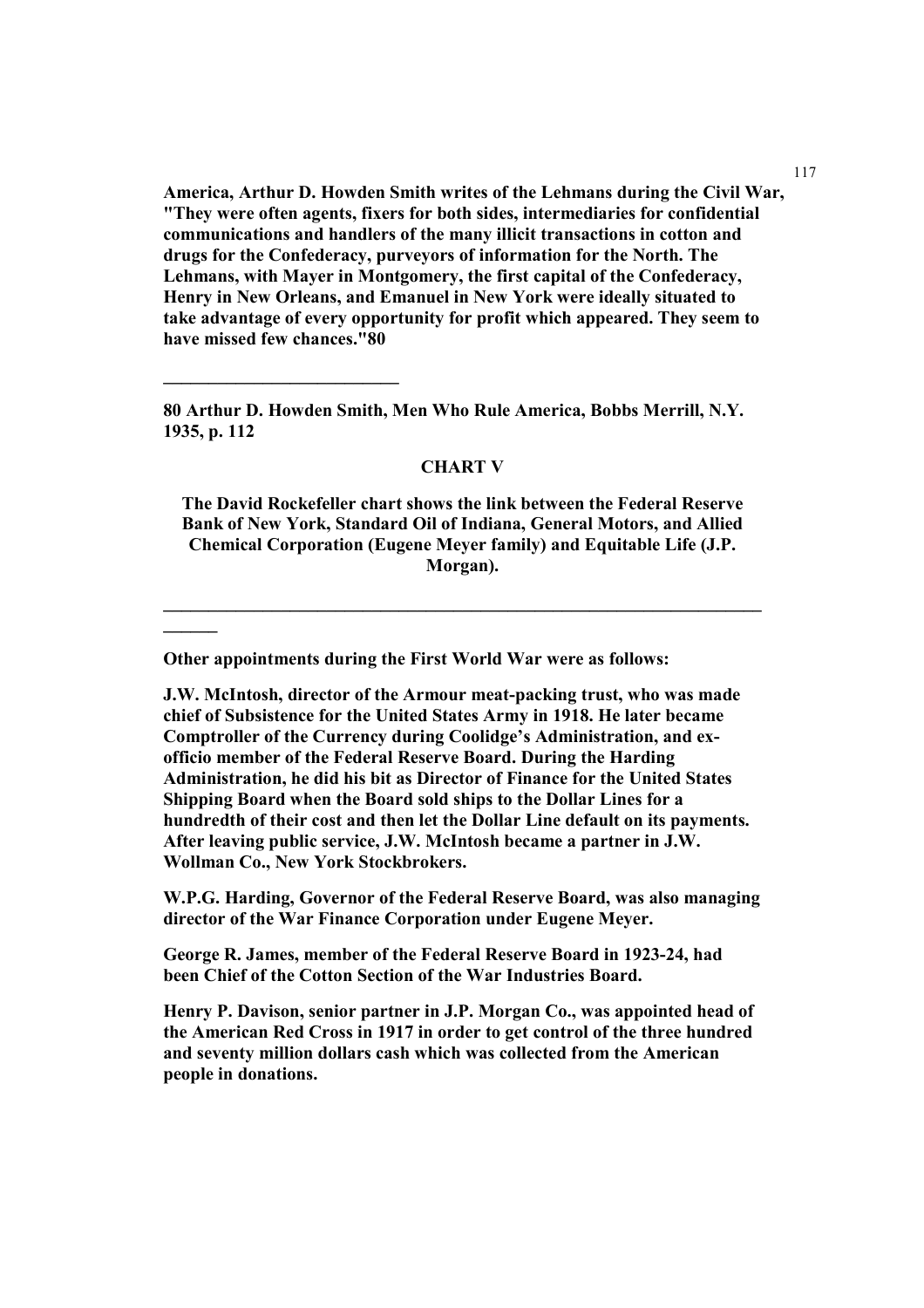**America, Arthur D. Howden Smith writes of the Lehmans during the Civil War, "They were often agents, fixers for both sides, intermediaries for confidential communications and handlers of the many illicit transactions in cotton and drugs for the Confederacy, purveyors of information for the North. The Lehmans, with Mayer in Montgomery, the first capital of the Confederacy, Henry in New Orleans, and Emanuel in New York were ideally situated to take advantage of every opportunity for profit which appeared. They seem to have missed few chances."80**

---

**80 Arthur D. Howden Smith, Men Who Rule America, Bobbs Merrill, N.Y. 1935, p. 112**

**CHART V**

**The David Rockefeller chart shows the link between the Federal Reserve Bank of New York, Standard Oil of Indiana, General Motors, and Allied Chemical Corporation (Eugene Meyer family) and Equitable Life (J.P. Morgan).**

---

**Other appointments during the First World War were as follows:**

**J.W. McIntosh, director of the Armour meat-packing trust, who was made chief of Subsistence for the United States Army in 1918. He later became Comptroller of the Currency during Coolidge's Administration, and ex-officio member of the Federal Reserve Board. During the Harding Administration, he did his bit as Director of Finance for the United States Shipping Board when the Board sold ships to the Dollar Lines for a hundredth of their cost and then let the Dollar Line default on its payments. After leaving public service, J.W. McIntosh became a partner in J.W. Wollman Co., New York Stockbrokers.**

**W.P.G. Harding, Governor of the Federal Reserve Board, was also managing director of the War Finance Corporation under Eugene Meyer.**

**George R. James, member of the Federal Reserve Board in 1923-24, had been Chief of the Cotton Section of the War Industries Board.**

**Henry P. Davison, senior partner in J.P. Morgan Co., was appointed head of the American Red Cross in 1917 in order to get control of the three hundred and seventy million dollars cash which was collected from the American people in donations.**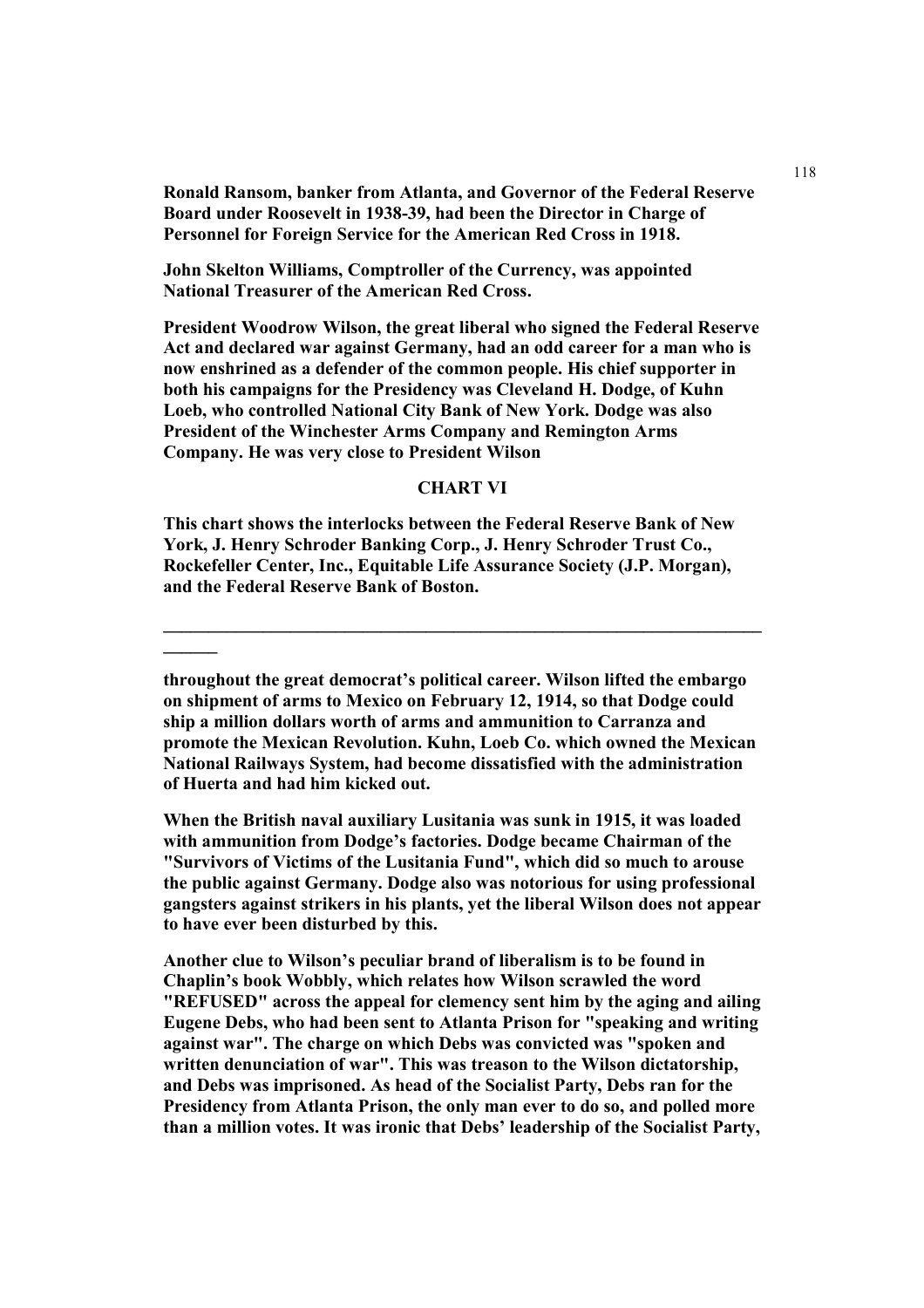**Ronald Ransom, banker from Atlanta, and Governor of the Federal Reserve Board under Roosevelt in 1938-39, had been the Director in Charge of Personnel for Foreign Service for the American Red Cross in 1918.**

**John Skelton Williams, Comptroller of the Currency, was appointed National Treasurer of the American Red Cross.**

**President Woodrow Wilson, the great liberal who signed the Federal Reserve Act and declared war against Germany, had an odd career for a man who is now enshrined as a defender of the common people. His chief supporter in both his campaigns for the Presidency was Cleveland H. Dodge, of Kuhn Loeb, who controlled National City Bank of New York. Dodge was also President of the Winchester Arms Company and Remington Arms Company. He was very close to President Wilson**

**CHART VI**

**This chart shows the interlocks between the Federal Reserve Bank of New York, J. Henry Schroder Banking Corp., J. Henry Schroder Trust Co., Rockefeller Center, Inc., Equitable Life Assurance Society (J.P. Morgan), and the Federal Reserve Bank of Boston.**

---

**throughout the great democrat's political career. Wilson lifted the embargo on shipment of arms to Mexico on February 12, 1914, so that Dodge could ship a million dollars worth of arms and ammunition to Carranza and promote the Mexican Revolution. Kuhn, Loeb Co. which owned the Mexican National Railways System, had become dissatisfied with the administration of Huerta and had him kicked out.**

**When the British naval auxiliary Lusitania was sunk in 1915, it was loaded with ammunition from Dodge's factories. Dodge became Chairman of the "Survivors of Victims of the Lusitania Fund", which did so much to arouse the public against Germany. Dodge also was notorious for using professional gangsters against strikers in his plants, yet the liberal Wilson does not appear to have ever been disturbed by this.**

**Another clue to Wilson's peculiar brand of liberalism is to be found in Chaplin's book Wobbly, which relates how Wilson scrawled the word "REFUSED" across the appeal for clemency sent him by the aging and ailing Eugene Debs, who had been sent to Atlanta Prison for "speaking and writing against war". The charge on which Debs was convicted was "spoken and written denunciation of war". This was treason to the Wilson dictatorship, and Debs was imprisoned. As head of the Socialist Party, Debs ran for the Presidency from Atlanta Prison, the only man ever to do so, and polled more than a million votes. It was ironic that Debs' leadership of the Socialist Party,**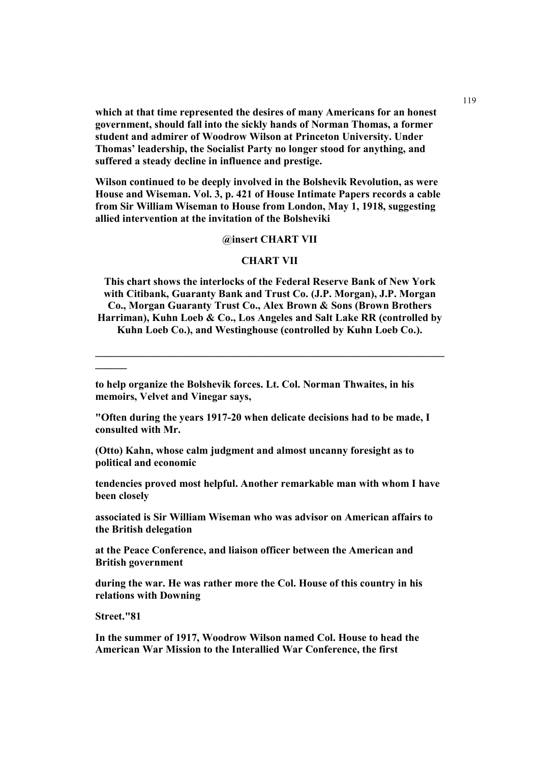**which at that time represented the desires of many Americans for an honest government, should fall into the sickly hands of Norman Thomas, a former student and admirer of Woodrow Wilson at Princeton University. Under Thomas' leadership, the Socialist Party no longer stood for anything, and suffered a steady decline in influence and prestige.**

**Wilson continued to be deeply involved in the Bolshevik Revolution, as were House and Wiseman. Vol. 3, p. 421 of House Intimate Papers records a cable from Sir William Wiseman to House from London, May 1, 1918, suggesting allied intervention at the invitation of the Bolsheviki**

**@insert CHART VII**

**CHART VII**

**This chart shows the interlocks of the Federal Reserve Bank of New York with Citibank, Guaranty Bank and Trust Co. (J.P. Morgan), J.P. Morgan Co., Morgan Guaranty Trust Co., Alex Brown & Sons (Brown Brothers Harriman), Kuhn Loeb & Co., Los Angeles and Salt Lake RR (controlled by Kuhn Loeb Co.), and Westinghouse (controlled by Kuhn Loeb Co.).**

---

**to help organize the Bolshevik forces. Lt. Col. Norman Thwaites, in his memoirs, Velvet and Vinegar says,**

**"Often during the years 1917-20 when delicate decisions had to be made, I consulted with Mr.**

**(Otto) Kahn, whose calm judgment and almost uncanny foresight as to political and economic**

**tendencies proved most helpful. Another remarkable man with whom I have been closely**

**associated is Sir William Wiseman who was advisor on American affairs to the British delegation**

**at the Peace Conference, and liaison officer between the American and British government**

**during the war. He was rather more the Col. House of this country in his relations with Downing**

**Street."81**

**In the summer of 1917, Woodrow Wilson named Col. House to head the American War Mission to the Interallied War Conference, the first**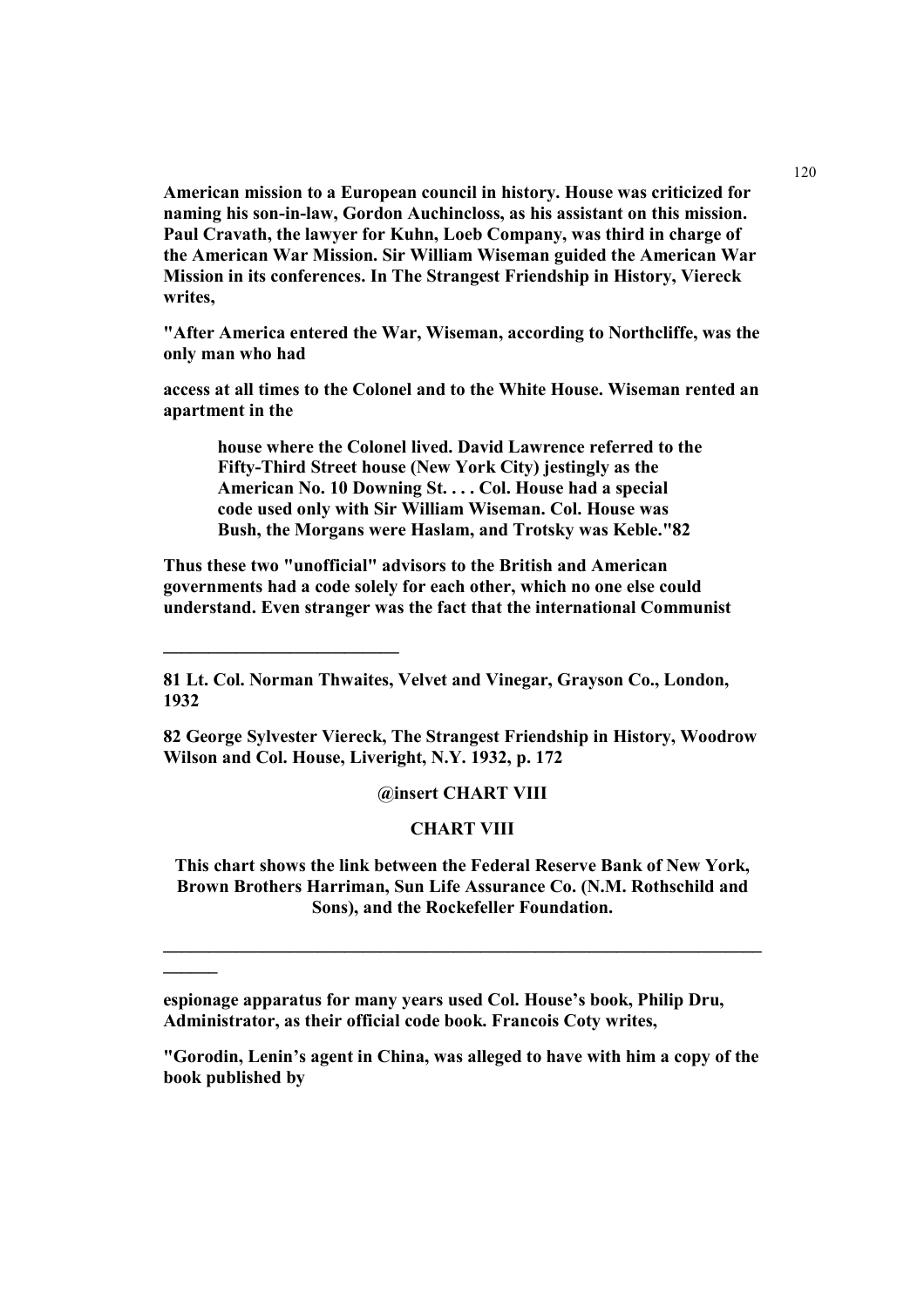**American mission to a European council in history. House was criticized for naming his son-in-law, Gordon Auchincloss, as his assistant on this mission. Paul Cravath, the lawyer for Kuhn, Loeb Company, was third in charge of the American War Mission. Sir William Wiseman guided the American War Mission in its conferences. In The Strangest Friendship in History, Viereck writes,**

**"After America entered the War, Wiseman, according to Northcliffe, was the only man who had**

**access at all times to the Colonel and to the White House. Wiseman rented an apartment in the**

> **house where the Colonel lived. David Lawrence referred to the Fifty-Third Street house (New York City) jestingly as the American No. 10 Downing St. . . . Col. House had a special code used only with Sir William Wiseman. Col. House was Bush, the Morgans were Haslam, and Trotsky was Keble."82**

**Thus these two "unofficial" advisors to the British and American governments had a code solely for each other, which no one else could understand. Even stranger was the fact that the international Communist**

---

**81 Lt. Col. Norman Thwaites, Velvet and Vinegar, Grayson Co., London, 1932**

**82 George Sylvester Viereck, The Strangest Friendship in History, Woodrow Wilson and Col. House, Liveright, N.Y. 1932, p. 172**

**@insert CHART VIII**

**CHART VIII**

**This chart shows the link between the Federal Reserve Bank of New York, Brown Brothers Harriman, Sun Life Assurance Co. (N.M. Rothschild and Sons), and the Rockefeller Foundation.**

---

**espionage apparatus for many years used Col. House's book, Philip Dru, Administrator, as their official code book. Francois Coty writes,**

**"Gorodin, Lenin's agent in China, was alleged to have with him a copy of the book published by**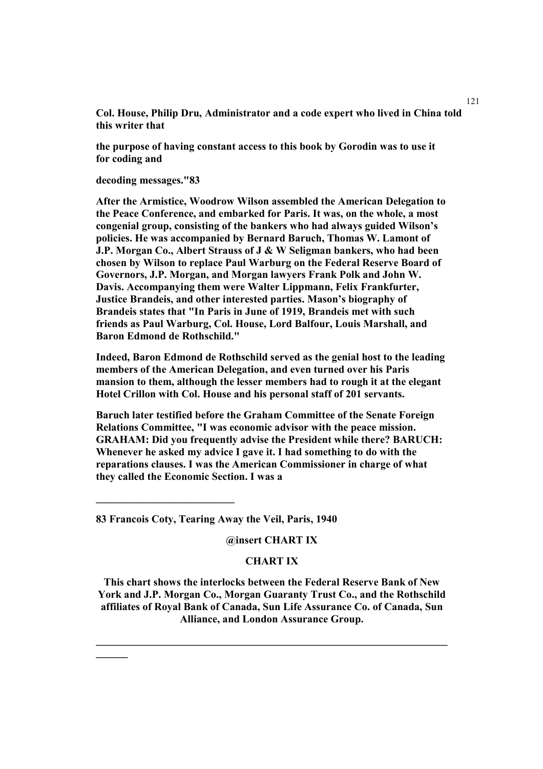**Col. House, Philip Dru, Administrator and a code expert who lived in China told this writer that**

**the purpose of having constant access to this book by Gorodin was to use it for coding and**

**decoding messages."83**

**After the Armistice, Woodrow Wilson assembled the American Delegation to the Peace Conference, and embarked for Paris. It was, on the whole, a most congenial group, consisting of the bankers who had always guided Wilson's policies. He was accompanied by Bernard Baruch, Thomas W. Lamont of J.P. Morgan Co., Albert Strauss of J & W Seligman bankers, who had been chosen by Wilson to replace Paul Warburg on the Federal Reserve Board of Governors, J.P. Morgan, and Morgan lawyers Frank Polk and John W. Davis. Accompanying them were Walter Lippmann, Felix Frankfurter, Justice Brandeis, and other interested parties. Mason's biography of Brandeis states that "In Paris in June of 1919, Brandeis met with such friends as Paul Warburg, Col. House, Lord Balfour, Louis Marshall, and Baron Edmond de Rothschild."**

**Indeed, Baron Edmond de Rothschild served as the genial host to the leading members of the American Delegation, and even turned over his Paris mansion to them, although the lesser members had to rough it at the elegant Hotel Crillon with Col. House and his personal staff of 201 servants.**

**Baruch later testified before the Graham Committee of the Senate Foreign Relations Committee, "I was economic advisor with the peace mission. GRAHAM: Did you frequently advise the President while there? BARUCH: Whenever he asked my advice I gave it. I had something to do with the reparations clauses. I was the American Commissioner in charge of what they called the Economic Section. I was a**

---

**83 Francois Coty, Tearing Away the Veil, Paris, 1940**

**@insert CHART IX**

**CHART IX**

**This chart shows the interlocks between the Federal Reserve Bank of New York and J.P. Morgan Co., Morgan Guaranty Trust Co., and the Rothschild affiliates of Royal Bank of Canada, Sun Life Assurance Co. of Canada, Sun Alliance, and London Assurance Group.**

---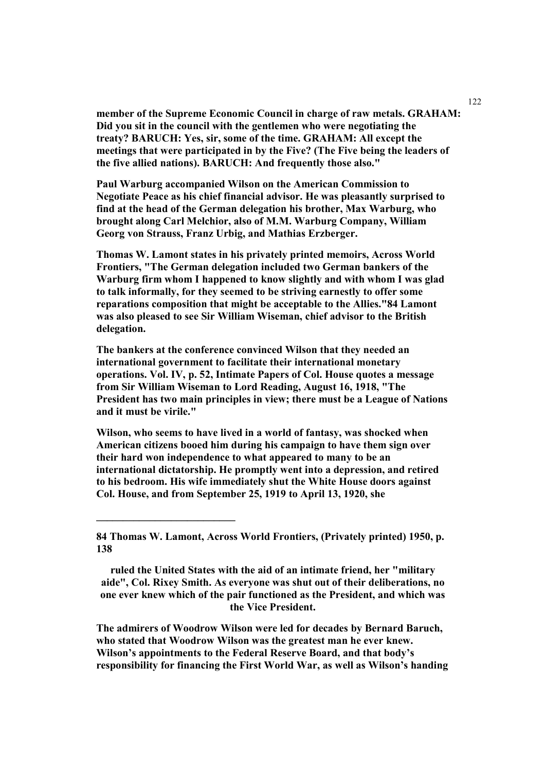**member of the Supreme Economic Council in charge of raw metals. GRAHAM: Did you sit in the council with the gentlemen who were negotiating the treaty? BARUCH: Yes, sir, some of the time. GRAHAM: All except the meetings that were participated in by the Five? (The Five being the leaders of the five allied nations). BARUCH: And frequently those also."**

**Paul Warburg accompanied Wilson on the American Commission to Negotiate Peace as his chief financial advisor. He was pleasantly surprised to find at the head of the German delegation his brother, Max Warburg, who brought along Carl Melchior, also of M.M. Warburg Company, William Georg von Strauss, Franz Urbig, and Mathias Erzberger.**

**Thomas W. Lamont states in his privately printed memoirs, Across World Frontiers, "The German delegation included two German bankers of the Warburg firm whom I happened to know slightly and with whom I was glad to talk informally, for they seemed to be striving earnestly to offer some reparations composition that might be acceptable to the Allies."84 Lamont was also pleased to see Sir William Wiseman, chief advisor to the British delegation.**

**The bankers at the conference convinced Wilson that they needed an international government to facilitate their international monetary operations. Vol. IV, p. 52, Intimate Papers of Col. House quotes a message from Sir William Wiseman to Lord Reading, August 16, 1918, "The President has two main principles in view; there must be a League of Nations and it must be virile."**

**Wilson, who seems to have lived in a world of fantasy, was shocked when American citizens booed him during his campaign to have them sign over their hard won independence to what appeared to many to be an international dictatorship. He promptly went into a depression, and retired to his bedroom. His wife immediately shut the White House doors against Col. House, and from September 25, 1919 to April 13, 1920, she ruled the United States with the aid of an intimate friend, her "military aide", Col. Rixey Smith. As everyone was shut out of their deliberations, no one ever knew which of the pair functioned as the President, and which was the Vice President.**

**The admirers of Woodrow Wilson were led for decades by Bernard Baruch, who stated that Woodrow Wilson was the greatest man he ever knew. Wilson's appointments to the Federal Reserve Board, and that body's responsibility for financing the First World War, as well as Wilson's handing**

---

**84 Thomas W. Lamont, Across World Frontiers, (Privately printed) 1950, p. 138**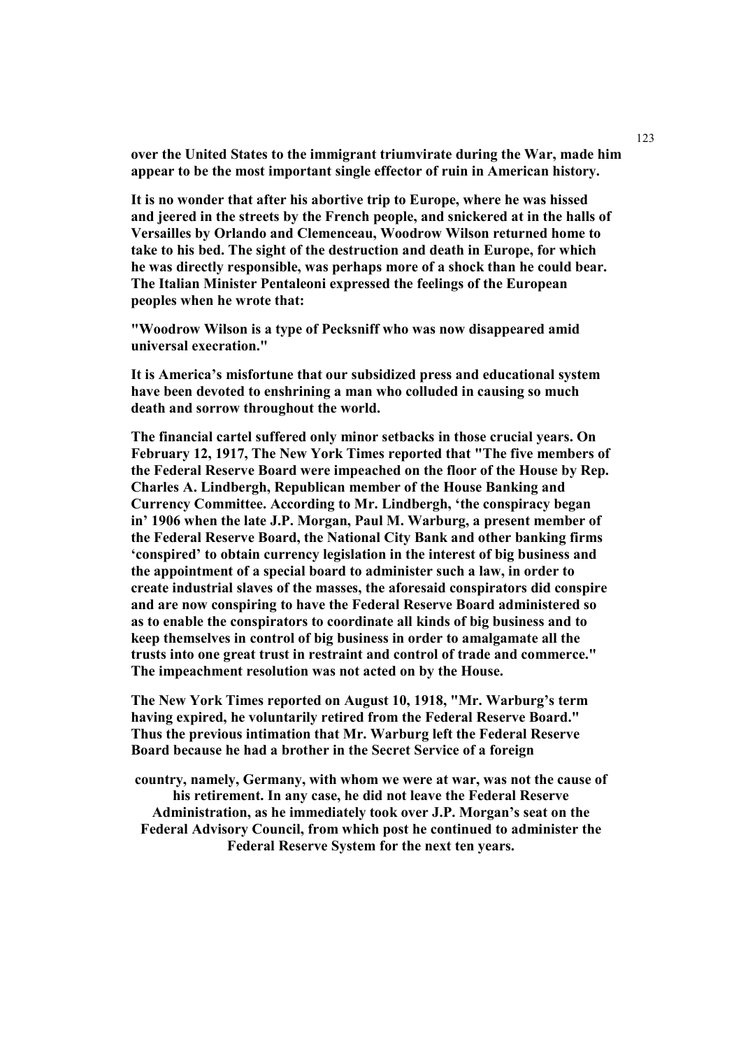**over the United States to the immigrant triumvirate during the War, made him appear to be the most important single effector of ruin in American history.**

**It is no wonder that after his abortive trip to Europe, where he was hissed and jeered in the streets by the French people, and snickered at in the halls of Versailles by Orlando and Clemenceau, Woodrow Wilson returned home to take to his bed. The sight of the destruction and death in Europe, for which he was directly responsible, was perhaps more of a shock than he could bear. The Italian Minister Pentaleoni expressed the feelings of the European peoples when he wrote that:**

**"Woodrow Wilson is a type of Pecksniff who was now disappeared amid universal execration."**

**It is America's misfortune that our subsidized press and educational system have been devoted to enshrining a man who colluded in causing so much death and sorrow throughout the world.**

**The financial cartel suffered only minor setbacks in those crucial years. On February 12, 1917, The New York Times reported that "The five members of the Federal Reserve Board were impeached on the floor of the House by Rep. Charles A. Lindbergh, Republican member of the House Banking and Currency Committee. According to Mr. Lindbergh, 'the conspiracy began in' 1906 when the late J.P. Morgan, Paul M. Warburg, a present member of the Federal Reserve Board, the National City Bank and other banking firms 'conspired' to obtain currency legislation in the interest of big business and the appointment of a special board to administer such a law, in order to create industrial slaves of the masses, the aforesaid conspirators did conspire and are now conspiring to have the Federal Reserve Board administered so as to enable the conspirators to coordinate all kinds of big business and to keep themselves in control of big business in order to amalgamate all the trusts into one great trust in restraint and control of trade and commerce." The impeachment resolution was not acted on by the House.**

**The New York Times reported on August 10, 1918, "Mr. Warburg's term having expired, he voluntarily retired from the Federal Reserve Board." Thus the previous intimation that Mr. Warburg left the Federal Reserve Board because he had a brother in the Secret Service of a foreign country, namely, Germany, with whom we were at war, was not the cause of his retirement. In any case, he did not leave the Federal Reserve Administration, as he immediately took over J.P. Morgan's seat on the Federal Advisory Council, from which post he continued to administer the Federal Reserve System for the next ten years.**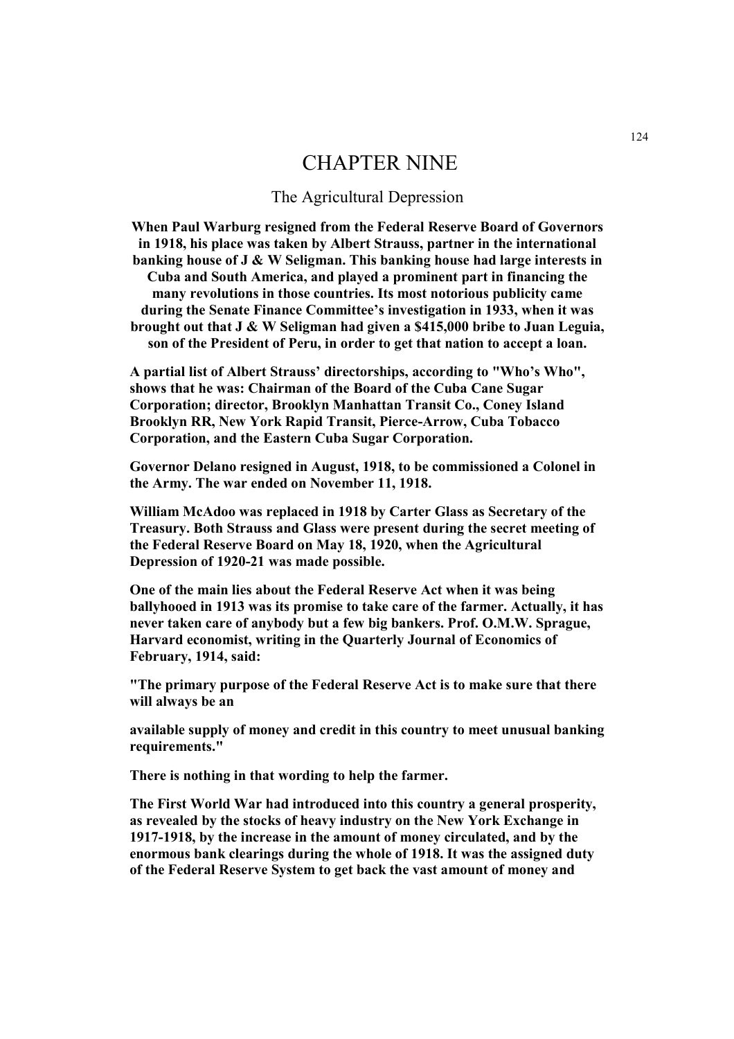# CHAPTER NINE

## The Agricultural Depression

**When Paul Warburg resigned from the Federal Reserve Board of Governors in 1918, his place was taken by Albert Strauss, partner in the international banking house of J & W Seligman. This banking house had large interests in Cuba and South America, and played a prominent part in financing the many revolutions in those countries. Its most notorious publicity came during the Senate Finance Committee's investigation in 1933, when it was brought out that J & W Seligman had given a $415,000 bribe to Juan Leguia, son of the President of Peru, in order to get that nation to accept a loan.**

**A partial list of Albert Strauss' directorships, according to "Who's Who", shows that he was: Chairman of the Board of the Cuba Cane Sugar Corporation; director, Brooklyn Manhattan Transit Co., Coney Island Brooklyn RR, New York Rapid Transit, Pierce-Arrow, Cuba Tobacco Corporation, and the Eastern Cuba Sugar Corporation.**

**Governor Delano resigned in August, 1918, to be commissioned a Colonel in the Army. The war ended on November 11, 1918.**

**William McAdoo was replaced in 1918 by Carter Glass as Secretary of the Treasury. Both Strauss and Glass were present during the secret meeting of the Federal Reserve Board on May 18, 1920, when the Agricultural Depression of 1920-21 was made possible.**

**One of the main lies about the Federal Reserve Act when it was being ballyhooed in 1913 was its promise to take care of the farmer. Actually, it has never taken care of anybody but a few big bankers. Prof. O.M.W. Sprague, Harvard economist, writing in the Quarterly Journal of Economics of February, 1914, said:**

**"The primary purpose of the Federal Reserve Act is to make sure that there will always be an available supply of money and credit in this country to meet unusual banking requirements."**

**There is nothing in that wording to help the farmer.**

**The First World War had introduced into this country a general prosperity, as revealed by the stocks of heavy industry on the New York Exchange in 1917-1918, by the increase in the amount of money circulated, and by the enormous bank clearings during the whole of 1918. It was the assigned duty of the Federal Reserve System to get back the vast amount of money and**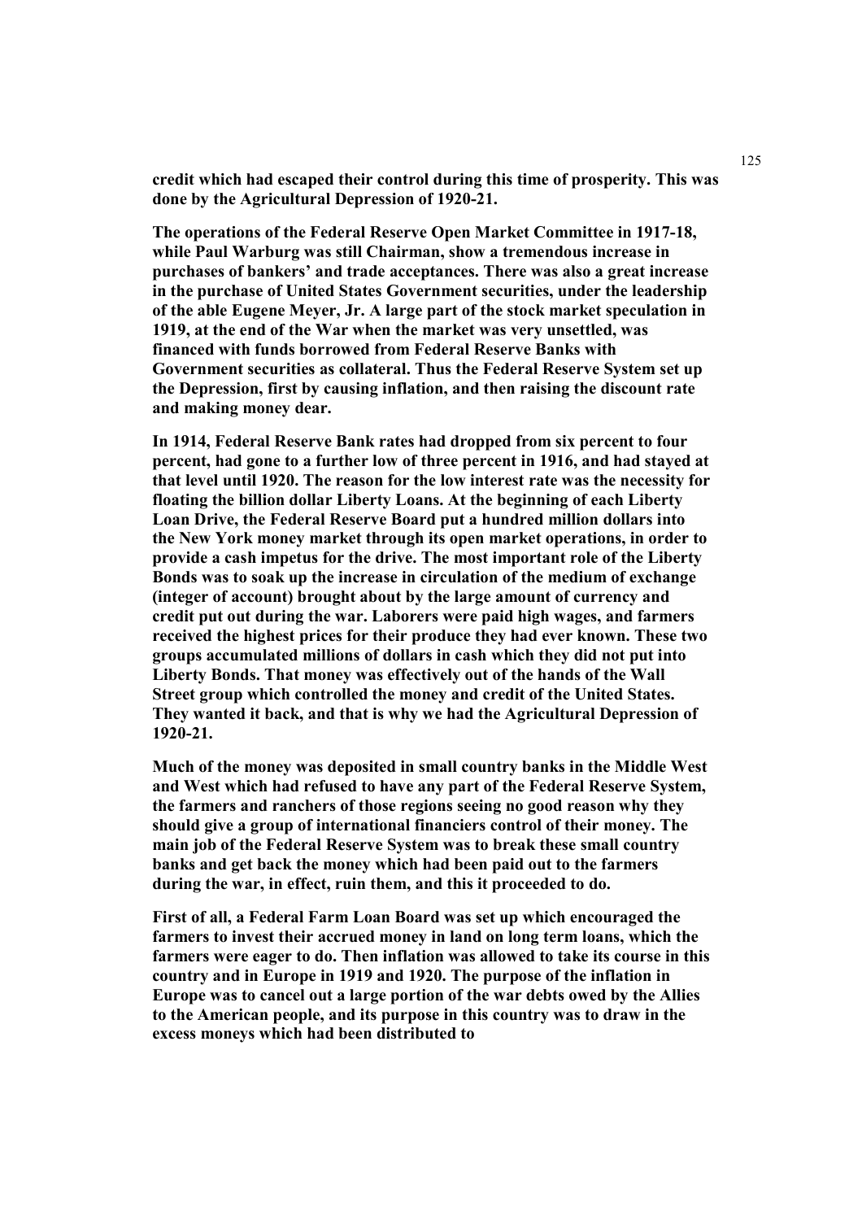**credit which had escaped their control during this time of prosperity. This was done by the Agricultural Depression of 1920-21.**

**The operations of the Federal Reserve Open Market Committee in 1917-18, while Paul Warburg was still Chairman, show a tremendous increase in purchases of bankers' and trade acceptances. There was also a great increase in the purchase of United States Government securities, under the leadership of the able Eugene Meyer, Jr. A large part of the stock market speculation in 1919, at the end of the War when the market was very unsettled, was financed with funds borrowed from Federal Reserve Banks with Government securities as collateral. Thus the Federal Reserve System set up the Depression, first by causing inflation, and then raising the discount rate and making money dear.**

**In 1914, Federal Reserve Bank rates had dropped from six percent to four percent, had gone to a further low of three percent in 1916, and had stayed at that level until 1920. The reason for the low interest rate was the necessity for floating the billion dollar Liberty Loans. At the beginning of each Liberty Loan Drive, the Federal Reserve Board put a hundred million dollars into the New York money market through its open market operations, in order to provide a cash impetus for the drive. The most important role of the Liberty Bonds was to soak up the increase in circulation of the medium of exchange (integer of account) brought about by the large amount of currency and credit put out during the war. Laborers were paid high wages, and farmers received the highest prices for their produce they had ever known. These two groups accumulated millions of dollars in cash which they did not put into Liberty Bonds. That money was effectively out of the hands of the Wall Street group which controlled the money and credit of the United States. They wanted it back, and that is why we had the Agricultural Depression of 1920-21.**

**Much of the money was deposited in small country banks in the Middle West and West which had refused to have any part of the Federal Reserve System, the farmers and ranchers of those regions seeing no good reason why they should give a group of international financiers control of their money. The main job of the Federal Reserve System was to break these small country banks and get back the money which had been paid out to the farmers during the war, in effect, ruin them, and this it proceeded to do.**

**First of all, a Federal Farm Loan Board was set up which encouraged the farmers to invest their accrued money in land on long term loans, which the farmers were eager to do. Then inflation was allowed to take its course in this country and in Europe in 1919 and 1920. The purpose of the inflation in Europe was to cancel out a large portion of the war debts owed by the Allies to the American people, and its purpose in this country was to draw in the excess moneys which had been distributed to**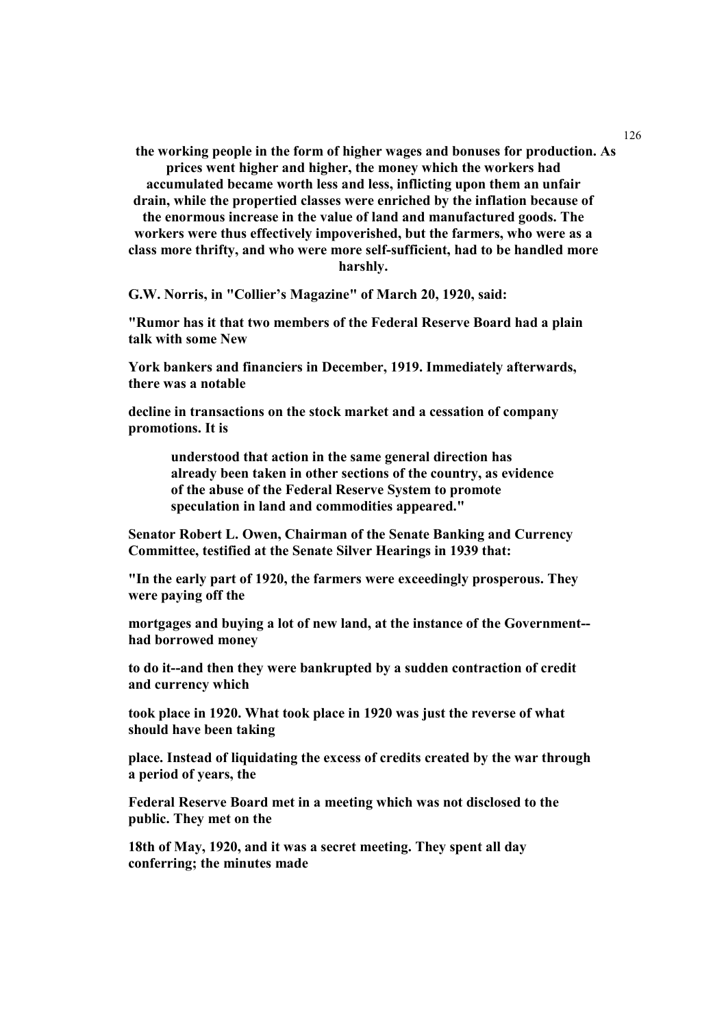**the working people in the form of higher wages and bonuses for production. As prices went higher and higher, the money which the workers had accumulated became worth less and less, inflicting upon them an unfair drain, while the propertied classes were enriched by the inflation because of the enormous increase in the value of land and manufactured goods. The workers were thus effectively impoverished, but the farmers, who were as a class more thrifty, and who were more self-sufficient, had to be handled more harshly.**

**G.W. Norris, in "Collier's Magazine" of March 20, 1920, said:**

**"Rumor has it that two members of the Federal Reserve Board had a plain talk with some New York bankers and financiers in December, 1919. Immediately afterwards, there was a notable decline in transactions on the stock market and a cessation of company promotions. It is understood that action in the same general direction has already been taken in other sections of the country, as evidence of the abuse of the Federal Reserve System to promote speculation in land and commodities appeared."**

**Senator Robert L. Owen, Chairman of the Senate Banking and Currency Committee, testified at the Senate Silver Hearings in 1939 that:**

**"In the early part of 1920, the farmers were exceedingly prosperous. They were paying off the mortgages and buying a lot of new land, at the instance of the Government--had borrowed money to do it--and then they were bankrupted by a sudden contraction of credit and currency which took place in 1920. What took place in 1920 was just the reverse of what should have been taking place. Instead of liquidating the excess of credits created by the war through a period of years, the Federal Reserve Board met in a meeting which was not disclosed to the public. They met on the 18th of May, 1920, and it was a secret meeting. They spent all day conferring; the minutes made**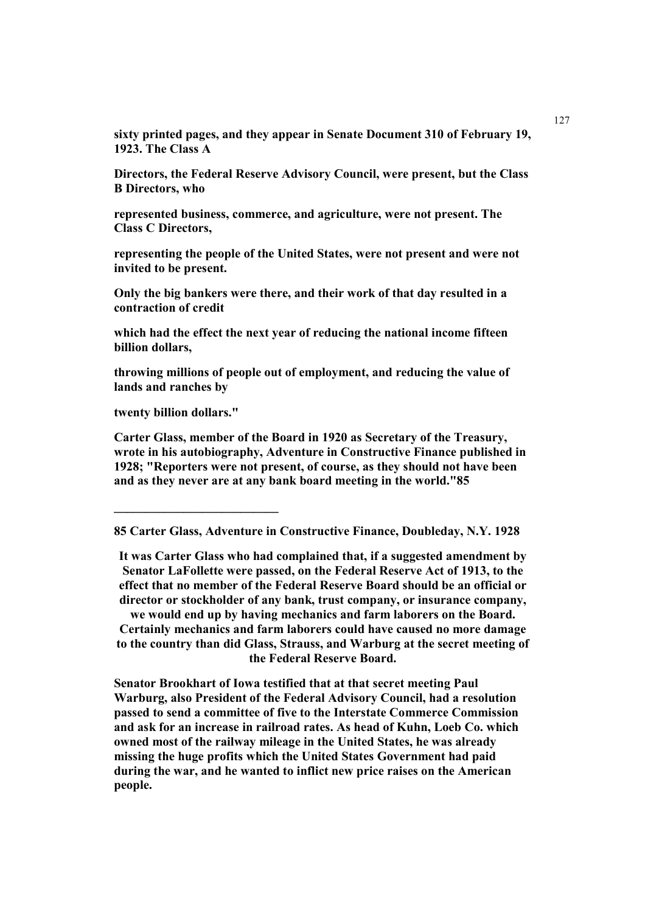**sixty printed pages, and they appear in Senate Document 310 of February 19, 1923. The Class A Directors, the Federal Reserve Advisory Council, were present, but the Class B Directors, who represented business, commerce, and agriculture, were not present. The Class C Directors, representing the people of the United States, were not present and were not invited to be present.**

**Only the big bankers were there, and their work of that day resulted in a contraction of credit which had the effect the next year of reducing the national income fifteen billion dollars, throwing millions of people out of employment, and reducing the value of lands and ranches by twenty billion dollars."**

**Carter Glass, member of the Board in 1920 as Secretary of the Treasury, wrote in his autobiography, Adventure in Constructive Finance published in 1928; "Reporters were not present, of course, as they should not have been and as they never are at any bank board meeting in the world."85**

---

**85 Carter Glass, Adventure in Constructive Finance, Doubleday, N.Y. 1928**

**It was Carter Glass who had complained that, if a suggested amendment by Senator LaFollette were passed, on the Federal Reserve Act of 1913, to the effect that no member of the Federal Reserve Board should be an official or director or stockholder of any bank, trust company, or insurance company, we would end up by having mechanics and farm laborers on the Board. Certainly mechanics and farm laborers could have caused no more damage to the country than did Glass, Strauss, and Warburg at the secret meeting of the Federal Reserve Board.**

**Senator Brookhart of Iowa testified that at that secret meeting Paul Warburg, also President of the Federal Advisory Council, had a resolution passed to send a committee of five to the Interstate Commerce Commission and ask for an increase in railroad rates. As head of Kuhn, Loeb Co. which owned most of the railway mileage in the United States, he was already missing the huge profits which the United States Government had paid during the war, and he wanted to inflict new price raises on the American people.**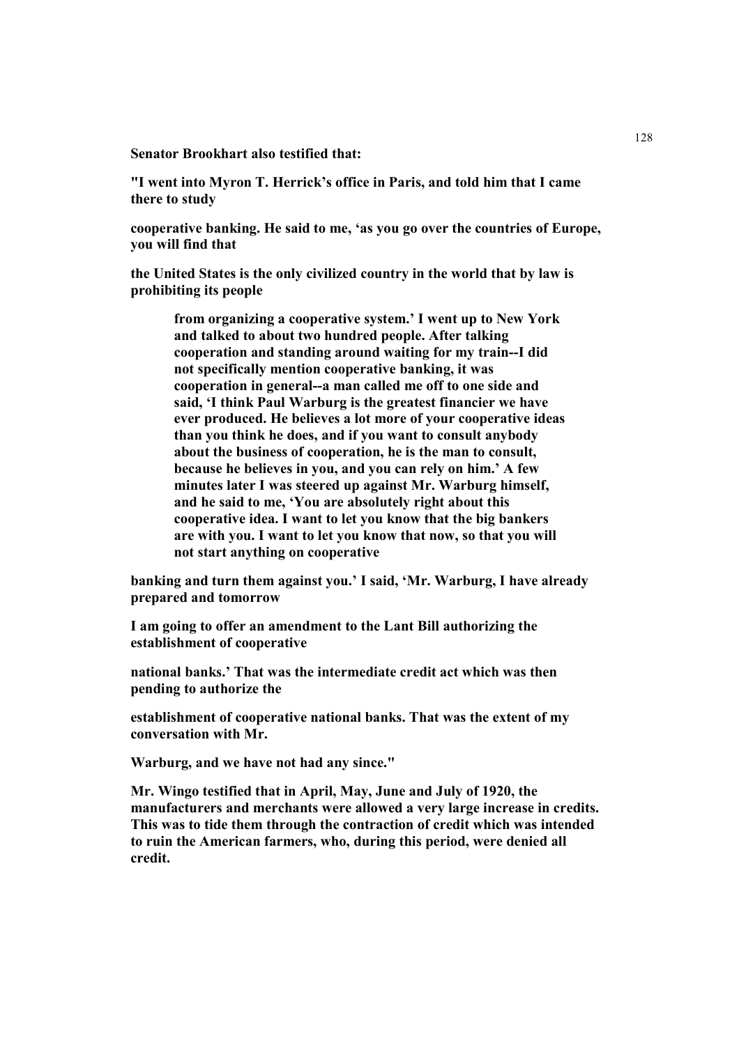**Senator Brookhart also testified that:**

**"I went into Myron T. Herrick's office in Paris, and told him that I came there to study cooperative banking. He said to me, 'as you go over the countries of Europe, you will find that the United States is the only civilized country in the world that by law is prohibiting its people from organizing a cooperative system.' I went up to New York and talked to about two hundred people. After talking cooperation and standing around waiting for my train--I did not specifically mention cooperative banking, it was cooperation in general--a man called me off to one side and said, 'I think Paul Warburg is the greatest financier we have ever produced. He believes a lot more of your cooperative ideas than you think he does, and if you want to consult anybody about the business of cooperation, he is the man to consult, because he believes in you, and you can rely on him.' A few minutes later I was steered up against Mr. Warburg himself, and he said to me, 'You are absolutely right about this cooperative idea. I want to let you know that the big bankers are with you. I want to let you know that now, so that you will not start anything on cooperative banking and turn them against you.' I said, 'Mr. Warburg, I have already prepared and tomorrow I am going to offer an amendment to the Lant Bill authorizing the establishment of cooperative national banks.' That was the intermediate credit act which was then pending to authorize the establishment of cooperative national banks. That was the extent of my conversation with Mr. Warburg, and we have not had any since."**

**Mr. Wingo testified that in April, May, June and July of 1920, the manufacturers and merchants were allowed a very large increase in credits. This was to tide them through the contraction of credit which was intended to ruin the American farmers, who, during this period, were denied all credit.**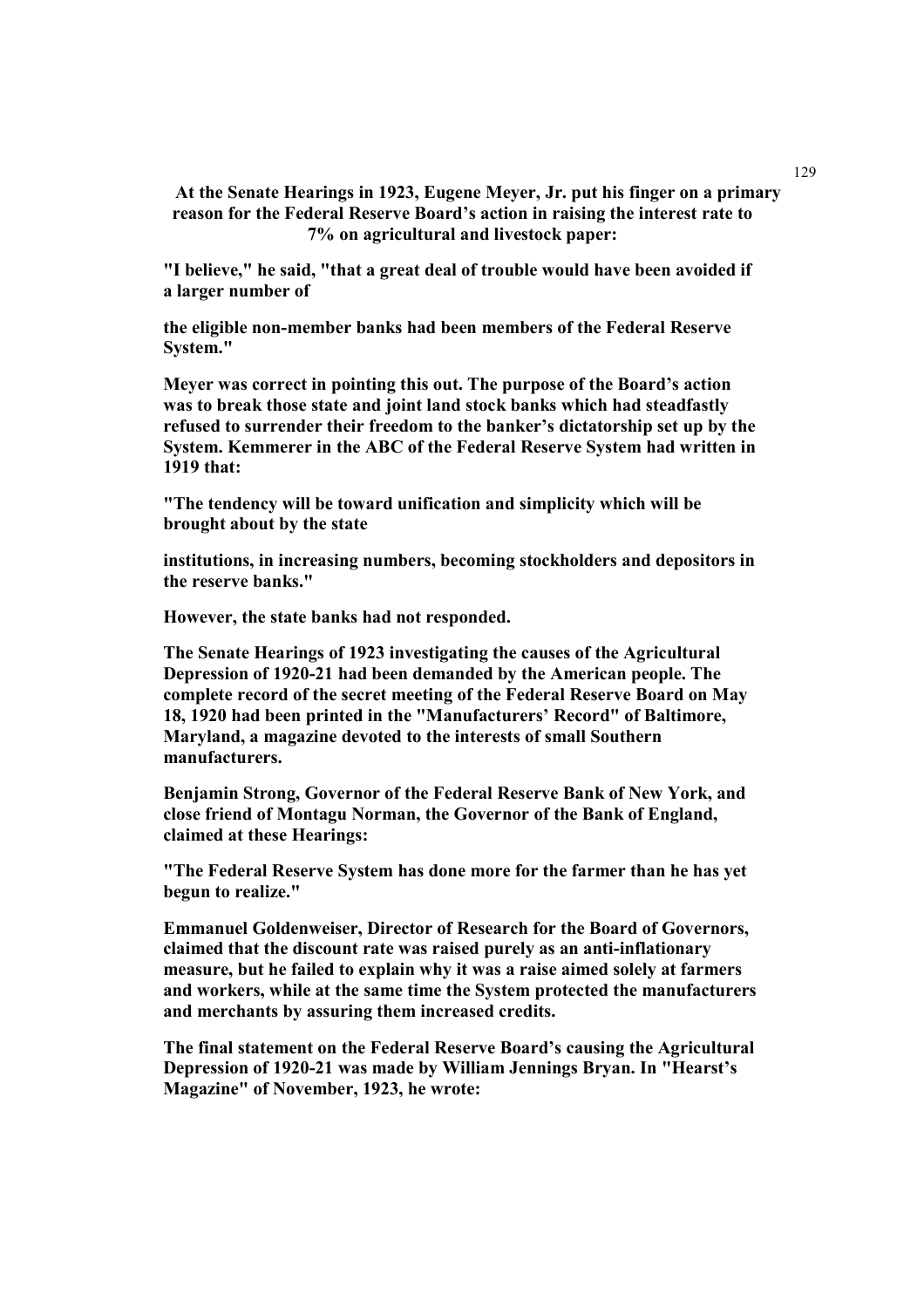**At the Senate Hearings in 1923, Eugene Meyer, Jr. put his finger on a primary reason for the Federal Reserve Board's action in raising the interest rate to 7% on agricultural and livestock paper:**

**"I believe," he said, "that a great deal of trouble would have been avoided if a larger number of**

**the eligible non-member banks had been members of the Federal Reserve System."**

**Meyer was correct in pointing this out. The purpose of the Board's action was to break those state and joint land stock banks which had steadfastly refused to surrender their freedom to the banker's dictatorship set up by the System. Kemmerer in the ABC of the Federal Reserve System had written in 1919 that:**

**"The tendency will be toward unification and simplicity which will be brought about by the state**

**institutions, in increasing numbers, becoming stockholders and depositors in the reserve banks."**

**However, the state banks had not responded.**

**The Senate Hearings of 1923 investigating the causes of the Agricultural Depression of 1920-21 had been demanded by the American people. The complete record of the secret meeting of the Federal Reserve Board on May 18, 1920 had been printed in the "Manufacturers' Record" of Baltimore, Maryland, a magazine devoted to the interests of small Southern manufacturers.**

**Benjamin Strong, Governor of the Federal Reserve Bank of New York, and close friend of Montagu Norman, the Governor of the Bank of England, claimed at these Hearings:**

**"The Federal Reserve System has done more for the farmer than he has yet begun to realize."**

**Emmanuel Goldenweiser, Director of Research for the Board of Governors, claimed that the discount rate was raised purely as an anti-inflationary measure, but he failed to explain why it was a raise aimed solely at farmers and workers, while at the same time the System protected the manufacturers and merchants by assuring them increased credits.**

**The final statement on the Federal Reserve Board's causing the Agricultural Depression of 1920-21 was made by William Jennings Bryan. In "Hearst's Magazine" of November, 1923, he wrote:**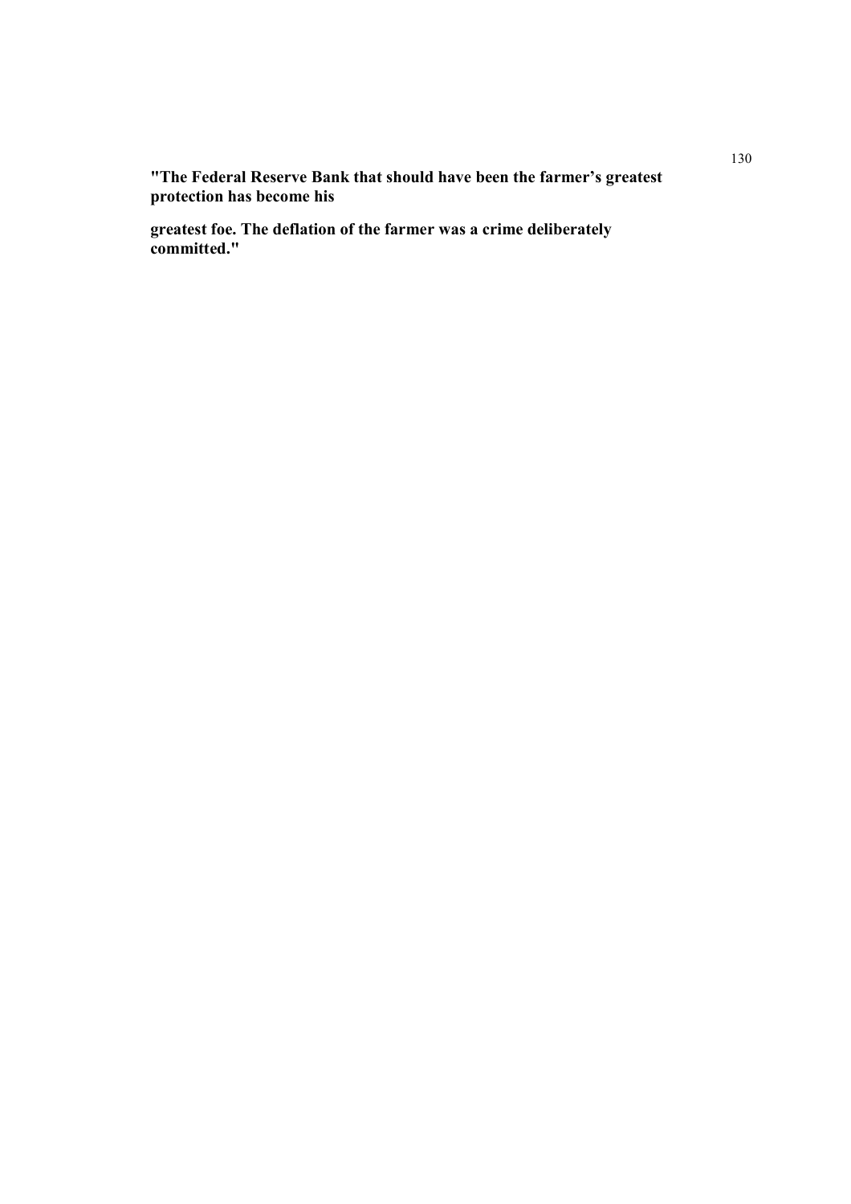**"The Federal Reserve Bank that should have been the farmer's greatest protection has become his greatest foe. The deflation of the farmer was a crime deliberately committed."**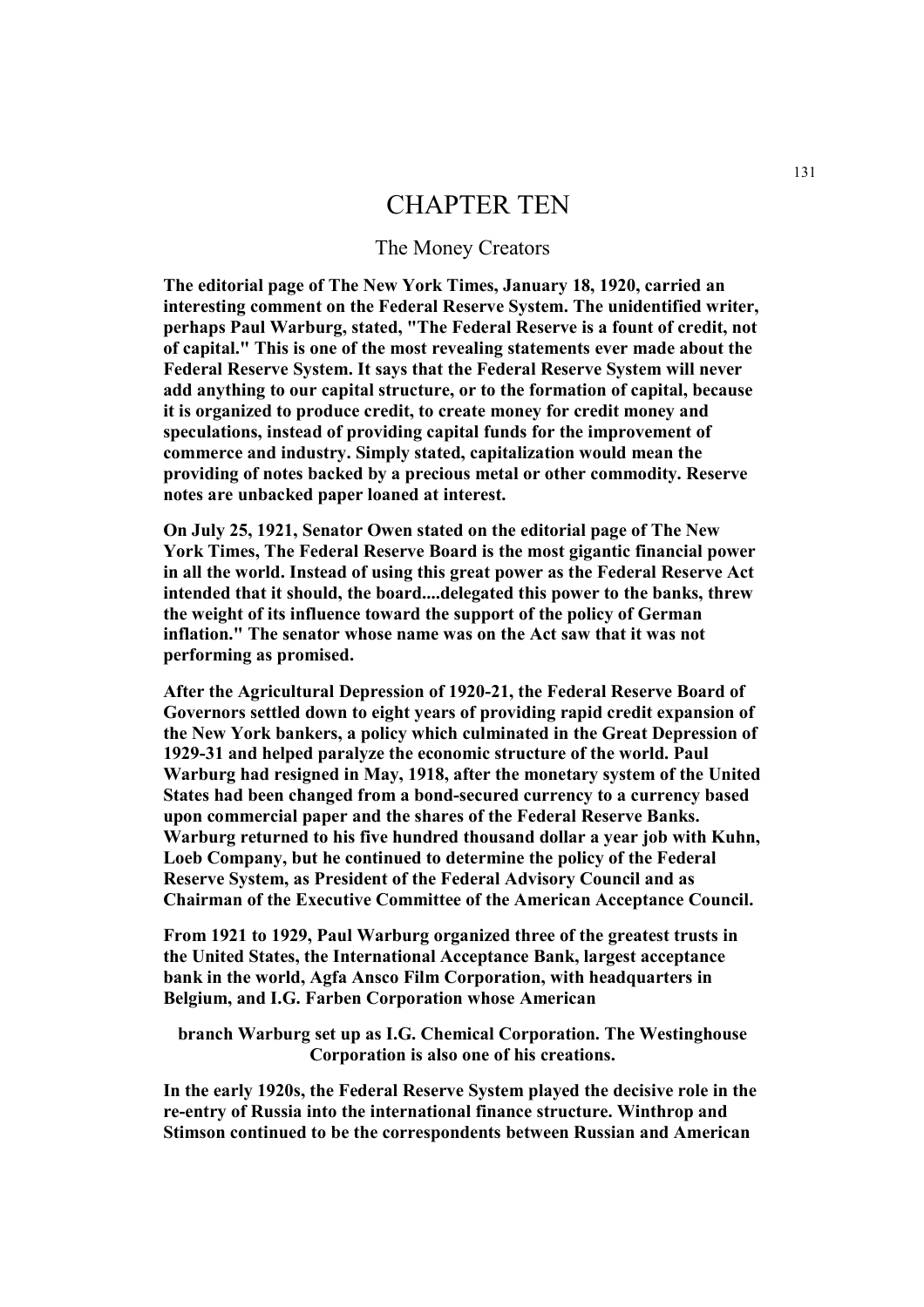# CHAPTER TEN

## The Money Creators

**The editorial page of The New York Times, January 18, 1920, carried an interesting comment on the Federal Reserve System. The unidentified writer, perhaps Paul Warburg, stated, "The Federal Reserve is a fount of credit, not of capital." This is one of the most revealing statements ever made about the Federal Reserve System. It says that the Federal Reserve System will never add anything to our capital structure, or to the formation of capital, because it is organized to produce credit, to create money for credit money and speculations, instead of providing capital funds for the improvement of commerce and industry. Simply stated, capitalization would mean the providing of notes backed by a precious metal or other commodity. Reserve notes are unbacked paper loaned at interest.**

**On July 25, 1921, Senator Owen stated on the editorial page of The New York Times, The Federal Reserve Board is the most gigantic financial power in all the world. Instead of using this great power as the Federal Reserve Act intended that it should, the board....delegated this power to the banks, threw the weight of its influence toward the support of the policy of German inflation." The senator whose name was on the Act saw that it was not performing as promised.**

**After the Agricultural Depression of 1920-21, the Federal Reserve Board of Governors settled down to eight years of providing rapid credit expansion of the New York bankers, a policy which culminated in the Great Depression of 1929-31 and helped paralyze the economic structure of the world. Paul Warburg had resigned in May, 1918, after the monetary system of the United States had been changed from a bond-secured currency to a currency based upon commercial paper and the shares of the Federal Reserve Banks. Warburg returned to his five hundred thousand dollar a year job with Kuhn, Loeb Company, but he continued to determine the policy of the Federal Reserve System, as President of the Federal Advisory Council and as Chairman of the Executive Committee of the American Acceptance Council.**

**From 1921 to 1929, Paul Warburg organized three of the greatest trusts in the United States, the International Acceptance Bank, largest acceptance bank in the world, Agfa Ansco Film Corporation, with headquarters in Belgium, and I.G. Farben Corporation whose American branch Warburg set up as I.G. Chemical Corporation. The Westinghouse Corporation is also one of his creations.**

**In the early 1920s, the Federal Reserve System played the decisive role in the re-entry of Russia into the international finance structure. Winthrop and Stimson continued to be the correspondents between Russian and American**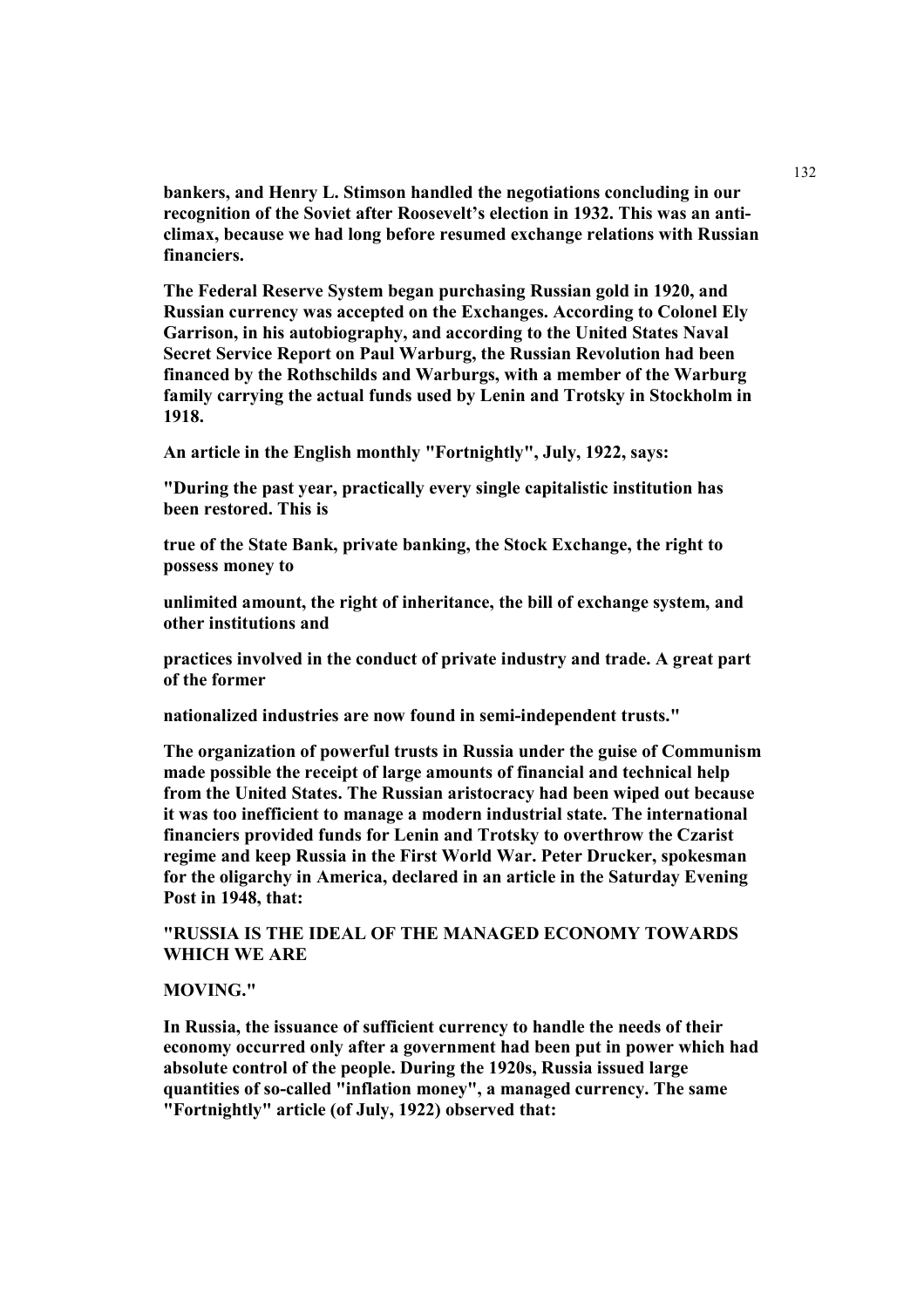**bankers, and Henry L. Stimson handled the negotiations concluding in our recognition of the Soviet after Roosevelt's election in 1932. This was an anti-climax, because we had long before resumed exchange relations with Russian financiers.**

**The Federal Reserve System began purchasing Russian gold in 1920, and Russian currency was accepted on the Exchanges. According to Colonel Ely Garrison, in his autobiography, and according to the United States Naval Secret Service Report on Paul Warburg, the Russian Revolution had been financed by the Rothschilds and Warburgs, with a member of the Warburg family carrying the actual funds used by Lenin and Trotsky in Stockholm in 1918.**

**An article in the English monthly "Fortnightly", July, 1922, says:**

**"During the past year, practically every single capitalistic institution has been restored. This is**

**true of the State Bank, private banking, the Stock Exchange, the right to possess money to**

**unlimited amount, the right of inheritance, the bill of exchange system, and other institutions and**

**practices involved in the conduct of private industry and trade. A great part of the former**

**nationalized industries are now found in semi-independent trusts."**

**The organization of powerful trusts in Russia under the guise of Communism made possible the receipt of large amounts of financial and technical help from the United States. The Russian aristocracy had been wiped out because it was too inefficient to manage a modern industrial state. The international financiers provided funds for Lenin and Trotsky to overthrow the Czarist regime and keep Russia in the First World War. Peter Drucker, spokesman for the oligarchy in America, declared in an article in the Saturday Evening Post in 1948, that:**

**"RUSSIA IS THE IDEAL OF THE MANAGED ECONOMY TOWARDS WHICH WE ARE**

**MOVING."**

**In Russia, the issuance of sufficient currency to handle the needs of their economy occurred only after a government had been put in power which had absolute control of the people. During the 1920s, Russia issued large quantities of so-called "inflation money", a managed currency. The same "Fortnightly" article (of July, 1922) observed that:**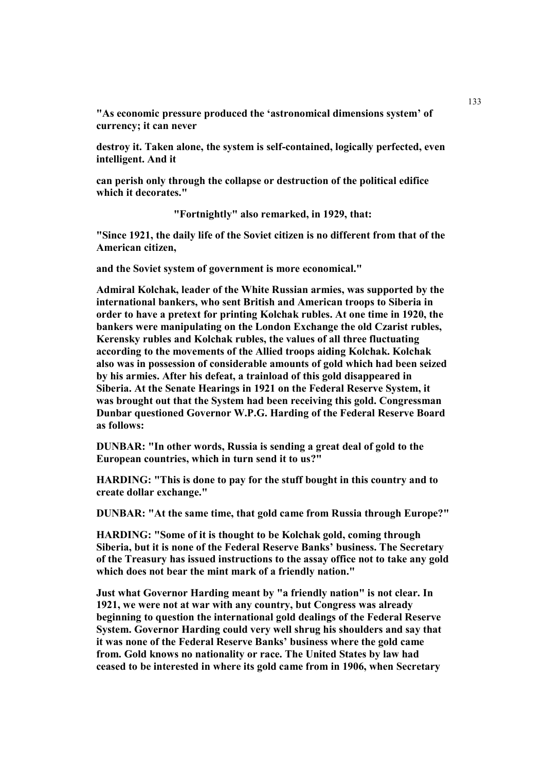**"As economic pressure produced the 'astronomical dimensions system' of currency; it can never**

**destroy it. Taken alone, the system is self-contained, logically perfected, even intelligent. And it**

**can perish only through the collapse or destruction of the political edifice which it decorates."**

**"Fortnightly" also remarked, in 1929, that:**

**"Since 1921, the daily life of the Soviet citizen is no different from that of the American citizen,**

**and the Soviet system of government is more economical."**

**Admiral Kolchak, leader of the White Russian armies, was supported by the international bankers, who sent British and American troops to Siberia in order to have a pretext for printing Kolchak rubles. At one time in 1920, the bankers were manipulating on the London Exchange the old Czarist rubles, Kerensky rubles and Kolchak rubles, the values of all three fluctuating according to the movements of the Allied troops aiding Kolchak. Kolchak also was in possession of considerable amounts of gold which had been seized by his armies. After his defeat, a trainload of this gold disappeared in Siberia. At the Senate Hearings in 1921 on the Federal Reserve System, it was brought out that the System had been receiving this gold. Congressman Dunbar questioned Governor W.P.G. Harding of the Federal Reserve Board as follows:**

**DUNBAR: "In other words, Russia is sending a great deal of gold to the European countries, which in turn send it to us?"**

**HARDING: "This is done to pay for the stuff bought in this country and to create dollar exchange."**

**DUNBAR: "At the same time, that gold came from Russia through Europe?"**

**HARDING: "Some of it is thought to be Kolchak gold, coming through Siberia, but it is none of the Federal Reserve Banks' business. The Secretary of the Treasury has issued instructions to the assay office not to take any gold which does not bear the mint mark of a friendly nation."**

**Just what Governor Harding meant by "a friendly nation" is not clear. In 1921, we were not at war with any country, but Congress was already beginning to question the international gold dealings of the Federal Reserve System. Governor Harding could very well shrug his shoulders and say that it was none of the Federal Reserve Banks' business where the gold came from. Gold knows no nationality or race. The United States by law had ceased to be interested in where its gold came from in 1906, when Secretary**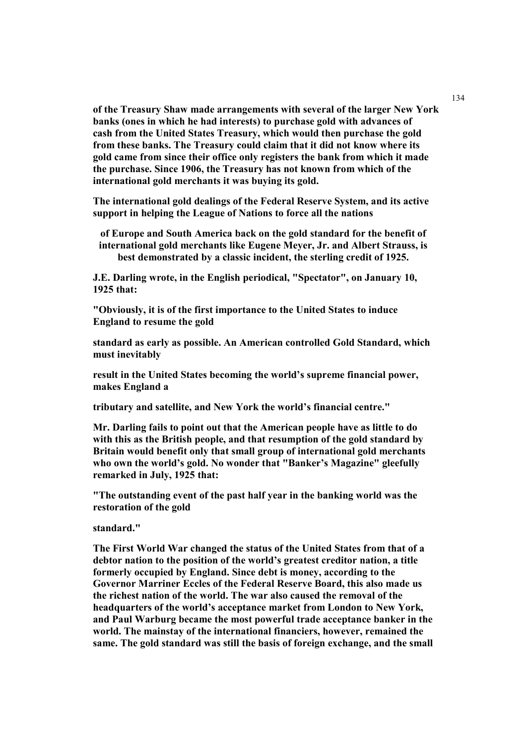**of the Treasury Shaw made arrangements with several of the larger New York banks (ones in which he had interests) to purchase gold with advances of cash from the United States Treasury, which would then purchase the gold from these banks. The Treasury could claim that it did not know where its gold came from since their office only registers the bank from which it made the purchase. Since 1906, the Treasury has not known from which of the international gold merchants it was buying its gold.**

**The international gold dealings of the Federal Reserve System, and its active support in helping the League of Nations to force all the nations of Europe and South America back on the gold standard for the benefit of international gold merchants like Eugene Meyer, Jr. and Albert Strauss, is best demonstrated by a classic incident, the sterling credit of 1925.**

**J.E. Darling wrote, in the English periodical, "Spectator", on January 10, 1925 that:**

**"Obviously, it is of the first importance to the United States to induce England to resume the gold standard as early as possible. An American controlled Gold Standard, which must inevitably result in the United States becoming the world's supreme financial power, makes England a tributary and satellite, and New York the world's financial centre."**

**Mr. Darling fails to point out that the American people have as little to do with this as the British people, and that resumption of the gold standard by Britain would benefit only that small group of international gold merchants who own the world's gold. No wonder that "Banker's Magazine" gleefully remarked in July, 1925 that:**

**"The outstanding event of the past half year in the banking world was the restoration of the gold standard."**

**The First World War changed the status of the United States from that of a debtor nation to the position of the world's greatest creditor nation, a title formerly occupied by England. Since debt is money, according to the Governor Marriner Eccles of the Federal Reserve Board, this also made us the richest nation of the world. The war also caused the removal of the headquarters of the world's acceptance market from London to New York, and Paul Warburg became the most powerful trade acceptance banker in the world. The mainstay of the international financiers, however, remained the same. The gold standard was still the basis of foreign exchange, and the small**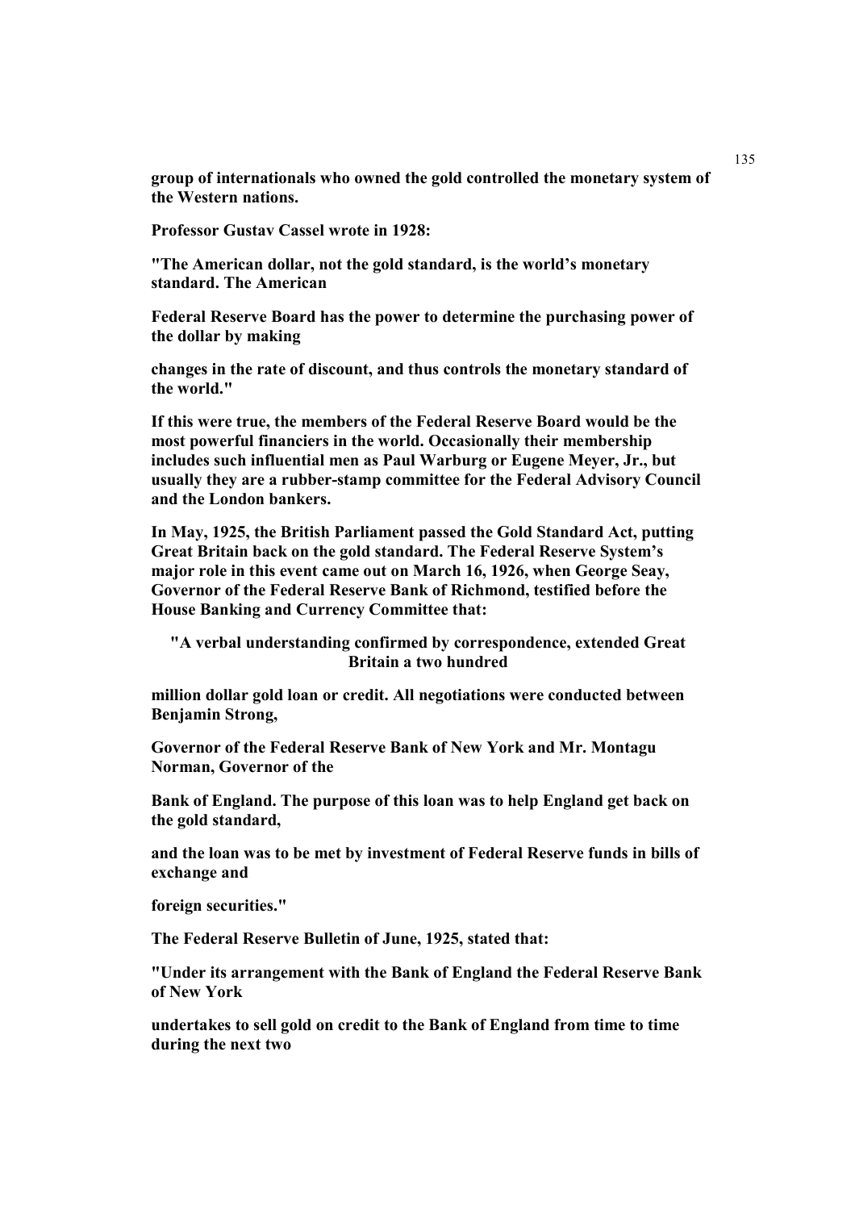**group of internationals who owned the gold controlled the monetary system of the Western nations.**

**Professor Gustav Cassel wrote in 1928:**

**"The American dollar, not the gold standard, is the world's monetary standard. The American Federal Reserve Board has the power to determine the purchasing power of the dollar by making changes in the rate of discount, and thus controls the monetary standard of the world."**

**If this were true, the members of the Federal Reserve Board would be the most powerful financiers in the world. Occasionally their membership includes such influential men as Paul Warburg or Eugene Meyer, Jr., but usually they are a rubber-stamp committee for the Federal Advisory Council and the London bankers.**

**In May, 1925, the British Parliament passed the Gold Standard Act, putting Great Britain back on the gold standard. The Federal Reserve System's major role in this event came out on March 16, 1926, when George Seay, Governor of the Federal Reserve Bank of Richmond, testified before the House Banking and Currency Committee that:**

**"A verbal understanding confirmed by correspondence, extended Great Britain a two hundred million dollar gold loan or credit. All negotiations were conducted between Benjamin Strong, Governor of the Federal Reserve Bank of New York and Mr. Montagu Norman, Governor of the Bank of England. The purpose of this loan was to help England get back on the gold standard, and the loan was to be met by investment of Federal Reserve funds in bills of exchange and foreign securities."**

**The Federal Reserve Bulletin of June, 1925, stated that:**

**"Under its arrangement with the Bank of England the Federal Reserve Bank of New York undertakes to sell gold on credit to the Bank of England from time to time during the next two**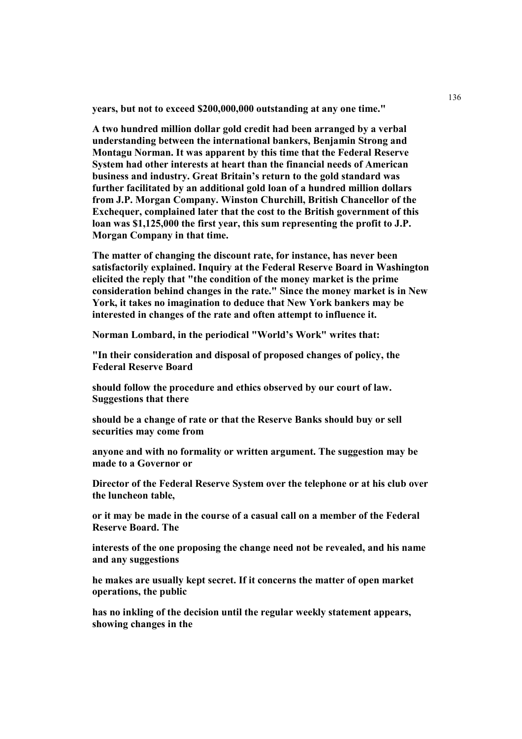**years, but not to exceed $200,000,000 outstanding at any one time."**

**A two hundred million dollar gold credit had been arranged by a verbal understanding between the international bankers, Benjamin Strong and Montagu Norman. It was apparent by this time that the Federal Reserve System had other interests at heart than the financial needs of American business and industry. Great Britain's return to the gold standard was further facilitated by an additional gold loan of a hundred million dollars from J.P. Morgan Company. Winston Churchill, British Chancellor of the Exchequer, complained later that the cost to the British government of this loan was $1,125,000 the first year, this sum representing the profit to J.P. Morgan Company in that time.**

**The matter of changing the discount rate, for instance, has never been satisfactorily explained. Inquiry at the Federal Reserve Board in Washington elicited the reply that "the condition of the money market is the prime consideration behind changes in the rate." Since the money market is in New York, it takes no imagination to deduce that New York bankers may be interested in changes of the rate and often attempt to influence it.**

**Norman Lombard, in the periodical "World's Work" writes that:**

**"In their consideration and disposal of proposed changes of policy, the Federal Reserve Board should follow the procedure and ethics observed by our court of law. Suggestions that there should be a change of rate or that the Reserve Banks should buy or sell securities may come from anyone and with no formality or written argument. The suggestion may be made to a Governor or Director of the Federal Reserve System over the telephone or at his club over the luncheon table, or it may be made in the course of a casual call on a member of the Federal Reserve Board. The interests of the one proposing the change need not be revealed, and his name and any suggestions he makes are usually kept secret. If it concerns the matter of open market operations, the public has no inkling of the decision until the regular weekly statement appears, showing changes in the**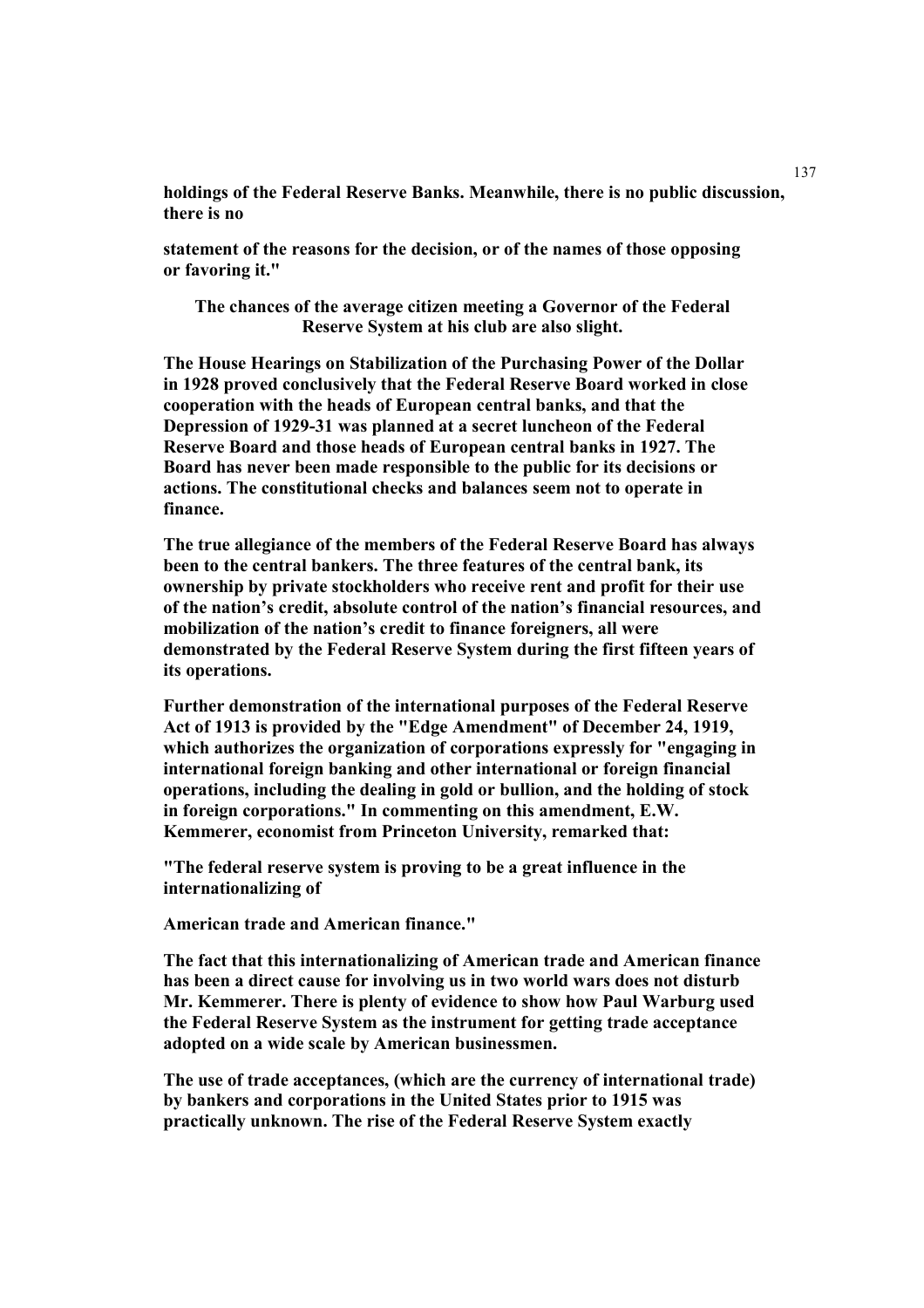**holdings of the Federal Reserve Banks. Meanwhile, there is no public discussion, there is no**

**statement of the reasons for the decision, or of the names of those opposing or favoring it."**

**The chances of the average citizen meeting a Governor of the Federal Reserve System at his club are also slight.**

**The House Hearings on Stabilization of the Purchasing Power of the Dollar in 1928 proved conclusively that the Federal Reserve Board worked in close cooperation with the heads of European central banks, and that the Depression of 1929-31 was planned at a secret luncheon of the Federal Reserve Board and those heads of European central banks in 1927. The Board has never been made responsible to the public for its decisions or actions. The constitutional checks and balances seem not to operate in finance.**

**The true allegiance of the members of the Federal Reserve Board has always been to the central bankers. The three features of the central bank, its ownership by private stockholders who receive rent and profit for their use of the nation's credit, absolute control of the nation's financial resources, and mobilization of the nation's credit to finance foreigners, all were demonstrated by the Federal Reserve System during the first fifteen years of its operations.**

**Further demonstration of the international purposes of the Federal Reserve Act of 1913 is provided by the "Edge Amendment" of December 24, 1919, which authorizes the organization of corporations expressly for "engaging in international foreign banking and other international or foreign financial operations, including the dealing in gold or bullion, and the holding of stock in foreign corporations." In commenting on this amendment, E.W. Kemmerer, economist from Princeton University, remarked that:**

**"The federal reserve system is proving to be a great influence in the internationalizing of**

**American trade and American finance."**

**The fact that this internationalizing of American trade and American finance has been a direct cause for involving us in two world wars does not disturb Mr. Kemmerer. There is plenty of evidence to show how Paul Warburg used the Federal Reserve System as the instrument for getting trade acceptance adopted on a wide scale by American businessmen.**

**The use of trade acceptances, (which are the currency of international trade) by bankers and corporations in the United States prior to 1915 was practically unknown. The rise of the Federal Reserve System exactly**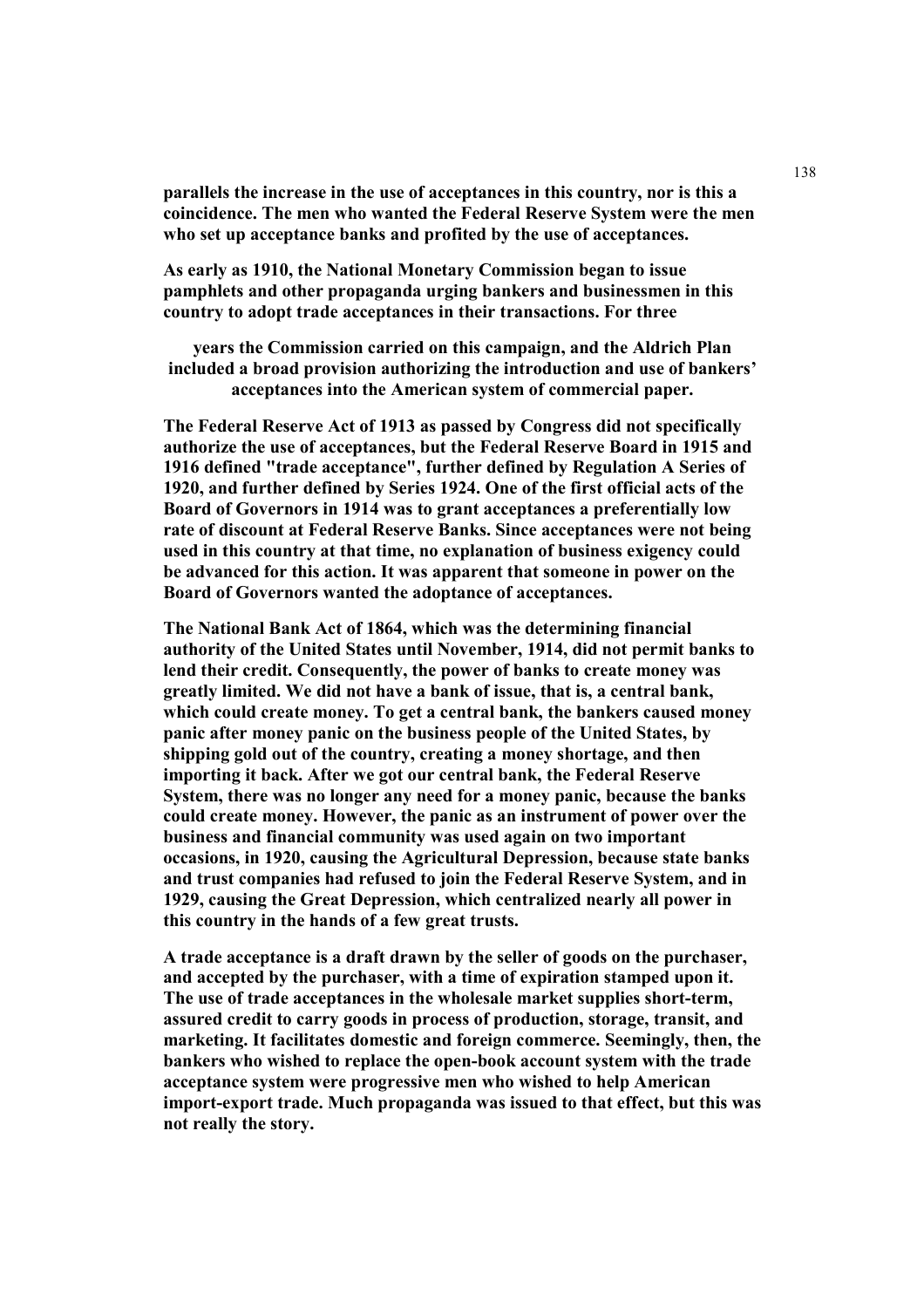**parallels the increase in the use of acceptances in this country, nor is this a coincidence. The men who wanted the Federal Reserve System were the men who set up acceptance banks and profited by the use of acceptances.**

**As early as 1910, the National Monetary Commission began to issue pamphlets and other propaganda urging bankers and businessmen in this country to adopt trade acceptances in their transactions. For three years the Commission carried on this campaign, and the Aldrich Plan included a broad provision authorizing the introduction and use of bankers' acceptances into the American system of commercial paper.**

**The Federal Reserve Act of 1913 as passed by Congress did not specifically authorize the use of acceptances, but the Federal Reserve Board in 1915 and 1916 defined "trade acceptance", further defined by Regulation A Series of 1920, and further defined by Series 1924. One of the first official acts of the Board of Governors in 1914 was to grant acceptances a preferentially low rate of discount at Federal Reserve Banks. Since acceptances were not being used in this country at that time, no explanation of business exigency could be advanced for this action. It was apparent that someone in power on the Board of Governors wanted the adoptance of acceptances.**

**The National Bank Act of 1864, which was the determining financial authority of the United States until November, 1914, did not permit banks to lend their credit. Consequently, the power of banks to create money was greatly limited. We did not have a bank of issue, that is, a central bank, which could create money. To get a central bank, the bankers caused money panic after money panic on the business people of the United States, by shipping gold out of the country, creating a money shortage, and then importing it back. After we got our central bank, the Federal Reserve System, there was no longer any need for a money panic, because the banks could create money. However, the panic as an instrument of power over the business and financial community was used again on two important occasions, in 1920, causing the Agricultural Depression, because state banks and trust companies had refused to join the Federal Reserve System, and in 1929, causing the Great Depression, which centralized nearly all power in this country in the hands of a few great trusts.**

**A trade acceptance is a draft drawn by the seller of goods on the purchaser, and accepted by the purchaser, with a time of expiration stamped upon it. The use of trade acceptances in the wholesale market supplies short-term, assured credit to carry goods in process of production, storage, transit, and marketing. It facilitates domestic and foreign commerce. Seemingly, then, the bankers who wished to replace the open-book account system with the trade acceptance system were progressive men who wished to help American import-export trade. Much propaganda was issued to that effect, but this was not really the story.**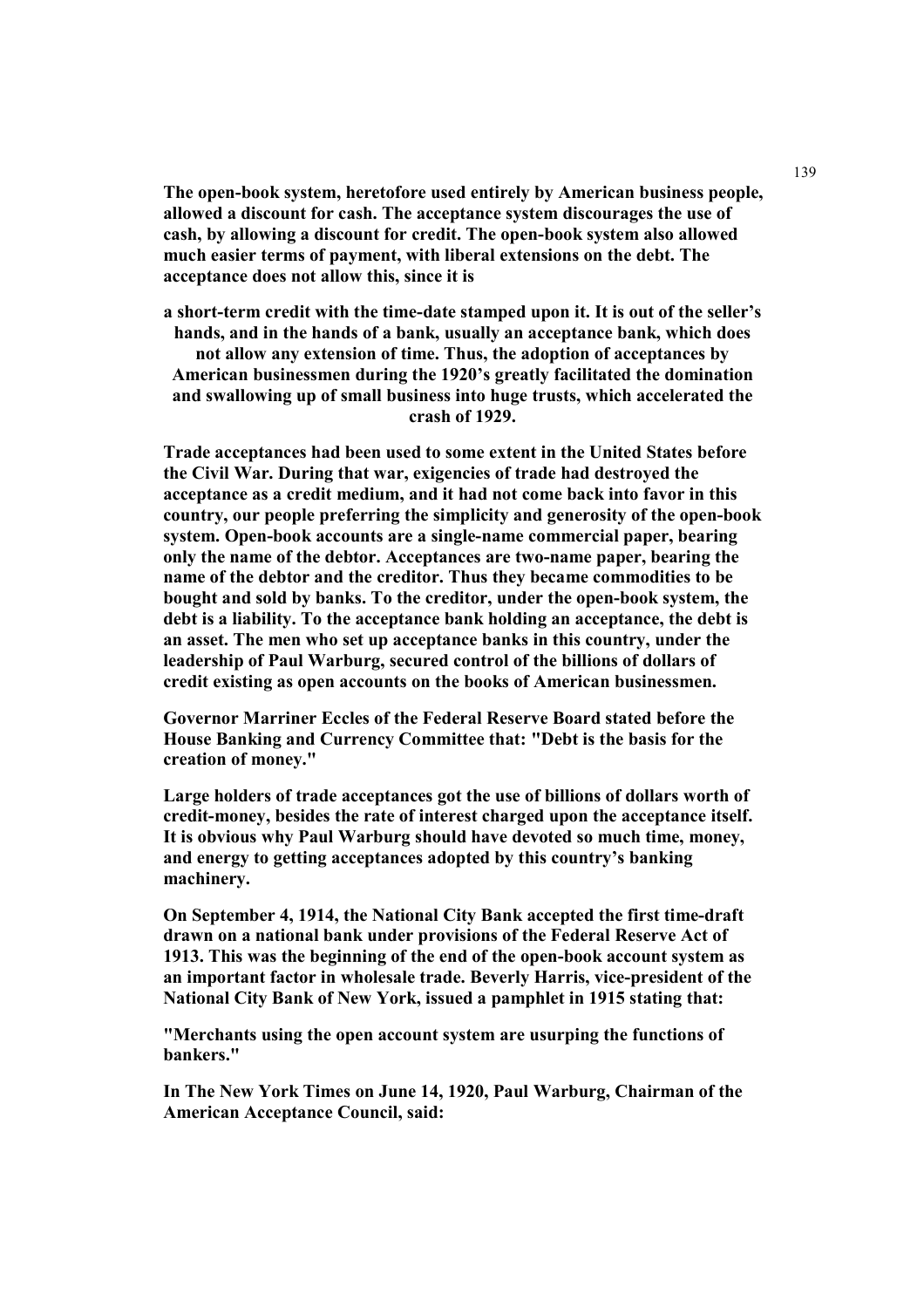**The open-book system, heretofore used entirely by American business people, allowed a discount for cash. The acceptance system discourages the use of cash, by allowing a discount for credit. The open-book system also allowed much easier terms of payment, with liberal extensions on the debt. The acceptance does not allow this, since it is**

**a short-term credit with the time-date stamped upon it. It is out of the seller's hands, and in the hands of a bank, usually an acceptance bank, which does not allow any extension of time. Thus, the adoption of acceptances by American businessmen during the 1920's greatly facilitated the domination and swallowing up of small business into huge trusts, which accelerated the crash of 1929.**

**Trade acceptances had been used to some extent in the United States before the Civil War. During that war, exigencies of trade had destroyed the acceptance as a credit medium, and it had not come back into favor in this country, our people preferring the simplicity and generosity of the open-book system. Open-book accounts are a single-name commercial paper, bearing only the name of the debtor. Acceptances are two-name paper, bearing the name of the debtor and the creditor. Thus they became commodities to be bought and sold by banks. To the creditor, under the open-book system, the debt is a liability. To the acceptance bank holding an acceptance, the debt is an asset. The men who set up acceptance banks in this country, under the leadership of Paul Warburg, secured control of the billions of dollars of credit existing as open accounts on the books of American businessmen.**

**Governor Marriner Eccles of the Federal Reserve Board stated before the House Banking and Currency Committee that: "Debt is the basis for the creation of money."**

**Large holders of trade acceptances got the use of billions of dollars worth of credit-money, besides the rate of interest charged upon the acceptance itself. It is obvious why Paul Warburg should have devoted so much time, money, and energy to getting acceptances adopted by this country's banking machinery.**

**On September 4, 1914, the National City Bank accepted the first time-draft drawn on a national bank under provisions of the Federal Reserve Act of 1913. This was the beginning of the end of the open-book account system as an important factor in wholesale trade. Beverly Harris, vice-president of the National City Bank of New York, issued a pamphlet in 1915 stating that:**

**"Merchants using the open account system are usurping the functions of bankers."**

**In The New York Times on June 14, 1920, Paul Warburg, Chairman of the American Acceptance Council, said:**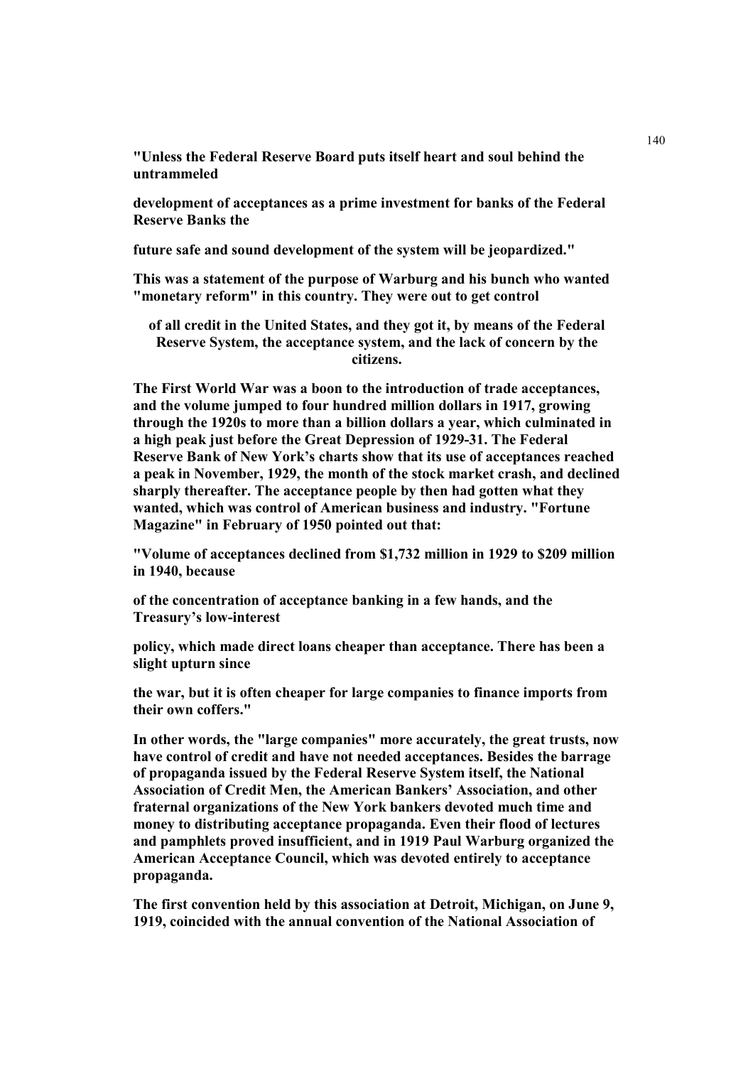**"Unless the Federal Reserve Board puts itself heart and soul behind the untrammeled development of acceptances as a prime investment for banks of the Federal Reserve Banks the future safe and sound development of the system will be jeopardized."**

**This was a statement of the purpose of Warburg and his bunch who wanted "monetary reform" in this country. They were out to get control of all credit in the United States, and they got it, by means of the Federal Reserve System, the acceptance system, and the lack of concern by the citizens.**

**The First World War was a boon to the introduction of trade acceptances, and the volume jumped to four hundred million dollars in 1917, growing through the 1920s to more than a billion dollars a year, which culminated in a high peak just before the Great Depression of 1929-31. The Federal Reserve Bank of New York's charts show that its use of acceptances reached a peak in November, 1929, the month of the stock market crash, and declined sharply thereafter. The acceptance people by then had gotten what they wanted, which was control of American business and industry. "Fortune Magazine" in February of 1950 pointed out that:**

**"Volume of acceptances declined from $1,732 million in 1929 to $209 million in 1940, because of the concentration of acceptance banking in a few hands, and the Treasury's low-interest policy, which made direct loans cheaper than acceptance. There has been a slight upturn since the war, but it is often cheaper for large companies to finance imports from their own coffers."**

**In other words, the "large companies" more accurately, the great trusts, now have control of credit and have not needed acceptances. Besides the barrage of propaganda issued by the Federal Reserve System itself, the National Association of Credit Men, the American Bankers' Association, and other fraternal organizations of the New York bankers devoted much time and money to distributing acceptance propaganda. Even their flood of lectures and pamphlets proved insufficient, and in 1919 Paul Warburg organized the American Acceptance Council, which was devoted entirely to acceptance propaganda.**

**The first convention held by this association at Detroit, Michigan, on June 9, 1919, coincided with the annual convention of the National Association of**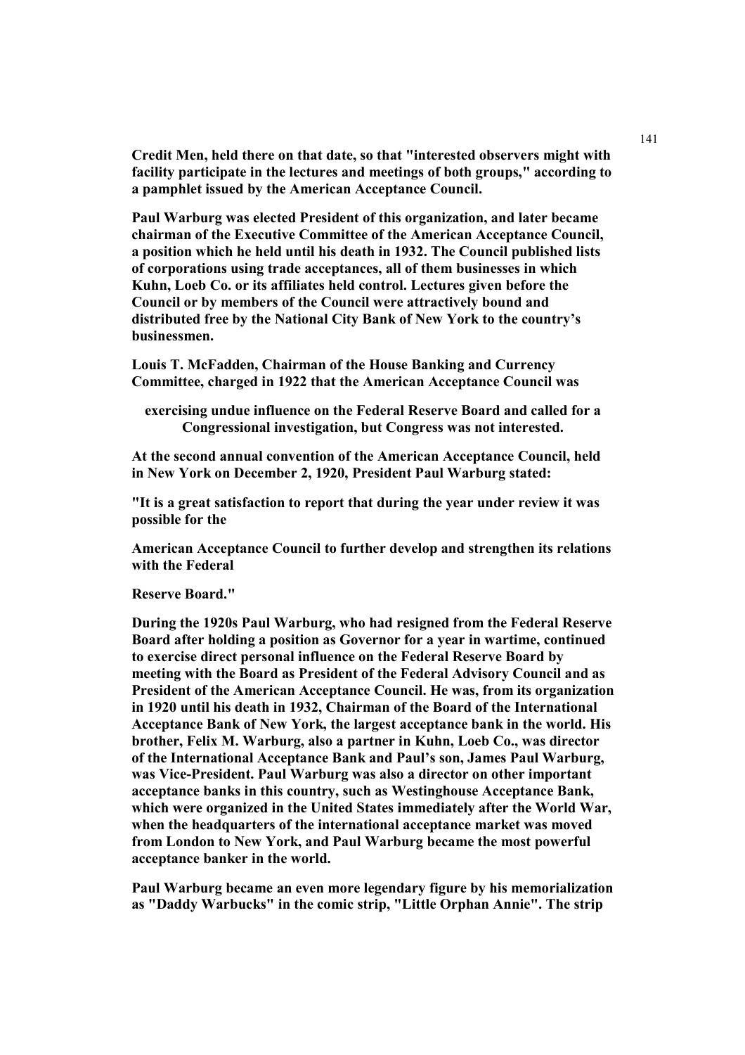**Credit Men, held there on that date, so that "interested observers might with facility participate in the lectures and meetings of both groups," according to a pamphlet issued by the American Acceptance Council.**

**Paul Warburg was elected President of this organization, and later became chairman of the Executive Committee of the American Acceptance Council, a position which he held until his death in 1932. The Council published lists of corporations using trade acceptances, all of them businesses in which Kuhn, Loeb Co. or its affiliates held control. Lectures given before the Council or by members of the Council were attractively bound and distributed free by the National City Bank of New York to the country's businessmen.**

**Louis T. McFadden, Chairman of the House Banking and Currency Committee, charged in 1922 that the American Acceptance Council was**

**exercising undue influence on the Federal Reserve Board and called for a Congressional investigation, but Congress was not interested.**

**At the second annual convention of the American Acceptance Council, held in New York on December 2, 1920, President Paul Warburg stated:**

**"It is a great satisfaction to report that during the year under review it was possible for the**

**American Acceptance Council to further develop and strengthen its relations with the Federal**

**Reserve Board."**

**During the 1920s Paul Warburg, who had resigned from the Federal Reserve Board after holding a position as Governor for a year in wartime, continued to exercise direct personal influence on the Federal Reserve Board by meeting with the Board as President of the Federal Advisory Council and as President of the American Acceptance Council. He was, from its organization in 1920 until his death in 1932, Chairman of the Board of the International Acceptance Bank of New York, the largest acceptance bank in the world. His brother, Felix M. Warburg, also a partner in Kuhn, Loeb Co., was director of the International Acceptance Bank and Paul's son, James Paul Warburg, was Vice-President. Paul Warburg was also a director on other important acceptance banks in this country, such as Westinghouse Acceptance Bank, which were organized in the United States immediately after the World War, when the headquarters of the international acceptance market was moved from London to New York, and Paul Warburg became the most powerful acceptance banker in the world.**

**Paul Warburg became an even more legendary figure by his memorialization as "Daddy Warbucks" in the comic strip, "Little Orphan Annie". The strip**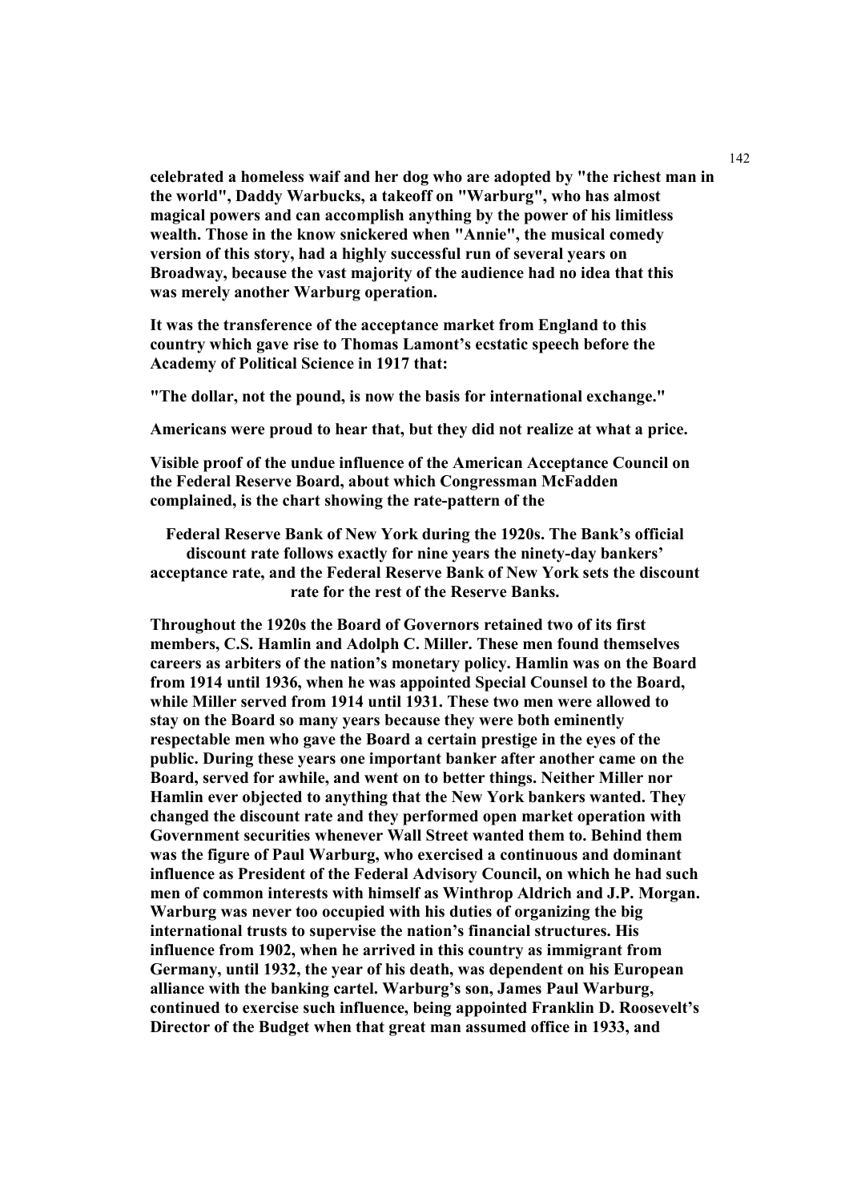**celebrated a homeless waif and her dog who are adopted by "the richest man in the world", Daddy Warbucks, a takeoff on "Warburg", who has almost magical powers and can accomplish anything by the power of his limitless wealth. Those in the know snickered when "Annie", the musical comedy version of this story, had a highly successful run of several years on Broadway, because the vast majority of the audience had no idea that this was merely another Warburg operation.**

**It was the transference of the acceptance market from England to this country which gave rise to Thomas Lamont's ecstatic speech before the Academy of Political Science in 1917 that:**

**"The dollar, not the pound, is now the basis for international exchange."**

**Americans were proud to hear that, but they did not realize at what a price.**

**Visible proof of the undue influence of the American Acceptance Council on the Federal Reserve Board, about which Congressman McFadden complained, is the chart showing the rate-pattern of the**

**Federal Reserve Bank of New York during the 1920s. The Bank's official discount rate follows exactly for nine years the ninety-day bankers' acceptance rate, and the Federal Reserve Bank of New York sets the discount rate for the rest of the Reserve Banks.**

**Throughout the 1920s the Board of Governors retained two of its first members, C.S. Hamlin and Adolph C. Miller. These men found themselves careers as arbiters of the nation's monetary policy. Hamlin was on the Board from 1914 until 1936, when he was appointed Special Counsel to the Board, while Miller served from 1914 until 1931. These two men were allowed to stay on the Board so many years because they were both eminently respectable men who gave the Board a certain prestige in the eyes of the public. During these years one important banker after another came on the Board, served for awhile, and went on to better things. Neither Miller nor Hamlin ever objected to anything that the New York bankers wanted. They changed the discount rate and they performed open market operation with Government securities whenever Wall Street wanted them to. Behind them was the figure of Paul Warburg, who exercised a continuous and dominant influence as President of the Federal Advisory Council, on which he had such men of common interests with himself as Winthrop Aldrich and J.P. Morgan. Warburg was never too occupied with his duties of organizing the big international trusts to supervise the nation's financial structures. His influence from 1902, when he arrived in this country as immigrant from Germany, until 1932, the year of his death, was dependent on his European alliance with the banking cartel. Warburg's son, James Paul Warburg, continued to exercise such influence, being appointed Franklin D. Roosevelt's Director of the Budget when that great man assumed office in 1933, and**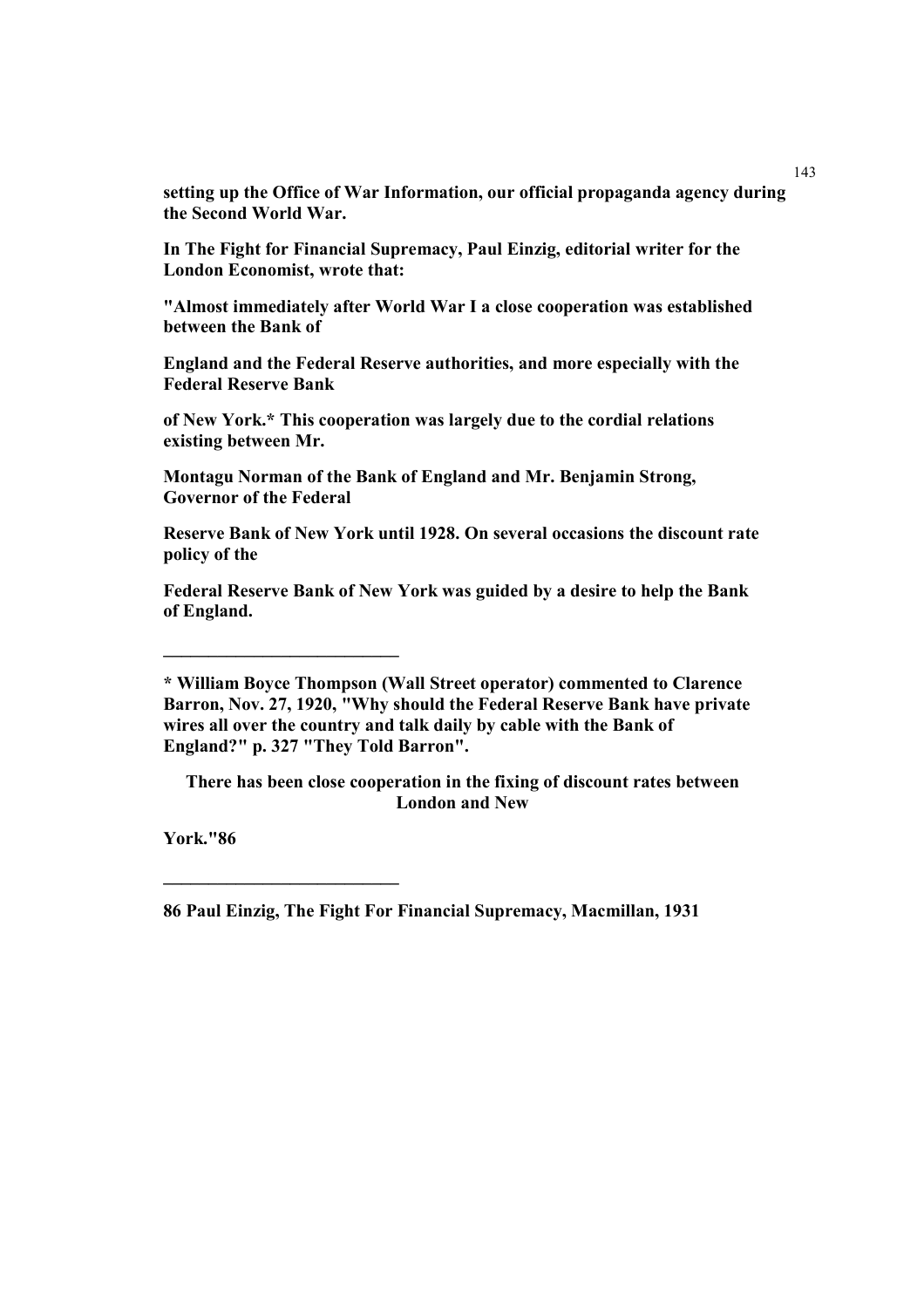**setting up the Office of War Information, our official propaganda agency during the Second World War.**

**In The Fight for Financial Supremacy, Paul Einzig, editorial writer for the London Economist, wrote that:**

**"Almost immediately after World War I a close cooperation was established between the Bank of England and the Federal Reserve authorities, and more especially with the Federal Reserve Bank of New York.* This cooperation was largely due to the cordial relations existing between Mr. Montagu Norman of the Bank of England and Mr. Benjamin Strong, Governor of the Federal Reserve Bank of New York until 1928. On several occasions the discount rate policy of the Federal Reserve Bank of New York was guided by a desire to help the Bank of England.**

**There has been close cooperation in the fixing of discount rates between London and New York."86**

---

*** William Boyce Thompson (Wall Street operator) commented to Clarence Barron, Nov. 27, 1920, "Why should the Federal Reserve Bank have private wires all over the country and talk daily by cable with the Bank of England?" p. 327 "They Told Barron".**

---

**86 Paul Einzig, The Fight For Financial Supremacy, Macmillan, 1931**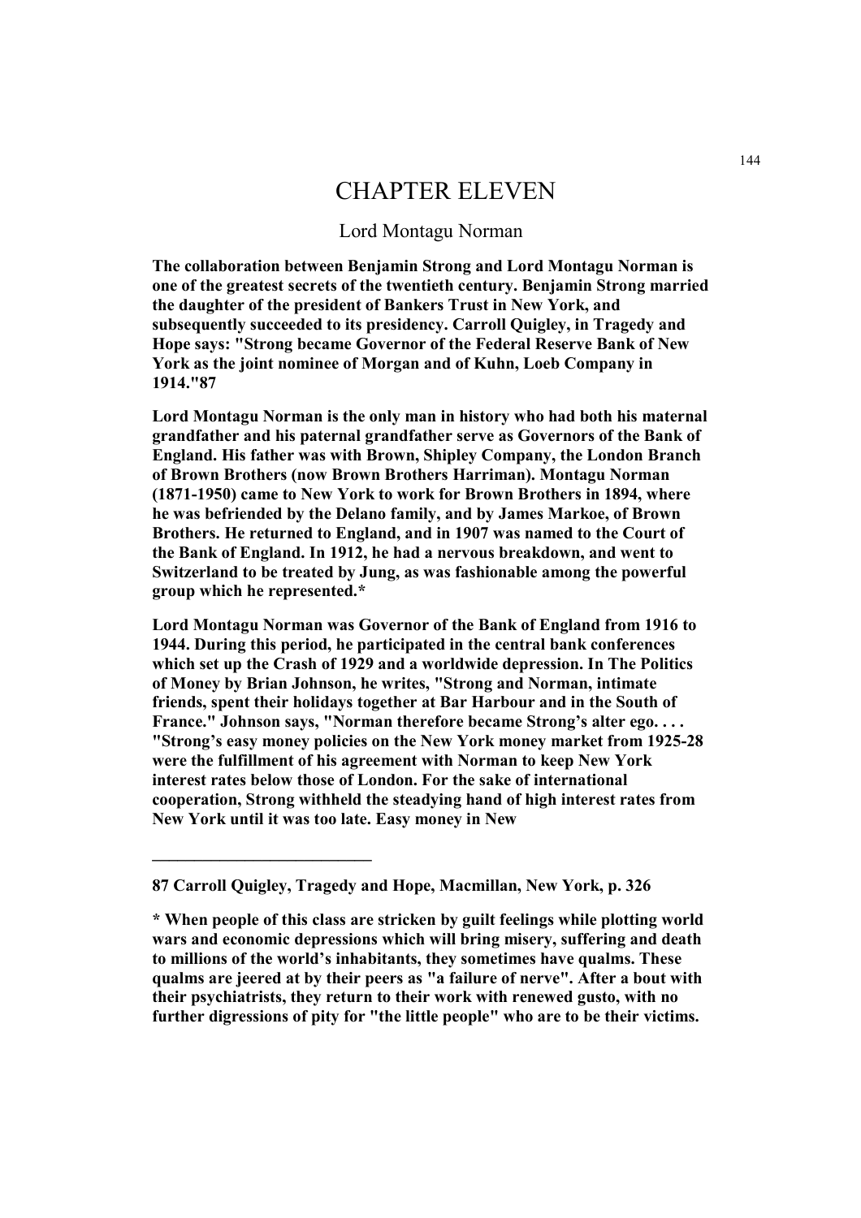# CHAPTER ELEVEN

## Lord Montagu Norman

**The collaboration between Benjamin Strong and Lord Montagu Norman is one of the greatest secrets of the twentieth century. Benjamin Strong married the daughter of the president of Bankers Trust in New York, and subsequently succeeded to its presidency. Carroll Quigley, in Tragedy and Hope says: "Strong became Governor of the Federal Reserve Bank of New York as the joint nominee of Morgan and of Kuhn, Loeb Company in 1914."87**

**Lord Montagu Norman is the only man in history who had both his maternal grandfather and his paternal grandfather serve as Governors of the Bank of England. His father was with Brown, Shipley Company, the London Branch of Brown Brothers (now Brown Brothers Harriman). Montagu Norman (1871-1950) came to New York to work for Brown Brothers in 1894, where he was befriended by the Delano family, and by James Markoe, of Brown Brothers. He returned to England, and in 1907 was named to the Court of the Bank of England. In 1912, he had a nervous breakdown, and went to Switzerland to be treated by Jung, as was fashionable among the powerful group which he represented.***

**Lord Montagu Norman was Governor of the Bank of England from 1916 to 1944. During this period, he participated in the central bank conferences which set up the Crash of 1929 and a worldwide depression. In The Politics of Money by Brian Johnson, he writes, "Strong and Norman, intimate friends, spent their holidays together at Bar Harbour and in the South of France." Johnson says, "Norman therefore became Strong's alter ego. . . . "Strong's easy money policies on the New York money market from 1925-28 were the fulfillment of his agreement with Norman to keep New York interest rates below those of London. For the sake of international cooperation, Strong withheld the steadying hand of high interest rates from New York until it was too late. Easy money in New**

---

**87 Carroll Quigley, Tragedy and Hope, Macmillan, New York, p. 326**

**\* When people of this class are stricken by guilt feelings while plotting world wars and economic depressions which will bring misery, suffering and death to millions of the world's inhabitants, they sometimes have qualms. These qualms are jeered at by their peers as "a failure of nerve". After a bout with their psychiatrists, they return to their work with renewed gusto, with no further digressions of pity for "the little people" who are to be their victims.**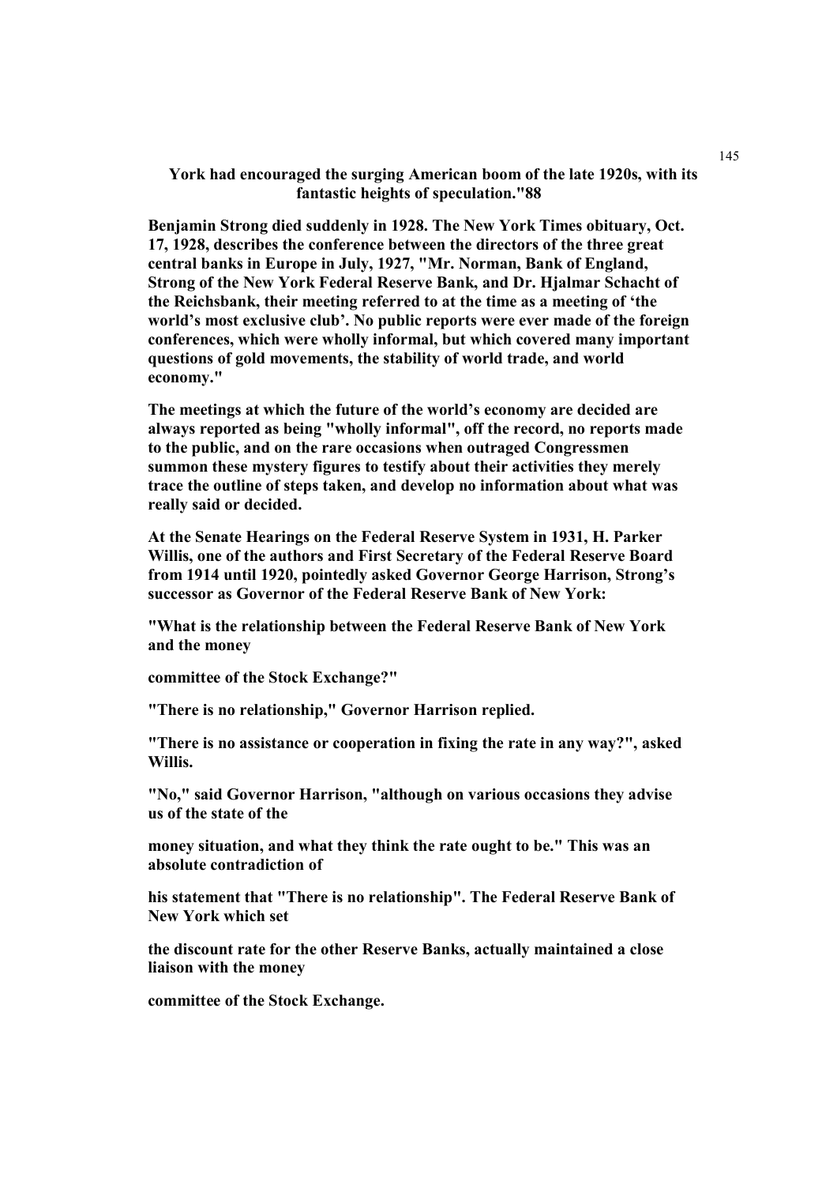**York had encouraged the surging American boom of the late 1920s, with its fantastic heights of speculation."88**

**Benjamin Strong died suddenly in 1928. The New York Times obituary, Oct. 17, 1928, describes the conference between the directors of the three great central banks in Europe in July, 1927, "Mr. Norman, Bank of England, Strong of the New York Federal Reserve Bank, and Dr. Hjalmar Schacht of the Reichsbank, their meeting referred to at the time as a meeting of 'the world's most exclusive club'. No public reports were ever made of the foreign conferences, which were wholly informal, but which covered many important questions of gold movements, the stability of world trade, and world economy."**

**The meetings at which the future of the world's economy are decided are always reported as being "wholly informal", off the record, no reports made to the public, and on the rare occasions when outraged Congressmen summon these mystery figures to testify about their activities they merely trace the outline of steps taken, and develop no information about what was really said or decided.**

**At the Senate Hearings on the Federal Reserve System in 1931, H. Parker Willis, one of the authors and First Secretary of the Federal Reserve Board from 1914 until 1920, pointedly asked Governor George Harrison, Strong's successor as Governor of the Federal Reserve Bank of New York:**

**"What is the relationship between the Federal Reserve Bank of New York and the money committee of the Stock Exchange?"**

**"There is no relationship," Governor Harrison replied.**

**"There is no assistance or cooperation in fixing the rate in any way?", asked Willis.**

**"No," said Governor Harrison, "although on various occasions they advise us of the state of the money situation, and what they think the rate ought to be." This was an absolute contradiction of his statement that "There is no relationship". The Federal Reserve Bank of New York which set the discount rate for the other Reserve Banks, actually maintained a close liaison with the money committee of the Stock Exchange.**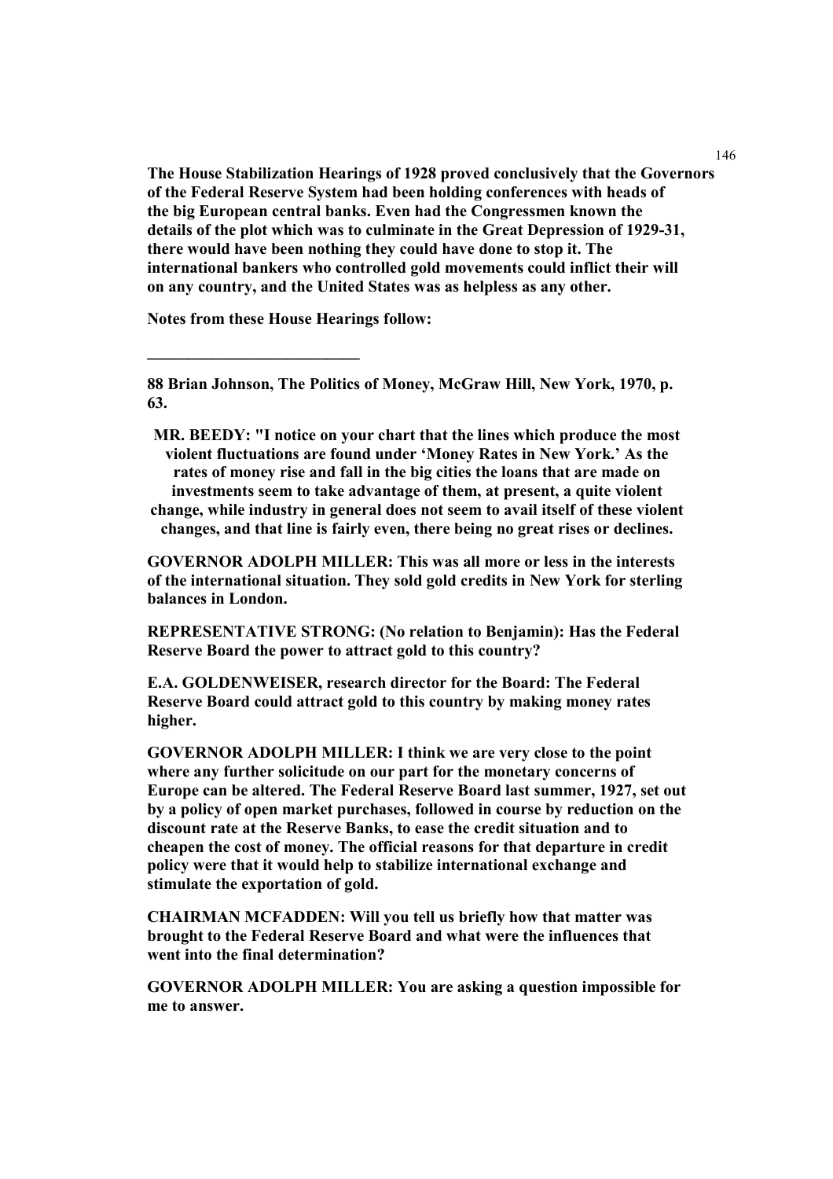**The House Stabilization Hearings of 1928 proved conclusively that the Governors of the Federal Reserve System had been holding conferences with heads of the big European central banks. Even had the Congressmen known the details of the plot which was to culminate in the Great Depression of 1929-31, there would have been nothing they could have done to stop it. The international bankers who controlled gold movements could inflict their will on any country, and the United States was as helpless as any other.**

**Notes from these House Hearings follow:**

---

**88 Brian Johnson, The Politics of Money, McGraw Hill, New York, 1970, p. 63.**

**MR. BEEDY: "I notice on your chart that the lines which produce the most violent fluctuations are found under 'Money Rates in New York.' As the rates of money rise and fall in the big cities the loans that are made on investments seem to take advantage of them, at present, a quite violent change, while industry in general does not seem to avail itself of these violent changes, and that line is fairly even, there being no great rises or declines.**

**GOVERNOR ADOLPH MILLER: This was all more or less in the interests of the international situation. They sold gold credits in New York for sterling balances in London.**

**REPRESENTATIVE STRONG: (No relation to Benjamin): Has the Federal Reserve Board the power to attract gold to this country?**

**E.A. GOLDENWEISER, research director for the Board: The Federal Reserve Board could attract gold to this country by making money rates higher.**

**GOVERNOR ADOLPH MILLER: I think we are very close to the point where any further solicitude on our part for the monetary concerns of Europe can be altered. The Federal Reserve Board last summer, 1927, set out by a policy of open market purchases, followed in course by reduction on the discount rate at the Reserve Banks, to ease the credit situation and to cheapen the cost of money. The official reasons for that departure in credit policy were that it would help to stabilize international exchange and stimulate the exportation of gold.**

**CHAIRMAN MCFADDEN: Will you tell us briefly how that matter was brought to the Federal Reserve Board and what were the influences that went into the final determination?**

**GOVERNOR ADOLPH MILLER: You are asking a question impossible for me to answer.**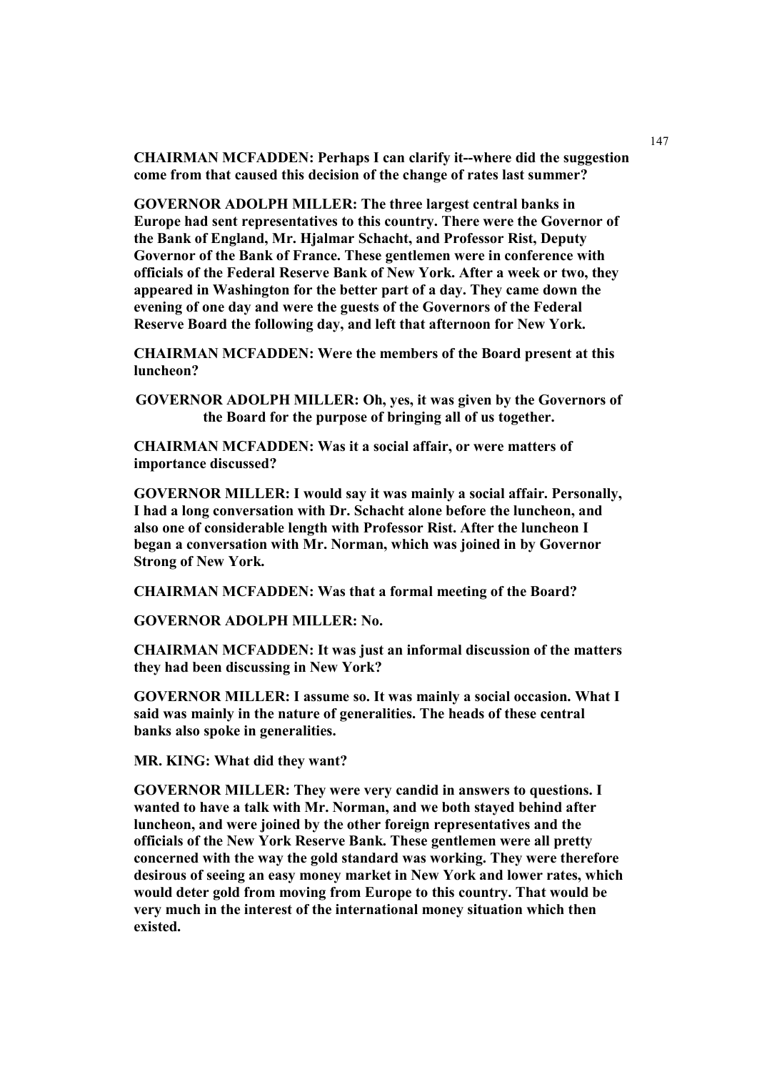**CHAIRMAN MCFADDEN: Perhaps I can clarify it--where did the suggestion come from that caused this decision of the change of rates last summer?**

**GOVERNOR ADOLPH MILLER: The three largest central banks in Europe had sent representatives to this country. There were the Governor of the Bank of England, Mr. Hjalmar Schacht, and Professor Rist, Deputy Governor of the Bank of France. These gentlemen were in conference with officials of the Federal Reserve Bank of New York. After a week or two, they appeared in Washington for the better part of a day. They came down the evening of one day and were the guests of the Governors of the Federal Reserve Board the following day, and left that afternoon for New York.**

**CHAIRMAN MCFADDEN: Were the members of the Board present at this luncheon?**

**GOVERNOR ADOLPH MILLER: Oh, yes, it was given by the Governors of the Board for the purpose of bringing all of us together.**

**CHAIRMAN MCFADDEN: Was it a social affair, or were matters of importance discussed?**

**GOVERNOR MILLER: I would say it was mainly a social affair. Personally, I had a long conversation with Dr. Schacht alone before the luncheon, and also one of considerable length with Professor Rist. After the luncheon I began a conversation with Mr. Norman, which was joined in by Governor Strong of New York.**

**CHAIRMAN MCFADDEN: Was that a formal meeting of the Board?**

**GOVERNOR ADOLPH MILLER: No.**

**CHAIRMAN MCFADDEN: It was just an informal discussion of the matters they had been discussing in New York?**

**GOVERNOR MILLER: I assume so. It was mainly a social occasion. What I said was mainly in the nature of generalities. The heads of these central banks also spoke in generalities.**

**MR. KING: What did they want?**

**GOVERNOR MILLER: They were very candid in answers to questions. I wanted to have a talk with Mr. Norman, and we both stayed behind after luncheon, and were joined by the other foreign representatives and the officials of the New York Reserve Bank. These gentlemen were all pretty concerned with the way the gold standard was working. They were therefore desirous of seeing an easy money market in New York and lower rates, which would deter gold from moving from Europe to this country. That would be very much in the interest of the international money situation which then existed.**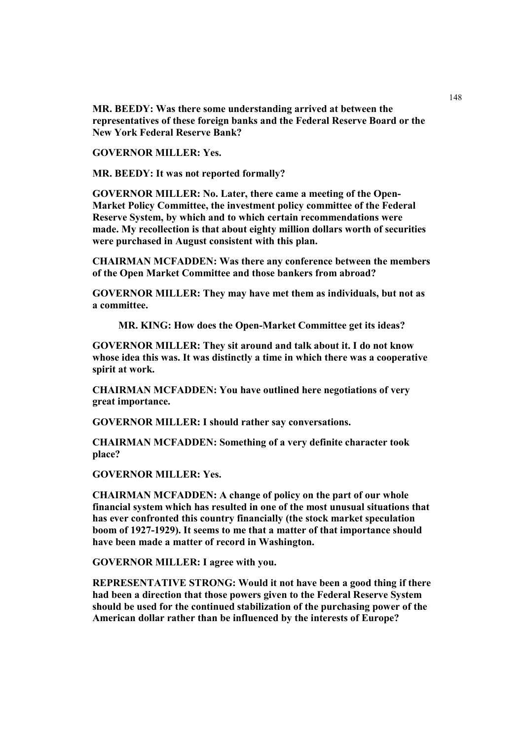**MR. BEEDY: Was there some understanding arrived at between the representatives of these foreign banks and the Federal Reserve Board or the New York Federal Reserve Bank?**

**GOVERNOR MILLER: Yes.**

**MR. BEEDY: It was not reported formally?**

**GOVERNOR MILLER: No. Later, there came a meeting of the Open-Market Policy Committee, the investment policy committee of the Federal Reserve System, by which and to which certain recommendations were made. My recollection is that about eighty million dollars worth of securities were purchased in August consistent with this plan.**

**CHAIRMAN MCFADDEN: Was there any conference between the members of the Open Market Committee and those bankers from abroad?**

**GOVERNOR MILLER: They may have met them as individuals, but not as a committee.**

**MR. KING: How does the Open-Market Committee get its ideas?**

**GOVERNOR MILLER: They sit around and talk about it. I do not know whose idea this was. It was distinctly a time in which there was a cooperative spirit at work.**

**CHAIRMAN MCFADDEN: You have outlined here negotiations of very great importance.**

**GOVERNOR MILLER: I should rather say conversations.**

**CHAIRMAN MCFADDEN: Something of a very definite character took place?**

**GOVERNOR MILLER: Yes.**

**CHAIRMAN MCFADDEN: A change of policy on the part of our whole financial system which has resulted in one of the most unusual situations that has ever confronted this country financially (the stock market speculation boom of 1927-1929). It seems to me that a matter of that importance should have been made a matter of record in Washington.**

**GOVERNOR MILLER: I agree with you.**

**REPRESENTATIVE STRONG: Would it not have been a good thing if there had been a direction that those powers given to the Federal Reserve System should be used for the continued stabilization of the purchasing power of the American dollar rather than be influenced by the interests of Europe?**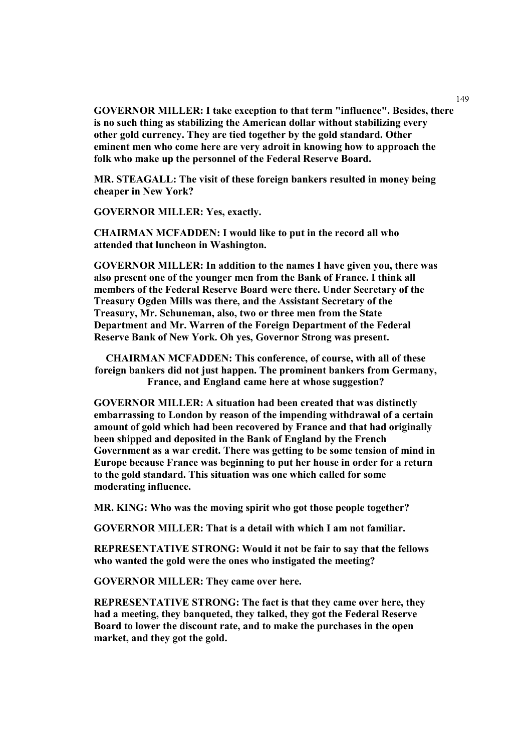**GOVERNOR MILLER: I take exception to that term "influence". Besides, there is no such thing as stabilizing the American dollar without stabilizing every other gold currency. They are tied together by the gold standard. Other eminent men who come here are very adroit in knowing how to approach the folk who make up the personnel of the Federal Reserve Board.**

**MR. STEAGALL: The visit of these foreign bankers resulted in money being cheaper in New York?**

**GOVERNOR MILLER: Yes, exactly.**

**CHAIRMAN MCFADDEN: I would like to put in the record all who attended that luncheon in Washington.**

**GOVERNOR MILLER: In addition to the names I have given you, there was also present one of the younger men from the Bank of France. I think all members of the Federal Reserve Board were there. Under Secretary of the Treasury Ogden Mills was there, and the Assistant Secretary of the Treasury, Mr. Schuneman, also, two or three men from the State Department and Mr. Warren of the Foreign Department of the Federal Reserve Bank of New York. Oh yes, Governor Strong was present.**

**CHAIRMAN MCFADDEN: This conference, of course, with all of these foreign bankers did not just happen. The prominent bankers from Germany, France, and England came here at whose suggestion?**

**GOVERNOR MILLER: A situation had been created that was distinctly embarrassing to London by reason of the impending withdrawal of a certain amount of gold which had been recovered by France and that had originally been shipped and deposited in the Bank of England by the French Government as a war credit. There was getting to be some tension of mind in Europe because France was beginning to put her house in order for a return to the gold standard. This situation was one which called for some moderating influence.**

**MR. KING: Who was the moving spirit who got those people together?**

**GOVERNOR MILLER: That is a detail with which I am not familiar.**

**REPRESENTATIVE STRONG: Would it not be fair to say that the fellows who wanted the gold were the ones who instigated the meeting?**

**GOVERNOR MILLER: They came over here.**

**REPRESENTATIVE STRONG: The fact is that they came over here, they had a meeting, they banqueted, they talked, they got the Federal Reserve Board to lower the discount rate, and to make the purchases in the open market, and they got the gold.**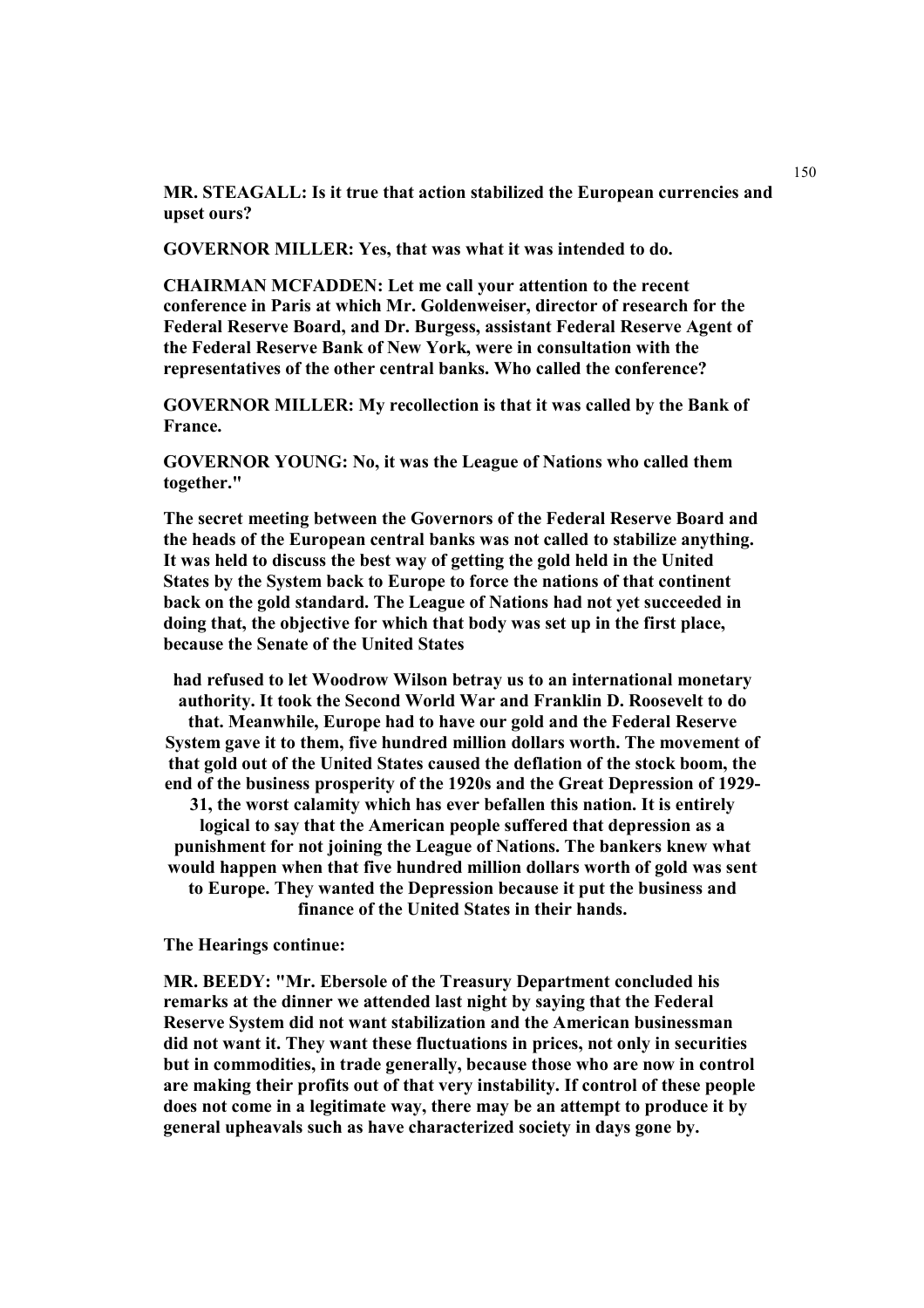**MR. STEAGALL: Is it true that action stabilized the European currencies and upset ours?**

**GOVERNOR MILLER: Yes, that was what it was intended to do.**

**CHAIRMAN MCFADDEN: Let me call your attention to the recent conference in Paris at which Mr. Goldenweiser, director of research for the Federal Reserve Board, and Dr. Burgess, assistant Federal Reserve Agent of the Federal Reserve Bank of New York, were in consultation with the representatives of the other central banks. Who called the conference?**

**GOVERNOR MILLER: My recollection is that it was called by the Bank of France.**

**GOVERNOR YOUNG: No, it was the League of Nations who called them together."**

**The secret meeting between the Governors of the Federal Reserve Board and the heads of the European central banks was not called to stabilize anything. It was held to discuss the best way of getting the gold held in the United States by the System back to Europe to force the nations of that continent back on the gold standard. The League of Nations had not yet succeeded in doing that, the objective for which that body was set up in the first place, because the Senate of the United States had refused to let Woodrow Wilson betray us to an international monetary authority. It took the Second World War and Franklin D. Roosevelt to do that. Meanwhile, Europe had to have our gold and the Federal Reserve System gave it to them, five hundred million dollars worth. The movement of that gold out of the United States caused the deflation of the stock boom, the end of the business prosperity of the 1920s and the Great Depression of 1929-31, the worst calamity which has ever befallen this nation. It is entirely logical to say that the American people suffered that depression as a punishment for not joining the League of Nations. The bankers knew what would happen when that five hundred million dollars worth of gold was sent to Europe. They wanted the Depression because it put the business and finance of the United States in their hands.**

**The Hearings continue:**

**MR. BEEDY: "Mr. Ebersole of the Treasury Department concluded his remarks at the dinner we attended last night by saying that the Federal Reserve System did not want stabilization and the American businessman did not want it. They want these fluctuations in prices, not only in securities but in commodities, in trade generally, because those who are now in control are making their profits out of that very instability. If control of these people does not come in a legitimate way, there may be an attempt to produce it by general upheavals such as have characterized society in days gone by.**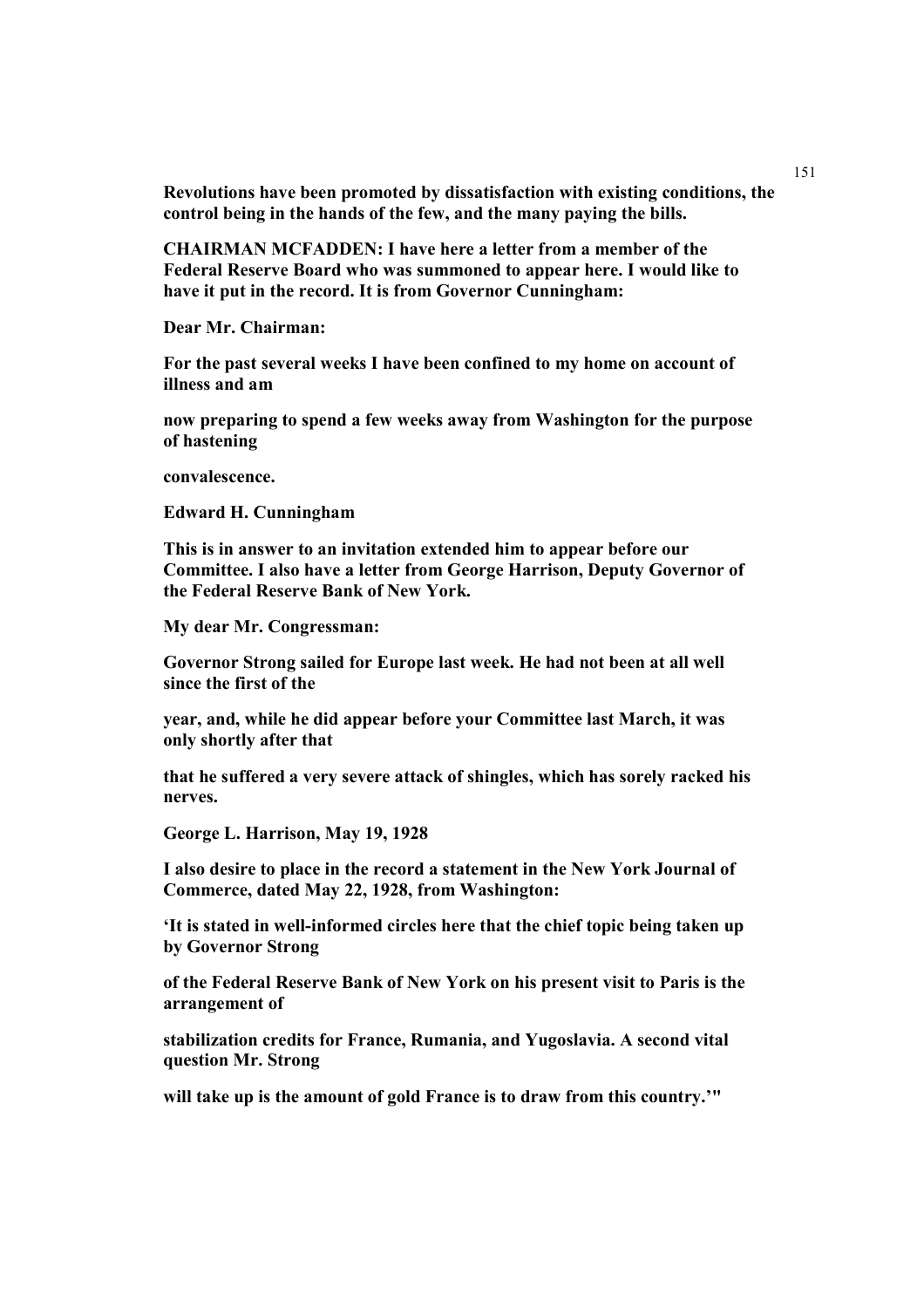**Revolutions have been promoted by dissatisfaction with existing conditions, the control being in the hands of the few, and the many paying the bills.**

**CHAIRMAN MCFADDEN: I have here a letter from a member of the Federal Reserve Board who was summoned to appear here. I would like to have it put in the record. It is from Governor Cunningham:**

**Dear Mr. Chairman:**

**For the past several weeks I have been confined to my home on account of illness and am**

**now preparing to spend a few weeks away from Washington for the purpose of hastening**

**convalescence.**

**Edward H. Cunningham**

**This is in answer to an invitation extended him to appear before our Committee. I also have a letter from George Harrison, Deputy Governor of the Federal Reserve Bank of New York.**

**My dear Mr. Congressman:**

**Governor Strong sailed for Europe last week. He had not been at all well since the first of the**

**year, and, while he did appear before your Committee last March, it was only shortly after that**

**that he suffered a very severe attack of shingles, which has sorely racked his nerves.**

**George L. Harrison, May 19, 1928**

**I also desire to place in the record a statement in the New York Journal of Commerce, dated May 22, 1928, from Washington:**

**'It is stated in well-informed circles here that the chief topic being taken up by Governor Strong**

**of the Federal Reserve Bank of New York on his present visit to Paris is the arrangement of**

**stabilization credits for France, Rumania, and Yugoslavia. A second vital question Mr. Strong**

**will take up is the amount of gold France is to draw from this country.'"**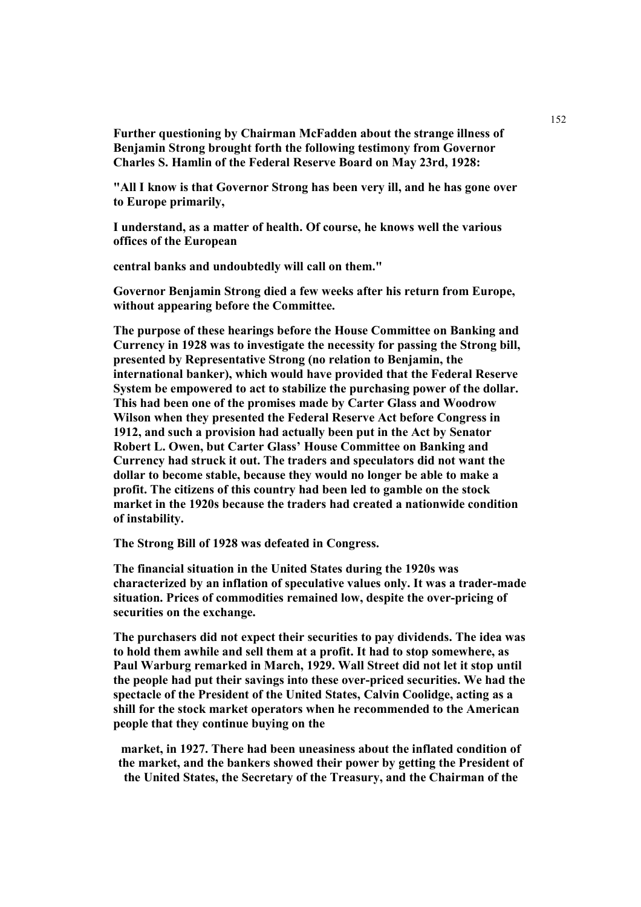**Further questioning by Chairman McFadden about the strange illness of Benjamin Strong brought forth the following testimony from Governor Charles S. Hamlin of the Federal Reserve Board on May 23rd, 1928:**

**"All I know is that Governor Strong has been very ill, and he has gone over to Europe primarily, I understand, as a matter of health. Of course, he knows well the various offices of the European central banks and undoubtedly will call on them."**

**Governor Benjamin Strong died a few weeks after his return from Europe, without appearing before the Committee.**

**The purpose of these hearings before the House Committee on Banking and Currency in 1928 was to investigate the necessity for passing the Strong bill, presented by Representative Strong (no relation to Benjamin, the international banker), which would have provided that the Federal Reserve System be empowered to act to stabilize the purchasing power of the dollar. This had been one of the promises made by Carter Glass and Woodrow Wilson when they presented the Federal Reserve Act before Congress in 1912, and such a provision had actually been put in the Act by Senator Robert L. Owen, but Carter Glass' House Committee on Banking and Currency had struck it out. The traders and speculators did not want the dollar to become stable, because they would no longer be able to make a profit. The citizens of this country had been led to gamble on the stock market in the 1920s because the traders had created a nationwide condition of instability.**

**The Strong Bill of 1928 was defeated in Congress.**

**The financial situation in the United States during the 1920s was characterized by an inflation of speculative values only. It was a trader-made situation. Prices of commodities remained low, despite the over-pricing of securities on the exchange.**

**The purchasers did not expect their securities to pay dividends. The idea was to hold them awhile and sell them at a profit. It had to stop somewhere, as Paul Warburg remarked in March, 1929. Wall Street did not let it stop until the people had put their savings into these over-priced securities. We had the spectacle of the President of the United States, Calvin Coolidge, acting as a shill for the stock market operators when he recommended to the American people that they continue buying on the market, in 1927. There had been uneasiness about the inflated condition of the market, and the bankers showed their power by getting the President of the United States, the Secretary of the Treasury, and the Chairman of the**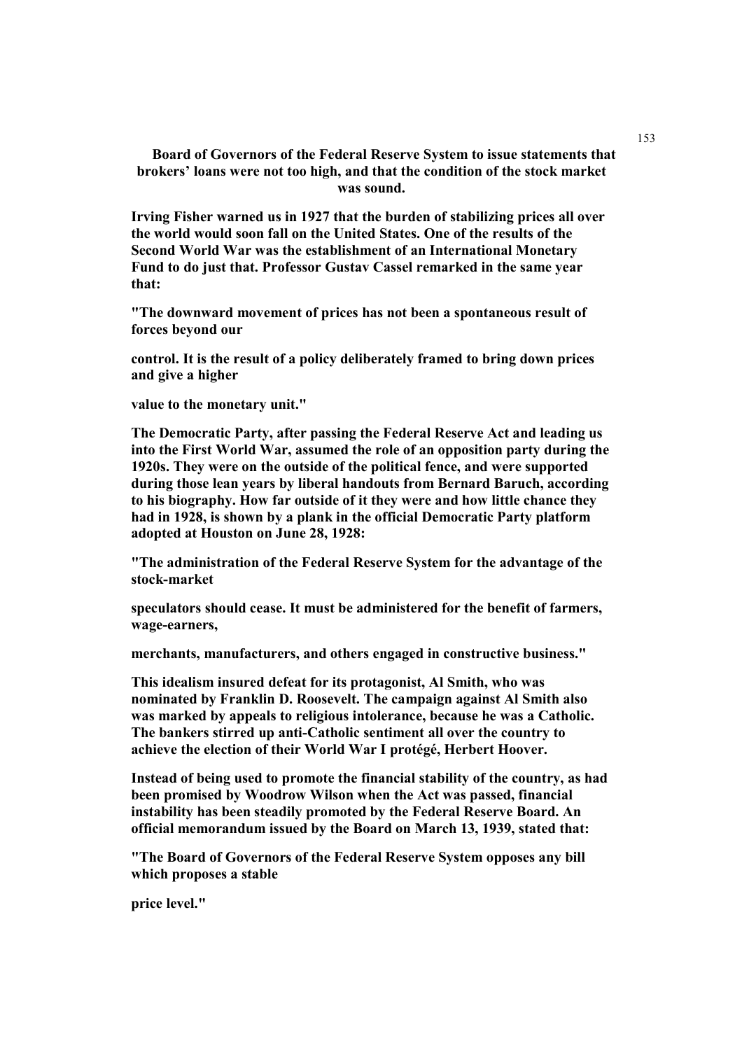**Board of Governors of the Federal Reserve System to issue statements that brokers' loans were not too high, and that the condition of the stock market was sound.**

**Irving Fisher warned us in 1927 that the burden of stabilizing prices all over the world would soon fall on the United States. One of the results of the Second World War was the establishment of an International Monetary Fund to do just that. Professor Gustav Cassel remarked in the same year that:**

**"The downward movement of prices has not been a spontaneous result of forces beyond our control. It is the result of a policy deliberately framed to bring down prices and give a higher value to the monetary unit."**

**The Democratic Party, after passing the Federal Reserve Act and leading us into the First World War, assumed the role of an opposition party during the 1920s. They were on the outside of the political fence, and were supported during those lean years by liberal handouts from Bernard Baruch, according to his biography. How far outside of it they were and how little chance they had in 1928, is shown by a plank in the official Democratic Party platform adopted at Houston on June 28, 1928:**

**"The administration of the Federal Reserve System for the advantage of the stock-market speculators should cease. It must be administered for the benefit of farmers, wage-earners, merchants, manufacturers, and others engaged in constructive business."**

**This idealism insured defeat for its protagonist, Al Smith, who was nominated by Franklin D. Roosevelt. The campaign against Al Smith also was marked by appeals to religious intolerance, because he was a Catholic. The bankers stirred up anti-Catholic sentiment all over the country to achieve the election of their World War I protégé, Herbert Hoover.**

**Instead of being used to promote the financial stability of the country, as had been promised by Woodrow Wilson when the Act was passed, financial instability has been steadily promoted by the Federal Reserve Board. An official memorandum issued by the Board on March 13, 1939, stated that:**

**"The Board of Governors of the Federal Reserve System opposes any bill which proposes a stable price level."**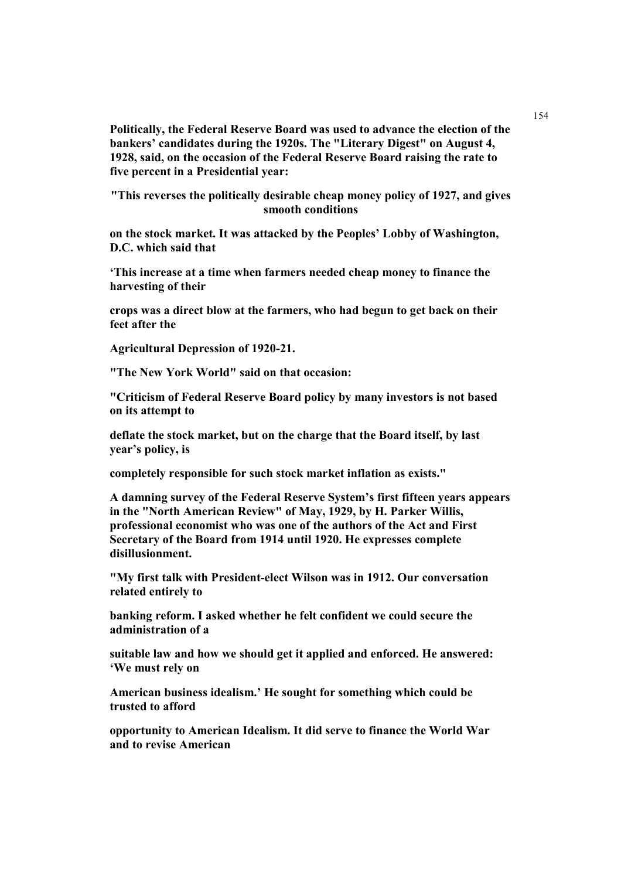**Politically, the Federal Reserve Board was used to advance the election of the bankers' candidates during the 1920s. The "Literary Digest" on August 4, 1928, said, on the occasion of the Federal Reserve Board raising the rate to five percent in a Presidential year:**

**"This reverses the politically desirable cheap money policy of 1927, and gives smooth conditions**

**on the stock market. It was attacked by the Peoples' Lobby of Washington, D.C. which said that**

**'This increase at a time when farmers needed cheap money to finance the harvesting of their**

**crops was a direct blow at the farmers, who had begun to get back on their feet after the**

**Agricultural Depression of 1920-21.**

**"The New York World" said on that occasion:**

**"Criticism of Federal Reserve Board policy by many investors is not based on its attempt to**

**deflate the stock market, but on the charge that the Board itself, by last year's policy, is**

**completely responsible for such stock market inflation as exists."**

**A damning survey of the Federal Reserve System's first fifteen years appears in the "North American Review" of May, 1929, by H. Parker Willis, professional economist who was one of the authors of the Act and First Secretary of the Board from 1914 until 1920. He expresses complete disillusionment.**

**"My first talk with President-elect Wilson was in 1912. Our conversation related entirely to**

**banking reform. I asked whether he felt confident we could secure the administration of a**

**suitable law and how we should get it applied and enforced. He answered: 'We must rely on**

**American business idealism.' He sought for something which could be trusted to afford**

**opportunity to American Idealism. It did serve to finance the World War and to revise American**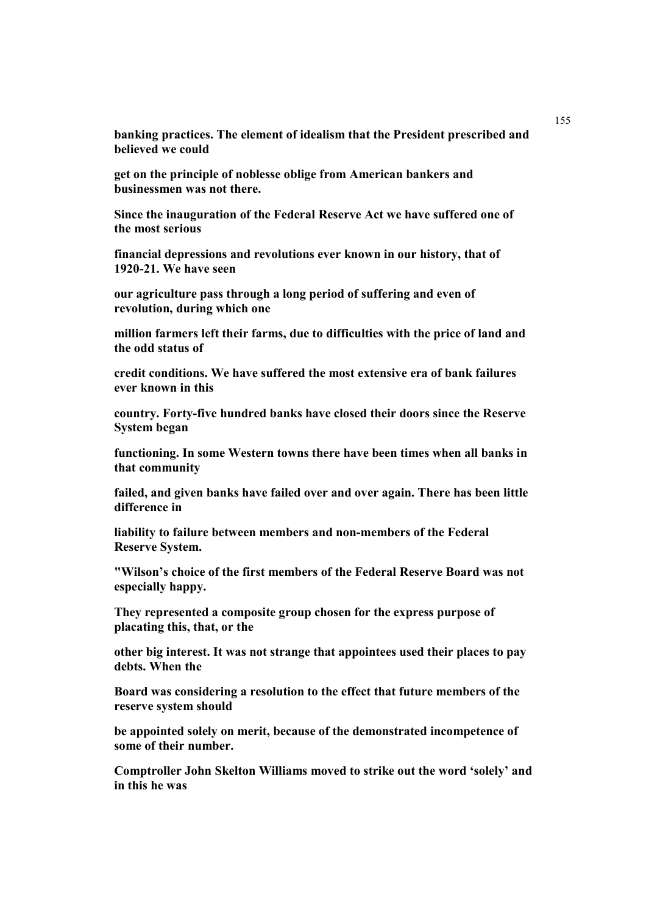**banking practices. The element of idealism that the President prescribed and believed we could get on the principle of noblesse oblige from American bankers and businessmen was not there.**

**Since the inauguration of the Federal Reserve Act we have suffered one of the most serious financial depressions and revolutions ever known in our history, that of 1920-21. We have seen our agriculture pass through a long period of suffering and even of revolution, during which one million farmers left their farms, due to difficulties with the price of land and the odd status of credit conditions. We have suffered the most extensive era of bank failures ever known in this country. Forty-five hundred banks have closed their doors since the Reserve System began functioning. In some Western towns there have been times when all banks in that community failed, and given banks have failed over and over again. There has been little difference in liability to failure between members and non-members of the Federal Reserve System.**

**"Wilson's choice of the first members of the Federal Reserve Board was not especially happy. They represented a composite group chosen for the express purpose of placating this, that, or the other big interest. It was not strange that appointees used their places to pay debts. When the Board was considering a resolution to the effect that future members of the reserve system should be appointed solely on merit, because of the demonstrated incompetence of some of their number. Comptroller John Skelton Williams moved to strike out the word 'solely' and in this he was**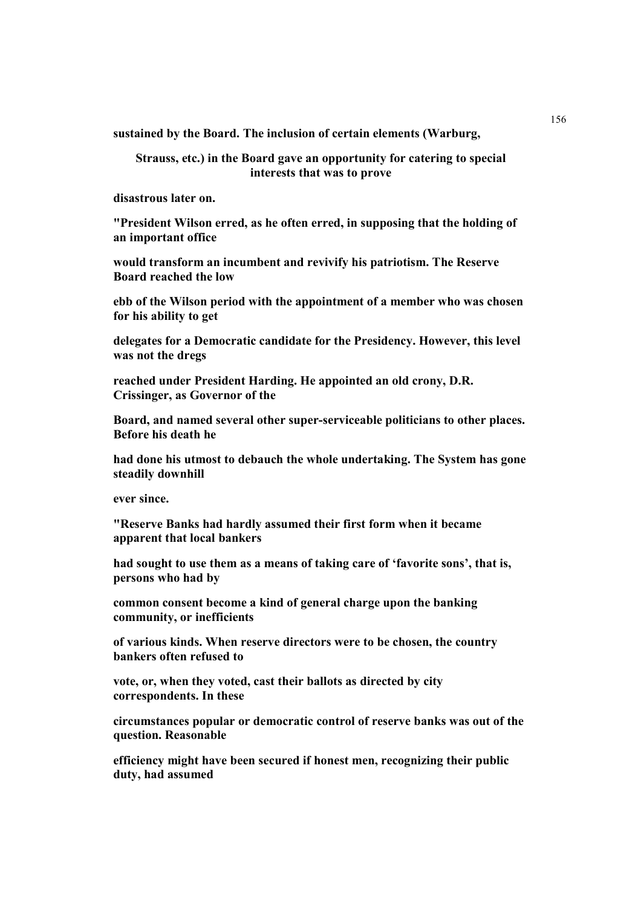**sustained by the Board. The inclusion of certain elements (Warburg, Strauss, etc.) in the Board gave an opportunity for catering to special interests that was to prove disastrous later on.**

**"President Wilson erred, as he often erred, in supposing that the holding of an important office would transform an incumbent and revivify his patriotism. The Reserve Board reached the low ebb of the Wilson period with the appointment of a member who was chosen for his ability to get delegates for a Democratic candidate for the Presidency. However, this level was not the dregs reached under President Harding. He appointed an old crony, D.R. Crissinger, as Governor of the Board, and named several other super-serviceable politicians to other places. Before his death he had done his utmost to debauch the whole undertaking. The System has gone steadily downhill ever since.**

**"Reserve Banks had hardly assumed their first form when it became apparent that local bankers had sought to use them as a means of taking care of 'favorite sons', that is, persons who had by common consent become a kind of general charge upon the banking community, or inefficients of various kinds. When reserve directors were to be chosen, the country bankers often refused to vote, or, when they voted, cast their ballots as directed by city correspondents. In these circumstances popular or democratic control of reserve banks was out of the question. Reasonable efficiency might have been secured if honest men, recognizing their public duty, had assumed**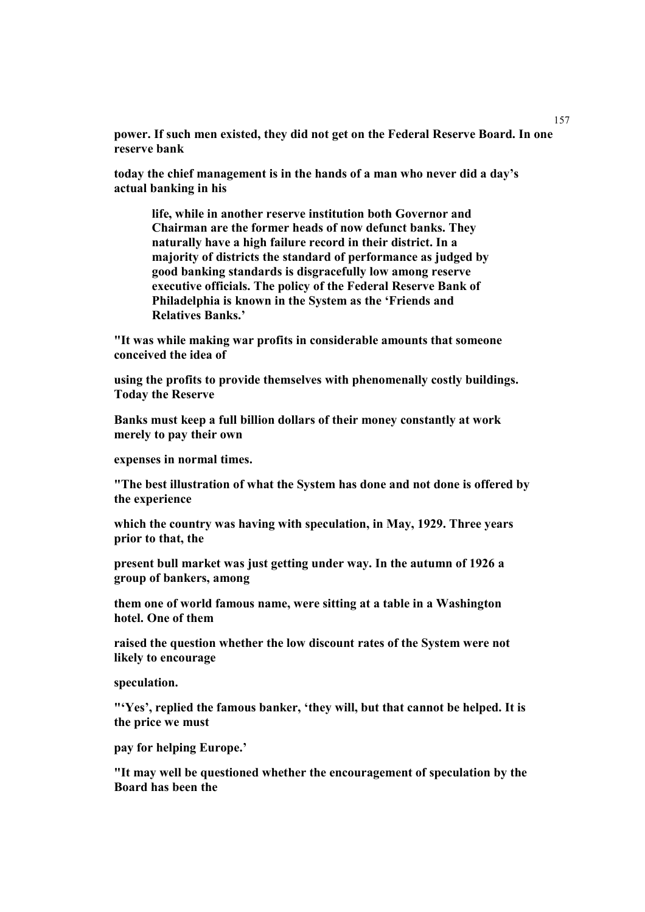**power. If such men existed, they did not get on the Federal Reserve Board. In one reserve bank today the chief management is in the hands of a man who never did a day's actual banking in his**

> **life, while in another reserve institution both Governor and Chairman are the former heads of now defunct banks. They naturally have a high failure record in their district. In a majority of districts the standard of performance as judged by good banking standards is disgracefully low among reserve executive officials. The policy of the Federal Reserve Bank of Philadelphia is known in the System as the 'Friends and Relatives Banks.'**

**"It was while making war profits in considerable amounts that someone conceived the idea of using the profits to provide themselves with phenomenally costly buildings. Today the Reserve Banks must keep a full billion dollars of their money constantly at work merely to pay their own expenses in normal times.**

**"The best illustration of what the System has done and not done is offered by the experience which the country was having with speculation, in May, 1929. Three years prior to that, the present bull market was just getting under way. In the autumn of 1926 a group of bankers, among them one of world famous name, were sitting at a table in a Washington hotel. One of them raised the question whether the low discount rates of the System were not likely to encourage speculation.**

**"'Yes', replied the famous banker, 'they will, but that cannot be helped. It is the price we must pay for helping Europe.'**

**"It may well be questioned whether the encouragement of speculation by the Board has been the**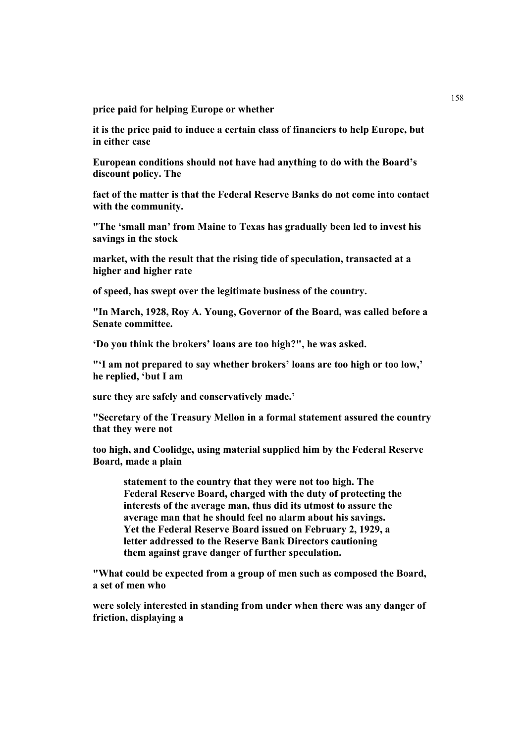**price paid for helping Europe or whether it is the price paid to induce a certain class of financiers to help Europe, but in either case European conditions should not have had anything to do with the Board's discount policy. The fact of the matter is that the Federal Reserve Banks do not come into contact with the community.**

**"The 'small man' from Maine to Texas has gradually been led to invest his savings in the stock market, with the result that the rising tide of speculation, transacted at a higher and higher rate of speed, has swept over the legitimate business of the country.**

**"In March, 1928, Roy A. Young, Governor of the Board, was called before a Senate committee.**

**'Do you think the brokers' loans are too high?", he was asked.**

**"'I am not prepared to say whether brokers' loans are too high or too low,' he replied, 'but I am sure they are safely and conservatively made.'**

**"Secretary of the Treasury Mellon in a formal statement assured the country that they were not too high, and Coolidge, using material supplied him by the Federal Reserve Board, made a plain**

> **statement to the country that they were not too high. The Federal Reserve Board, charged with the duty of protecting the interests of the average man, thus did its utmost to assure the average man that he should feel no alarm about his savings. Yet the Federal Reserve Board issued on February 2, 1929, a letter addressed to the Reserve Bank Directors cautioning them against grave danger of further speculation.**

**"What could be expected from a group of men such as composed the Board, a set of men who were solely interested in standing from under when there was any danger of friction, displaying a**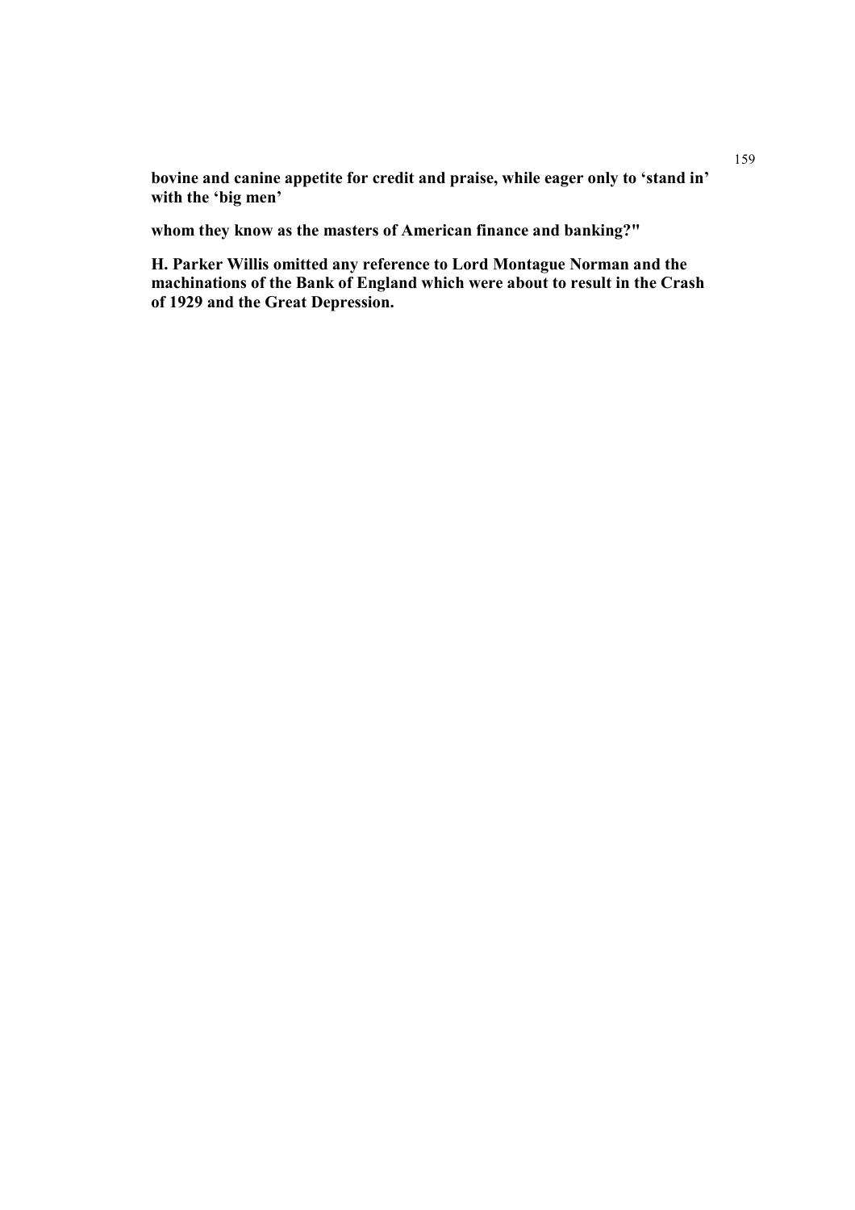**bovine and canine appetite for credit and praise, while eager only to 'stand in' with the 'big men'**

**whom they know as the masters of American finance and banking?"**

**H. Parker Willis omitted any reference to Lord Montague Norman and the machinations of the Bank of England which were about to result in the Crash of 1929 and the Great Depression.**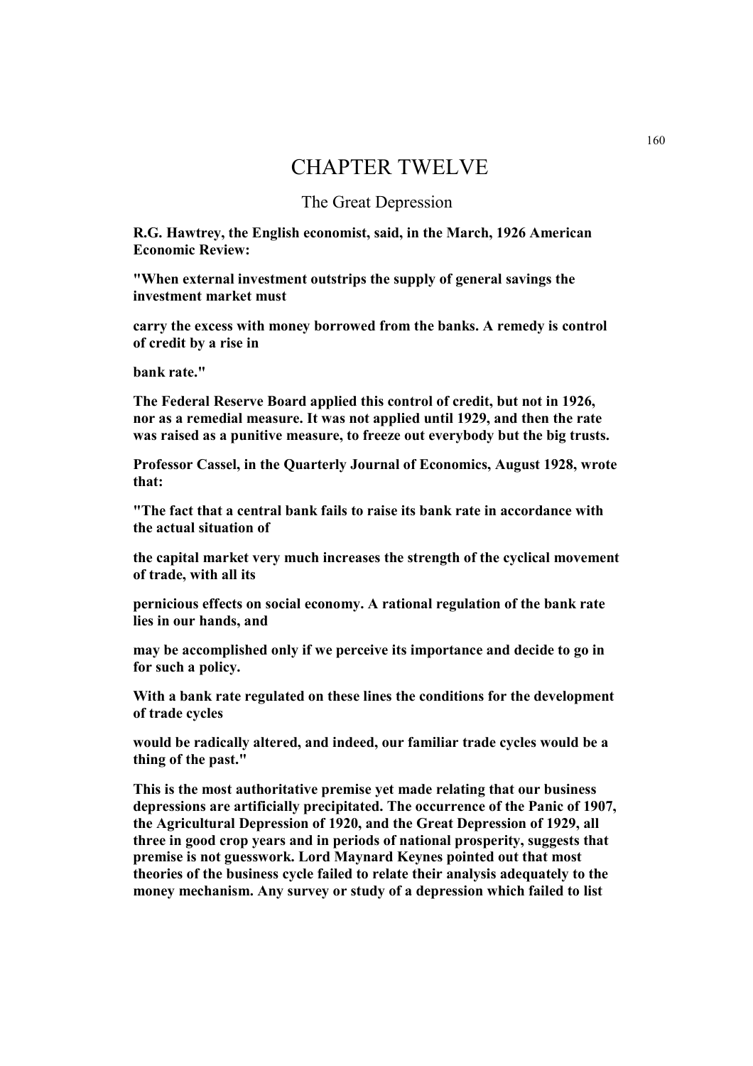# CHAPTER TWELVE

## The Great Depression

**R.G. Hawtrey, the English economist, said, in the March, 1926 American Economic Review:**

**"When external investment outstrips the supply of general savings the investment market must carry the excess with money borrowed from the banks. A remedy is control of credit by a rise in bank rate."**

**The Federal Reserve Board applied this control of credit, but not in 1926, nor as a remedial measure. It was not applied until 1929, and then the rate was raised as a punitive measure, to freeze out everybody but the big trusts.**

**Professor Cassel, in the Quarterly Journal of Economics, August 1928, wrote that:**

**"The fact that a central bank fails to raise its bank rate in accordance with the actual situation of the capital market very much increases the strength of the cyclical movement of trade, with all its pernicious effects on social economy. A rational regulation of the bank rate lies in our hands, and may be accomplished only if we perceive its importance and decide to go in for such a policy.**

**With a bank rate regulated on these lines the conditions for the development of trade cycles would be radically altered, and indeed, our familiar trade cycles would be a thing of the past."**

**This is the most authoritative premise yet made relating that our business depressions are artificially precipitated. The occurrence of the Panic of 1907, the Agricultural Depression of 1920, and the Great Depression of 1929, all three in good crop years and in periods of national prosperity, suggests that premise is not guesswork. Lord Maynard Keynes pointed out that most theories of the business cycle failed to relate their analysis adequately to the money mechanism. Any survey or study of a depression which failed to list**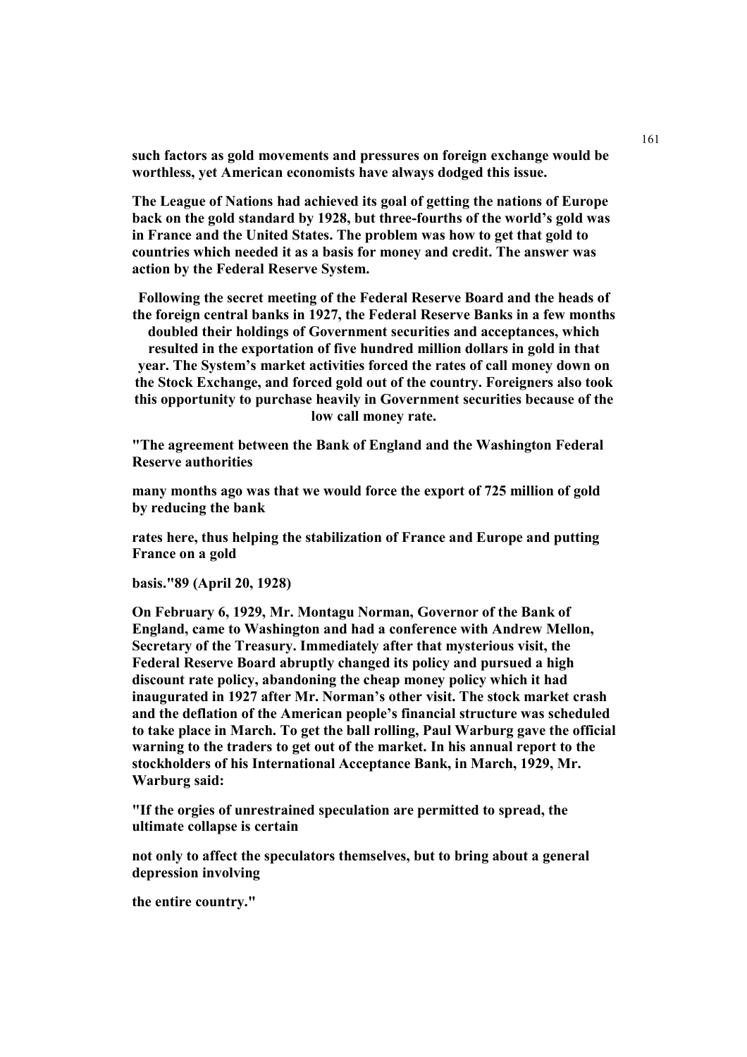**such factors as gold movements and pressures on foreign exchange would be worthless, yet American economists have always dodged this issue.**

**The League of Nations had achieved its goal of getting the nations of Europe back on the gold standard by 1928, but three-fourths of the world's gold was in France and the United States. The problem was how to get that gold to countries which needed it as a basis for money and credit. The answer was action by the Federal Reserve System.**

**Following the secret meeting of the Federal Reserve Board and the heads of the foreign central banks in 1927, the Federal Reserve Banks in a few months doubled their holdings of Government securities and acceptances, which resulted in the exportation of five hundred million dollars in gold in that year. The System's market activities forced the rates of call money down on the Stock Exchange, and forced gold out of the country. Foreigners also took this opportunity to purchase heavily in Government securities because of the low call money rate.**

**"The agreement between the Bank of England and the Washington Federal Reserve authorities many months ago was that we would force the export of 725 million of gold by reducing the bank rates here, thus helping the stabilization of France and Europe and putting France on a gold basis."89 (April 20, 1928)**

**On February 6, 1929, Mr. Montagu Norman, Governor of the Bank of England, came to Washington and had a conference with Andrew Mellon, Secretary of the Treasury. Immediately after that mysterious visit, the Federal Reserve Board abruptly changed its policy and pursued a high discount rate policy, abandoning the cheap money policy which it had inaugurated in 1927 after Mr. Norman's other visit. The stock market crash and the deflation of the American people's financial structure was scheduled to take place in March. To get the ball rolling, Paul Warburg gave the official warning to the traders to get out of the market. In his annual report to the stockholders of his International Acceptance Bank, in March, 1929, Mr. Warburg said:**

**"If the orgies of unrestrained speculation are permitted to spread, the ultimate collapse is certain not only to affect the speculators themselves, but to bring about a general depression involving the entire country."**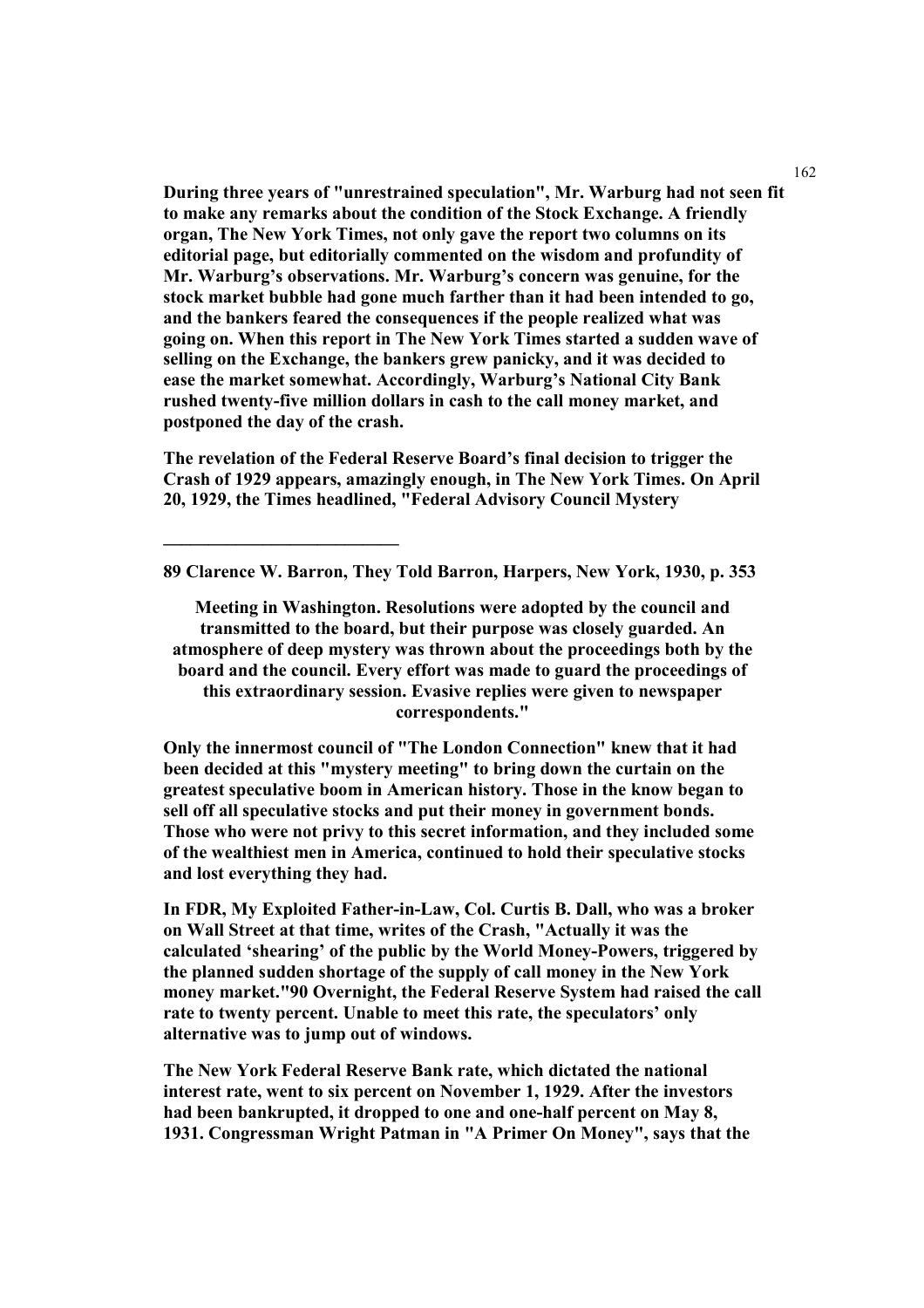**During three years of "unrestrained speculation", Mr. Warburg had not seen fit to make any remarks about the condition of the Stock Exchange. A friendly organ, The New York Times, not only gave the report two columns on its editorial page, but editorially commented on the wisdom and profundity of Mr. Warburg's observations. Mr. Warburg's concern was genuine, for the stock market bubble had gone much farther than it had been intended to go, and the bankers feared the consequences if the people realized what was going on. When this report in The New York Times started a sudden wave of selling on the Exchange, the bankers grew panicky, and it was decided to ease the market somewhat. Accordingly, Warburg's National City Bank rushed twenty-five million dollars in cash to the call money market, and postponed the day of the crash.**

**The revelation of the Federal Reserve Board's final decision to trigger the Crash of 1929 appears, amazingly enough, in The New York Times. On April 20, 1929, the Times headlined, "Federal Advisory Council Mystery Meeting in Washington. Resolutions were adopted by the council and transmitted to the board, but their purpose was closely guarded. An atmosphere of deep mystery was thrown about the proceedings both by the board and the council. Every effort was made to guard the proceedings of this extraordinary session. Evasive replies were given to newspaper correspondents."**

**Only the innermost council of "The London Connection" knew that it had been decided at this "mystery meeting" to bring down the curtain on the greatest speculative boom in American history. Those in the know began to sell off all speculative stocks and put their money in government bonds. Those who were not privy to this secret information, and they included some of the wealthiest men in America, continued to hold their speculative stocks and lost everything they had.**

**In FDR, My Exploited Father-in-Law, Col. Curtis B. Dall, who was a broker on Wall Street at that time, writes of the Crash, "Actually it was the calculated 'shearing' of the public by the World Money-Powers, triggered by the planned sudden shortage of the supply of call money in the New York money market."[90] Overnight, the Federal Reserve System had raised the call rate to twenty percent. Unable to meet this rate, the speculators' only alternative was to jump out of windows.**

**The New York Federal Reserve Bank rate, which dictated the national interest rate, went to six percent on November 1, 1929. After the investors had been bankrupted, it dropped to one and one-half percent on May 8, 1931. Congressman Wright Patman in "A Primer On Money", says that the**

---

**89 Clarence W. Barron, They Told Barron, Harpers, New York, 1930, p. 353**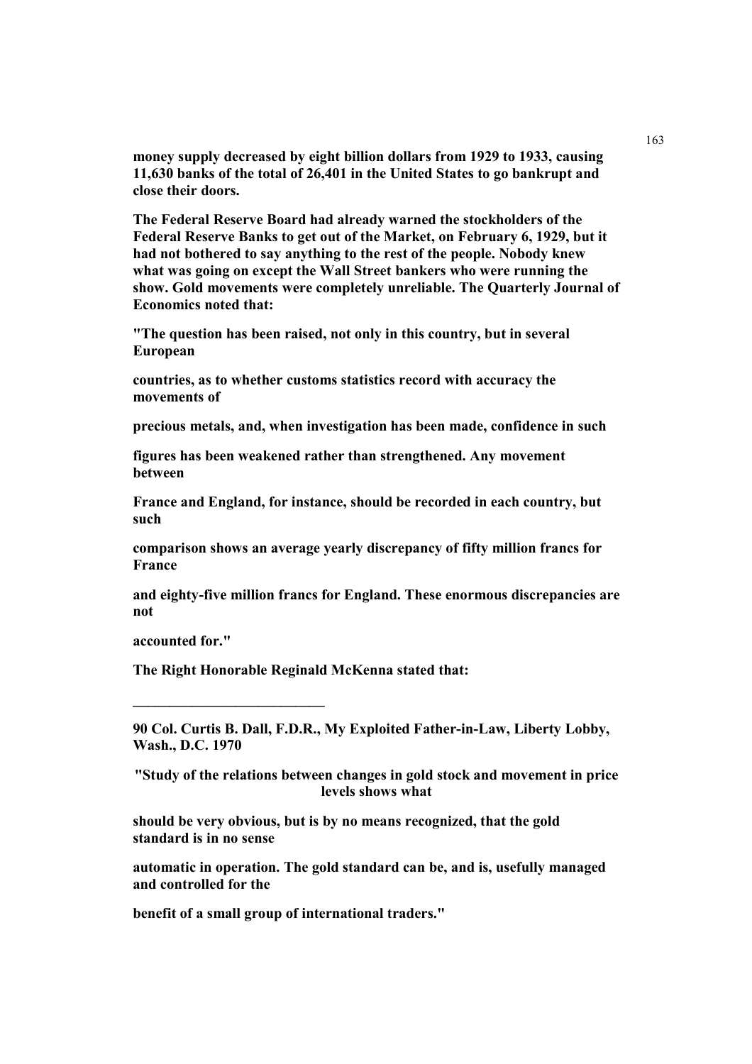**money supply decreased by eight billion dollars from 1929 to 1933, causing 11,630 banks of the total of 26,401 in the United States to go bankrupt and close their doors.**

**The Federal Reserve Board had already warned the stockholders of the Federal Reserve Banks to get out of the Market, on February 6, 1929, but it had not bothered to say anything to the rest of the people. Nobody knew what was going on except the Wall Street bankers who were running the show. Gold movements were completely unreliable. The Quarterly Journal of Economics noted that:**

**"The question has been raised, not only in this country, but in several European countries, as to whether customs statistics record with accuracy the movements of precious metals, and, when investigation has been made, confidence in such figures has been weakened rather than strengthened. Any movement between France and England, for instance, should be recorded in each country, but such comparison shows an average yearly discrepancy of fifty million francs for France and eighty-five million francs for England. These enormous discrepancies are not accounted for."**

**The Right Honorable Reginald McKenna stated that:**

**"Study of the relations between changes in gold stock and movement in price levels shows what should be very obvious, but is by no means recognized, that the gold standard is in no sense automatic in operation. The gold standard can be, and is, usefully managed and controlled for the benefit of a small group of international traders."**

---

**90 Col. Curtis B. Dall, F.D.R., My Exploited Father-in-Law, Liberty Lobby, Wash., D.C. 1970**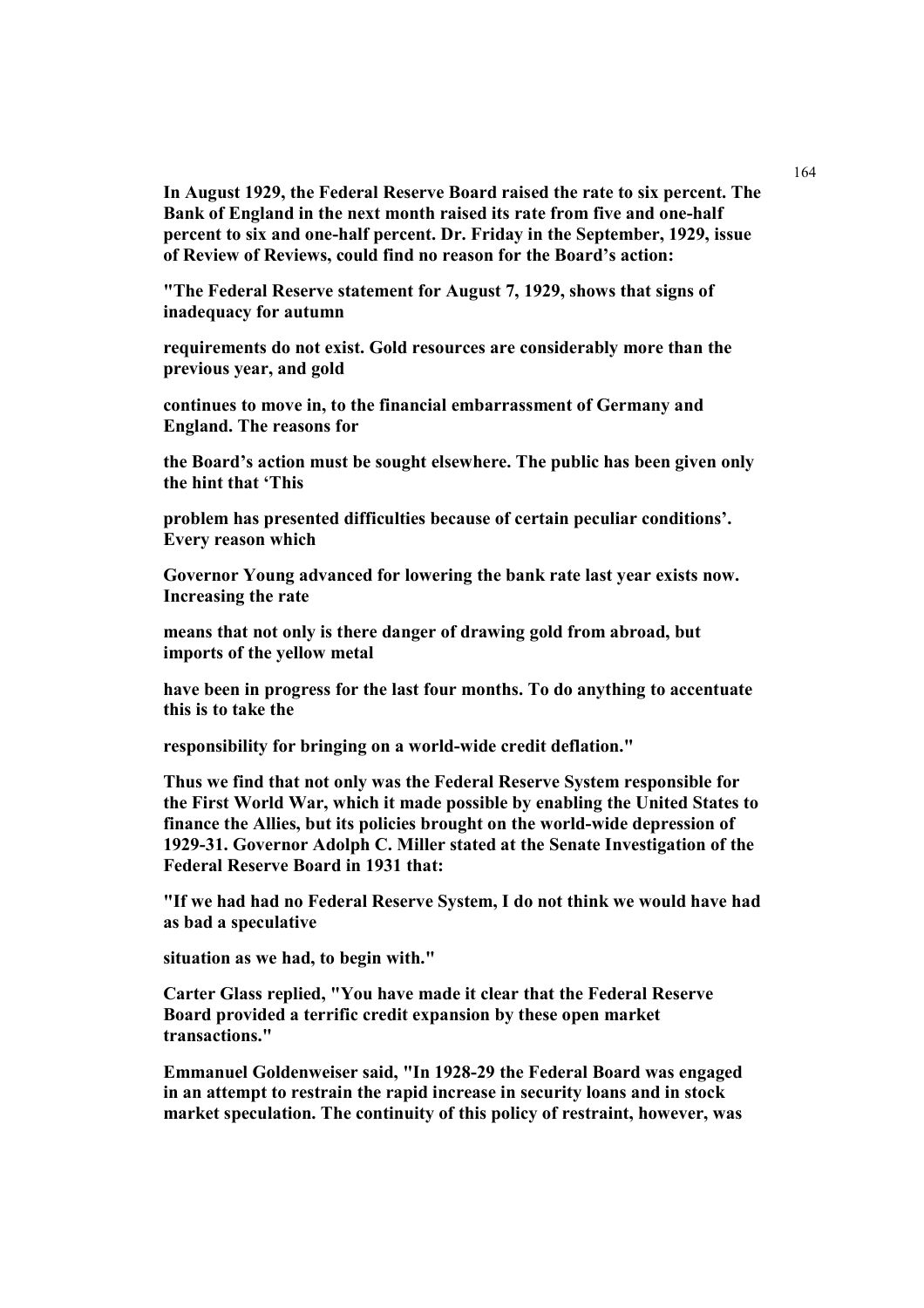**In August 1929, the Federal Reserve Board raised the rate to six percent. The Bank of England in the next month raised its rate from five and one-half percent to six and one-half percent. Dr. Friday in the September, 1929, issue of Review of Reviews, could find no reason for the Board's action:**

**"The Federal Reserve statement for August 7, 1929, shows that signs of inadequacy for autumn**

**requirements do not exist. Gold resources are considerably more than the previous year, and gold**

**continues to move in, to the financial embarrassment of Germany and England. The reasons for**

**the Board's action must be sought elsewhere. The public has been given only the hint that 'This**

**problem has presented difficulties because of certain peculiar conditions'. Every reason which**

**Governor Young advanced for lowering the bank rate last year exists now. Increasing the rate**

**means that not only is there danger of drawing gold from abroad, but imports of the yellow metal**

**have been in progress for the last four months. To do anything to accentuate this is to take the**

**responsibility for bringing on a world-wide credit deflation."**

**Thus we find that not only was the Federal Reserve System responsible for the First World War, which it made possible by enabling the United States to finance the Allies, but its policies brought on the world-wide depression of 1929-31. Governor Adolph C. Miller stated at the Senate Investigation of the Federal Reserve Board in 1931 that:**

**"If we had had no Federal Reserve System, I do not think we would have had as bad a speculative**

**situation as we had, to begin with."**

**Carter Glass replied, "You have made it clear that the Federal Reserve Board provided a terrific credit expansion by these open market transactions."**

**Emmanuel Goldenweiser said, "In 1928-29 the Federal Board was engaged in an attempt to restrain the rapid increase in security loans and in stock market speculation. The continuity of this policy of restraint, however, was**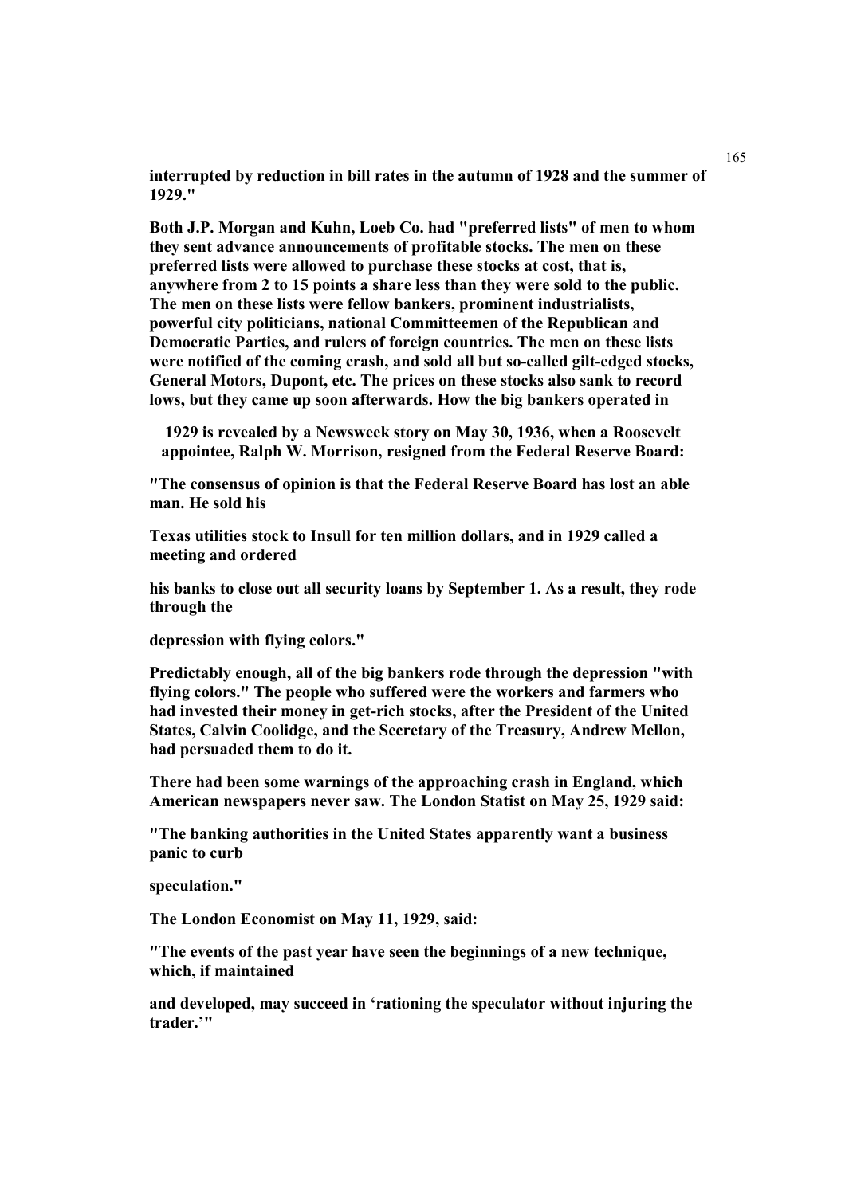**interrupted by reduction in bill rates in the autumn of 1928 and the summer of 1929."**

**Both J.P. Morgan and Kuhn, Loeb Co. had "preferred lists" of men to whom they sent advance announcements of profitable stocks. The men on these preferred lists were allowed to purchase these stocks at cost, that is, anywhere from 2 to 15 points a share less than they were sold to the public. The men on these lists were fellow bankers, prominent industrialists, powerful city politicians, national Committeemen of the Republican and Democratic Parties, and rulers of foreign countries. The men on these lists were notified of the coming crash, and sold all but so-called gilt-edged stocks, General Motors, Dupont, etc. The prices on these stocks also sank to record lows, but they came up soon afterwards. How the big bankers operated in 1929 is revealed by a Newsweek story on May 30, 1936, when a Roosevelt appointee, Ralph W. Morrison, resigned from the Federal Reserve Board:**

**"The consensus of opinion is that the Federal Reserve Board has lost an able man. He sold his Texas utilities stock to Insull for ten million dollars, and in 1929 called a meeting and ordered his banks to close out all security loans by September 1. As a result, they rode through the depression with flying colors."**

**Predictably enough, all of the big bankers rode through the depression "with flying colors." The people who suffered were the workers and farmers who had invested their money in get-rich stocks, after the President of the United States, Calvin Coolidge, and the Secretary of the Treasury, Andrew Mellon, had persuaded them to do it.**

**There had been some warnings of the approaching crash in England, which American newspapers never saw. The London Statist on May 25, 1929 said:**

**"The banking authorities in the United States apparently want a business panic to curb speculation."**

**The London Economist on May 11, 1929, said:**

**"The events of the past year have seen the beginnings of a new technique, which, if maintained and developed, may succeed in 'rationing the speculator without injuring the trader.'"**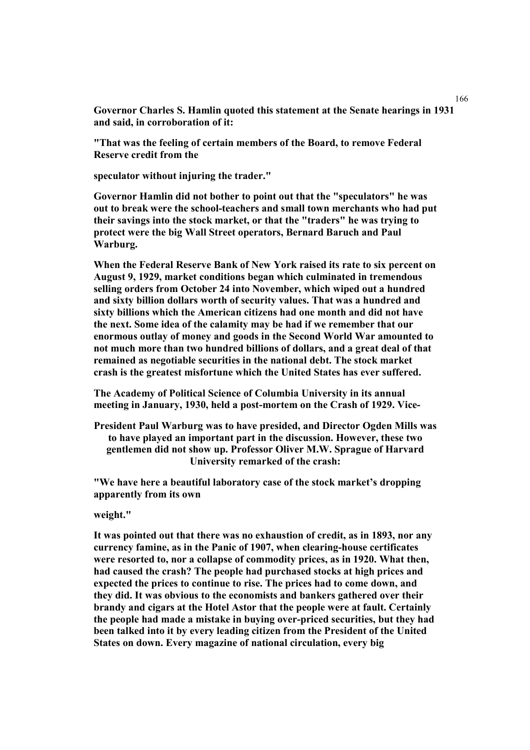Governor Charles S. Hamlin quoted this statement at the Senate hearings in 1931 and said, in corroboration of it:

"That was the feeling of certain members of the Board, to remove Federal Reserve credit from the speculator without injuring the trader."

Governor Hamlin did not bother to point out that the "speculators" he was out to break were the school-teachers and small town merchants who had put their savings into the stock market, or that the "traders" he was trying to protect were the big Wall Street operators, Bernard Baruch and Paul Warburg.

When the Federal Reserve Bank of New York raised its rate to six percent on August 9, 1929, market conditions began which culminated in tremendous selling orders from October 24 into November, which wiped out a hundred and sixty billion dollars worth of security values. That was a hundred and sixty billions which the American citizens had one month and did not have the next. Some idea of the calamity may be had if we remember that our enormous outlay of money and goods in the Second World War amounted to not much more than two hundred billions of dollars, and a great deal of that remained as negotiable securities in the national debt. The stock market crash is the greatest misfortune which the United States has ever suffered.

The Academy of Political Science of Columbia University in its annual meeting in January, 1930, held a post-mortem on the Crash of 1929. Vice-President Paul Warburg was to have presided, and Director Ogden Mills was to have played an important part in the discussion. However, these two gentlemen did not show up. Professor Oliver M.W. Sprague of Harvard University remarked of the crash:

"We have here a beautiful laboratory case of the stock market's dropping apparently from its own weight."

It was pointed out that there was no exhaustion of credit, as in 1893, nor any currency famine, as in the Panic of 1907, when clearing-house certificates were resorted to, nor a collapse of commodity prices, as in 1920. What then, had caused the crash? The people had purchased stocks at high prices and expected the prices to continue to rise. The prices had to come down, and they did. It was obvious to the economists and bankers gathered over their brandy and cigars at the Hotel Astor that the people were at fault. Certainly the people had made a mistake in buying over-priced securities, but they had been talked into it by every leading citizen from the President of the United States on down. Every magazine of national circulation, every big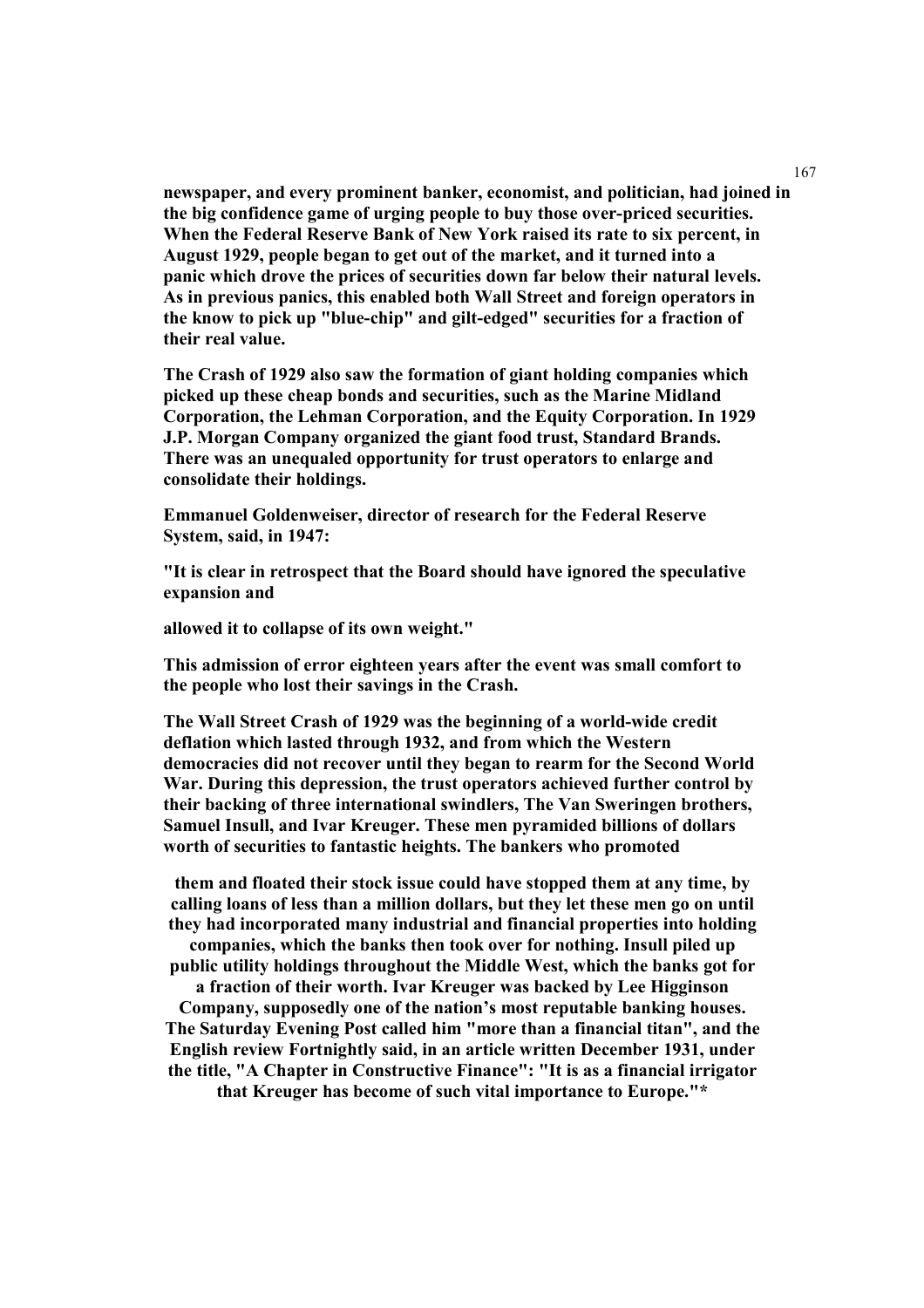**newspaper, and every prominent banker, economist, and politician, had joined in the big confidence game of urging people to buy those over-priced securities. When the Federal Reserve Bank of New York raised its rate to six percent, in August 1929, people began to get out of the market, and it turned into a panic which drove the prices of securities down far below their natural levels. As in previous panics, this enabled both Wall Street and foreign operators in the know to pick up "blue-chip" and gilt-edged" securities for a fraction of their real value.**

**The Crash of 1929 also saw the formation of giant holding companies which picked up these cheap bonds and securities, such as the Marine Midland Corporation, the Lehman Corporation, and the Equity Corporation. In 1929 J.P. Morgan Company organized the giant food trust, Standard Brands. There was an unequaled opportunity for trust operators to enlarge and consolidate their holdings.**

**Emmanuel Goldenweiser, director of research for the Federal Reserve System, said, in 1947:**

**"It is clear in retrospect that the Board should have ignored the speculative expansion and**

**allowed it to collapse of its own weight."**

**This admission of error eighteen years after the event was small comfort to the people who lost their savings in the Crash.**

**The Wall Street Crash of 1929 was the beginning of a world-wide credit deflation which lasted through 1932, and from which the Western democracies did not recover until they began to rearm for the Second World War. During this depression, the trust operators achieved further control by their backing of three international swindlers, The Van Sweringen brothers, Samuel Insull, and Ivar Kreuger. These men pyramided billions of dollars worth of securities to fantastic heights. The bankers who promoted**

**them and floated their stock issue could have stopped them at any time, by calling loans of less than a million dollars, but they let these men go on until they had incorporated many industrial and financial properties into holding companies, which the banks then took over for nothing. Insull piled up public utility holdings throughout the Middle West, which the banks got for a fraction of their worth. Ivar Kreuger was backed by Lee Higginson Company, supposedly one of the nation's most reputable banking houses. The Saturday Evening Post called him "more than a financial titan", and the English review Fortnightly said, in an article written December 1931, under the title, "A Chapter in Constructive Finance": "It is as a financial irrigator that Kreuger has become of such vital importance to Europe."***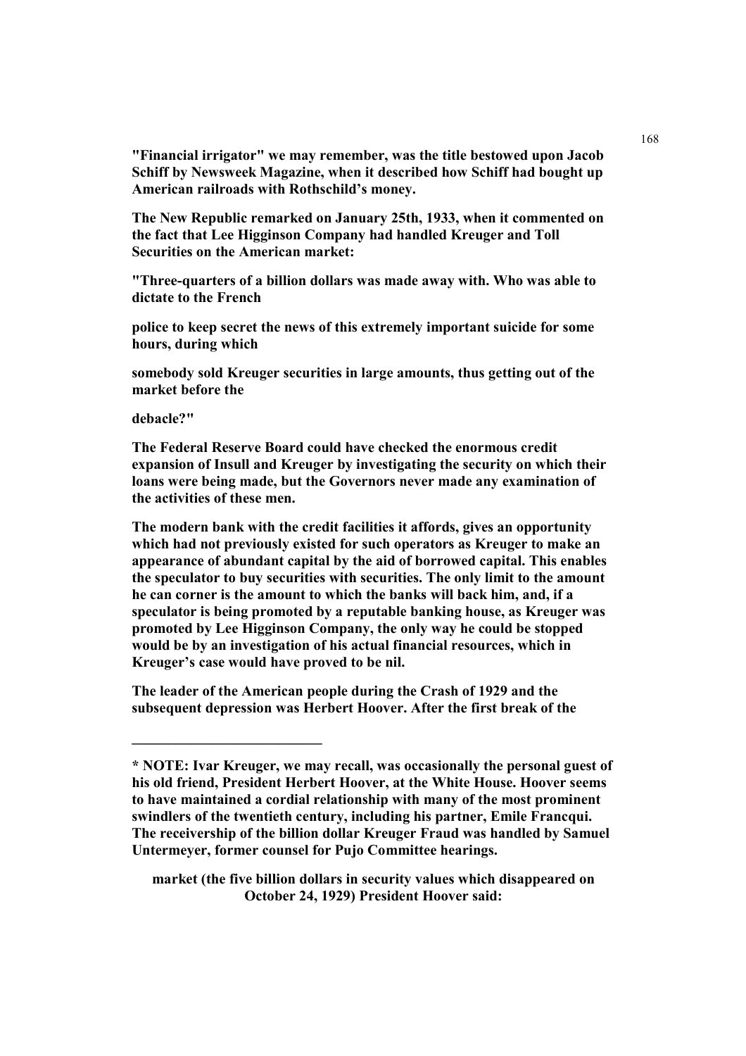**"Financial irrigator" we may remember, was the title bestowed upon Jacob Schiff by Newsweek Magazine, when it described how Schiff had bought up American railroads with Rothschild's money.**

**The New Republic remarked on January 25th, 1933, when it commented on the fact that Lee Higginson Company had handled Kreuger and Toll Securities on the American market:**

**"Three-quarters of a billion dollars was made away with. Who was able to dictate to the French**

**police to keep secret the news of this extremely important suicide for some hours, during which**

**somebody sold Kreuger securities in large amounts, thus getting out of the market before the**

**debacle?"**

**The Federal Reserve Board could have checked the enormous credit expansion of Insull and Kreuger by investigating the security on which their loans were being made, but the Governors never made any examination of the activities of these men.**

**The modern bank with the credit facilities it affords, gives an opportunity which had not previously existed for such operators as Kreuger to make an appearance of abundant capital by the aid of borrowed capital. This enables the speculator to buy securities with securities. The only limit to the amount he can corner is the amount to which the banks will back him, and, if a speculator is being promoted by a reputable banking house, as Kreuger was promoted by Lee Higginson Company, the only way he could be stopped would be by an investigation of his actual financial resources, which in Kreuger's case would have proved to be nil.**

**The leader of the American people during the Crash of 1929 and the subsequent depression was Herbert Hoover. After the first break of the market (the five billion dollars in security values which disappeared on October 24, 1929) President Hoover said:**

---

**\* NOTE: Ivar Kreuger, we may recall, was occasionally the personal guest of his old friend, President Herbert Hoover, at the White House. Hoover seems to have maintained a cordial relationship with many of the most prominent swindlers of the twentieth century, including his partner, Emile Francqui. The receivership of the billion dollar Kreuger Fraud was handled by Samuel Untermeyer, former counsel for Pujo Committee hearings.**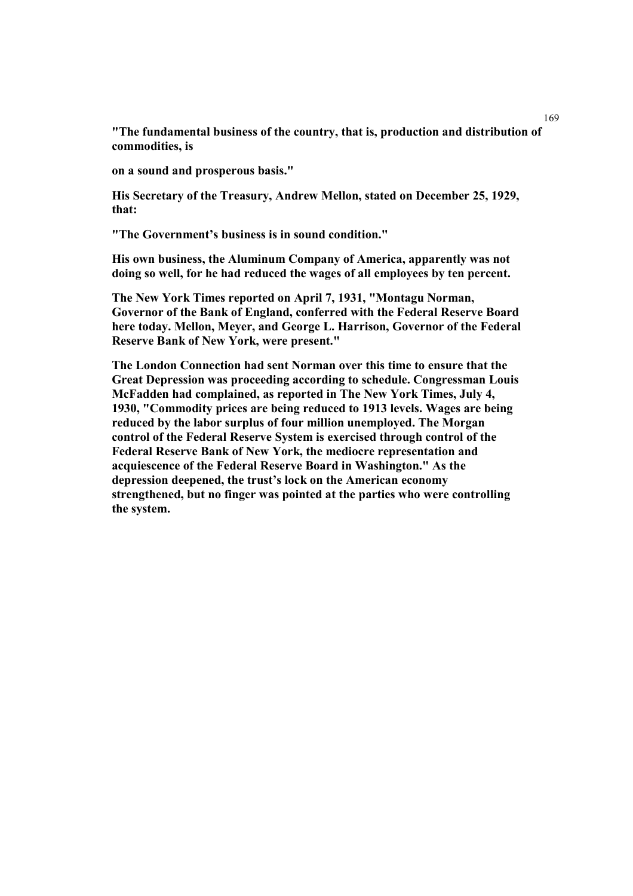**"The fundamental business of the country, that is, production and distribution of commodities, is**

**on a sound and prosperous basis."**

**His Secretary of the Treasury, Andrew Mellon, stated on December 25, 1929, that:**

**"The Government's business is in sound condition."**

**His own business, the Aluminum Company of America, apparently was not doing so well, for he had reduced the wages of all employees by ten percent.**

**The New York Times reported on April 7, 1931, "Montagu Norman, Governor of the Bank of England, conferred with the Federal Reserve Board here today. Mellon, Meyer, and George L. Harrison, Governor of the Federal Reserve Bank of New York, were present."**

**The London Connection had sent Norman over this time to ensure that the Great Depression was proceeding according to schedule. Congressman Louis McFadden had complained, as reported in The New York Times, July 4, 1930, "Commodity prices are being reduced to 1913 levels. Wages are being reduced by the labor surplus of four million unemployed. The Morgan control of the Federal Reserve System is exercised through control of the Federal Reserve Bank of New York, the mediocre representation and acquiescence of the Federal Reserve Board in Washington." As the depression deepened, the trust's lock on the American economy strengthened, but no finger was pointed at the parties who were controlling the system.**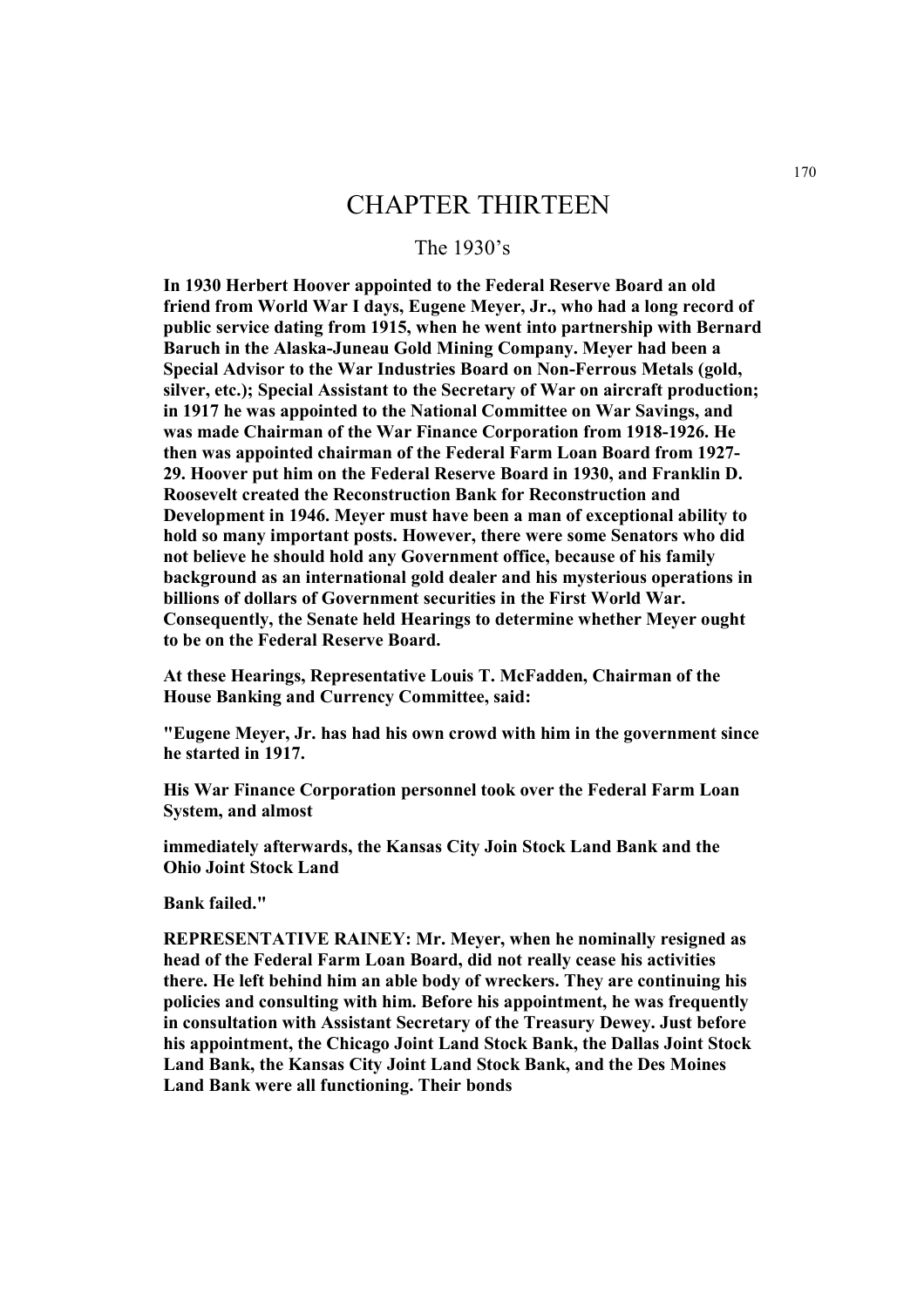# CHAPTER THIRTEEN

## The 1930's

**In 1930 Herbert Hoover appointed to the Federal Reserve Board an old friend from World War I days, Eugene Meyer, Jr., who had a long record of public service dating from 1915, when he went into partnership with Bernard Baruch in the Alaska-Juneau Gold Mining Company. Meyer had been a Special Advisor to the War Industries Board on Non-Ferrous Metals (gold, silver, etc.); Special Assistant to the Secretary of War on aircraft production; in 1917 he was appointed to the National Committee on War Savings, and was made Chairman of the War Finance Corporation from 1918-1926. He then was appointed chairman of the Federal Farm Loan Board from 1927-29. Hoover put him on the Federal Reserve Board in 1930, and Franklin D. Roosevelt created the Reconstruction Bank for Reconstruction and Development in 1946. Meyer must have been a man of exceptional ability to hold so many important posts. However, there were some Senators who did not believe he should hold any Government office, because of his family background as an international gold dealer and his mysterious operations in billions of dollars of Government securities in the First World War. Consequently, the Senate held Hearings to determine whether Meyer ought to be on the Federal Reserve Board.**

**At these Hearings, Representative Louis T. McFadden, Chairman of the House Banking and Currency Committee, said:**

**"Eugene Meyer, Jr. has had his own crowd with him in the government since he started in 1917.**

**His War Finance Corporation personnel took over the Federal Farm Loan System, and almost**

**immediately afterwards, the Kansas City Join Stock Land Bank and the Ohio Joint Stock Land**

**Bank failed."**

**REPRESENTATIVE RAINEY: Mr. Meyer, when he nominally resigned as head of the Federal Farm Loan Board, did not really cease his activities there. He left behind him an able body of wreckers. They are continuing his policies and consulting with him. Before his appointment, he was frequently in consultation with Assistant Secretary of the Treasury Dewey. Just before his appointment, the Chicago Joint Land Stock Bank, the Dallas Joint Stock Land Bank, the Kansas City Joint Land Stock Bank, and the Des Moines Land Bank were all functioning. Their bonds**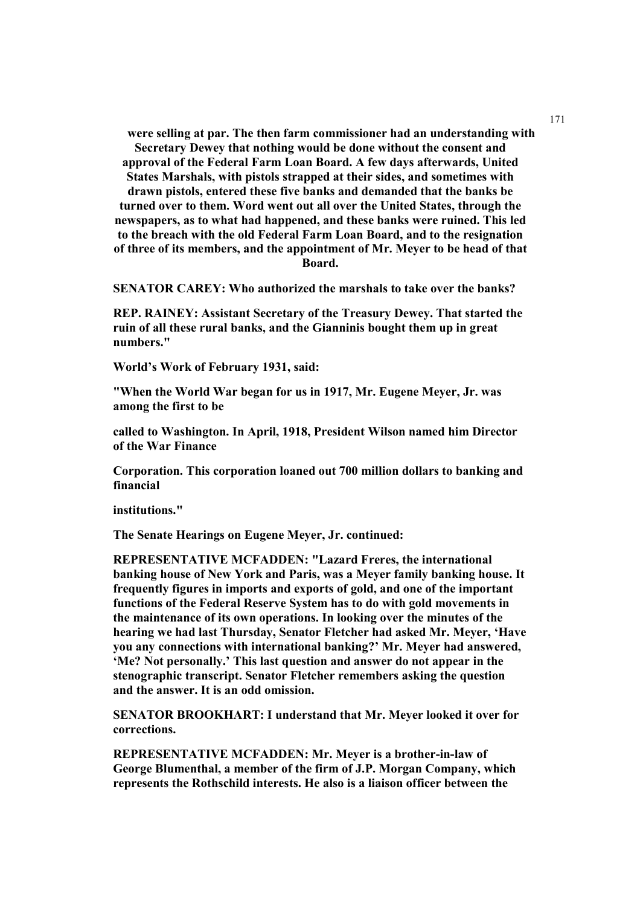**were selling at par. The then farm commissioner had an understanding with Secretary Dewey that nothing would be done without the consent and approval of the Federal Farm Loan Board. A few days afterwards, United States Marshals, with pistols strapped at their sides, and sometimes with drawn pistols, entered these five banks and demanded that the banks be turned over to them. Word went out all over the United States, through the newspapers, as to what had happened, and these banks were ruined. This led to the breach with the old Federal Farm Loan Board, and to the resignation of three of its members, and the appointment of Mr. Meyer to be head of that Board.**

**SENATOR CAREY: Who authorized the marshals to take over the banks?**

**REP. RAINEY: Assistant Secretary of the Treasury Dewey. That started the ruin of all these rural banks, and the Gianninis bought them up in great numbers."**

**World's Work of February 1931, said:**

**"When the World War began for us in 1917, Mr. Eugene Meyer, Jr. was among the first to be called to Washington. In April, 1918, President Wilson named him Director of the War Finance Corporation. This corporation loaned out 700 million dollars to banking and financial institutions."**

**The Senate Hearings on Eugene Meyer, Jr. continued:**

**REPRESENTATIVE MCFADDEN: "Lazard Freres, the international banking house of New York and Paris, was a Meyer family banking house. It frequently figures in imports and exports of gold, and one of the important functions of the Federal Reserve System has to do with gold movements in the maintenance of its own operations. In looking over the minutes of the hearing we had last Thursday, Senator Fletcher had asked Mr. Meyer, 'Have you any connections with international banking?' Mr. Meyer had answered, 'Me? Not personally.' This last question and answer do not appear in the stenographic transcript. Senator Fletcher remembers asking the question and the answer. It is an odd omission.**

**SENATOR BROOKHART: I understand that Mr. Meyer looked it over for corrections.**

**REPRESENTATIVE MCFADDEN: Mr. Meyer is a brother-in-law of George Blumenthal, a member of the firm of J.P. Morgan Company, which represents the Rothschild interests. He also is a liaison officer between the**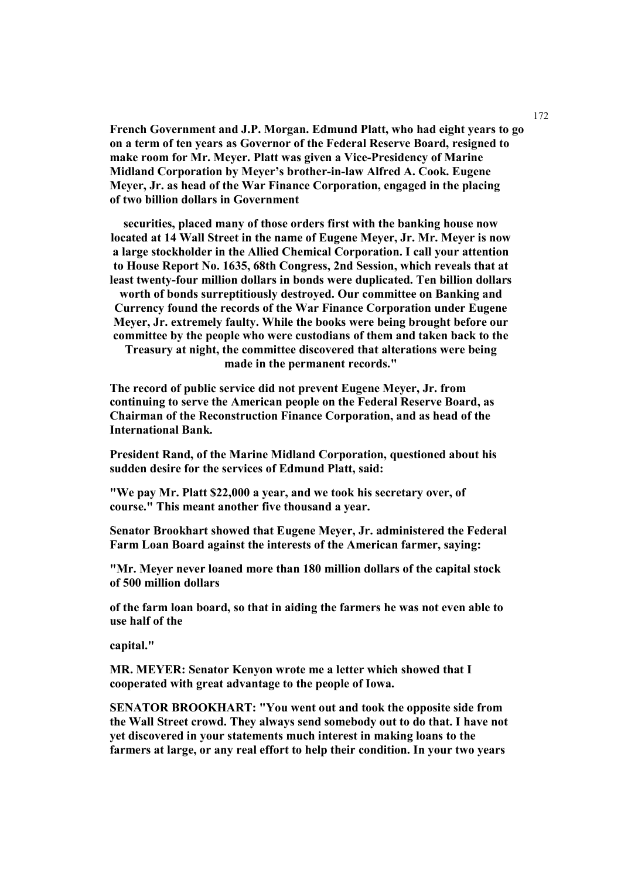**French Government and J.P. Morgan. Edmund Platt, who had eight years to go on a term of ten years as Governor of the Federal Reserve Board, resigned to make room for Mr. Meyer. Platt was given a Vice-Presidency of Marine Midland Corporation by Meyer's brother-in-law Alfred A. Cook. Eugene Meyer, Jr. as head of the War Finance Corporation, engaged in the placing of two billion dollars in Government securities, placed many of those orders first with the banking house now located at 14 Wall Street in the name of Eugene Meyer, Jr. Mr. Meyer is now a large stockholder in the Allied Chemical Corporation. I call your attention to House Report No. 1635, 68th Congress, 2nd Session, which reveals that at least twenty-four million dollars in bonds were duplicated. Ten billion dollars worth of bonds surreptitiously destroyed. Our committee on Banking and Currency found the records of the War Finance Corporation under Eugene Meyer, Jr. extremely faulty. While the books were being brought before our committee by the people who were custodians of them and taken back to the Treasury at night, the committee discovered that alterations were being made in the permanent records."**

**The record of public service did not prevent Eugene Meyer, Jr. from continuing to serve the American people on the Federal Reserve Board, as Chairman of the Reconstruction Finance Corporation, and as head of the International Bank.**

**President Rand, of the Marine Midland Corporation, questioned about his sudden desire for the services of Edmund Platt, said:**

**"We pay Mr. Platt $22,000 a year, and we took his secretary over, of course." This meant another five thousand a year.**

**Senator Brookhart showed that Eugene Meyer, Jr. administered the Federal Farm Loan Board against the interests of the American farmer, saying:**

**"Mr. Meyer never loaned more than 180 million dollars of the capital stock of 500 million dollars of the farm loan board, so that in aiding the farmers he was not even able to use half of the capital."**

**MR. MEYER: Senator Kenyon wrote me a letter which showed that I cooperated with great advantage to the people of Iowa.**

**SENATOR BROOKHART: "You went out and took the opposite side from the Wall Street crowd. They always send somebody out to do that. I have not yet discovered in your statements much interest in making loans to the farmers at large, or any real effort to help their condition. In your two years**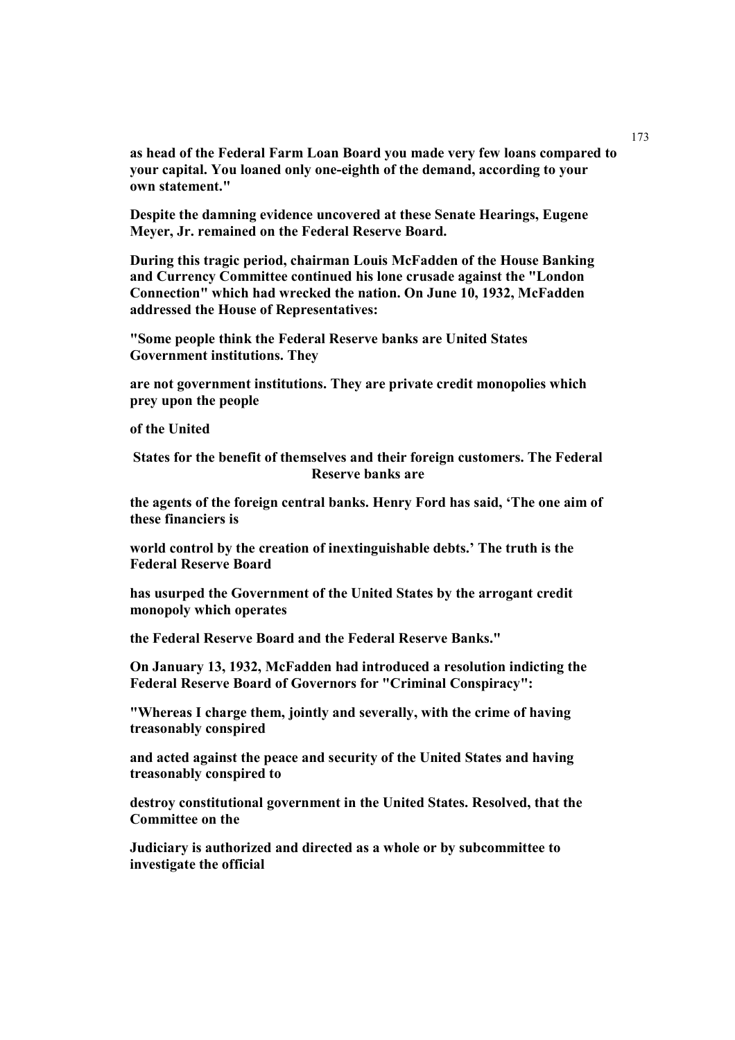**as head of the Federal Farm Loan Board you made very few loans compared to your capital. You loaned only one-eighth of the demand, according to your own statement."**

**Despite the damning evidence uncovered at these Senate Hearings, Eugene Meyer, Jr. remained on the Federal Reserve Board.**

**During this tragic period, chairman Louis McFadden of the House Banking and Currency Committee continued his lone crusade against the "London Connection" which had wrecked the nation. On June 10, 1932, McFadden addressed the House of Representatives:**

**"Some people think the Federal Reserve banks are United States Government institutions. They are not government institutions. They are private credit monopolies which prey upon the people of the United States for the benefit of themselves and their foreign customers. The Federal Reserve banks are the agents of the foreign central banks. Henry Ford has said, 'The one aim of these financiers is world control by the creation of inextinguishable debts.' The truth is the Federal Reserve Board has usurped the Government of the United States by the arrogant credit monopoly which operates the Federal Reserve Board and the Federal Reserve Banks."**

**On January 13, 1932, McFadden had introduced a resolution indicting the Federal Reserve Board of Governors for "Criminal Conspiracy":**

**"Whereas I charge them, jointly and severally, with the crime of having treasonably conspired and acted against the peace and security of the United States and having treasonably conspired to destroy constitutional government in the United States. Resolved, that the Committee on the Judiciary is authorized and directed as a whole or by subcommittee to investigate the official**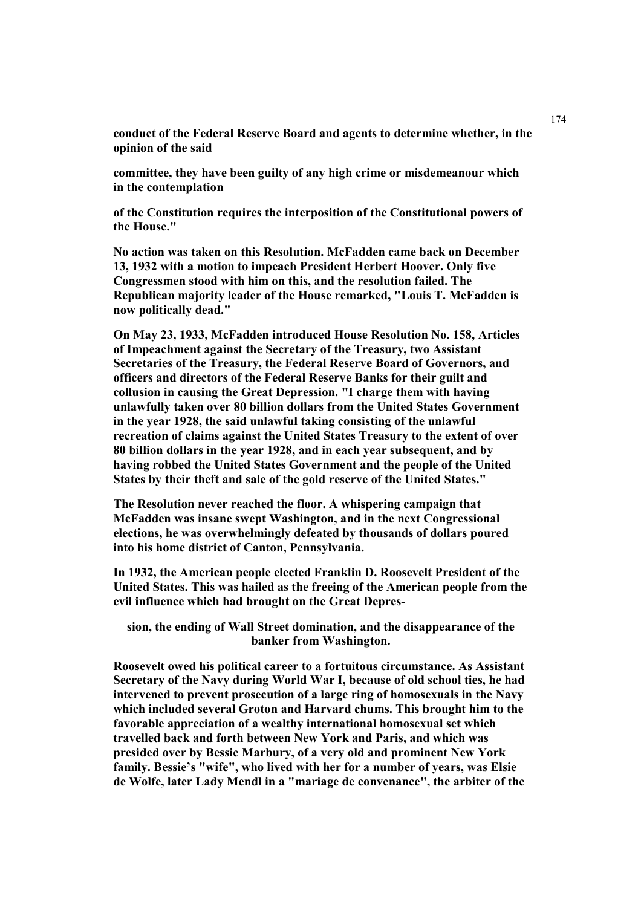**conduct of the Federal Reserve Board and agents to determine whether, in the opinion of the said**

**committee, they have been guilty of any high crime or misdemeanour which in the contemplation**

**of the Constitution requires the interposition of the Constitutional powers of the House."**

**No action was taken on this Resolution. McFadden came back on December 13, 1932 with a motion to impeach President Herbert Hoover. Only five Congressmen stood with him on this, and the resolution failed. The Republican majority leader of the House remarked, "Louis T. McFadden is now politically dead."**

**On May 23, 1933, McFadden introduced House Resolution No. 158, Articles of Impeachment against the Secretary of the Treasury, two Assistant Secretaries of the Treasury, the Federal Reserve Board of Governors, and officers and directors of the Federal Reserve Banks for their guilt and collusion in causing the Great Depression. "I charge them with having unlawfully taken over 80 billion dollars from the United States Government in the year 1928, the said unlawful taking consisting of the unlawful recreation of claims against the United States Treasury to the extent of over 80 billion dollars in the year 1928, and in each year subsequent, and by having robbed the United States Government and the people of the United States by their theft and sale of the gold reserve of the United States."**

**The Resolution never reached the floor. A whispering campaign that McFadden was insane swept Washington, and in the next Congressional elections, he was overwhelmingly defeated by thousands of dollars poured into his home district of Canton, Pennsylvania.**

**In 1932, the American people elected Franklin D. Roosevelt President of the United States. This was hailed as the freeing of the American people from the evil influence which had brought on the Great Depression, the ending of Wall Street domination, and the disappearance of the banker from Washington.**

**Roosevelt owed his political career to a fortuitous circumstance. As Assistant Secretary of the Navy during World War I, because of old school ties, he had intervened to prevent prosecution of a large ring of homosexuals in the Navy which included several Groton and Harvard chums. This brought him to the favorable appreciation of a wealthy international homosexual set which travelled back and forth between New York and Paris, and which was presided over by Bessie Marbury, of a very old and prominent New York family. Bessie's "wife", who lived with her for a number of years, was Elsie de Wolfe, later Lady Mendl in a "mariage de convenance", the arbiter of the**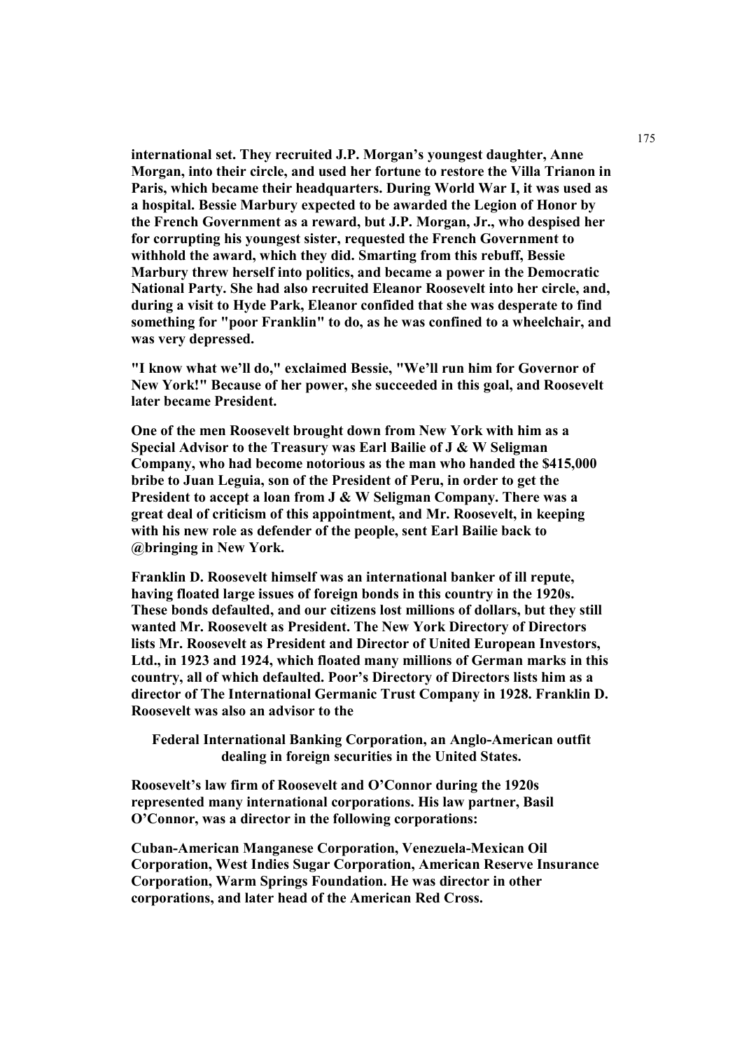**international set. They recruited J.P. Morgan's youngest daughter, Anne Morgan, into their circle, and used her fortune to restore the Villa Trianon in Paris, which became their headquarters. During World War I, it was used as a hospital. Bessie Marbury expected to be awarded the Legion of Honor by the French Government as a reward, but J.P. Morgan, Jr., who despised her for corrupting his youngest sister, requested the French Government to withhold the award, which they did. Smarting from this rebuff, Bessie Marbury threw herself into politics, and became a power in the Democratic National Party. She had also recruited Eleanor Roosevelt into her circle, and, during a visit to Hyde Park, Eleanor confided that she was desperate to find something for "poor Franklin" to do, as he was confined to a wheelchair, and was very depressed.**

**"I know what we'll do," exclaimed Bessie, "We'll run him for Governor of New York!" Because of her power, she succeeded in this goal, and Roosevelt later became President.**

**One of the men Roosevelt brought down from New York with him as a Special Advisor to the Treasury was Earl Bailie of J & W Seligman Company, who had become notorious as the man who handed the $415,000 bribe to Juan Leguia, son of the President of Peru, in order to get the President to accept a loan from J & W Seligman Company. There was a great deal of criticism of this appointment, and Mr. Roosevelt, in keeping with his new role as defender of the people, sent Earl Bailie back to @bringing in New York.**

**Franklin D. Roosevelt himself was an international banker of ill repute, having floated large issues of foreign bonds in this country in the 1920s. These bonds defaulted, and our citizens lost millions of dollars, but they still wanted Mr. Roosevelt as President. The New York Directory of Directors lists Mr. Roosevelt as President and Director of United European Investors, Ltd., in 1923 and 1924, which floated many millions of German marks in this country, all of which defaulted. Poor's Directory of Directors lists him as a director of The International Germanic Trust Company in 1928. Franklin D. Roosevelt was also an advisor to the**

**Federal International Banking Corporation, an Anglo-American outfit dealing in foreign securities in the United States.**

**Roosevelt's law firm of Roosevelt and O'Connor during the 1920s represented many international corporations. His law partner, Basil O'Connor, was a director in the following corporations:**

**Cuban-American Manganese Corporation, Venezuela-Mexican Oil Corporation, West Indies Sugar Corporation, American Reserve Insurance Corporation, Warm Springs Foundation. He was director in other corporations, and later head of the American Red Cross.**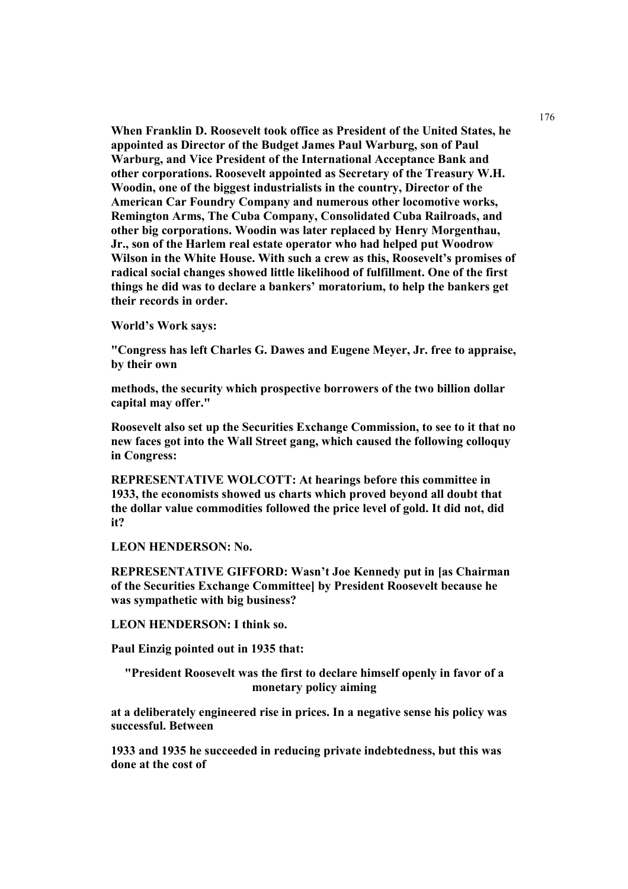**When Franklin D. Roosevelt took office as President of the United States, he appointed as Director of the Budget James Paul Warburg, son of Paul Warburg, and Vice President of the International Acceptance Bank and other corporations. Roosevelt appointed as Secretary of the Treasury W.H. Woodin, one of the biggest industrialists in the country, Director of the American Car Foundry Company and numerous other locomotive works, Remington Arms, The Cuba Company, Consolidated Cuba Railroads, and other big corporations. Woodin was later replaced by Henry Morgenthau, Jr., son of the Harlem real estate operator who had helped put Woodrow Wilson in the White House. With such a crew as this, Roosevelt's promises of radical social changes showed little likelihood of fulfillment. One of the first things he did was to declare a bankers' moratorium, to help the bankers get their records in order.**

**World's Work says:**

**"Congress has left Charles G. Dawes and Eugene Meyer, Jr. free to appraise, by their own methods, the security which prospective borrowers of the two billion dollar capital may offer."**

**Roosevelt also set up the Securities Exchange Commission, to see to it that no new faces got into the Wall Street gang, which caused the following colloquy in Congress:**

**REPRESENTATIVE WOLCOTT: At hearings before this committee in 1933, the economists showed us charts which proved beyond all doubt that the dollar value commodities followed the price level of gold. It did not, did it?**

**LEON HENDERSON: No.**

**REPRESENTATIVE GIFFORD: Wasn't Joe Kennedy put in [as Chairman of the Securities Exchange Committee] by President Roosevelt because he was sympathetic with big business?**

**LEON HENDERSON: I think so.**

**Paul Einzig pointed out in 1935 that:**

**"President Roosevelt was the first to declare himself openly in favor of a monetary policy aiming at a deliberately engineered rise in prices. In a negative sense his policy was successful. Between 1933 and 1935 he succeeded in reducing private indebtedness, but this was done at the cost of**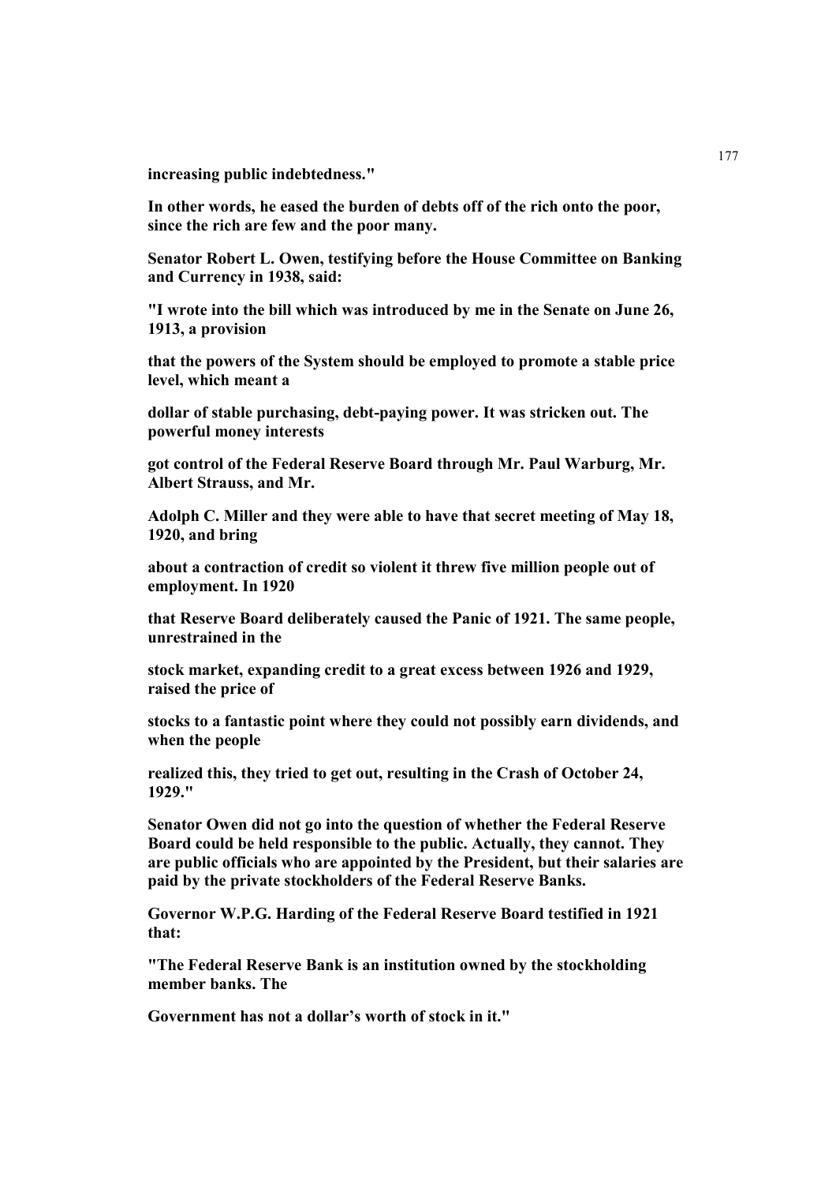**increasing public indebtedness."**

**In other words, he eased the burden of debts off of the rich onto the poor, since the rich are few and the poor many.**

**Senator Robert L. Owen, testifying before the House Committee on Banking and Currency in 1938, said:**

**"I wrote into the bill which was introduced by me in the Senate on June 26, 1913, a provision that the powers of the System should be employed to promote a stable price level, which meant a dollar of stable purchasing, debt-paying power. It was stricken out. The powerful money interests got control of the Federal Reserve Board through Mr. Paul Warburg, Mr. Albert Strauss, and Mr. Adolph C. Miller and they were able to have that secret meeting of May 18, 1920, and bring about a contraction of credit so violent it threw five million people out of employment. In 1920 that Reserve Board deliberately caused the Panic of 1921. The same people, unrestrained in the stock market, expanding credit to a great excess between 1926 and 1929, raised the price of stocks to a fantastic point where they could not possibly earn dividends, and when the people realized this, they tried to get out, resulting in the Crash of October 24, 1929."**

**Senator Owen did not go into the question of whether the Federal Reserve Board could be held responsible to the public. Actually, they cannot. They are public officials who are appointed by the President, but their salaries are paid by the private stockholders of the Federal Reserve Banks.**

**Governor W.P.G. Harding of the Federal Reserve Board testified in 1921 that:**

**"The Federal Reserve Bank is an institution owned by the stockholding member banks. The Government has not a dollar's worth of stock in it."**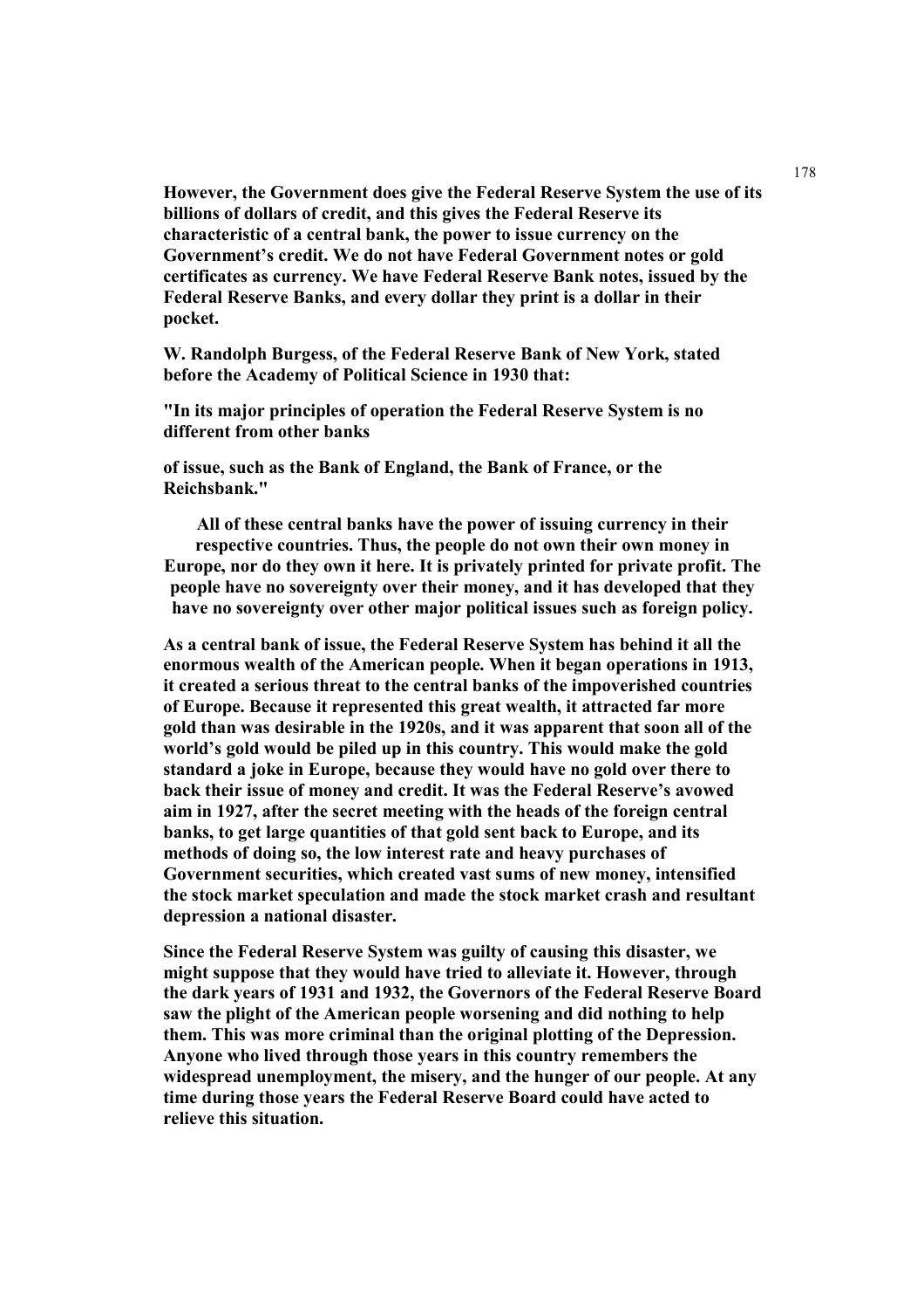**However, the Government does give the Federal Reserve System the use of its billions of dollars of credit, and this gives the Federal Reserve its characteristic of a central bank, the power to issue currency on the Government's credit. We do not have Federal Government notes or gold certificates as currency. We have Federal Reserve Bank notes, issued by the Federal Reserve Banks, and every dollar they print is a dollar in their pocket.**

**W. Randolph Burgess, of the Federal Reserve Bank of New York, stated before the Academy of Political Science in 1930 that:**

**"In its major principles of operation the Federal Reserve System is no different from other banks**

**of issue, such as the Bank of England, the Bank of France, or the Reichsbank."**

**All of these central banks have the power of issuing currency in their respective countries. Thus, the people do not own their own money in Europe, nor do they own it here. It is privately printed for private profit. The people have no sovereignty over their money, and it has developed that they have no sovereignty over other major political issues such as foreign policy.**

**As a central bank of issue, the Federal Reserve System has behind it all the enormous wealth of the American people. When it began operations in 1913, it created a serious threat to the central banks of the impoverished countries of Europe. Because it represented this great wealth, it attracted far more gold than was desirable in the 1920s, and it was apparent that soon all of the world's gold would be piled up in this country. This would make the gold standard a joke in Europe, because they would have no gold over there to back their issue of money and credit. It was the Federal Reserve's avowed aim in 1927, after the secret meeting with the heads of the foreign central banks, to get large quantities of that gold sent back to Europe, and its methods of doing so, the low interest rate and heavy purchases of Government securities, which created vast sums of new money, intensified the stock market speculation and made the stock market crash and resultant depression a national disaster.**

**Since the Federal Reserve System was guilty of causing this disaster, we might suppose that they would have tried to alleviate it. However, through the dark years of 1931 and 1932, the Governors of the Federal Reserve Board saw the plight of the American people worsening and did nothing to help them. This was more criminal than the original plotting of the Depression. Anyone who lived through those years in this country remembers the widespread unemployment, the misery, and the hunger of our people. At any time during those years the Federal Reserve Board could have acted to relieve this situation.**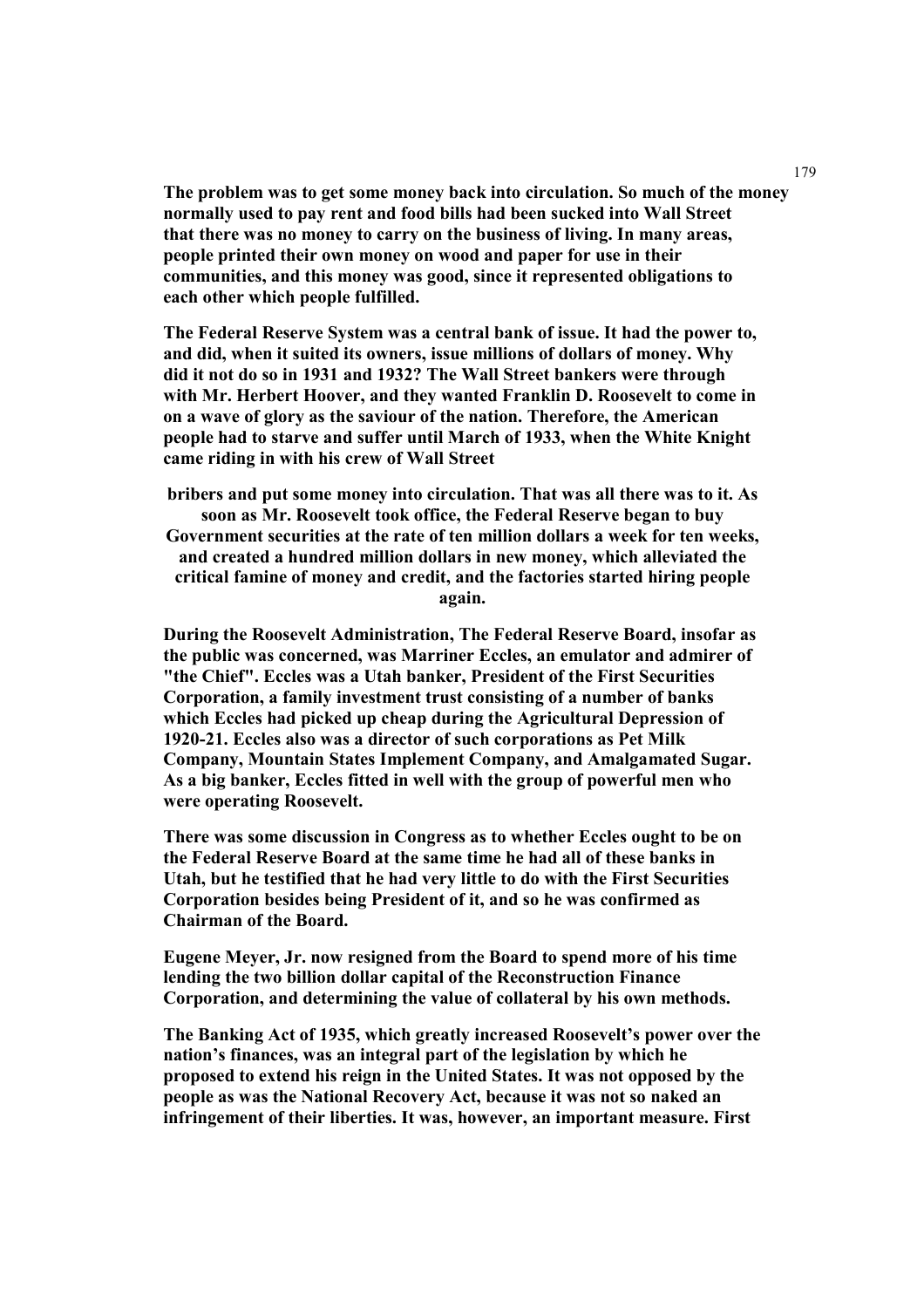**The problem was to get some money back into circulation. So much of the money normally used to pay rent and food bills had been sucked into Wall Street that there was no money to carry on the business of living. In many areas, people printed their own money on wood and paper for use in their communities, and this money was good, since it represented obligations to each other which people fulfilled.**

**The Federal Reserve System was a central bank of issue. It had the power to, and did, when it suited its owners, issue millions of dollars of money. Why did it not do so in 1931 and 1932? The Wall Street bankers were through with Mr. Herbert Hoover, and they wanted Franklin D. Roosevelt to come in on a wave of glory as the saviour of the nation. Therefore, the American people had to starve and suffer until March of 1933, when the White Knight came riding in with his crew of Wall Street**

**bribers and put some money into circulation. That was all there was to it. As soon as Mr. Roosevelt took office, the Federal Reserve began to buy Government securities at the rate of ten million dollars a week for ten weeks, and created a hundred million dollars in new money, which alleviated the critical famine of money and credit, and the factories started hiring people again.**

**During the Roosevelt Administration, The Federal Reserve Board, insofar as the public was concerned, was Marriner Eccles, an emulator and admirer of "the Chief". Eccles was a Utah banker, President of the First Securities Corporation, a family investment trust consisting of a number of banks which Eccles had picked up cheap during the Agricultural Depression of 1920-21. Eccles also was a director of such corporations as Pet Milk Company, Mountain States Implement Company, and Amalgamated Sugar. As a big banker, Eccles fitted in well with the group of powerful men who were operating Roosevelt.**

**There was some discussion in Congress as to whether Eccles ought to be on the Federal Reserve Board at the same time he had all of these banks in Utah, but he testified that he had very little to do with the First Securities Corporation besides being President of it, and so he was confirmed as Chairman of the Board.**

**Eugene Meyer, Jr. now resigned from the Board to spend more of his time lending the two billion dollar capital of the Reconstruction Finance Corporation, and determining the value of collateral by his own methods.**

**The Banking Act of 1935, which greatly increased Roosevelt's power over the nation's finances, was an integral part of the legislation by which he proposed to extend his reign in the United States. It was not opposed by the people as was the National Recovery Act, because it was not so naked an infringement of their liberties. It was, however, an important measure. First**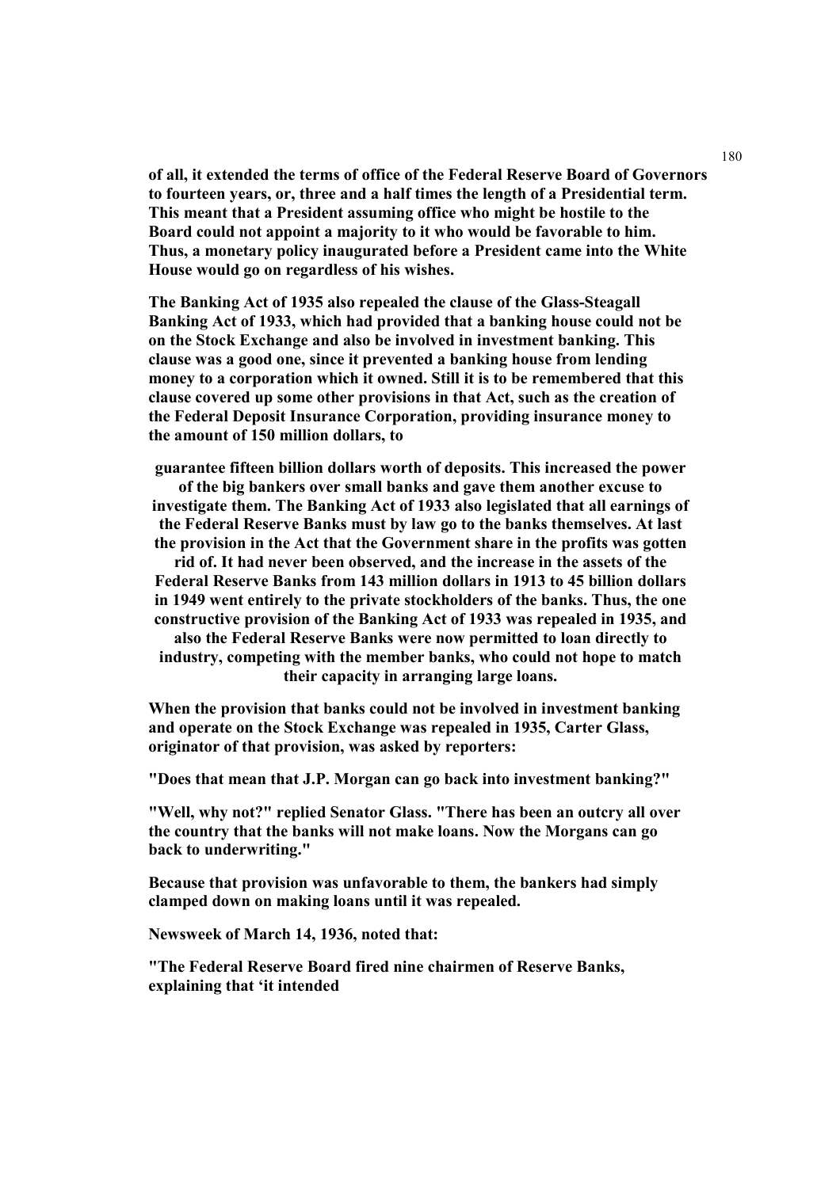**of all, it extended the terms of office of the Federal Reserve Board of Governors to fourteen years, or, three and a half times the length of a Presidential term. This meant that a President assuming office who might be hostile to the Board could not appoint a majority to it who would be favorable to him. Thus, a monetary policy inaugurated before a President came into the White House would go on regardless of his wishes.**

**The Banking Act of 1935 also repealed the clause of the Glass-Steagall Banking Act of 1933, which had provided that a banking house could not be on the Stock Exchange and also be involved in investment banking. This clause was a good one, since it prevented a banking house from lending money to a corporation which it owned. Still it is to be remembered that this clause covered up some other provisions in that Act, such as the creation of the Federal Deposit Insurance Corporation, providing insurance money to the amount of 150 million dollars, to guarantee fifteen billion dollars worth of deposits. This increased the power of the big bankers over small banks and gave them another excuse to investigate them. The Banking Act of 1933 also legislated that all earnings of the Federal Reserve Banks must by law go to the banks themselves. At last the provision in the Act that the Government share in the profits was gotten rid of. It had never been observed, and the increase in the assets of the Federal Reserve Banks from 143 million dollars in 1913 to 45 billion dollars in 1949 went entirely to the private stockholders of the banks. Thus, the one constructive provision of the Banking Act of 1933 was repealed in 1935, and also the Federal Reserve Banks were now permitted to loan directly to industry, competing with the member banks, who could not hope to match their capacity in arranging large loans.**

**When the provision that banks could not be involved in investment banking and operate on the Stock Exchange was repealed in 1935, Carter Glass, originator of that provision, was asked by reporters:**

**"Does that mean that J.P. Morgan can go back into investment banking?"**

**"Well, why not?" replied Senator Glass. "There has been an outcry all over the country that the banks will not make loans. Now the Morgans can go back to underwriting."**

**Because that provision was unfavorable to them, the bankers had simply clamped down on making loans until it was repealed.**

**Newsweek of March 14, 1936, noted that:**

**"The Federal Reserve Board fired nine chairmen of Reserve Banks, explaining that 'it intended**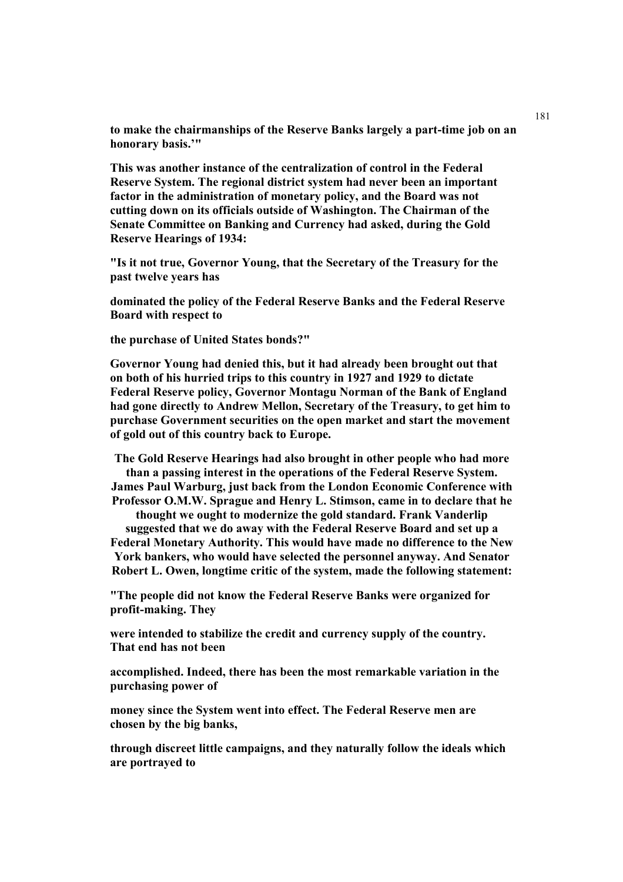**to make the chairmanships of the Reserve Banks largely a part-time job on an honorary basis.'"**

**This was another instance of the centralization of control in the Federal Reserve System. The regional district system had never been an important factor in the administration of monetary policy, and the Board was not cutting down on its officials outside of Washington. The Chairman of the Senate Committee on Banking and Currency had asked, during the Gold Reserve Hearings of 1934:**

**"Is it not true, Governor Young, that the Secretary of the Treasury for the past twelve years has**

**dominated the policy of the Federal Reserve Banks and the Federal Reserve Board with respect to**

**the purchase of United States bonds?"**

**Governor Young had denied this, but it had already been brought out that on both of his hurried trips to this country in 1927 and 1929 to dictate Federal Reserve policy, Governor Montagu Norman of the Bank of England had gone directly to Andrew Mellon, Secretary of the Treasury, to get him to purchase Government securities on the open market and start the movement of gold out of this country back to Europe.**

**The Gold Reserve Hearings had also brought in other people who had more than a passing interest in the operations of the Federal Reserve System. James Paul Warburg, just back from the London Economic Conference with Professor O.M.W. Sprague and Henry L. Stimson, came in to declare that he thought we ought to modernize the gold standard. Frank Vanderlip suggested that we do away with the Federal Reserve Board and set up a Federal Monetary Authority. This would have made no difference to the New York bankers, who would have selected the personnel anyway. And Senator Robert L. Owen, longtime critic of the system, made the following statement:**

**"The people did not know the Federal Reserve Banks were organized for profit-making. They**

**were intended to stabilize the credit and currency supply of the country. That end has not been**

**accomplished. Indeed, there has been the most remarkable variation in the purchasing power of**

**money since the System went into effect. The Federal Reserve men are chosen by the big banks,**

**through discreet little campaigns, and they naturally follow the ideals which are portrayed to**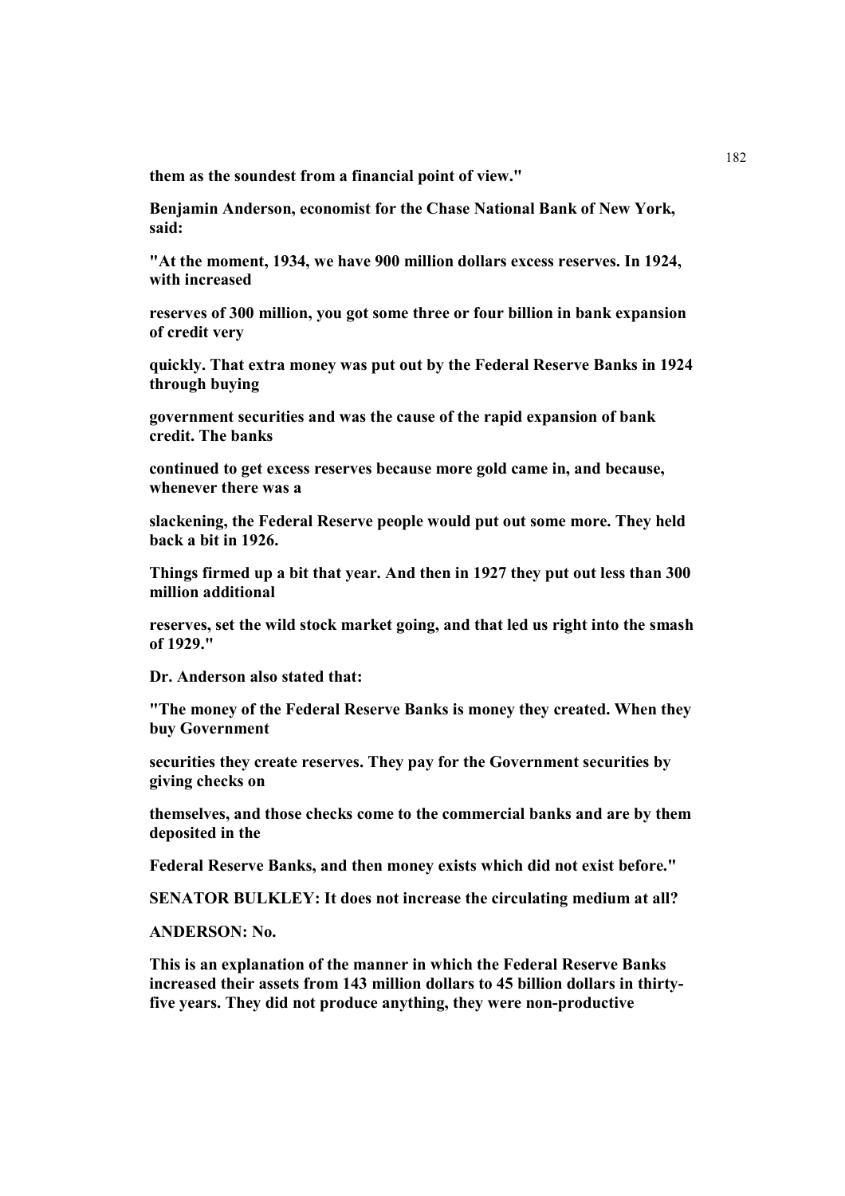**them as the soundest from a financial point of view."**

**Benjamin Anderson, economist for the Chase National Bank of New York, said:**

**"At the moment, 1934, we have 900 million dollars excess reserves. In 1924, with increased reserves of 300 million, you got some three or four billion in bank expansion of credit very quickly. That extra money was put out by the Federal Reserve Banks in 1924 through buying government securities and was the cause of the rapid expansion of bank credit. The banks continued to get excess reserves because more gold came in, and because, whenever there was a slackening, the Federal Reserve people would put out some more. They held back a bit in 1926. Things firmed up a bit that year. And then in 1927 they put out less than 300 million additional reserves, set the wild stock market going, and that led us right into the smash of 1929."**

**Dr. Anderson also stated that:**

**"The money of the Federal Reserve Banks is money they created. When they buy Government securities they create reserves. They pay for the Government securities by giving checks on themselves, and those checks come to the commercial banks and are by them deposited in the Federal Reserve Banks, and then money exists which did not exist before."**

**SENATOR BULKLEY: It does not increase the circulating medium at all?**

**ANDERSON: No.**

**This is an explanation of the manner in which the Federal Reserve Banks increased their assets from 143 million dollars to 45 billion dollars in thirty-five years. They did not produce anything, they were non-productive**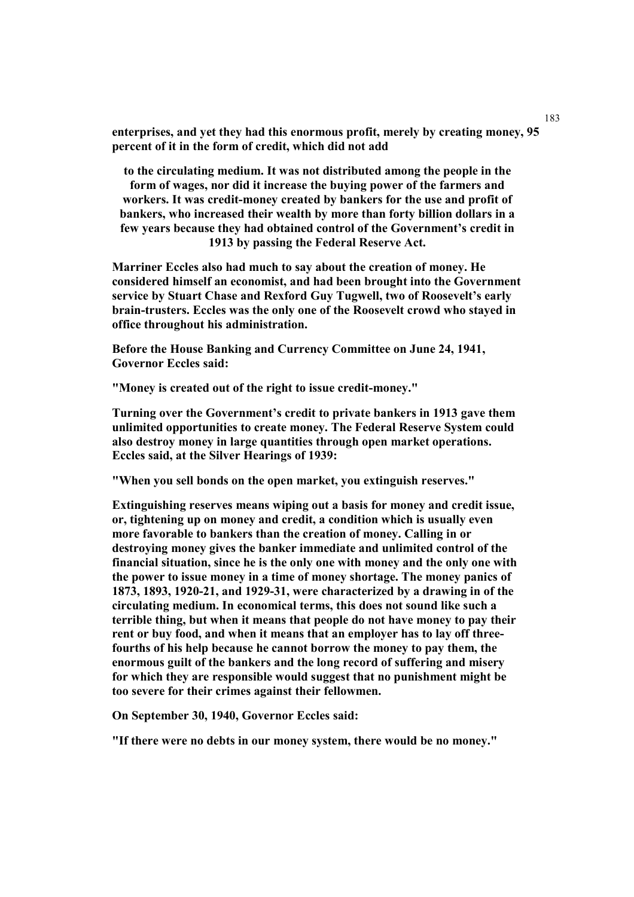**enterprises, and yet they had this enormous profit, merely by creating money, 95 percent of it in the form of credit, which did not add**

**to the circulating medium. It was not distributed among the people in the form of wages, nor did it increase the buying power of the farmers and workers. It was credit-money created by bankers for the use and profit of bankers, who increased their wealth by more than forty billion dollars in a few years because they had obtained control of the Government's credit in 1913 by passing the Federal Reserve Act.**

**Marriner Eccles also had much to say about the creation of money. He considered himself an economist, and had been brought into the Government service by Stuart Chase and Rexford Guy Tugwell, two of Roosevelt's early brain-trusters. Eccles was the only one of the Roosevelt crowd who stayed in office throughout his administration.**

**Before the House Banking and Currency Committee on June 24, 1941, Governor Eccles said:**

**"Money is created out of the right to issue credit-money."**

**Turning over the Government's credit to private bankers in 1913 gave them unlimited opportunities to create money. The Federal Reserve System could also destroy money in large quantities through open market operations. Eccles said, at the Silver Hearings of 1939:**

**"When you sell bonds on the open market, you extinguish reserves."**

**Extinguishing reserves means wiping out a basis for money and credit issue, or, tightening up on money and credit, a condition which is usually even more favorable to bankers than the creation of money. Calling in or destroying money gives the banker immediate and unlimited control of the financial situation, since he is the only one with money and the only one with the power to issue money in a time of money shortage. The money panics of 1873, 1893, 1920-21, and 1929-31, were characterized by a drawing in of the circulating medium. In economical terms, this does not sound like such a terrible thing, but when it means that people do not have money to pay their rent or buy food, and when it means that an employer has to lay off three-fourths of his help because he cannot borrow the money to pay them, the enormous guilt of the bankers and the long record of suffering and misery for which they are responsible would suggest that no punishment might be too severe for their crimes against their fellowmen.**

**On September 30, 1940, Governor Eccles said:**

**"If there were no debts in our money system, there would be no money."**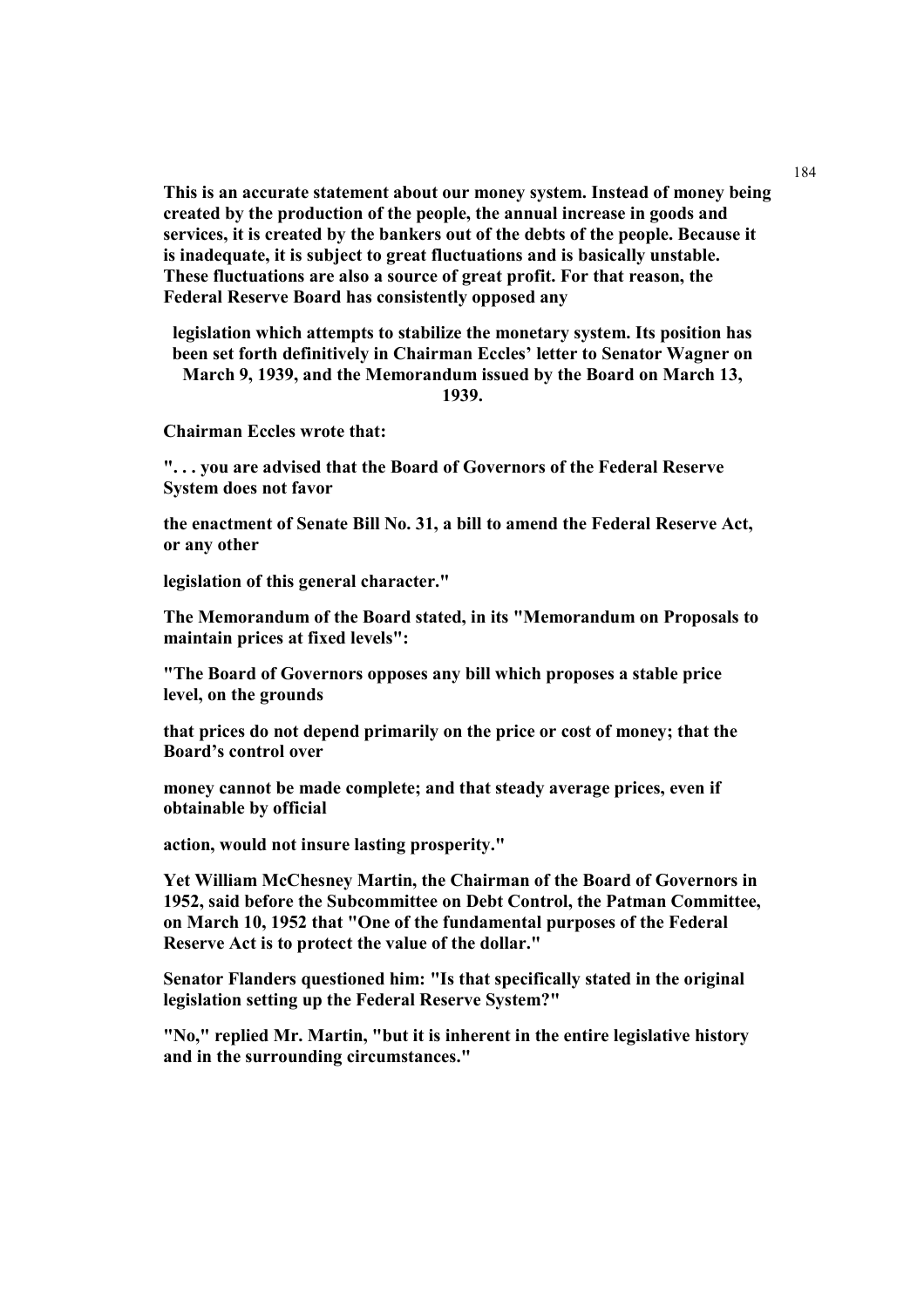**This is an accurate statement about our money system. Instead of money being created by the production of the people, the annual increase in goods and services, it is created by the bankers out of the debts of the people. Because it is inadequate, it is subject to great fluctuations and is basically unstable. These fluctuations are also a source of great profit. For that reason, the Federal Reserve Board has consistently opposed any legislation which attempts to stabilize the monetary system. Its position has been set forth definitively in Chairman Eccles' letter to Senator Wagner on March 9, 1939, and the Memorandum issued by the Board on March 13, 1939.**

**Chairman Eccles wrote that:**

**". . . you are advised that the Board of Governors of the Federal Reserve System does not favor the enactment of Senate Bill No. 31, a bill to amend the Federal Reserve Act, or any other legislation of this general character."**

**The Memorandum of the Board stated, in its "Memorandum on Proposals to maintain prices at fixed levels":**

**"The Board of Governors opposes any bill which proposes a stable price level, on the grounds that prices do not depend primarily on the price or cost of money; that the Board's control over money cannot be made complete; and that steady average prices, even if obtainable by official action, would not insure lasting prosperity."**

**Yet William McChesney Martin, the Chairman of the Board of Governors in 1952, said before the Subcommittee on Debt Control, the Patman Committee, on March 10, 1952 that "One of the fundamental purposes of the Federal Reserve Act is to protect the value of the dollar."**

**Senator Flanders questioned him: "Is that specifically stated in the original legislation setting up the Federal Reserve System?"**

**"No," replied Mr. Martin, "but it is inherent in the entire legislative history and in the surrounding circumstances."**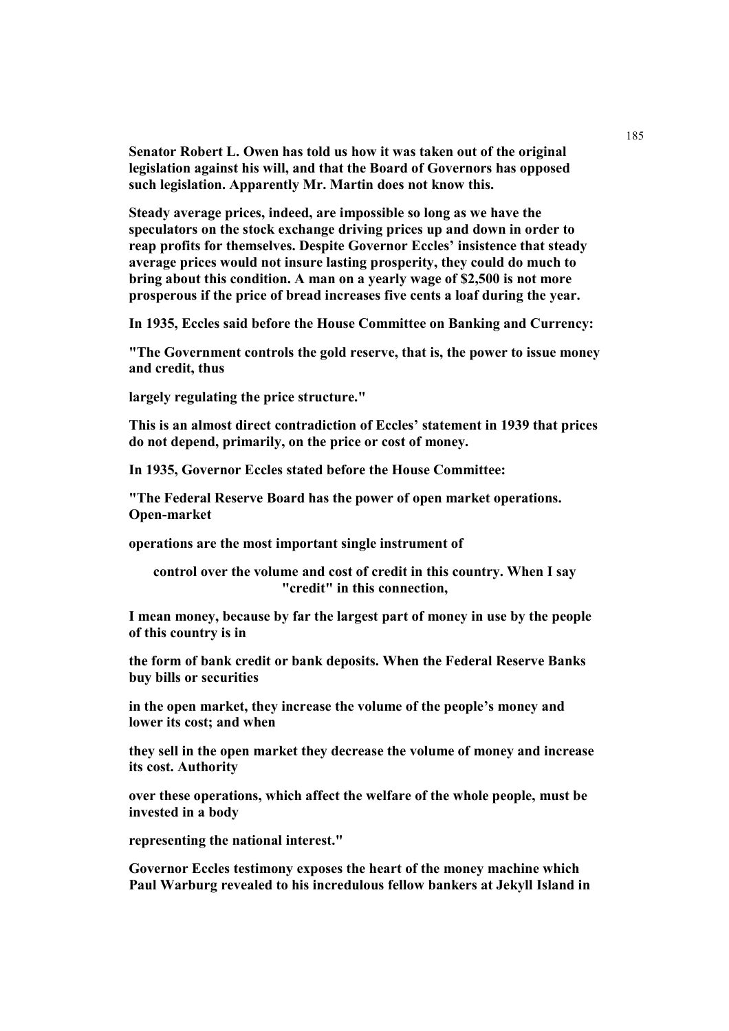**Senator Robert L. Owen has told us how it was taken out of the original legislation against his will, and that the Board of Governors has opposed such legislation. Apparently Mr. Martin does not know this.**

**Steady average prices, indeed, are impossible so long as we have the speculators on the stock exchange driving prices up and down in order to reap profits for themselves. Despite Governor Eccles' insistence that steady average prices would not insure lasting prosperity, they could do much to bring about this condition. A man on a yearly wage of $2,500 is not more prosperous if the price of bread increases five cents a loaf during the year.**

**In 1935, Eccles said before the House Committee on Banking and Currency:**

**"The Government controls the gold reserve, that is, the power to issue money and credit, thus largely regulating the price structure."**

**This is an almost direct contradiction of Eccles' statement in 1939 that prices do not depend, primarily, on the price or cost of money.**

**In 1935, Governor Eccles stated before the House Committee:**

**"The Federal Reserve Board has the power of open market operations. Open-market operations are the most important single instrument of control over the volume and cost of credit in this country. When I say "credit" in this connection, I mean money, because by far the largest part of money in use by the people of this country is in the form of bank credit or bank deposits. When the Federal Reserve Banks buy bills or securities in the open market, they increase the volume of the people's money and lower its cost; and when they sell in the open market they decrease the volume of money and increase its cost. Authority over these operations, which affect the welfare of the whole people, must be invested in a body representing the national interest."**

**Governor Eccles testimony exposes the heart of the money machine which Paul Warburg revealed to his incredulous fellow bankers at Jekyll Island in**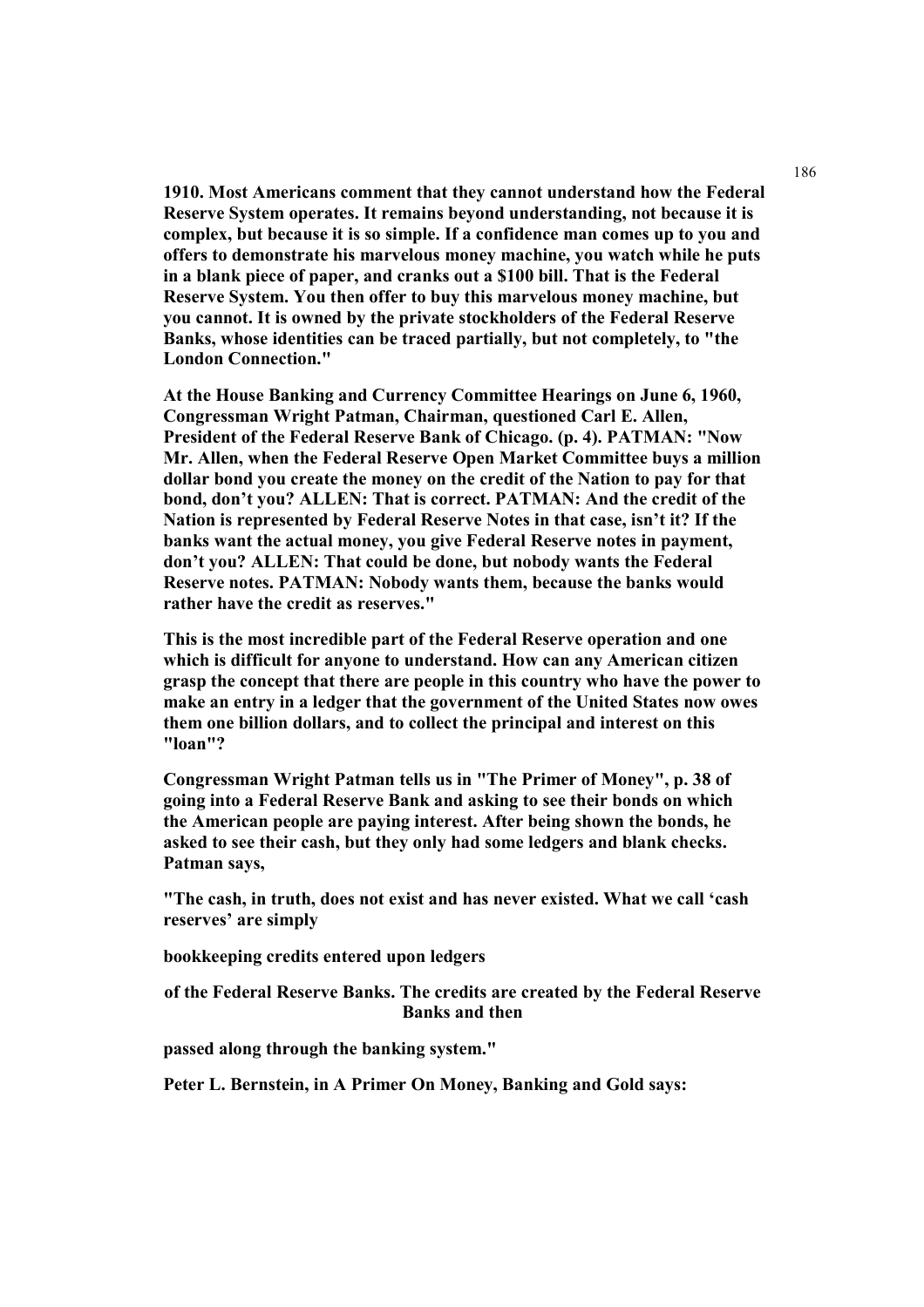**1910. Most Americans comment that they cannot understand how the Federal Reserve System operates. It remains beyond understanding, not because it is complex, but because it is so simple. If a confidence man comes up to you and offers to demonstrate his marvelous money machine, you watch while he puts in a blank piece of paper, and cranks out a $100 bill. That is the Federal Reserve System. You then offer to buy this marvelous money machine, but you cannot. It is owned by the private stockholders of the Federal Reserve Banks, whose identities can be traced partially, but not completely, to "the London Connection."**

**At the House Banking and Currency Committee Hearings on June 6, 1960, Congressman Wright Patman, Chairman, questioned Carl E. Allen, President of the Federal Reserve Bank of Chicago. (p. 4). PATMAN: "Now Mr. Allen, when the Federal Reserve Open Market Committee buys a million dollar bond you create the money on the credit of the Nation to pay for that bond, don't you? ALLEN: That is correct. PATMAN: And the credit of the Nation is represented by Federal Reserve Notes in that case, isn't it? If the banks want the actual money, you give Federal Reserve notes in payment, don't you? ALLEN: That could be done, but nobody wants the Federal Reserve notes. PATMAN: Nobody wants them, because the banks would rather have the credit as reserves."**

**This is the most incredible part of the Federal Reserve operation and one which is difficult for anyone to understand. How can any American citizen grasp the concept that there are people in this country who have the power to make an entry in a ledger that the government of the United States now owes them one billion dollars, and to collect the principal and interest on this "loan"?**

**Congressman Wright Patman tells us in "The Primer of Money", p. 38 of going into a Federal Reserve Bank and asking to see their bonds on which the American people are paying interest. After being shown the bonds, he asked to see their cash, but they only had some ledgers and blank checks. Patman says,**

**"The cash, in truth, does not exist and has never existed. What we call 'cash reserves' are simply**

**bookkeeping credits entered upon ledgers**

**of the Federal Reserve Banks. The credits are created by the Federal Reserve Banks and then**

**passed along through the banking system."**

**Peter L. Bernstein, in A Primer On Money, Banking and Gold says:**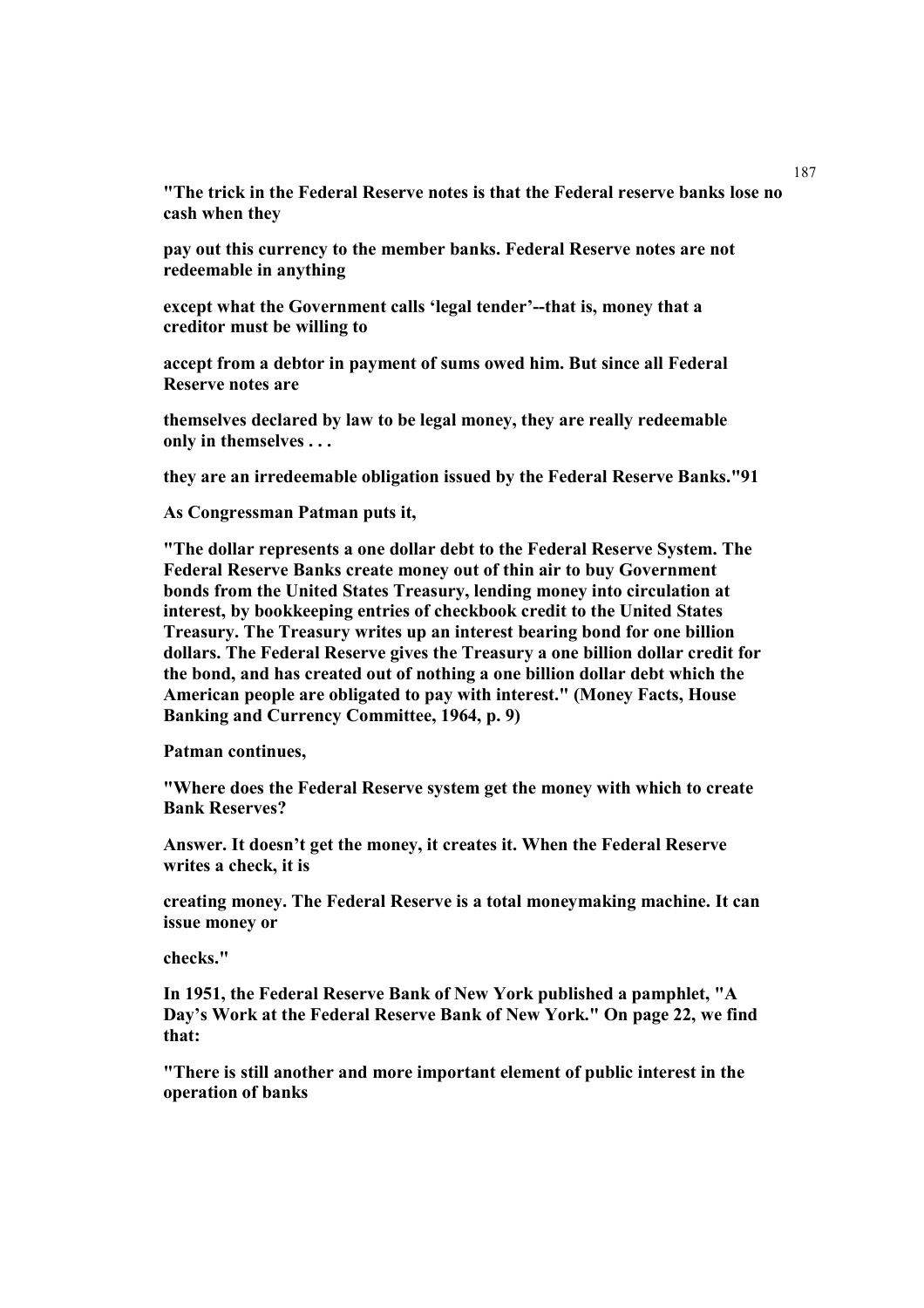**"The trick in the Federal Reserve notes is that the Federal reserve banks lose no cash when they**

**pay out this currency to the member banks. Federal Reserve notes are not redeemable in anything**

**except what the Government calls 'legal tender'--that is, money that a creditor must be willing to**

**accept from a debtor in payment of sums owed him. But since all Federal Reserve notes are**

**themselves declared by law to be legal money, they are really redeemable only in themselves . . .**

**they are an irredeemable obligation issued by the Federal Reserve Banks."91**

**As Congressman Patman puts it,**

**"The dollar represents a one dollar debt to the Federal Reserve System. The Federal Reserve Banks create money out of thin air to buy Government bonds from the United States Treasury, lending money into circulation at interest, by bookkeeping entries of checkbook credit to the United States Treasury. The Treasury writes up an interest bearing bond for one billion dollars. The Federal Reserve gives the Treasury a one billion dollar credit for the bond, and has created out of nothing a one billion dollar debt which the American people are obligated to pay with interest." (Money Facts, House Banking and Currency Committee, 1964, p. 9)**

**Patman continues,**

**"Where does the Federal Reserve system get the money with which to create Bank Reserves?**

**Answer. It doesn't get the money, it creates it. When the Federal Reserve writes a check, it is**

**creating money. The Federal Reserve is a total moneymaking machine. It can issue money or**

**checks."**

**In 1951, the Federal Reserve Bank of New York published a pamphlet, "A Day's Work at the Federal Reserve Bank of New York." On page 22, we find that:**

**"There is still another and more important element of public interest in the operation of banks**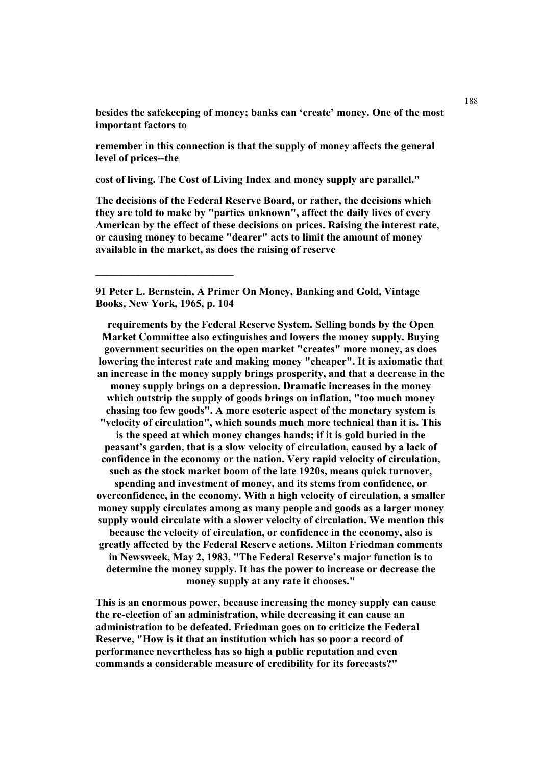**besides the safekeeping of money; banks can 'create' money. One of the most important factors to**

**remember in this connection is that the supply of money affects the general level of prices--the**

**cost of living. The Cost of Living Index and money supply are parallel."**

**The decisions of the Federal Reserve Board, or rather, the decisions which they are told to make by "parties unknown", affect the daily lives of every American by the effect of these decisions on prices. Raising the interest rate, or causing money to became "dearer" acts to limit the amount of money available in the market, as does the raising of reserve**

---

**91 Peter L. Bernstein, A Primer On Money, Banking and Gold, Vintage Books, New York, 1965, p. 104**

**requirements by the Federal Reserve System. Selling bonds by the Open Market Committee also extinguishes and lowers the money supply. Buying government securities on the open market "creates" more money, as does lowering the interest rate and making money "cheaper". It is axiomatic that an increase in the money supply brings prosperity, and that a decrease in the money supply brings on a depression. Dramatic increases in the money which outstrip the supply of goods brings on inflation, "too much money chasing too few goods". A more esoteric aspect of the monetary system is "velocity of circulation", which sounds much more technical than it is. This is the speed at which money changes hands; if it is gold buried in the peasant's garden, that is a slow velocity of circulation, caused by a lack of confidence in the economy or the nation. Very rapid velocity of circulation, such as the stock market boom of the late 1920s, means quick turnover, spending and investment of money, and its stems from confidence, or overconfidence, in the economy. With a high velocity of circulation, a smaller money supply circulates among as many people and goods as a larger money supply would circulate with a slower velocity of circulation. We mention this because the velocity of circulation, or confidence in the economy, also is greatly affected by the Federal Reserve actions. Milton Friedman comments in Newsweek, May 2, 1983, "The Federal Reserve's major function is to determine the money supply. It has the power to increase or decrease the money supply at any rate it chooses."**

**This is an enormous power, because increasing the money supply can cause the re-election of an administration, while decreasing it can cause an administration to be defeated. Friedman goes on to criticize the Federal Reserve, "How is it that an institution which has so poor a record of performance nevertheless has so high a public reputation and even commands a considerable measure of credibility for its forecasts?"**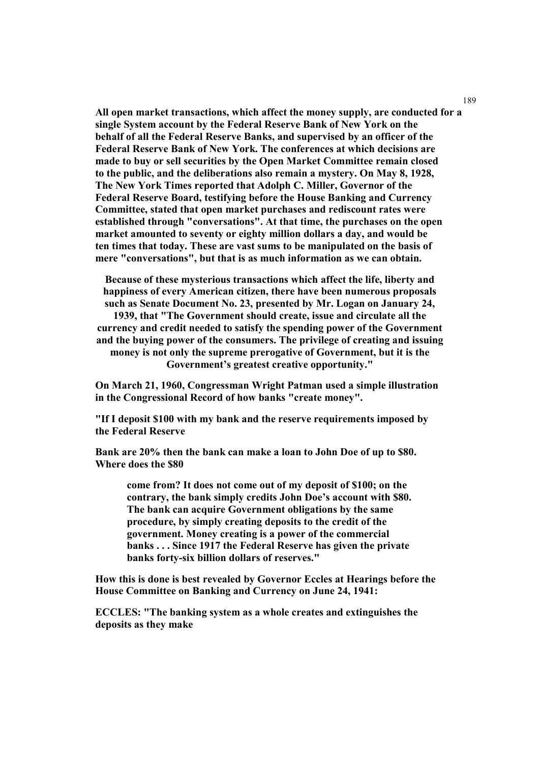**All open market transactions, which affect the money supply, are conducted for a single System account by the Federal Reserve Bank of New York on the behalf of all the Federal Reserve Banks, and supervised by an officer of the Federal Reserve Bank of New York. The conferences at which decisions are made to buy or sell securities by the Open Market Committee remain closed to the public, and the deliberations also remain a mystery. On May 8, 1928, The New York Times reported that Adolph C. Miller, Governor of the Federal Reserve Board, testifying before the House Banking and Currency Committee, stated that open market purchases and rediscount rates were established through "conversations". At that time, the purchases on the open market amounted to seventy or eighty million dollars a day, and would be ten times that today. These are vast sums to be manipulated on the basis of mere "conversations", but that is as much information as we can obtain.**

**Because of these mysterious transactions which affect the life, liberty and happiness of every American citizen, there have been numerous proposals such as Senate Document No. 23, presented by Mr. Logan on January 24, 1939, that "The Government should create, issue and circulate all the currency and credit needed to satisfy the spending power of the Government and the buying power of the consumers. The privilege of creating and issuing money is not only the supreme prerogative of Government, but it is the Government's greatest creative opportunity."**

**On March 21, 1960, Congressman Wright Patman used a simple illustration in the Congressional Record of how banks "create money".**

**"If I deposit $100 with my bank and the reserve requirements imposed by the Federal Reserve**

**Bank are 20% then the bank can make a loan to John Doe of up to $80. Where does the $80**

> **come from? It does not come out of my deposit of $100; on the contrary, the bank simply credits John Doe's account with $80. The bank can acquire Government obligations by the same procedure, by simply creating deposits to the credit of the government. Money creating is a power of the commercial banks . . . Since 1917 the Federal Reserve has given the private banks forty-six billion dollars of reserves."**

**How this is done is best revealed by Governor Eccles at Hearings before the House Committee on Banking and Currency on June 24, 1941:**

**ECCLES: "The banking system as a whole creates and extinguishes the deposits as they make**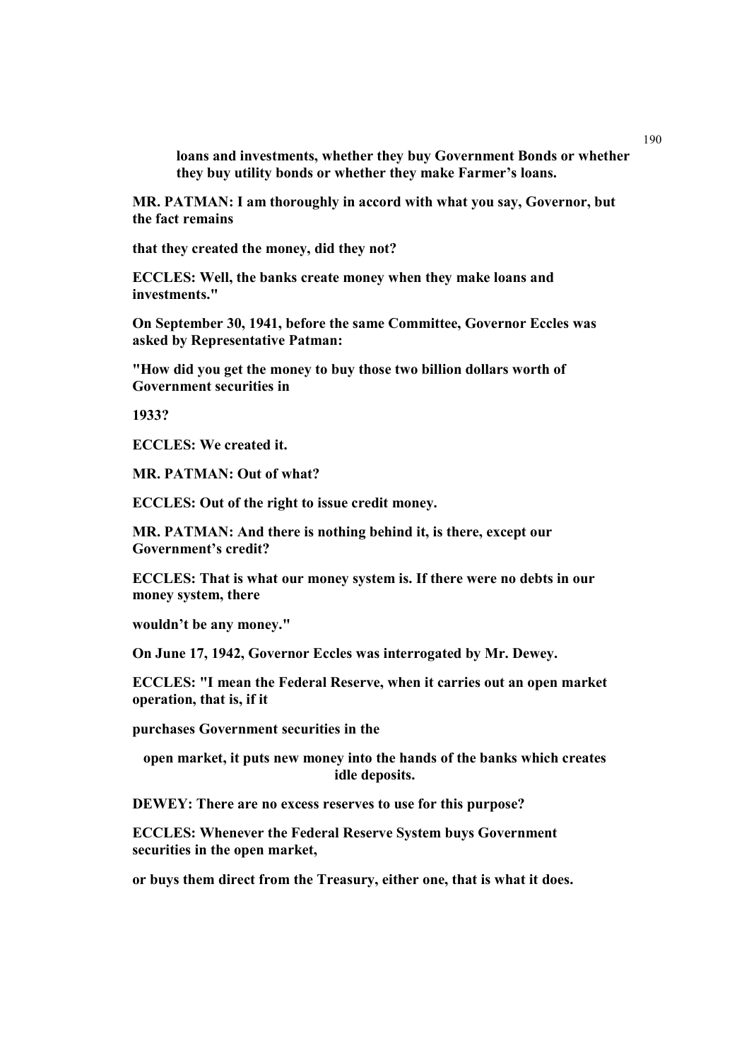**loans and investments, whether they buy Government Bonds or whether they buy utility bonds or whether they make Farmer's loans.**

**MR. PATMAN: I am thoroughly in accord with what you say, Governor, but the fact remains**

**that they created the money, did they not?**

**ECCLES: Well, the banks create money when they make loans and investments."**

**On September 30, 1941, before the same Committee, Governor Eccles was asked by Representative Patman:**

**"How did you get the money to buy those two billion dollars worth of Government securities in**

**1933?**

**ECCLES: We created it.**

**MR. PATMAN: Out of what?**

**ECCLES: Out of the right to issue credit money.**

**MR. PATMAN: And there is nothing behind it, is there, except our Government's credit?**

**ECCLES: That is what our money system is. If there were no debts in our money system, there**

**wouldn't be any money."**

**On June 17, 1942, Governor Eccles was interrogated by Mr. Dewey.**

**ECCLES: "I mean the Federal Reserve, when it carries out an open market operation, that is, if it**

**purchases Government securities in the**

**open market, it puts new money into the hands of the banks which creates idle deposits.**

**DEWEY: There are no excess reserves to use for this purpose?**

**ECCLES: Whenever the Federal Reserve System buys Government securities in the open market,**

**or buys them direct from the Treasury, either one, that is what it does.**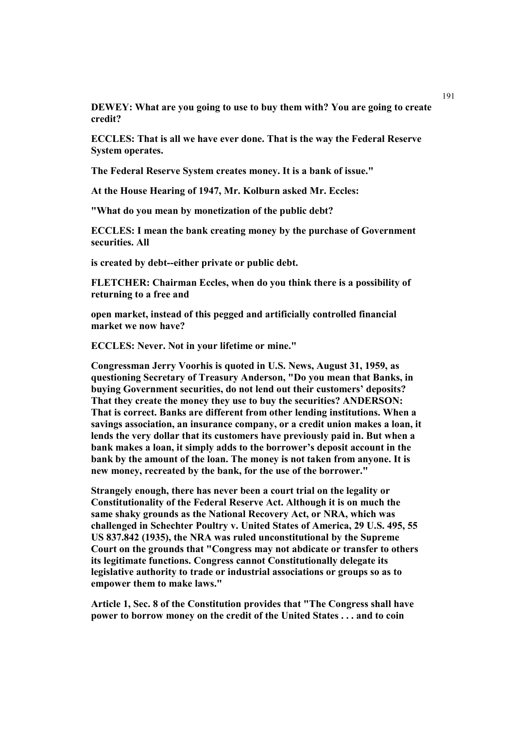**DEWEY: What are you going to use to buy them with? You are going to create credit?**

**ECCLES: That is all we have ever done. That is the way the Federal Reserve System operates.**

**The Federal Reserve System creates money. It is a bank of issue."**

**At the House Hearing of 1947, Mr. Kolburn asked Mr. Eccles:**

**"What do you mean by monetization of the public debt?**

**ECCLES: I mean the bank creating money by the purchase of Government securities. All**

**is created by debt--either private or public debt.**

**FLETCHER: Chairman Eccles, when do you think there is a possibility of returning to a free and**

**open market, instead of this pegged and artificially controlled financial market we now have?**

**ECCLES: Never. Not in your lifetime or mine."**

**Congressman Jerry Voorhis is quoted in U.S. News, August 31, 1959, as questioning Secretary of Treasury Anderson, "Do you mean that Banks, in buying Government securities, do not lend out their customers' deposits? That they create the money they use to buy the securities? ANDERSON: That is correct. Banks are different from other lending institutions. When a savings association, an insurance company, or a credit union makes a loan, it lends the very dollar that its customers have previously paid in. But when a bank makes a loan, it simply adds to the borrower's deposit account in the bank by the amount of the loan. The money is not taken from anyone. It is new money, recreated by the bank, for the use of the borrower."**

**Strangely enough, there has never been a court trial on the legality or Constitutionality of the Federal Reserve Act. Although it is on much the same shaky grounds as the National Recovery Act, or NRA, which was challenged in Schechter Poultry v. United States of America, 29 U.S. 495, 55 US 837.842 (1935), the NRA was ruled unconstitutional by the Supreme Court on the grounds that "Congress may not abdicate or transfer to others its legitimate functions. Congress cannot Constitutionally delegate its legislative authority to trade or industrial associations or groups so as to empower them to make laws."**

**Article 1, Sec. 8 of the Constitution provides that "The Congress shall have power to borrow money on the credit of the United States . . . and to coin**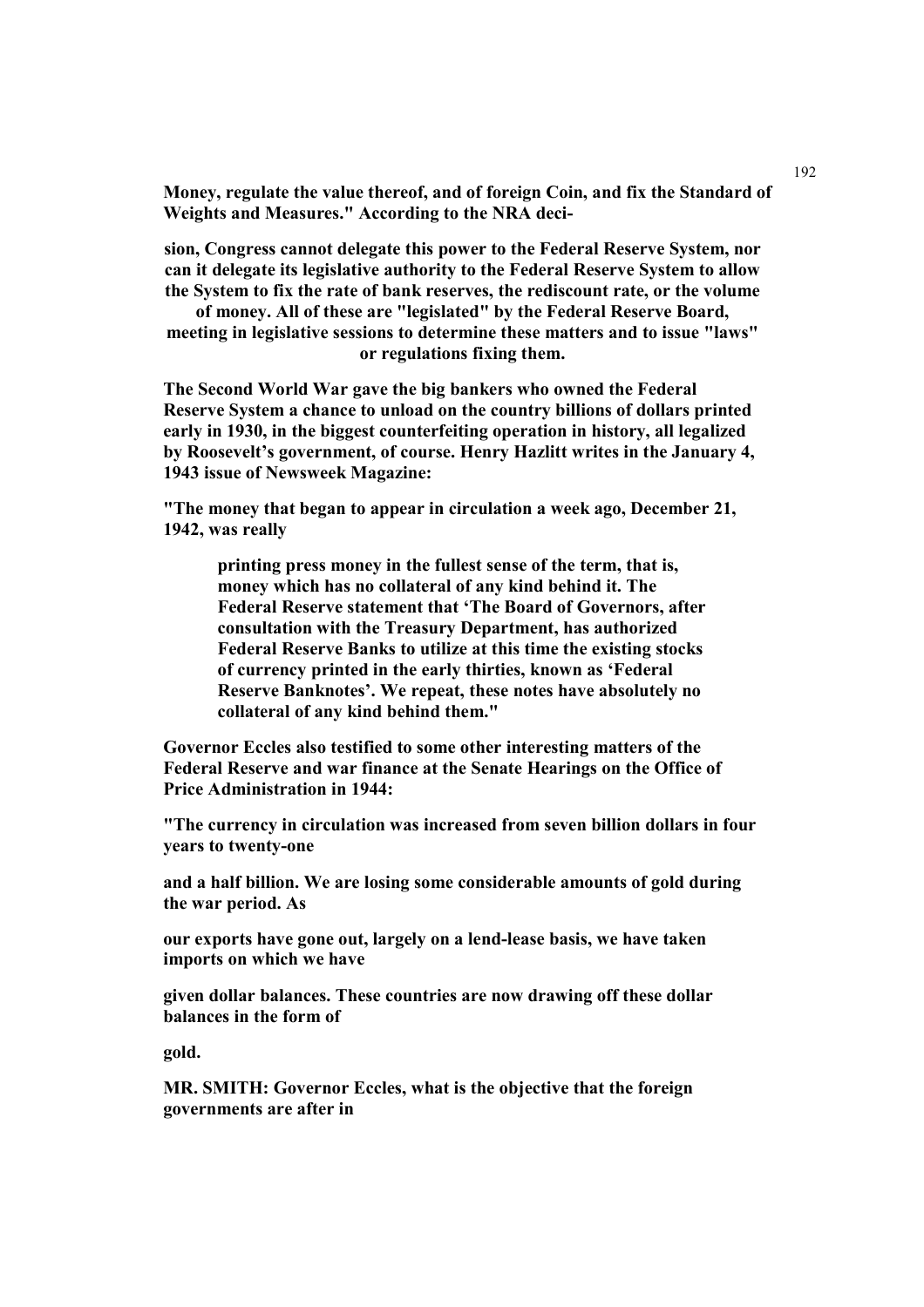**Money, regulate the value thereof, and of foreign Coin, and fix the Standard of Weights and Measures." According to the NRA deci-**

**sion, Congress cannot delegate this power to the Federal Reserve System, nor can it delegate its legislative authority to the Federal Reserve System to allow the System to fix the rate of bank reserves, the rediscount rate, or the volume of money. All of these are "legislated" by the Federal Reserve Board, meeting in legislative sessions to determine these matters and to issue "laws" or regulations fixing them.**

**The Second World War gave the big bankers who owned the Federal Reserve System a chance to unload on the country billions of dollars printed early in 1930, in the biggest counterfeiting operation in history, all legalized by Roosevelt's government, of course. Henry Hazlitt writes in the January 4, 1943 issue of Newsweek Magazine:**

**"The money that began to appear in circulation a week ago, December 21, 1942, was really**

> **printing press money in the fullest sense of the term, that is, money which has no collateral of any kind behind it. The Federal Reserve statement that 'The Board of Governors, after consultation with the Treasury Department, has authorized Federal Reserve Banks to utilize at this time the existing stocks of currency printed in the early thirties, known as 'Federal Reserve Banknotes'. We repeat, these notes have absolutely no collateral of any kind behind them."**

**Governor Eccles also testified to some other interesting matters of the Federal Reserve and war finance at the Senate Hearings on the Office of Price Administration in 1944:**

**"The currency in circulation was increased from seven billion dollars in four years to twenty-one**

**and a half billion. We are losing some considerable amounts of gold during the war period. As**

**our exports have gone out, largely on a lend-lease basis, we have taken imports on which we have**

**given dollar balances. These countries are now drawing off these dollar balances in the form of**

**gold.**

**MR. SMITH: Governor Eccles, what is the objective that the foreign governments are after in**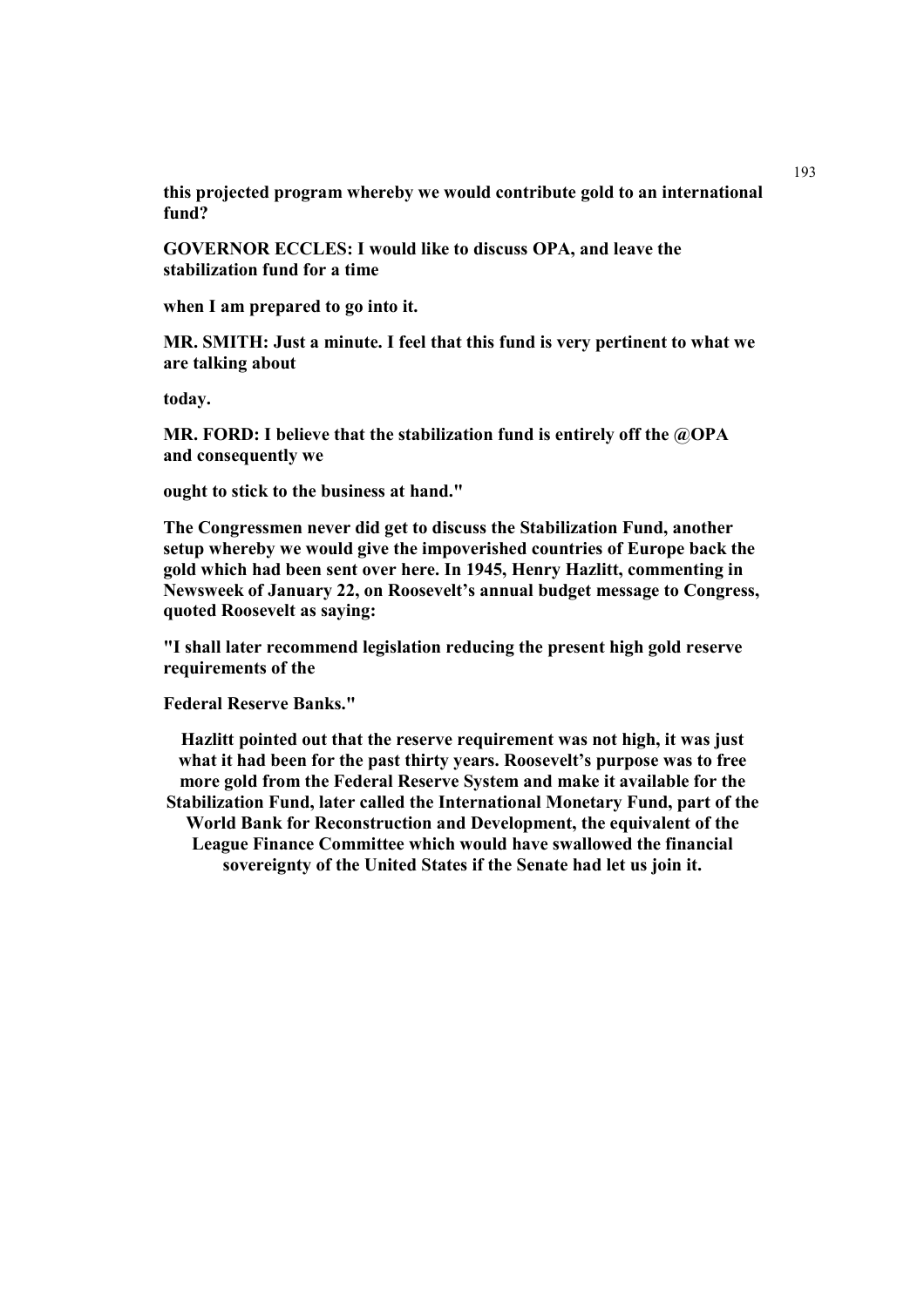**this projected program whereby we would contribute gold to an international fund?**

**GOVERNOR ECCLES: I would like to discuss OPA, and leave the stabilization fund for a time**

**when I am prepared to go into it.**

**MR. SMITH: Just a minute. I feel that this fund is very pertinent to what we are talking about**

**today.**

**MR. FORD: I believe that the stabilization fund is entirely off the @OPA and consequently we**

**ought to stick to the business at hand."**

**The Congressmen never did get to discuss the Stabilization Fund, another setup whereby we would give the impoverished countries of Europe back the gold which had been sent over here. In 1945, Henry Hazlitt, commenting in Newsweek of January 22, on Roosevelt's annual budget message to Congress, quoted Roosevelt as saying:**

**"I shall later recommend legislation reducing the present high gold reserve requirements of the**

**Federal Reserve Banks."**

**Hazlitt pointed out that the reserve requirement was not high, it was just what it had been for the past thirty years. Roosevelt's purpose was to free more gold from the Federal Reserve System and make it available for the Stabilization Fund, later called the International Monetary Fund, part of the World Bank for Reconstruction and Development, the equivalent of the League Finance Committee which would have swallowed the financial sovereignty of the United States if the Senate had let us join it.**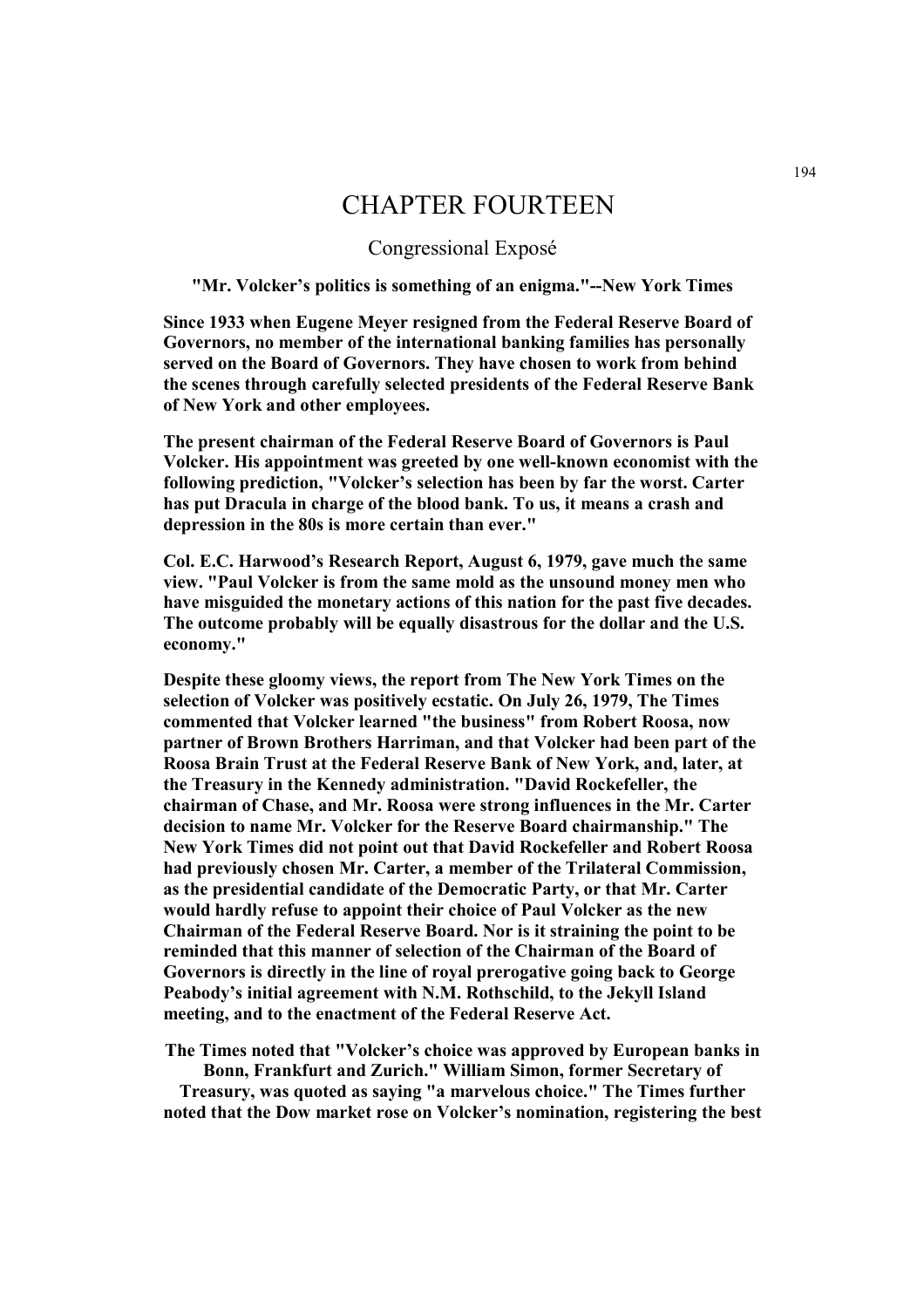# CHAPTER FOURTEEN

## Congressional Exposé

**"Mr. Volcker's politics is something of an enigma."--New York Times**

**Since 1933 when Eugene Meyer resigned from the Federal Reserve Board of Governors, no member of the international banking families has personally served on the Board of Governors. They have chosen to work from behind the scenes through carefully selected presidents of the Federal Reserve Bank of New York and other employees.**

**The present chairman of the Federal Reserve Board of Governors is Paul Volcker. His appointment was greeted by one well-known economist with the following prediction, "Volcker's selection has been by far the worst. Carter has put Dracula in charge of the blood bank. To us, it means a crash and depression in the 80s is more certain than ever."**

**Col. E.C. Harwood's Research Report, August 6, 1979, gave much the same view. "Paul Volcker is from the same mold as the unsound money men who have misguided the monetary actions of this nation for the past five decades. The outcome probably will be equally disastrous for the dollar and the U.S. economy."**

**Despite these gloomy views, the report from The New York Times on the selection of Volcker was positively ecstatic. On July 26, 1979, The Times commented that Volcker learned "the business" from Robert Roosa, now partner of Brown Brothers Harriman, and that Volcker had been part of the Roosa Brain Trust at the Federal Reserve Bank of New York, and, later, at the Treasury in the Kennedy administration. "David Rockefeller, the chairman of Chase, and Mr. Roosa were strong influences in the Mr. Carter decision to name Mr. Volcker for the Reserve Board chairmanship." The New York Times did not point out that David Rockefeller and Robert Roosa had previously chosen Mr. Carter, a member of the Trilateral Commission, as the presidential candidate of the Democratic Party, or that Mr. Carter would hardly refuse to appoint their choice of Paul Volcker as the new Chairman of the Federal Reserve Board. Nor is it straining the point to be reminded that this manner of selection of the Chairman of the Board of Governors is directly in the line of royal prerogative going back to George Peabody's initial agreement with N.M. Rothschild, to the Jekyll Island meeting, and to the enactment of the Federal Reserve Act.**

**The Times noted that "Volcker's choice was approved by European banks in Bonn, Frankfurt and Zurich." William Simon, former Secretary of Treasury, was quoted as saying "a marvelous choice." The Times further noted that the Dow market rose on Volcker's nomination, registering the best**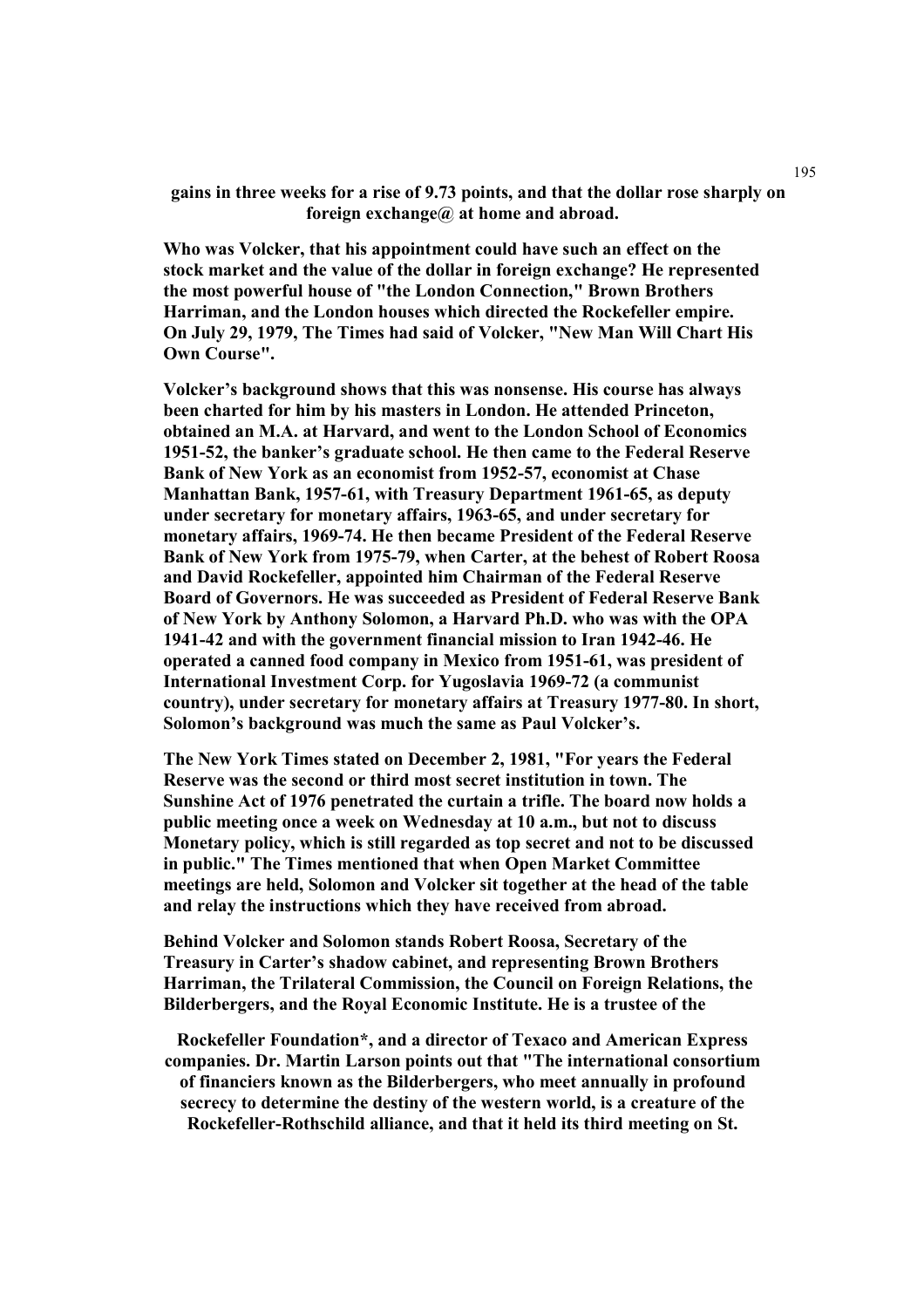**gains in three weeks for a rise of 9.73 points, and that the dollar rose sharply on foreign exchange@ at home and abroad.**

**Who was Volcker, that his appointment could have such an effect on the stock market and the value of the dollar in foreign exchange? He represented the most powerful house of "the London Connection," Brown Brothers Harriman, and the London houses which directed the Rockefeller empire. On July 29, 1979, The Times had said of Volcker, "New Man Will Chart His Own Course".**

**Volcker's background shows that this was nonsense. His course has always been charted for him by his masters in London. He attended Princeton, obtained an M.A. at Harvard, and went to the London School of Economics 1951-52, the banker's graduate school. He then came to the Federal Reserve Bank of New York as an economist from 1952-57, economist at Chase Manhattan Bank, 1957-61, with Treasury Department 1961-65, as deputy under secretary for monetary affairs, 1963-65, and under secretary for monetary affairs, 1969-74. He then became President of the Federal Reserve Bank of New York from 1975-79, when Carter, at the behest of Robert Roosa and David Rockefeller, appointed him Chairman of the Federal Reserve Board of Governors. He was succeeded as President of Federal Reserve Bank of New York by Anthony Solomon, a Harvard Ph.D. who was with the OPA 1941-42 and with the government financial mission to Iran 1942-46. He operated a canned food company in Mexico from 1951-61, was president of International Investment Corp. for Yugoslavia 1969-72 (a communist country), under secretary for monetary affairs at Treasury 1977-80. In short, Solomon's background was much the same as Paul Volcker's.**

**The New York Times stated on December 2, 1981, "For years the Federal Reserve was the second or third most secret institution in town. The Sunshine Act of 1976 penetrated the curtain a trifle. The board now holds a public meeting once a week on Wednesday at 10 a.m., but not to discuss Monetary policy, which is still regarded as top secret and not to be discussed in public." The Times mentioned that when Open Market Committee meetings are held, Solomon and Volcker sit together at the head of the table and relay the instructions which they have received from abroad.**

**Behind Volcker and Solomon stands Robert Roosa, Secretary of the Treasury in Carter's shadow cabinet, and representing Brown Brothers Harriman, the Trilateral Commission, the Council on Foreign Relations, the Bilderbergers, and the Royal Economic Institute. He is a trustee of the**

**Rockefeller Foundation*, and a director of Texaco and American Express companies. Dr. Martin Larson points out that "The international consortium of financiers known as the Bilderbergers, who meet annually in profound secrecy to determine the destiny of the western world, is a creature of the Rockefeller-Rothschild alliance, and that it held its third meeting on St.**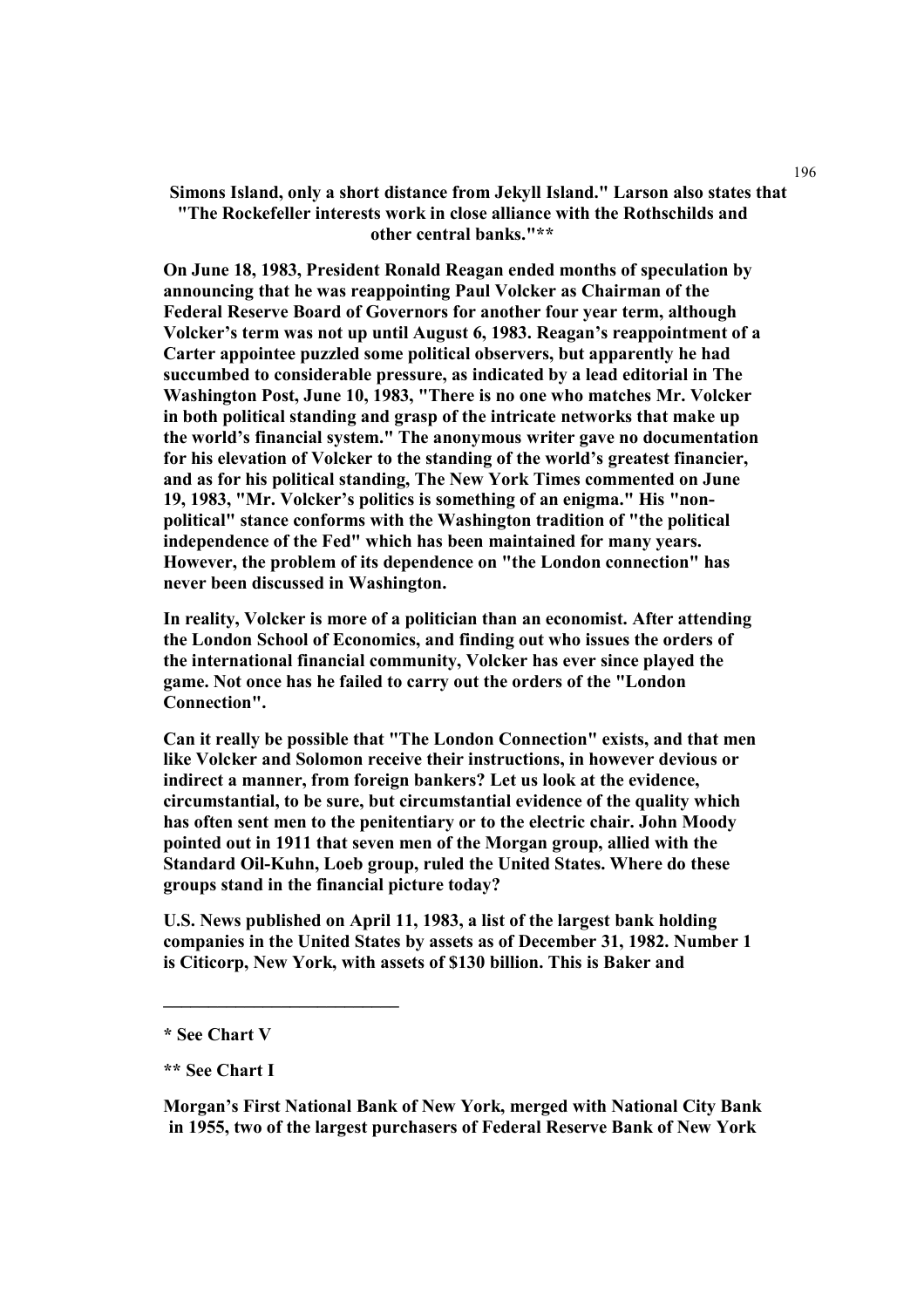**Simons Island, only a short distance from Jekyll Island." Larson also states that "The Rockefeller interests work in close alliance with the Rothschilds and other central banks."****

**On June 18, 1983, President Ronald Reagan ended months of speculation by announcing that he was reappointing Paul Volcker as Chairman of the Federal Reserve Board of Governors for another four year term, although Volcker's term was not up until August 6, 1983. Reagan's reappointment of a Carter appointee puzzled some political observers, but apparently he had succumbed to considerable pressure, as indicated by a lead editorial in The Washington Post, June 10, 1983, "There is no one who matches Mr. Volcker in both political standing and grasp of the intricate networks that make up the world's financial system." The anonymous writer gave no documentation for his elevation of Volcker to the standing of the world's greatest financier, and as for his political standing, The New York Times commented on June 19, 1983, "Mr. Volcker's politics is something of an enigma." His "non-political" stance conforms with the Washington tradition of "the political independence of the Fed" which has been maintained for many years. However, the problem of its dependence on "the London connection" has never been discussed in Washington.**

**In reality, Volcker is more of a politician than an economist. After attending the London School of Economics, and finding out who issues the orders of the international financial community, Volcker has ever since played the game. Not once has he failed to carry out the orders of the "London Connection".**

**Can it really be possible that "The London Connection" exists, and that men like Volcker and Solomon receive their instructions, in however devious or indirect a manner, from foreign bankers? Let us look at the evidence, circumstantial, to be sure, but circumstantial evidence of the quality which has often sent men to the penitentiary or to the electric chair. John Moody pointed out in 1911 that seven men of the Morgan group, allied with the Standard Oil-Kuhn, Loeb group, ruled the United States. Where do these groups stand in the financial picture today?**

**U.S. News published on April 11, 1983, a list of the largest bank holding companies in the United States by assets as of December 31, 1982. Number 1 is Citicorp, New York, with assets of $130 billion. This is Baker and Morgan's First National Bank of New York, merged with National City Bank in 1955, two of the largest purchasers of Federal Reserve Bank of New York**

---

**\* See Chart V**

**\*\* See Chart I**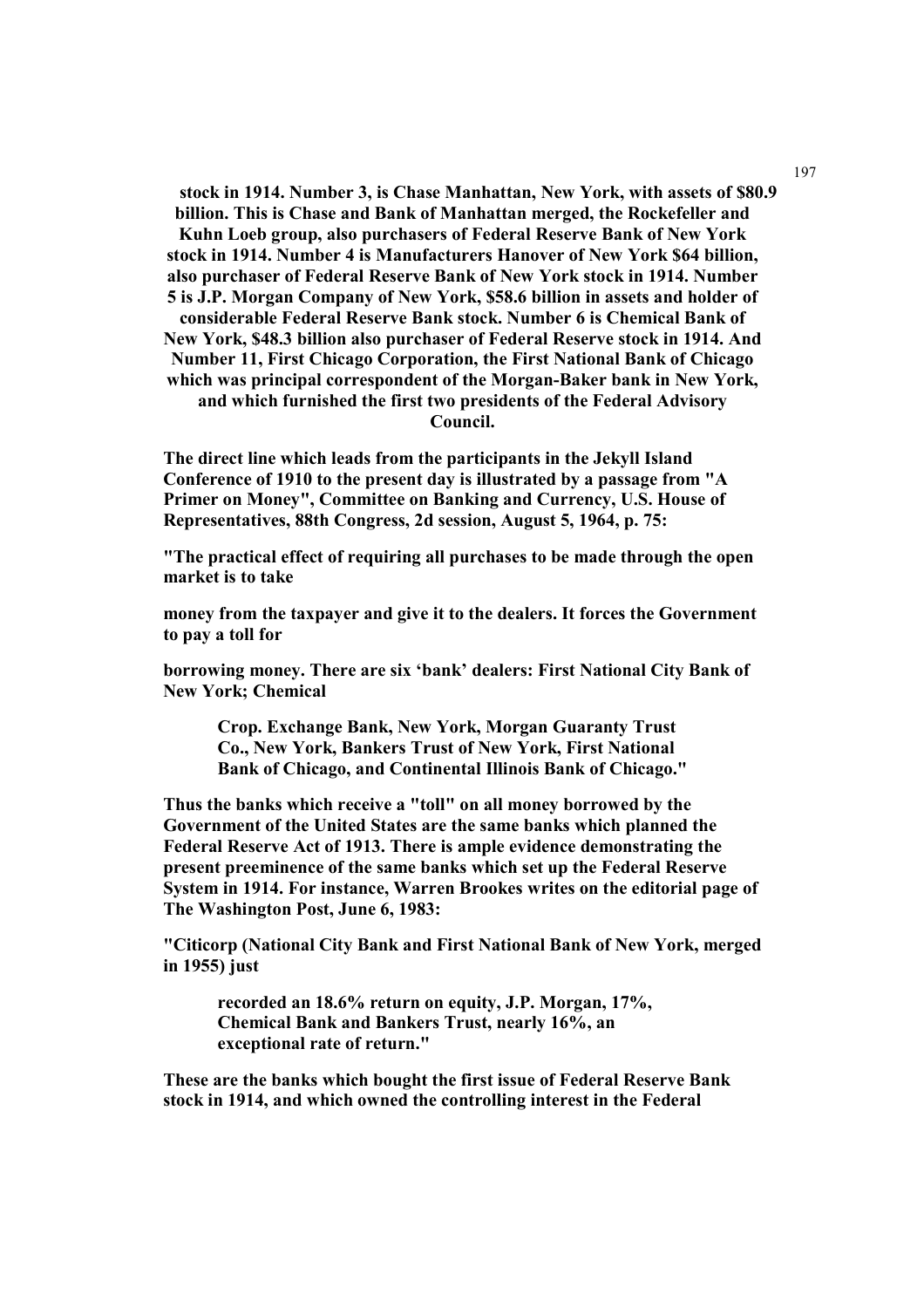**stock in 1914. Number 3, is Chase Manhattan, New York, with assets of $80.9 billion. This is Chase and Bank of Manhattan merged, the Rockefeller and Kuhn Loeb group, also purchasers of Federal Reserve Bank of New York stock in 1914. Number 4 is Manufacturers Hanover of New York $64 billion, also purchaser of Federal Reserve Bank of New York stock in 1914. Number 5 is J.P. Morgan Company of New York, $58.6 billion in assets and holder of considerable Federal Reserve Bank stock. Number 6 is Chemical Bank of New York, $48.3 billion also purchaser of Federal Reserve stock in 1914. And Number 11, First Chicago Corporation, the First National Bank of Chicago which was principal correspondent of the Morgan-Baker bank in New York, and which furnished the first two presidents of the Federal Advisory Council.**

**The direct line which leads from the participants in the Jekyll Island Conference of 1910 to the present day is illustrated by a passage from "A Primer on Money", Committee on Banking and Currency, U.S. House of Representatives, 88th Congress, 2d session, August 5, 1964, p. 75:**

**"The practical effect of requiring all purchases to be made through the open market is to take**

**money from the taxpayer and give it to the dealers. It forces the Government to pay a toll for**

**borrowing money. There are six 'bank' dealers: First National City Bank of New York; Chemical**

> **Crop. Exchange Bank, New York, Morgan Guaranty Trust Co., New York, Bankers Trust of New York, First National Bank of Chicago, and Continental Illinois Bank of Chicago."**

**Thus the banks which receive a "toll" on all money borrowed by the Government of the United States are the same banks which planned the Federal Reserve Act of 1913. There is ample evidence demonstrating the present preeminence of the same banks which set up the Federal Reserve System in 1914. For instance, Warren Brookes writes on the editorial page of The Washington Post, June 6, 1983:**

**"Citicorp (National City Bank and First National Bank of New York, merged in 1955) just**

> **recorded an 18.6% return on equity, J.P. Morgan, 17%, Chemical Bank and Bankers Trust, nearly 16%, an exceptional rate of return."**

**These are the banks which bought the first issue of Federal Reserve Bank stock in 1914, and which owned the controlling interest in the Federal**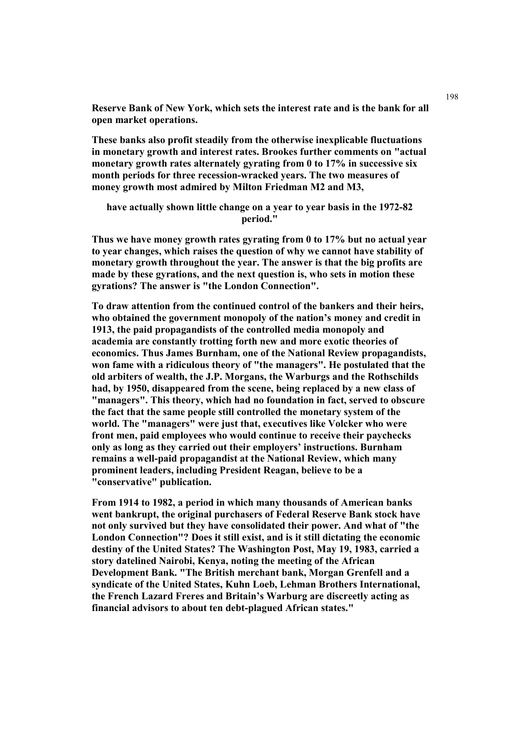**Reserve Bank of New York, which sets the interest rate and is the bank for all open market operations.**

**These banks also profit steadily from the otherwise inexplicable fluctuations in monetary growth and interest rates. Brookes further comments on "actual monetary growth rates alternately gyrating from 0 to 17% in successive six month periods for three recession-wracked years. The two measures of money growth most admired by Milton Friedman M2 and M3,**

**have actually shown little change on a year to year basis in the 1972-82 period."**

**Thus we have money growth rates gyrating from 0 to 17% but no actual year to year changes, which raises the question of why we cannot have stability of monetary growth throughout the year. The answer is that the big profits are made by these gyrations, and the next question is, who sets in motion these gyrations? The answer is "the London Connection".**

**To draw attention from the continued control of the bankers and their heirs, who obtained the government monopoly of the nation's money and credit in 1913, the paid propagandists of the controlled media monopoly and academia are constantly trotting forth new and more exotic theories of economics. Thus James Burnham, one of the National Review propagandists, won fame with a ridiculous theory of "the managers". He postulated that the old arbiters of wealth, the J.P. Morgans, the Warburgs and the Rothschilds had, by 1950, disappeared from the scene, being replaced by a new class of "managers". This theory, which had no foundation in fact, served to obscure the fact that the same people still controlled the monetary system of the world. The "managers" were just that, executives like Volcker who were front men, paid employees who would continue to receive their paychecks only as long as they carried out their employers' instructions. Burnham remains a well-paid propagandist at the National Review, which many prominent leaders, including President Reagan, believe to be a "conservative" publication.**

**From 1914 to 1982, a period in which many thousands of American banks went bankrupt, the original purchasers of Federal Reserve Bank stock have not only survived but they have consolidated their power. And what of "the London Connection"? Does it still exist, and is it still dictating the economic destiny of the United States? The Washington Post, May 19, 1983, carried a story datelined Nairobi, Kenya, noting the meeting of the African Development Bank. "The British merchant bank, Morgan Grenfell and a syndicate of the United States, Kuhn Loeb, Lehman Brothers International, the French Lazard Freres and Britain's Warburg are discreetly acting as financial advisors to about ten debt-plagued African states."**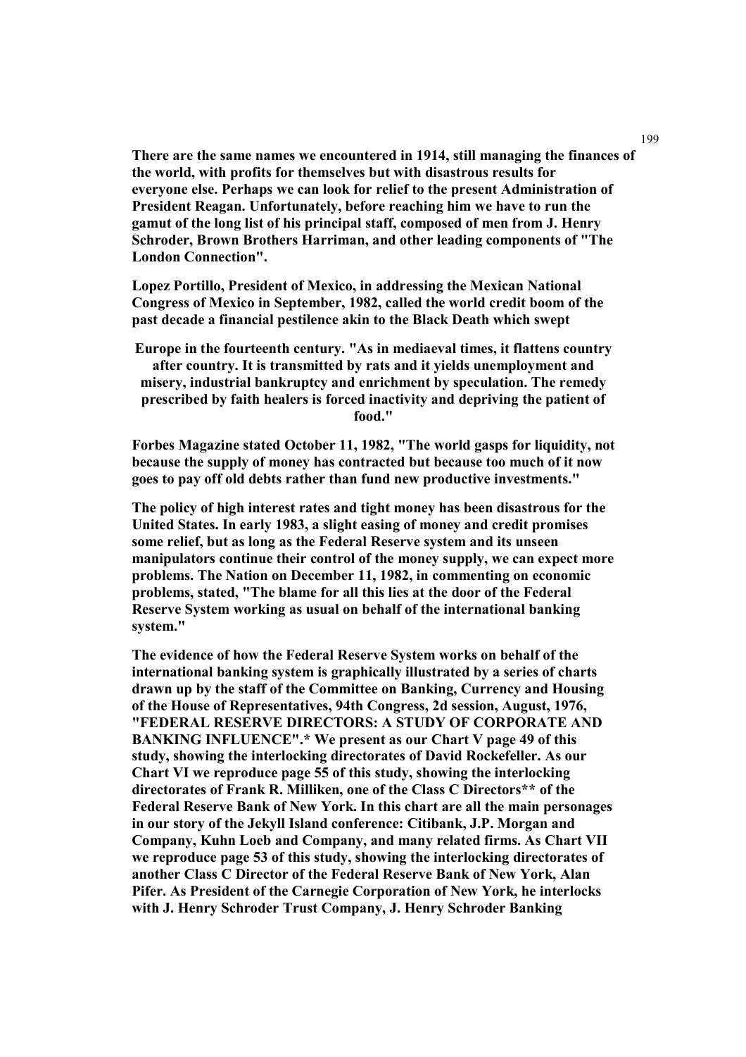**There are the same names we encountered in 1914, still managing the finances of the world, with profits for themselves but with disastrous results for everyone else. Perhaps we can look for relief to the present Administration of President Reagan. Unfortunately, before reaching him we have to run the gamut of the long list of his principal staff, composed of men from J. Henry Schroder, Brown Brothers Harriman, and other leading components of "The London Connection".**

**Lopez Portillo, President of Mexico, in addressing the Mexican National Congress of Mexico in September, 1982, called the world credit boom of the past decade a financial pestilence akin to the Black Death which swept**

**Europe in the fourteenth century. "As in mediaeval times, it flattens country after country. It is transmitted by rats and it yields unemployment and misery, industrial bankruptcy and enrichment by speculation. The remedy prescribed by faith healers is forced inactivity and depriving the patient of food."**

**Forbes Magazine stated October 11, 1982, "The world gasps for liquidity, not because the supply of money has contracted but because too much of it now goes to pay off old debts rather than fund new productive investments."**

**The policy of high interest rates and tight money has been disastrous for the United States. In early 1983, a slight easing of money and credit promises some relief, but as long as the Federal Reserve system and its unseen manipulators continue their control of the money supply, we can expect more problems. The Nation on December 11, 1982, in commenting on economic problems, stated, "The blame for all this lies at the door of the Federal Reserve System working as usual on behalf of the international banking system."**

**The evidence of how the Federal Reserve System works on behalf of the international banking system is graphically illustrated by a series of charts drawn up by the staff of the Committee on Banking, Currency and Housing of the House of Representatives, 94th Congress, 2d session, August, 1976, "FEDERAL RESERVE DIRECTORS: A STUDY OF CORPORATE AND BANKING INFLUENCE".* We present as our Chart V page 49 of this study, showing the interlocking directorates of David Rockefeller. As our Chart VI we reproduce page 55 of this study, showing the interlocking directorates of Frank R. Milliken, one of the Class C Directors** of the Federal Reserve Bank of New York. In this chart are all the main personages in our story of the Jekyll Island conference: Citibank, J.P. Morgan and Company, Kuhn Loeb and Company, and many related firms. As Chart VII we reproduce page 53 of this study, showing the interlocking directorates of another Class C Director of the Federal Reserve Bank of New York, Alan Pifer. As President of the Carnegie Corporation of New York, he interlocks with J. Henry Schroder Trust Company, J. Henry Schroder Banking**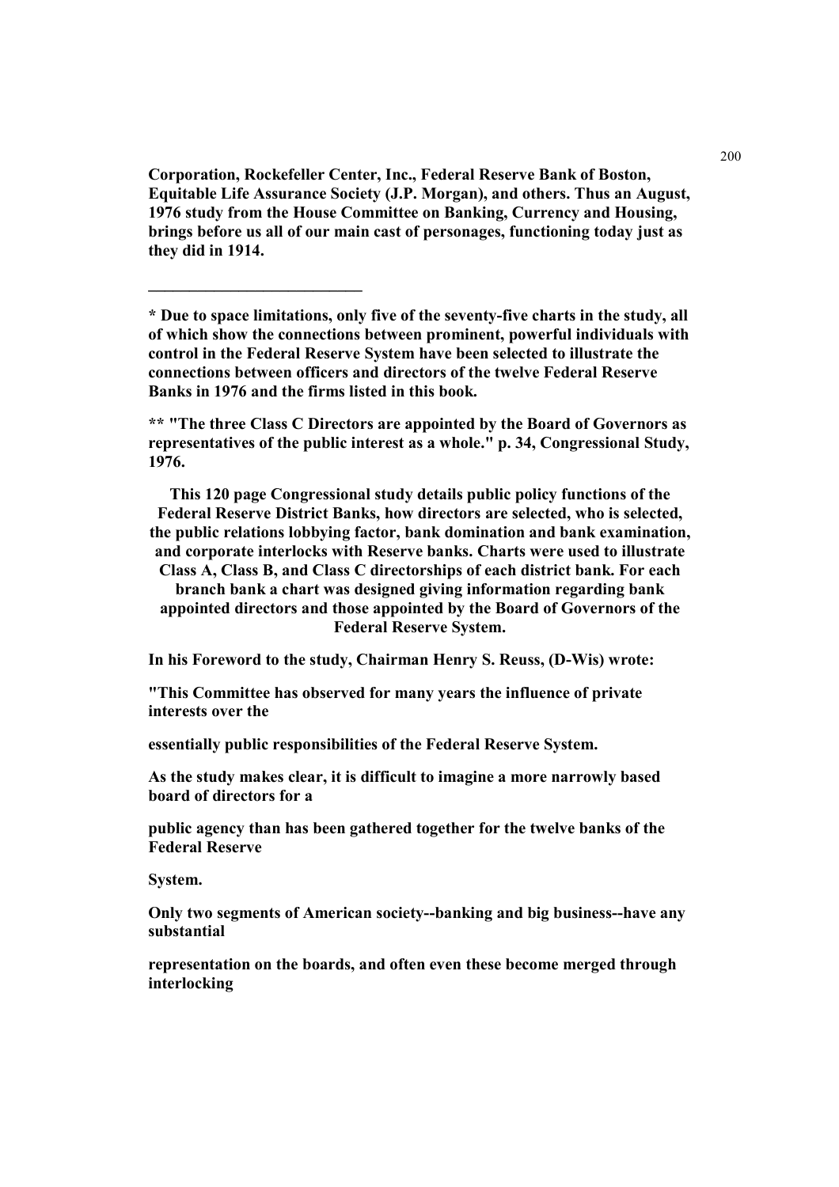**Corporation, Rockefeller Center, Inc., Federal Reserve Bank of Boston, Equitable Life Assurance Society (J.P. Morgan), and others. Thus an August, 1976 study from the House Committee on Banking, Currency and Housing, brings before us all of our main cast of personages, functioning today just as they did in 1914.**

---

**\* Due to space limitations, only five of the seventy-five charts in the study, all of which show the connections between prominent, powerful individuals with control in the Federal Reserve System have been selected to illustrate the connections between officers and directors of the twelve Federal Reserve Banks in 1976 and the firms listed in this book.**

**\*\* "The three Class C Directors are appointed by the Board of Governors as representatives of the public interest as a whole." p. 34, Congressional Study, 1976.**

**This 120 page Congressional study details public policy functions of the Federal Reserve District Banks, how directors are selected, who is selected, the public relations lobbying factor, bank domination and bank examination, and corporate interlocks with Reserve banks. Charts were used to illustrate Class A, Class B, and Class C directorships of each district bank. For each branch bank a chart was designed giving information regarding bank appointed directors and those appointed by the Board of Governors of the Federal Reserve System.**

**In his Foreword to the study, Chairman Henry S. Reuss, (D-Wis) wrote:**

**"This Committee has observed for many years the influence of private interests over the**

**essentially public responsibilities of the Federal Reserve System.**

**As the study makes clear, it is difficult to imagine a more narrowly based board of directors for a**

**public agency than has been gathered together for the twelve banks of the Federal Reserve**

**System.**

**Only two segments of American society--banking and big business--have any substantial**

**representation on the boards, and often even these become merged through interlocking**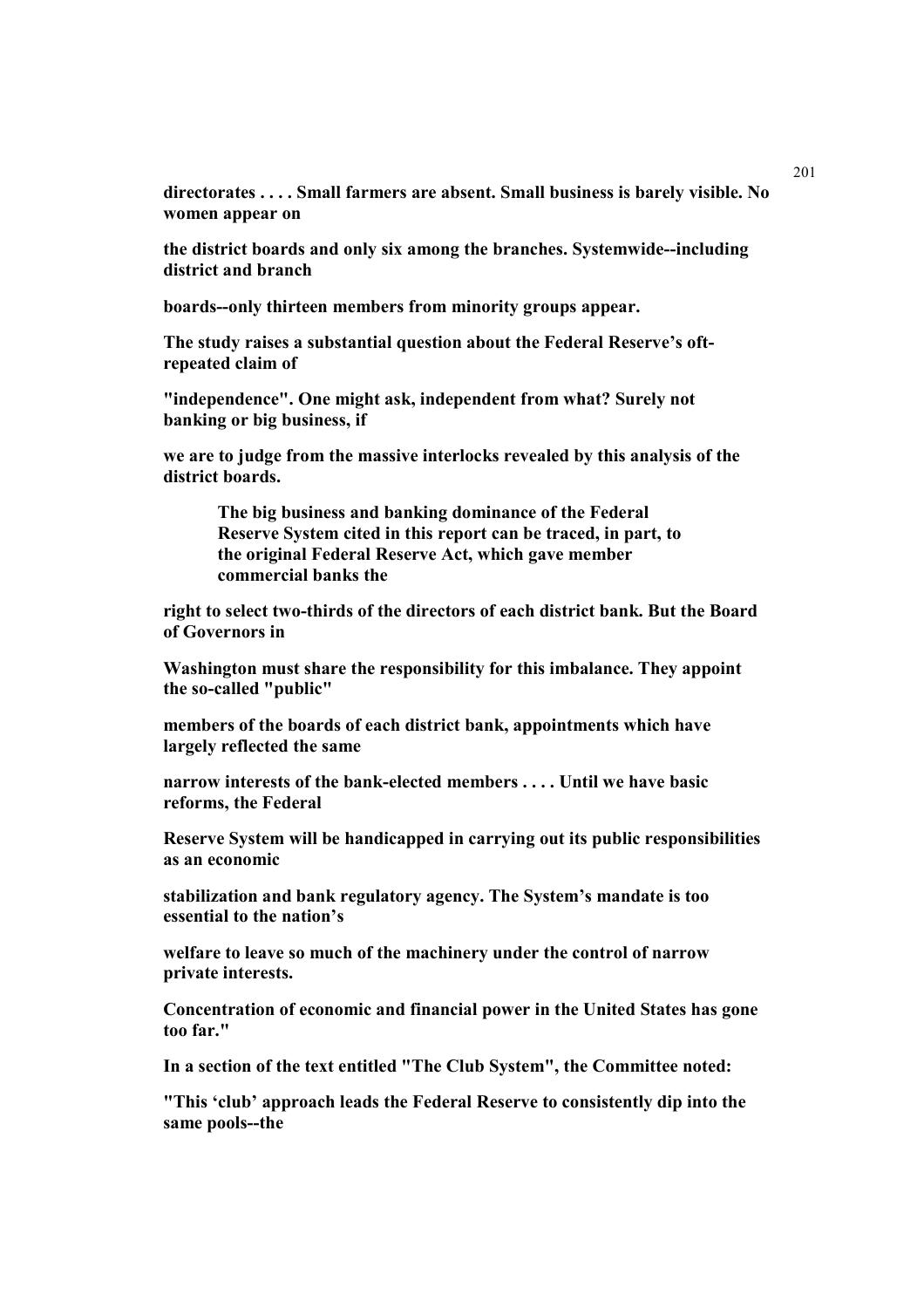**directorates . . . . Small farmers are absent. Small business is barely visible. No women appear on the district boards and only six among the branches. Systemwide--including district and branch boards--only thirteen members from minority groups appear.**

**The study raises a substantial question about the Federal Reserve's oft-repeated claim of "independence". One might ask, independent from what? Surely not banking or big business, if we are to judge from the massive interlocks revealed by this analysis of the district boards.**

> **The big business and banking dominance of the Federal Reserve System cited in this report can be traced, in part, to the original Federal Reserve Act, which gave member commercial banks the**

**right to select two-thirds of the directors of each district bank. But the Board of Governors in Washington must share the responsibility for this imbalance. They appoint the so-called "public" members of the boards of each district bank, appointments which have largely reflected the same narrow interests of the bank-elected members . . . . Until we have basic reforms, the Federal Reserve System will be handicapped in carrying out its public responsibilities as an economic stabilization and bank regulatory agency. The System's mandate is too essential to the nation's welfare to leave so much of the machinery under the control of narrow private interests.**

**Concentration of economic and financial power in the United States has gone too far."**

**In a section of the text entitled "The Club System", the Committee noted:**

**"This 'club' approach leads the Federal Reserve to consistently dip into the same pools--the**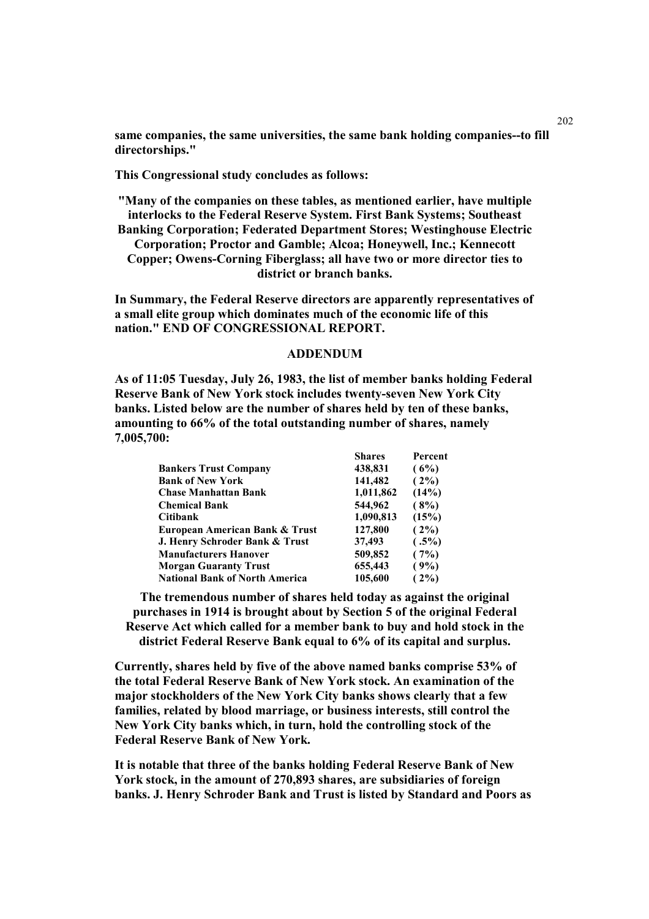**same companies, the same universities, the same bank holding companies--to fill directorships."**

**This Congressional study concludes as follows:**

**"Many of the companies on these tables, as mentioned earlier, have multiple interlocks to the Federal Reserve System. First Bank Systems; Southeast Banking Corporation; Federated Department Stores; Westinghouse Electric Corporation; Proctor and Gamble; Alcoa; Honeywell, Inc.; Kennecott Copper; Owens-Corning Fiberglass; all have two or more director ties to district or branch banks.**

**In Summary, the Federal Reserve directors are apparently representatives of a small elite group which dominates much of the economic life of this nation." END OF CONGRESSIONAL REPORT.**

## ADDENDUM

**As of 11:05 Tuesday, July 26, 1983, the list of member banks holding Federal Reserve Bank of New York stock includes twenty-seven New York City banks. Listed below are the number of shares held by ten of these banks, amounting to 66% of the total outstanding number of shares, namely 7,005,700:**

| | Shares | Percent |
|---|---|---|
| **Bankers Trust Company** | **438,831** | **( 6%)** |
| **Bank of New York** | **141,482** | **( 2%)** |
| **Chase Manhattan Bank** | **1,011,862** | **(14%)** |
| **Chemical Bank** | **544,962** | **( 8%)** |
| **Citibank** | **1,090,813** | **(15%)** |
| **European American Bank & Trust** | **127,800** | **( 2%)** |
| **J. Henry Schroder Bank & Trust** | **37,493** | **( .5%)** |
| **Manufacturers Hanover** | **509,852** | **( 7%)** |
| **Morgan Guaranty Trust** | **655,443** | **( 9%)** |
| **National Bank of North America** | **105,600** | **( 2%)** |

**The tremendous number of shares held today as against the original purchases in 1914 is brought about by Section 5 of the original Federal Reserve Act which called for a member bank to buy and hold stock in the district Federal Reserve Bank equal to 6% of its capital and surplus.**

**Currently, shares held by five of the above named banks comprise 53% of the total Federal Reserve Bank of New York stock. An examination of the major stockholders of the New York City banks shows clearly that a few families, related by blood marriage, or business interests, still control the New York City banks which, in turn, hold the controlling stock of the Federal Reserve Bank of New York.**

**It is notable that three of the banks holding Federal Reserve Bank of New York stock, in the amount of 270,893 shares, are subsidiaries of foreign banks. J. Henry Schroder Bank and Trust is listed by Standard and Poors as**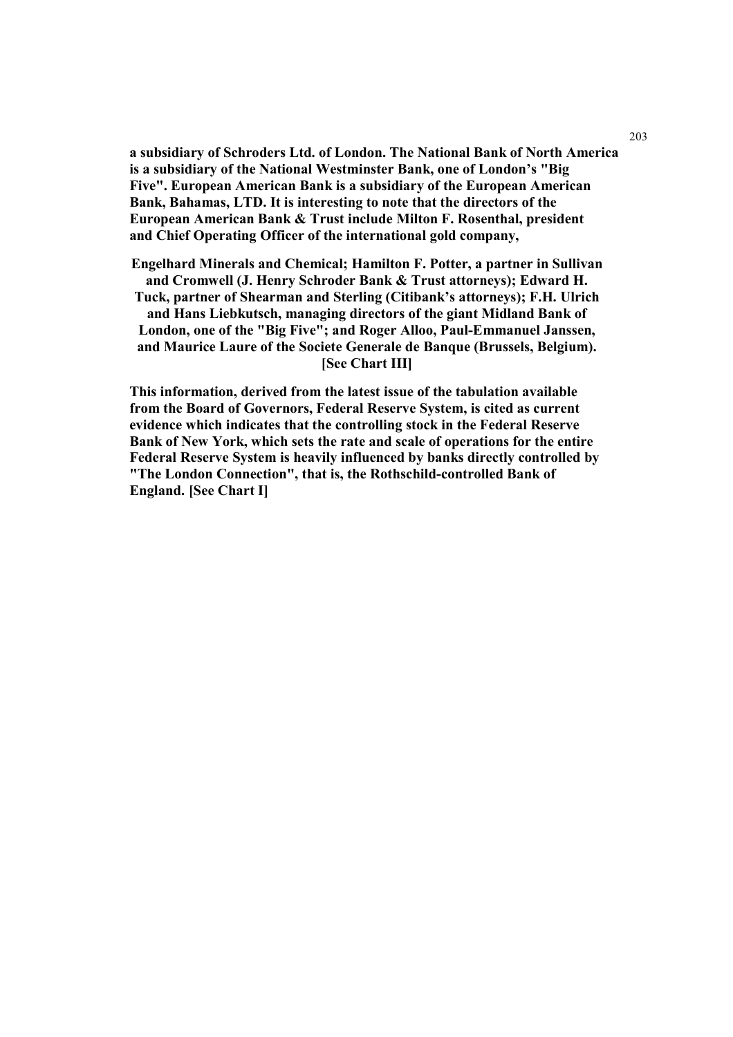**a subsidiary of Schroders Ltd. of London. The National Bank of North America is a subsidiary of the National Westminster Bank, one of London's "Big Five". European American Bank is a subsidiary of the European American Bank, Bahamas, LTD. It is interesting to note that the directors of the European American Bank & Trust include Milton F. Rosenthal, president and Chief Operating Officer of the international gold company,**

**Engelhard Minerals and Chemical; Hamilton F. Potter, a partner in Sullivan and Cromwell (J. Henry Schroder Bank & Trust attorneys); Edward H. Tuck, partner of Shearman and Sterling (Citibank's attorneys); F.H. Ulrich and Hans Liebkutsch, managing directors of the giant Midland Bank of London, one of the "Big Five"; and Roger Alloo, Paul-Emmanuel Janssen, and Maurice Laure of the Societe Generale de Banque (Brussels, Belgium). [See Chart III]**

**This information, derived from the latest issue of the tabulation available from the Board of Governors, Federal Reserve System, is cited as current evidence which indicates that the controlling stock in the Federal Reserve Bank of New York, which sets the rate and scale of operations for the entire Federal Reserve System is heavily influenced by banks directly controlled by "The London Connection", that is, the Rothschild-controlled Bank of England. [See Chart I]**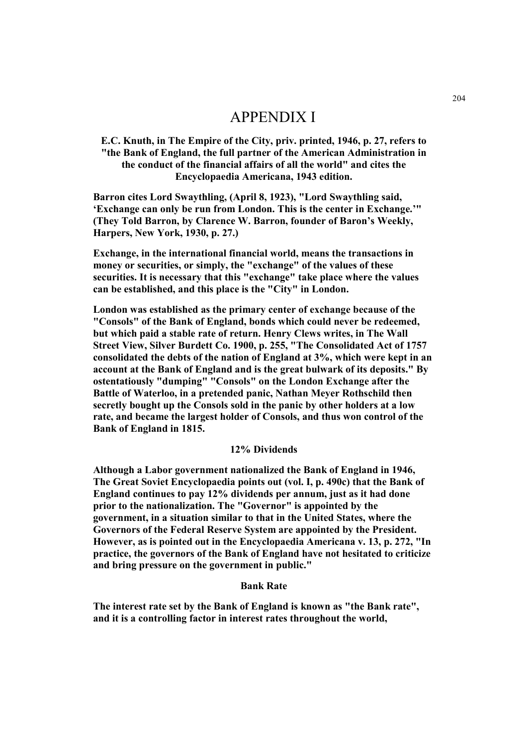# APPENDIX I

**E.C. Knuth, in The Empire of the City, priv. printed, 1946, p. 27, refers to "the Bank of England, the full partner of the American Administration in the conduct of the financial affairs of all the world" and cites the Encyclopaedia Americana, 1943 edition.**

**Barron cites Lord Swaythling, (April 8, 1923), "Lord Swaythling said, 'Exchange can only be run from London. This is the center in Exchange.'" (They Told Barron, by Clarence W. Barron, founder of Baron's Weekly, Harpers, New York, 1930, p. 27.)**

**Exchange, in the international financial world, means the transactions in money or securities, or simply, the "exchange" of the values of these securities. It is necessary that this "exchange" take place where the values can be established, and this place is the "City" in London.**

**London was established as the primary center of exchange because of the "Consols" of the Bank of England, bonds which could never be redeemed, but which paid a stable rate of return. Henry Clews writes, in The Wall Street View, Silver Burdett Co. 1900, p. 255, "The Consolidated Act of 1757 consolidated the debts of the nation of England at 3%, which were kept in an account at the Bank of England and is the great bulwark of its deposits." By ostentatiously "dumping" "Consols" on the London Exchange after the Battle of Waterloo, in a pretended panic, Nathan Meyer Rothschild then secretly bought up the Consols sold in the panic by other holders at a low rate, and became the largest holder of Consols, and thus won control of the Bank of England in 1815.**

### 12% Dividends

**Although a Labor government nationalized the Bank of England in 1946, The Great Soviet Encyclopaedia points out (vol. I, p. 490c) that the Bank of England continues to pay 12% dividends per annum, just as it had done prior to the nationalization. The "Governor" is appointed by the government, in a situation similar to that in the United States, where the Governors of the Federal Reserve System are appointed by the President. However, as is pointed out in the Encyclopaedia Americana v. 13, p. 272, "In practice, the governors of the Bank of England have not hesitated to criticize and bring pressure on the government in public."**

### Bank Rate

**The interest rate set by the Bank of England is known as "the Bank rate", and it is a controlling factor in interest rates throughout the world,**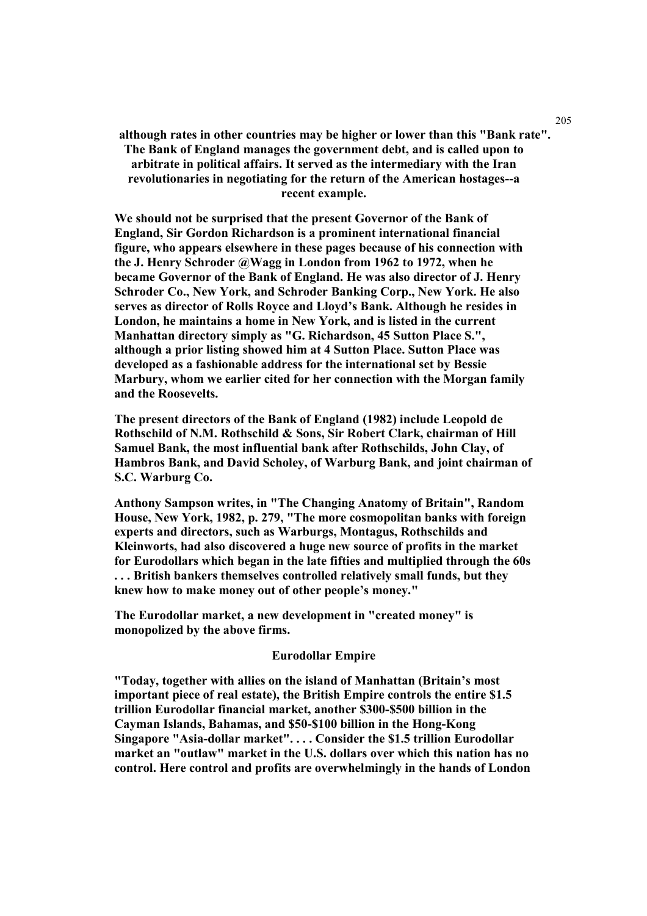**although rates in other countries may be higher or lower than this "Bank rate". The Bank of England manages the government debt, and is called upon to arbitrate in political affairs. It served as the intermediary with the Iran revolutionaries in negotiating for the return of the American hostages--a recent example.**

**We should not be surprised that the present Governor of the Bank of England, Sir Gordon Richardson is a prominent international financial figure, who appears elsewhere in these pages because of his connection with the J. Henry Schroder @Wagg in London from 1962 to 1972, when he became Governor of the Bank of England. He was also director of J. Henry Schroder Co., New York, and Schroder Banking Corp., New York. He also serves as director of Rolls Royce and Lloyd's Bank. Although he resides in London, he maintains a home in New York, and is listed in the current Manhattan directory simply as "G. Richardson, 45 Sutton Place S.", although a prior listing showed him at 4 Sutton Place. Sutton Place was developed as a fashionable address for the international set by Bessie Marbury, whom we earlier cited for her connection with the Morgan family and the Roosevelts.**

**The present directors of the Bank of England (1982) include Leopold de Rothschild of N.M. Rothschild & Sons, Sir Robert Clark, chairman of Hill Samuel Bank, the most influential bank after Rothschilds, John Clay, of Hambros Bank, and David Scholey, of Warburg Bank, and joint chairman of S.C. Warburg Co.**

**Anthony Sampson writes, in "The Changing Anatomy of Britain", Random House, New York, 1982, p. 279, "The more cosmopolitan banks with foreign experts and directors, such as Warburgs, Montagus, Rothschilds and Kleinworts, had also discovered a huge new source of profits in the market for Eurodollars which began in the late fifties and multiplied through the 60s . . . British bankers themselves controlled relatively small funds, but they knew how to make money out of other people's money."**

**The Eurodollar market, a new development in "created money" is monopolized by the above firms.**

**Eurodollar Empire**

**"Today, together with allies on the island of Manhattan (Britain's most important piece of real estate), the British Empire controls the entire $1.5 trillion Eurodollar financial market, another $300-$500 billion in the Cayman Islands, Bahamas, and $50-$100 billion in the Hong-Kong Singapore "Asia-dollar market". . . . Consider the $1.5 trillion Eurodollar market an "outlaw" market in the U.S. dollars over which this nation has no control. Here control and profits are overwhelmingly in the hands of London**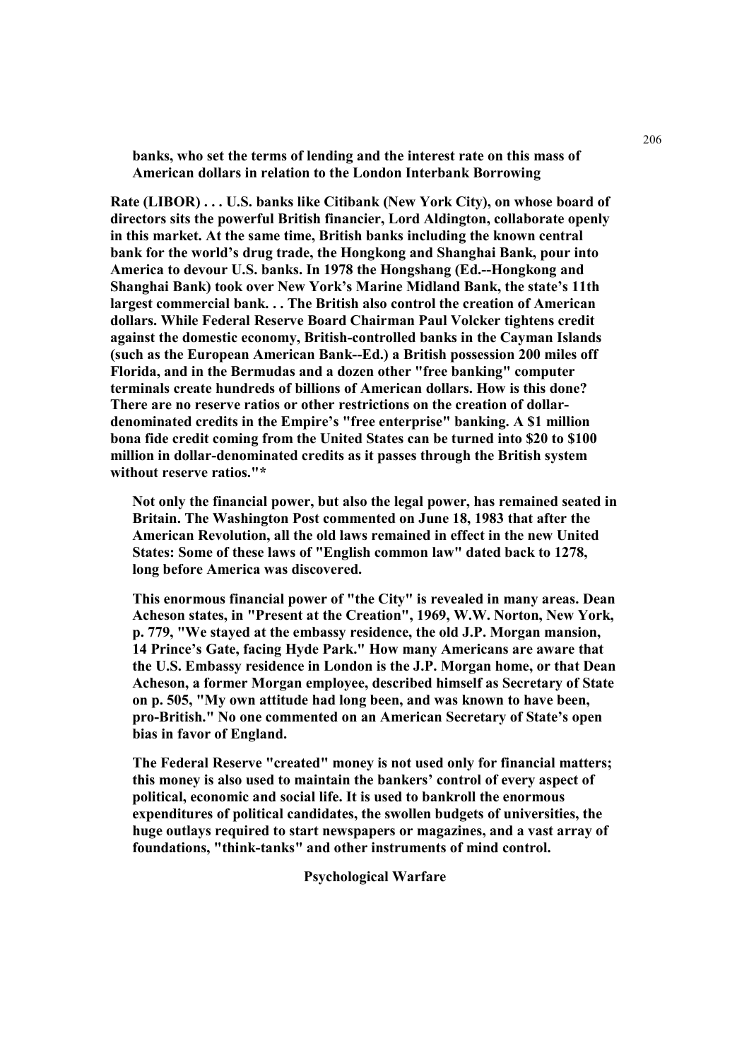**banks, who set the terms of lending and the interest rate on this mass of American dollars in relation to the London Interbank Borrowing**

**Rate (LIBOR) . . . U.S. banks like Citibank (New York City), on whose board of directors sits the powerful British financier, Lord Aldington, collaborate openly in this market. At the same time, British banks including the known central bank for the world's drug trade, the Hongkong and Shanghai Bank, pour into America to devour U.S. banks. In 1978 the Hongshang (Ed.--Hongkong and Shanghai Bank) took over New York's Marine Midland Bank, the state's 11th largest commercial bank. . . The British also control the creation of American dollars. While Federal Reserve Board Chairman Paul Volcker tightens credit against the domestic economy, British-controlled banks in the Cayman Islands (such as the European American Bank--Ed.) a British possession 200 miles off Florida, and in the Bermudas and a dozen other "free banking" computer terminals create hundreds of billions of American dollars. How is this done? There are no reserve ratios or other restrictions on the creation of dollar-denominated credits in the Empire's "free enterprise" banking. A $1 million bona fide credit coming from the United States can be turned into $20 to $100 million in dollar-denominated credits as it passes through the British system without reserve ratios."***

**Not only the financial power, but also the legal power, has remained seated in Britain. The Washington Post commented on June 18, 1983 that after the American Revolution, all the old laws remained in effect in the new United States: Some of these laws of "English common law" dated back to 1278, long before America was discovered.**

**This enormous financial power of "the City" is revealed in many areas. Dean Acheson states, in "Present at the Creation", 1969, W.W. Norton, New York, p. 779, "We stayed at the embassy residence, the old J.P. Morgan mansion, 14 Prince's Gate, facing Hyde Park." How many Americans are aware that the U.S. Embassy residence in London is the J.P. Morgan home, or that Dean Acheson, a former Morgan employee, described himself as Secretary of State on p. 505, "My own attitude had long been, and was known to have been, pro-British." No one commented on an American Secretary of State's open bias in favor of England.**

**The Federal Reserve "created" money is not used only for financial matters; this money is also used to maintain the bankers' control of every aspect of political, economic and social life. It is used to bankroll the enormous expenditures of political candidates, the swollen budgets of universities, the huge outlays required to start newspapers or magazines, and a vast array of foundations, "think-tanks" and other instruments of mind control.**

## Psychological Warfare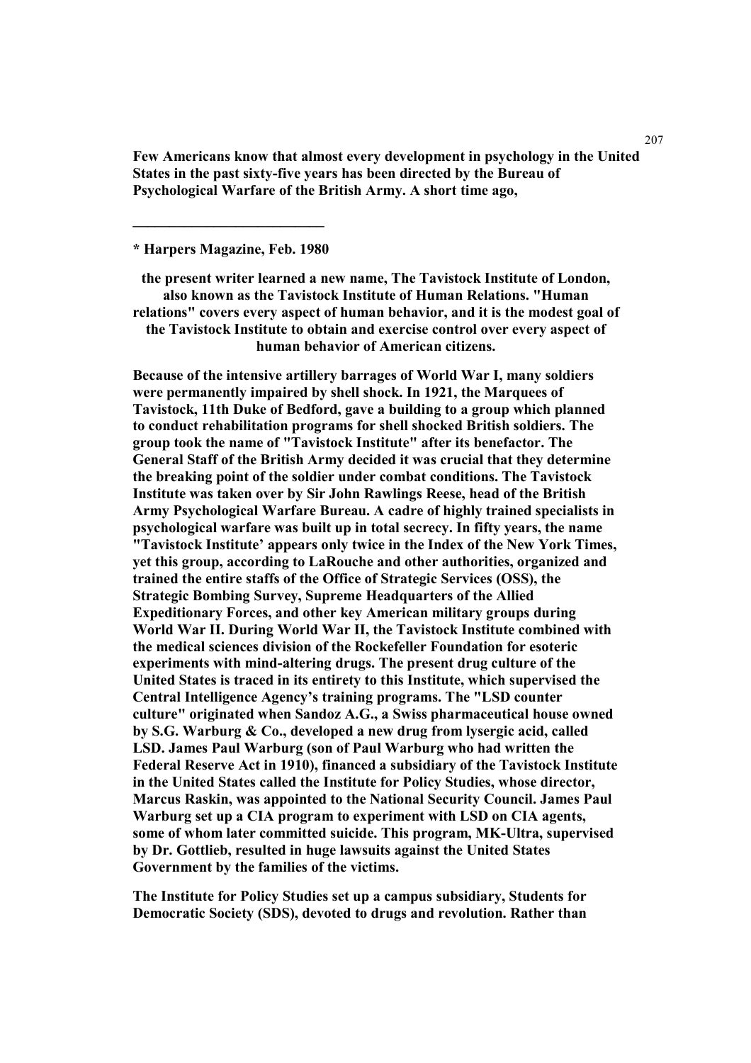**Few Americans know that almost every development in psychology in the United States in the past sixty-five years has been directed by the Bureau of Psychological Warfare of the British Army. A short time ago,**

---

**\* Harpers Magazine, Feb. 1980**

**the present writer learned a new name, The Tavistock Institute of London, also known as the Tavistock Institute of Human Relations. "Human relations" covers every aspect of human behavior, and it is the modest goal of the Tavistock Institute to obtain and exercise control over every aspect of human behavior of American citizens.**

**Because of the intensive artillery barrages of World War I, many soldiers were permanently impaired by shell shock. In 1921, the Marquees of Tavistock, 11th Duke of Bedford, gave a building to a group which planned to conduct rehabilitation programs for shell shocked British soldiers. The group took the name of "Tavistock Institute" after its benefactor. The General Staff of the British Army decided it was crucial that they determine the breaking point of the soldier under combat conditions. The Tavistock Institute was taken over by Sir John Rawlings Reese, head of the British Army Psychological Warfare Bureau. A cadre of highly trained specialists in psychological warfare was built up in total secrecy. In fifty years, the name "Tavistock Institute' appears only twice in the Index of the New York Times, yet this group, according to LaRouche and other authorities, organized and trained the entire staffs of the Office of Strategic Services (OSS), the Strategic Bombing Survey, Supreme Headquarters of the Allied Expeditionary Forces, and other key American military groups during World War II. During World War II, the Tavistock Institute combined with the medical sciences division of the Rockefeller Foundation for esoteric experiments with mind-altering drugs. The present drug culture of the United States is traced in its entirety to this Institute, which supervised the Central Intelligence Agency's training programs. The "LSD counter culture" originated when Sandoz A.G., a Swiss pharmaceutical house owned by S.G. Warburg & Co., developed a new drug from lysergic acid, called LSD. James Paul Warburg (son of Paul Warburg who had written the Federal Reserve Act in 1910), financed a subsidiary of the Tavistock Institute in the United States called the Institute for Policy Studies, whose director, Marcus Raskin, was appointed to the National Security Council. James Paul Warburg set up a CIA program to experiment with LSD on CIA agents, some of whom later committed suicide. This program, MK-Ultra, supervised by Dr. Gottlieb, resulted in huge lawsuits against the United States Government by the families of the victims.**

**The Institute for Policy Studies set up a campus subsidiary, Students for Democratic Society (SDS), devoted to drugs and revolution. Rather than**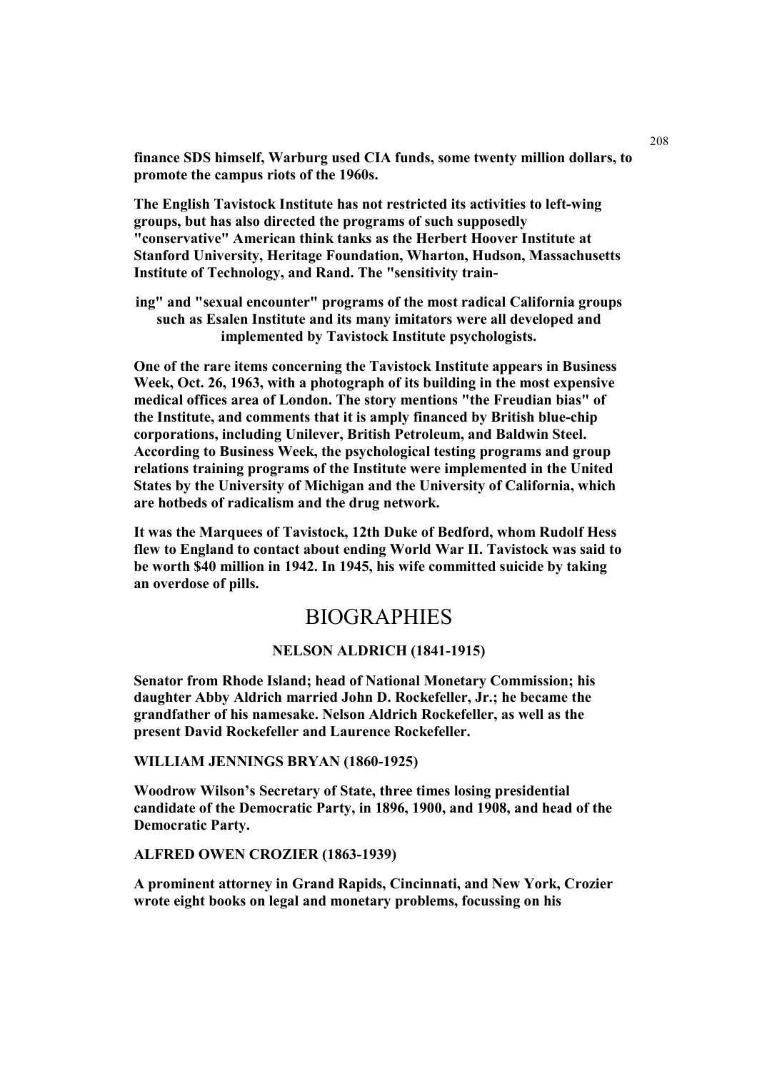**finance SDS himself, Warburg used CIA funds, some twenty million dollars, to promote the campus riots of the 1960s.**

**The English Tavistock Institute has not restricted its activities to left-wing groups, but has also directed the programs of such supposedly "conservative" American think tanks as the Herbert Hoover Institute at Stanford University, Heritage Foundation, Wharton, Hudson, Massachusetts Institute of Technology, and Rand. The "sensitivity training" and "sexual encounter" programs of the most radical California groups such as Esalen Institute and its many imitators were all developed and implemented by Tavistock Institute psychologists.**

**One of the rare items concerning the Tavistock Institute appears in Business Week, Oct. 26, 1963, with a photograph of its building in the most expensive medical offices area of London. The story mentions "the Freudian bias" of the Institute, and comments that it is amply financed by British blue-chip corporations, including Unilever, British Petroleum, and Baldwin Steel. According to Business Week, the psychological testing programs and group relations training programs of the Institute were implemented in the United States by the University of Michigan and the University of California, which are hotbeds of radicalism and the drug network.**

**It was the Marquees of Tavistock, 12th Duke of Bedford, whom Rudolf Hess flew to England to contact about ending World War II. Tavistock was said to be worth $40 million in 1942. In 1945, his wife committed suicide by taking an overdose of pills.**

# BIOGRAPHIES

### NELSON ALDRICH (1841-1915)

**Senator from Rhode Island; head of National Monetary Commission; his daughter Abby Aldrich married John D. Rockefeller, Jr.; he became the grandfather of his namesake. Nelson Aldrich Rockefeller, as well as the present David Rockefeller and Laurence Rockefeller.**

### WILLIAM JENNINGS BRYAN (1860-1925)

**Woodrow Wilson's Secretary of State, three times losing presidential candidate of the Democratic Party, in 1896, 1900, and 1908, and head of the Democratic Party.**

### ALFRED OWEN CROZIER (1863-1939)

**A prominent attorney in Grand Rapids, Cincinnati, and New York, Crozier wrote eight books on legal and monetary problems, focussing on his**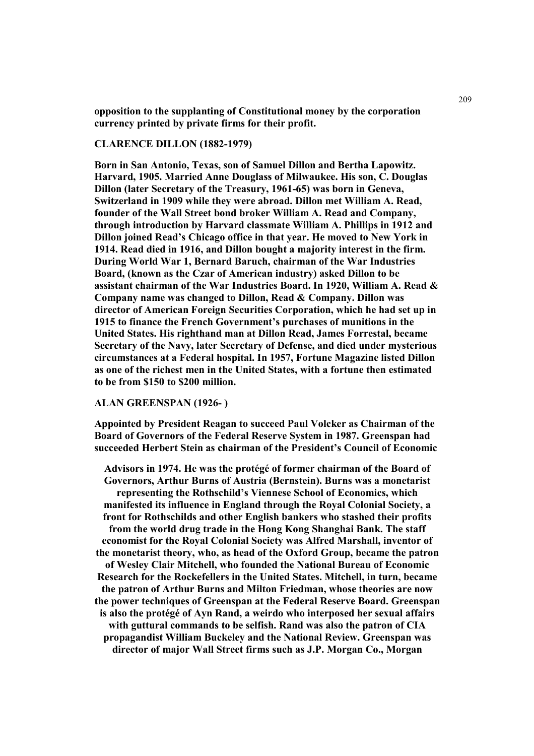**opposition to the supplanting of Constitutional money by the corporation currency printed by private firms for their profit.**

**CLARENCE DILLON (1882-1979)**

**Born in San Antonio, Texas, son of Samuel Dillon and Bertha Lapowitz. Harvard, 1905. Married Anne Douglass of Milwaukee. His son, C. Douglas Dillon (later Secretary of the Treasury, 1961-65) was born in Geneva, Switzerland in 1909 while they were abroad. Dillon met William A. Read, founder of the Wall Street bond broker William A. Read and Company, through introduction by Harvard classmate William A. Phillips in 1912 and Dillon joined Read's Chicago office in that year. He moved to New York in 1914. Read died in 1916, and Dillon bought a majority interest in the firm. During World War 1, Bernard Baruch, chairman of the War Industries Board, (known as the Czar of American industry) asked Dillon to be assistant chairman of the War Industries Board. In 1920, William A. Read & Company name was changed to Dillon, Read & Company. Dillon was director of American Foreign Securities Corporation, which he had set up in 1915 to finance the French Government's purchases of munitions in the United States. His righthand man at Dillon Read, James Forrestal, became Secretary of the Navy, later Secretary of Defense, and died under mysterious circumstances at a Federal hospital. In 1957, Fortune Magazine listed Dillon as one of the richest men in the United States, with a fortune then estimated to be from $150 to $200 million.**

**ALAN GREENSPAN (1926- )**

**Appointed by President Reagan to succeed Paul Volcker as Chairman of the Board of Governors of the Federal Reserve System in 1987. Greenspan had succeeded Herbert Stein as chairman of the President's Council of Economic Advisors in 1974. He was the protégé of former chairman of the Board of Governors, Arthur Burns of Austria (Bernstein). Burns was a monetarist representing the Rothschild's Viennese School of Economics, which manifested its influence in England through the Royal Colonial Society, a front for Rothschilds and other English bankers who stashed their profits from the world drug trade in the Hong Kong Shanghai Bank. The staff economist for the Royal Colonial Society was Alfred Marshall, inventor of the monetarist theory, who, as head of the Oxford Group, became the patron of Wesley Clair Mitchell, who founded the National Bureau of Economic Research for the Rockefellers in the United States. Mitchell, in turn, became the patron of Arthur Burns and Milton Friedman, whose theories are now the power techniques of Greenspan at the Federal Reserve Board. Greenspan is also the protégé of Ayn Rand, a weirdo who interposed her sexual affairs with guttural commands to be selfish. Rand was also the patron of CIA propagandist William Buckeley and the National Review. Greenspan was director of major Wall Street firms such as J.P. Morgan Co., Morgan**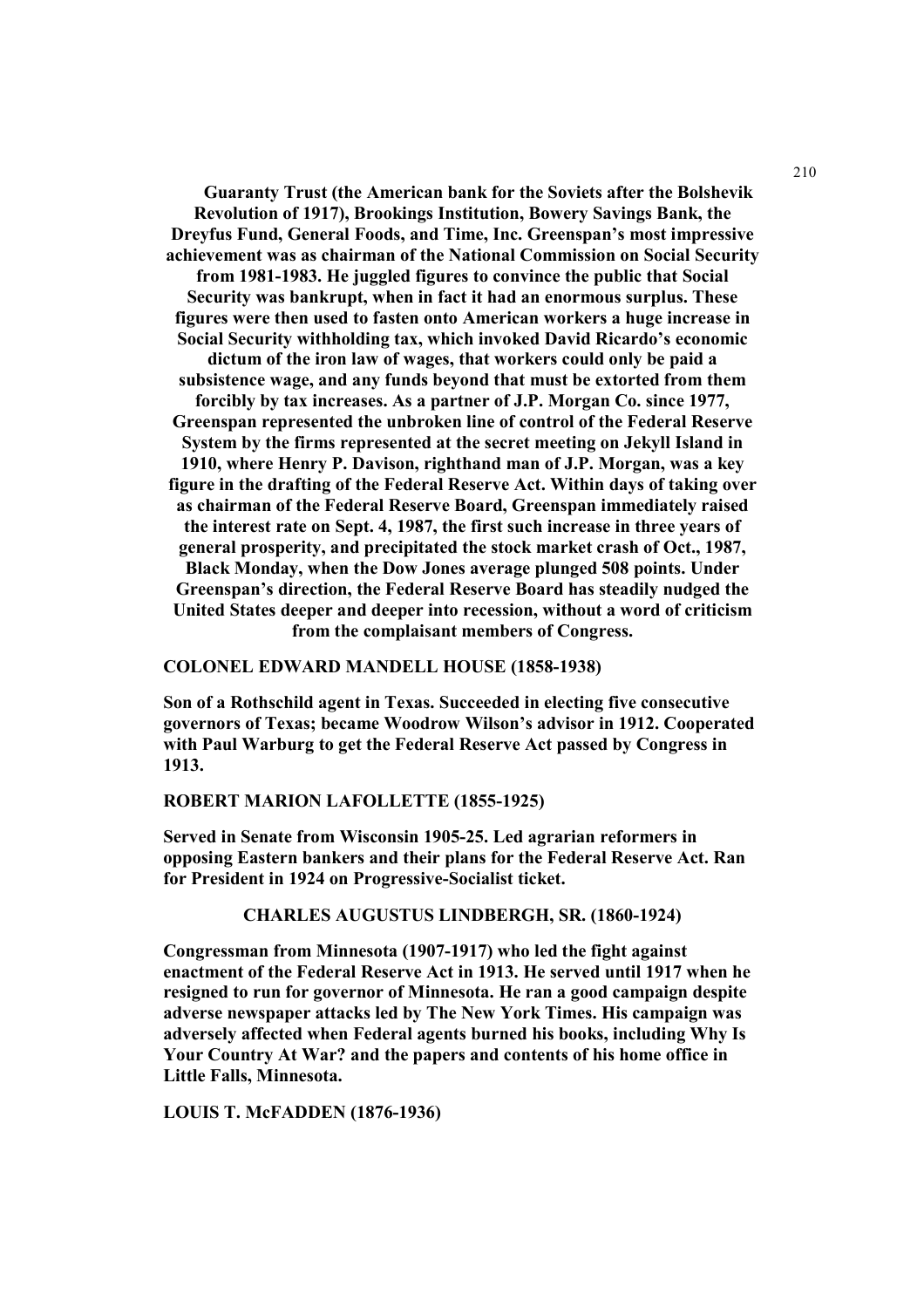**Guaranty Trust (the American bank for the Soviets after the Bolshevik Revolution of 1917), Brookings Institution, Bowery Savings Bank, the Dreyfus Fund, General Foods, and Time, Inc. Greenspan's most impressive achievement was as chairman of the National Commission on Social Security from 1981-1983. He juggled figures to convince the public that Social Security was bankrupt, when in fact it had an enormous surplus. These figures were then used to fasten onto American workers a huge increase in Social Security withholding tax, which invoked David Ricardo's economic dictum of the iron law of wages, that workers could only be paid a subsistence wage, and any funds beyond that must be extorted from them forcibly by tax increases. As a partner of J.P. Morgan Co. since 1977, Greenspan represented the unbroken line of control of the Federal Reserve System by the firms represented at the secret meeting on Jekyll Island in 1910, where Henry P. Davison, righthand man of J.P. Morgan, was a key figure in the drafting of the Federal Reserve Act. Within days of taking over as chairman of the Federal Reserve Board, Greenspan immediately raised the interest rate on Sept. 4, 1987, the first such increase in three years of general prosperity, and precipitated the stock market crash of Oct., 1987, Black Monday, when the Dow Jones average plunged 508 points. Under Greenspan's direction, the Federal Reserve Board has steadily nudged the United States deeper and deeper into recession, without a word of criticism from the complaisant members of Congress.**

**COLONEL EDWARD MANDELL HOUSE (1858-1938)**

**Son of a Rothschild agent in Texas. Succeeded in electing five consecutive governors of Texas; became Woodrow Wilson's advisor in 1912. Cooperated with Paul Warburg to get the Federal Reserve Act passed by Congress in 1913.**

**ROBERT MARION LAFOLLETTE (1855-1925)**

**Served in Senate from Wisconsin 1905-25. Led agrarian reformers in opposing Eastern bankers and their plans for the Federal Reserve Act. Ran for President in 1924 on Progressive-Socialist ticket.**

**CHARLES AUGUSTUS LINDBERGH, SR. (1860-1924)**

**Congressman from Minnesota (1907-1917) who led the fight against enactment of the Federal Reserve Act in 1913. He served until 1917 when he resigned to run for governor of Minnesota. He ran a good campaign despite adverse newspaper attacks led by The New York Times. His campaign was adversely affected when Federal agents burned his books, including Why Is Your Country At War? and the papers and contents of his home office in Little Falls, Minnesota.**

**LOUIS T. McFADDEN (1876-1936)**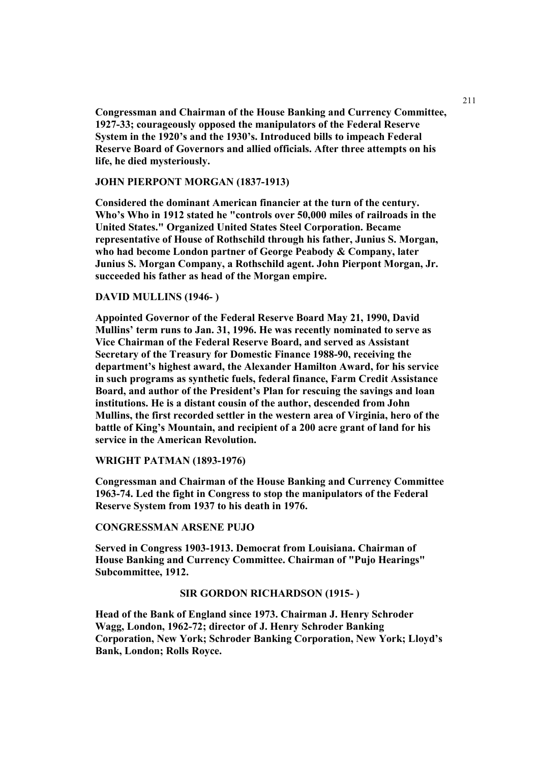**Congressman and Chairman of the House Banking and Currency Committee, 1927-33; courageously opposed the manipulators of the Federal Reserve System in the 1920's and the 1930's. Introduced bills to impeach Federal Reserve Board of Governors and allied officials. After three attempts on his life, he died mysteriously.**

**JOHN PIERPONT MORGAN (1837-1913)**

**Considered the dominant American financier at the turn of the century. Who's Who in 1912 stated he "controls over 50,000 miles of railroads in the United States." Organized United States Steel Corporation. Became representative of House of Rothschild through his father, Junius S. Morgan, who had become London partner of George Peabody & Company, later Junius S. Morgan Company, a Rothschild agent. John Pierpont Morgan, Jr. succeeded his father as head of the Morgan empire.**

**DAVID MULLINS (1946- )**

**Appointed Governor of the Federal Reserve Board May 21, 1990, David Mullins' term runs to Jan. 31, 1996. He was recently nominated to serve as Vice Chairman of the Federal Reserve Board, and served as Assistant Secretary of the Treasury for Domestic Finance 1988-90, receiving the department's highest award, the Alexander Hamilton Award, for his service in such programs as synthetic fuels, federal finance, Farm Credit Assistance Board, and author of the President's Plan for rescuing the savings and loan institutions. He is a distant cousin of the author, descended from John Mullins, the first recorded settler in the western area of Virginia, hero of the battle of King's Mountain, and recipient of a 200 acre grant of land for his service in the American Revolution.**

**WRIGHT PATMAN (1893-1976)**

**Congressman and Chairman of the House Banking and Currency Committee 1963-74. Led the fight in Congress to stop the manipulators of the Federal Reserve System from 1937 to his death in 1976.**

**CONGRESSMAN ARSENE PUJO**

**Served in Congress 1903-1913. Democrat from Louisiana. Chairman of House Banking and Currency Committee. Chairman of "Pujo Hearings" Subcommittee, 1912.**

**SIR GORDON RICHARDSON (1915- )**

**Head of the Bank of England since 1973. Chairman J. Henry Schroder Wagg, London, 1962-72; director of J. Henry Schroder Banking Corporation, New York; Schroder Banking Corporation, New York; Lloyd's Bank, London; Rolls Royce.**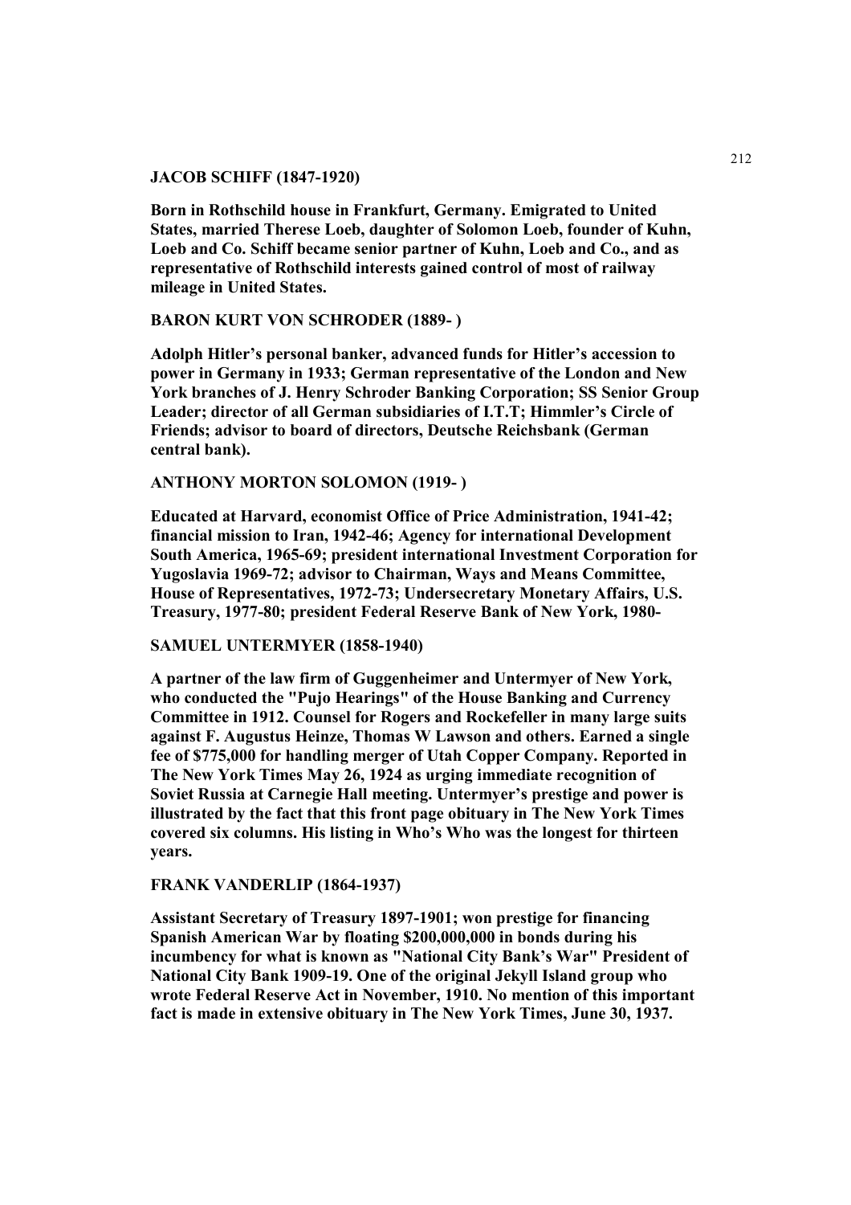**JACOB SCHIFF (1847-1920)**

**Born in Rothschild house in Frankfurt, Germany. Emigrated to United States, married Therese Loeb, daughter of Solomon Loeb, founder of Kuhn, Loeb and Co. Schiff became senior partner of Kuhn, Loeb and Co., and as representative of Rothschild interests gained control of most of railway mileage in United States.**

**BARON KURT VON SCHRODER (1889- )**

**Adolph Hitler's personal banker, advanced funds for Hitler's accession to power in Germany in 1933; German representative of the London and New York branches of J. Henry Schroder Banking Corporation; SS Senior Group Leader; director of all German subsidiaries of I.T.T; Himmler's Circle of Friends; advisor to board of directors, Deutsche Reichsbank (German central bank).**

**ANTHONY MORTON SOLOMON (1919- )**

**Educated at Harvard, economist Office of Price Administration, 1941-42; financial mission to Iran, 1942-46; Agency for international Development South America, 1965-69; president international Investment Corporation for Yugoslavia 1969-72; advisor to Chairman, Ways and Means Committee, House of Representatives, 1972-73; Undersecretary Monetary Affairs, U.S. Treasury, 1977-80; president Federal Reserve Bank of New York, 1980-**

**SAMUEL UNTERMYER (1858-1940)**

**A partner of the law firm of Guggenheimer and Untermyer of New York, who conducted the "Pujo Hearings" of the House Banking and Currency Committee in 1912. Counsel for Rogers and Rockefeller in many large suits against F. Augustus Heinze, Thomas W Lawson and others. Earned a single fee of $775,000 for handling merger of Utah Copper Company. Reported in The New York Times May 26, 1924 as urging immediate recognition of Soviet Russia at Carnegie Hall meeting. Untermyer's prestige and power is illustrated by the fact that this front page obituary in The New York Times covered six columns. His listing in Who's Who was the longest for thirteen years.**

**FRANK VANDERLIP (1864-1937)**

**Assistant Secretary of Treasury 1897-1901; won prestige for financing Spanish American War by floating $200,000,000 in bonds during his incumbency for what is known as "National City Bank's War" President of National City Bank 1909-19. One of the original Jekyll Island group who wrote Federal Reserve Act in November, 1910. No mention of this important fact is made in extensive obituary in The New York Times, June 30, 1937.**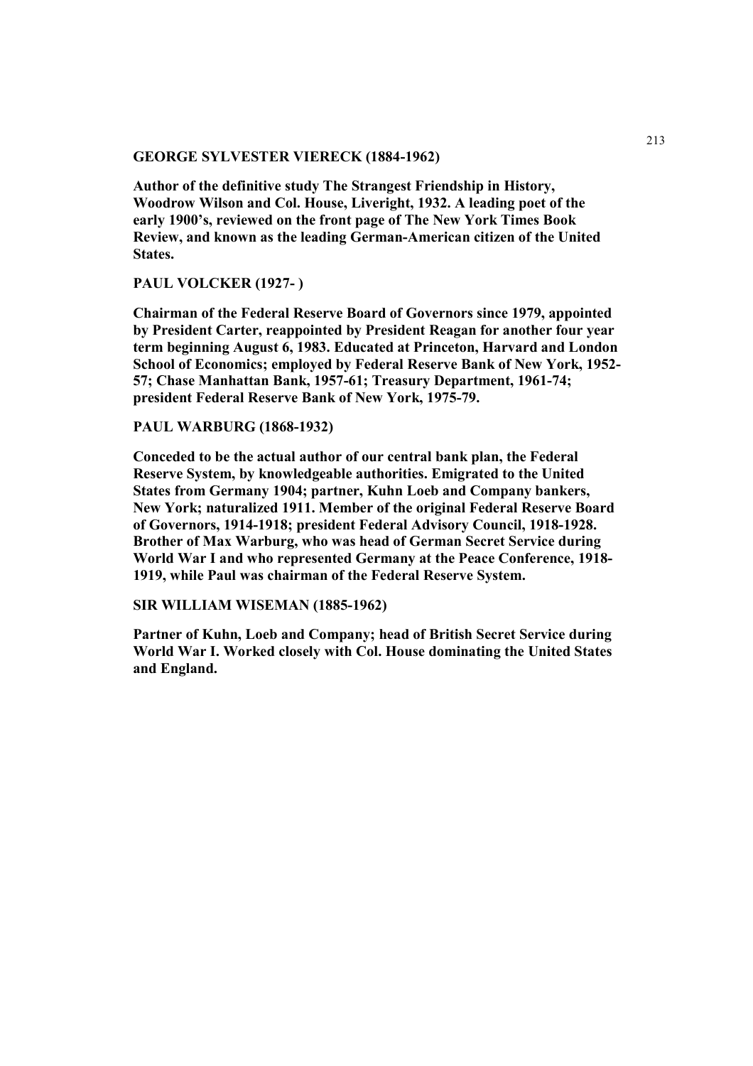**GEORGE SYLVESTER VIERECK (1884-1962)**

**Author of the definitive study The Strangest Friendship in History, Woodrow Wilson and Col. House, Liveright, 1932. A leading poet of the early 1900's, reviewed on the front page of The New York Times Book Review, and known as the leading German-American citizen of the United States.**

**PAUL VOLCKER (1927- )**

**Chairman of the Federal Reserve Board of Governors since 1979, appointed by President Carter, reappointed by President Reagan for another four year term beginning August 6, 1983. Educated at Princeton, Harvard and London School of Economics; employed by Federal Reserve Bank of New York, 1952-57; Chase Manhattan Bank, 1957-61; Treasury Department, 1961-74; president Federal Reserve Bank of New York, 1975-79.**

**PAUL WARBURG (1868-1932)**

**Conceded to be the actual author of our central bank plan, the Federal Reserve System, by knowledgeable authorities. Emigrated to the United States from Germany 1904; partner, Kuhn Loeb and Company bankers, New York; naturalized 1911. Member of the original Federal Reserve Board of Governors, 1914-1918; president Federal Advisory Council, 1918-1928. Brother of Max Warburg, who was head of German Secret Service during World War I and who represented Germany at the Peace Conference, 1918-1919, while Paul was chairman of the Federal Reserve System.**

**SIR WILLIAM WISEMAN (1885-1962)**

**Partner of Kuhn, Loeb and Company; head of British Secret Service during World War I. Worked closely with Col. House dominating the United States and England.**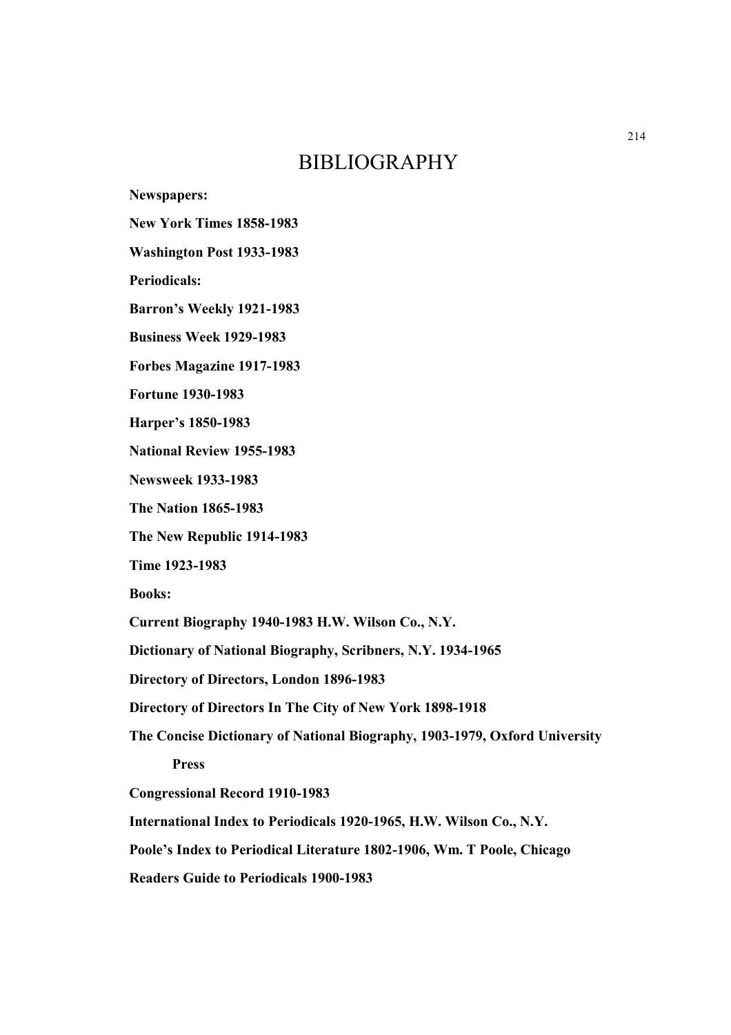# BIBLIOGRAPHY

**Newspapers:**

**New York Times 1858-1983**

**Washington Post 1933-1983**

**Periodicals:**

**Barron's Weekly 1921-1983**

**Business Week 1929-1983**

**Forbes Magazine 1917-1983**

**Fortune 1930-1983**

**Harper's 1850-1983**

**National Review 1955-1983**

**Newsweek 1933-1983**

**The Nation 1865-1983**

**The New Republic 1914-1983**

**Time 1923-1983**

**Books:**

**Current Biography 1940-1983 H.W. Wilson Co., N.Y.**

**Dictionary of National Biography, Scribners, N.Y. 1934-1965**

**Directory of Directors, London 1896-1983**

**Directory of Directors In The City of New York 1898-1918**

**The Concise Dictionary of National Biography, 1903-1979, Oxford University Press**

**Congressional Record 1910-1983**

**International Index to Periodicals 1920-1965, H.W. Wilson Co., N.Y.**

**Poole's Index to Periodical Literature 1802-1906, Wm. T Poole, Chicago**

**Readers Guide to Periodicals 1900-1983**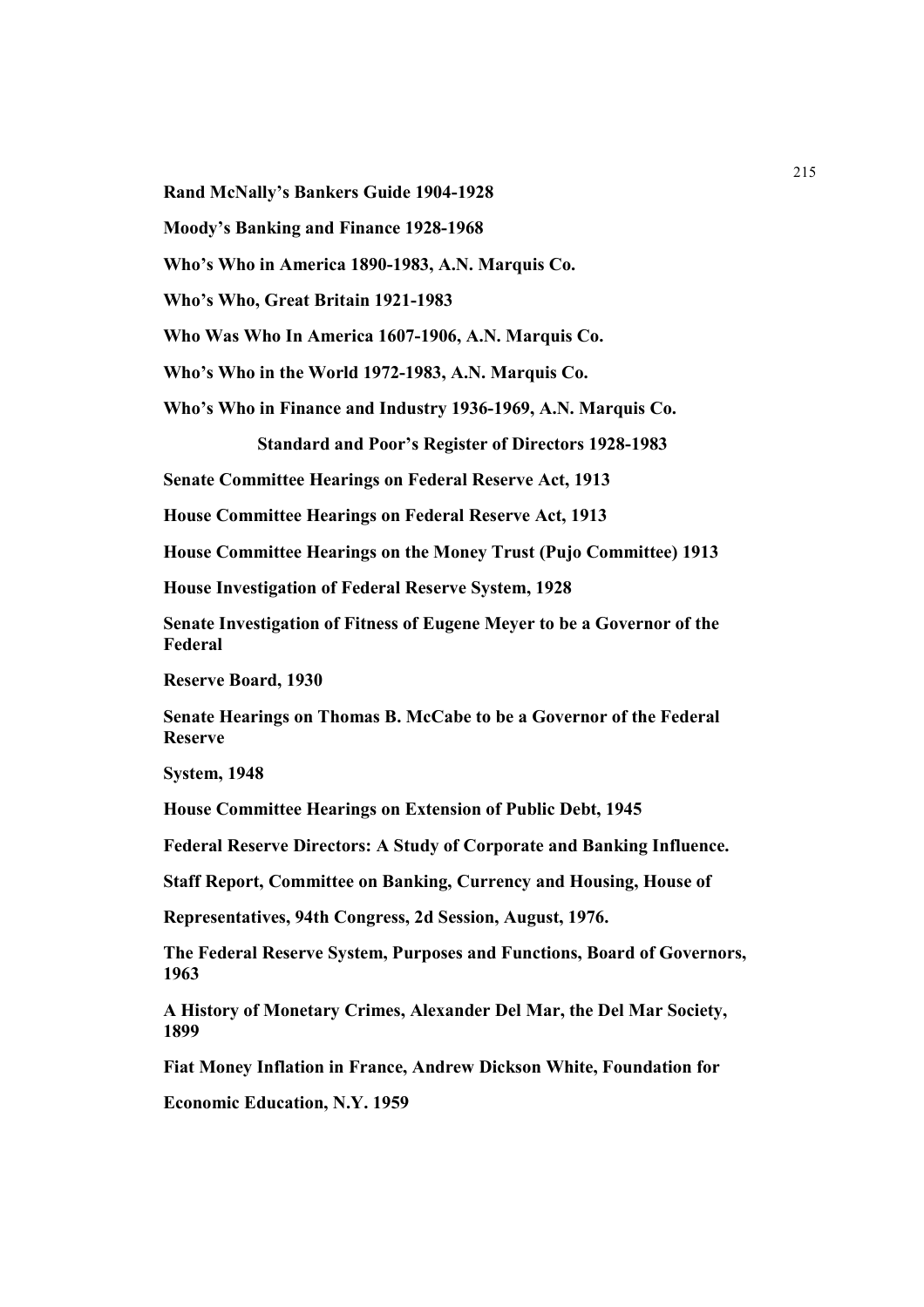**Rand McNally's Bankers Guide 1904-1928**

**Moody's Banking and Finance 1928-1968**

**Who's Who in America 1890-1983, A.N. Marquis Co.**

**Who's Who, Great Britain 1921-1983**

**Who Was Who In America 1607-1906, A.N. Marquis Co.**

**Who's Who in the World 1972-1983, A.N. Marquis Co.**

**Who's Who in Finance and Industry 1936-1969, A.N. Marquis Co.**

**Standard and Poor's Register of Directors 1928-1983**

**Senate Committee Hearings on Federal Reserve Act, 1913**

**House Committee Hearings on Federal Reserve Act, 1913**

**House Committee Hearings on the Money Trust (Pujo Committee) 1913**

**House Investigation of Federal Reserve System, 1928**

**Senate Investigation of Fitness of Eugene Meyer to be a Governor of the Federal**

**Reserve Board, 1930**

**Senate Hearings on Thomas B. McCabe to be a Governor of the Federal Reserve**

**System, 1948**

**House Committee Hearings on Extension of Public Debt, 1945**

**Federal Reserve Directors: A Study of Corporate and Banking Influence.**

**Staff Report, Committee on Banking, Currency and Housing, House of**

**Representatives, 94th Congress, 2d Session, August, 1976.**

**The Federal Reserve System, Purposes and Functions, Board of Governors, 1963**

**A History of Monetary Crimes, Alexander Del Mar, the Del Mar Society, 1899**

**Fiat Money Inflation in France, Andrew Dickson White, Foundation for**

**Economic Education, N.Y. 1959**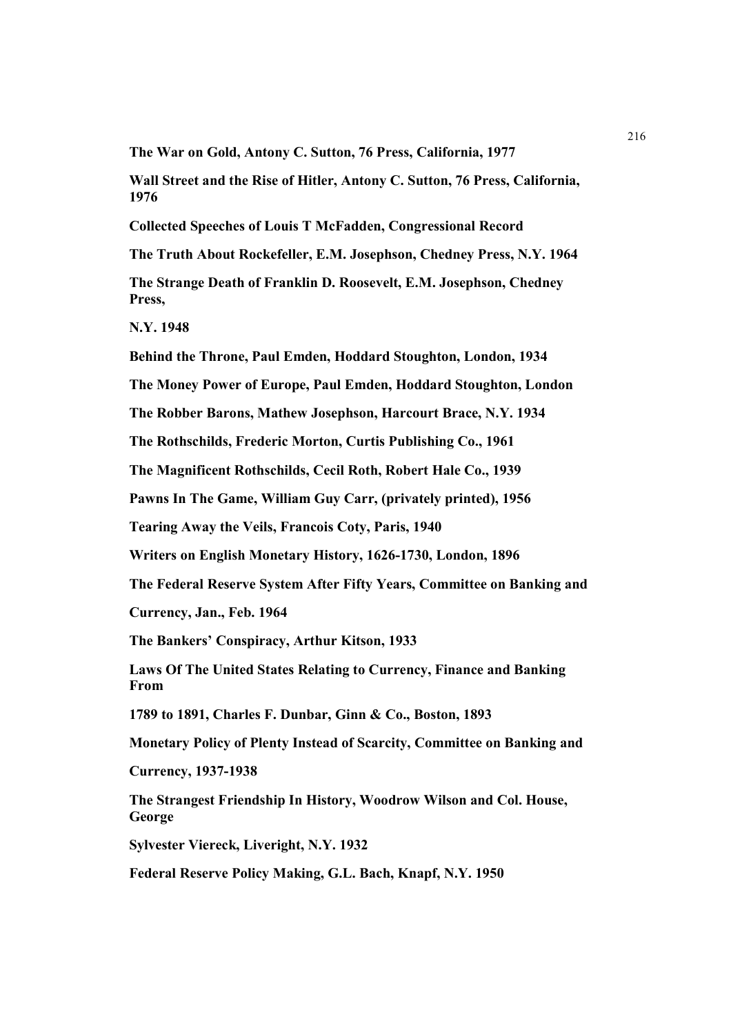**The War on Gold, Antony C. Sutton, 76 Press, California, 1977**

**Wall Street and the Rise of Hitler, Antony C. Sutton, 76 Press, California, 1976**

**Collected Speeches of Louis T McFadden, Congressional Record**

**The Truth About Rockefeller, E.M. Josephson, Chedney Press, N.Y. 1964**

**The Strange Death of Franklin D. Roosevelt, E.M. Josephson, Chedney Press,**

**N.Y. 1948**

**Behind the Throne, Paul Emden, Hoddard Stoughton, London, 1934**

**The Money Power of Europe, Paul Emden, Hoddard Stoughton, London**

**The Robber Barons, Mathew Josephson, Harcourt Brace, N.Y. 1934**

**The Rothschilds, Frederic Morton, Curtis Publishing Co., 1961**

**The Magnificent Rothschilds, Cecil Roth, Robert Hale Co., 1939**

**Pawns In The Game, William Guy Carr, (privately printed), 1956**

**Tearing Away the Veils, Francois Coty, Paris, 1940**

**Writers on English Monetary History, 1626-1730, London, 1896**

**The Federal Reserve System After Fifty Years, Committee on Banking and**

**Currency, Jan., Feb. 1964**

**The Bankers' Conspiracy, Arthur Kitson, 1933**

**Laws Of The United States Relating to Currency, Finance and Banking From**

**1789 to 1891, Charles F. Dunbar, Ginn & Co., Boston, 1893**

**Monetary Policy of Plenty Instead of Scarcity, Committee on Banking and**

**Currency, 1937-1938**

**The Strangest Friendship In History, Woodrow Wilson and Col. House, George**

**Sylvester Viereck, Liveright, N.Y. 1932**

**Federal Reserve Policy Making, G.L. Bach, Knapf, N.Y. 1950**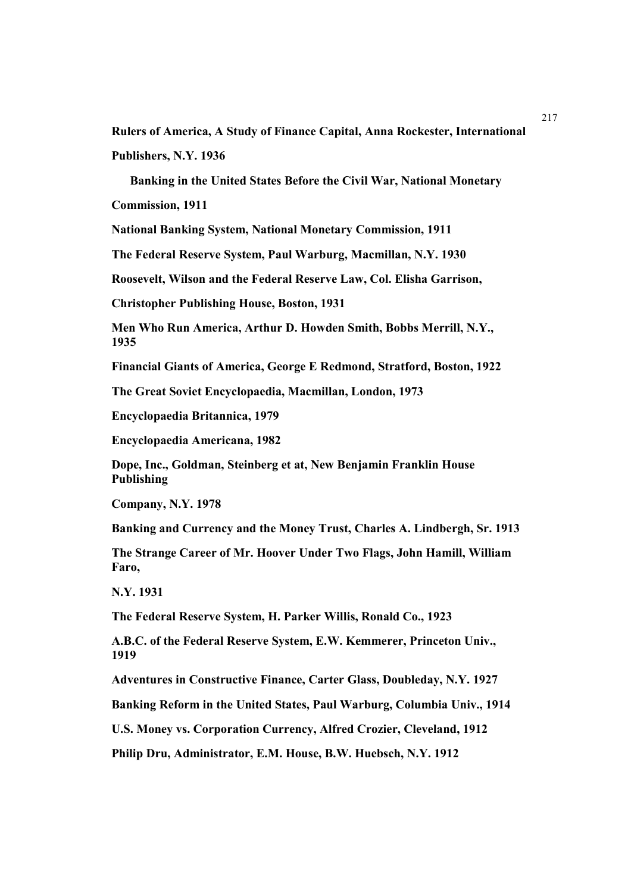**Rulers of America, A Study of Finance Capital, Anna Rockester, International Publishers, N.Y. 1936**

**Banking in the United States Before the Civil War, National Monetary Commission, 1911**

**National Banking System, National Monetary Commission, 1911**

**The Federal Reserve System, Paul Warburg, Macmillan, N.Y. 1930**

**Roosevelt, Wilson and the Federal Reserve Law, Col. Elisha Garrison, Christopher Publishing House, Boston, 1931**

**Men Who Run America, Arthur D. Howden Smith, Bobbs Merrill, N.Y., 1935**

**Financial Giants of America, George E Redmond, Stratford, Boston, 1922**

**The Great Soviet Encyclopaedia, Macmillan, London, 1973**

**Encyclopaedia Britannica, 1979**

**Encyclopaedia Americana, 1982**

**Dope, Inc., Goldman, Steinberg et at, New Benjamin Franklin House Publishing Company, N.Y. 1978**

**Banking and Currency and the Money Trust, Charles A. Lindbergh, Sr. 1913**

**The Strange Career of Mr. Hoover Under Two Flags, John Hamill, William Faro, N.Y. 1931**

**The Federal Reserve System, H. Parker Willis, Ronald Co., 1923**

**A.B.C. of the Federal Reserve System, E.W. Kemmerer, Princeton Univ., 1919**

**Adventures in Constructive Finance, Carter Glass, Doubleday, N.Y. 1927**

**Banking Reform in the United States, Paul Warburg, Columbia Univ., 1914**

**U.S. Money vs. Corporation Currency, Alfred Crozier, Cleveland, 1912**

**Philip Dru, Administrator, E.M. House, B.W. Huebsch, N.Y. 1912**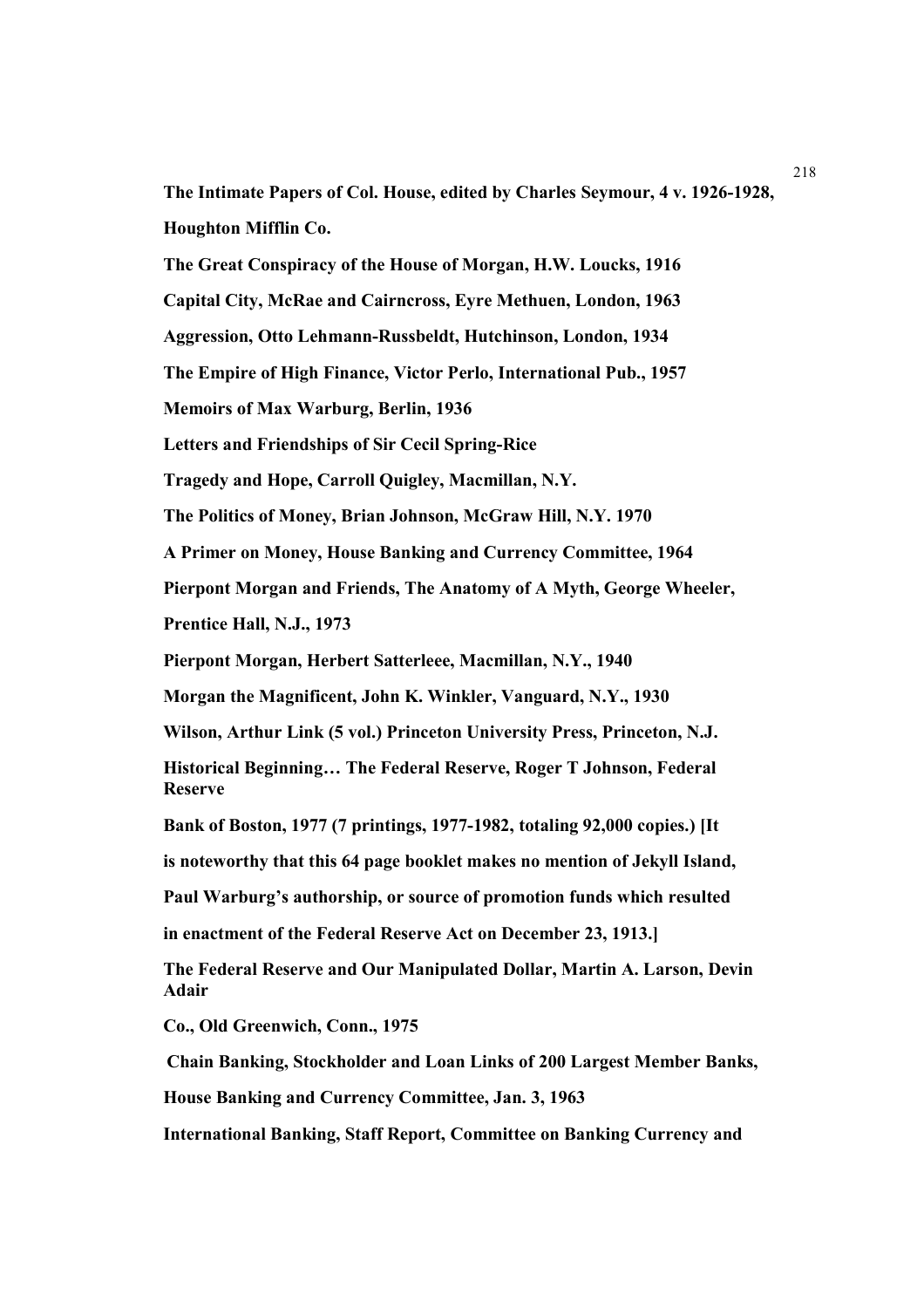**The Intimate Papers of Col. House, edited by Charles Seymour, 4 v. 1926-1928, Houghton Mifflin Co.**

**The Great Conspiracy of the House of Morgan, H.W. Loucks, 1916**

**Capital City, McRae and Cairncross, Eyre Methuen, London, 1963**

**Aggression, Otto Lehmann-Russbeldt, Hutchinson, London, 1934**

**The Empire of High Finance, Victor Perlo, International Pub., 1957**

**Memoirs of Max Warburg, Berlin, 1936**

**Letters and Friendships of Sir Cecil Spring-Rice**

**Tragedy and Hope, Carroll Quigley, Macmillan, N.Y.**

**The Politics of Money, Brian Johnson, McGraw Hill, N.Y. 1970**

**A Primer on Money, House Banking and Currency Committee, 1964**

**Pierpont Morgan and Friends, The Anatomy of A Myth, George Wheeler, Prentice Hall, N.J., 1973**

**Pierpont Morgan, Herbert Satterleee, Macmillan, N.Y., 1940**

**Morgan the Magnificent, John K. Winkler, Vanguard, N.Y., 1930**

**Wilson, Arthur Link (5 vol.) Princeton University Press, Princeton, N.J.**

**Historical Beginning… The Federal Reserve, Roger T Johnson, Federal Reserve Bank of Boston, 1977 (7 printings, 1977-1982, totaling 92,000 copies.) [It is noteworthy that this 64 page booklet makes no mention of Jekyll Island, Paul Warburg's authorship, or source of promotion funds which resulted in enactment of the Federal Reserve Act on December 23, 1913.]**

**The Federal Reserve and Our Manipulated Dollar, Martin A. Larson, Devin Adair Co., Old Greenwich, Conn., 1975**

**Chain Banking, Stockholder and Loan Links of 200 Largest Member Banks, House Banking and Currency Committee, Jan. 3, 1963**

**International Banking, Staff Report, Committee on Banking Currency and**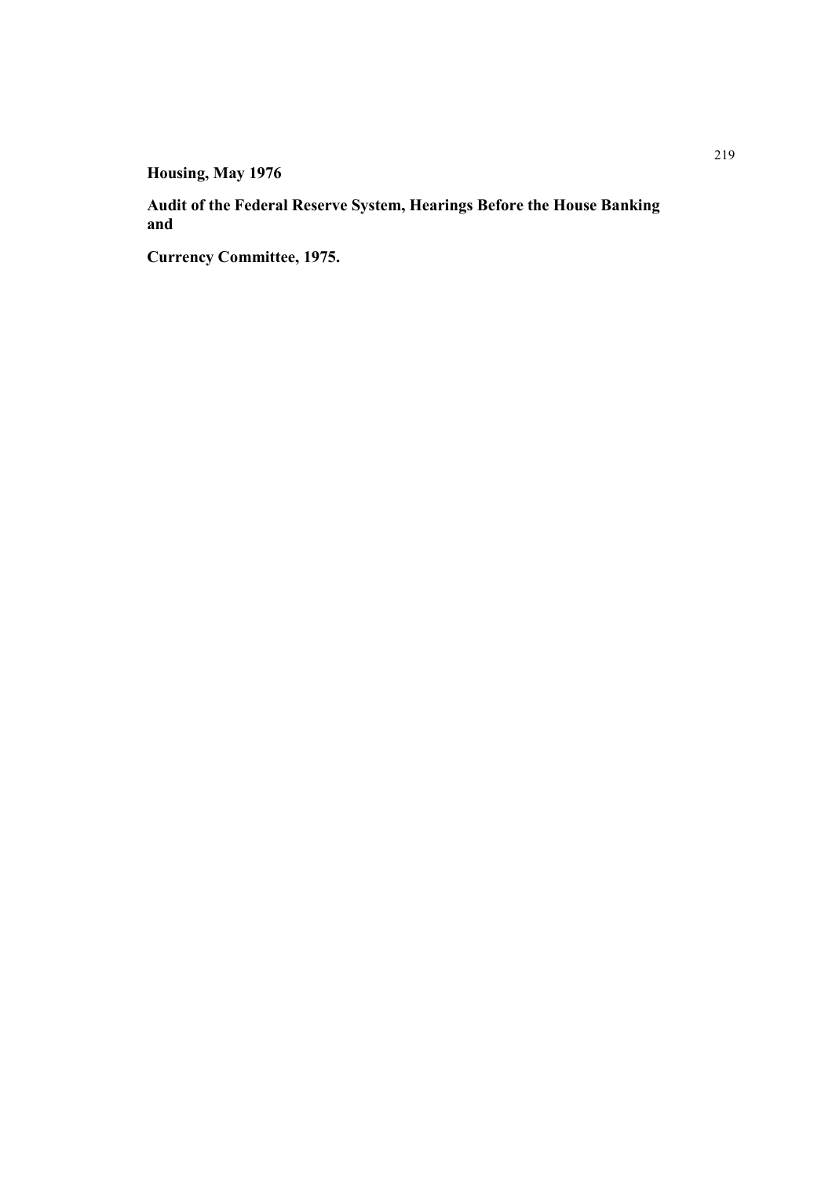**Housing, May 1976**

**Audit of the Federal Reserve System, Hearings Before the House Banking and**

**Currency Committee, 1975.**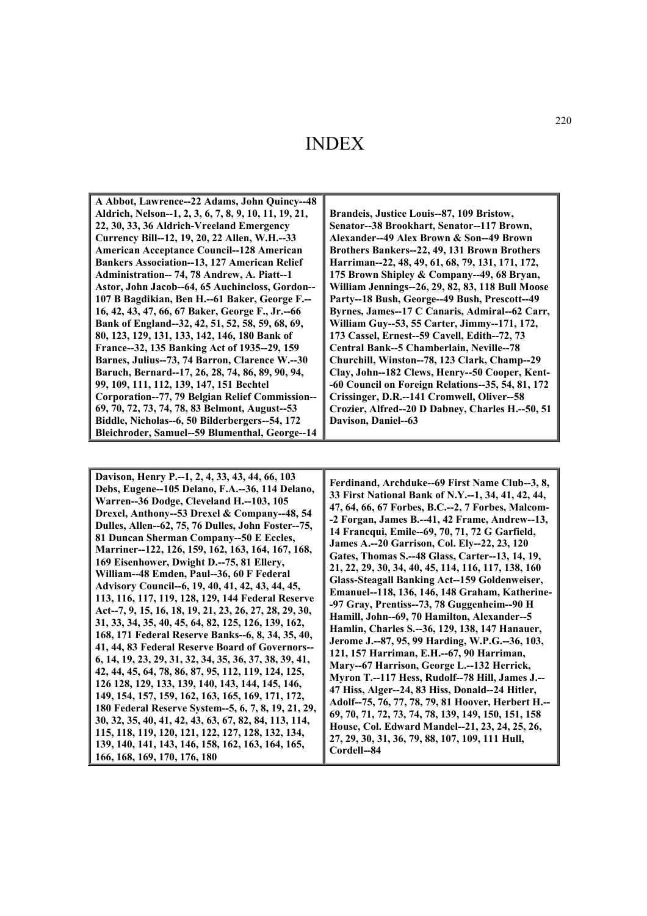# INDEX

**A Abbot, Lawrence--22 Adams, John Quincy--48 Aldrich, Nelson--1, 2, 3, 6, 7, 8, 9, 10, 11, 19, 21, 22, 30, 33, 36 Aldrich-Vreeland Emergency Currency Bill--12, 19, 20, 22 Allen, W.H.--33 American Acceptance Council--128 American Bankers Association--13, 127 American Relief Administration-- 74, 78 Andrew, A. Piatt--1 Astor, John Jacob--64, 65 Auchincloss, Gordon--107 B Bagdikian, Ben H.--61 Baker, George F.--16, 42, 43, 47, 66, 67 Baker, George F., Jr.--66 Bank of England--32, 42, 51, 52, 58, 59, 68, 69, 80, 123, 129, 131, 133, 142, 146, 180 Bank of France--32, 135 Banking Act of 1935--29, 159 Barnes, Julius--73, 74 Barron, Clarence W.--30 Baruch, Bernard--17, 26, 28, 74, 86, 89, 90, 94, 99, 109, 111, 112, 139, 147, 151 Bechtel Corporation--77, 79 Belgian Relief Commission--69, 70, 72, 73, 74, 78, 83 Belmont, August--53 Biddle, Nicholas--6, 50 Bilderbergers--54, 172 Bleichroder, Samuel--59 Blumenthal, George--14**

**Brandeis, Justice Louis--87, 109 Bristow, Senator--38 Brookhart, Senator--117 Brown, Alexander--49 Alex Brown & Son--49 Brown Brothers Bankers--22, 49, 131 Brown Brothers Harriman--22, 48, 49, 61, 68, 79, 131, 171, 172, 175 Brown Shipley & Company--49, 68 Bryan, William Jennings--26, 29, 82, 83, 118 Bull Moose Party--18 Bush, George--49 Bush, Prescott--49 Byrnes, James--17 C Canaris, Admiral--62 Carr, William Guy--53, 55 Carter, Jimmy--171, 172, 173 Cassel, Ernest--59 Cavell, Edith--72, 73 Central Bank--5 Chamberlain, Neville--78 Churchill, Winston--78, 123 Clark, Champ--29 Clay, John--182 Clews, Henry--50 Cooper, Kent--60 Council on Foreign Relations--35, 54, 81, 172 Crissinger, D.R.--141 Cromwell, Oliver--58 Crozier, Alfred--20 D Dabney, Charles H.--50, 51 Davison, Daniel--63**

**Davison, Henry P.--1, 2, 4, 33, 43, 44, 66, 103 Debs, Eugene--105 Delano, F.A.--36, 114 Delano, Warren--36 Dodge, Cleveland H.--103, 105 Drexel, Anthony--53 Drexel & Company--48, 54 Dulles, Allen--62, 75, 76 Dulles, John Foster--75, 81 Duncan Sherman Company--50 E Eccles, Marriner--122, 126, 159, 162, 163, 164, 167, 168, 169 Eisenhower, Dwight D.--75, 81 Ellery, William--48 Emden, Paul--36, 60 F Federal Advisory Council--6, 19, 40, 41, 42, 43, 44, 45, 113, 116, 117, 119, 128, 129, 144 Federal Reserve Act--7, 9, 15, 16, 18, 19, 21, 23, 26, 27, 28, 29, 30, 31, 33, 34, 35, 40, 45, 64, 82, 125, 126, 139, 162, 168, 171 Federal Reserve Banks--6, 8, 34, 35, 40, 41, 44, 83 Federal Reserve Board of Governors--6, 14, 19, 23, 29, 31, 32, 34, 35, 36, 37, 38, 39, 41, 42, 44, 45, 64, 78, 86, 87, 95, 112, 119, 124, 125, 126 128, 129, 133, 139, 140, 143, 144, 145, 146, 149, 154, 157, 159, 162, 163, 165, 169, 171, 172, 180 Federal Reserve System--5, 6, 7, 8, 19, 21, 29, 30, 32, 35, 40, 41, 42, 43, 63, 67, 82, 84, 113, 114, 115, 118, 119, 120, 121, 122, 127, 128, 132, 134, 139, 140, 141, 143, 146, 158, 162, 163, 164, 165, 166, 168, 169, 170, 176, 180**

**Ferdinand, Archduke--69 First Name Club--3, 8, 33 First National Bank of N.Y.--1, 34, 41, 42, 44, 47, 64, 66, 67 Forbes, B.C.--2, 7 Forbes, Malcom--2 Forgan, James B.--41, 42 Frame, Andrew--13, 14 Francqui, Emile--69, 70, 71, 72 G Garfield, James A.--20 Garrison, Col. Ely--22, 23, 120 Gates, Thomas S.--48 Glass, Carter--13, 14, 19, 21, 22, 29, 30, 34, 40, 45, 114, 116, 117, 138, 160 Glass-Steagall Banking Act--159 Goldenweiser, Emanuel--118, 136, 146, 148 Graham, Katherine--97 Gray, Prentiss--73, 78 Guggenheim--90 H Hamill, John--69, 70 Hamilton, Alexander--5 Hamlin, Charles S.--36, 129, 138, 147 Hanauer, Jerome J.--87, 95, 99 Harding, W.P.G.--36, 103, 121, 157 Harriman, E.H.--67, 90 Harriman, Mary--67 Harrison, George L.--132 Herrick, Myron T.--117 Hess, Rudolf--78 Hill, James J.--47 Hiss, Alger--24, 83 Hiss, Donald--24 Hitler, Adolf--75, 76, 77, 78, 79, 81 Hoover, Herbert H.--69, 70, 71, 72, 73, 74, 78, 139, 149, 150, 151, 158 House, Col. Edward Mandel--21, 23, 24, 25, 26, 27, 29, 30, 31, 36, 79, 88, 107, 109, 111 Hull, Cordell--84**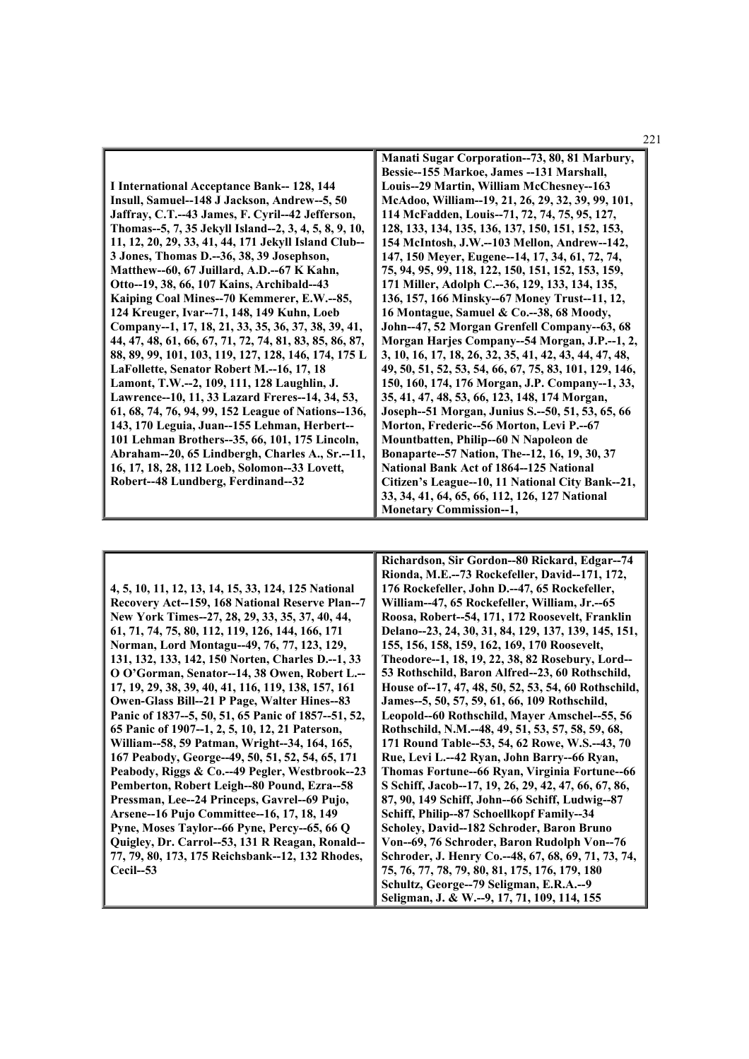I International Acceptance Bank-- 128, 144 Insull, Samuel--148 J Jackson, Andrew--5, 50 Jaffray, C.T.--43 James, F. Cyril--42 Jefferson, Thomas--5, 7, 35 Jekyll Island--2, 3, 4, 5, 8, 9, 10, 11, 12, 20, 29, 33, 41, 44, 171 Jekyll Island Club--3 Jones, Thomas D.--36, 38, 39 Josephson, Matthew--60, 67 Juillard, A.D.--67 K Kahn, Otto--19, 38, 66, 107 Kains, Archibald--43 Kaiping Coal Mines--70 Kemmerer, E.W.--85, 124 Kreuger, Ivar--71, 148, 149 Kuhn, Loeb Company--1, 17, 18, 21, 33, 35, 36, 37, 38, 39, 41, 44, 47, 48, 61, 66, 67, 71, 72, 74, 81, 83, 85, 86, 87, 88, 89, 99, 101, 103, 119, 127, 128, 146, 174, 175 L LaFollette, Senator Robert M.--16, 17, 18 Lamont, T.W.--2, 109, 111, 128 Laughlin, J. Lawrence--10, 11, 33 Lazard Freres--14, 34, 53, 61, 68, 74, 76, 94, 99, 152 League of Nations--136, 143, 170 Leguia, Juan--155 Lehman, Herbert--101 Lehman Brothers--35, 66, 101, 175 Lincoln, Abraham--20, 65 Lindbergh, Charles A., Sr.--11, 16, 17, 18, 28, 112 Loeb, Solomon--33 Lovett, Robert--48 Lundberg, Ferdinand--32

Manati Sugar Corporation--73, 80, 81 Marbury, Bessie--155 Markoe, James --131 Marshall, Louis--29 Martin, William McChesney--163 McAdoo, William--19, 21, 26, 29, 32, 39, 99, 101, 114 McFadden, Louis--71, 72, 74, 75, 95, 127, 128, 133, 134, 135, 136, 137, 150, 151, 152, 153, 154 McIntosh, J.W.--103 Mellon, Andrew--142, 147, 150 Meyer, Eugene--14, 17, 34, 61, 72, 74, 75, 94, 95, 99, 118, 122, 150, 151, 152, 153, 159, 171 Miller, Adolph C.--36, 129, 133, 134, 135, 136, 157, 166 Minsky--67 Money Trust--11, 12, 16 Montague, Samuel & Co.--38, 68 Moody, John--47, 52 Morgan Grenfell Company--63, 68 Morgan Harjes Company--54 Morgan, J.P.--1, 2, 3, 10, 16, 17, 18, 26, 32, 35, 41, 42, 43, 44, 47, 48, 49, 50, 51, 52, 53, 54, 66, 67, 75, 83, 101, 129, 146, 150, 160, 174, 176 Morgan, J.P. Company--1, 33, 35, 41, 47, 48, 53, 66, 123, 148, 174 Morgan, Joseph--51 Morgan, Junius S.--50, 51, 53, 65, 66 Morton, Frederic--56 Morton, Levi P.--67 Mountbatten, Philip--60 N Napoleon de Bonaparte--57 Nation, The--12, 16, 19, 30, 37 National Bank Act of 1864--125 National Citizen's League--10, 11 National City Bank--21, 33, 34, 41, 64, 65, 66, 112, 126, 127 National Monetary Commission--1,

4, 5, 10, 11, 12, 13, 14, 15, 33, 124, 125 National Recovery Act--159, 168 National Reserve Plan--7 New York Times--27, 28, 29, 33, 35, 37, 40, 44, 61, 71, 74, 75, 80, 112, 119, 126, 144, 166, 171 Norman, Lord Montagu--49, 76, 77, 123, 129, 131, 132, 133, 142, 150 Norten, Charles D.--1, 33 O O'Gorman, Senator--14, 38 Owen, Robert L.--17, 19, 29, 38, 39, 40, 41, 116, 119, 138, 157, 161 Owen-Glass Bill--21 P Page, Walter Hines--83 Panic of 1837--5, 50, 51, 65 Panic of 1857--51, 52, 65 Panic of 1907--1, 2, 5, 10, 12, 21 Paterson, William--58, 59 Patman, Wright--34, 164, 165, 167 Peabody, George--49, 50, 51, 52, 54, 65, 171 Peabody, Riggs & Co.--49 Pegler, Westbrook--23 Pemberton, Robert Leigh--80 Pound, Ezra--58 Pressman, Lee--24 Princeps, Gavrel--69 Pujo, Arsene--16 Pujo Committee--16, 17, 18, 149 Pyne, Moses Taylor--66 Pyne, Percy--65, 66 Q Quigley, Dr. Carrol--53, 131 R Reagan, Ronald--77, 79, 80, 173, 175 Reichsbank--12, 132 Rhodes, Cecil--53

Richardson, Sir Gordon--80 Rickard, Edgar--74 Rionda, M.E.--73 Rockefeller, David--171, 172, 176 Rockefeller, John D.--47, 65 Rockefeller, William--47, 65 Rockefeller, William, Jr.--65 Roosa, Robert--54, 171, 172 Roosevelt, Franklin Delano--23, 24, 30, 31, 84, 129, 137, 139, 145, 151, 155, 156, 158, 159, 162, 169, 170 Roosevelt, Theodore--1, 18, 19, 22, 38, 82 Rosebury, Lord--53 Rothschild, Baron Alfred--23, 60 Rothschild, House of--17, 47, 48, 50, 52, 53, 54, 60 Rothschild, James--5, 50, 57, 59, 61, 66, 109 Rothschild, Leopold--60 Rothschild, Mayer Amschel--55, 56 Rothschild, N.M.--48, 49, 51, 53, 57, 58, 59, 68, 171 Round Table--53, 54, 62 Rowe, W.S.--43, 70 Rue, Levi L.--42 Ryan, John Barry--66 Ryan, Thomas Fortune--66 Ryan, Virginia Fortune--66 S Schiff, Jacob--17, 19, 26, 29, 42, 47, 66, 67, 86, 87, 90, 149 Schiff, John--66 Schiff, Ludwig--87 Schiff, Philip--87 Schoellkopf Family--34 Scholey, David--182 Schroder, Baron Bruno Von--69, 76 Schroder, Baron Rudolph Von--76 Schroder, J. Henry Co.--48, 67, 68, 69, 71, 73, 74, 75, 76, 77, 78, 79, 80, 81, 175, 176, 179, 180 Schultz, George--79 Seligman, E.R.A.--9 Seligman, J. & W.--9, 17, 71, 109, 114, 155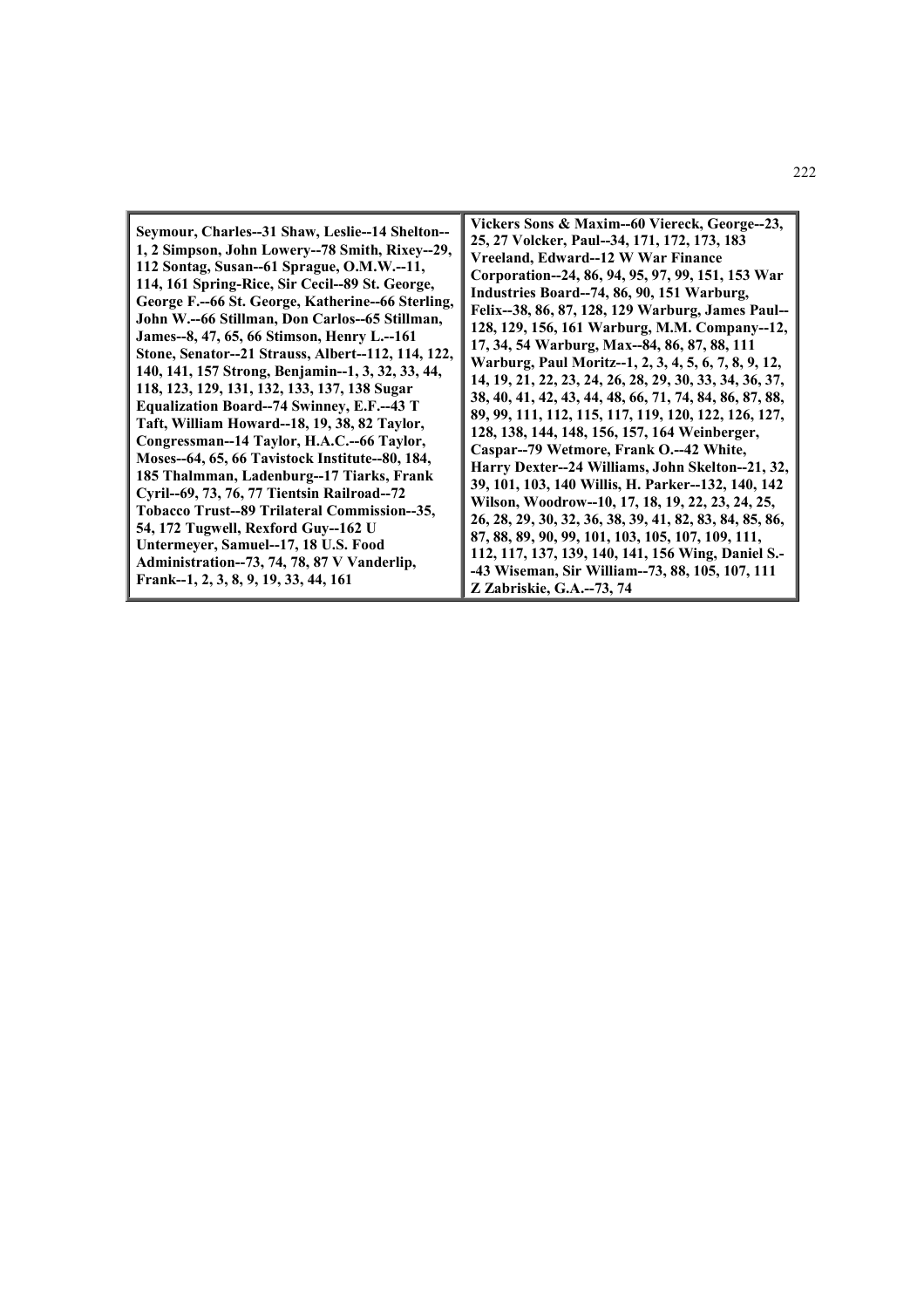**Seymour, Charles--31 Shaw, Leslie--14 Shelton--1, 2 Simpson, John Lowery--78 Smith, Rixey--29, 112 Sontag, Susan--61 Sprague, O.M.W.--11, 114, 161 Spring-Rice, Sir Cecil--89 St. George, George F.--66 St. George, Katherine--66 Sterling, John W.--66 Stillman, Don Carlos--65 Stillman, James--8, 47, 65, 66 Stimson, Henry L.--161 Stone, Senator--21 Strauss, Albert--112, 114, 122, 140, 141, 157 Strong, Benjamin--1, 3, 32, 33, 44, 118, 123, 129, 131, 132, 133, 137, 138 Sugar Equalization Board--74 Swinney, E.F.--43 T Taft, William Howard--18, 19, 38, 82 Taylor, Congressman--14 Taylor, H.A.C.--66 Taylor, Moses--64, 65, 66 Tavistock Institute--80, 184, 185 Thalmman, Ladenburg--17 Tiarks, Frank Cyril--69, 73, 76, 77 Tientsin Railroad--72 Tobacco Trust--89 Trilateral Commission--35, 54, 172 Tugwell, Rexford Guy--162 U Untermeyer, Samuel--17, 18 U.S. Food Administration--73, 74, 78, 87 V Vanderlip, Frank--1, 2, 3, 8, 9, 19, 33, 44, 161**

**Vickers Sons & Maxim--60 Viereck, George--23, 25, 27 Volcker, Paul--34, 171, 172, 173, 183 Vreeland, Edward--12 W War Finance Corporation--24, 86, 94, 95, 97, 99, 151, 153 War Industries Board--74, 86, 90, 151 Warburg, Felix--38, 86, 87, 128, 129 Warburg, James Paul--128, 129, 156, 161 Warburg, M.M. Company--12, 17, 34, 54 Warburg, Max--84, 86, 87, 88, 111 Warburg, Paul Moritz--1, 2, 3, 4, 5, 6, 7, 8, 9, 12, 14, 19, 21, 22, 23, 24, 26, 28, 29, 30, 33, 34, 36, 37, 38, 40, 41, 42, 43, 44, 48, 66, 71, 74, 84, 86, 87, 88, 89, 99, 111, 112, 115, 117, 119, 120, 122, 126, 127, 128, 138, 144, 148, 156, 157, 164 Weinberger, Caspar--79 Wetmore, Frank O.--42 White, Harry Dexter--24 Williams, John Skelton--21, 32, 39, 101, 103, 140 Willis, H. Parker--132, 140, 142 Wilson, Woodrow--10, 17, 18, 19, 22, 23, 24, 25, 26, 28, 29, 30, 32, 36, 38, 39, 41, 82, 83, 84, 85, 86, 87, 88, 89, 90, 99, 101, 103, 105, 107, 109, 111, 112, 117, 137, 139, 140, 141, 156 Wing, Daniel S.--43 Wiseman, Sir William--73, 88, 105, 107, 111 Z Zabriskie, G.A.--73, 74**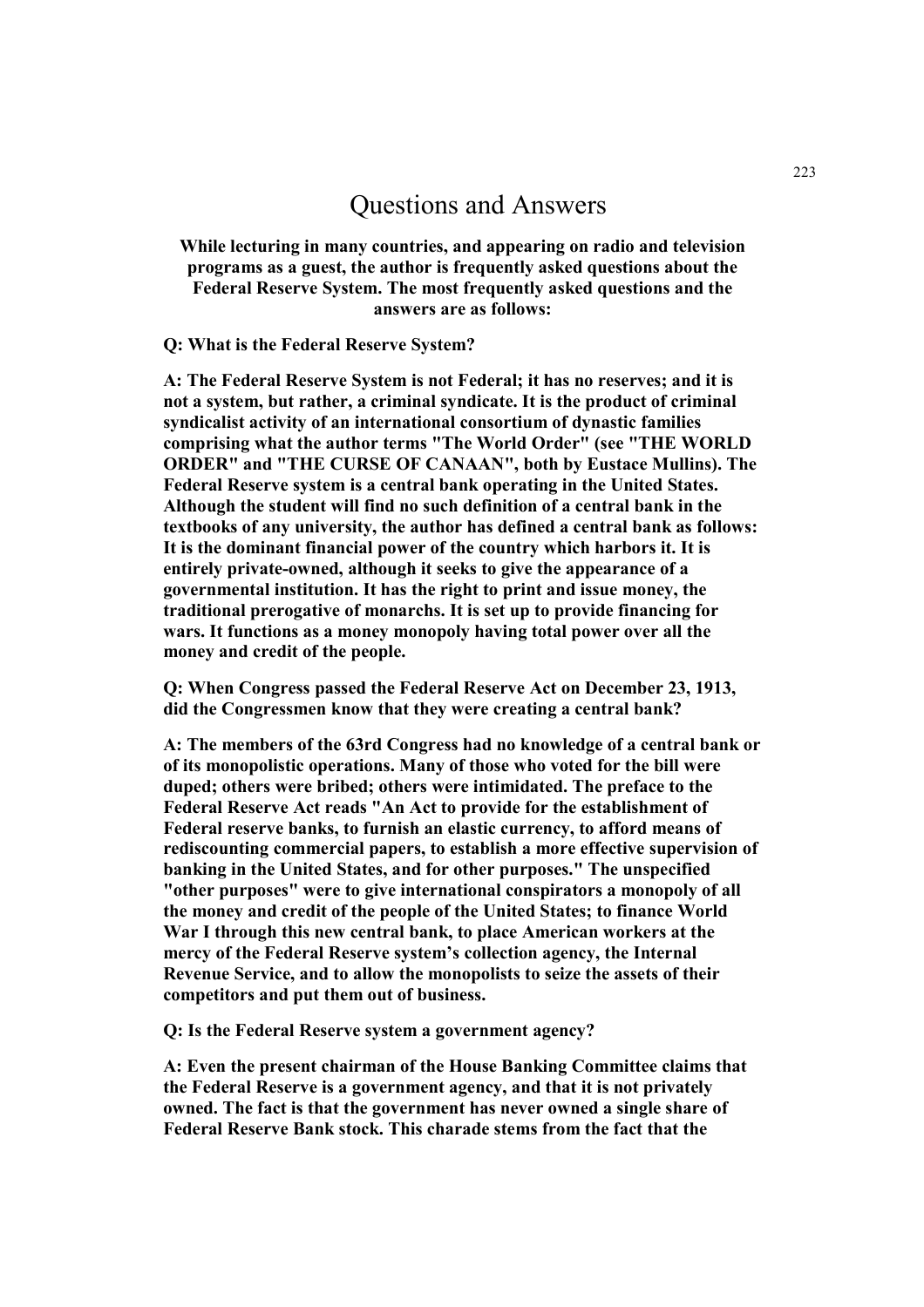# Questions and Answers

**While lecturing in many countries, and appearing on radio and television programs as a guest, the author is frequently asked questions about the Federal Reserve System. The most frequently asked questions and the answers are as follows:**

**Q: What is the Federal Reserve System?**

**A: The Federal Reserve System is not Federal; it has no reserves; and it is not a system, but rather, a criminal syndicate. It is the product of criminal syndicalist activity of an international consortium of dynastic families comprising what the author terms "The World Order" (see "THE WORLD ORDER" and "THE CURSE OF CANAAN", both by Eustace Mullins). The Federal Reserve system is a central bank operating in the United States. Although the student will find no such definition of a central bank in the textbooks of any university, the author has defined a central bank as follows: It is the dominant financial power of the country which harbors it. It is entirely private-owned, although it seeks to give the appearance of a governmental institution. It has the right to print and issue money, the traditional prerogative of monarchs. It is set up to provide financing for wars. It functions as a money monopoly having total power over all the money and credit of the people.**

**Q: When Congress passed the Federal Reserve Act on December 23, 1913, did the Congressmen know that they were creating a central bank?**

**A: The members of the 63rd Congress had no knowledge of a central bank or of its monopolistic operations. Many of those who voted for the bill were duped; others were bribed; others were intimidated. The preface to the Federal Reserve Act reads "An Act to provide for the establishment of Federal reserve banks, to furnish an elastic currency, to afford means of rediscounting commercial papers, to establish a more effective supervision of banking in the United States, and for other purposes." The unspecified "other purposes" were to give international conspirators a monopoly of all the money and credit of the people of the United States; to finance World War I through this new central bank, to place American workers at the mercy of the Federal Reserve system's collection agency, the Internal Revenue Service, and to allow the monopolists to seize the assets of their competitors and put them out of business.**

**Q: Is the Federal Reserve system a government agency?**

**A: Even the present chairman of the House Banking Committee claims that the Federal Reserve is a government agency, and that it is not privately owned. The fact is that the government has never owned a single share of Federal Reserve Bank stock. This charade stems from the fact that the**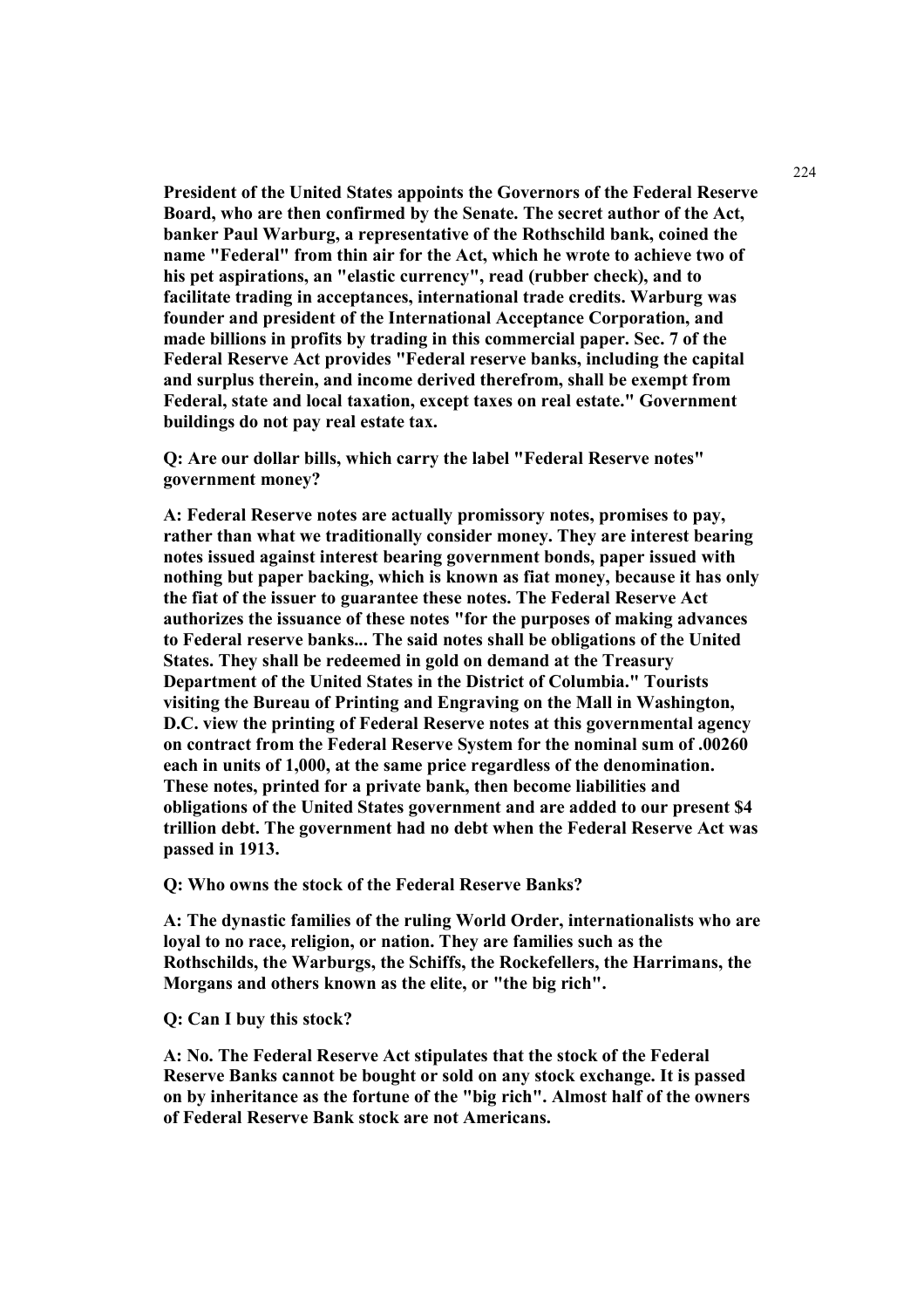**President of the United States appoints the Governors of the Federal Reserve Board, who are then confirmed by the Senate. The secret author of the Act, banker Paul Warburg, a representative of the Rothschild bank, coined the name "Federal" from thin air for the Act, which he wrote to achieve two of his pet aspirations, an "elastic currency", read (rubber check), and to facilitate trading in acceptances, international trade credits. Warburg was founder and president of the International Acceptance Corporation, and made billions in profits by trading in this commercial paper. Sec. 7 of the Federal Reserve Act provides "Federal reserve banks, including the capital and surplus therein, and income derived therefrom, shall be exempt from Federal, state and local taxation, except taxes on real estate." Government buildings do not pay real estate tax.**

**Q: Are our dollar bills, which carry the label "Federal Reserve notes" government money?**

**A: Federal Reserve notes are actually promissory notes, promises to pay, rather than what we traditionally consider money. They are interest bearing notes issued against interest bearing government bonds, paper issued with nothing but paper backing, which is known as fiat money, because it has only the fiat of the issuer to guarantee these notes. The Federal Reserve Act authorizes the issuance of these notes "for the purposes of making advances to Federal reserve banks... The said notes shall be obligations of the United States. They shall be redeemed in gold on demand at the Treasury Department of the United States in the District of Columbia." Tourists visiting the Bureau of Printing and Engraving on the Mall in Washington, D.C. view the printing of Federal Reserve notes at this governmental agency on contract from the Federal Reserve System for the nominal sum of .00260 each in units of 1,000, at the same price regardless of the denomination. These notes, printed for a private bank, then become liabilities and obligations of the United States government and are added to our present $4 trillion debt. The government had no debt when the Federal Reserve Act was passed in 1913.**

**Q: Who owns the stock of the Federal Reserve Banks?**

**A: The dynastic families of the ruling World Order, internationalists who are loyal to no race, religion, or nation. They are families such as the Rothschilds, the Warburgs, the Schiffs, the Rockefellers, the Harrimans, the Morgans and others known as the elite, or "the big rich".**

**Q: Can I buy this stock?**

**A: No. The Federal Reserve Act stipulates that the stock of the Federal Reserve Banks cannot be bought or sold on any stock exchange. It is passed on by inheritance as the fortune of the "big rich". Almost half of the owners of Federal Reserve Bank stock are not Americans.**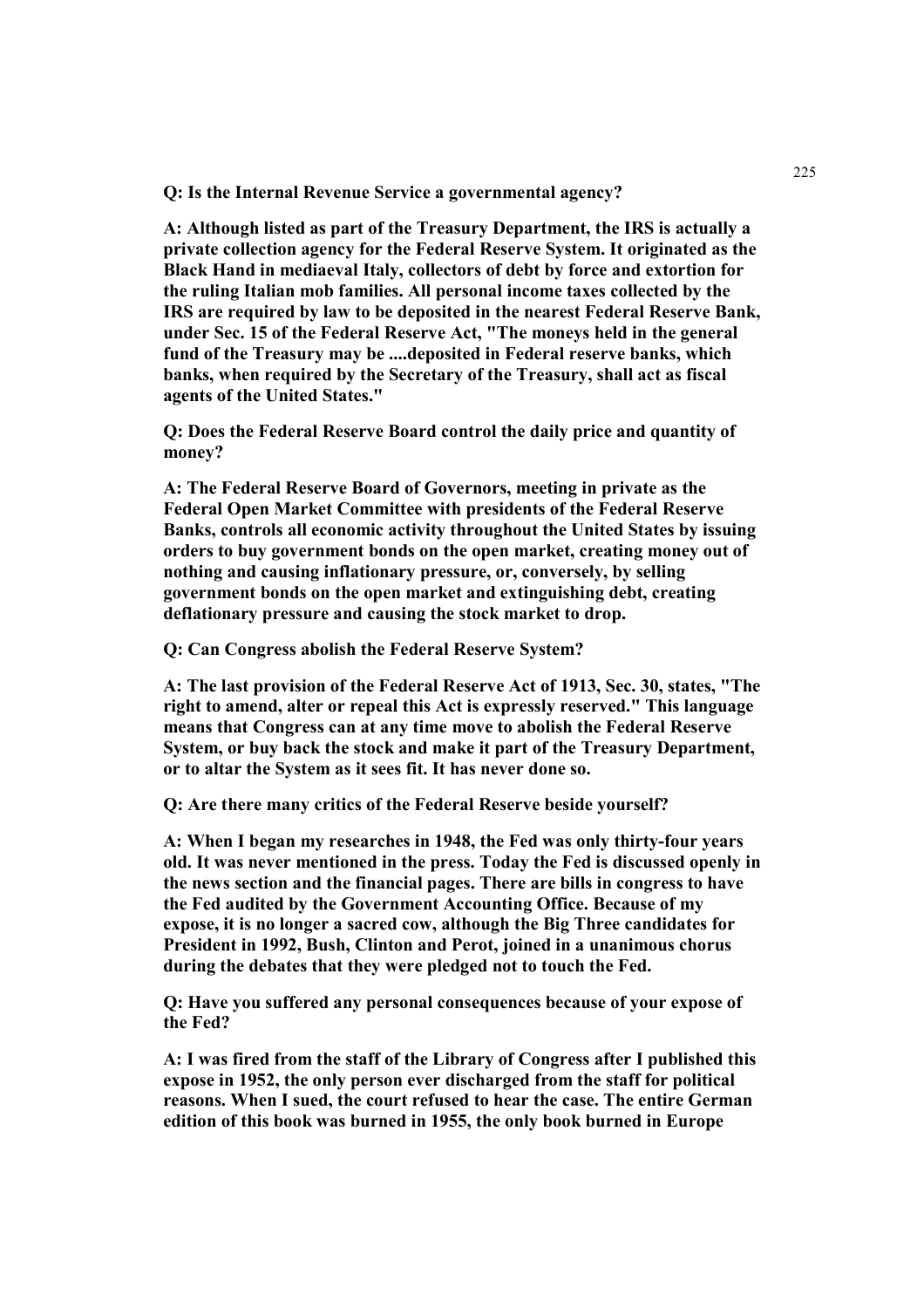**Q: Is the Internal Revenue Service a governmental agency?**

**A: Although listed as part of the Treasury Department, the IRS is actually a private collection agency for the Federal Reserve System. It originated as the Black Hand in mediaeval Italy, collectors of debt by force and extortion for the ruling Italian mob families. All personal income taxes collected by the IRS are required by law to be deposited in the nearest Federal Reserve Bank, under Sec. 15 of the Federal Reserve Act, "The moneys held in the general fund of the Treasury may be ....deposited in Federal reserve banks, which banks, when required by the Secretary of the Treasury, shall act as fiscal agents of the United States."**

**Q: Does the Federal Reserve Board control the daily price and quantity of money?**

**A: The Federal Reserve Board of Governors, meeting in private as the Federal Open Market Committee with presidents of the Federal Reserve Banks, controls all economic activity throughout the United States by issuing orders to buy government bonds on the open market, creating money out of nothing and causing inflationary pressure, or, conversely, by selling government bonds on the open market and extinguishing debt, creating deflationary pressure and causing the stock market to drop.**

**Q: Can Congress abolish the Federal Reserve System?**

**A: The last provision of the Federal Reserve Act of 1913, Sec. 30, states, "The right to amend, alter or repeal this Act is expressly reserved." This language means that Congress can at any time move to abolish the Federal Reserve System, or buy back the stock and make it part of the Treasury Department, or to altar the System as it sees fit. It has never done so.**

**Q: Are there many critics of the Federal Reserve beside yourself?**

**A: When I began my researches in 1948, the Fed was only thirty-four years old. It was never mentioned in the press. Today the Fed is discussed openly in the news section and the financial pages. There are bills in congress to have the Fed audited by the Government Accounting Office. Because of my expose, it is no longer a sacred cow, although the Big Three candidates for President in 1992, Bush, Clinton and Perot, joined in a unanimous chorus during the debates that they were pledged not to touch the Fed.**

**Q: Have you suffered any personal consequences because of your expose of the Fed?**

**A: I was fired from the staff of the Library of Congress after I published this expose in 1952, the only person ever discharged from the staff for political reasons. When I sued, the court refused to hear the case. The entire German edition of this book was burned in 1955, the only book burned in Europe**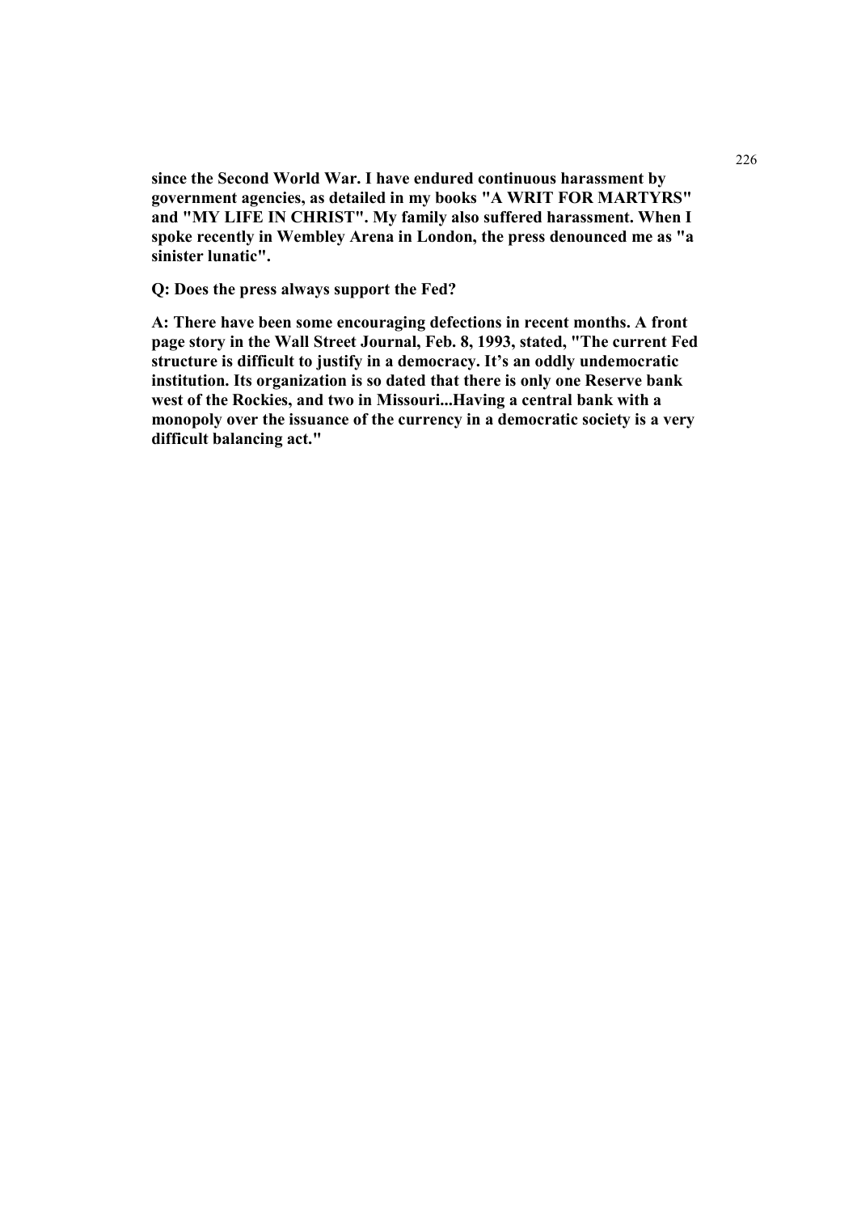**since the Second World War. I have endured continuous harassment by government agencies, as detailed in my books "A WRIT FOR MARTYRS" and "MY LIFE IN CHRIST". My family also suffered harassment. When I spoke recently in Wembley Arena in London, the press denounced me as "a sinister lunatic".**

**Q: Does the press always support the Fed?**

**A: There have been some encouraging defections in recent months. A front page story in the Wall Street Journal, Feb. 8, 1993, stated, "The current Fed structure is difficult to justify in a democracy. It's an oddly undemocratic institution. Its organization is so dated that there is only one Reserve bank west of the Rockies, and two in Missouri...Having a central bank with a monopoly over the issuance of the currency in a democratic society is a very difficult balancing act."**